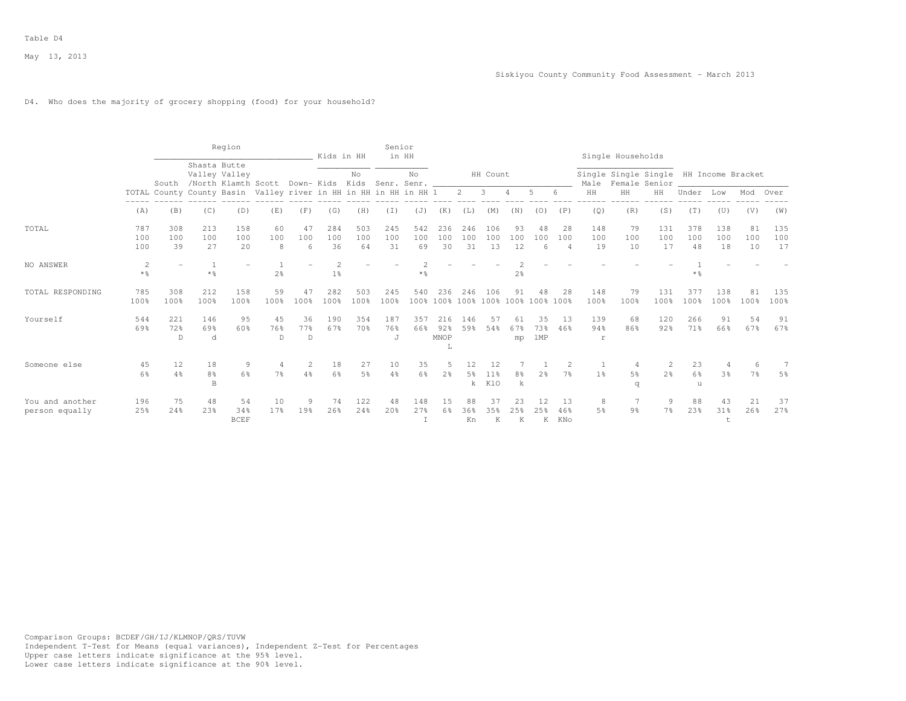Table D4

May 13, 2013

Siskiyou County Community Food Assessment - March 2013

D4. Who does the majority of grocery shopping (food) for your household?

| | | Region | | | | | Kids in HH | | Senior in HH | | HH Count | | | | | | Single Households | | | HH Income Bracket | | | |
|---|---|---|---|---|---|---|---|---|---|---|---|---|---|---|---|---|---|---|---|---|---|---|---|
| | TOTAL | South County | Shasta Valley /North County | Butte Valley Klamth Basin | Scott Valley | Down-river | Kids in HH | No Kids in HH | Senr. in HH | No Senr. in HH | 1 | 2 | 3 | 4 | 5 | 6 | Single Male HH | Single Female HH | Single Senior HH | Under | Low | Mod | Over |
| | (A) | (B) | (C) | (D) | (E) | (F) | (G) | (H) | (I) | (J) | (K) | (L) | (M) | (N) | (O) | (P) | (Q) | (R) | (S) | (T) | (U) | (V) | (W) |
| TOTAL | 787 | 308 | 213 | 158 | 60 | 47 | 284 | 503 | 245 | 542 | 236 | 246 | 106 | 93 | 48 | 28 | 148 | 79 | 131 | 378 | 138 | 81 | 135 |
| | 100 | 100 | 100 | 100 | 100 | 100 | 100 | 100 | 100 | 100 | 100 | 100 | 100 | 100 | 100 | 100 | 100 | 100 | 100 | 100 | 100 | 100 | 100 |
| | 100 | 39 | 27 | 20 | 8 | 6 | 36 | 64 | 31 | 69 | 30 | 31 | 13 | 12 | 6 | 4 | 19 | 10 | 17 | 48 | 18 | 10 | 17 |
| NO ANSWER | 2 | - | 1 | - | 1 | - | 2 | - | - | 2 | - | - | - | 2 | - | - | - | - | - | 1 | - | - | - |
| | *% | | *% | | 2% | | 1% | | | *% | | | | 2% | | | | | | *% | | | |
| TOTAL RESPONDING | 785 | 308 | 212 | 158 | 59 | 47 | 282 | 503 | 245 | 540 | 236 | 246 | 106 | 91 | 48 | 28 | 148 | 79 | 131 | 377 | 138 | 81 | 135 |
| | 100% | 100% | 100% | 100% | 100% | 100% | 100% | 100% | 100% | 100% | 100% | 100% | 100% | 100% | 100% | 100% | 100% | 100% | 100% | 100% | 100% | 100% | 100% |
| Yourself | 544 | 221 | 146 | 95 | 45 | 36 | 190 | 354 | 187 | 357 | 216 | 146 | 57 | 61 | 35 | 13 | 139 | 68 | 120 | 266 | 91 | 54 | 91 |
| | 69% | 72% | 69% | 60% | 76% | 77% | 67% | 70% | 76% | 66% | 92% | 59% | 54% | 67% | 73% | 46% | 94% | 86% | 92% | 71% | 66% | 67% | 67% |
| | | D | d | | D | D | | | J | | MNOP L | | | mp | lMP | | r | | | | | | |
| Someone else | 45 | 12 | 18 | 9 | 4 | 2 | 18 | 27 | 10 | 35 | 5 | 12 | 12 | 7 | 1 | 2 | 1 | 4 | 2 | 23 | 4 | 6 | 7 |
| | 6% | 4% | 8% | 6% | 7% | 4% | 6% | 5% | 4% | 6% | 2% | 5% | 11% | 8% | 2% | 7% | 1% | 5% | 2% | 6% | 3% | 7% | 5% |
| | | | B | | | | | | | | | k | KlO | k | | | | q | | u | | | |
| You and another person equally | 196 | 75 | 48 | 54 | 10 | 9 | 74 | 122 | 48 | 148 | 15 | 88 | 37 | 23 | 12 | 13 | 8 | 7 | 9 | 88 | 43 | 21 | 37 |
| | 25% | 24% | 23% | 34% | 17% | 19% | 26% | 24% | 20% | 27% | 6% | 36% | 35% | 25% | 25% | 46% | 5% | 9% | 7% | 23% | 31% | 26% | 27% |
| | | | | BCEF | | | | | | I | | Kn | K | K | K | KNo | | | | | t | | |

Comparison Groups: BCDEF/GH/IJ/KLMNOP/QRS/TUVW
Independent T-Test for Means (equal variances), Independent Z-Test for Percentages
Upper case letters indicate significance at the 95% level.
Lower case letters indicate significance at the 90% level.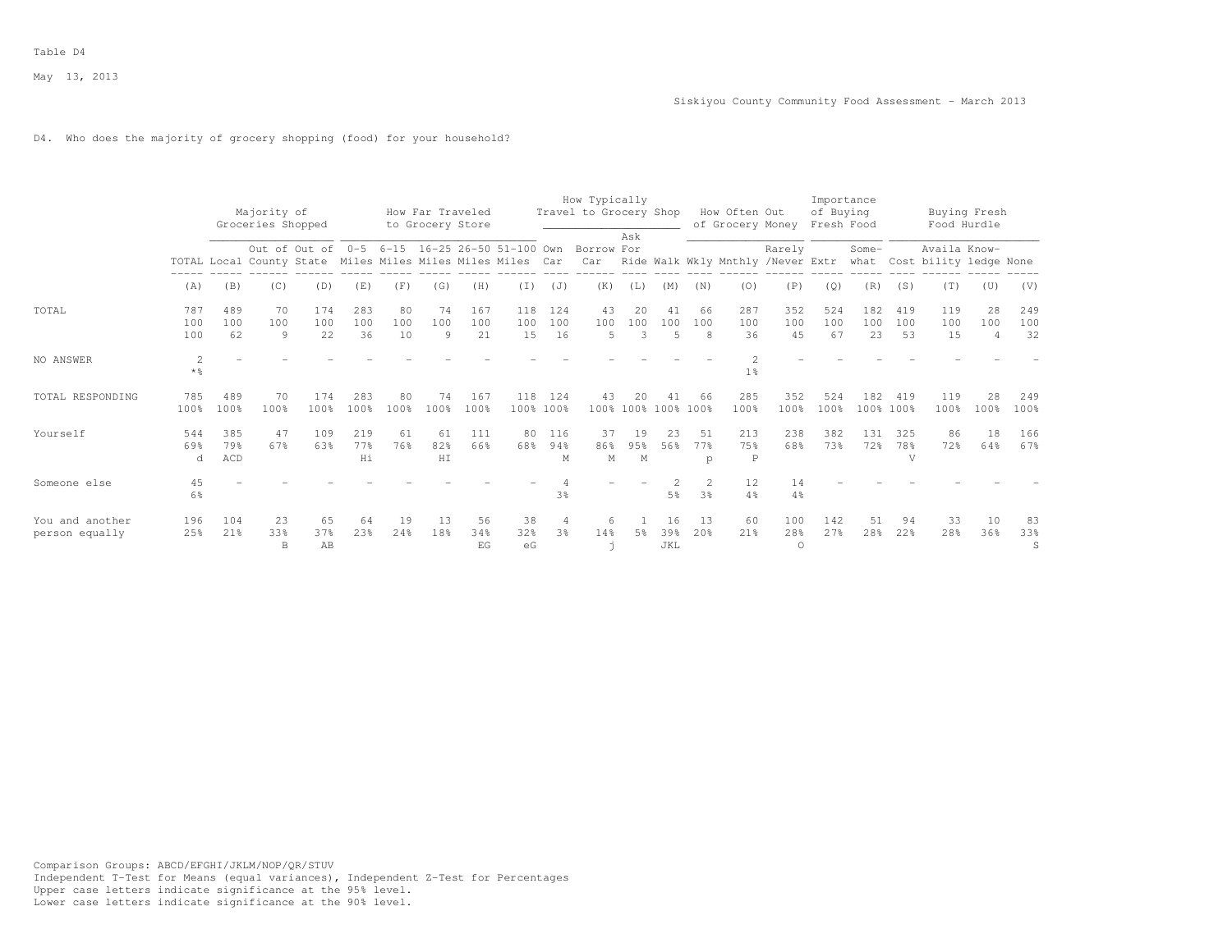Table D4

May 13, 2013

Siskiyou County Community Food Assessment - March 2013

D4. Who does the majority of grocery shopping (food) for your household?

| | | Majority of Groceries Shopped | | | How Far Traveled to Grocery Store | | | | | How Typically Travel to Grocery Shop | | | | How Often Out of Grocery Money | | | Importance of Buying Fresh Food | | Buying Fresh Food Hurdle | | | |
|---|---|---|---|---|---|---|---|---|---|---|---|---|---|---|---|---|---|---|---|---|---|---|
| | TOTAL | Local | Out of County | Out of State | 0-5 Miles | 6-15 Miles | 16-25 Miles | 26-50 Miles | 51-100 Miles | Own Car | Borrow Car | Ask For Ride | Walk | Wkly | Mnthly | Rarely /Never | Extr | Some- what | Cost | Availa bility | Know- ledge | None |
| | (A) | (B) | (C) | (D) | (E) | (F) | (G) | (H) | (I) | (J) | (K) | (L) | (M) | (N) | (O) | (P) | (Q) | (R) | (S) | (T) | (U) | (V) |
| TOTAL | 787<br>100<br>100 | 489<br>100<br>62 | 70<br>100<br>9 | 174<br>100<br>22 | 283<br>100<br>36 | 80<br>100<br>10 | 74<br>100<br>9 | 167<br>100<br>21 | 118<br>100<br>15 | 124<br>100<br>16 | 43<br>100<br>5 | 20<br>100<br>3 | 41<br>100<br>5 | 66<br>100<br>8 | 287<br>100<br>36 | 352<br>100<br>45 | 524<br>100<br>67 | 182<br>100<br>23 | 419<br>100<br>53 | 119<br>100<br>15 | 28<br>100<br>4 | 249<br>100<br>32 |
| NO ANSWER | 2<br>*% | - | - | - | - | - | - | - | - | - | - | - | - | - | 2<br>1% | - | - | - | - | - | - | - |
| TOTAL RESPONDING | 785<br>100% | 489<br>100% | 70<br>100% | 174<br>100% | 283<br>100% | 80<br>100% | 74<br>100% | 167<br>100% | 118<br>100% | 124<br>100% | 43<br>100% | 20<br>100% | 41<br>100% | 66<br>100% | 285<br>100% | 352<br>100% | 524<br>100% | 182<br>100% | 419<br>100% | 119<br>100% | 28<br>100% | 249<br>100% |
| Yourself | 544<br>69%<br>d | 385<br>79%<br>ACD | 47<br>67% | 109<br>63% | 219<br>77%<br>Hi | 61<br>76% | 61<br>82%<br>HI | 111<br>66% | 80<br>68% | 116<br>94%<br>M | 37<br>86%<br>M | 19<br>95%<br>M | 23<br>56% | 51<br>77%<br>p | 213<br>75%<br>P | 238<br>68% | 382<br>73% | 131<br>72% | 325<br>78%<br>V | 86<br>72% | 18<br>64% | 166<br>67% |
| Someone else | 45<br>6% | - | - | - | - | - | - | - | - | 4<br>3% | - | - | 2<br>5% | 2<br>3% | 12<br>4% | 14<br>4% | - | - | - | - | - | - |
| You and another person equally | 196<br>25% | 104<br>21% | 23<br>33%<br>B | 65<br>37%<br>AB | 64<br>23% | 19<br>24% | 13<br>18% | 56<br>34%<br>EG | 38<br>32%<br>eG | 4<br>3% | 6<br>14%<br>j | 1<br>5% | 16<br>39%<br>JKL | 13<br>20% | 60<br>21% | 100<br>28%<br>O | 142<br>27% | 51<br>28% | 94<br>22% | 33<br>28% | 10<br>36% | 83<br>33%<br>S |

Comparison Groups: ABCD/EFGHI/JKLM/NOP/QR/STUV
Independent T-Test for Means (equal variances), Independent Z-Test for Percentages
Upper case letters indicate significance at the 95% level.
Lower case letters indicate significance at the 90% level.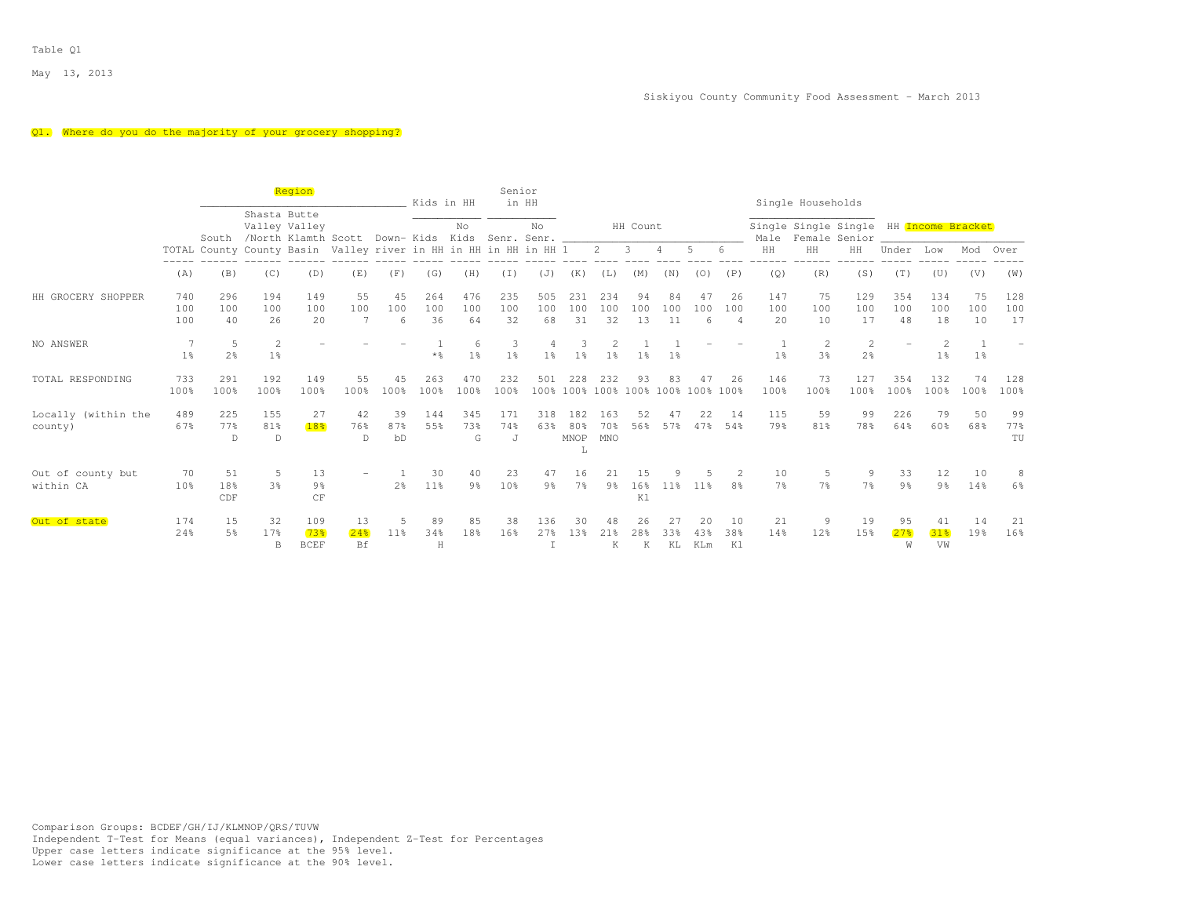Table Q1

May 13, 2013

Siskiyou County Community Food Assessment - March 2013

Q1. Where do you do the majority of your grocery shopping?

| | TOTAL | Region: South County | Region: Shasta Valley /North County | Region: Butte Valley Klamth Basin | Region: Scott Valley | Region: Down-river | Kids in HH: Kids in HH | Kids in HH: No Kids in HH | Senior in HH: Senr. in HH | Senior in HH: No Senr. in HH | HH Count: 1 | HH Count: 2 | HH Count: 3 | HH Count: 4 | HH Count: 5 | HH Count: 6 | Single Households: Single Male HH | Single Households: Single Female HH | Single Households: Single Senior HH | HH Income Bracket: Under | HH Income Bracket: Low | HH Income Bracket: Mod | HH Income Bracket: Over |
|---|---|---|---|---|---|---|---|---|---|---|---|---|---|---|---|---|---|---|---|---|---|---|---|
| | (A) | (B) | (C) | (D) | (E) | (F) | (G) | (H) | (I) | (J) | (K) | (L) | (M) | (N) | (O) | (P) | (Q) | (R) | (S) | (T) | (U) | (V) | (W) |
| HH GROCERY SHOPPER | 740 | 296 | 194 | 149 | 55 | 45 | 264 | 476 | 235 | 505 | 231 | 234 | 94 | 84 | 47 | 26 | 147 | 75 | 129 | 354 | 134 | 75 | 128 |
| | 100 | 100 | 100 | 100 | 100 | 100 | 100 | 100 | 100 | 100 | 100 | 100 | 100 | 100 | 100 | 100 | 100 | 100 | 100 | 100 | 100 | 100 | 100 |
| | 100 | 40 | 26 | 20 | 7 | 6 | 36 | 64 | 32 | 68 | 31 | 32 | 13 | 11 | 6 | 4 | 20 | 10 | 17 | 48 | 18 | 10 | 17 |
| NO ANSWER | 7 | 5 | 2 | - | - | - | 1 | 6 | 3 | 4 | 3 | 2 | 1 | 1 | - | - | 1 | 2 | 2 | - | 2 | 1 | - |
| | 1% | 2% | 1% | | | | *% | 1% | 1% | 1% | 1% | 1% | 1% | 1% | | | 1% | 3% | 2% | | 1% | 1% | |
| TOTAL RESPONDING | 733 | 291 | 192 | 149 | 55 | 45 | 263 | 470 | 232 | 501 | 228 | 232 | 93 | 83 | 47 | 26 | 146 | 73 | 127 | 354 | 132 | 74 | 128 |
| | 100% | 100% | 100% | 100% | 100% | 100% | 100% | 100% | 100% | 100% | 100% | 100% | 100% | 100% | 100% | 100% | 100% | 100% | 100% | 100% | 100% | 100% | 100% |
| Locally (within the county) | 489 | 225 | 155 | 27 | 42 | 39 | 144 | 345 | 171 | 318 | 182 | 163 | 52 | 47 | 22 | 14 | 115 | 59 | 99 | 226 | 79 | 50 | 99 |
| | 67% | 77% | 81% | 18% | 76% | 87% | 55% | 73% | 74% | 63% | 80% | 70% | 56% | 57% | 47% | 54% | 79% | 81% | 78% | 64% | 60% | 68% | 77% |
| | | D | D | | D | bD | | G | J | | MNOP L | MNO | | | | | | | | | | | TU |
| Out of county but within CA | 70 | 51 | 5 | 13 | - | 1 | 30 | 40 | 23 | 47 | 16 | 21 | 15 | 9 | 5 | 2 | 10 | 5 | 9 | 33 | 12 | 10 | 8 |
| | 10% | 18% | 3% | 9% | | 2% | 11% | 9% | 10% | 9% | 7% | 9% | 16% | 11% | 11% | 8% | 7% | 7% | 7% | 9% | 9% | 14% | 6% |
| | | CDF | | CF | | | | | | | | | Kl | | | | | | | | | | |
| Out of state | 174 | 15 | 32 | 109 | 13 | 5 | 89 | 85 | 38 | 136 | 30 | 48 | 26 | 27 | 20 | 10 | 21 | 9 | 19 | 95 | 41 | 14 | 21 |
| | 24% | 5% | 17% | 73% | 24% | 11% | 34% | 18% | 16% | 27% | 13% | 21% | 28% | 33% | 43% | 38% | 14% | 12% | 15% | 27% | 31% | 19% | 16% |
| | | | B | BCEF | Bf | | H | | | I | | K | K | KL | KLm | Kl | | | | W | VW | | |

Comparison Groups: BCDEF/GH/IJ/KLMNOP/QRS/TUVW
Independent T-Test for Means (equal variances), Independent Z-Test for Percentages
Upper case letters indicate significance at the 95% level.
Lower case letters indicate significance at the 90% level.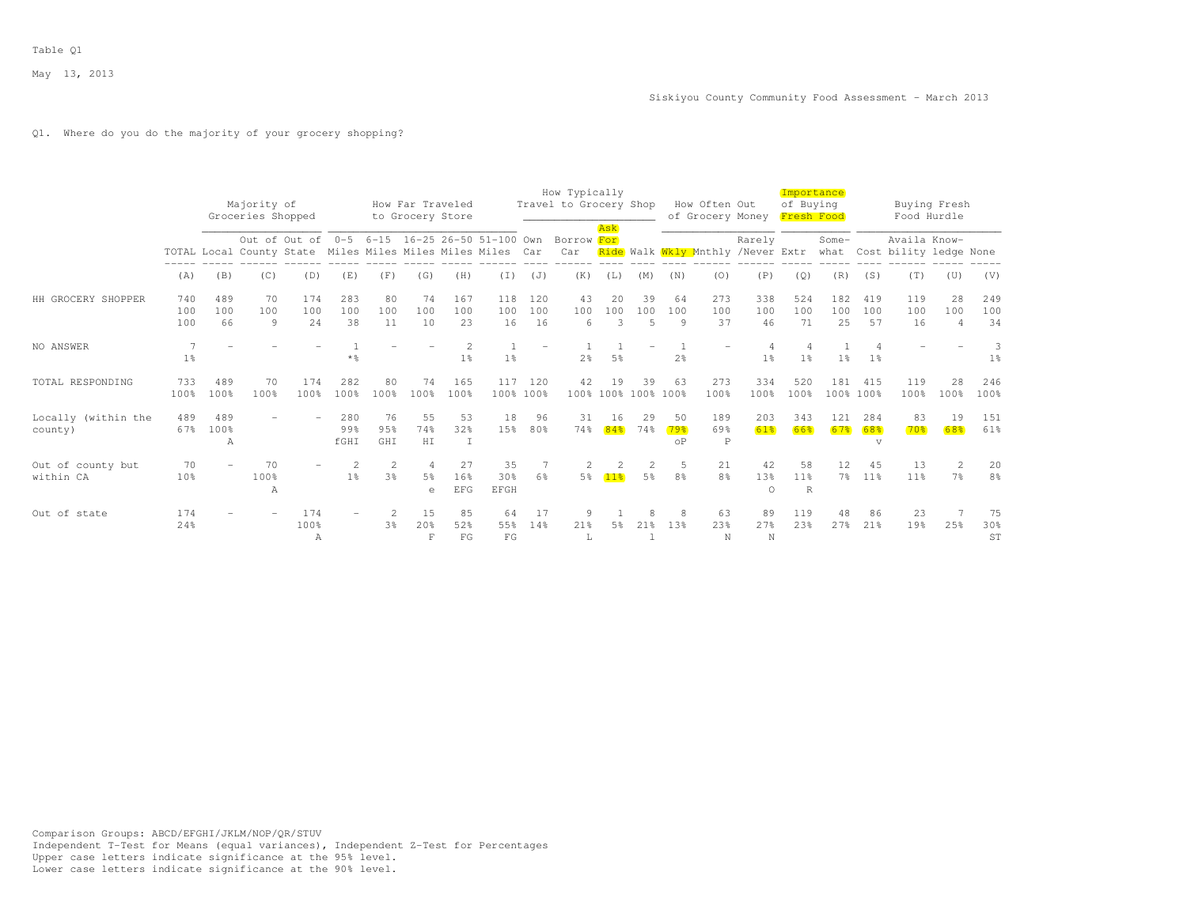Table Q1

May 13, 2013

Siskiyou County Community Food Assessment - March 2013

Q1. Where do you do the majority of your grocery shopping?

| | | Majority of Groceries Shopped | | | How Far Traveled to Grocery Store | | | | | How Typically Travel to Grocery Shop | | | | How Often Out of Grocery Money | | | Importance of Buying Fresh Food | | Buying Fresh Food Hurdle | | | |
|---|---|---|---|---|---|---|---|---|---|---|---|---|---|---|---|---|---|---|---|---|---|---|
| | TOTAL | Local | Out of County | Out of State | 0-5 Miles | 6-15 Miles | 16-25 Miles | 26-50 Miles | 51-100 Miles | Own Car | Borrow Car | Ask For Ride | Walk | Wkly | Mnthly | Rarely /Never | Extr | Some-what | Cost | Availa bility | Know-ledge | None |
| | (A) | (B) | (C) | (D) | (E) | (F) | (G) | (H) | (I) | (J) | (K) | (L) | (M) | (N) | (O) | (P) | (Q) | (R) | (S) | (T) | (U) | (V) |
| HH GROCERY SHOPPER | 740 | 489 | 70 | 174 | 283 | 80 | 74 | 167 | 118 | 120 | 43 | 20 | 39 | 64 | 273 | 338 | 524 | 182 | 419 | 119 | 28 | 249 |
| | 100 | 100 | 100 | 100 | 100 | 100 | 100 | 100 | 100 | 100 | 100 | 100 | 100 | 100 | 100 | 100 | 100 | 100 | 100 | 100 | 100 | 100 |
| | 100 | 66 | 9 | 24 | 38 | 11 | 10 | 23 | 16 | 16 | 6 | 3 | 5 | 9 | 37 | 46 | 71 | 25 | 57 | 16 | 4 | 34 |
| NO ANSWER | 7 | - | - | - | 1 | - | - | 2 | 1 | - | 1 | 1 | - | 1 | - | 4 | 4 | 1 | 4 | - | - | 3 |
| | 1% | | | | *% | | | 1% | 1% | | 2% | 5% | | 2% | | 1% | 1% | 1% | 1% | | | 1% |
| TOTAL RESPONDING | 733 | 489 | 70 | 174 | 282 | 80 | 74 | 165 | 117 | 120 | 42 | 19 | 39 | 63 | 273 | 334 | 520 | 181 | 415 | 119 | 28 | 246 |
| | 100% | 100% | 100% | 100% | 100% | 100% | 100% | 100% | 100% | 100% | 100% | 100% | 100% | 100% | 100% | 100% | 100% | 100% | 100% | 100% | 100% | 100% |
| Locally (within the county) | 489 | 489 | - | - | 280 | 76 | 55 | 53 | 18 | 96 | 31 | 16 | 29 | 50 | 189 | 203 | 343 | 121 | 284 | 83 | 19 | 151 |
| | 67% | 100% | | | 99% | 95% | 74% | 32% | 15% | 80% | 74% | 84% | 74% | 79% | 69% | 61% | 66% | 67% | 68% | 70% | 68% | 61% |
| | | A | | | fGHI | GHI | HI | I | | | | | | oP | P | | | | v | | | |
| Out of county but within CA | 70 | - | 70 | - | 2 | 2 | 4 | 27 | 35 | 7 | 2 | 2 | 2 | 5 | 21 | 42 | 58 | 12 | 45 | 13 | 2 | 20 |
| | 10% | | 100% | | 1% | 3% | 5% | 16% | 30% | 6% | 5% | 11% | 5% | 8% | 8% | 13% | 11% | 7% | 11% | 11% | 7% | 8% |
| | | | A | | | | e | EFG | EFGH | | | | | | | O | R | | | | | |
| Out of state | 174 | - | - | 174 | - | 2 | 15 | 85 | 64 | 17 | 9 | 1 | 8 | 8 | 63 | 89 | 119 | 48 | 86 | 23 | 7 | 75 |
| | 24% | | | 100% | | 3% | 20% | 52% | 55% | 14% | 21% | 5% | 21% | 13% | 23% | 27% | 23% | 27% | 21% | 19% | 25% | 30% |
| | | | | A | | | F | FG | FG | | L | | l | | N | N | | | | | | ST |

Comparison Groups: ABCD/EFGHI/JKLM/NOP/QR/STUV
Independent T-Test for Means (equal variances), Independent Z-Test for Percentages
Upper case letters indicate significance at the 95% level.
Lower case letters indicate significance at the 90% level.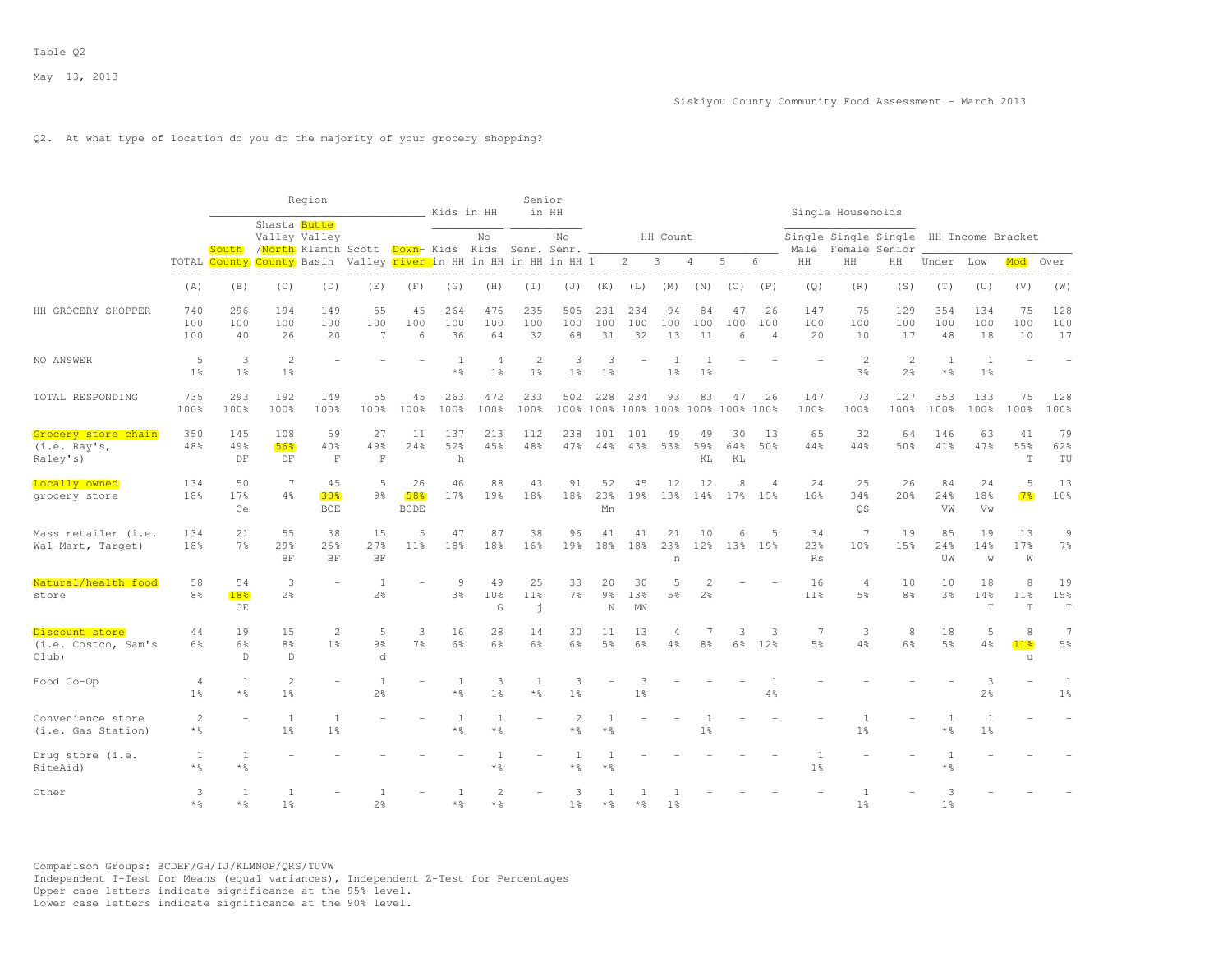Table Q2

May 13, 2013

Siskiyou County Community Food Assessment - March 2013

Q2. At what type of location do you do the majority of your grocery shopping?

| | | Region | | | | | Kids in HH | | Senior in HH | | HH Count | | | | | | Single Households | | | HH Income Bracket | | | |
|---|---|---|---|---|---|---|---|---|---|---|---|---|---|---|---|---|---|---|---|---|---|---|---|
| | TOTAL | South County | Shasta Valley /North County | Butte Valley Klamth Basin | Scott Valley | Down-river | Kids in HH | No Kids in HH | Senr. in HH | No Senr. in HH | 1 | 2 | 3 | 4 | 5 | 6 | Single Male HH | Single Female HH | Single Senior HH | Under | Low | Mod | Over |
| | (A) | (B) | (C) | (D) | (E) | (F) | (G) | (H) | (I) | (J) | (K) | (L) | (M) | (N) | (O) | (P) | (Q) | (R) | (S) | (T) | (U) | (V) | (W) |
| HH GROCERY SHOPPER | 740 | 296 | 194 | 149 | 55 | 45 | 264 | 476 | 235 | 505 | 231 | 234 | 94 | 84 | 47 | 26 | 147 | 75 | 129 | 354 | 134 | 75 | 128 |
| | 100 | 100 | 100 | 100 | 100 | 100 | 100 | 100 | 100 | 100 | 100 | 100 | 100 | 100 | 100 | 100 | 100 | 100 | 100 | 100 | 100 | 100 | 100 |
| | 100 | 40 | 26 | 20 | 7 | 6 | 36 | 64 | 32 | 68 | 31 | 32 | 13 | 11 | 6 | 4 | 20 | 10 | 17 | 48 | 18 | 10 | 17 |
| NO ANSWER | 5 | 3 | 2 | - | - | - | 1 | 4 | 2 | 3 | 3 | - | 1 | 1 | - | - | - | 2 | 2 | 1 | 1 | - | - |
| | 1% | 1% | 1% | | | | *% | 1% | 1% | 1% | 1% | | 1% | 1% | | | | 3% | 2% | *% | 1% | | |
| TOTAL RESPONDING | 735 | 293 | 192 | 149 | 55 | 45 | 263 | 472 | 233 | 502 | 228 | 234 | 93 | 83 | 47 | 26 | 147 | 73 | 127 | 353 | 133 | 75 | 128 |
| | 100% | 100% | 100% | 100% | 100% | 100% | 100% | 100% | 100% | 100% | 100% | 100% | 100% | 100% | 100% | 100% | 100% | 100% | 100% | 100% | 100% | 100% | 100% |
| Grocery store chain (i.e. Ray's, Raley's) | 350 | 145 | 108 | 59 | 27 | 11 | 137 | 213 | 112 | 238 | 101 | 101 | 49 | 49 | 30 | 13 | 65 | 32 | 64 | 146 | 63 | 41 | 79 |
| | 48% | 49% | 56% | 40% | 49% | 24% | 52% | 45% | 48% | 47% | 44% | 43% | 53% | 59% | 64% | 50% | 44% | 44% | 50% | 41% | 47% | 55% | 62% |
| | | DF | DF | F | F | | h | | | | | | | KL | KL | | | | | | | T | TU |
| Locally owned grocery store | 134 | 50 | 7 | 45 | 5 | 26 | 46 | 88 | 43 | 91 | 52 | 45 | 12 | 12 | 8 | 4 | 24 | 25 | 26 | 84 | 24 | 5 | 13 |
| | 18% | 17% | 4% | 30% | 9% | 58% | 17% | 19% | 18% | 18% | 23% | 19% | 13% | 14% | 17% | 15% | 16% | 34% | 20% | 24% | 18% | 7% | 10% |
| | | Ce | | BCE | | BCDE | | | | | Mn | | | | | | | QS | | VW | Vw | | |
| Mass retailer (i.e. Wal-Mart, Target) | 134 | 21 | 55 | 38 | 15 | 5 | 47 | 87 | 38 | 96 | 41 | 41 | 21 | 10 | 6 | 5 | 34 | 7 | 19 | 85 | 19 | 13 | 9 |
| | 18% | 7% | 29% | 26% | 27% | 11% | 18% | 18% | 16% | 19% | 18% | 18% | 23% | 12% | 13% | 19% | 23% | 10% | 15% | 24% | 14% | 17% | 7% |
| | | | BF | BF | BF | | | | | | | | n | | | | Rs | | | UW | w | W | |
| Natural/health food store | 58 | 54 | 3 | - | 1 | - | 9 | 49 | 25 | 33 | 20 | 30 | 5 | 2 | - | - | 16 | 4 | 10 | 10 | 18 | 8 | 19 |
| | 8% | 18% | 2% | | 2% | | 3% | 10% | 11% | 7% | 9% | 13% | 5% | 2% | | | 11% | 5% | 8% | 3% | 14% | 11% | 15% |
| | | CE | | | | | | G | j | | N | MN | | | | | | | | | T | T | T |
| Discount store (i.e. Costco, Sam's Club) | 44 | 19 | 15 | 2 | 5 | 3 | 16 | 28 | 14 | 30 | 11 | 13 | 4 | 7 | 3 | 3 | 7 | 3 | 8 | 18 | 5 | 8 | 7 |
| | 6% | 6% | 8% | 1% | 9% | 7% | 6% | 6% | 6% | 6% | 5% | 6% | 4% | 8% | 6% | 12% | 5% | 4% | 6% | 5% | 4% | 11% | 5% |
| | | D | D | | d | | | | | | | | | | | | | | | | | u | |
| Food Co-Op | 4 | 1 | 2 | - | 1 | - | 1 | 3 | 1 | 3 | - | 3 | - | - | - | 1 | - | - | - | - | 3 | - | 1 |
| | 1% | *% | 1% | | 2% | | *% | 1% | *% | 1% | | 1% | | | | 4% | | | | | 2% | | 1% |
| Convenience store (i.e. Gas Station) | 2 | - | 1 | 1 | - | - | 1 | 1 | - | 2 | 1 | - | - | 1 | - | - | - | 1 | - | 1 | 1 | - | - |
| | *% | | 1% | 1% | | | *% | *% | | *% | *% | | | 1% | | | | 1% | | *% | 1% | | |
| Drug store (i.e. RiteAid) | 1 | 1 | - | - | - | - | - | 1 | - | 1 | 1 | - | - | - | - | - | 1 | - | - | 1 | - | - | - |
| | *% | *% | | | | | | *% | | *% | *% | | | | | | 1% | | | *% | | | |
| Other | 3 | 1 | 1 | - | 1 | - | 1 | 2 | - | 3 | 1 | 1 | 1 | - | - | - | - | 1 | - | 3 | - | - | - |
| | *% | *% | 1% | | 2% | | *% | *% | | 1% | *% | *% | 1% | | | | | 1% | | 1% | | | |

Comparison Groups: BCDEF/GH/IJ/KLMNOP/QRS/TUVW
Independent T-Test for Means (equal variances), Independent Z-Test for Percentages
Upper case letters indicate significance at the 95% level.
Lower case letters indicate significance at the 90% level.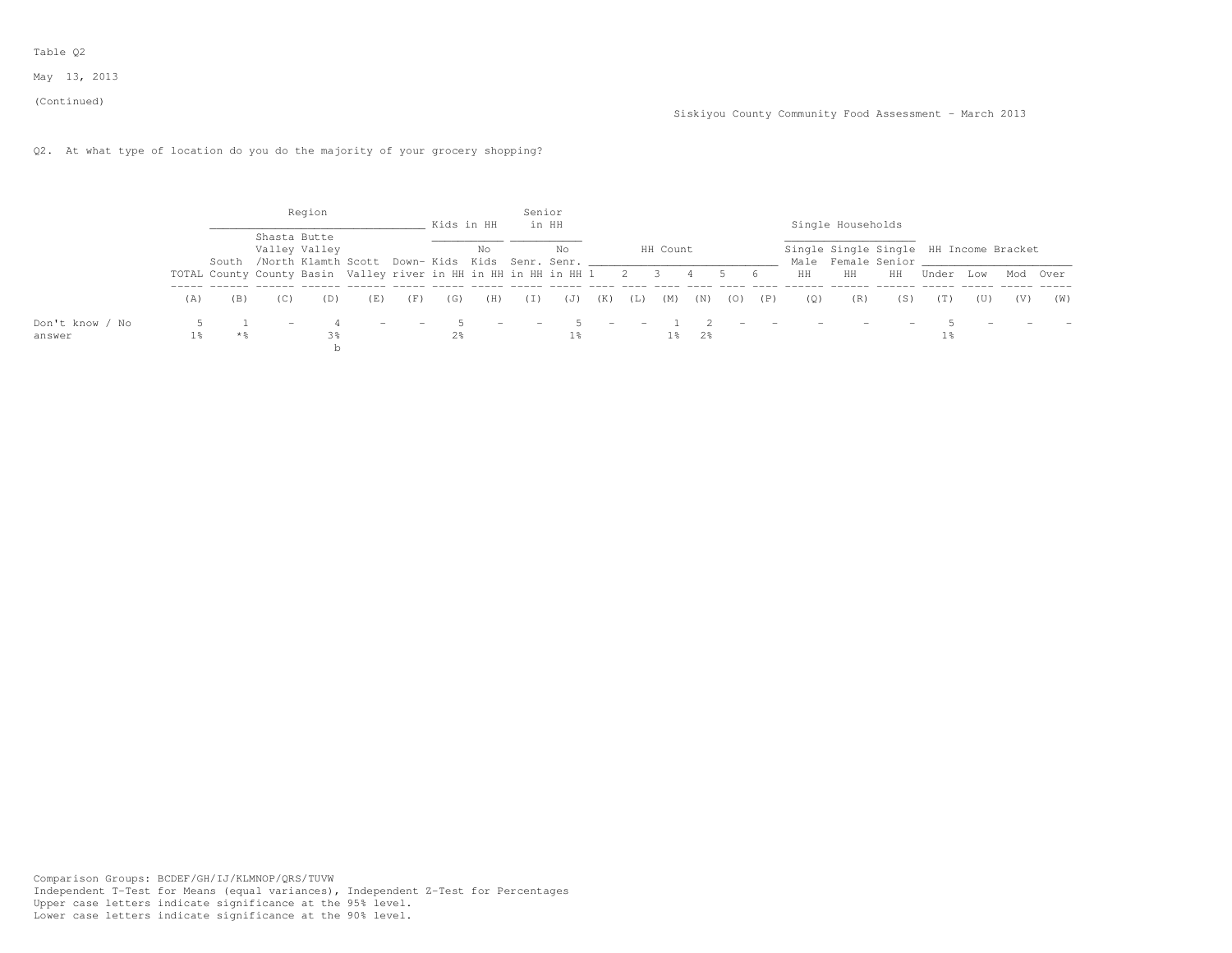Table Q2

May 13, 2013

(Continued)

Siskiyou County Community Food Assessment - March 2013

Q2. At what type of location do you do the majority of your grocery shopping?

| | | Region | | | | | Kids in HH | | Senior in HH | | HH Count | | | | | | Single Households | | | HH Income Bracket | | | |
|---|---|---|---|---|---|---|---|---|---|---|---|---|---|---|---|---|---|---|---|---|---|---|---|
| | TOTAL | South County | Shasta Valley /North County | Butte Valley Klamth Basin | Scott Valley | Down-river | Kids in HH | No Kids in HH | Senr. in HH | No Senr. in HH | 1 | 2 | 3 | 4 | 5 | 6 | Single Male HH | Single Female HH | Single Senior HH | Under | Low | Mod | Over |
| | (A) | (B) | (C) | (D) | (E) | (F) | (G) | (H) | (I) | (J) | (K) | (L) | (M) | (N) | (O) | (P) | (Q) | (R) | (S) | (T) | (U) | (V) | (W) |
| Don't know / No answer | 5<br>1% | 1<br>*% | - | 4<br>3%<br>b | - | - | 5<br>2% | - | - | 5<br>1% | - | - | 1<br>1% | 2<br>2% | - | - | - | - | - | 5<br>1% | - | - | - |

Comparison Groups: BCDEF/GH/IJ/KLMNOP/QRS/TUVW
Independent T-Test for Means (equal variances), Independent Z-Test for Percentages
Upper case letters indicate significance at the 95% level.
Lower case letters indicate significance at the 90% level.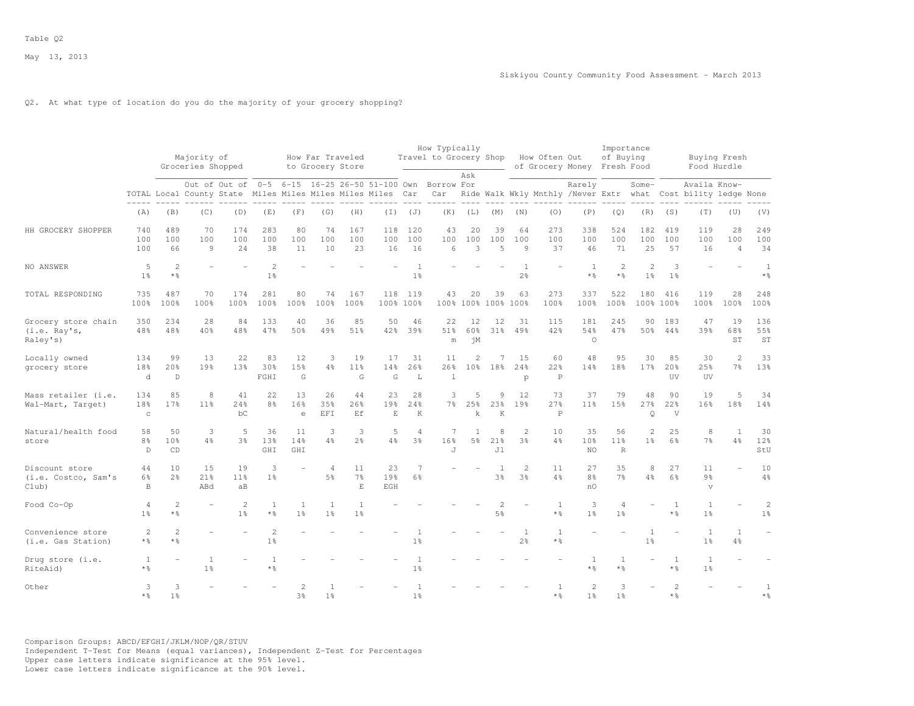Table Q2

Q2. At what type of location do you do the majority of your grocery shopping?

| | TOTAL | Majority of Groceries Shopped | | | How Far Traveled to Grocery Store | | | | | How Typically Travel to Grocery Shop | | | | How Often Out of Grocery Money | | | Importance of Buying Fresh Food | | Buying Fresh Food Hurdle | | | |
|---|---|---|---|---|---|---|---|---|---|---|---|---|---|---|---|---|---|---|---|---|---|---|
| | TOTAL | Local | Out of County | Out of State | 0-5 Miles | 6-15 Miles | 16-25 Miles | 26-50 Miles | 51-100 Miles | Own Car | Borrow Car | Ask For Ride | Walk | Wkly | Mnthly | Rarely /Never | Extr | Some-what | Cost | Availa bility | Know-ledge | None |
| | (A) | (B) | (C) | (D) | (E) | (F) | (G) | (H) | (I) | (J) | (K) | (L) | (M) | (N) | (O) | (P) | (Q) | (R) | (S) | (T) | (U) | (V) |
| HH GROCERY SHOPPER | 740 | 489 | 70 | 174 | 283 | 80 | 74 | 167 | 118 | 120 | 43 | 20 | 39 | 64 | 273 | 338 | 524 | 182 | 419 | 119 | 28 | 249 |
| | 100 | 100 | 100 | 100 | 100 | 100 | 100 | 100 | 100 | 100 | 100 | 100 | 100 | 100 | 100 | 100 | 100 | 100 | 100 | 100 | 100 | 100 |
| | 100 | 66 | 9 | 24 | 38 | 11 | 10 | 23 | 16 | 16 | 6 | 3 | 5 | 9 | 37 | 46 | 71 | 25 | 57 | 16 | 4 | 34 |
| NO ANSWER | 5 | 2 | - | - | 2 | - | - | - | - | 1 | - | - | - | 1 | - | 1 | 2 | 2 | 3 | - | - | 1 |
| | 1% | *% | | | 1% | | | | | 1% | | | | 2% | | *% | *% | 1% | 1% | | | *% |
| TOTAL RESPONDING | 735 | 487 | 70 | 174 | 281 | 80 | 74 | 167 | 118 | 119 | 43 | 20 | 39 | 63 | 273 | 337 | 522 | 180 | 416 | 119 | 28 | 248 |
| | 100% | 100% | 100% | 100% | 100% | 100% | 100% | 100% | 100% | 100% | 100% | 100% | 100% | 100% | 100% | 100% | 100% | 100% | 100% | 100% | 100% | 100% |
| Grocery store chain (i.e. Ray's, Raley's) | 350 | 234 | 28 | 84 | 133 | 40 | 36 | 85 | 50 | 46 | 22 | 12 | 12 | 31 | 115 | 181 | 245 | 90 | 183 | 47 | 19 | 136 |
| | 48% | 48% | 40% | 48% | 47% | 50% | 49% | 51% | 42% | 39% | 51% | 60% | 31% | 49% | 42% | 54% | 47% | 50% | 44% | 39% | 68% | 55% |
| | | | | | | | | | | | m | jM | | | | O | | | | | ST | ST |
| Locally owned grocery store | 134 | 99 | 13 | 22 | 83 | 12 | 3 | 19 | 17 | 31 | 11 | 2 | 7 | 15 | 60 | 48 | 95 | 30 | 85 | 30 | 2 | 33 |
| | 18% | 20% | 19% | 13% | 30% | 15% | 4% | 11% | 14% | 26% | 26% | 10% | 18% | 24% | 22% | 14% | 18% | 17% | 20% | 25% | 7% | 13% |
| | d | D | | | FGHI | G | | G | G | L | l | | | p | P | | | | UV | UV | | |
| Mass retailer (i.e. Wal-Mart, Target) | 134 | 85 | 8 | 41 | 22 | 13 | 26 | 44 | 23 | 28 | 3 | 5 | 9 | 12 | 73 | 37 | 79 | 48 | 90 | 19 | 5 | 34 |
| | 18% | 17% | 11% | 24% | 8% | 16% | 35% | 26% | 19% | 24% | 7% | 25% | 23% | 19% | 27% | 11% | 15% | 27% | 22% | 16% | 18% | 14% |
| | c | | | bC | | e | EFI | Ef | E | K | | k | K | | P | | | Q | V | | | |
| Natural/health food store | 58 | 50 | 3 | 5 | 36 | 11 | 3 | 3 | 5 | 4 | 7 | 1 | 8 | 2 | 10 | 35 | 56 | 2 | 25 | 8 | 1 | 30 |
| | 8% | 10% | 4% | 3% | 13% | 14% | 4% | 2% | 4% | 3% | 16% | 5% | 21% | 3% | 4% | 10% | 11% | 1% | 6% | 7% | 4% | 12% |
| | D | CD | | | GHI | GHI | | | | | J | | Jl | | | NO | R | | | | | StU |
| Discount store (i.e. Costco, Sam's Club) | 44 | 10 | 15 | 19 | 3 | - | 4 | 11 | 23 | 7 | - | - | 1 | 2 | 11 | 27 | 35 | 8 | 27 | 11 | - | 10 |
| | 6% | 2% | 21% | 11% | 1% | | 5% | 7% | 19% | 6% | | | 3% | 3% | 4% | 8% | 7% | 4% | 6% | 9% | | 4% |
| | B | | ABd | aB | | | | E | EGH | | | | | | | nO | | | | v | | |
| Food Co-Op | 4 | 2 | - | 2 | 1 | 1 | 1 | 1 | - | - | - | - | 2 | - | 1 | 3 | 4 | - | 1 | 1 | - | 2 |
| | 1% | *% | | 1% | *% | 1% | 1% | 1% | | | | | 5% | | *% | 1% | 1% | | *% | 1% | | 1% |
| Convenience store (i.e. Gas Station) | 2 | 2 | - | - | 2 | - | - | - | - | 1 | - | - | - | 1 | 1 | - | - | 1 | - | 1 | 1 | - |
| | *% | *% | | | 1% | | | | | 1% | | | | 2% | *% | | | 1% | | 1% | 4% | |
| Drug store (i.e. RiteAid) | 1 | - | 1 | - | 1 | - | - | - | - | 1 | - | - | - | - | - | 1 | 1 | - | 1 | 1 | - | - |
| | *% | | 1% | | *% | | | | | 1% | | | | | | *% | *% | | *% | 1% | | |
| Other | 3 | 3 | - | - | - | 2 | 1 | - | - | 1 | - | - | - | - | 1 | 2 | 3 | - | 2 | - | - | 1 |
| | *% | 1% | | | | 3% | 1% | | | 1% | | | | | *% | 1% | 1% | | *% | | | *% |

Comparison Groups: ABCD/EFGHI/JKLM/NOP/QR/STUV
Independent T-Test for Means (equal variances), Independent Z-Test for Percentages
Upper case letters indicate significance at the 95% level.
Lower case letters indicate significance at the 90% level.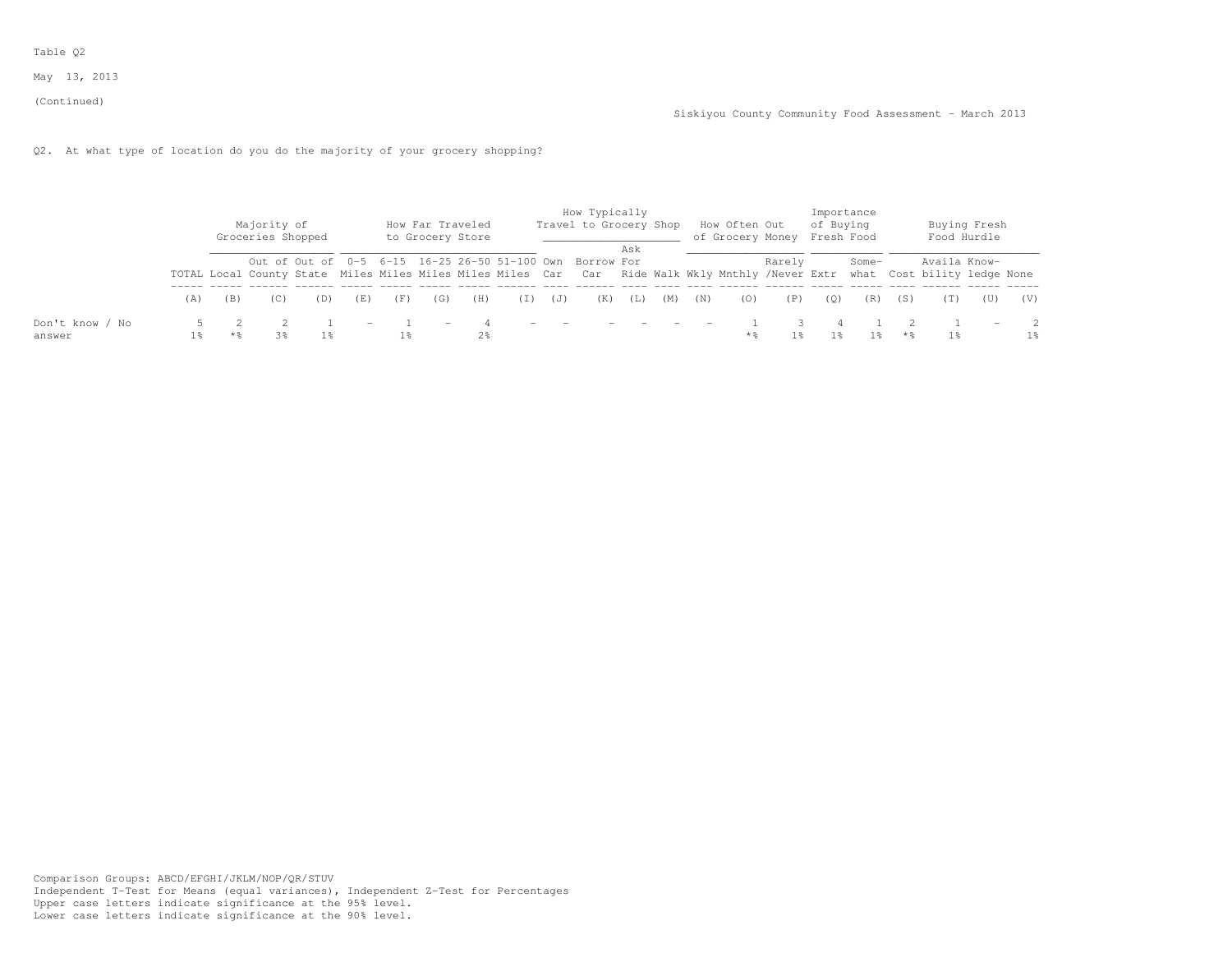Table Q2

May 13, 2013

(Continued)

Siskiyou County Community Food Assessment - March 2013

Q2. At what type of location do you do the majority of your grocery shopping?

| | | Majority of Groceries Shopped | | | How Far Traveled to Grocery Store | | | | | How Typically Travel to Grocery Shop | | | | How Often Out of Grocery Money | | | Importance of Buying Fresh Food | | Buying Fresh Food Hurdle | | | |
|---|---|---|---|---|---|---|---|---|---|---|---|---|---|---|---|---|---|---|---|---|---|---|
| | TOTAL | Local | Out of County | Out of State | 0-5 Miles | 6-15 Miles | 16-25 Miles | 26-50 Miles | 51-100 Miles | Own Car | Borrow Car | Ask For Ride | Walk | Wkly | Mnthly | Rarely /Never | Extr | Some-what | Cost | Availa bility | Know-ledge | None |
| | (A) | (B) | (C) | (D) | (E) | (F) | (G) | (H) | (I) | (J) | (K) | (L) | (M) | (N) | (O) | (P) | (Q) | (R) | (S) | (T) | (U) | (V) |
| Don't know / No answer | 5 | 2 | 2 | 1 | - | 1 | - | 4 | - | - | - | - | - | - | 1 | 3 | 4 | 1 | 2 | 1 | - | 2 |
| | 1% | *% | 3% | 1% | | 1% | | 2% | | | | | | | *% | 1% | 1% | 1% | *% | 1% | | 1% |

Comparison Groups: ABCD/EFGHI/JKLM/NOP/QR/STUV
Independent T-Test for Means (equal variances), Independent Z-Test for Percentages
Upper case letters indicate significance at the 95% level.
Lower case letters indicate significance at the 90% level.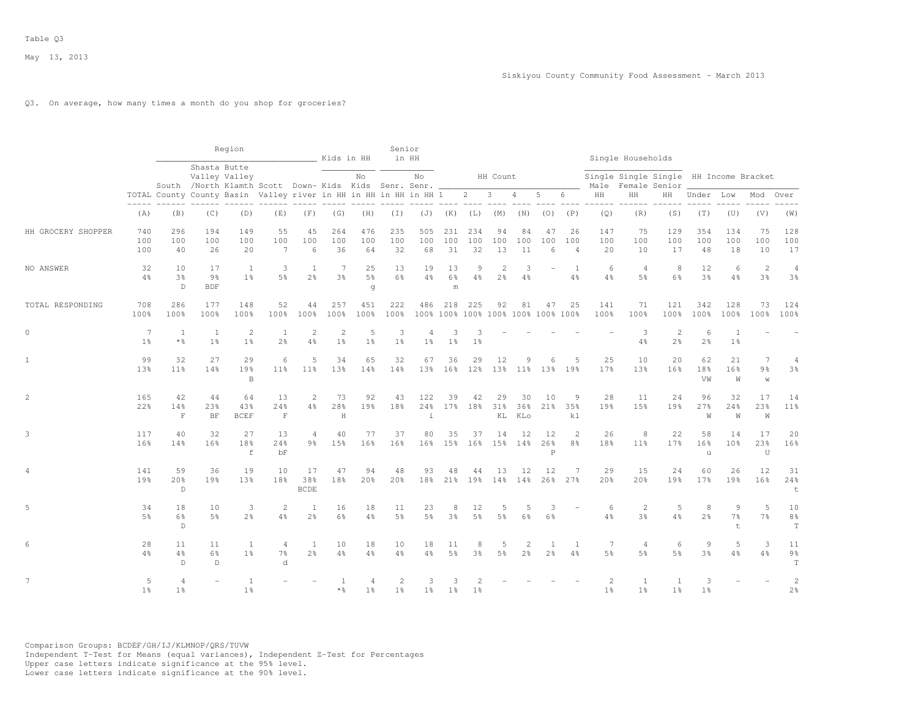Table Q3

May 13, 2013

Siskiyou County Community Food Assessment - March 2013

Q3. On average, how many times a month do you shop for groceries?

| | TOTAL | Region: South County | Region: Shasta Valley /North County | Region: Butte Valley Klamth Basin | Region: Scott Valley | Region: Down-river | Kids in HH: Kids in HH | Kids in HH: No Kids in HH | Senior in HH: Senr. in HH | Senior in HH: No Senr. in HH | HH Count: 1 | HH Count: 2 | HH Count: 3 | HH Count: 4 | HH Count: 5 | HH Count: 6 | Single Households: Single Male HH | Single Households: Single Female HH | Single Households: Single Senior HH | HH Income Bracket: Under | HH Income Bracket: Low | HH Income Bracket: Mod | HH Income Bracket: Over |
|---|---|---|---|---|---|---|---|---|---|---|---|---|---|---|---|---|---|---|---|---|---|---|---|
| | (A) | (B) | (C) | (D) | (E) | (F) | (G) | (H) | (I) | (J) | (K) | (L) | (M) | (N) | (O) | (P) | (Q) | (R) | (S) | (T) | (U) | (V) | (W) |
| HH GROCERY SHOPPER | 740 | 296 | 194 | 149 | 55 | 45 | 264 | 476 | 235 | 505 | 231 | 234 | 94 | 84 | 47 | 26 | 147 | 75 | 129 | 354 | 134 | 75 | 128 |
| | 100 | 100 | 100 | 100 | 100 | 100 | 100 | 100 | 100 | 100 | 100 | 100 | 100 | 100 | 100 | 100 | 100 | 100 | 100 | 100 | 100 | 100 | 100 |
| | 100 | 40 | 26 | 20 | 7 | 6 | 36 | 64 | 32 | 68 | 31 | 32 | 13 | 11 | 6 | 4 | 20 | 10 | 17 | 48 | 18 | 10 | 17 |
| NO ANSWER | 32 | 10 | 17 | 1 | 3 | 1 | 7 | 25 | 13 | 19 | 13 | 9 | 2 | 3 | - | 1 | 6 | 4 | 8 | 12 | 6 | 2 | 4 |
| | 4% | 3% | 9% | 1% | 5% | 2% | 3% | 5% | 6% | 4% | 6% | 4% | 2% | 4% | | 4% | 4% | 5% | 6% | 3% | 4% | 3% | 3% |
| | | D | BDF | | | | | g | | | m | | | | | | | | | | | | |
| TOTAL RESPONDING | 708 | 286 | 177 | 148 | 52 | 44 | 257 | 451 | 222 | 486 | 218 | 225 | 92 | 81 | 47 | 25 | 141 | 71 | 121 | 342 | 128 | 73 | 124 |
| | 100% | 100% | 100% | 100% | 100% | 100% | 100% | 100% | 100% | 100% | 100% | 100% | 100% | 100% | 100% | 100% | 100% | 100% | 100% | 100% | 100% | 100% | 100% |
| 0 | 7 | 1 | 1 | 2 | 1 | 2 | 2 | 5 | 3 | 4 | 3 | 3 | - | - | - | - | - | 3 | 2 | 6 | 1 | - | - |
| | 1% | *% | 1% | 1% | 2% | 4% | 1% | 1% | 1% | 1% | 1% | 1% | | | | | | 4% | 2% | 2% | 1% | | |
| 1 | 99 | 32 | 27 | 29 | 6 | 5 | 34 | 65 | 32 | 67 | 36 | 29 | 12 | 9 | 6 | 5 | 25 | 10 | 20 | 62 | 21 | 7 | 4 |
| | 13% | 11% | 14% | 19% | 11% | 11% | 13% | 14% | 14% | 13% | 16% | 12% | 13% | 11% | 13% | 19% | 17% | 13% | 16% | 18% | 16% | 9% | 3% |
| | | | | B | | | | | | | | | | | | | | | | VW | W | w | |
| 2 | 165 | 42 | 44 | 64 | 13 | 2 | 73 | 92 | 43 | 122 | 39 | 42 | 29 | 30 | 10 | 9 | 28 | 11 | 24 | 96 | 32 | 17 | 14 |
| | 22% | 14% | 23% | 43% | 24% | 4% | 28% | 19% | 18% | 24% | 17% | 18% | 31% | 36% | 21% | 35% | 19% | 15% | 19% | 27% | 24% | 23% | 11% |
| | | F | BF | BCEF | F | | H | | | i | | | KL | KLo | | kl | | | | W | W | W | |
| 3 | 117 | 40 | 32 | 27 | 13 | 4 | 40 | 77 | 37 | 80 | 35 | 37 | 14 | 12 | 12 | 2 | 26 | 8 | 22 | 58 | 14 | 17 | 20 |
| | 16% | 14% | 16% | 18% | 24% | 9% | 15% | 16% | 16% | 16% | 15% | 16% | 15% | 14% | 26% | 8% | 18% | 11% | 17% | 16% | 10% | 23% | 16% |
| | | | | f | bF | | | | | | | | | | P | | | | | u | | U | |
| 4 | 141 | 59 | 36 | 19 | 10 | 17 | 47 | 94 | 48 | 93 | 48 | 44 | 13 | 12 | 12 | 7 | 29 | 15 | 24 | 60 | 26 | 12 | 31 |
| | 19% | 20% | 19% | 13% | 18% | 38% | 18% | 20% | 20% | 18% | 21% | 19% | 14% | 14% | 26% | 27% | 20% | 20% | 19% | 17% | 19% | 16% | 24% |
| | | D | | | | BCDE | | | | | | | | | | | | | | | | | t |
| 5 | 34 | 18 | 10 | 3 | 2 | 1 | 16 | 18 | 11 | 23 | 8 | 12 | 5 | 5 | 3 | - | 6 | 2 | 5 | 8 | 9 | 5 | 10 |
| | 5% | 6% | 5% | 2% | 4% | 2% | 6% | 4% | 5% | 5% | 3% | 5% | 5% | 6% | 6% | | 4% | 3% | 4% | 2% | 7% | 7% | 8% |
| | | D | | | | | | | | | | | | | | | | | | | t | | T |
| 6 | 28 | 11 | 11 | 1 | 4 | 1 | 10 | 18 | 10 | 18 | 11 | 8 | 5 | 2 | 1 | 1 | 7 | 4 | 6 | 9 | 5 | 3 | 11 |
| | 4% | 4% | 6% | 1% | 7% | 2% | 4% | 4% | 4% | 4% | 5% | 3% | 5% | 2% | 2% | 4% | 5% | 5% | 5% | 3% | 4% | 4% | 9% |
| | | D | D | | d | | | | | | | | | | | | | | | | | | T |
| 7 | 5 | 4 | - | 1 | - | - | 1 | 4 | 2 | 3 | 3 | 2 | - | - | - | - | 2 | 1 | 1 | 3 | - | - | 2 |
| | 1% | 1% | | 1% | | | *% | 1% | 1% | 1% | 1% | 1% | | | | | 1% | 1% | 1% | 1% | | | 2% |

Comparison Groups: BCDEF/GH/IJ/KLMNOP/QRS/TUVW
Independent T-Test for Means (equal variances), Independent Z-Test for Percentages
Upper case letters indicate significance at the 95% level.
Lower case letters indicate significance at the 90% level.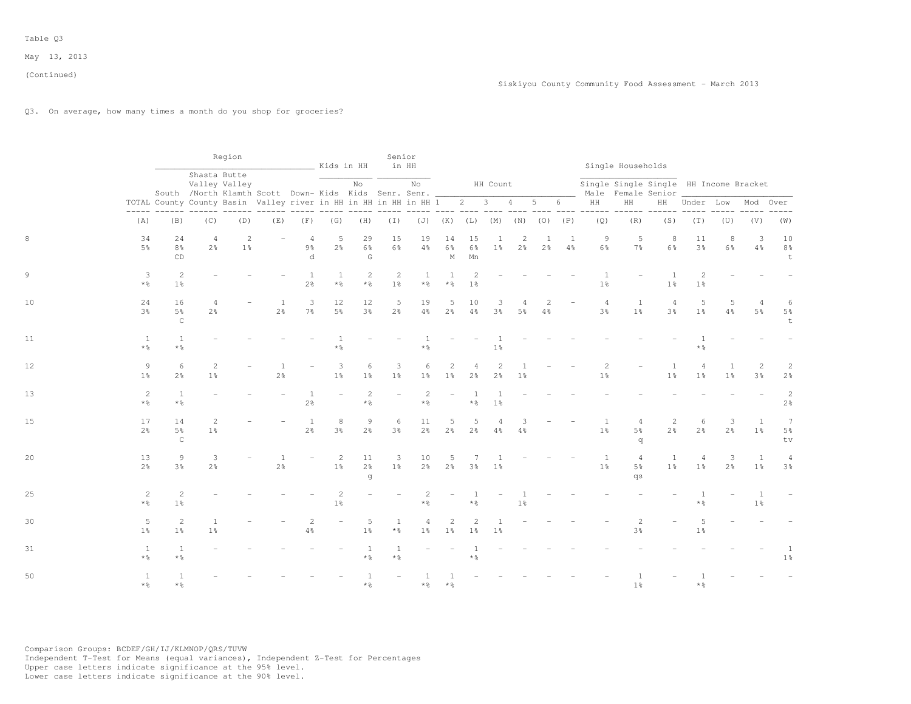Table Q3

May 13, 2013

(Continued)

Siskiyou County Community Food Assessment - March 2013

Q3. On average, how many times a month do you shop for groceries?

| | Region | | | | | | Kids in HH | | Senior in HH | | HH Count | | | | | | Single Households | | | HH Income Bracket | | | |
|---|---|---|---|---|---|---|---|---|---|---|---|---|---|---|---|---|---|---|---|---|---|---|---|
| | TOTAL | South County | Shasta Valley /North County | Butte Valley Klamth Basin | Scott Valley | Down-river | Kids in HH | No Kids in HH | Senr. in HH | No Senr. in HH | 1 | 2 | 3 | 4 | 5 | 6 | Single Male HH | Single Female HH | Single Senior HH | Under | Low | Mod | Over |
| | (A) | (B) | (C) | (D) | (E) | (F) | (G) | (H) | (I) | (J) | (K) | (L) | (M) | (N) | (O) | (P) | (Q) | (R) | (S) | (T) | (U) | (V) | (W) |
| 8 | 34 | 24 | 4 | 2 | - | 4 | 5 | 29 | 15 | 19 | 14 | 15 | 1 | 2 | 1 | 1 | 9 | 5 | 8 | 11 | 8 | 3 | 10 |
| | 5% | 8% | 2% | 1% | | 9% | 2% | 6% | 6% | 4% | 6% | 6% | 1% | 2% | 2% | 4% | 6% | 7% | 6% | 3% | 6% | 4% | 8% |
| | | CD | | | | d | | G | | | M | Mn | | | | | | | | | | | t |
| 9 | 3 | 2 | - | - | - | 1 | 1 | 2 | 2 | 1 | 1 | 2 | - | - | - | - | 1 | - | 1 | 2 | - | - | - |
| | *% | 1% | | | | 2% | *% | *% | 1% | *% | *% | 1% | | | | | 1% | | 1% | 1% | | | |
| 10 | 24 | 16 | 4 | - | 1 | 3 | 12 | 12 | 5 | 19 | 5 | 10 | 3 | 4 | 2 | - | 4 | 1 | 4 | 5 | 5 | 4 | 6 |
| | 3% | 5% | 2% | | 2% | 7% | 5% | 3% | 2% | 4% | 2% | 4% | 3% | 5% | 4% | | 3% | 1% | 3% | 1% | 4% | 5% | 5% |
| | | C | | | | | | | | | | | | | | | | | | | | | t |
| 11 | 1 | 1 | - | - | - | - | 1 | - | - | 1 | - | - | 1 | - | - | - | - | - | - | 1 | - | - | - |
| | *% | *% | | | | | *% | | | *% | | | 1% | | | | | | | *% | | | |
| 12 | 9 | 6 | 2 | - | 1 | - | 3 | 6 | 3 | 6 | 2 | 4 | 2 | 1 | - | - | 2 | - | 1 | 4 | 1 | 2 | 2 |
| | 1% | 2% | 1% | | 2% | | 1% | 1% | 1% | 1% | 1% | 2% | 2% | 1% | | | 1% | | 1% | 1% | 1% | 3% | 2% |
| 13 | 2 | 1 | - | - | - | 1 | - | 2 | - | 2 | - | 1 | 1 | - | - | - | - | - | - | - | - | - | 2 |
| | *% | *% | | | | 2% | | *% | | *% | | *% | 1% | | | | | | | | | | 2% |
| 15 | 17 | 14 | 2 | - | - | 1 | 8 | 9 | 6 | 11 | 5 | 5 | 4 | 3 | - | - | 1 | 4 | 2 | 6 | 3 | 1 | 7 |
| | 2% | 5% | 1% | | | 2% | 3% | 2% | 3% | 2% | 2% | 2% | 4% | 4% | | | 1% | 5% | 2% | 2% | 2% | 1% | 5% |
| | | C | | | | | | | | | | | | | | | | q | | | | | tv |
| 20 | 13 | 9 | 3 | - | 1 | - | 2 | 11 | 3 | 10 | 5 | 7 | 1 | - | - | - | 1 | 4 | 1 | 4 | 3 | 1 | 4 |
| | 2% | 3% | 2% | | 2% | | 1% | 2% | 1% | 2% | 2% | 3% | 1% | | | | 1% | 5% | 1% | 1% | 2% | 1% | 3% |
| | | | | | | | | g | | | | | | | | | | qs | | | | | |
| 25 | 2 | 2 | - | - | - | - | 2 | - | - | 2 | - | 1 | - | 1 | - | - | - | - | - | 1 | - | 1 | - |
| | *% | 1% | | | | | 1% | | | *% | | *% | | 1% | | | | | | *% | | 1% | |
| 30 | 5 | 2 | 1 | - | - | 2 | - | 5 | 1 | 4 | 2 | 2 | 1 | - | - | - | - | 2 | - | 5 | - | - | - |
| | 1% | 1% | 1% | | | 4% | | 1% | *% | 1% | 1% | 1% | 1% | | | | | 3% | | 1% | | | |
| 31 | 1 | 1 | - | - | - | - | - | 1 | 1 | - | - | 1 | - | - | - | - | - | - | - | - | - | - | 1 |
| | *% | *% | | | | | | *% | *% | | | *% | | | | | | | | | | | 1% |
| 50 | 1 | 1 | - | - | - | - | - | 1 | - | 1 | 1 | - | - | - | - | - | - | 1 | - | 1 | - | - | - |
| | *% | *% | | | | | | *% | | *% | *% | | | | | | | 1% | | *% | | | |

Comparison Groups: BCDEF/GH/IJ/KLMNOP/QRS/TUVW
Independent T-Test for Means (equal variances), Independent Z-Test for Percentages
Upper case letters indicate significance at the 95% level.
Lower case letters indicate significance at the 90% level.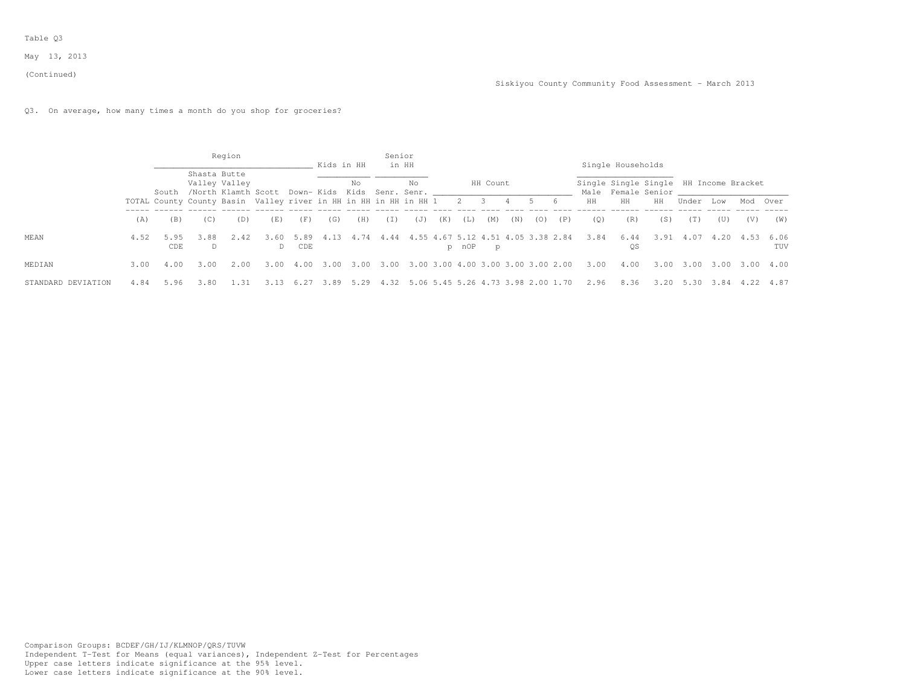Table Q3

May 13, 2013

(Continued)

Siskiyou County Community Food Assessment - March 2013

Q3. On average, how many times a month do you shop for groceries?

| | | Region | | | | | Kids in HH | | Senior in HH | | HH Count | | | | | | Single Households | | | HH Income Bracket | | | |
|---|---|---|---|---|---|---|---|---|---|---|---|---|---|---|---|---|---|---|---|---|---|---|---|
| | TOTAL | South County | Shasta Valley /North County | Butte Valley Klamth Basin | Scott Valley | Down-river | Kids in HH | No Kids in HH | Senr. in HH | No Senr. in HH | 1 | 2 | 3 | 4 | 5 | 6 | Single Male HH | Single Female HH | Single Senior HH | Under | Low | Mod | Over |
| | (A) | (B) | (C) | (D) | (E) | (F) | (G) | (H) | (I) | (J) | (K) | (L) | (M) | (N) | (O) | (P) | (Q) | (R) | (S) | (T) | (U) | (V) | (W) |
| MEAN | 4.52 | 5.95 CDE | 3.88 D | 2.42 | 3.60 D | 5.89 CDE | 4.13 | 4.74 | 4.44 | 4.55 | 4.67 p | 5.12 nOP | 4.51 p | 4.05 | 3.38 | 2.84 | 3.84 | 6.44 QS | 3.91 | 4.07 | 4.20 | 4.53 | 6.06 TUV |
| MEDIAN | 3.00 | 4.00 | 3.00 | 2.00 | 3.00 | 4.00 | 3.00 | 3.00 | 3.00 | 3.00 | 3.00 | 4.00 | 3.00 | 3.00 | 3.00 | 2.00 | 3.00 | 4.00 | 3.00 | 3.00 | 3.00 | 3.00 | 4.00 |
| STANDARD DEVIATION | 4.84 | 5.96 | 3.80 | 1.31 | 3.13 | 6.27 | 3.89 | 5.29 | 4.32 | 5.06 | 5.45 | 5.26 | 4.73 | 3.98 | 2.00 | 1.70 | 2.96 | 8.36 | 3.20 | 5.30 | 3.84 | 4.22 | 4.87 |

Comparison Groups: BCDEF/GH/IJ/KLMNOP/QRS/TUVW
Independent T-Test for Means (equal variances), Independent Z-Test for Percentages
Upper case letters indicate significance at the 95% level.
Lower case letters indicate significance at the 90% level.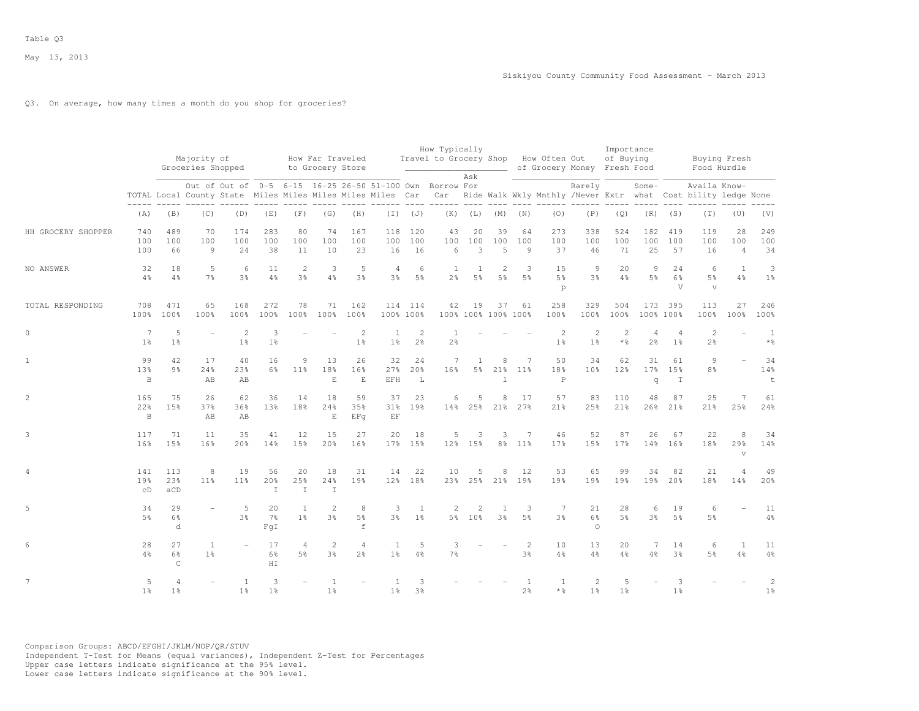Table Q3

May 13, 2013

Siskiyou County Community Food Assessment - March 2013

Q3. On average, how many times a month do you shop for groceries?

| | | Majority of Groceries Shopped | | | How Far Traveled to Grocery Store | | | | | How Typically Travel to Grocery Shop | | | | How Often Out of Grocery Money | | | Importance of Buying Fresh Food | | Buying Fresh Food Hurdle | | | |
|---|---|---|---|---|---|---|---|---|---|---|---|---|---|---|---|---|---|---|---|---|---|---|
| | TOTAL | Local | Out of County | Out of State | 0-5 Miles | 6-15 Miles | 16-25 Miles | 26-50 Miles | 51-100 Miles | Own Car | Borrow Car | Ask For Ride | Walk | Wkly | Mnthly | Rarely /Never | Extr | Some-what | Cost | Availa bility | Know-ledge | None |
| | (A) | (B) | (C) | (D) | (E) | (F) | (G) | (H) | (I) | (J) | (K) | (L) | (M) | (N) | (O) | (P) | (Q) | (R) | (S) | (T) | (U) | (V) |
| HH GROCERY SHOPPER | 740 | 489 | 70 | 174 | 283 | 80 | 74 | 167 | 118 | 120 | 43 | 20 | 39 | 64 | 273 | 338 | 524 | 182 | 419 | 119 | 28 | 249 |
| | 100 | 100 | 100 | 100 | 100 | 100 | 100 | 100 | 100 | 100 | 100 | 100 | 100 | 100 | 100 | 100 | 100 | 100 | 100 | 100 | 100 | 100 |
| | 100 | 66 | 9 | 24 | 38 | 11 | 10 | 23 | 16 | 16 | 6 | 3 | 5 | 9 | 37 | 46 | 71 | 25 | 57 | 16 | 4 | 34 |
| NO ANSWER | 32 | 18 | 5 | 6 | 11 | 2 | 3 | 5 | 4 | 6 | 1 | 1 | 2 | 3 | 15 | 9 | 20 | 9 | 24 | 6 | 1 | 3 |
| | 4% | 4% | 7% | 3% | 4% | 3% | 4% | 3% | 3% | 5% | 2% | 5% | 5% | 5% | 5% | 3% | 4% | 5% | 6% | 5% | 4% | 1% |
| | | | | | | | | | | | | | | | p | | | | V | v | | |
| TOTAL RESPONDING | 708 | 471 | 65 | 168 | 272 | 78 | 71 | 162 | 114 | 114 | 42 | 19 | 37 | 61 | 258 | 329 | 504 | 173 | 395 | 113 | 27 | 246 |
| | 100% | 100% | 100% | 100% | 100% | 100% | 100% | 100% | 100% | 100% | 100% | 100% | 100% | 100% | 100% | 100% | 100% | 100% | 100% | 100% | 100% | 100% |
| 0 | 7 | 5 | - | 2 | 3 | - | - | 2 | 1 | 2 | 1 | - | - | - | 2 | 2 | 2 | 4 | 4 | 2 | - | 1 |
| | 1% | 1% | | 1% | 1% | | | 1% | 1% | 2% | 2% | | | | 1% | 1% | *% | 2% | 1% | 2% | | *% |
| 1 | 99 | 42 | 17 | 40 | 16 | 9 | 13 | 26 | 32 | 24 | 7 | 1 | 8 | 7 | 50 | 34 | 62 | 31 | 61 | 9 | - | 34 |
| | 13% | 9% | 24% | 23% | 6% | 11% | 18% | 16% | 27% | 20% | 16% | 5% | 21% | 11% | 18% | 10% | 12% | 17% | 15% | 8% | | 14% |
| | B | | AB | AB | | | E | E | EFH | L | | | l | | P | | | q | T | | | t |
| 2 | 165 | 75 | 26 | 62 | 36 | 14 | 18 | 59 | 37 | 23 | 6 | 5 | 8 | 17 | 57 | 83 | 110 | 48 | 87 | 25 | 7 | 61 |
| | 22% | 15% | 37% | 36% | 13% | 18% | 24% | 35% | 31% | 19% | 14% | 25% | 21% | 27% | 21% | 25% | 21% | 26% | 21% | 21% | 25% | 24% |
| | B | | AB | AB | | | E | EFg | EF | | | | | | | | | | | | | |
| 3 | 117 | 71 | 11 | 35 | 41 | 12 | 15 | 27 | 20 | 18 | 5 | 3 | 3 | 7 | 46 | 52 | 87 | 26 | 67 | 22 | 8 | 34 |
| | 16% | 15% | 16% | 20% | 14% | 15% | 20% | 16% | 17% | 15% | 12% | 15% | 8% | 11% | 17% | 15% | 17% | 14% | 16% | 18% | 29% | 14% |
| | | | | | | | | | | | | | | | | | | | | | v | |
| 4 | 141 | 113 | 8 | 19 | 56 | 20 | 18 | 31 | 14 | 22 | 10 | 5 | 8 | 12 | 53 | 65 | 99 | 34 | 82 | 21 | 4 | 49 |
| | 19% | 23% | 11% | 11% | 20% | 25% | 24% | 19% | 12% | 18% | 23% | 25% | 21% | 19% | 19% | 19% | 19% | 19% | 20% | 18% | 14% | 20% |
| | cD | aCD | | | I | I | I | | | | | | | | | | | | | | | |
| 5 | 34 | 29 | - | 5 | 20 | 1 | 2 | 8 | 3 | 1 | 2 | 2 | 1 | 3 | 7 | 21 | 28 | 6 | 19 | 6 | - | 11 |
| | 5% | 6% | | 3% | 7% | 1% | 3% | 5% | 3% | 1% | 5% | 10% | 3% | 5% | 3% | 6% | 5% | 3% | 5% | 5% | | 4% |
| | | d | | | FgI | | | f | | | | | | | | O | | | | | | |
| 6 | 28 | 27 | 1 | - | 17 | 4 | 2 | 4 | 1 | 5 | 3 | - | - | 2 | 10 | 13 | 20 | 7 | 14 | 6 | 1 | 11 |
| | 4% | 6% | 1% | | 6% | 5% | 3% | 2% | 1% | 4% | 7% | | | 3% | 4% | 4% | 4% | 4% | 3% | 5% | 4% | 4% |
| | | C | | | HI | | | | | | | | | | | | | | | | | |
| 7 | 5 | 4 | - | 1 | 3 | - | 1 | - | 1 | 3 | - | - | - | 1 | 1 | 2 | 5 | - | 3 | - | - | 2 |
| | 1% | 1% | | 1% | 1% | | 1% | | 1% | 3% | | | | 2% | *% | 1% | 1% | | 1% | | | 1% |

Comparison Groups: ABCD/EFGHI/JKLM/NOP/QR/STUV
Independent T-Test for Means (equal variances), Independent Z-Test for Percentages
Upper case letters indicate significance at the 95% level.
Lower case letters indicate significance at the 90% level.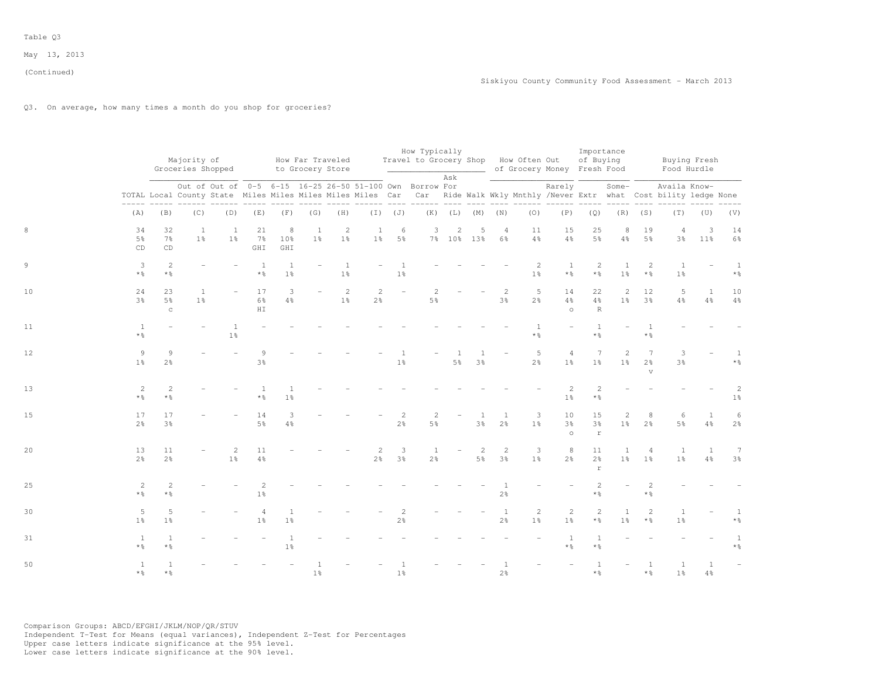Table Q3

May 13, 2013

(Continued)

Siskiyou County Community Food Assessment - March 2013

Q3. On average, how many times a month do you shop for groceries?

| | | Majority of Groceries Shopped | | | How Far Traveled to Grocery Store | | | | | How Typically Travel to Grocery Shop | | | | How Often Out of Grocery Money | | | Importance of Buying Fresh Food | | Buying Fresh Food Hurdle | | | |
|---|---|---|---|---|---|---|---|---|---|---|---|---|---|---|---|---|---|---|---|---|---|---|
| | TOTAL | Local | Out of County | Out of State | 0-5 Miles | 6-15 Miles | 16-25 Miles | 26-50 Miles | 51-100 Miles | Own Car | Borrow Car | Ask For Ride | Walk | Wkly | Mnthly | Rarely /Never | Extr | Some-what | Cost | Availa bility | Know-ledge | None |
| | (A) | (B) | (C) | (D) | (E) | (F) | (G) | (H) | (I) | (J) | (K) | (L) | (M) | (N) | (O) | (P) | (Q) | (R) | (S) | (T) | (U) | (V) |
| 8 | 34 | 32 | 1 | 1 | 21 | 8 | 1 | 2 | 1 | 6 | 3 | 2 | 5 | 4 | 11 | 15 | 25 | 8 | 19 | 4 | 3 | 14 |
| | 5% | 7% | 1% | 1% | 7% | 10% | 1% | 1% | 1% | 5% | 7% | 10% | 13% | 6% | 4% | 4% | 5% | 4% | 5% | 3% | 11% | 6% |
| | CD | CD | | | GHI | GHI | | | | | | | | | | | | | | | | |
| 9 | 3 | 2 | - | - | 1 | 1 | - | 1 | - | 1 | - | - | - | - | 2 | 1 | 2 | 1 | 2 | 1 | - | 1 |
| | *% | *% | | | *% | 1% | | 1% | | 1% | | | | | 1% | *% | *% | 1% | *% | 1% | | *% |
| 10 | 24 | 23 | 1 | - | 17 | 3 | - | 2 | 2 | - | 2 | - | - | 2 | 5 | 14 | 22 | 2 | 12 | 5 | 1 | 10 |
| | 3% | 5% | 1% | | 6% | 4% | | 1% | 2% | | 5% | | | 3% | 2% | 4% | 4% | 1% | 3% | 4% | 4% | 4% |
| | | c | | | HI | | | | | | | | | | | o | R | | | | | |
| 11 | 1 | - | - | 1 | - | - | - | - | - | - | - | - | - | - | 1 | - | 1 | - | 1 | - | - | - |
| | *% | | | 1% | | | | | | | | | | | *% | | *% | | *% | | | |
| 12 | 9 | 9 | - | - | 9 | - | - | - | - | 1 | - | 1 | 1 | - | 5 | 4 | 7 | 2 | 7 | 3 | - | 1 |
| | 1% | 2% | | | 3% | | | | | 1% | | 5% | 3% | | 2% | 1% | 1% | 1% | 2% | 3% | | *% |
| | | | | | | | | | | | | | | | | | | | v | | | |
| 13 | 2 | 2 | - | - | 1 | 1 | - | - | - | - | - | - | - | - | - | 2 | 2 | - | - | - | - | 2 |
| | *% | *% | | | *% | 1% | | | | | | | | | | 1% | *% | | | | | 1% |
| 15 | 17 | 17 | - | - | 14 | 3 | - | - | - | 2 | 2 | - | 1 | 1 | 3 | 10 | 15 | 2 | 8 | 6 | 1 | 6 |
| | 2% | 3% | | | 5% | 4% | | | | 2% | 5% | | 3% | 2% | 1% | 3% | 3% | 1% | 2% | 5% | 4% | 2% |
| | | | | | | | | | | | | | | | | o | r | | | | | |
| 20 | 13 | 11 | - | 2 | 11 | - | - | - | 2 | 3 | 1 | - | 2 | 2 | 3 | 8 | 11 | 1 | 4 | 1 | 1 | 7 |
| | 2% | 2% | | 1% | 4% | | | | 2% | 3% | 2% | | 5% | 3% | 1% | 2% | 2% | 1% | 1% | 1% | 4% | 3% |
| | | | | | | | | | | | | | | | | | r | | | | | |
| 25 | 2 | 2 | - | - | 2 | - | - | - | - | - | - | - | - | 1 | - | - | 2 | - | 2 | - | - | - |
| | *% | *% | | | 1% | | | | | | | | | 2% | | | *% | | *% | | | |
| 30 | 5 | 5 | - | - | 4 | 1 | - | - | - | 2 | - | - | - | 1 | 2 | 2 | 2 | 1 | 2 | 1 | - | 1 |
| | 1% | 1% | | | 1% | 1% | | | | 2% | | | | 2% | 1% | 1% | *% | 1% | *% | 1% | | *% |
| 31 | 1 | 1 | - | - | - | 1 | - | - | - | - | - | - | - | - | - | 1 | 1 | - | - | - | - | 1 |
| | *% | *% | | | | 1% | | | | | | | | | | *% | *% | | | | | *% |
| 50 | 1 | 1 | - | - | - | - | 1 | - | - | 1 | - | - | - | 1 | - | - | 1 | - | 1 | 1 | 1 | - |
| | *% | *% | | | | | 1% | | | 1% | | | | 2% | | | *% | | *% | 1% | 4% | |

Comparison Groups: ABCD/EFGHI/JKLM/NOP/QR/STUV
Independent T-Test for Means (equal variances), Independent Z-Test for Percentages
Upper case letters indicate significance at the 95% level.
Lower case letters indicate significance at the 90% level.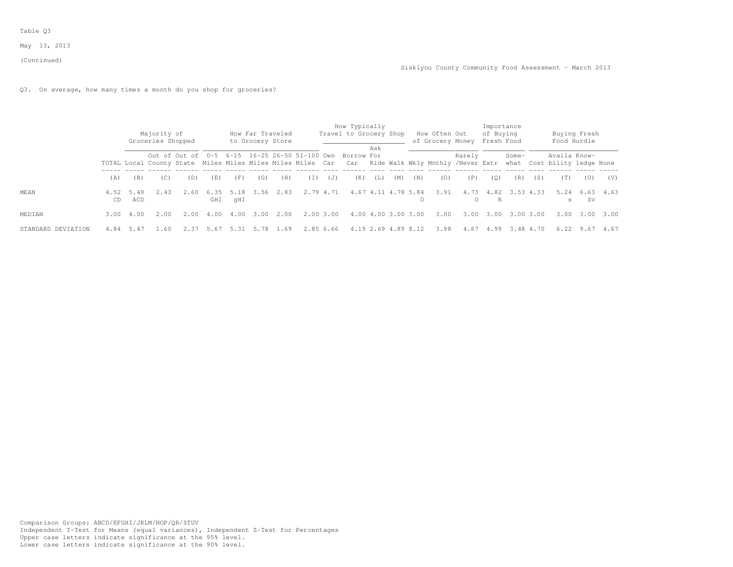Table Q3

May 13, 2013

(Continued)

Siskiyou County Community Food Assessment - March 2013

Q3. On average, how many times a month do you shop for groceries?

| | | Majority of Groceries Shopped | | | How Far Traveled to Grocery Store | | | | | How Typically Travel to Grocery Shop | | | | How Often Out of Grocery Money | | | Importance of Buying Fresh Food | | Buying Fresh Food Hurdle | | | |
|---|---|---|---|---|---|---|---|---|---|---|---|---|---|---|---|---|---|---|---|---|---|---|
| | TOTAL | Local | Out of County | Out of State | 0-5 Miles | 6-15 Miles | 16-25 Miles | 26-50 Miles | 51-100 Miles | Own Car | Borrow Car | Ask For Ride | Walk | Wkly | Mnthly | Rarely /Never | Extr | Some-what | Cost | Availa bility | Know-ledge | None |
| | (A) | (B) | (C) | (D) | (E) | (F) | (G) | (H) | (I) | (J) | (K) | (L) | (M) | (N) | (O) | (P) | (Q) | (R) | (S) | (T) | (U) | (V) |
| MEAN | 4.52 CD | 5.49 ACD | 2.43 | 2.60 | 6.35 GHI | 5.18 gHI | 3.56 | 2.83 | 2.79 | 4.71 | 4.67 | 4.11 | 4.78 | 5.84 O | 3.91 | 4.73 O | 4.82 R | 3.53 | 4.33 | 5.24 s | 6.63 Sv | 4.63 |
| MEDIAN | 3.00 | 4.00 | 2.00 | 2.00 | 4.00 | 4.00 | 3.00 | 2.00 | 2.00 | 3.00 | 4.00 | 4.00 | 3.00 | 3.00 | 3.00 | 3.00 | 3.00 | 3.00 | 3.00 | 3.00 | 3.00 | 3.00 |
| STANDARD DEVIATION | 4.84 | 5.47 | 1.60 | 2.37 | 5.67 | 5.31 | 5.78 | 1.69 | 2.85 | 6.66 | 4.19 | 2.69 | 4.89 | 8.12 | 3.98 | 4.67 | 4.99 | 3.48 | 4.70 | 6.22 | 9.67 | 4.67 |

Comparison Groups: ABCD/EFGHI/JKLM/NOP/QR/STUV
Independent T-Test for Means (equal variances), Independent Z-Test for Percentages
Upper case letters indicate significance at the 95% level.
Lower case letters indicate significance at the 90% level.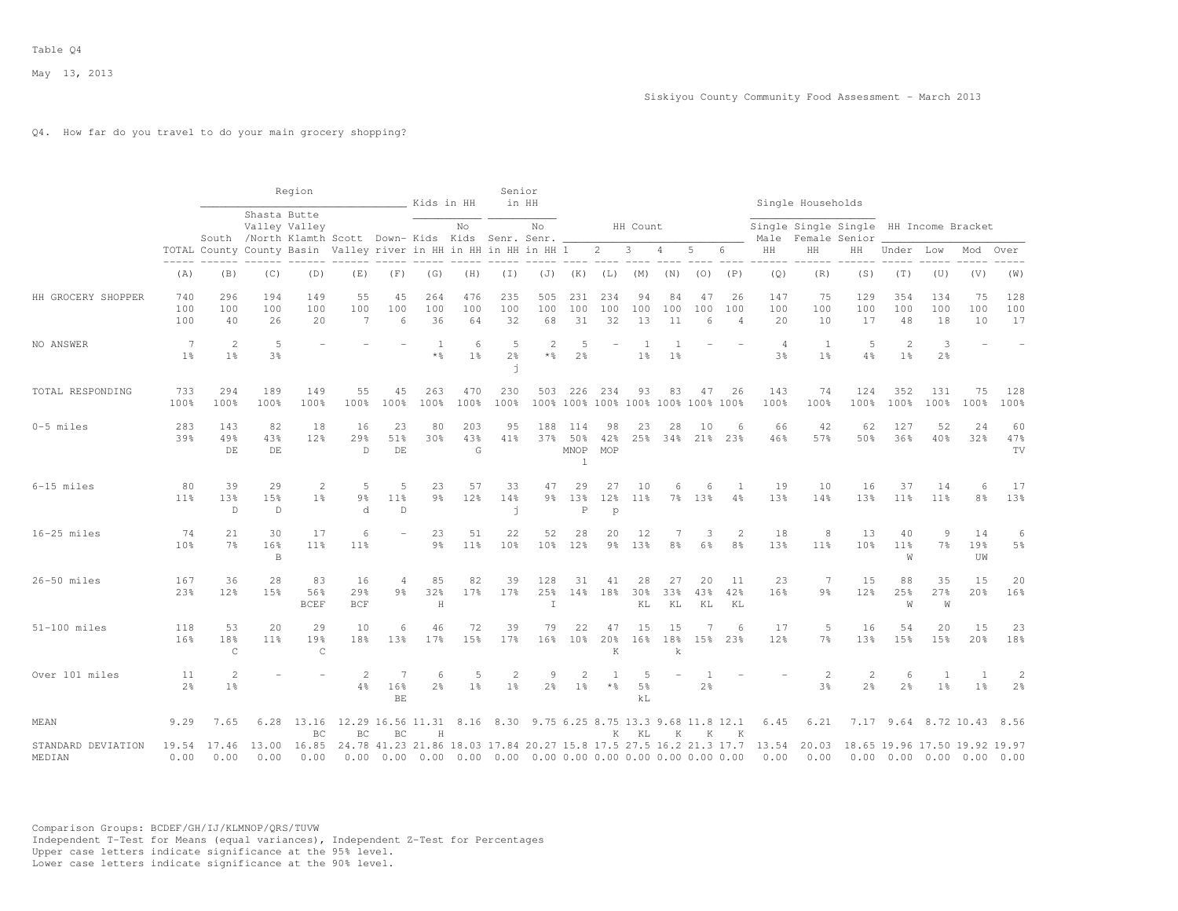Table Q4

May 13, 2013

Siskiyou County Community Food Assessment - March 2013

Q4. How far do you travel to do your main grocery shopping?

| | TOTAL | Region: South County | Region: Shasta Valley /North County | Region: Butte Valley Klamth Basin | Region: Scott Valley | Region: Down-river | Kids in HH: Kids in HH | Kids in HH: No Kids in HH | Senior in HH: Senr. in HH | Senior in HH: No Senr. in HH | HH Count: 1 | HH Count: 2 | HH Count: 3 | HH Count: 4 | HH Count: 5 | HH Count: 6 | Single Households: Single Male HH | Single Households: Single Female HH | Single Households: Single Senior HH | HH Income Bracket: Under | HH Income Bracket: Low | HH Income Bracket: Mod | HH Income Bracket: Over |
|---|---|---|---|---|---|---|---|---|---|---|---|---|---|---|---|---|---|---|---|---|---|---|---|
| | (A) | (B) | (C) | (D) | (E) | (F) | (G) | (H) | (I) | (J) | (K) | (L) | (M) | (N) | (O) | (P) | (Q) | (R) | (S) | (T) | (U) | (V) | (W) |
| HH GROCERY SHOPPER | 740 | 296 | 194 | 149 | 55 | 45 | 264 | 476 | 235 | 505 | 231 | 234 | 94 | 84 | 47 | 26 | 147 | 75 | 129 | 354 | 134 | 75 | 128 |
| | 100 | 100 | 100 | 100 | 100 | 100 | 100 | 100 | 100 | 100 | 100 | 100 | 100 | 100 | 100 | 100 | 100 | 100 | 100 | 100 | 100 | 100 | 100 |
| | 100 | 40 | 26 | 20 | 7 | 6 | 36 | 64 | 32 | 68 | 31 | 32 | 13 | 11 | 6 | 4 | 20 | 10 | 17 | 48 | 18 | 10 | 17 |
| NO ANSWER | 7 | 2 | 5 | - | - | - | 1 | 6 | 5 | 2 | 5 | - | 1 | 1 | - | - | 4 | 1 | 5 | 2 | 3 | - | - |
| | 1% | 1% | 3% | | | | *% | 1% | 2% | *% | 2% | | 1% | 1% | | | 3% | 1% | 4% | 1% | 2% | | |
| | | | | | | | | | j | | | | | | | | | | | | | | |
| TOTAL RESPONDING | 733 | 294 | 189 | 149 | 55 | 45 | 263 | 470 | 230 | 503 | 226 | 234 | 93 | 83 | 47 | 26 | 143 | 74 | 124 | 352 | 131 | 75 | 128 |
| | 100% | 100% | 100% | 100% | 100% | 100% | 100% | 100% | 100% | 100% | 100% | 100% | 100% | 100% | 100% | 100% | 100% | 100% | 100% | 100% | 100% | 100% | 100% |
| 0-5 miles | 283 | 143 | 82 | 18 | 16 | 23 | 80 | 203 | 95 | 188 | 114 | 98 | 23 | 28 | 10 | 6 | 66 | 42 | 62 | 127 | 52 | 24 | 60 |
| | 39% | 49% | 43% | 12% | 29% | 51% | 30% | 43% | 41% | 37% | 50% | 42% | 25% | 34% | 21% | 23% | 46% | 57% | 50% | 36% | 40% | 32% | 47% |
| | | DE | DE | | D | DE | | G | | | MNOP l | MOP | | | | | | | | | | | TV |
| 6-15 miles | 80 | 39 | 29 | 2 | 5 | 5 | 23 | 57 | 33 | 47 | 29 | 27 | 10 | 6 | 6 | 1 | 19 | 10 | 16 | 37 | 14 | 6 | 17 |
| | 11% | 13% | 15% | 1% | 9% | 11% | 9% | 12% | 14% | 9% | 13% | 12% | 11% | 7% | 13% | 4% | 13% | 14% | 13% | 11% | 11% | 8% | 13% |
| | | D | D | | d | D | | | j | | P | p | | | | | | | | | | | |
| 16-25 miles | 74 | 21 | 30 | 17 | 6 | - | 23 | 51 | 22 | 52 | 28 | 20 | 12 | 7 | 3 | 2 | 18 | 8 | 13 | 40 | 9 | 14 | 6 |
| | 10% | 7% | 16% | 11% | 11% | | 9% | 11% | 10% | 10% | 12% | 9% | 13% | 8% | 6% | 8% | 13% | 11% | 10% | 11% | 7% | 19% | 5% |
| | | | B | | | | | | | | | | | | | | | | | W | | UW | |
| 26-50 miles | 167 | 36 | 28 | 83 | 16 | 4 | 85 | 82 | 39 | 128 | 31 | 41 | 28 | 27 | 20 | 11 | 23 | 7 | 15 | 88 | 35 | 15 | 20 |
| | 23% | 12% | 15% | 56% | 29% | 9% | 32% | 17% | 17% | 25% | 14% | 18% | 30% | 33% | 43% | 42% | 16% | 9% | 12% | 25% | 27% | 20% | 16% |
| | | | | BCEF | BCF | | H | | | I | | | KL | KL | KL | KL | | | | W | W | | |
| 51-100 miles | 118 | 53 | 20 | 29 | 10 | 6 | 46 | 72 | 39 | 79 | 22 | 47 | 15 | 15 | 7 | 6 | 17 | 5 | 16 | 54 | 20 | 15 | 23 |
| | 16% | 18% | 11% | 19% | 18% | 13% | 17% | 15% | 17% | 16% | 10% | 20% | 16% | 18% | 15% | 23% | 12% | 7% | 13% | 15% | 15% | 20% | 18% |
| | | C | | C | | | | | | | | K | | k | | | | | | | | | |
| Over 101 miles | 11 | 2 | - | - | 2 | 7 | 6 | 5 | 2 | 9 | 2 | 1 | 5 | - | 1 | - | - | 2 | 2 | 6 | 1 | 1 | 2 |
| | 2% | 1% | | | 4% | 16% | 2% | 1% | 1% | 2% | 1% | *% | 5% | | 2% | | | 3% | 2% | 2% | 1% | 1% | 2% |
| | | | | | | BE | | | | | | | kL | | | | | | | | | | |
| MEAN | 9.29 | 7.65 | 6.28 | 13.16 | 12.29 | 16.56 | 11.31 | 8.16 | 8.30 | 9.75 | 6.25 | 8.75 | 13.3 | 9.68 | 11.8 | 12.1 | 6.45 | 6.21 | 7.17 | 9.64 | 8.72 | 10.43 | 8.56 |
| | | | | BC | BC | BC | H | | | | | K | KL | K | K | K | | | | | | | |
| STANDARD DEVIATION | 19.54 | 17.46 | 13.00 | 16.85 | 24.78 | 41.23 | 21.86 | 18.03 | 17.84 | 20.27 | 15.8 | 17.5 | 27.5 | 16.2 | 21.3 | 17.7 | 13.54 | 20.03 | 18.65 | 19.96 | 17.50 | 19.92 | 19.97 |
| MEDIAN | 0.00 | 0.00 | 0.00 | 0.00 | 0.00 | 0.00 | 0.00 | 0.00 | 0.00 | 0.00 | 0.00 | 0.00 | 0.00 | 0.00 | 0.00 | 0.00 | 0.00 | 0.00 | 0.00 | 0.00 | 0.00 | 0.00 | 0.00 |

Comparison Groups: BCDEF/GH/IJ/KLMNOP/QRS/TUVW
Independent T-Test for Means (equal variances), Independent Z-Test for Percentages
Upper case letters indicate significance at the 95% level.
Lower case letters indicate significance at the 90% level.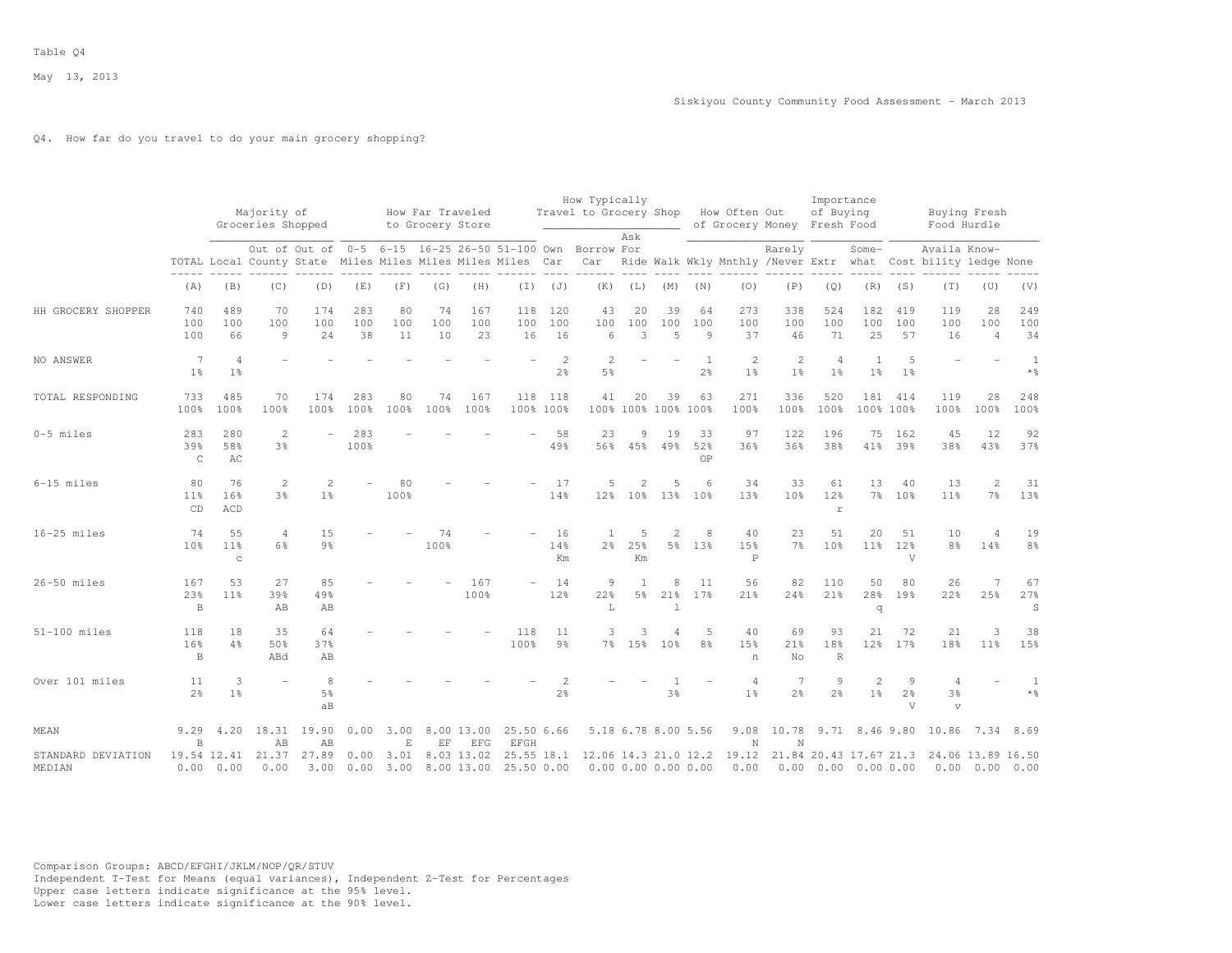Table Q4

May 13, 2013

Siskiyou County Community Food Assessment - March 2013

Q4. How far do you travel to do your main grocery shopping?

| | | Majority of Groceries Shopped | | | How Far Traveled to Grocery Store | | | | | How Typically Travel to Grocery Shop | | | | How Often Out of Grocery Money | | | Importance of Buying Fresh Food | | Buying Fresh Food Hurdle | | | |
|---|---|---|---|---|---|---|---|---|---|---|---|---|---|---|---|---|---|---|---|---|---|---|
| | TOTAL | Local | Out of County | Out of State | 0-5 Miles | 6-15 Miles | 16-25 Miles | 26-50 Miles | 51-100 Miles | Own Car | Borrow Car | Ask For Ride | Walk | Wkly | Mnthly | Rarely /Never | Extr | Some-what | Cost | Availa bility | Know-ledge | None |
| | (A) | (B) | (C) | (D) | (E) | (F) | (G) | (H) | (I) | (J) | (K) | (L) | (M) | (N) | (O) | (P) | (Q) | (R) | (S) | (T) | (U) | (V) |
| HH GROCERY SHOPPER | 740 | 489 | 70 | 174 | 283 | 80 | 74 | 167 | 118 | 120 | 43 | 20 | 39 | 64 | 273 | 338 | 524 | 182 | 419 | 119 | 28 | 249 |
| | 100 | 100 | 100 | 100 | 100 | 100 | 100 | 100 | 100 | 100 | 100 | 100 | 100 | 100 | 100 | 100 | 100 | 100 | 100 | 100 | 100 | 100 |
| | 100 | 66 | 9 | 24 | 38 | 11 | 10 | 23 | 16 | 16 | 6 | 3 | 5 | 9 | 37 | 46 | 71 | 25 | 57 | 16 | 4 | 34 |
| NO ANSWER | 7 | 4 | - | - | - | - | - | - | - | 2 | 2 | - | - | 1 | 2 | 2 | 4 | 1 | 5 | - | - | 1 |
| | 1% | 1% | | | | | | | | 2% | 5% | | | 2% | 1% | 1% | 1% | 1% | 1% | | | *% |
| TOTAL RESPONDING | 733 | 485 | 70 | 174 | 283 | 80 | 74 | 167 | 118 | 118 | 41 | 20 | 39 | 63 | 271 | 336 | 520 | 181 | 414 | 119 | 28 | 248 |
| | 100% | 100% | 100% | 100% | 100% | 100% | 100% | 100% | 100% | 100% | 100% | 100% | 100% | 100% | 100% | 100% | 100% | 100% | 100% | 100% | 100% | 100% |
| 0-5 miles | 283 | 280 | 2 | - | 283 | - | - | - | - | 58 | 23 | 9 | 19 | 33 | 97 | 122 | 196 | 75 | 162 | 45 | 12 | 92 |
| | 39% | 58% | 3% | | 100% | | | | | 49% | 56% | 45% | 49% | 52% | 36% | 36% | 38% | 41% | 39% | 38% | 43% | 37% |
| | C | AC | | | | | | | | | | | | OP | | | | | | | | |
| 6-15 miles | 80 | 76 | 2 | 2 | - | 80 | - | - | - | 17 | 5 | 2 | 5 | 6 | 34 | 33 | 61 | 13 | 40 | 13 | 2 | 31 |
| | 11% | 16% | 3% | 1% | | 100% | | | | 14% | 12% | 10% | 13% | 10% | 13% | 10% | 12% | 7% | 10% | 11% | 7% | 13% |
| | CD | ACD | | | | | | | | | | | | | | | r | | | | | |
| 16-25 miles | 74 | 55 | 4 | 15 | - | - | 74 | - | - | 16 | 1 | 5 | 2 | 8 | 40 | 23 | 51 | 20 | 51 | 10 | 4 | 19 |
| | 10% | 11% | 6% | 9% | | | 100% | | | 14% | 2% | 25% | 5% | 13% | 15% | 7% | 10% | 11% | 12% | 8% | 14% | 8% |
| | | c | | | | | | | | Km | | Km | | | P | | | | V | | | |
| 26-50 miles | 167 | 53 | 27 | 85 | - | - | - | 167 | - | 14 | 9 | 1 | 8 | 11 | 56 | 82 | 110 | 50 | 80 | 26 | 7 | 67 |
| | 23% | 11% | 39% | 49% | | | | 100% | | 12% | 22% | 5% | 21% | 17% | 21% | 24% | 21% | 28% | 19% | 22% | 25% | 27% |
| | B | | AB | AB | | | | | | | L | | l | | | | | q | | | | S |
| 51-100 miles | 118 | 18 | 35 | 64 | - | - | - | - | 118 | 11 | 3 | 3 | 4 | 5 | 40 | 69 | 93 | 21 | 72 | 21 | 3 | 38 |
| | 16% | 4% | 50% | 37% | | | | | 100% | 9% | 7% | 15% | 10% | 8% | 15% | 21% | 18% | 12% | 17% | 18% | 11% | 15% |
| | B | | ABd | AB | | | | | | | | | | | n | No | R | | | | | |
| Over 101 miles | 11 | 3 | - | 8 | - | - | - | - | - | 2 | - | - | 1 | - | 4 | 7 | 9 | 2 | 9 | 4 | - | 1 |
| | 2% | 1% | | 5% | | | | | | 2% | | | 3% | | 1% | 2% | 2% | 1% | 2% | 3% | | *% |
| | | | | aB | | | | | | | | | | | | | | | V | v | | |
| MEAN | 9.29 | 4.20 | 18.31 | 19.90 | 0.00 | 3.00 | 8.00 | 13.00 | 25.50 | 6.66 | 5.18 | 6.78 | 8.00 | 5.56 | 9.08 | 10.78 | 9.71 | 8.46 | 9.80 | 10.86 | 7.34 | 8.69 |
| | B | | AB | AB | | E | EF | EFG | EFGH | | | | | | N | N | | | | | | |
| STANDARD DEVIATION | 19.54 | 12.41 | 21.37 | 27.89 | 0.00 | 3.01 | 8.03 | 13.02 | 25.55 | 18.1 | 12.06 | 14.3 | 21.0 | 12.2 | 19.12 | 21.84 | 20.43 | 17.67 | 21.3 | 24.06 | 13.89 | 16.50 |
| MEDIAN | 0.00 | 0.00 | 0.00 | 3.00 | 0.00 | 3.00 | 8.00 | 13.00 | 25.50 | 0.00 | 0.00 | 0.00 | 0.00 | 0.00 | 0.00 | 0.00 | 0.00 | 0.00 | 0.00 | 0.00 | 0.00 | 0.00 |

Comparison Groups: ABCD/EFGHI/JKLM/NOP/QR/STUV
Independent T-Test for Means (equal variances), Independent Z-Test for Percentages
Upper case letters indicate significance at the 95% level.
Lower case letters indicate significance at the 90% level.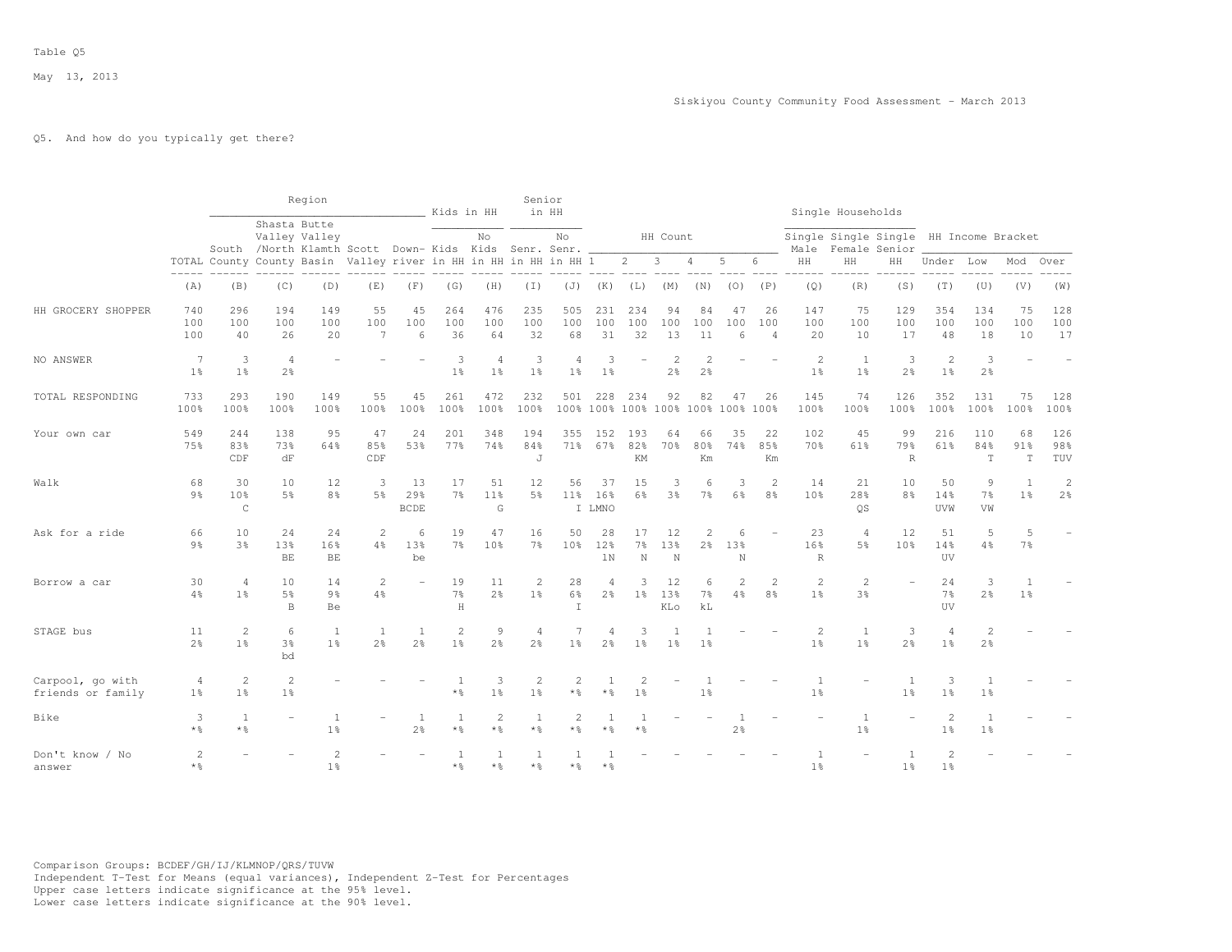Table Q5

May 13, 2013

Siskiyou County Community Food Assessment - March 2013

Q5. And how do you typically get there?

| | TOTAL | Region: South County | Region: Shasta Valley /North County | Region: Butte Valley Klamth Basin | Region: Scott Valley | Region: Down-river | Kids in HH: Kids in HH | Kids in HH: No Kids in HH | Senior in HH: Senr. in HH | Senior in HH: No Senr. in HH | HH Count: 1 | HH Count: 2 | HH Count: 3 | HH Count: 4 | HH Count: 5 | HH Count: 6 | Single Households: Single Male HH | Single Households: Single Female HH | Single Households: Single Senior HH | HH Income Bracket: Under | HH Income Bracket: Low | HH Income Bracket: Mod | HH Income Bracket: Over |
|---|---|---|---|---|---|---|---|---|---|---|---|---|---|---|---|---|---|---|---|---|---|---|---|
| | (A) | (B) | (C) | (D) | (E) | (F) | (G) | (H) | (I) | (J) | (K) | (L) | (M) | (N) | (O) | (P) | (Q) | (R) | (S) | (T) | (U) | (V) | (W) |
| HH GROCERY SHOPPER | 740 | 296 | 194 | 149 | 55 | 45 | 264 | 476 | 235 | 505 | 231 | 234 | 94 | 84 | 47 | 26 | 147 | 75 | 129 | 354 | 134 | 75 | 128 |
| | 100 | 100 | 100 | 100 | 100 | 100 | 100 | 100 | 100 | 100 | 100 | 100 | 100 | 100 | 100 | 100 | 100 | 100 | 100 | 100 | 100 | 100 | 100 |
| | 100 | 40 | 26 | 20 | 7 | 6 | 36 | 64 | 32 | 68 | 31 | 32 | 13 | 11 | 6 | 4 | 20 | 10 | 17 | 48 | 18 | 10 | 17 |
| NO ANSWER | 7 | 3 | 4 | - | - | - | 3 | 4 | 3 | 4 | 3 | - | 2 | 2 | - | - | 2 | 1 | 3 | 2 | 3 | - | - |
| | 1% | 1% | 2% | | | | 1% | 1% | 1% | 1% | 1% | | 2% | 2% | | | 1% | 1% | 2% | 1% | 2% | | |
| TOTAL RESPONDING | 733 | 293 | 190 | 149 | 55 | 45 | 261 | 472 | 232 | 501 | 228 | 234 | 92 | 82 | 47 | 26 | 145 | 74 | 126 | 352 | 131 | 75 | 128 |
| | 100% | 100% | 100% | 100% | 100% | 100% | 100% | 100% | 100% | 100% | 100% | 100% | 100% | 100% | 100% | 100% | 100% | 100% | 100% | 100% | 100% | 100% | 100% |
| Your own car | 549 | 244 | 138 | 95 | 47 | 24 | 201 | 348 | 194 | 355 | 152 | 193 | 64 | 66 | 35 | 22 | 102 | 45 | 99 | 216 | 110 | 68 | 126 |
| | 75% | 83% | 73% | 64% | 85% | 53% | 77% | 74% | 84% | 71% | 67% | 82% | 70% | 80% | 74% | 85% | 70% | 61% | 79% | 61% | 84% | 91% | 98% |
| | | CDF | dF | | CDF | | | | J | | | KM | | Km | | Km | | | R | | T | T | TUV |
| Walk | 68 | 30 | 10 | 12 | 3 | 13 | 17 | 51 | 12 | 56 | 37 | 15 | 3 | 6 | 3 | 2 | 14 | 21 | 10 | 50 | 9 | 1 | 2 |
| | 9% | 10% | 5% | 8% | 5% | 29% | 7% | 11% | 5% | 11% | 16% | 6% | 3% | 7% | 6% | 8% | 10% | 28% | 8% | 14% | 7% | 1% | 2% |
| | | C | | | | BCDE | | G | | I | LMNO | | | | | | | QS | | UVW | VW | | |
| Ask for a ride | 66 | 10 | 24 | 24 | 2 | 6 | 19 | 47 | 16 | 50 | 28 | 17 | 12 | 2 | 6 | - | 23 | 4 | 12 | 51 | 5 | 5 | - |
| | 9% | 3% | 13% | 16% | 4% | 13% | 7% | 10% | 7% | 10% | 12% | 7% | 13% | 2% | 13% | | 16% | 5% | 10% | 14% | 4% | 7% | |
| | | | BE | BE | | be | | | | | lN | N | N | | N | | R | | | UV | | | |
| Borrow a car | 30 | 4 | 10 | 14 | 2 | - | 19 | 11 | 2 | 28 | 4 | 3 | 12 | 6 | 2 | 2 | 2 | 2 | - | 24 | 3 | 1 | - |
| | 4% | 1% | 5% | 9% | 4% | | 7% | 2% | 1% | 6% | 2% | 1% | 13% | 7% | 4% | 8% | 1% | 3% | | 7% | 2% | 1% | |
| | | | B | Be | | | H | | | I | | | KLo | kL | | | | | | UV | | | |
| STAGE bus | 11 | 2 | 6 | 1 | 1 | 1 | 2 | 9 | 4 | 7 | 4 | 3 | 1 | 1 | - | - | 2 | 1 | 3 | 4 | 2 | - | - |
| | 2% | 1% | 3% | 1% | 2% | 2% | 1% | 2% | 2% | 1% | 2% | 1% | 1% | 1% | | | 1% | 1% | 2% | 1% | 2% | | |
| | | | bd | | | | | | | | | | | | | | | | | | | | |
| Carpool, go with friends or family | 4 | 2 | 2 | - | - | - | 1 | 3 | 2 | 2 | 1 | 2 | - | 1 | - | - | 1 | - | 1 | 3 | 1 | - | - |
| | 1% | 1% | 1% | | | | *% | 1% | 1% | *% | *% | 1% | | 1% | | | 1% | | 1% | 1% | 1% | | |
| Bike | 3 | 1 | - | 1 | - | 1 | 1 | 2 | 1 | 2 | 1 | 1 | - | - | 1 | - | - | 1 | - | 2 | 1 | - | - |
| | *% | *% | | 1% | | 2% | *% | *% | *% | *% | *% | *% | | | 2% | | | 1% | | 1% | 1% | | |
| Don't know / No answer | 2 | - | - | 2 | - | - | 1 | 1 | 1 | 1 | 1 | - | - | - | - | - | 1 | - | 1 | 2 | - | - | - |
| | *% | | | 1% | | | *% | *% | *% | *% | *% | | | | | | 1% | | 1% | 1% | | | |

Comparison Groups: BCDEF/GH/IJ/KLMNOP/QRS/TUVW
Independent T-Test for Means (equal variances), Independent Z-Test for Percentages
Upper case letters indicate significance at the 95% level.
Lower case letters indicate significance at the 90% level.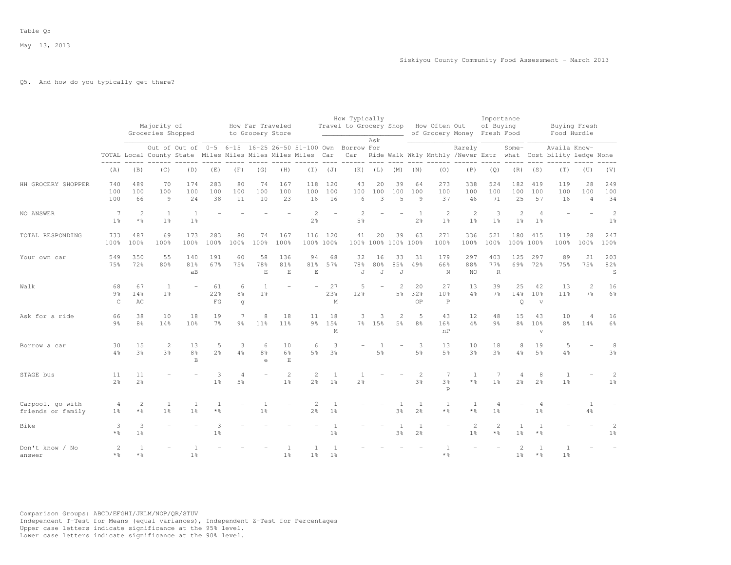Table Q5

May 13, 2013

Siskiyou County Community Food Assessment - March 2013

Q5. And how do you typically get there?

| | | Majority of Groceries Shopped | | | How Far Traveled to Grocery Store | | | | | How Typically Travel to Grocery Shop | | | | How Often Out of Grocery Money | | | Importance of Buying Fresh Food | | Buying Fresh Food Hurdle | | | |
|---|---|---|---|---|---|---|---|---|---|---|---|---|---|---|---|---|---|---|---|---|---|---|
| | TOTAL | Local | Out of County | Out of State | 0-5 Miles | 6-15 Miles | 16-25 Miles | 26-50 Miles | 51-100 Miles | Own Car | Borrow Car | Ask For Ride | Walk | Wkly | Mnthly | Rarely /Never | Extr | Some-what | Cost | Availa bility | Know-ledge | None |
| | (A) | (B) | (C) | (D) | (E) | (F) | (G) | (H) | (I) | (J) | (K) | (L) | (M) | (N) | (O) | (P) | (Q) | (R) | (S) | (T) | (U) | (V) |
| HH GROCERY SHOPPER | 740 | 489 | 70 | 174 | 283 | 80 | 74 | 167 | 118 | 120 | 43 | 20 | 39 | 64 | 273 | 338 | 524 | 182 | 419 | 119 | 28 | 249 |
| | 100 | 100 | 100 | 100 | 100 | 100 | 100 | 100 | 100 | 100 | 100 | 100 | 100 | 100 | 100 | 100 | 100 | 100 | 100 | 100 | 100 | 100 |
| | 100 | 66 | 9 | 24 | 38 | 11 | 10 | 23 | 16 | 16 | 6 | 3 | 5 | 9 | 37 | 46 | 71 | 25 | 57 | 16 | 4 | 34 |
| NO ANSWER | 7 | 2 | 1 | 1 | - | - | - | - | 2 | - | 2 | - | - | 1 | 2 | 2 | 3 | 2 | 4 | - | - | 2 |
| | 1% | *% | 1% | 1% | | | | | 2% | | 5% | | | 2% | 1% | 1% | 1% | 1% | 1% | | | 1% |
| TOTAL RESPONDING | 733 | 487 | 69 | 173 | 283 | 80 | 74 | 167 | 116 | 120 | 41 | 20 | 39 | 63 | 271 | 336 | 521 | 180 | 415 | 119 | 28 | 247 |
| | 100% | 100% | 100% | 100% | 100% | 100% | 100% | 100% | 100% | 100% | 100% | 100% | 100% | 100% | 100% | 100% | 100% | 100% | 100% | 100% | 100% | 100% |
| Your own car | 549 | 350 | 55 | 140 | 191 | 60 | 58 | 136 | 94 | 68 | 32 | 16 | 33 | 31 | 179 | 297 | 403 | 125 | 297 | 89 | 21 | 203 |
| | 75% | 72% | 80% | 81% | 67% | 75% | 78% | 81% | 81% | 57% | 78% | 80% | 85% | 49% | 66% | 88% | 77% | 69% | 72% | 75% | 75% | 82% |
| | | | | aB | | | E | E | E | | J | J | J | | N | NO | R | | | | | S |
| Walk | 68 | 67 | 1 | - | 61 | 6 | 1 | - | - | 27 | 5 | - | 2 | 20 | 27 | 13 | 39 | 25 | 42 | 13 | 2 | 16 |
| | 9% | 14% | 1% | | 22% | 8% | 1% | | | 23% | 12% | | 5% | 32% | 10% | 4% | 7% | 14% | 10% | 11% | 7% | 6% |
| | C | AC | | | FG | g | | | | M | | | | OP | P | | | Q | v | | | |
| Ask for a ride | 66 | 38 | 10 | 18 | 19 | 7 | 8 | 18 | 11 | 18 | 3 | 3 | 2 | 5 | 43 | 12 | 48 | 15 | 43 | 10 | 4 | 16 |
| | 9% | 8% | 14% | 10% | 7% | 9% | 11% | 11% | 9% | 15% | 7% | 15% | 5% | 8% | 16% | 4% | 9% | 8% | 10% | 8% | 14% | 6% |
| | | | | | | | | | | M | | | | | nP | | | | v | | | |
| Borrow a car | 30 | 15 | 2 | 13 | 5 | 3 | 6 | 10 | 6 | 3 | - | 1 | - | 3 | 13 | 10 | 18 | 8 | 19 | 5 | - | 8 |
| | 4% | 3% | 3% | 8% | 2% | 4% | 8% | 6% | 5% | 3% | | 5% | | 5% | 5% | 3% | 3% | 4% | 5% | 4% | | 3% |
| | | | | B | | | e | E | | | | | | | | | | | | | | |
| STAGE bus | 11 | 11 | - | - | 3 | 4 | - | 2 | 2 | 1 | 1 | - | - | 2 | 7 | 1 | 7 | 4 | 8 | 1 | - | 2 |
| | 2% | 2% | | | 1% | 5% | | 1% | 2% | 1% | 2% | | | 3% | 3% | *% | 1% | 2% | 2% | 1% | | 1% |
| | | | | | | | | | | | | | | | P | | | | | | | |
| Carpool, go with friends or family | 4 | 2 | 1 | 1 | 1 | - | 1 | - | 2 | 1 | - | - | 1 | 1 | 1 | 1 | 4 | - | 4 | - | 1 | - |
| | 1% | *% | 1% | 1% | *% | | 1% | | 2% | 1% | | | 3% | 2% | *% | *% | 1% | | 1% | | 4% | |
| Bike | 3 | 3 | - | - | 3 | - | - | - | - | 1 | - | - | 1 | 1 | - | 2 | 2 | 1 | 1 | - | - | 2 |
| | *% | 1% | | | 1% | | | | | 1% | | | 3% | 2% | | 1% | *% | 1% | *% | | | 1% |
| Don't know / No answer | 2 | 1 | - | 1 | - | - | - | 1 | 1 | 1 | - | - | - | - | 1 | - | - | 2 | 1 | 1 | - | - |
| | *% | *% | | 1% | | | | 1% | 1% | 1% | | | | | *% | | | 1% | *% | 1% | | |

Comparison Groups: ABCD/EFGHI/JKLM/NOP/QR/STUV
Independent T-Test for Means (equal variances), Independent Z-Test for Percentages
Upper case letters indicate significance at the 95% level.
Lower case letters indicate significance at the 90% level.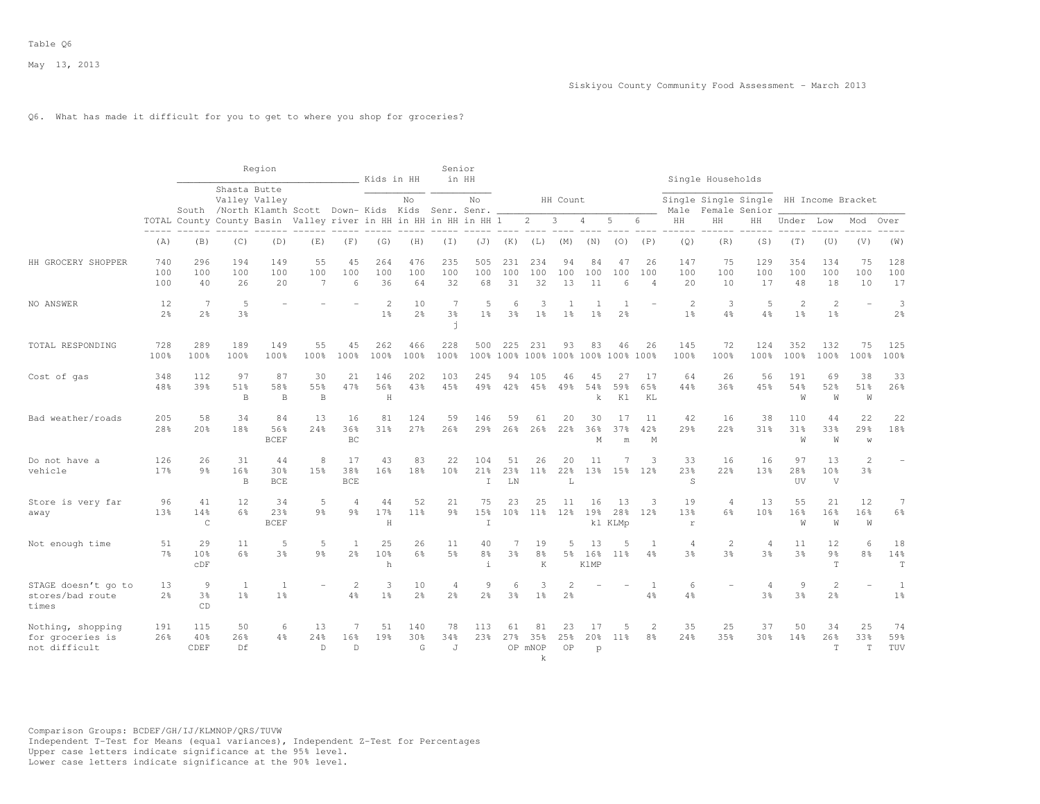Table Q6

May 13, 2013

Siskiyou County Community Food Assessment - March 2013

Q6. What has made it difficult for you to get to where you shop for groceries?

| | TOTAL | Region | | | | | Kids in HH | | Senior in HH | | HH Count | | | | | | Single Households | | | HH Income Bracket | | | |
|---|---|---|---|---|---|---|---|---|---|---|---|---|---|---|---|---|---|---|---|---|---|---|---|
| | | South County | Shasta Valley /North County | Butte Valley Klamth Basin | Scott Valley | Down-river | Kids in HH | No Kids in HH | Senr. in HH | No Senr. in HH | 1 | 2 | 3 | 4 | 5 | 6 | Single Male HH | Single Female HH | Single Senior HH | Under | Low | Mod | Over |
| | (A) | (B) | (C) | (D) | (E) | (F) | (G) | (H) | (I) | (J) | (K) | (L) | (M) | (N) | (O) | (P) | (Q) | (R) | (S) | (T) | (U) | (V) | (W) |
| HH GROCERY SHOPPER | 740 | 296 | 194 | 149 | 55 | 45 | 264 | 476 | 235 | 505 | 231 | 234 | 94 | 84 | 47 | 26 | 147 | 75 | 129 | 354 | 134 | 75 | 128 |
| | 100 | 100 | 100 | 100 | 100 | 100 | 100 | 100 | 100 | 100 | 100 | 100 | 100 | 100 | 100 | 100 | 100 | 100 | 100 | 100 | 100 | 100 | 100 |
| | 100 | 40 | 26 | 20 | 7 | 6 | 36 | 64 | 32 | 68 | 31 | 32 | 13 | 11 | 6 | 4 | 20 | 10 | 17 | 48 | 18 | 10 | 17 |
| NO ANSWER | 12 | 7 | 5 | - | - | - | 2 | 10 | 7 | 5 | 6 | 3 | 1 | 1 | 1 | - | 2 | 3 | 5 | 2 | 2 | - | 3 |
| | 2% | 2% | 3% | | | | 1% | 2% | 3% | 1% | 3% | 1% | 1% | 1% | 2% | | 1% | 4% | 4% | 1% | 1% | | 2% |
| | | | | | | | | | j | | | | | | | | | | | | | | |
| TOTAL RESPONDING | 728 | 289 | 189 | 149 | 55 | 45 | 262 | 466 | 228 | 500 | 225 | 231 | 93 | 83 | 46 | 26 | 145 | 72 | 124 | 352 | 132 | 75 | 125 |
| | 100% | 100% | 100% | 100% | 100% | 100% | 100% | 100% | 100% | 100% | 100% | 100% | 100% | 100% | 100% | 100% | 100% | 100% | 100% | 100% | 100% | 100% | 100% |
| Cost of gas | 348 | 112 | 97 | 87 | 30 | 21 | 146 | 202 | 103 | 245 | 94 | 105 | 46 | 45 | 27 | 17 | 64 | 26 | 56 | 191 | 69 | 38 | 33 |
| | 48% | 39% | 51% | 58% | 55% | 47% | 56% | 43% | 45% | 49% | 42% | 45% | 49% | 54% | 59% | 65% | 44% | 36% | 45% | 54% | 52% | 51% | 26% |
| | | | B | B | B | | H | | | | | | | k | Kl | KL | | | | W | W | W | |
| Bad weather/roads | 205 | 58 | 34 | 84 | 13 | 16 | 81 | 124 | 59 | 146 | 59 | 61 | 20 | 30 | 17 | 11 | 42 | 16 | 38 | 110 | 44 | 22 | 22 |
| | 28% | 20% | 18% | 56% | 24% | 36% | 31% | 27% | 26% | 29% | 26% | 26% | 22% | 36% | 37% | 42% | 29% | 22% | 31% | 31% | 33% | 29% | 18% |
| | | | | BCEF | | BC | | | | | | | | M | m | M | | | | W | W | w | |
| Do not have a vehicle | 126 | 26 | 31 | 44 | 8 | 17 | 43 | 83 | 22 | 104 | 51 | 26 | 20 | 11 | 7 | 3 | 33 | 16 | 16 | 97 | 13 | 2 | - |
| | 17% | 9% | 16% | 30% | 15% | 38% | 16% | 18% | 10% | 21% | 23% | 11% | 22% | 13% | 15% | 12% | 23% | 22% | 13% | 28% | 10% | 3% | |
| | | | B | BCE | | BCE | | | | I | LN | | L | | | | S | | | UV | V | | |
| Store is very far away | 96 | 41 | 12 | 34 | 5 | 4 | 44 | 52 | 21 | 75 | 23 | 25 | 11 | 16 | 13 | 3 | 19 | 4 | 13 | 55 | 21 | 12 | 7 |
| | 13% | 14% | 6% | 23% | 9% | 9% | 17% | 11% | 9% | 15% | 10% | 11% | 12% | 19% | 28% | 12% | 13% | 6% | 10% | 16% | 16% | 16% | 6% |
| | | C | | BCEF | | | H | | | I | | | | kl | KLMp | | r | | | W | W | W | |
| Not enough time | 51 | 29 | 11 | 5 | 5 | 1 | 25 | 26 | 11 | 40 | 7 | 19 | 5 | 13 | 5 | 1 | 4 | 2 | 4 | 11 | 12 | 6 | 18 |
| | 7% | 10% | 6% | 3% | 9% | 2% | 10% | 6% | 5% | 8% | 3% | 8% | 5% | 16% | 11% | 4% | 3% | 3% | 3% | 3% | 9% | 8% | 14% |
| | | cDF | | | | | h | | | i | | K | | KlMP | | | | | | | T | | T |
| STAGE doesn't go to stores/bad route times | 13 | 9 | 1 | 1 | - | 2 | 3 | 10 | 4 | 9 | 6 | 3 | 2 | - | - | 1 | 6 | - | 4 | 9 | 2 | - | 1 |
| | 2% | 3% | 1% | 1% | | 4% | 1% | 2% | 2% | 2% | 3% | 1% | 2% | | | 4% | 4% | | 3% | 3% | 2% | | 1% |
| | | CD | | | | | | | | | | | | | | | | | | | | | |
| Nothing, shopping for groceries is not difficult | 191 | 115 | 50 | 6 | 13 | 7 | 51 | 140 | 78 | 113 | 61 | 81 | 23 | 17 | 5 | 2 | 35 | 25 | 37 | 50 | 34 | 25 | 74 |
| | 26% | 40% | 26% | 4% | 24% | 16% | 19% | 30% | 34% | 23% | 27% | 35% | 25% | 20% | 11% | 8% | 24% | 35% | 30% | 14% | 26% | 33% | 59% |
| | | CDEF | Df | | D | D | | G | J | | OP | mNOP k | OP | p | | | | | | | T | T | TUV |

Comparison Groups: BCDEF/GH/IJ/KLMNOP/QRS/TUVW
Independent T-Test for Means (equal variances), Independent Z-Test for Percentages
Upper case letters indicate significance at the 95% level.
Lower case letters indicate significance at the 90% level.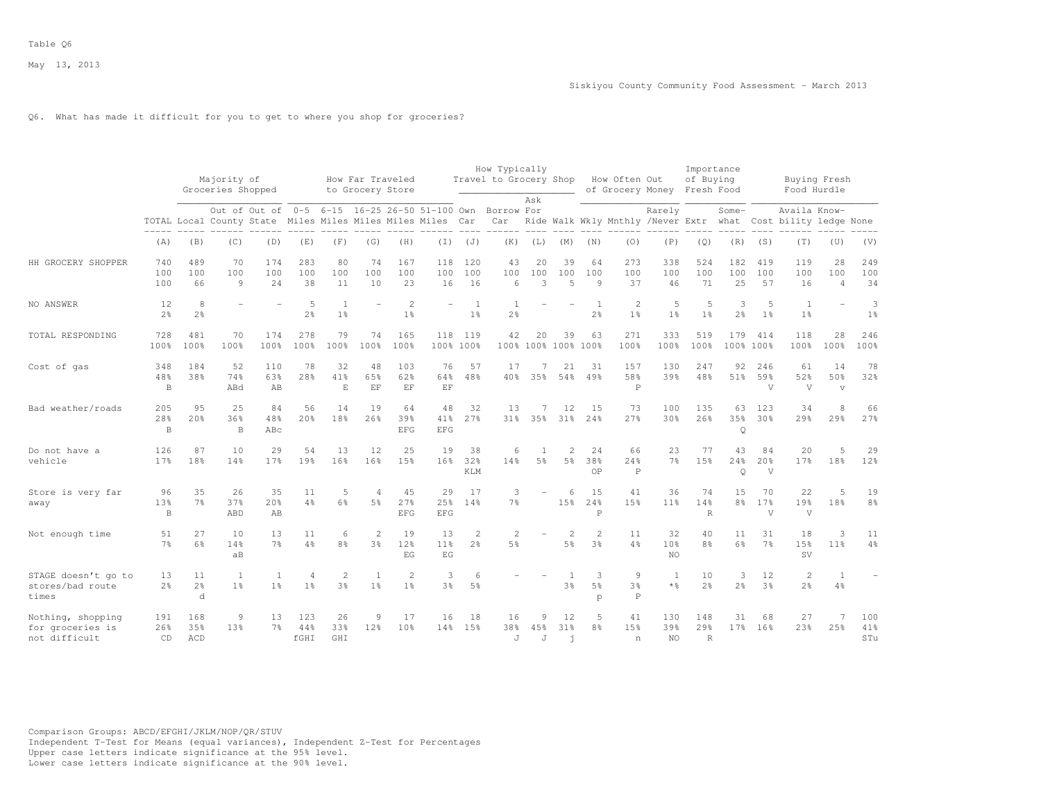Table Q6

May 13, 2013

Siskiyou County Community Food Assessment - March 2013

Q6. What has made it difficult for you to get to where you shop for groceries?

| | TOTAL | Majority of Groceries Shopped: Local | Out of County | Out of State | How Far Traveled to Grocery Store: 0-5 Miles | 6-15 Miles | 16-25 Miles | 26-50 Miles | 51-100 Miles | How Typically Travel to Grocery Shop: Own Car | Borrow Car | Ask For Ride | Walk | How Often Out of Grocery Money: Wkly | Mnthly | Rarely /Never | Importance of Buying Fresh Food: Extr | Some-what | Buying Fresh Food Hurdle: Cost | Availa bility | Know-ledge | None |
|---|---|---|---|---|---|---|---|---|---|---|---|---|---|---|---|---|---|---|---|---|---|---|
| | (A) | (B) | (C) | (D) | (E) | (F) | (G) | (H) | (I) | (J) | (K) | (L) | (M) | (N) | (O) | (P) | (Q) | (R) | (S) | (T) | (U) | (V) |
| HH GROCERY SHOPPER | 740 | 489 | 70 | 174 | 283 | 80 | 74 | 167 | 118 | 120 | 43 | 20 | 39 | 64 | 273 | 338 | 524 | 182 | 419 | 119 | 28 | 249 |
| | 100 | 100 | 100 | 100 | 100 | 100 | 100 | 100 | 100 | 100 | 100 | 100 | 100 | 100 | 100 | 100 | 100 | 100 | 100 | 100 | 100 | 100 |
| | 100 | 66 | 9 | 24 | 38 | 11 | 10 | 23 | 16 | 16 | 6 | 3 | 5 | 9 | 37 | 46 | 71 | 25 | 57 | 16 | 4 | 34 |
| NO ANSWER | 12 | 8 | - | - | 5 | 1 | - | 2 | - | 1 | 1 | - | - | 1 | 2 | 5 | 5 | 3 | 5 | 1 | - | 3 |
| | 2% | 2% | | | 2% | 1% | | 1% | | 1% | 2% | | | 2% | 1% | 1% | 1% | 2% | 1% | 1% | | 1% |
| TOTAL RESPONDING | 728 | 481 | 70 | 174 | 278 | 79 | 74 | 165 | 118 | 119 | 42 | 20 | 39 | 63 | 271 | 333 | 519 | 179 | 414 | 118 | 28 | 246 |
| | 100% | 100% | 100% | 100% | 100% | 100% | 100% | 100% | 100% | 100% | 100% | 100% | 100% | 100% | 100% | 100% | 100% | 100% | 100% | 100% | 100% | 100% |
| Cost of gas | 348 | 184 | 52 | 110 | 78 | 32 | 48 | 103 | 76 | 57 | 17 | 7 | 21 | 31 | 157 | 130 | 247 | 92 | 246 | 61 | 14 | 78 |
| | 48% | 38% | 74% | 63% | 28% | 41% | 65% | 62% | 64% | 48% | 40% | 35% | 54% | 49% | 58% | 39% | 48% | 51% | 59% | 52% | 50% | 32% |
| | B | | ABd | AB | | E | EF | EF | EF | | | | | | P | | | | V | V | v | |
| Bad weather/roads | 205 | 95 | 25 | 84 | 56 | 14 | 19 | 64 | 48 | 32 | 13 | 7 | 12 | 15 | 73 | 100 | 135 | 63 | 123 | 34 | 8 | 66 |
| | 28% | 20% | 36% | 48% | 20% | 18% | 26% | 39% | 41% | 27% | 31% | 35% | 31% | 24% | 27% | 30% | 26% | 35% | 30% | 29% | 29% | 27% |
| | B | | B | ABc | | | | EFG | EFG | | | | | | | | | Q | | | | |
| Do not have a vehicle | 126 | 87 | 10 | 29 | 54 | 13 | 12 | 25 | 19 | 38 | 6 | 1 | 2 | 24 | 66 | 23 | 77 | 43 | 84 | 20 | 5 | 29 |
| | 17% | 18% | 14% | 17% | 19% | 16% | 16% | 15% | 16% | 32% | 14% | 5% | 5% | 38% | 24% | 7% | 15% | 24% | 20% | 17% | 18% | 12% |
| | | | | | | | | | | KLM | | | | OP | P | | | Q | V | | | |
| Store is very far away | 96 | 35 | 26 | 35 | 11 | 5 | 4 | 45 | 29 | 17 | 3 | - | 6 | 15 | 41 | 36 | 74 | 15 | 70 | 22 | 5 | 19 |
| | 13% | 7% | 37% | 20% | 4% | 6% | 5% | 27% | 25% | 14% | 7% | | 15% | 24% | 15% | 11% | 14% | 8% | 17% | 19% | 18% | 8% |
| | B | | ABD | AB | | | | EFG | EFG | | | | | P | | | R | | V | V | | |
| Not enough time | 51 | 27 | 10 | 13 | 11 | 6 | 2 | 19 | 13 | 2 | 2 | - | 2 | 2 | 11 | 32 | 40 | 11 | 31 | 18 | 3 | 11 |
| | 7% | 6% | 14% | 7% | 4% | 8% | 3% | 12% | 11% | 2% | 5% | | 5% | 3% | 4% | 10% | 8% | 6% | 7% | 15% | 11% | 4% |
| | | | aB | | | | | EG | EG | | | | | | | NO | | | | SV | | |
| STAGE doesn't go to stores/bad route times | 13 | 11 | 1 | 1 | 4 | 2 | 1 | 2 | 3 | 6 | - | - | 1 | 3 | 9 | 1 | 10 | 3 | 12 | 2 | 1 | - |
| | 2% | 2% | 1% | 1% | 1% | 3% | 1% | 1% | 3% | 5% | | | 3% | 5% | 3% | *% | 2% | 2% | 3% | 2% | 4% | |
| | | d | | | | | | | | | | | | p | P | | | | | | | |
| Nothing, shopping for groceries is not difficult | 191 | 168 | 9 | 13 | 123 | 26 | 9 | 17 | 16 | 18 | 16 | 9 | 12 | 5 | 41 | 130 | 148 | 31 | 68 | 27 | 7 | 100 |
| | 26% | 35% | 13% | 7% | 44% | 33% | 12% | 10% | 14% | 15% | 38% | 45% | 31% | 8% | 15% | 39% | 29% | 17% | 16% | 23% | 25% | 41% |
| | CD | ACD | | | fGHI | GHI | | | | | J | J | j | | n | NO | R | | | | | STu |

Comparison Groups: ABCD/EFGHI/JKLM/NOP/QR/STUV
Independent T-Test for Means (equal variances), Independent Z-Test for Percentages
Upper case letters indicate significance at the 95% level.
Lower case letters indicate significance at the 90% level.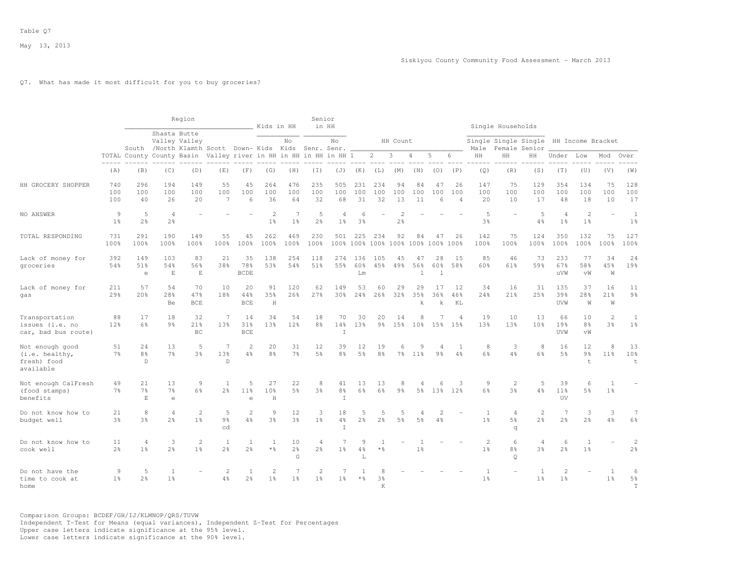Table Q7

May 13, 2013

Siskiyou County Community Food Assessment - March 2013

Q7. What has made it most difficult for you to buy groceries?

| | TOTAL | Region | | | | | Kids in HH | | Senior in HH | | HH Count | | | | | | Single Households | | | HH Income Bracket | | | |
|---|---|---|---|---|---|---|---|---|---|---|---|---|---|---|---|---|---|---|---|---|---|---|---|
| | TOTAL | South County | Shasta Valley /North County | Butte Valley Klamth Basin | Scott Valley | Down-river | Kids in HH | No Kids in HH | Senr. in HH | No Senr. in HH | 1 | 2 | 3 | 4 | 5 | 6 | Single Male HH | Single Female HH | Single Senior HH | Under | Low | Mod | Over |
| | (A) | (B) | (C) | (D) | (E) | (F) | (G) | (H) | (I) | (J) | (K) | (L) | (M) | (N) | (O) | (P) | (Q) | (R) | (S) | (T) | (U) | (V) | (W) |
| HH GROCERY SHOPPER | 740 | 296 | 194 | 149 | 55 | 45 | 264 | 476 | 235 | 505 | 231 | 234 | 94 | 84 | 47 | 26 | 147 | 75 | 129 | 354 | 134 | 75 | 128 |
| | 100 | 100 | 100 | 100 | 100 | 100 | 100 | 100 | 100 | 100 | 100 | 100 | 100 | 100 | 100 | 100 | 100 | 100 | 100 | 100 | 100 | 100 | 100 |
| | 100 | 40 | 26 | 20 | 7 | 6 | 36 | 64 | 32 | 68 | 31 | 32 | 13 | 11 | 6 | 4 | 20 | 10 | 17 | 48 | 18 | 10 | 17 |
| NO ANSWER | 9 | 5 | 4 | - | - | - | 2 | 7 | 5 | 4 | 6 | - | 2 | - | - | - | 5 | - | 5 | 4 | 2 | - | 1 |
| | 1% | 2% | 2% | | | | 1% | 1% | 2% | 1% | 3% | | 2% | | | | 3% | | 4% | 1% | 1% | | 1% |
| TOTAL RESPONDING | 731 | 291 | 190 | 149 | 55 | 45 | 262 | 469 | 230 | 501 | 225 | 234 | 92 | 84 | 47 | 26 | 142 | 75 | 124 | 350 | 132 | 75 | 127 |
| | 100% | 100% | 100% | 100% | 100% | 100% | 100% | 100% | 100% | 100% | 100% | 100% | 100% | 100% | 100% | 100% | 100% | 100% | 100% | 100% | 100% | 100% | 100% |
| Lack of money for groceries | 392 | 149 | 103 | 83 | 21 | 35 | 138 | 254 | 118 | 274 | 136 | 105 | 45 | 47 | 28 | 15 | 85 | 46 | 73 | 233 | 77 | 34 | 24 |
| | 54% | 51% | 54% | 56% | 38% | 78% | 53% | 54% | 51% | 55% | 60% | 45% | 49% | 56% | 60% | 58% | 60% | 61% | 59% | 67% | 58% | 45% | 19% |
| | | e | E | E | | BCDE | | | | | Lm | | | l | l | | | | | uVW | vW | W | |
| Lack of money for gas | 211 | 57 | 54 | 70 | 10 | 20 | 91 | 120 | 62 | 149 | 53 | 60 | 29 | 29 | 17 | 12 | 34 | 16 | 31 | 135 | 37 | 16 | 11 |
| | 29% | 20% | 28% | 47% | 18% | 44% | 35% | 26% | 27% | 30% | 24% | 26% | 32% | 35% | 36% | 46% | 24% | 21% | 25% | 39% | 28% | 21% | 9% |
| | | | Be | BCE | | BCE | H | | | | | | | k | k | KL | | | | UVW | W | W | |
| Transportation issues (i.e. no car, bad bus route) | 88 | 17 | 18 | 32 | 7 | 14 | 34 | 54 | 18 | 70 | 30 | 20 | 14 | 8 | 7 | 4 | 19 | 10 | 13 | 66 | 10 | 2 | 1 |
| | 12% | 6% | 9% | 21% | 13% | 31% | 13% | 12% | 8% | 14% | 13% | 9% | 15% | 10% | 15% | 15% | 13% | 13% | 10% | 19% | 8% | 3% | 1% |
| | | | | BC | | BCE | | | | I | | | | | | | | | | UVW | vW | | |
| Not enough good (i.e. healthy, fresh) food available | 51 | 24 | 13 | 5 | 7 | 2 | 20 | 31 | 12 | 39 | 12 | 19 | 6 | 9 | 4 | 1 | 8 | 3 | 8 | 16 | 12 | 8 | 13 |
| | 7% | 8% | 7% | 3% | 13% | 4% | 8% | 7% | 5% | 8% | 5% | 8% | 7% | 11% | 9% | 4% | 6% | 4% | 6% | 5% | 9% | 11% | 10% |
| | | D | | | D | | | | | | | | | | | | | | | | t | | t |
| Not enough CalFresh (food stamps) benefits | 49 | 21 | 13 | 9 | 1 | 5 | 27 | 22 | 8 | 41 | 13 | 13 | 8 | 4 | 6 | 3 | 9 | 2 | 5 | 39 | 6 | 1 | - |
| | 7% | 7% | 7% | 6% | 2% | 11% | 10% | 5% | 3% | 8% | 6% | 6% | 9% | 5% | 13% | 12% | 6% | 3% | 4% | 11% | 5% | 1% | |
| | | E | e | | | e | H | | | I | | | | | | | | | | UV | | | |
| Do not know how to budget well | 21 | 8 | 4 | 2 | 5 | 2 | 9 | 12 | 3 | 18 | 5 | 5 | 5 | 4 | 2 | - | 1 | 4 | 2 | 7 | 3 | 3 | 7 |
| | 3% | 3% | 2% | 1% | 9% | 4% | 3% | 3% | 1% | 4% | 2% | 2% | 5% | 5% | 4% | | 1% | 5% | 2% | 2% | 2% | 4% | 6% |
| | | | | | cd | | | | | I | | | | | | | | q | | | | | |
| Do not know how to cook well | 11 | 4 | 3 | 2 | 1 | 1 | 1 | 10 | 4 | 7 | 9 | 1 | - | 1 | - | - | 2 | 6 | 4 | 6 | 1 | - | 2 |
| | 2% | 1% | 2% | 1% | 2% | 2% | *% | 2% | 2% | 1% | 4% | *% | | 1% | | | 1% | 8% | 3% | 2% | 1% | | 2% |
| | | | | | | | | G | | | L | | | | | | | Q | | | | | |
| Do not have the time to cook at home | 9 | 5 | 1 | - | 2 | 1 | 2 | 7 | 2 | 7 | 1 | 8 | - | - | - | - | 1 | - | 1 | 2 | - | 1 | 6 |
| | 1% | 2% | 1% | | 4% | 2% | 1% | 1% | 1% | 1% | *% | 3% | | | | | 1% | | 1% | 1% | | 1% | 5% |
| | | | | | | | | | | | | K | | | | | | | | | | | T |

Comparison Groups: BCDEF/GH/IJ/KLMNOP/QRS/TUVW
Independent T-Test for Means (equal variances), Independent Z-Test for Percentages
Upper case letters indicate significance at the 95% level.
Lower case letters indicate significance at the 90% level.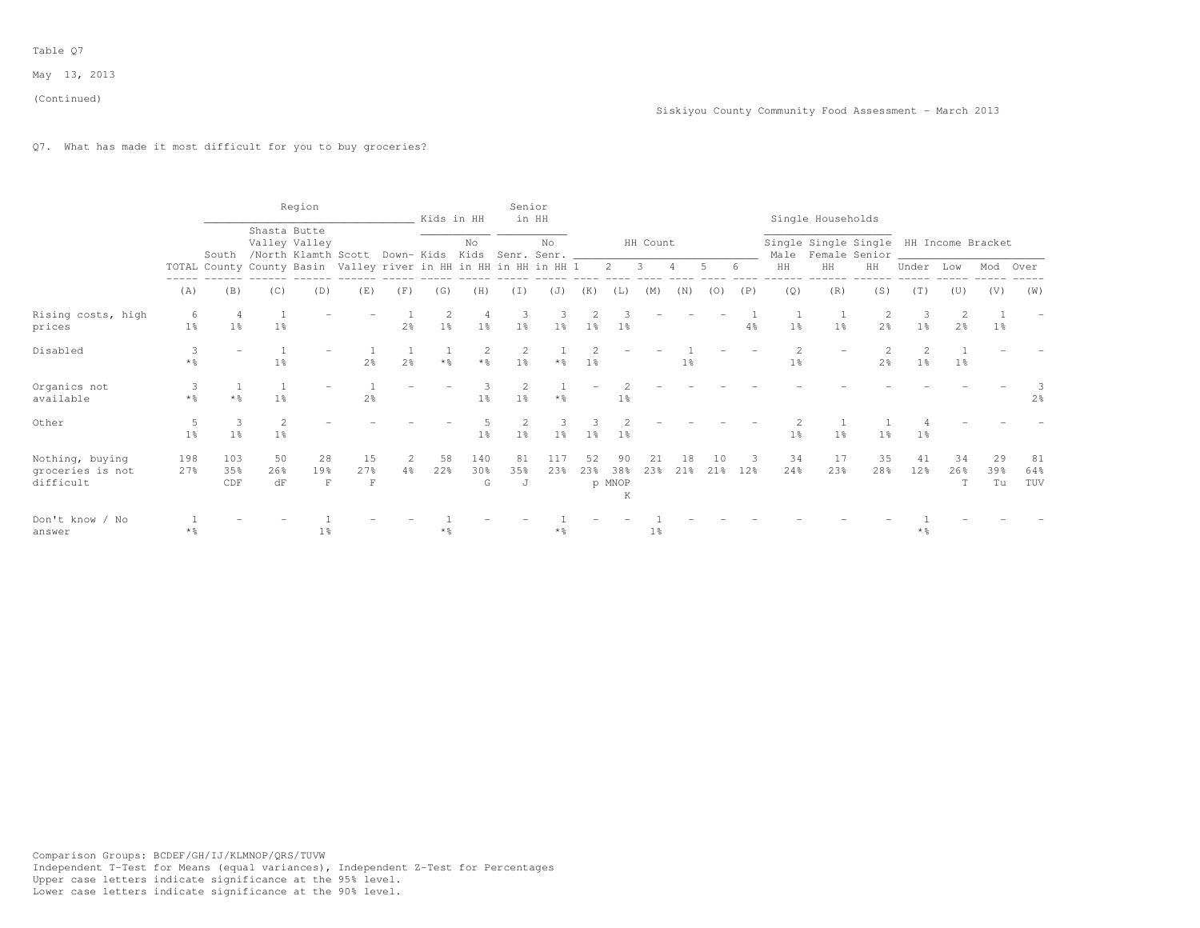Table Q7

May 13, 2013

(Continued)

Siskiyou County Community Food Assessment - March 2013

Q7. What has made it most difficult for you to buy groceries?

| | TOTAL | Region: South County | Region: Shasta Valley /North County | Region: Butte Valley Klamth Basin | Region: Scott Valley | Region: Down-river | Kids in HH: Kids in HH | Kids in HH: No Kids in HH | Senior in HH: Senr. in HH | Senior in HH: No Senr. in HH | HH Count: 1 | HH Count: 2 | HH Count: 3 | HH Count: 4 | HH Count: 5 | HH Count: 6 | Single Households: Single Male HH | Single Households: Single Female HH | Single Households: Single Senior HH | HH Income Bracket: Under | HH Income Bracket: Low | HH Income Bracket: Mod | HH Income Bracket: Over |
|---|---|---|---|---|---|---|---|---|---|---|---|---|---|---|---|---|---|---|---|---|---|---|---|
| | (A) | (B) | (C) | (D) | (E) | (F) | (G) | (H) | (I) | (J) | (K) | (L) | (M) | (N) | (O) | (P) | (Q) | (R) | (S) | (T) | (U) | (V) | (W) |
| Rising costs, high prices | 6<br>1% | 4<br>1% | 1<br>1% | - | - | 1<br>2% | 2<br>1% | 4<br>1% | 3<br>1% | 3<br>1% | 2<br>1% | 3<br>1% | - | - | - | 1<br>4% | 1<br>1% | 1<br>1% | 2<br>2% | 3<br>1% | 2<br>2% | 1<br>1% | - |
| Disabled | 3<br>*% | - | 1<br>1% | - | 1<br>2% | 1<br>2% | 1<br>*% | 2<br>*% | 2<br>1% | 1<br>*% | 2<br>1% | - | - | 1<br>1% | - | - | 2<br>1% | - | 2<br>2% | 2<br>1% | 1<br>1% | - | - |
| Organics not available | 3<br>*% | 1<br>*% | 1<br>1% | - | 1<br>2% | - | - | 3<br>1% | 2<br>1% | 1<br>*% | - | 2<br>1% | - | - | - | - | - | - | - | - | - | - | 3<br>2% |
| Other | 5<br>1% | 3<br>1% | 2<br>1% | - | - | - | - | 5<br>1% | 2<br>1% | 3<br>1% | 3<br>1% | 2<br>1% | - | - | - | - | 2<br>1% | 1<br>1% | 1<br>1% | 4<br>1% | - | - | - |
| Nothing, buying groceries is not difficult | 198<br>27% | 103<br>35%<br>CDF | 50<br>26%<br>dF | 28<br>19%<br>F | 15<br>27%<br>F | 2<br>4% | 58<br>22% | 140<br>30%<br>G | 81<br>35%<br>J | 117<br>23% | 52<br>23% | 90<br>38%<br>p MNOP<br>K | 21<br>23% | 18<br>21% | 10<br>21% | 3<br>12% | 34<br>24% | 17<br>23% | 35<br>28% | 41<br>12% | 34<br>26%<br>T | 29<br>39%<br>Tu | 81<br>64%<br>TUV |
| Don't know / No answer | 1<br>*% | - | - | 1<br>1% | - | - | 1<br>*% | - | - | 1<br>*% | - | - | 1<br>1% | - | - | - | - | - | - | 1<br>*% | - | - | - |

Comparison Groups: BCDEF/GH/IJ/KLMNOP/QRS/TUVW
Independent T-Test for Means (equal variances), Independent Z-Test for Percentages
Upper case letters indicate significance at the 95% level.
Lower case letters indicate significance at the 90% level.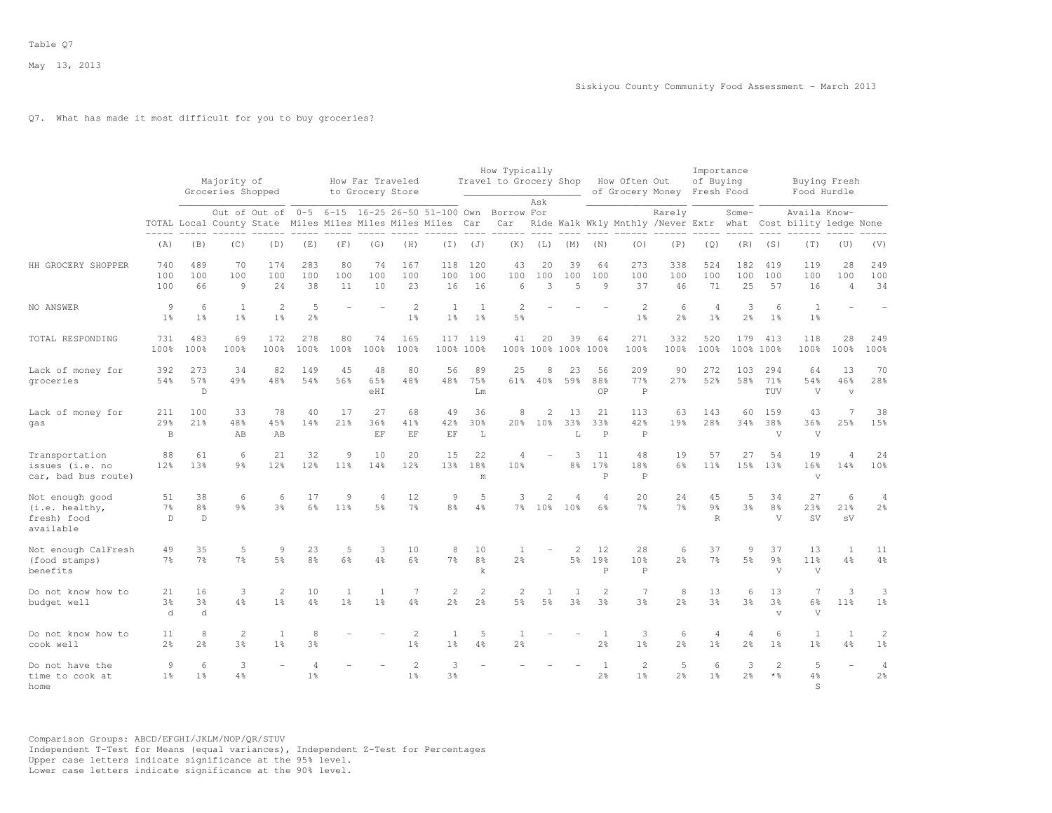Table Q7

May 13, 2013

Siskiyou County Community Food Assessment - March 2013

Q7. What has made it most difficult for you to buy groceries?

| | TOTAL | Majority of Groceries Shopped: Local | Out of County | Out of State | How Far Traveled to Grocery Store: 0-5 Miles | 6-15 Miles | 16-25 Miles | 26-50 Miles | 51-100 Miles | How Typically Travel to Grocery Shop: Own Car | Borrow Car | Ask For Ride | Walk | How Often Out of Grocery Money: Wkly | Mnthly | Rarely /Never | Importance of Buying Fresh Food: Extr | Some-what | Buying Fresh Food Hurdle: Cost | Availa bility | Know-ledge | None |
|---|---|---|---|---|---|---|---|---|---|---|---|---|---|---|---|---|---|---|---|---|---|---|
| | (A) | (B) | (C) | (D) | (E) | (F) | (G) | (H) | (I) | (J) | (K) | (L) | (M) | (N) | (O) | (P) | (Q) | (R) | (S) | (T) | (U) | (V) |
| HH GROCERY SHOPPER | 740 | 489 | 70 | 174 | 283 | 80 | 74 | 167 | 118 | 120 | 43 | 20 | 39 | 64 | 273 | 338 | 524 | 182 | 419 | 119 | 28 | 249 |
| | 100 | 100 | 100 | 100 | 100 | 100 | 100 | 100 | 100 | 100 | 100 | 100 | 100 | 100 | 100 | 100 | 100 | 100 | 100 | 100 | 100 | 100 |
| | 100 | 66 | 9 | 24 | 38 | 11 | 10 | 23 | 16 | 16 | 6 | 3 | 5 | 9 | 37 | 46 | 71 | 25 | 57 | 16 | 4 | 34 |
| NO ANSWER | 9 | 6 | 1 | 2 | 5 | - | - | 2 | 1 | 1 | 2 | - | - | - | 2 | 6 | 4 | 3 | 6 | 1 | - | - |
| | 1% | 1% | 1% | 1% | 2% | | | 1% | 1% | 1% | 5% | | | | 1% | 2% | 1% | 2% | 1% | 1% | | |
| TOTAL RESPONDING | 731 | 483 | 69 | 172 | 278 | 80 | 74 | 165 | 117 | 119 | 41 | 20 | 39 | 64 | 271 | 332 | 520 | 179 | 413 | 118 | 28 | 249 |
| | 100% | 100% | 100% | 100% | 100% | 100% | 100% | 100% | 100% | 100% | 100% | 100% | 100% | 100% | 100% | 100% | 100% | 100% | 100% | 100% | 100% | 100% |
| Lack of money for groceries | 392 | 273 | 34 | 82 | 149 | 45 | 48 | 80 | 56 | 89 | 25 | 8 | 23 | 56 | 209 | 90 | 272 | 103 | 294 | 64 | 13 | 70 |
| | 54% | 57% | 49% | 48% | 54% | 56% | 65% | 48% | 48% | 75% | 61% | 40% | 59% | 88% | 77% | 27% | 52% | 58% | 71% | 54% | 46% | 28% |
| | | D | | | | | eHI | | | Lm | | | | OP | P | | | | TUV | V | v | |
| Lack of money for gas | 211 | 100 | 33 | 78 | 40 | 17 | 27 | 68 | 49 | 36 | 8 | 2 | 13 | 21 | 113 | 63 | 143 | 60 | 159 | 43 | 7 | 38 |
| | 29% | 21% | 48% | 45% | 14% | 21% | 36% | 41% | 42% | 30% | 20% | 10% | 33% | 33% | 42% | 19% | 28% | 34% | 38% | 36% | 25% | 15% |
| | B | | AB | AB | | | EF | EF | EF | L | | | L | P | P | | | | V | V | | |
| Transportation issues (i.e. no car, bad bus route) | 88 | 61 | 6 | 21 | 32 | 9 | 10 | 20 | 15 | 22 | 4 | - | 3 | 11 | 48 | 19 | 57 | 27 | 54 | 19 | 4 | 24 |
| | 12% | 13% | 9% | 12% | 12% | 11% | 14% | 12% | 13% | 18% | 10% | | 8% | 17% | 18% | 6% | 11% | 15% | 13% | 16% | 14% | 10% |
| | | | | | | | | | | m | | | | P | P | | | | | v | | |
| Not enough good (i.e. healthy, fresh) food available | 51 | 38 | 6 | 6 | 17 | 9 | 4 | 12 | 9 | 5 | 3 | 2 | 4 | 4 | 20 | 24 | 45 | 5 | 34 | 27 | 6 | 4 |
| | 7% | 8% | 9% | 3% | 6% | 11% | 5% | 7% | 8% | 4% | 7% | 10% | 10% | 6% | 7% | 7% | 9% | 3% | 8% | 23% | 21% | 2% |
| | D | D | | | | | | | | | | | | | | | R | | V | SV | sV | |
| Not enough CalFresh (food stamps) benefits | 49 | 35 | 5 | 9 | 23 | 5 | 3 | 10 | 8 | 10 | 1 | - | 2 | 12 | 28 | 6 | 37 | 9 | 37 | 13 | 1 | 11 |
| | 7% | 7% | 7% | 5% | 8% | 6% | 4% | 6% | 7% | 8% | 2% | | 5% | 19% | 10% | 2% | 7% | 5% | 9% | 11% | 4% | 4% |
| | | | | | | | | | | k | | | | P | P | | | | V | V | | |
| Do not know how to budget well | 21 | 16 | 3 | 2 | 10 | 1 | 1 | 7 | 2 | 2 | 2 | 1 | 1 | 2 | 7 | 8 | 13 | 6 | 13 | 7 | 3 | 3 |
| | 3% | 3% | 4% | 1% | 4% | 1% | 1% | 4% | 2% | 2% | 5% | 5% | 3% | 3% | 3% | 2% | 3% | 3% | 3% | 6% | 11% | 1% |
| | d | d | | | | | | | | | | | | | | | | | v | V | | |
| Do not know how to cook well | 11 | 8 | 2 | 1 | 8 | - | - | 2 | 1 | 5 | 1 | - | - | 1 | 3 | 6 | 4 | 4 | 6 | 1 | 1 | 2 |
| | 2% | 2% | 3% | 1% | 3% | | | 1% | 1% | 4% | 2% | | | 2% | 1% | 2% | 1% | 2% | 1% | 1% | 4% | 1% |
| Do not have the time to cook at home | 9 | 6 | 3 | - | 4 | - | - | 2 | 3 | - | - | - | - | 1 | 2 | 5 | 6 | 3 | 2 | 5 | - | 4 |
| | 1% | 1% | 4% | | 1% | | | 1% | 3% | | | | | 2% | 1% | 2% | 1% | 2% | *% | 4% | | 2% |
| | | | | | | | | | | | | | | | | | | | | S | | |

Comparison Groups: ABCD/EFGHI/JKLM/NOP/QR/STUV
Independent T-Test for Means (equal variances), Independent Z-Test for Percentages
Upper case letters indicate significance at the 95% level.
Lower case letters indicate significance at the 90% level.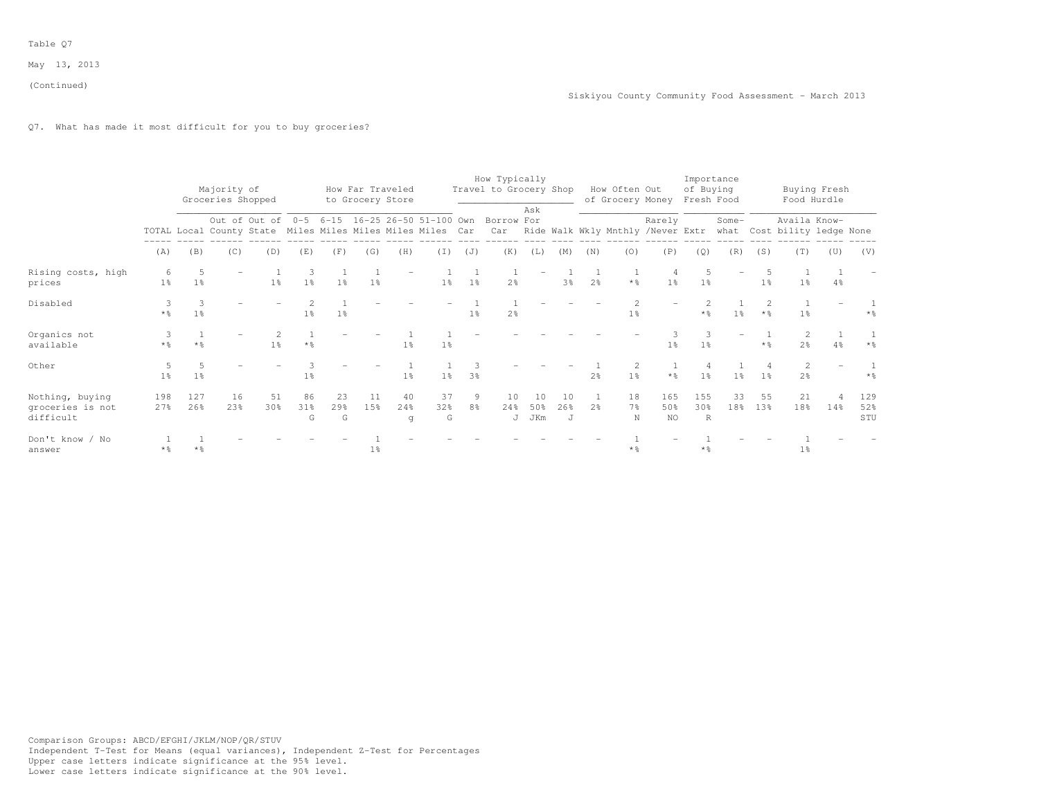Table Q7

May 13, 2013

(Continued)

Siskiyou County Community Food Assessment - March 2013

Q7. What has made it most difficult for you to buy groceries?

| | | Majority of Groceries Shopped | | | How Far Traveled to Grocery Store | | | | | How Typically Travel to Grocery Shop | | | | How Often Out of Grocery Money | | | Importance of Buying Fresh Food | | Buying Fresh Food Hurdle | | | |
|---|---|---|---|---|---|---|---|---|---|---|---|---|---|---|---|---|---|---|---|---|---|---|
| | TOTAL | Local | Out of County | Out of State | 0-5 Miles | 6-15 Miles | 16-25 Miles | 26-50 Miles | 51-100 Miles | Own Car | Borrow Car | Ask For Ride | Walk | Wkly | Mnthly | Rarely /Never | Extr | Some-what | Cost | Availa bility | Know-ledge | None |
| | (A) | (B) | (C) | (D) | (E) | (F) | (G) | (H) | (I) | (J) | (K) | (L) | (M) | (N) | (O) | (P) | (Q) | (R) | (S) | (T) | (U) | (V) |
| Rising costs, high prices | 6<br>1% | 5<br>1% | - | 1<br>1% | 3<br>1% | 1<br>1% | 1<br>1% | - | 1<br>1% | 1<br>1% | 1<br>2% | - | 1<br>3% | 1<br>2% | 1<br>*% | 4<br>1% | 5<br>1% | - | 5<br>1% | 1<br>1% | 1<br>4% | - |
| Disabled | 3<br>*% | 3<br>1% | - | - | 2<br>1% | 1<br>1% | - | - | - | 1<br>1% | 1<br>2% | - | - | - | 2<br>1% | - | 2<br>*% | 1<br>1% | 2<br>*% | 1<br>1% | - | 1<br>*% |
| Organics not available | 3<br>*% | 1<br>*% | - | 2<br>1% | 1<br>*% | - | - | 1<br>1% | 1<br>1% | - | - | - | - | - | - | 3<br>1% | 3<br>1% | - | 1<br>*% | 2<br>2% | 1<br>4% | 1<br>*% |
| Other | 5<br>1% | 5<br>1% | - | - | 3<br>1% | - | - | 1<br>1% | 1<br>1% | 3<br>3% | - | - | - | 1<br>2% | 2<br>1% | 1<br>*% | 4<br>1% | 1<br>1% | 4<br>1% | 2<br>2% | - | 1<br>*% |
| Nothing, buying groceries is not difficult | 198<br>27% | 127<br>26% | 16<br>23% | 51<br>30% | 86<br>31%<br>G | 23<br>29%<br>G | 11<br>15% | 40<br>24%<br>g | 37<br>32%<br>G | 9<br>8% | 10<br>24%<br>J | 10<br>50%<br>JKm | 10<br>26%<br>J | 1<br>2% | 18<br>7%<br>N | 165<br>50%<br>NO | 155<br>30%<br>R | 33<br>18% | 55<br>13% | 21<br>18% | 4<br>14% | 129<br>52%<br>STU |
| Don't know / No answer | 1<br>*% | 1<br>*% | - | - | - | - | 1<br>1% | - | - | - | - | - | - | - | 1<br>*% | - | 1<br>*% | - | - | 1<br>1% | - | - |

Comparison Groups: ABCD/EFGHI/JKLM/NOP/QR/STUV
Independent T-Test for Means (equal variances), Independent Z-Test for Percentages
Upper case letters indicate significance at the 95% level.
Lower case letters indicate significance at the 90% level.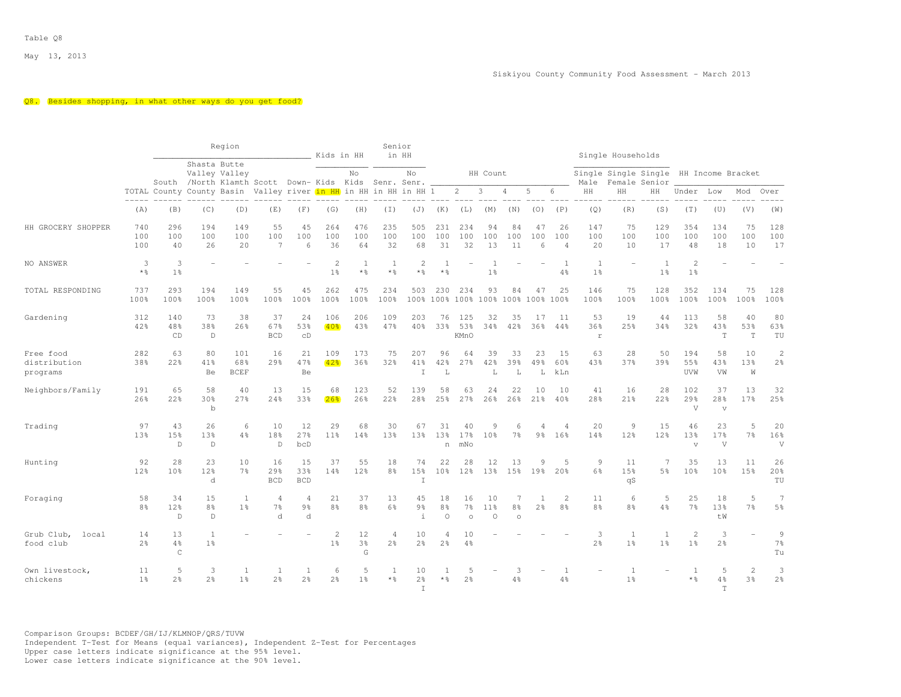Table Q8

May 13, 2013

Siskiyou County Community Food Assessment - March 2013

**Q8. Besides shopping, in what other ways do you get food?**

| | TOTAL | Region: South County | Region: Shasta Valley /North County | Region: Butte Valley Klamth Basin | Region: Scott Valley | Region: Down-river | Kids in HH: Kids in HH | Kids in HH: No Kids in HH | Senior in HH: Senr. in HH | Senior in HH: No Senr. in HH | HH Count: 1 | HH Count: 2 | HH Count: 3 | HH Count: 4 | HH Count: 5 | HH Count: 6 | Single Households: Single Male HH | Single Households: Single Female HH | Single Households: Single Senior HH | HH Income Bracket: Under | HH Income Bracket: Low | HH Income Bracket: Mod | HH Income Bracket: Over |
|---|---|---|---|---|---|---|---|---|---|---|---|---|---|---|---|---|---|---|---|---|---|---|---|
| | (A) | (B) | (C) | (D) | (E) | (F) | (G) | (H) | (I) | (J) | (K) | (L) | (M) | (N) | (O) | (P) | (Q) | (R) | (S) | (T) | (U) | (V) | (W) |
| HH GROCERY SHOPPER | 740 | 296 | 194 | 149 | 55 | 45 | 264 | 476 | 235 | 505 | 231 | 234 | 94 | 84 | 47 | 26 | 147 | 75 | 129 | 354 | 134 | 75 | 128 |
| | 100 | 100 | 100 | 100 | 100 | 100 | 100 | 100 | 100 | 100 | 100 | 100 | 100 | 100 | 100 | 100 | 100 | 100 | 100 | 100 | 100 | 100 | 100 |
| | 100 | 40 | 26 | 20 | 7 | 6 | 36 | 64 | 32 | 68 | 31 | 32 | 13 | 11 | 6 | 4 | 20 | 10 | 17 | 48 | 18 | 10 | 17 |
| NO ANSWER | 3 | 3 | - | - | - | - | 2 | 1 | 1 | 2 | 1 | - | 1 | - | - | 1 | 1 | - | 1 | 2 | - | - | - |
| | *% | 1% | | | | | 1% | *% | *% | *% | *% | | 1% | | | 4% | 1% | | 1% | 1% | | | |
| TOTAL RESPONDING | 737 | 293 | 194 | 149 | 55 | 45 | 262 | 475 | 234 | 503 | 230 | 234 | 93 | 84 | 47 | 25 | 146 | 75 | 128 | 352 | 134 | 75 | 128 |
| | 100% | 100% | 100% | 100% | 100% | 100% | 100% | 100% | 100% | 100% | 100% | 100% | 100% | 100% | 100% | 100% | 100% | 100% | 100% | 100% | 100% | 100% | 100% |
| Gardening | 312 | 140 | 73 | 38 | 37 | 24 | 106 | 206 | 109 | 203 | 76 | 125 | 32 | 35 | 17 | 11 | 53 | 19 | 44 | 113 | 58 | 40 | 80 |
| | 42% | 48% | 38% | 26% | 67% | 53% | 40% | 43% | 47% | 40% | 33% | 53% | 34% | 42% | 36% | 44% | 36% | 25% | 34% | 32% | 43% | 53% | 63% |
| | | CD | D | | BCD | cD | | | | | | KMnO | | | | | r | | | | T | T | TU |
| Free food distribution programs | 282 | 63 | 80 | 101 | 16 | 21 | 109 | 173 | 75 | 207 | 96 | 64 | 39 | 33 | 23 | 15 | 63 | 28 | 50 | 194 | 58 | 10 | 2 |
| | 38% | 22% | 41% | 68% | 29% | 47% | 42% | 36% | 32% | 41% | 42% | 27% | 42% | 39% | 49% | 60% | 43% | 37% | 39% | 55% | 43% | 13% | 2% |
| | | | Be | BCEF | | Be | | | | I | L | | L | L | L | kLn | | | | UVW | VW | W | |
| Neighbors/Family | 191 | 65 | 58 | 40 | 13 | 15 | 68 | 123 | 52 | 139 | 58 | 63 | 24 | 22 | 10 | 10 | 41 | 16 | 28 | 102 | 37 | 13 | 32 |
| | 26% | 22% | 30% | 27% | 24% | 33% | 26% | 26% | 22% | 28% | 25% | 27% | 26% | 26% | 21% | 40% | 28% | 21% | 22% | 29% | 28% | 17% | 25% |
| | | | b | | | | | | | | | | | | | | | | | V | v | | |
| Trading | 97 | 43 | 26 | 6 | 10 | 12 | 29 | 68 | 30 | 67 | 31 | 40 | 9 | 6 | 4 | 4 | 20 | 9 | 15 | 46 | 23 | 5 | 20 |
| | 13% | 15% | 13% | 4% | 18% | 27% | 11% | 14% | 13% | 13% | 13% | 17% | 10% | 7% | 9% | 16% | 14% | 12% | 12% | 13% | 17% | 7% | 16% |
| | | D | D | | D | bcD | | | | | n | mNo | | | | | | | | v | V | | V |
| Hunting | 92 | 28 | 23 | 10 | 16 | 15 | 37 | 55 | 18 | 74 | 22 | 28 | 12 | 13 | 9 | 5 | 9 | 11 | 7 | 35 | 13 | 11 | 26 |
| | 12% | 10% | 12% | 7% | 29% | 33% | 14% | 12% | 8% | 15% | 10% | 12% | 13% | 15% | 19% | 20% | 6% | 15% | 5% | 10% | 10% | 15% | 20% |
| | | | d | | BCD | BCD | | | | I | | | | | | | | qS | | | | | TU |
| Foraging | 58 | 34 | 15 | 1 | 4 | 4 | 21 | 37 | 13 | 45 | 18 | 16 | 10 | 7 | 1 | 2 | 11 | 6 | 5 | 25 | 18 | 5 | 7 |
| | 8% | 12% | 8% | 1% | 7% | 9% | 8% | 8% | 6% | 9% | 8% | 7% | 11% | 8% | 2% | 8% | 8% | 8% | 4% | 7% | 13% | 7% | 5% |
| | | D | D | | d | d | | | | i | O | o | O | o | | | | | | | tW | | |
| Grub Club, local food club | 14 | 13 | 1 | - | - | - | 2 | 12 | 4 | 10 | 4 | 10 | - | - | - | - | 3 | 1 | 1 | 2 | 3 | - | 9 |
| | 2% | 4% | 1% | | | | 1% | 3% | 2% | 2% | 2% | 4% | | | | | 2% | 1% | 1% | 1% | 2% | | 7% |
| | | C | | | | | | G | | | | | | | | | | | | | | | Tu |
| Own livestock, chickens | 11 | 5 | 3 | 1 | 1 | 1 | 6 | 5 | 1 | 10 | 1 | 5 | - | 3 | - | 1 | - | 1 | - | 1 | 5 | 2 | 3 |
| | 1% | 2% | 2% | 1% | 2% | 2% | 2% | 1% | *% | 2% | *% | 2% | | 4% | | 4% | | 1% | | *% | 4% | 3% | 2% |
| | | | | | | | | | | I | | | | | | | | | | | T | | |

Comparison Groups: BCDEF/GH/IJ/KLMNOP/QRS/TUVW
Independent T-Test for Means (equal variances), Independent Z-Test for Percentages
Upper case letters indicate significance at the 95% level.
Lower case letters indicate significance at the 90% level.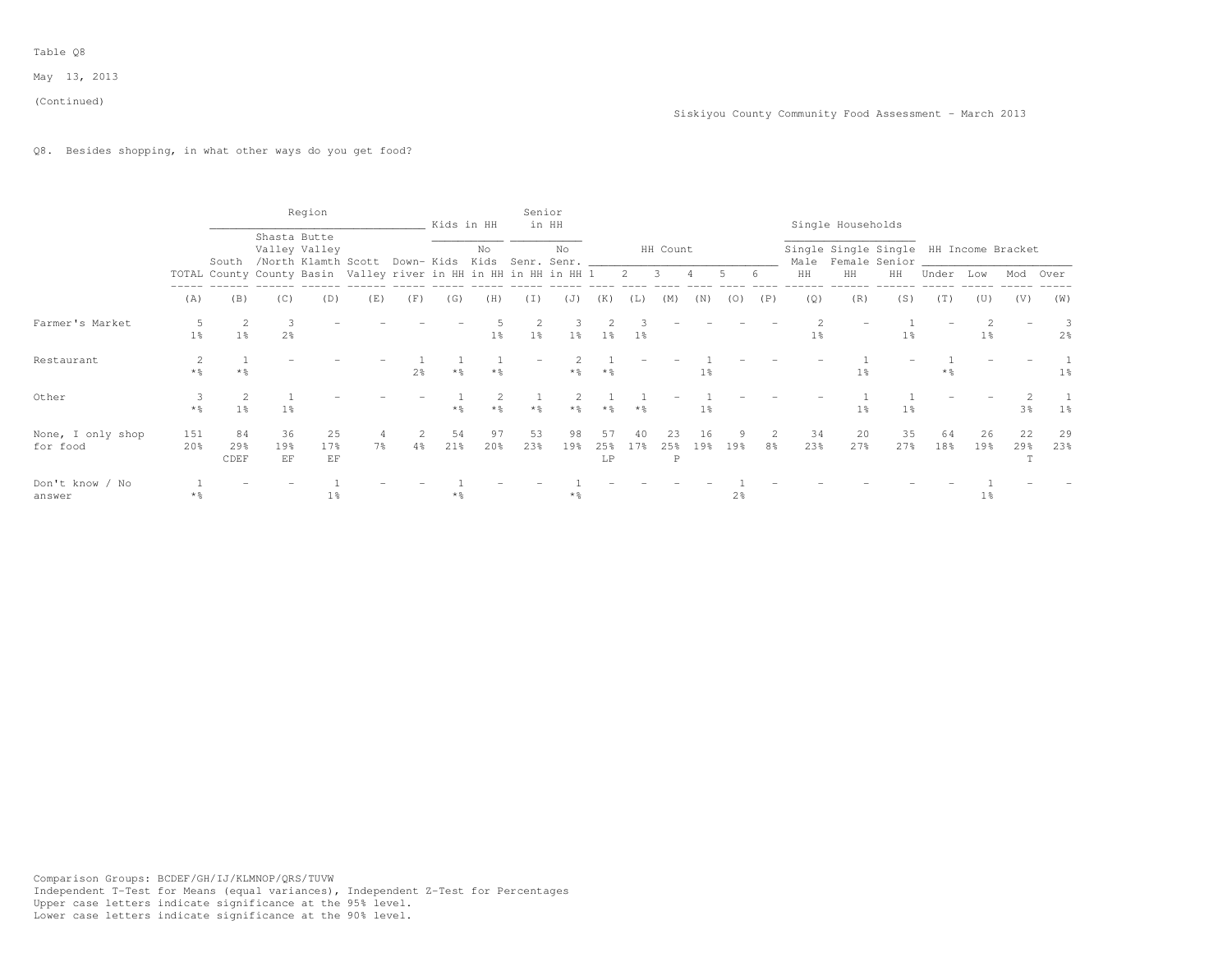Table Q8

May 13, 2013

(Continued)

Siskiyou County Community Food Assessment - March 2013

Q8. Besides shopping, in what other ways do you get food?

| | | Region | | | | | Kids in HH | | Senior in HH | | HH Count | | | | | | Single Households | | | HH Income Bracket | | | |
|---|---|---|---|---|---|---|---|---|---|---|---|---|---|---|---|---|---|---|---|---|---|---|---|
| | TOTAL | South County | Shasta Valley /North County | Butte Valley Klamth Basin | Scott Valley | Down-river | Kids in HH | No Kids in HH | Senr. in HH | No Senr. in HH | 1 | 2 | 3 | 4 | 5 | 6 | Single Male HH | Single Female HH | Single Senior HH | Under | Low | Mod | Over |
| | (A) | (B) | (C) | (D) | (E) | (F) | (G) | (H) | (I) | (J) | (K) | (L) | (M) | (N) | (O) | (P) | (Q) | (R) | (S) | (T) | (U) | (V) | (W) |
| Farmer's Market | 5 1% | 2 1% | 3 2% | - | - | - | - | 5 1% | 2 1% | 3 1% | 2 1% | 3 1% | - | - | - | - | 2 1% | - | 1 1% | - | 2 1% | - | 3 2% |
| Restaurant | 2 *% | 1 *% | - | - | - | 1 2% | 1 *% | 1 *% | - | 2 *% | 1 *% | - | - | 1 1% | - | - | - | 1 1% | - | 1 *% | - | - | 1 1% |
| Other | 3 *% | 2 1% | 1 1% | - | - | - | 1 *% | 2 *% | 1 *% | 2 *% | 1 *% | 1 *% | - | 1 1% | - | - | - | 1 1% | 1 1% | - | - | 2 3% | 1 1% |
| None, I only shop for food | 151 20% | 84 29% CDEF | 36 19% EF | 25 17% EF | 4 7% | 2 4% | 54 21% | 97 20% | 53 23% | 98 19% | 57 25% LP | 40 17% | 23 25% P | 16 19% | 9 19% | 2 8% | 34 23% | 20 27% | 35 27% | 64 18% | 26 19% | 22 29% T | 29 23% |
| Don't know / No answer | 1 *% | - | - | 1 1% | - | - | 1 *% | - | - | 1 *% | - | - | - | - | 1 2% | - | - | - | - | - | 1 1% | - | - |

Comparison Groups: BCDEF/GH/IJ/KLMNOP/QRS/TUVW
Independent T-Test for Means (equal variances), Independent Z-Test for Percentages
Upper case letters indicate significance at the 95% level.
Lower case letters indicate significance at the 90% level.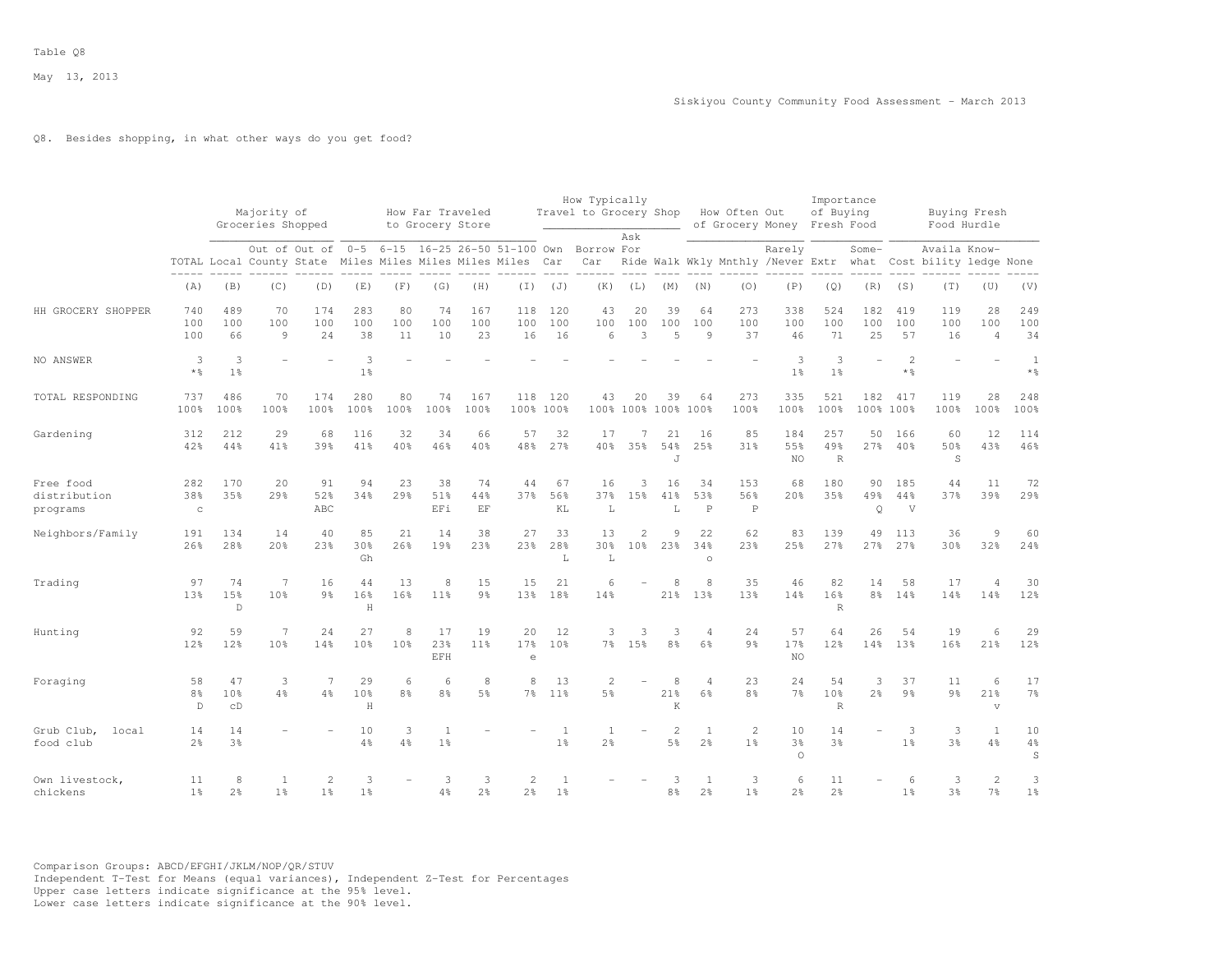Table Q8

May 13, 2013

Siskiyou County Community Food Assessment - March 2013

Q8. Besides shopping, in what other ways do you get food?

| | | Majority of Groceries Shopped | | | How Far Traveled to Grocery Store | | | | | How Typically Travel to Grocery Shop | | | | How Often Out of Grocery Money | | | Importance of Buying Fresh Food | | Buying Fresh Food Hurdle | | | |
|---|---|---|---|---|---|---|---|---|---|---|---|---|---|---|---|---|---|---|---|---|---|---|
| | TOTAL | Local | Out of County | Out of State | 0-5 Miles | 6-15 Miles | 16-25 Miles | 26-50 Miles | 51-100 Miles | Own Car | Borrow Car | Ask For Ride | Walk | Wkly | Mnthly | Rarely /Never | Extr | Some-what | Cost | Availa bility | Know-ledge | None |
| | (A) | (B) | (C) | (D) | (E) | (F) | (G) | (H) | (I) | (J) | (K) | (L) | (M) | (N) | (O) | (P) | (Q) | (R) | (S) | (T) | (U) | (V) |
| HH GROCERY SHOPPER | 740 | 489 | 70 | 174 | 283 | 80 | 74 | 167 | 118 | 120 | 43 | 20 | 39 | 64 | 273 | 338 | 524 | 182 | 419 | 119 | 28 | 249 |
| | 100 | 100 | 100 | 100 | 100 | 100 | 100 | 100 | 100 | 100 | 100 | 100 | 100 | 100 | 100 | 100 | 100 | 100 | 100 | 100 | 100 | 100 |
| | 100 | 66 | 9 | 24 | 38 | 11 | 10 | 23 | 16 | 16 | 6 | 3 | 5 | 9 | 37 | 46 | 71 | 25 | 57 | 16 | 4 | 34 |
| NO ANSWER | 3 | 3 | - | - | 3 | - | - | - | - | - | - | - | - | - | - | 3 | 3 | - | 2 | - | - | 1 |
| | *% | 1% | | | 1% | | | | | | | | | | | 1% | 1% | | *% | | | *% |
| TOTAL RESPONDING | 737 | 486 | 70 | 174 | 280 | 80 | 74 | 167 | 118 | 120 | 43 | 20 | 39 | 64 | 273 | 335 | 521 | 182 | 417 | 119 | 28 | 248 |
| | 100% | 100% | 100% | 100% | 100% | 100% | 100% | 100% | 100% | 100% | 100% | 100% | 100% | 100% | 100% | 100% | 100% | 100% | 100% | 100% | 100% | 100% |
| Gardening | 312 | 212 | 29 | 68 | 116 | 32 | 34 | 66 | 57 | 32 | 17 | 7 | 21 | 16 | 85 | 184 | 257 | 50 | 166 | 60 | 12 | 114 |
| | 42% | 44% | 41% | 39% | 41% | 40% | 46% | 40% | 48% | 27% | 40% | 35% | 54% | 25% | 31% | 55% | 49% | 27% | 40% | 50% | 43% | 46% |
| | | | | | | | | | | | | | J | | | NO | R | | | S | | |
| Free food distribution programs | 282 | 170 | 20 | 91 | 94 | 23 | 38 | 74 | 44 | 67 | 16 | 3 | 16 | 34 | 153 | 68 | 180 | 90 | 185 | 44 | 11 | 72 |
| | 38% | 35% | 29% | 52% | 34% | 29% | 51% | 44% | 37% | 56% | 37% | 15% | 41% | 53% | 56% | 20% | 35% | 49% | 44% | 37% | 39% | 29% |
| | c | | | ABC | | | EFi | EF | | KL | L | | L | P | P | | | Q | V | | | |
| Neighbors/Family | 191 | 134 | 14 | 40 | 85 | 21 | 14 | 38 | 27 | 33 | 13 | 2 | 9 | 22 | 62 | 83 | 139 | 49 | 113 | 36 | 9 | 60 |
| | 26% | 28% | 20% | 23% | 30% | 26% | 19% | 23% | 23% | 28% | 30% | 10% | 23% | 34% | 23% | 25% | 27% | 27% | 27% | 30% | 32% | 24% |
| | | | | | Gh | | | | | L | L | | | o | | | | | | | | |
| Trading | 97 | 74 | 7 | 16 | 44 | 13 | 8 | 15 | 15 | 21 | 6 | - | 8 | 8 | 35 | 46 | 82 | 14 | 58 | 17 | 4 | 30 |
| | 13% | 15% | 10% | 9% | 16% | 16% | 11% | 9% | 13% | 18% | 14% | | 21% | 13% | 13% | 14% | 16% | 8% | 14% | 14% | 14% | 12% |
| | | D | | | H | | | | | | | | | | | | R | | | | | |
| Hunting | 92 | 59 | 7 | 24 | 27 | 8 | 17 | 19 | 20 | 12 | 3 | 3 | 3 | 4 | 24 | 57 | 64 | 26 | 54 | 19 | 6 | 29 |
| | 12% | 12% | 10% | 14% | 10% | 10% | 23% | 11% | 17% | 10% | 7% | 15% | 8% | 6% | 9% | 17% | 12% | 14% | 13% | 16% | 21% | 12% |
| | | | | | | | EFH | | e | | | | | | | NO | | | | | | |
| Foraging | 58 | 47 | 3 | 7 | 29 | 6 | 6 | 8 | 8 | 13 | 2 | - | 8 | 4 | 23 | 24 | 54 | 3 | 37 | 11 | 6 | 17 |
| | 8% | 10% | 4% | 4% | 10% | 8% | 8% | 5% | 7% | 11% | 5% | | 21% | 6% | 8% | 7% | 10% | 2% | 9% | 9% | 21% | 7% |
| | D | cD | | | H | | | | | | | | K | | | | R | | | | v | |
| Grub Club, local food club | 14 | 14 | - | - | 10 | 3 | 1 | - | - | 1 | 1 | - | 2 | 1 | 2 | 10 | 14 | - | 3 | 3 | 1 | 10 |
| | 2% | 3% | | | 4% | 4% | 1% | | | 1% | 2% | | 5% | 2% | 1% | 3% | 3% | | 1% | 3% | 4% | 4% |
| | | | | | | | | | | | | | | | | O | | | | | | S |
| Own livestock, chickens | 11 | 8 | 1 | 2 | 3 | - | 3 | 3 | 2 | 1 | - | - | 3 | 1 | 3 | 6 | 11 | - | 6 | 3 | 2 | 3 |
| | 1% | 2% | 1% | 1% | 1% | | 4% | 2% | 2% | 1% | | | 8% | 2% | 1% | 2% | 2% | | 1% | 3% | 7% | 1% |

Comparison Groups: ABCD/EFGHI/JKLM/NOP/QR/STUV
Independent T-Test for Means (equal variances), Independent Z-Test for Percentages
Upper case letters indicate significance at the 95% level.
Lower case letters indicate significance at the 90% level.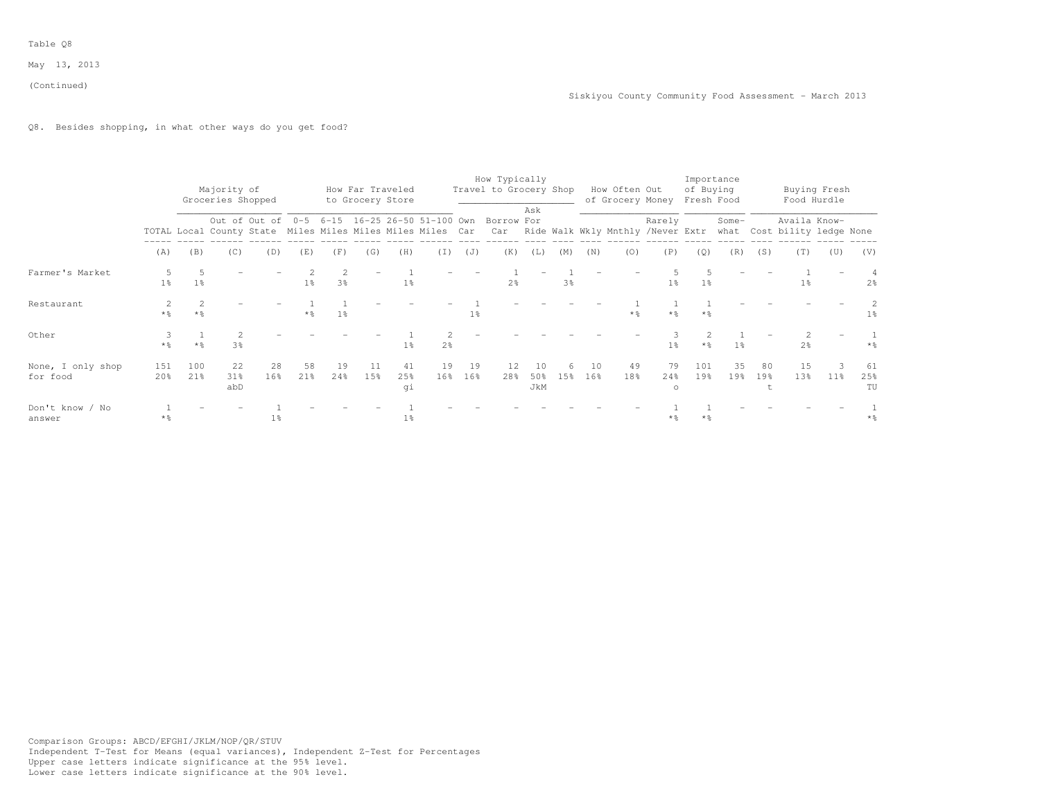Table Q8

May 13, 2013

(Continued)

Siskiyou County Community Food Assessment - March 2013

Q8. Besides shopping, in what other ways do you get food?

| | | Majority of Groceries Shopped | | | How Far Traveled to Grocery Store | | | | | How Typically Travel to Grocery Shop | | | | How Often Out of Grocery Money | | | Importance of Buying Fresh Food | | Buying Fresh Food Hurdle | | | |
|---|---|---|---|---|---|---|---|---|---|---|---|---|---|---|---|---|---|---|---|---|---|---|
| | TOTAL | Local | Out of County | Out of State | 0-5 Miles | 6-15 Miles | 16-25 Miles | 26-50 Miles | 51-100 Miles | Own Car | Borrow Car | Ask For Ride | Walk | Wkly | Mnthly | Rarely /Never | Extr | Some-what | Cost | Availa bility | Know-ledge | None |
| | (A) | (B) | (C) | (D) | (E) | (F) | (G) | (H) | (I) | (J) | (K) | (L) | (M) | (N) | (O) | (P) | (Q) | (R) | (S) | (T) | (U) | (V) |
| Farmer's Market | 5<br>1% | 5<br>1% | - | - | 2<br>1% | 2<br>3% | - | 1<br>1% | - | - | 1<br>2% | - | 1<br>3% | - | - | 5<br>1% | 5<br>1% | - | - | 1<br>1% | - | 4<br>2% |
| Restaurant | 2<br>*% | 2<br>*% | - | - | 1<br>*% | 1<br>1% | - | - | - | 1<br>1% | - | - | - | - | 1<br>*% | 1<br>*% | 1<br>*% | - | - | - | - | 2<br>1% |
| Other | 3<br>*% | 1<br>*% | 2<br>3% | - | - | - | - | 1<br>1% | 2<br>2% | - | - | - | - | - | - | 3<br>1% | 2<br>*% | 1<br>1% | - | 2<br>2% | - | 1<br>*% |
| None, I only shop for food | 151<br>20% | 100<br>21% | 22<br>31%<br>abD | 28<br>16% | 58<br>21% | 19<br>24% | 11<br>15% | 41<br>25%<br>gi | 19<br>16% | 19<br>16% | 12<br>28% | 10<br>50%<br>JkM | 6<br>15% | 10<br>16% | 49<br>18% | 79<br>24%<br>o | 101<br>19% | 35<br>19% | 80<br>19%<br>t | 15<br>13% | 3<br>11% | 61<br>25%<br>TU |
| Don't know / No answer | 1<br>*% | - | - | 1<br>1% | - | - | - | 1<br>1% | - | - | - | - | - | - | - | 1<br>*% | 1<br>*% | - | - | - | - | 1<br>*% |

Comparison Groups: ABCD/EFGHI/JKLM/NOP/QR/STUV
Independent T-Test for Means (equal variances), Independent Z-Test for Percentages
Upper case letters indicate significance at the 95% level.
Lower case letters indicate significance at the 90% level.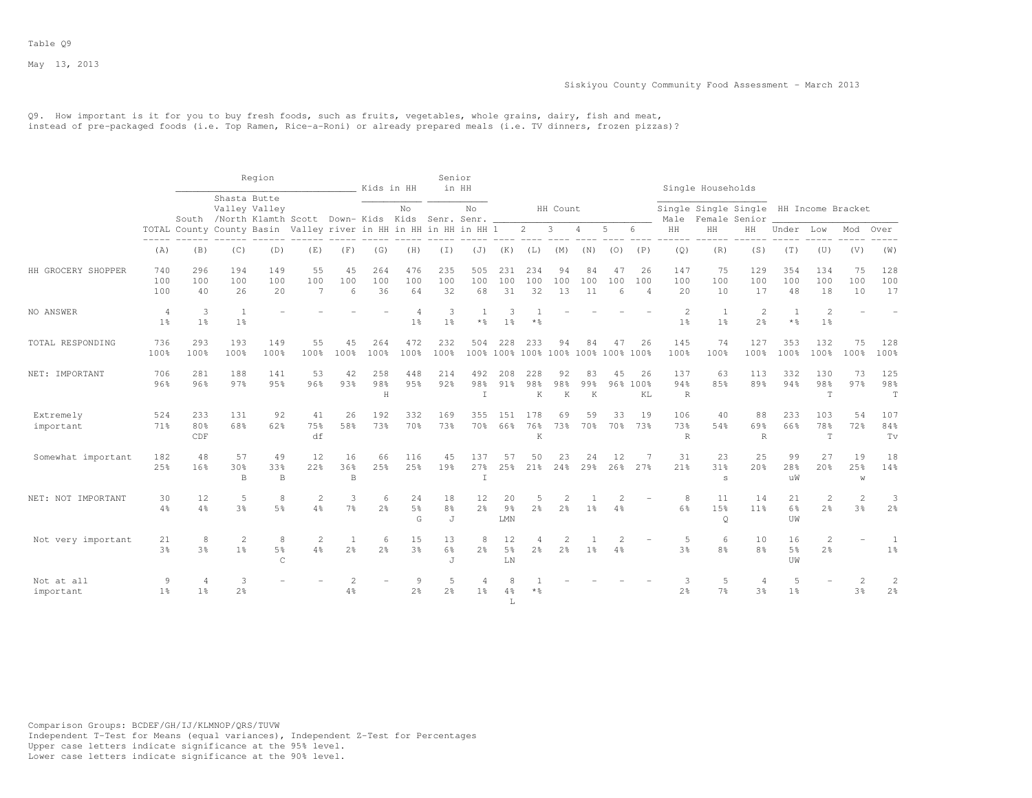Table Q9

May 13, 2013

Siskiyou County Community Food Assessment - March 2013

Q9. How important is it for you to buy fresh foods, such as fruits, vegetables, whole grains, dairy, fish and meat, instead of pre-packaged foods (i.e. Top Ramen, Rice-a-Roni) or already prepared meals (i.e. TV dinners, frozen pizzas)?

| | | Region | | | | | Kids in HH | | Senior in HH | | HH Count | | | | | | Single Households | | | HH Income Bracket | | | |
|---|---|---|---|---|---|---|---|---|---|---|---|---|---|---|---|---|---|---|---|---|---|---|---|
| | TOTAL | South County | Shasta Valley /North County | Butte Valley Klamth Basin | Scott Valley | Down-river | Kids in HH | No Kids in HH | Senr. in HH | No Senr. in HH | 1 | 2 | 3 | 4 | 5 | 6 | Single Male HH | Single Female HH | Single Senior HH | Under | Low | Mod | Over |
| | (A) | (B) | (C) | (D) | (E) | (F) | (G) | (H) | (I) | (J) | (K) | (L) | (M) | (N) | (O) | (P) | (Q) | (R) | (S) | (T) | (U) | (V) | (W) |
| HH GROCERY SHOPPER | 740 | 296 | 194 | 149 | 55 | 45 | 264 | 476 | 235 | 505 | 231 | 234 | 94 | 84 | 47 | 26 | 147 | 75 | 129 | 354 | 134 | 75 | 128 |
| | 100 | 100 | 100 | 100 | 100 | 100 | 100 | 100 | 100 | 100 | 100 | 100 | 100 | 100 | 100 | 100 | 100 | 100 | 100 | 100 | 100 | 100 | 100 |
| | 100 | 40 | 26 | 20 | 7 | 6 | 36 | 64 | 32 | 68 | 31 | 32 | 13 | 11 | 6 | 4 | 20 | 10 | 17 | 48 | 18 | 10 | 17 |
| NO ANSWER | 4 | 3 | 1 | - | - | - | - | 4 | 3 | 1 | 3 | 1 | - | - | - | - | 2 | 1 | 2 | 1 | 2 | - | - |
| | 1% | 1% | 1% | | | | | 1% | 1% | *% | 1% | *% | | | | | 1% | 1% | 2% | *% | 1% | | |
| TOTAL RESPONDING | 736 | 293 | 193 | 149 | 55 | 45 | 264 | 472 | 232 | 504 | 228 | 233 | 94 | 84 | 47 | 26 | 145 | 74 | 127 | 353 | 132 | 75 | 128 |
| | 100% | 100% | 100% | 100% | 100% | 100% | 100% | 100% | 100% | 100% | 100% | 100% | 100% | 100% | 100% | 100% | 100% | 100% | 100% | 100% | 100% | 100% | 100% |
| NET: IMPORTANT | 706 | 281 | 188 | 141 | 53 | 42 | 258 | 448 | 214 | 492 | 208 | 228 | 92 | 83 | 45 | 26 | 137 | 63 | 113 | 332 | 130 | 73 | 125 |
| | 96% | 96% | 97% | 95% | 96% | 93% | 98% | 95% | 92% | 98% | 91% | 98% | 98% | 99% | 96% | 100% | 94% | 85% | 89% | 94% | 98% | 97% | 98% |
| | | | | | | | H | | | I | | K | K | K | | KL | R | | | | T | | T |
| Extremely important | 524 | 233 | 131 | 92 | 41 | 26 | 192 | 332 | 169 | 355 | 151 | 178 | 69 | 59 | 33 | 19 | 106 | 40 | 88 | 233 | 103 | 54 | 107 |
| | 71% | 80% | 68% | 62% | 75% | 58% | 73% | 70% | 73% | 70% | 66% | 76% | 73% | 70% | 70% | 73% | 73% | 54% | 69% | 66% | 78% | 72% | 84% |
| | | CDF | | | df | | | | | | | K | | | | | R | | R | | T | | Tv |
| Somewhat important | 182 | 48 | 57 | 49 | 12 | 16 | 66 | 116 | 45 | 137 | 57 | 50 | 23 | 24 | 12 | 7 | 31 | 23 | 25 | 99 | 27 | 19 | 18 |
| | 25% | 16% | 30% | 33% | 22% | 36% | 25% | 25% | 19% | 27% | 25% | 21% | 24% | 29% | 26% | 27% | 21% | 31% | 20% | 28% | 20% | 25% | 14% |
| | | | B | B | | B | | | | I | | | | | | | | s | | uW | | w | |
| NET: NOT IMPORTANT | 30 | 12 | 5 | 8 | 2 | 3 | 6 | 24 | 18 | 12 | 20 | 5 | 2 | 1 | 2 | - | 8 | 11 | 14 | 21 | 2 | 2 | 3 |
| | 4% | 4% | 3% | 5% | 4% | 7% | 2% | 5% | 8% | 2% | 9% | 2% | 2% | 1% | 4% | | 6% | 15% | 11% | 6% | 2% | 3% | 2% |
| | | | | | | | | G | J | | LMN | | | | | | | Q | | UW | | | |
| Not very important | 21 | 8 | 2 | 8 | 2 | 1 | 6 | 15 | 13 | 8 | 12 | 4 | 2 | 1 | 2 | - | 5 | 6 | 10 | 16 | 2 | - | 1 |
| | 3% | 3% | 1% | 5% | 4% | 2% | 2% | 3% | 6% | 2% | 5% | 2% | 2% | 1% | 4% | | 3% | 8% | 8% | 5% | 2% | | 1% |
| | | | | C | | | | | J | | LN | | | | | | | | | UW | | | |
| Not at all important | 9 | 4 | 3 | - | - | 2 | - | 9 | 5 | 4 | 8 | 1 | - | - | - | - | 3 | 5 | 4 | 5 | - | 2 | 2 |
| | 1% | 1% | 2% | | | 4% | | 2% | 2% | 1% | 4% | *% | | | | | 2% | 7% | 3% | 1% | | 3% | 2% |
| | | | | | | | | | | | L | | | | | | | | | | | | |

Comparison Groups: BCDEF/GH/IJ/KLMNOP/QRS/TUVW
Independent T-Test for Means (equal variances), Independent Z-Test for Percentages
Upper case letters indicate significance at the 95% level.
Lower case letters indicate significance at the 90% level.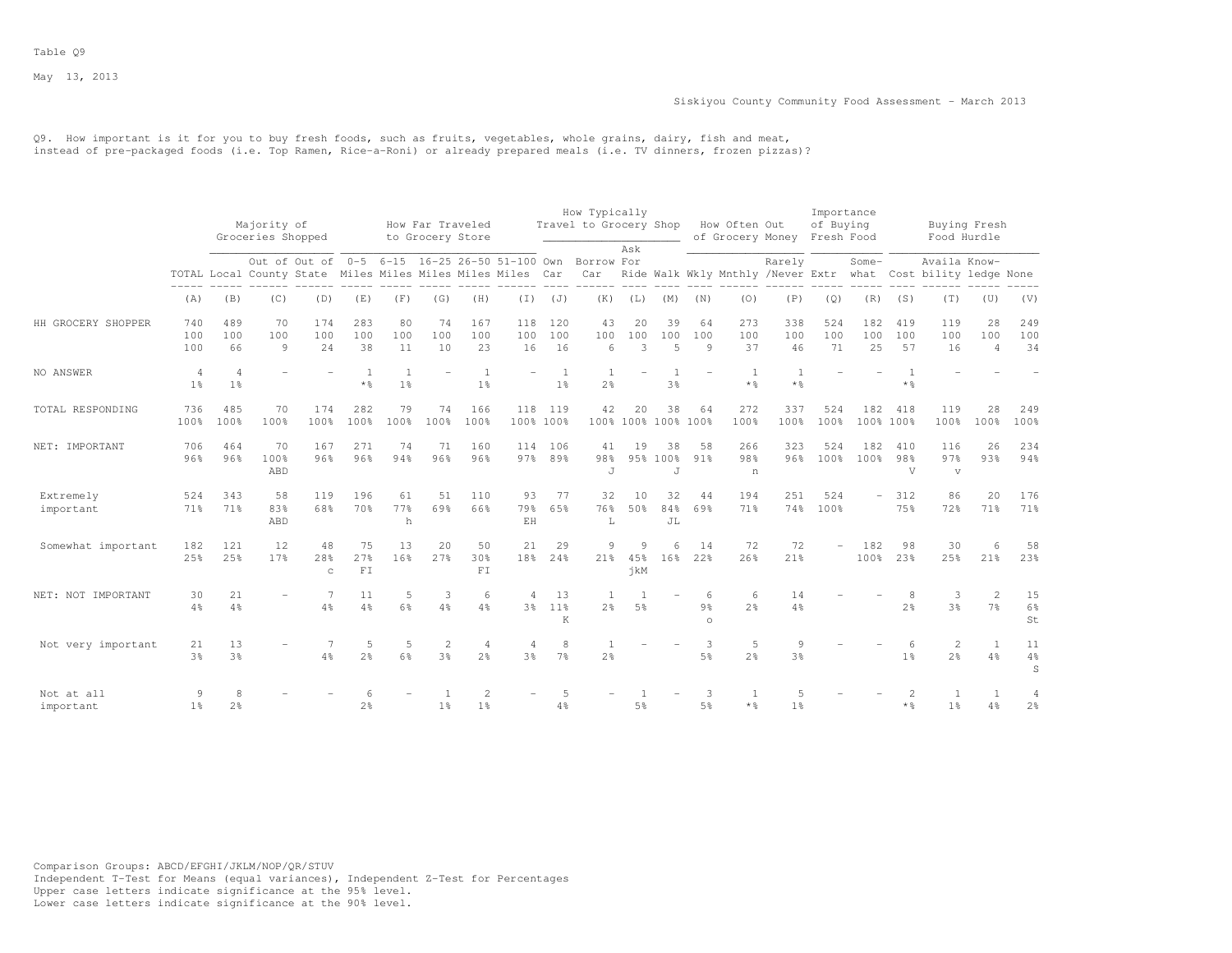Table Q9

May 13, 2013

Siskiyou County Community Food Assessment - March 2013

Q9. How important is it for you to buy fresh foods, such as fruits, vegetables, whole grains, dairy, fish and meat, instead of pre-packaged foods (i.e. Top Ramen, Rice-a-Roni) or already prepared meals (i.e. TV dinners, frozen pizzas)?

| | | Majority of Groceries Shopped | | | How Far Traveled to Grocery Store | | | | | How Typically Travel to Grocery Shop | | | | How Often Out of Grocery Money | | | Importance of Buying Fresh Food | | Buying Fresh Food Hurdle | | | |
|---|---|---|---|---|---|---|---|---|---|---|---|---|---|---|---|---|---|---|---|---|---|---|
| | TOTAL | Local | Out of County | Out of State | 0-5 Miles | 6-15 Miles | 16-25 Miles | 26-50 Miles | 51-100 Miles | Own Car | Borrow Car | Ask For Ride | Walk | Wkly | Mnthly | Rarely /Never | Extr | Some-what | Cost | Availa bility | Know-ledge | None |
| | (A) | (B) | (C) | (D) | (E) | (F) | (G) | (H) | (I) | (J) | (K) | (L) | (M) | (N) | (O) | (P) | (Q) | (R) | (S) | (T) | (U) | (V) |
| HH GROCERY SHOPPER | 740 | 489 | 70 | 174 | 283 | 80 | 74 | 167 | 118 | 120 | 43 | 20 | 39 | 64 | 273 | 338 | 524 | 182 | 419 | 119 | 28 | 249 |
| | 100 | 100 | 100 | 100 | 100 | 100 | 100 | 100 | 100 | 100 | 100 | 100 | 100 | 100 | 100 | 100 | 100 | 100 | 100 | 100 | 100 | 100 |
| | 100 | 66 | 9 | 24 | 38 | 11 | 10 | 23 | 16 | 16 | 6 | 3 | 5 | 9 | 37 | 46 | 71 | 25 | 57 | 16 | 4 | 34 |
| NO ANSWER | 4 | 4 | - | - | 1 | 1 | - | 1 | - | 1 | 1 | - | 1 | - | 1 | 1 | - | - | 1 | - | - | - |
| | 1% | 1% | | | *% | 1% | | 1% | | 1% | 2% | | 3% | | *% | *% | | | *% | | | |
| TOTAL RESPONDING | 736 | 485 | 70 | 174 | 282 | 79 | 74 | 166 | 118 | 119 | 42 | 20 | 38 | 64 | 272 | 337 | 524 | 182 | 418 | 119 | 28 | 249 |
| | 100% | 100% | 100% | 100% | 100% | 100% | 100% | 100% | 100% | 100% | 100% | 100% | 100% | 100% | 100% | 100% | 100% | 100% | 100% | 100% | 100% | 100% |
| NET: IMPORTANT | 706 | 464 | 70 | 167 | 271 | 74 | 71 | 160 | 114 | 106 | 41 | 19 | 38 | 58 | 266 | 323 | 524 | 182 | 410 | 116 | 26 | 234 |
| | 96% | 96% | 100% | 96% | 96% | 94% | 96% | 96% | 97% | 89% | 98% | 95% | 100% | 91% | 98% | 96% | 100% | 100% | 98% | 97% | 93% | 94% |
| | | | ABD | | | | | | | | J | | J | | n | | | | V | v | | |
| Extremely important | 524 | 343 | 58 | 119 | 196 | 61 | 51 | 110 | 93 | 77 | 32 | 10 | 32 | 44 | 194 | 251 | 524 | - | 312 | 86 | 20 | 176 |
| | 71% | 71% | 83% | 68% | 70% | 77% | 69% | 66% | 79% | 65% | 76% | 50% | 84% | 69% | 71% | 74% | 100% | | 75% | 72% | 71% | 71% |
| | | | ABD | | | h | | | EH | | L | | JL | | | | | | | | | |
| Somewhat important | 182 | 121 | 12 | 48 | 75 | 13 | 20 | 50 | 21 | 29 | 9 | 9 | 6 | 14 | 72 | 72 | - | 182 | 98 | 30 | 6 | 58 |
| | 25% | 25% | 17% | 28% | 27% | 16% | 27% | 30% | 18% | 24% | 21% | 45% | 16% | 22% | 26% | 21% | | 100% | 23% | 25% | 21% | 23% |
| | | | | c | FI | | | FI | | | | jkM | | | | | | | | | | |
| NET: NOT IMPORTANT | 30 | 21 | - | 7 | 11 | 5 | 3 | 6 | 4 | 13 | 1 | 1 | - | 6 | 6 | 14 | - | - | 8 | 3 | 2 | 15 |
| | 4% | 4% | | 4% | 4% | 6% | 4% | 4% | 3% | 11% | 2% | 5% | | 9% | 2% | 4% | | | 2% | 3% | 7% | 6% |
| | | | | | | | | | | K | | | | o | | | | | | | | St |
| Not very important | 21 | 13 | - | 7 | 5 | 5 | 2 | 4 | 4 | 8 | 1 | - | - | 3 | 5 | 9 | - | - | 6 | 2 | 1 | 11 |
| | 3% | 3% | | 4% | 2% | 6% | 3% | 2% | 3% | 7% | 2% | | | 5% | 2% | 3% | | | 1% | 2% | 4% | 4% |
| | | | | | | | | | | | | | | | | | | | | | | S |
| Not at all important | 9 | 8 | - | - | 6 | - | 1 | 2 | - | 5 | - | 1 | - | 3 | 1 | 5 | - | - | 2 | 1 | 1 | 4 |
| | 1% | 2% | | | 2% | | 1% | 1% | | 4% | | 5% | | 5% | *% | 1% | | | *% | 1% | 4% | 2% |

Comparison Groups: ABCD/EFGHI/JKLM/NOP/QR/STUV
Independent T-Test for Means (equal variances), Independent Z-Test for Percentages
Upper case letters indicate significance at the 95% level.
Lower case letters indicate significance at the 90% level.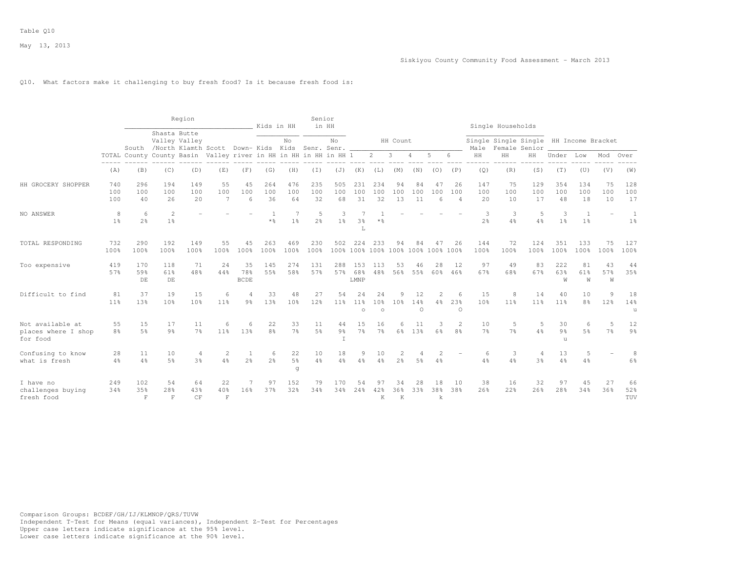Table Q10

May 13, 2013

Siskiyou County Community Food Assessment - March 2013

Q10. What factors make it challenging to buy fresh food? Is it because fresh food is:

| | | Region | | | | | | Kids in HH | | Senior in HH | | HH Count | | | | | | Single Households | | | HH Income Bracket | | | |
|---|---|---|---|---|---|---|---|---|---|---|---|---|---|---|---|---|---|---|---|---|---|---|---|---|
| | TOTAL | South County | Shasta Valley /North County | Butte Valley Klamth Basin | Scott Valley | Down-river | Kids in HH | No Kids in HH | Senr. in HH | No Senr. in HH | 1 | 2 | 3 | 4 | 5 | 6 | Single Male HH | Single Female HH | Single Senior HH | Under | Low | Mod | Over |
| | (A) | (B) | (C) | (D) | (E) | (F) | (G) | (H) | (I) | (J) | (K) | (L) | (M) | (N) | (O) | (P) | (Q) | (R) | (S) | (T) | (U) | (V) | (W) |
| HH GROCERY SHOPPER | 740 | 296 | 194 | 149 | 55 | 45 | 264 | 476 | 235 | 505 | 231 | 234 | 94 | 84 | 47 | 26 | 147 | 75 | 129 | 354 | 134 | 75 | 128 |
| | 100 | 100 | 100 | 100 | 100 | 100 | 100 | 100 | 100 | 100 | 100 | 100 | 100 | 100 | 100 | 100 | 100 | 100 | 100 | 100 | 100 | 100 | 100 |
| | 100 | 40 | 26 | 20 | 7 | 6 | 36 | 64 | 32 | 68 | 31 | 32 | 13 | 11 | 6 | 4 | 20 | 10 | 17 | 48 | 18 | 10 | 17 |
| NO ANSWER | 8 | 6 | 2 | - | - | - | 1 | 7 | 5 | 3 | 7 | 1 | - | - | - | - | 3 | 3 | 5 | 3 | 1 | - | 1 |
| | 1% | 2% | 1% | | | | *% | 1% | 2% | 1% | 3% | *% | | | | | 2% | 4% | 4% | 1% | 1% | | 1% |
| | | | | | | | | | | | L | | | | | | | | | | | | |
| TOTAL RESPONDING | 732 | 290 | 192 | 149 | 55 | 45 | 263 | 469 | 230 | 502 | 224 | 233 | 94 | 84 | 47 | 26 | 144 | 72 | 124 | 351 | 133 | 75 | 127 |
| | 100% | 100% | 100% | 100% | 100% | 100% | 100% | 100% | 100% | 100% | 100% | 100% | 100% | 100% | 100% | 100% | 100% | 100% | 100% | 100% | 100% | 100% | 100% |
| Too expensive | 419 | 170 | 118 | 71 | 24 | 35 | 145 | 274 | 131 | 288 | 153 | 113 | 53 | 46 | 28 | 12 | 97 | 49 | 83 | 222 | 81 | 43 | 44 |
| | 57% | 59% | 61% | 48% | 44% | 78% | 55% | 58% | 57% | 57% | 68% | 48% | 56% | 55% | 60% | 46% | 67% | 68% | 67% | 63% | 61% | 57% | 35% |
| | | DE | DE | | | BCDE | | | | | LMNP | | | | | | | | | W | W | W | |
| Difficult to find | 81 | 37 | 19 | 15 | 6 | 4 | 33 | 48 | 27 | 54 | 24 | 24 | 9 | 12 | 2 | 6 | 15 | 8 | 14 | 40 | 10 | 9 | 18 |
| | 11% | 13% | 10% | 10% | 11% | 9% | 13% | 10% | 12% | 11% | 11% | 10% | 10% | 14% | 4% | 23% | 10% | 11% | 11% | 11% | 8% | 12% | 14% |
| | | | | | | | | | | | o | o | | O | | O | | | | | | | u |
| Not available at places where I shop for food | 55 | 15 | 17 | 11 | 6 | 6 | 22 | 33 | 11 | 44 | 15 | 16 | 6 | 11 | 3 | 2 | 10 | 5 | 5 | 30 | 6 | 5 | 12 |
| | 8% | 5% | 9% | 7% | 11% | 13% | 8% | 7% | 5% | 9% | 7% | 7% | 6% | 13% | 6% | 8% | 7% | 7% | 4% | 9% | 5% | 7% | 9% |
| | | | | | | | | | | I | | | | | | | | | | u | | | |
| Confusing to know what is fresh | 28 | 11 | 10 | 4 | 2 | 1 | 6 | 22 | 10 | 18 | 9 | 10 | 2 | 4 | 2 | - | 6 | 3 | 4 | 13 | 5 | - | 8 |
| | 4% | 4% | 5% | 3% | 4% | 2% | 2% | 5% | 4% | 4% | 4% | 4% | 2% | 5% | 4% | | 4% | 4% | 3% | 4% | 4% | | 6% |
| | | | | | | | | g | | | | | | | | | | | | | | | |
| I have no challenges buying fresh food | 249 | 102 | 54 | 64 | 22 | 7 | 97 | 152 | 79 | 170 | 54 | 97 | 34 | 28 | 18 | 10 | 38 | 16 | 32 | 97 | 45 | 27 | 66 |
| | 34% | 35% | 28% | 43% | 40% | 16% | 37% | 32% | 34% | 34% | 24% | 42% | 36% | 33% | 38% | 38% | 26% | 22% | 26% | 28% | 34% | 36% | 52% |
| | | F | F | CF | F | | | | | | | K | K | | k | | | | | | | | TUV |

Comparison Groups: BCDEF/GH/IJ/KLMNOP/QRS/TUVW
Independent T-Test for Means (equal variances), Independent Z-Test for Percentages
Upper case letters indicate significance at the 95% level.
Lower case letters indicate significance at the 90% level.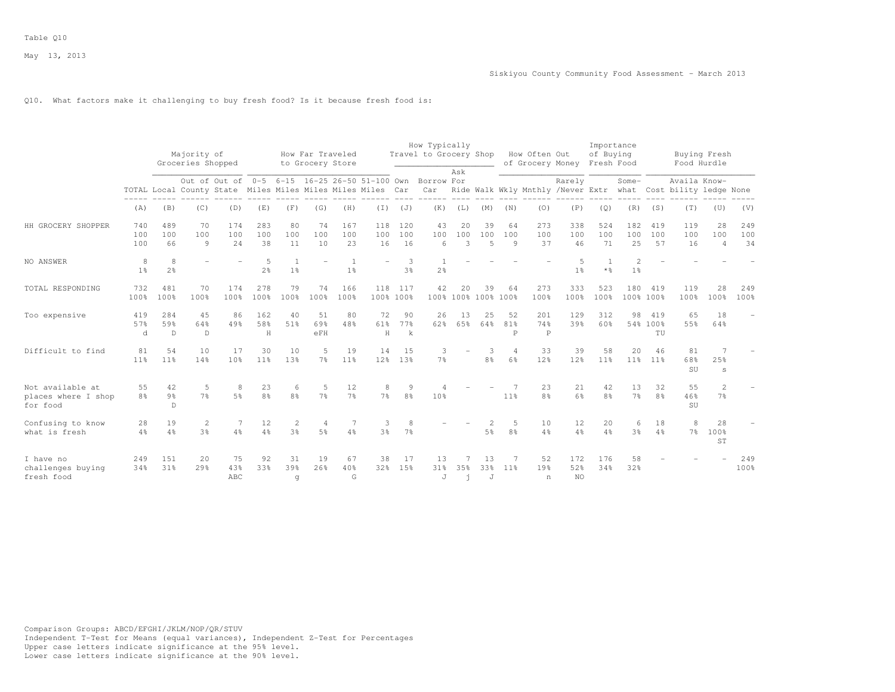Table Q10

Q10. What factors make it challenging to buy fresh food? Is it because fresh food is:

| | | Majority of Groceries Shopped | | | How Far Traveled to Grocery Store | | | | | How Typically Travel to Grocery Shop | | | | How Often Out of Grocery Money | | | Importance of Buying Fresh Food | | Buying Fresh Food Hurdle | | | |
|---|---|---|---|---|---|---|---|---|---|---|---|---|---|---|---|---|---|---|---|---|---|---|
| | TOTAL | Local | Out of County | Out of State | 0-5 Miles | 6-15 Miles | 16-25 Miles | 26-50 Miles | 51-100 Miles | Own Car | Borrow Car | Ask For Ride | Walk | Wkly | Mnthly | Rarely /Never | Extr | Some- what | Cost | Availa bility | Know- ledge | None |
| | (A) | (B) | (C) | (D) | (E) | (F) | (G) | (H) | (I) | (J) | (K) | (L) | (M) | (N) | (O) | (P) | (Q) | (R) | (S) | (T) | (U) | (V) |
| HH GROCERY SHOPPER | 740 | 489 | 70 | 174 | 283 | 80 | 74 | 167 | 118 | 120 | 43 | 20 | 39 | 64 | 273 | 338 | 524 | 182 | 419 | 119 | 28 | 249 |
| | 100 | 100 | 100 | 100 | 100 | 100 | 100 | 100 | 100 | 100 | 100 | 100 | 100 | 100 | 100 | 100 | 100 | 100 | 100 | 100 | 100 | 100 |
| | 100 | 66 | 9 | 24 | 38 | 11 | 10 | 23 | 16 | 16 | 6 | 3 | 5 | 9 | 37 | 46 | 71 | 25 | 57 | 16 | 4 | 34 |
| NO ANSWER | 8 | 8 | - | - | 5 | 1 | - | 1 | - | 3 | 1 | - | - | - | - | 5 | 1 | 2 | - | - | - | - |
| | 1% | 2% | | | 2% | 1% | | 1% | | 3% | 2% | | | | | 1% | *% | 1% | | | | |
| TOTAL RESPONDING | 732 | 481 | 70 | 174 | 278 | 79 | 74 | 166 | 118 | 117 | 42 | 20 | 39 | 64 | 273 | 333 | 523 | 180 | 419 | 119 | 28 | 249 |
| | 100% | 100% | 100% | 100% | 100% | 100% | 100% | 100% | 100% | 100% | 100% | 100% | 100% | 100% | 100% | 100% | 100% | 100% | 100% | 100% | 100% | 100% |
| Too expensive | 419 | 284 | 45 | 86 | 162 | 40 | 51 | 80 | 72 | 90 | 26 | 13 | 25 | 52 | 201 | 129 | 312 | 98 | 419 | 65 | 18 | - |
| | 57% | 59% | 64% | 49% | 58% | 51% | 69% | 48% | 61% | 77% | 62% | 65% | 64% | 81% | 74% | 39% | 60% | 54% | 100% | 55% | 64% | |
| | d | D | D | | H | | eFH | | H | k | | | | P | P | | | | TU | | | |
| Difficult to find | 81 | 54 | 10 | 17 | 30 | 10 | 5 | 19 | 14 | 15 | 3 | - | 3 | 4 | 33 | 39 | 58 | 20 | 46 | 81 | 7 | - |
| | 11% | 11% | 14% | 10% | 11% | 13% | 7% | 11% | 12% | 13% | 7% | | 8% | 6% | 12% | 12% | 11% | 11% | 11% | 68% | 25% | |
| | | | | | | | | | | | | | | | | | | | | SU | s | |
| Not available at places where I shop for food | 55 | 42 | 5 | 8 | 23 | 6 | 5 | 12 | 8 | 9 | 4 | - | - | 7 | 23 | 21 | 42 | 13 | 32 | 55 | 2 | - |
| | 8% | 9% | 7% | 5% | 8% | 8% | 7% | 7% | 7% | 8% | 10% | | | 11% | 8% | 6% | 8% | 7% | 8% | 46% | 7% | |
| | | D | | | | | | | | | | | | | | | | | | SU | | |
| Confusing to know what is fresh | 28 | 19 | 2 | 7 | 12 | 2 | 4 | 7 | 3 | 8 | - | - | 2 | 5 | 10 | 12 | 20 | 6 | 18 | 8 | 28 | - |
| | 4% | 4% | 3% | 4% | 4% | 3% | 5% | 4% | 3% | 7% | | | 5% | 8% | 4% | 4% | 4% | 3% | 4% | 7% | 100% | |
| | | | | | | | | | | | | | | | | | | | | | ST | |
| I have no challenges buying fresh food | 249 | 151 | 20 | 75 | 92 | 31 | 19 | 67 | 38 | 17 | 13 | 7 | 13 | 7 | 52 | 172 | 176 | 58 | - | - | - | 249 |
| | 34% | 31% | 29% | 43% | 33% | 39% | 26% | 40% | 32% | 15% | 31% | 35% | 33% | 11% | 19% | 52% | 34% | 32% | | | | 100% |
| | | | | ABC | | g | | G | | | J | j | J | | n | NO | | | | | | |

Comparison Groups: ABCD/EFGHI/JKLM/NOP/QR/STUV
Independent T-Test for Means (equal variances), Independent Z-Test for Percentages
Upper case letters indicate significance at the 95% level.
Lower case letters indicate significance at the 90% level.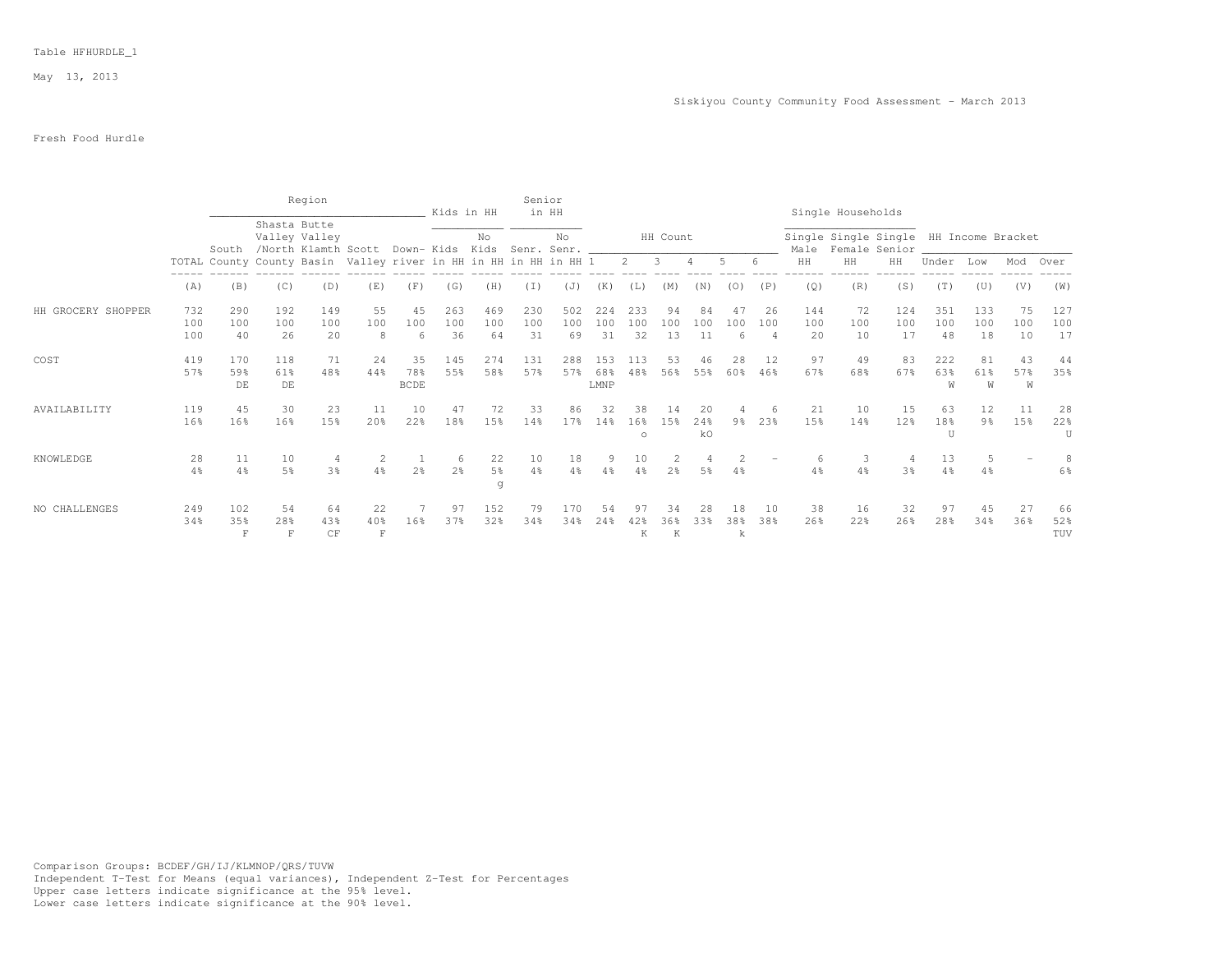Table HFHURDLE_1

May 13, 2013

Siskiyou County Community Food Assessment - March 2013

Fresh Food Hurdle

| | | Region | | | | | Kids in HH | | Senior in HH | | HH Count | | | | | | Single Households | | | HH Income Bracket | | | |
|---|---|---|---|---|---|---|---|---|---|---|---|---|---|---|---|---|---|---|---|---|---|---|---|
| | TOTAL | South County | Shasta Valley /North County | Butte Valley Klamth Basin | Scott Valley | Down-river | Kids in HH | No Kids in HH | Senr. in HH | No Senr. in HH | 1 | 2 | 3 | 4 | 5 | 6 | Single Male HH | Single Female HH | Single Senior HH | Under | Low | Mod | Over |
| | (A) | (B) | (C) | (D) | (E) | (F) | (G) | (H) | (I) | (J) | (K) | (L) | (M) | (N) | (O) | (P) | (Q) | (R) | (S) | (T) | (U) | (V) | (W) |
| HH GROCERY SHOPPER | 732 | 290 | 192 | 149 | 55 | 45 | 263 | 469 | 230 | 502 | 224 | 233 | 94 | 84 | 47 | 26 | 144 | 72 | 124 | 351 | 133 | 75 | 127 |
| | 100 | 100 | 100 | 100 | 100 | 100 | 100 | 100 | 100 | 100 | 100 | 100 | 100 | 100 | 100 | 100 | 100 | 100 | 100 | 100 | 100 | 100 | 100 |
| | 100 | 40 | 26 | 20 | 8 | 6 | 36 | 64 | 31 | 69 | 31 | 32 | 13 | 11 | 6 | 4 | 20 | 10 | 17 | 48 | 18 | 10 | 17 |
| COST | 419 | 170 | 118 | 71 | 24 | 35 | 145 | 274 | 131 | 288 | 153 | 113 | 53 | 46 | 28 | 12 | 97 | 49 | 83 | 222 | 81 | 43 | 44 |
| | 57% | 59% | 61% | 48% | 44% | 78% | 55% | 58% | 57% | 57% | 68% | 48% | 56% | 55% | 60% | 46% | 67% | 68% | 67% | 63% | 61% | 57% | 35% |
| | | DE | DE | | | BCDE | | | | | LMNP | | | | | | | | | W | W | W | |
| AVAILABILITY | 119 | 45 | 30 | 23 | 11 | 10 | 47 | 72 | 33 | 86 | 32 | 38 | 14 | 20 | 4 | 6 | 21 | 10 | 15 | 63 | 12 | 11 | 28 |
| | 16% | 16% | 16% | 15% | 20% | 22% | 18% | 15% | 14% | 17% | 14% | 16% | 15% | 24% | 9% | 23% | 15% | 14% | 12% | 18% | 9% | 15% | 22% |
| | | | | | | | | | | | | o | | kO | | | | | | U | | | U |
| KNOWLEDGE | 28 | 11 | 10 | 4 | 2 | 1 | 6 | 22 | 10 | 18 | 9 | 10 | 2 | 4 | 2 | - | 6 | 3 | 4 | 13 | 5 | - | 8 |
| | 4% | 4% | 5% | 3% | 4% | 2% | 2% | 5% | 4% | 4% | 4% | 4% | 2% | 5% | 4% | | 4% | 4% | 3% | 4% | 4% | | 6% |
| | | | | | | | | g | | | | | | | | | | | | | | | |
| NO CHALLENGES | 249 | 102 | 54 | 64 | 22 | 7 | 97 | 152 | 79 | 170 | 54 | 97 | 34 | 28 | 18 | 10 | 38 | 16 | 32 | 97 | 45 | 27 | 66 |
| | 34% | 35% | 28% | 43% | 40% | 16% | 37% | 32% | 34% | 34% | 24% | 42% | 36% | 33% | 38% | 38% | 26% | 22% | 26% | 28% | 34% | 36% | 52% |
| | | F | F | CF | F | | | | | | | K | K | | k | | | | | | | | TUV |

Comparison Groups: BCDEF/GH/IJ/KLMNOP/QRS/TUVW
Independent T-Test for Means (equal variances), Independent Z-Test for Percentages
Upper case letters indicate significance at the 95% level.
Lower case letters indicate significance at the 90% level.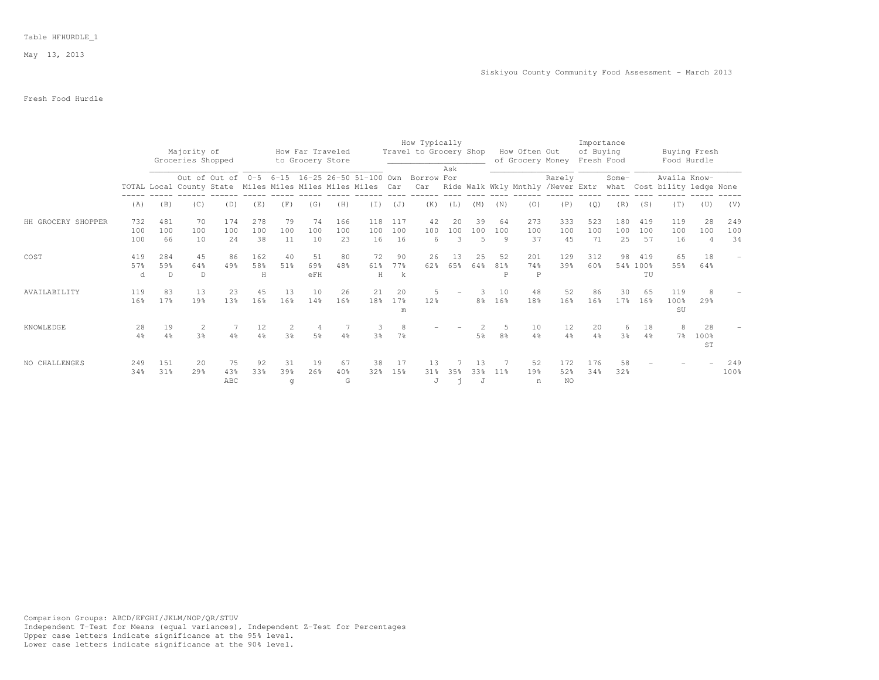Table HFHURDLE_1

May 13, 2013

Siskiyou County Community Food Assessment - March 2013

Fresh Food Hurdle

| | | Majority of Groceries Shopped | | | How Far Traveled to Grocery Store | | | | | How Typically Travel to Grocery Shop | | | | How Often Out of Grocery Money | | | Importance of Buying Fresh Food | | Buying Fresh Food Hurdle | | | |
|---|---|---|---|---|---|---|---|---|---|---|---|---|---|---|---|---|---|---|---|---|---|---|
| | TOTAL | Local | Out of County | Out of State | 0-5 Miles | 6-15 Miles | 16-25 Miles | 26-50 Miles | 51-100 Miles | Own Car | Borrow Car | Ask For Ride | Walk | Wkly | Mnthly | Rarely /Never | Extr | Some- what | Cost | Availa bility | Know- ledge | None |
| | (A) | (B) | (C) | (D) | (E) | (F) | (G) | (H) | (I) | (J) | (K) | (L) | (M) | (N) | (O) | (P) | (Q) | (R) | (S) | (T) | (U) | (V) |
| HH GROCERY SHOPPER | 732 | 481 | 70 | 174 | 278 | 79 | 74 | 166 | 118 | 117 | 42 | 20 | 39 | 64 | 273 | 333 | 523 | 180 | 419 | 119 | 28 | 249 |
| | 100 | 100 | 100 | 100 | 100 | 100 | 100 | 100 | 100 | 100 | 100 | 100 | 100 | 100 | 100 | 100 | 100 | 100 | 100 | 100 | 100 | 100 |
| | 100 | 66 | 10 | 24 | 38 | 11 | 10 | 23 | 16 | 16 | 6 | 3 | 5 | 9 | 37 | 45 | 71 | 25 | 57 | 16 | 4 | 34 |
| COST | 419 | 284 | 45 | 86 | 162 | 40 | 51 | 80 | 72 | 90 | 26 | 13 | 25 | 52 | 201 | 129 | 312 | 98 | 419 | 65 | 18 | - |
| | 57% | 59% | 64% | 49% | 58% | 51% | 69% | 48% | 61% | 77% | 62% | 65% | 64% | 81% | 74% | 39% | 60% | 54% | 100% | 55% | 64% | |
| | d | D | D | | H | | eFH | | H | k | | | | P | P | | | | TU | | | |
| AVAILABILITY | 119 | 83 | 13 | 23 | 45 | 13 | 10 | 26 | 21 | 20 | 5 | - | 3 | 10 | 48 | 52 | 86 | 30 | 65 | 119 | 8 | - |
| | 16% | 17% | 19% | 13% | 16% | 16% | 14% | 16% | 18% | 17% | 12% | | 8% | 16% | 18% | 16% | 16% | 17% | 16% | 100% | 29% | |
| | | | | | | | | | | m | | | | | | | | | | SU | | |
| KNOWLEDGE | 28 | 19 | 2 | 7 | 12 | 2 | 4 | 7 | 3 | 8 | - | - | 2 | 5 | 10 | 12 | 20 | 6 | 18 | 8 | 28 | - |
| | 4% | 4% | 3% | 4% | 4% | 3% | 5% | 4% | 3% | 7% | | | 5% | 8% | 4% | 4% | 4% | 3% | 4% | 7% | 100% | |
| | | | | | | | | | | | | | | | | | | | | | ST | |
| NO CHALLENGES | 249 | 151 | 20 | 75 | 92 | 31 | 19 | 67 | 38 | 17 | 13 | 7 | 13 | 7 | 52 | 172 | 176 | 58 | - | - | - | 249 |
| | 34% | 31% | 29% | 43% | 33% | 39% | 26% | 40% | 32% | 15% | 31% | 35% | 33% | 11% | 19% | 52% | 34% | 32% | | | | 100% |
| | | | | ABC | | g | | G | | | J | j | J | | n | NO | | | | | | |

Comparison Groups: ABCD/EFGHI/JKLM/NOP/QR/STUV
Independent T-Test for Means (equal variances), Independent Z-Test for Percentages
Upper case letters indicate significance at the 95% level.
Lower case letters indicate significance at the 90% level.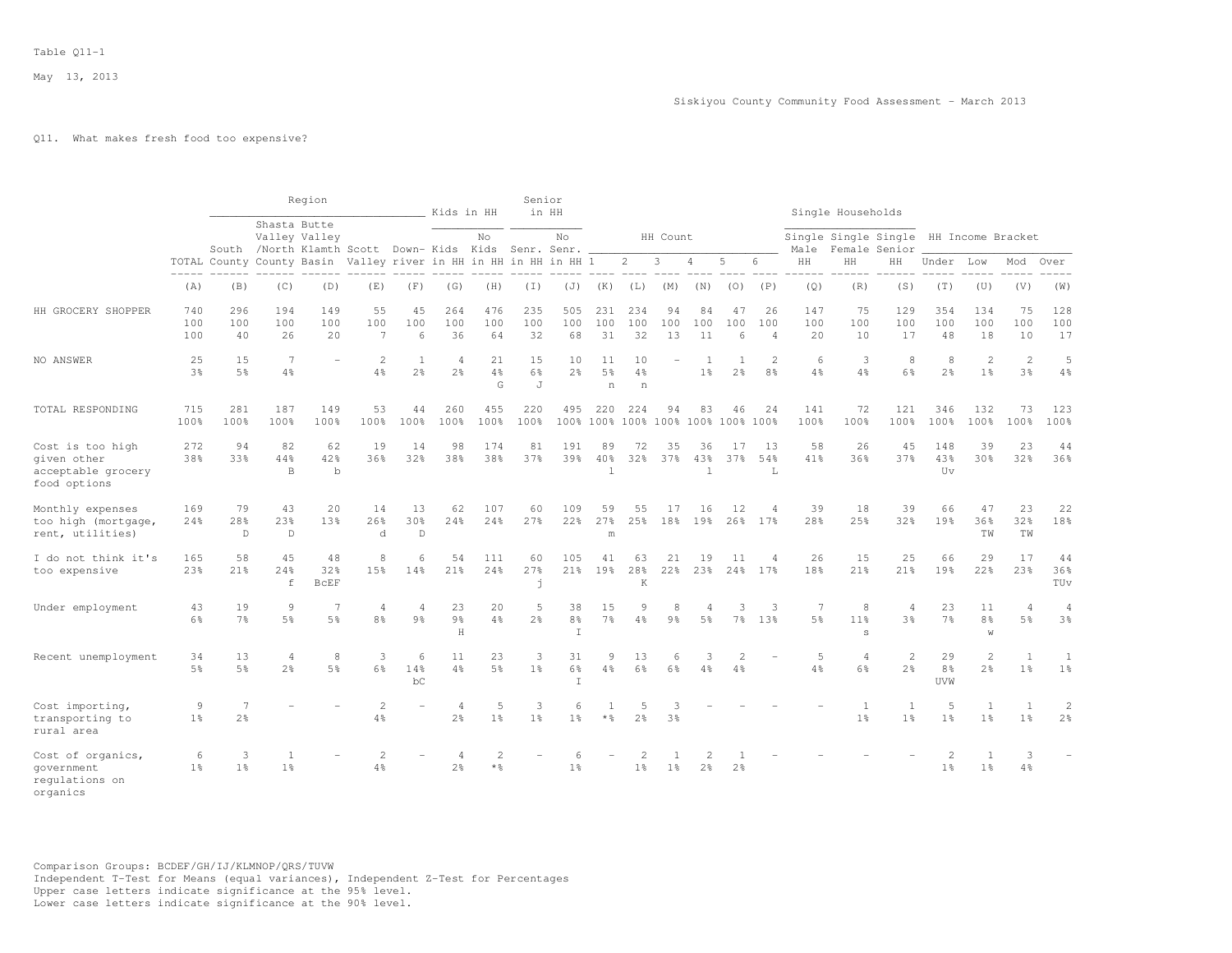Table Q11-1

May 13, 2013

Siskiyou County Community Food Assessment - March 2013

Q11. What makes fresh food too expensive?

| | | Region | | | | | Kids in HH | | Senior in HH | | HH Count | | | | | | Single Households | | | HH Income Bracket | | | |
|---|---|---|---|---|---|---|---|---|---|---|---|---|---|---|---|---|---|---|---|---|---|---|---|
| | TOTAL | South County | Shasta Valley /North County | Butte Valley Klamth Basin | Scott Valley | Down-river | Kids in HH | No Kids in HH | Senr. in HH | No Senr. in HH | 1 | 2 | 3 | 4 | 5 | 6 | Single Male HH | Single Female HH | Single Senior HH | Under | Low | Mod | Over |
| | (A) | (B) | (C) | (D) | (E) | (F) | (G) | (H) | (I) | (J) | (K) | (L) | (M) | (N) | (O) | (P) | (Q) | (R) | (S) | (T) | (U) | (V) | (W) |
| HH GROCERY SHOPPER | 740 | 296 | 194 | 149 | 55 | 45 | 264 | 476 | 235 | 505 | 231 | 234 | 94 | 84 | 47 | 26 | 147 | 75 | 129 | 354 | 134 | 75 | 128 |
| | 100 | 100 | 100 | 100 | 100 | 100 | 100 | 100 | 100 | 100 | 100 | 100 | 100 | 100 | 100 | 100 | 100 | 100 | 100 | 100 | 100 | 100 | 100 |
| | 100 | 40 | 26 | 20 | 7 | 6 | 36 | 64 | 32 | 68 | 31 | 32 | 13 | 11 | 6 | 4 | 20 | 10 | 17 | 48 | 18 | 10 | 17 |
| NO ANSWER | 25 | 15 | 7 | - | 2 | 1 | 4 | 21 | 15 | 10 | 11 | 10 | - | 1 | 1 | 2 | 6 | 3 | 8 | 8 | 2 | 2 | 5 |
| | 3% | 5% | 4% | | 4% | 2% | 2% | 4% | 6% | 2% | 5% | 4% | | 1% | 2% | 8% | 4% | 4% | 6% | 2% | 1% | 3% | 4% |
| | | | | | | | | G | J | | n | n | | | | | | | | | | | |
| TOTAL RESPONDING | 715 | 281 | 187 | 149 | 53 | 44 | 260 | 455 | 220 | 495 | 220 | 224 | 94 | 83 | 46 | 24 | 141 | 72 | 121 | 346 | 132 | 73 | 123 |
| | 100% | 100% | 100% | 100% | 100% | 100% | 100% | 100% | 100% | 100% | 100% | 100% | 100% | 100% | 100% | 100% | 100% | 100% | 100% | 100% | 100% | 100% | 100% |
| Cost is too high given other acceptable grocery food options | 272 | 94 | 82 | 62 | 19 | 14 | 98 | 174 | 81 | 191 | 89 | 72 | 35 | 36 | 17 | 13 | 58 | 26 | 45 | 148 | 39 | 23 | 44 |
| | 38% | 33% | 44% | 42% | 36% | 32% | 38% | 38% | 37% | 39% | 40% | 32% | 37% | 43% | 37% | 54% | 41% | 36% | 37% | 43% | 30% | 32% | 36% |
| | | | B | b | | | | | | | l | | | l | | L | | | | Uv | | | |
| Monthly expenses too high (mortgage, rent, utilities) | 169 | 79 | 43 | 20 | 14 | 13 | 62 | 107 | 60 | 109 | 59 | 55 | 17 | 16 | 12 | 4 | 39 | 18 | 39 | 66 | 47 | 23 | 22 |
| | 24% | 28% | 23% | 13% | 26% | 30% | 24% | 24% | 27% | 22% | 27% | 25% | 18% | 19% | 26% | 17% | 28% | 25% | 32% | 19% | 36% | 32% | 18% |
| | | D | D | | d | D | | | | | m | | | | | | | | | | TW | TW | |
| I do not think it's too expensive | 165 | 58 | 45 | 48 | 8 | 6 | 54 | 111 | 60 | 105 | 41 | 63 | 21 | 19 | 11 | 4 | 26 | 15 | 25 | 66 | 29 | 17 | 44 |
| | 23% | 21% | 24% | 32% | 15% | 14% | 21% | 24% | 27% | 21% | 19% | 28% | 22% | 23% | 24% | 17% | 18% | 21% | 21% | 19% | 22% | 23% | 36% |
| | | | f | BcEF | | | | | j | | | K | | | | | | | | | | | TUv |
| Under employment | 43 | 19 | 9 | 7 | 4 | 4 | 23 | 20 | 5 | 38 | 15 | 9 | 8 | 4 | 3 | 3 | 7 | 8 | 4 | 23 | 11 | 4 | 4 |
| | 6% | 7% | 5% | 5% | 8% | 9% | 9% | 4% | 2% | 8% | 7% | 4% | 9% | 5% | 7% | 13% | 5% | 11% | 3% | 7% | 8% | 5% | 3% |
| | | | | | | | H | | | I | | | | | | | | s | | | w | | |
| Recent unemployment | 34 | 13 | 4 | 8 | 3 | 6 | 11 | 23 | 3 | 31 | 9 | 13 | 6 | 3 | 2 | - | 5 | 4 | 2 | 29 | 2 | 1 | 1 |
| | 5% | 5% | 2% | 5% | 6% | 14% | 4% | 5% | 1% | 6% | 4% | 6% | 6% | 4% | 4% | | 4% | 6% | 2% | 8% | 2% | 1% | 1% |
| | | | | | | bC | | | | I | | | | | | | | | | UVW | | | |
| Cost importing, transporting to rural area | 9 | 7 | - | - | 2 | - | 4 | 5 | 3 | 6 | 1 | 5 | 3 | - | - | - | - | 1 | 1 | 5 | 1 | 1 | 2 |
| | 1% | 2% | | | 4% | | 2% | 1% | 1% | 1% | *% | 2% | 3% | | | | | 1% | 1% | 1% | 1% | 1% | 2% |
| Cost of organics, government regulations on organics | 6 | 3 | 1 | - | 2 | - | 4 | 2 | - | 6 | - | 2 | 1 | 2 | 1 | - | - | - | - | 2 | 1 | 3 | - |
| | 1% | 1% | 1% | | 4% | | 2% | *% | | 1% | | 1% | 1% | 2% | 2% | | | | | 1% | 1% | 4% | |

Comparison Groups: BCDEF/GH/IJ/KLMNOP/QRS/TUVW
Independent T-Test for Means (equal variances), Independent Z-Test for Percentages
Upper case letters indicate significance at the 95% level.
Lower case letters indicate significance at the 90% level.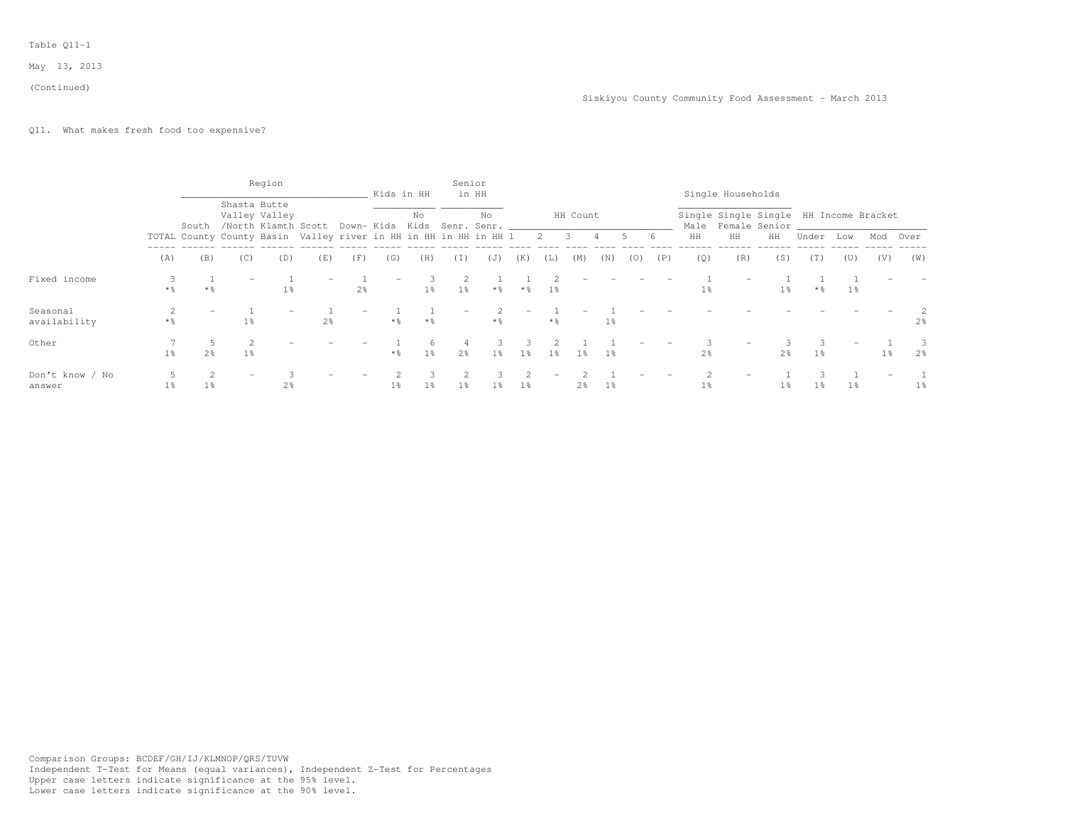Table Q11-1

May 13, 2013

(Continued)

Siskiyou County Community Food Assessment - March 2013

Q11. What makes fresh food too expensive?

| | | Region | | | | | Kids in HH | | Senior in HH | | HH Count | | | | | | Single Households | | | HH Income Bracket | | | |
|---|---|---|---|---|---|---|---|---|---|---|---|---|---|---|---|---|---|---|---|---|---|---|---|
| | TOTAL | South County | Shasta Valley /North County | Butte Valley Klamth Basin | Scott Valley | Down-river | Kids in HH | No Kids in HH | Senr. in HH | No Senr. in HH | 1 | 2 | 3 | 4 | 5 | 6 | Single Male HH | Single Female HH | Single Senior HH | Under | Low | Mod | Over |
| | (A) | (B) | (C) | (D) | (E) | (F) | (G) | (H) | (I) | (J) | (K) | (L) | (M) | (N) | (O) | (P) | (Q) | (R) | (S) | (T) | (U) | (V) | (W) |
| Fixed income | 3 *% | 1 *% | - | 1 1% | - | 1 2% | - | 3 1% | 2 1% | 1 *% | 1 *% | 2 1% | - | - | - | - | 1 1% | - | 1 1% | 1 *% | 1 1% | - | - |
| Seasonal availability | 2 *% | - | 1 1% | - | 1 2% | - | 1 *% | 1 *% | - | 2 *% | - | 1 *% | - | 1 1% | - | - | - | - | - | - | - | - | 2 2% |
| Other | 7 1% | 5 2% | 2 1% | - | - | - | 1 *% | 6 1% | 4 2% | 3 1% | 3 1% | 2 1% | 1 1% | 1 1% | - | - | 3 2% | - | 3 2% | 3 1% | - | 1 1% | 3 2% |
| Don't know / No answer | 5 1% | 2 1% | - | 3 2% | - | - | 2 1% | 3 1% | 2 1% | 3 1% | 2 1% | - | 2 2% | 1 1% | - | - | 2 1% | - | 1 1% | 3 1% | 1 1% | - | 1 1% |

Comparison Groups: BCDEF/GH/IJ/KLMNOP/QRS/TUVW
Independent T-Test for Means (equal variances), Independent Z-Test for Percentages
Upper case letters indicate significance at the 95% level.
Lower case letters indicate significance at the 90% level.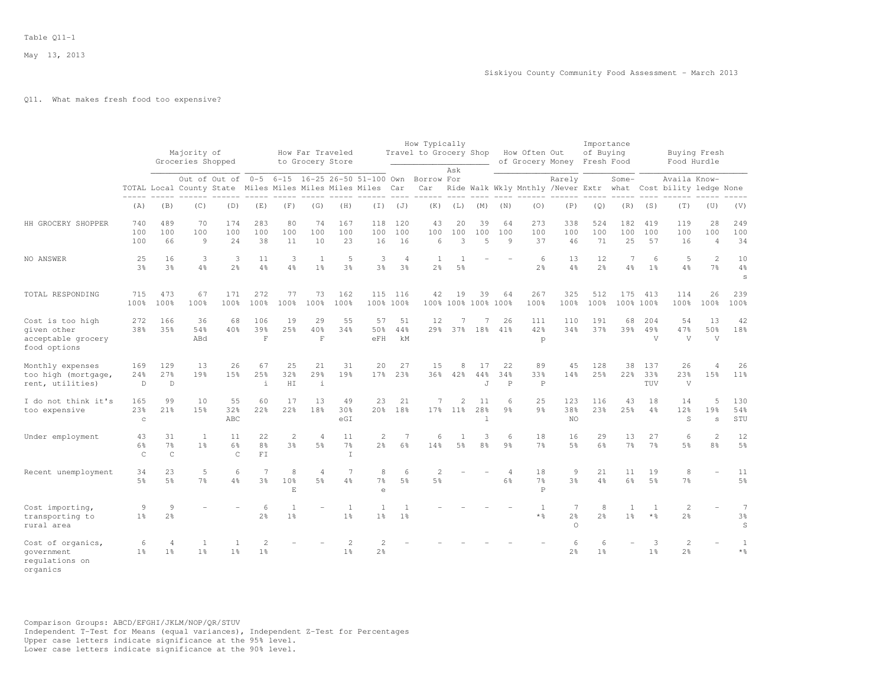Table Q11-1

May 13, 2013

Siskiyou County Community Food Assessment - March 2013

Q11. What makes fresh food too expensive?

| | | Majority of Groceries Shopped | | | How Far Traveled to Grocery Store | | | | | How Typically Travel to Grocery Shop | | | | How Often Out of Grocery Money | | | Importance of Buying Fresh Food | | Buying Fresh Food Hurdle | | | |
|---|---|---|---|---|---|---|---|---|---|---|---|---|---|---|---|---|---|---|---|---|---|---|
| | TOTAL | Local | Out of County | Out of State | 0-5 Miles | 6-15 Miles | 16-25 Miles | 26-50 Miles | 51-100 Miles | Own Car | Borrow Car | Ask For Ride | Walk | Wkly | Mnthly | Rarely /Never | Extr | Some-what | Cost | Availa bility | Know-ledge | None |
| | (A) | (B) | (C) | (D) | (E) | (F) | (G) | (H) | (I) | (J) | (K) | (L) | (M) | (N) | (O) | (P) | (Q) | (R) | (S) | (T) | (U) | (V) |
| HH GROCERY SHOPPER | 740 | 489 | 70 | 174 | 283 | 80 | 74 | 167 | 118 | 120 | 43 | 20 | 39 | 64 | 273 | 338 | 524 | 182 | 419 | 119 | 28 | 249 |
| | 100 | 100 | 100 | 100 | 100 | 100 | 100 | 100 | 100 | 100 | 100 | 100 | 100 | 100 | 100 | 100 | 100 | 100 | 100 | 100 | 100 | 100 |
| | 100 | 66 | 9 | 24 | 38 | 11 | 10 | 23 | 16 | 16 | 6 | 3 | 5 | 9 | 37 | 46 | 71 | 25 | 57 | 16 | 4 | 34 |
| NO ANSWER | 25 | 16 | 3 | 3 | 11 | 3 | 1 | 5 | 3 | 4 | 1 | 1 | - | - | 6 | 13 | 12 | 7 | 6 | 5 | 2 | 10 |
| | 3% | 3% | 4% | 2% | 4% | 4% | 1% | 3% | 3% | 3% | 2% | 5% | | | 2% | 4% | 2% | 4% | 1% | 4% | 7% | 4% |
| | | | | | | | | | | | | | | | | | | | | | | s |
| TOTAL RESPONDING | 715 | 473 | 67 | 171 | 272 | 77 | 73 | 162 | 115 | 116 | 42 | 19 | 39 | 64 | 267 | 325 | 512 | 175 | 413 | 114 | 26 | 239 |
| | 100% | 100% | 100% | 100% | 100% | 100% | 100% | 100% | 100% | 100% | 100% | 100% | 100% | 100% | 100% | 100% | 100% | 100% | 100% | 100% | 100% | 100% |
| Cost is too high given other acceptable grocery food options | 272 | 166 | 36 | 68 | 106 | 19 | 29 | 55 | 57 | 51 | 12 | 7 | 7 | 26 | 111 | 110 | 191 | 68 | 204 | 54 | 13 | 42 |
| | 38% | 35% | 54% | 40% | 39% | 25% | 40% | 34% | 50% | 44% | 29% | 37% | 18% | 41% | 42% | 34% | 37% | 39% | 49% | 47% | 50% | 18% |
| | | | ABd | | F | | F | | eFH | kM | | | | | p | | | | V | V | V | |
| Monthly expenses too high (mortgage, rent, utilities) | 169 | 129 | 13 | 26 | 67 | 25 | 21 | 31 | 20 | 27 | 15 | 8 | 17 | 22 | 89 | 45 | 128 | 38 | 137 | 26 | 4 | 26 |
| | 24% | 27% | 19% | 15% | 25% | 32% | 29% | 19% | 17% | 23% | 36% | 42% | 44% | 34% | 33% | 14% | 25% | 22% | 33% | 23% | 15% | 11% |
| | D | D | | | i | HI | i | | | | | | J | P | P | | | | TUV | V | | |
| I do not think it's too expensive | 165 | 99 | 10 | 55 | 60 | 17 | 13 | 49 | 23 | 21 | 7 | 2 | 11 | 6 | 25 | 123 | 116 | 43 | 18 | 14 | 5 | 130 |
| | 23% | 21% | 15% | 32% | 22% | 22% | 18% | 30% | 20% | 18% | 17% | 11% | 28% | 9% | 9% | 38% | 23% | 25% | 4% | 12% | 19% | 54% |
| | c | | | ABC | | | | eGI | | | | | l | | | NO | | | | S | s | STU |
| Under employment | 43 | 31 | 1 | 11 | 22 | 2 | 4 | 11 | 2 | 7 | 6 | 1 | 3 | 6 | 18 | 16 | 29 | 13 | 27 | 6 | 2 | 12 |
| | 6% | 7% | 1% | 6% | 8% | 3% | 5% | 7% | 2% | 6% | 14% | 5% | 8% | 9% | 7% | 5% | 6% | 7% | 7% | 5% | 8% | 5% |
| | C | C | | C | FI | | | I | | | | | | | | | | | | | | |
| Recent unemployment | 34 | 23 | 5 | 6 | 7 | 8 | 4 | 7 | 8 | 6 | 2 | - | - | 4 | 18 | 9 | 21 | 11 | 19 | 8 | - | 11 |
| | 5% | 5% | 7% | 4% | 3% | 10% | 5% | 4% | 7% | 5% | 5% | | | 6% | 7% | 3% | 4% | 6% | 5% | 7% | | 5% |
| | | | | | | E | | | e | | | | | | P | | | | | | | |
| Cost importing, transporting to rural area | 9 | 9 | - | - | 6 | 1 | - | 1 | 1 | 1 | - | - | - | - | 1 | 7 | 8 | 1 | 1 | 2 | - | 7 |
| | 1% | 2% | | | 2% | 1% | | 1% | 1% | 1% | | | | | *% | 2% | 2% | 1% | *% | 2% | | 3% |
| | | | | | | | | | | | | | | | | O | | | | | | S |
| Cost of organics, government regulations on organics | 6 | 4 | 1 | 1 | 2 | - | - | 2 | 2 | - | - | - | - | - | - | 6 | 6 | - | 3 | 2 | - | 1 |
| | 1% | 1% | 1% | 1% | 1% | | | 1% | 2% | | | | | | | 2% | 1% | | 1% | 2% | | *% |

Comparison Groups: ABCD/EFGHI/JKLM/NOP/QR/STUV
Independent T-Test for Means (equal variances), Independent Z-Test for Percentages
Upper case letters indicate significance at the 95% level.
Lower case letters indicate significance at the 90% level.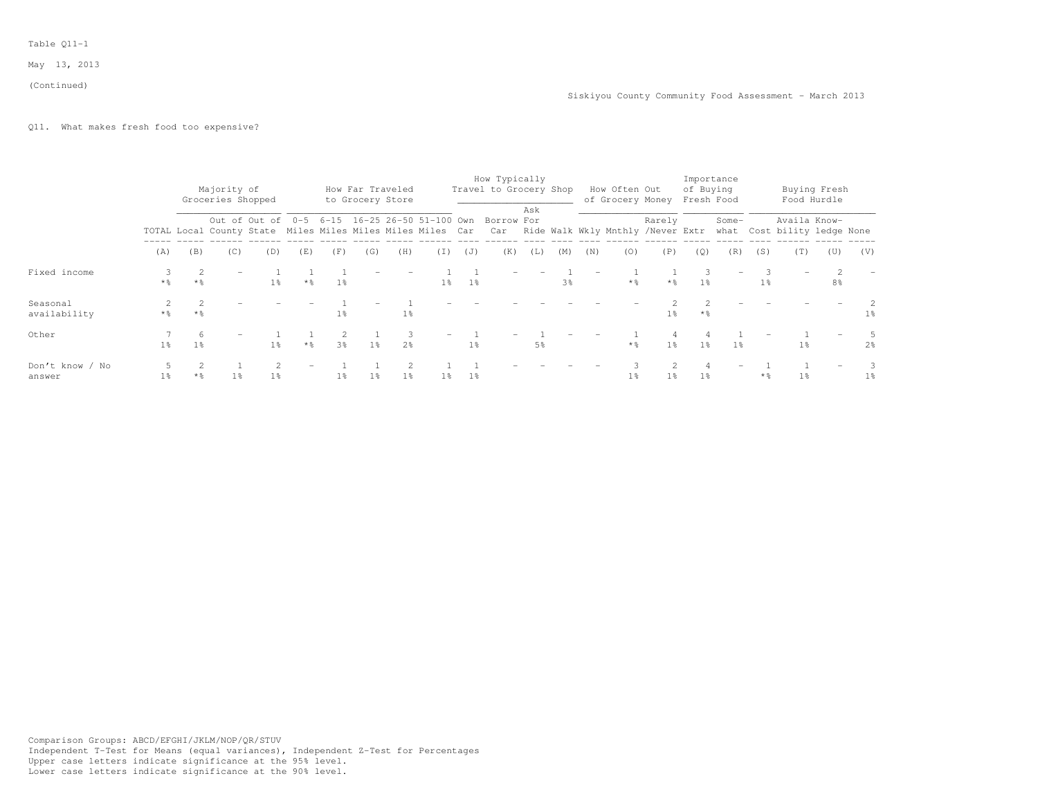Table Q11-1

May 13, 2013

(Continued)

Siskiyou County Community Food Assessment - March 2013

Q11. What makes fresh food too expensive?

| | | Majority of Groceries Shopped | | | How Far Traveled to Grocery Store | | | | | How Typically Travel to Grocery Shop | | | | How Often Out of Grocery Money | | | Importance of Buying Fresh Food | | Buying Fresh Food Hurdle | | | |
|---|---|---|---|---|---|---|---|---|---|---|---|---|---|---|---|---|---|---|---|---|---|---|
| | TOTAL | Local | Out of County | Out of State | 0-5 Miles | 6-15 Miles | 16-25 Miles | 26-50 Miles | 51-100 Miles | Own Car | Borrow Car | Ask For Ride | Walk | Wkly | Mnthly | Rarely /Never | Extr | Some-what | Cost | Availa bility | Know-ledge | None |
| | (A) | (B) | (C) | (D) | (E) | (F) | (G) | (H) | (I) | (J) | (K) | (L) | (M) | (N) | (O) | (P) | (Q) | (R) | (S) | (T) | (U) | (V) |
| Fixed income | 3 | 2 | - | 1 | 1 | 1 | - | - | 1 | 1 | - | - | 1 | - | 1 | 1 | 3 | - | 3 | - | 2 | - |
| | *% | *% | | 1% | *% | 1% | | | 1% | 1% | | | 3% | | *% | *% | 1% | | 1% | | 8% | |
| Seasonal availability | 2 | 2 | - | - | - | 1 | - | 1 | - | - | - | - | - | - | - | 2 | 2 | - | - | - | - | 2 |
| | *% | *% | | | | 1% | | 1% | | | | | | | | 1% | *% | | | | | 1% |
| Other | 7 | 6 | - | 1 | 1 | 2 | 1 | 3 | - | 1 | - | 1 | - | - | 1 | 4 | 4 | 1 | - | 1 | - | 5 |
| | 1% | 1% | | 1% | *% | 3% | 1% | 2% | | 1% | | 5% | | | *% | 1% | 1% | 1% | | 1% | | 2% |
| Don't know / No answer | 5 | 2 | 1 | 2 | - | 1 | 1 | 2 | 1 | 1 | - | - | - | - | 3 | 2 | 4 | - | 1 | 1 | - | 3 |
| | 1% | *% | 1% | 1% | | 1% | 1% | 1% | 1% | 1% | | | | | 1% | 1% | 1% | | *% | 1% | | 1% |

Comparison Groups: ABCD/EFGHI/JKLM/NOP/QR/STUV
Independent T-Test for Means (equal variances), Independent Z-Test for Percentages
Upper case letters indicate significance at the 95% level.
Lower case letters indicate significance at the 90% level.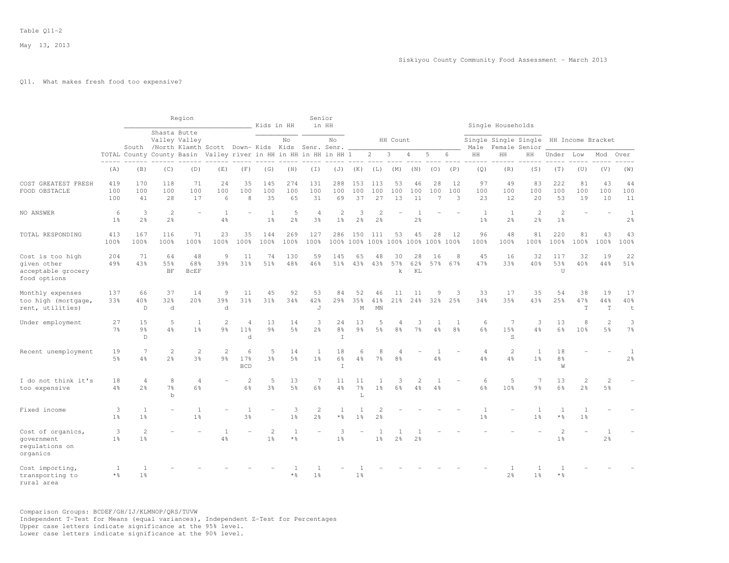Table Q11-2

May 13, 2013

Siskiyou County Community Food Assessment - March 2013

Q11. What makes fresh food too expensive?

| | | Region | | | | | Kids in HH | | Senior in HH | | HH Count | | | | | | Single Households | | | HH Income Bracket | | | |
|---|---|---|---|---|---|---|---|---|---|---|---|---|---|---|---|---|---|---|---|---|---|---|---|
| | TOTAL | South County | Shasta Valley /North County | Butte Valley Klamth Basin | Scott Valley | Down-river | Kids in HH | No Kids in HH | Senr. in HH | No Senr. in HH | 1 | 2 | 3 | 4 | 5 | 6 | Single Male HH | Single Female HH | Single Senior HH | Under | Low | Mod | Over |
| | (A) | (B) | (C) | (D) | (E) | (F) | (G) | (H) | (I) | (J) | (K) | (L) | (M) | (N) | (O) | (P) | (Q) | (R) | (S) | (T) | (U) | (V) | (W) |
| COST GREATEST FRESH FOOD OBSTACLE | 419 | 170 | 118 | 71 | 24 | 35 | 145 | 274 | 131 | 288 | 153 | 113 | 53 | 46 | 28 | 12 | 97 | 49 | 83 | 222 | 81 | 43 | 44 |
| | 100 | 100 | 100 | 100 | 100 | 100 | 100 | 100 | 100 | 100 | 100 | 100 | 100 | 100 | 100 | 100 | 100 | 100 | 100 | 100 | 100 | 100 | 100 |
| | 100 | 41 | 28 | 17 | 6 | 8 | 35 | 65 | 31 | 69 | 37 | 27 | 13 | 11 | 7 | 3 | 23 | 12 | 20 | 53 | 19 | 10 | 11 |
| NO ANSWER | 6 | 3 | 2 | - | 1 | - | 1 | 5 | 4 | 2 | 3 | 2 | - | 1 | - | - | 1 | 1 | 2 | 2 | - | - | 1 |
| | 1% | 2% | 2% | | 4% | | 1% | 2% | 3% | 1% | 2% | 2% | | 2% | | | 1% | 2% | 2% | 1% | | | 2% |
| TOTAL RESPONDING | 413 | 167 | 116 | 71 | 23 | 35 | 144 | 269 | 127 | 286 | 150 | 111 | 53 | 45 | 28 | 12 | 96 | 48 | 81 | 220 | 81 | 43 | 43 |
| | 100% | 100% | 100% | 100% | 100% | 100% | 100% | 100% | 100% | 100% | 100% | 100% | 100% | 100% | 100% | 100% | 100% | 100% | 100% | 100% | 100% | 100% | 100% |
| Cost is too high given other acceptable grocery food options | 204 | 71 | 64 | 48 | 9 | 11 | 74 | 130 | 59 | 145 | 65 | 48 | 30 | 28 | 16 | 8 | 45 | 16 | 32 | 117 | 32 | 19 | 22 |
| | 49% | 43% | 55% | 68% | 39% | 31% | 51% | 48% | 46% | 51% | 43% | 43% | 57% | 62% | 57% | 67% | 47% | 33% | 40% | 53% | 40% | 44% | 51% |
| | | | BF | BcEF | | | | | | | | | k | KL | | | | | | U | | | |
| Monthly expenses too high (mortgage, rent, utilities) | 137 | 66 | 37 | 14 | 9 | 11 | 45 | 92 | 53 | 84 | 52 | 46 | 11 | 11 | 9 | 3 | 33 | 17 | 35 | 54 | 38 | 19 | 17 |
| | 33% | 40% | 32% | 20% | 39% | 31% | 31% | 34% | 42% | 29% | 35% | 41% | 21% | 24% | 32% | 25% | 34% | 35% | 43% | 25% | 47% | 44% | 40% |
| | | D | d | | d | | | | J | | M | MN | | | | | | | | | T | T | t |
| Under employment | 27 | 15 | 5 | 1 | 2 | 4 | 13 | 14 | 3 | 24 | 13 | 5 | 4 | 3 | 1 | 1 | 6 | 7 | 3 | 13 | 8 | 2 | 3 |
| | 7% | 9% | 4% | 1% | 9% | 11% | 9% | 5% | 2% | 8% | 9% | 5% | 8% | 7% | 4% | 8% | 6% | 15% | 4% | 6% | 10% | 5% | 7% |
| | | D | | | | d | | | | I | | | | | | | | S | | | | | |
| Recent unemployment | 19 | 7 | 2 | 2 | 2 | 6 | 5 | 14 | 1 | 18 | 6 | 8 | 4 | - | 1 | - | 4 | 2 | 1 | 18 | - | - | 1 |
| | 5% | 4% | 2% | 3% | 9% | 17% | 3% | 5% | 1% | 6% | 4% | 7% | 8% | | 4% | | 4% | 4% | 1% | 8% | | | 2% |
| | | | | | | BCD | | | | I | | | | | | | | | | W | | | |
| I do not think it's too expensive | 18 | 4 | 8 | 4 | - | 2 | 5 | 13 | 7 | 11 | 11 | 1 | 3 | 2 | 1 | - | 6 | 5 | 7 | 13 | 2 | 2 | - |
| | 4% | 2% | 7% | 6% | | 6% | 3% | 5% | 6% | 4% | 7% | 1% | 6% | 4% | 4% | | 6% | 10% | 9% | 6% | 2% | 5% | |
| | | | b | | | | | | | | L | | | | | | | | | | | | |
| Fixed income | 3 | 1 | - | 1 | - | 1 | - | 3 | 2 | 1 | 1 | 2 | - | - | - | - | 1 | - | 1 | 1 | 1 | - | - |
| | 1% | 1% | | 1% | | 3% | | 1% | 2% | *% | 1% | 2% | | | | | 1% | | 1% | *% | 1% | | |
| Cost of organics, government regulations on organics | 3 | 2 | - | - | 1 | - | 2 | 1 | - | 3 | - | 1 | 1 | 1 | - | - | - | - | - | 2 | - | 1 | - |
| | 1% | 1% | | | 4% | | 1% | *% | | 1% | | 1% | 2% | 2% | | | | | | 1% | | 2% | |
| Cost importing, transporting to rural area | 1 | 1 | - | - | - | - | - | 1 | 1 | - | 1 | - | - | - | - | - | - | 1 | 1 | 1 | - | - | - |
| | *% | 1% | | | | | | *% | 1% | | 1% | | | | | | | 2% | 1% | *% | | | |

Comparison Groups: BCDEF/GH/IJ/KLMNOP/QRS/TUVW
Independent T-Test for Means (equal variances), Independent Z-Test for Percentages
Upper case letters indicate significance at the 95% level.
Lower case letters indicate significance at the 90% level.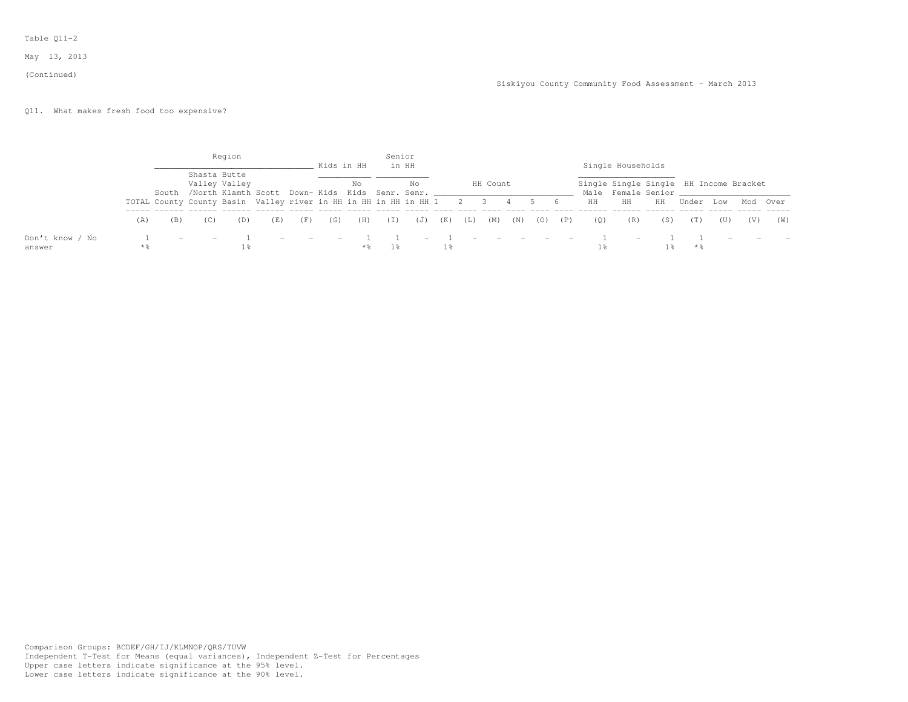Table Q11-2

May 13, 2013

(Continued)

Siskiyou County Community Food Assessment - March 2013

Q11. What makes fresh food too expensive?

| | | Region | | | | | Kids in HH | | Senior in HH | | HH Count | | | | | | Single Households | | | HH Income Bracket | | | |
|---|---|---|---|---|---|---|---|---|---|---|---|---|---|---|---|---|---|---|---|---|---|---|---|
| | TOTAL | South County | Shasta Valley /North County | Butte Valley Klamth Basin | Scott Valley | Down-river | Kids in HH | No Kids in HH | Senr. in HH | No Senr. in HH | 1 | 2 | 3 | 4 | 5 | 6 | Single Male HH | Single Female HH | Single Senior HH | Under | Low | Mod | Over |
| | (A) | (B) | (C) | (D) | (E) | (F) | (G) | (H) | (I) | (J) | (K) | (L) | (M) | (N) | (O) | (P) | (Q) | (R) | (S) | (T) | (U) | (V) | (W) |
| Don't know / No answer | 1<br>*% | - | - | 1<br>1% | - | - | - | 1<br>*% | 1<br>1% | - | 1<br>1% | - | - | - | - | - | 1<br>1% | - | 1<br>1% | 1<br>*% | - | - | - |

Comparison Groups: BCDEF/GH/IJ/KLMNOP/QRS/TUVW
Independent T-Test for Means (equal variances), Independent Z-Test for Percentages
Upper case letters indicate significance at the 95% level.
Lower case letters indicate significance at the 90% level.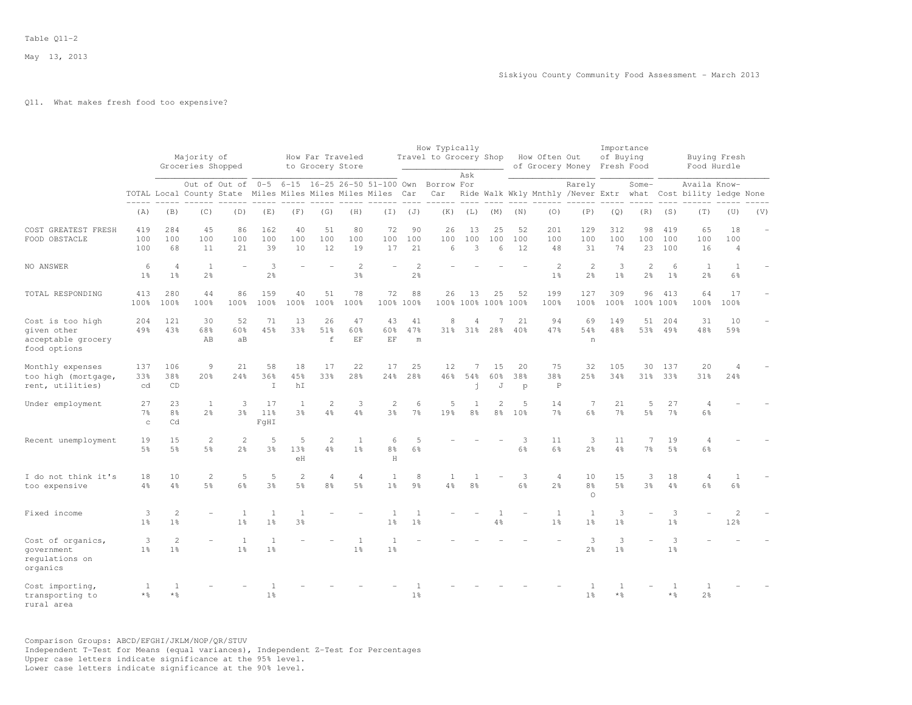Table Q11-2

May 13, 2013

Siskiyou County Community Food Assessment - March 2013

Q11. What makes fresh food too expensive?

| | TOTAL | Majority of Groceries Shopped: Local | Out of County | Out of State | How Far Traveled to Grocery Store: 0-5 Miles | 6-15 Miles | 16-25 Miles | 26-50 Miles | 51-100 Miles | How Typically Travel to Grocery Shop: Own Car | Borrow Car | Ask For Ride | Walk | How Often Out of Grocery Money: Wkly | Mnthly | Rarely /Never | Importance of Buying Fresh Food: Extr | Some-what | Buying Fresh Food Hurdle: Cost | Availa bility | Know-ledge | None |
|---|---|---|---|---|---|---|---|---|---|---|---|---|---|---|---|---|---|---|---|---|---|---|
| | (A) | (B) | (C) | (D) | (E) | (F) | (G) | (H) | (I) | (J) | (K) | (L) | (M) | (N) | (O) | (P) | (Q) | (R) | (S) | (T) | (U) | (V) |
| COST GREATEST FRESH FOOD OBSTACLE | 419<br>100<br>100 | 284<br>100<br>68 | 45<br>100<br>11 | 86<br>100<br>21 | 162<br>100<br>39 | 40<br>100<br>10 | 51<br>100<br>12 | 80<br>100<br>19 | 72<br>100<br>17 | 90<br>100<br>21 | 26<br>100<br>6 | 13<br>100<br>3 | 25<br>100<br>6 | 52<br>100<br>12 | 201<br>100<br>48 | 129<br>100<br>31 | 312<br>100<br>74 | 98<br>100<br>23 | 419<br>100<br>100 | 65<br>100<br>16 | 18<br>100<br>4 | - |
| NO ANSWER | 6<br>1% | 4<br>1% | 1<br>2% | - | 3<br>2% | - | - | 2<br>3% | - | 2<br>2% | - | - | - | - | 2<br>1% | 2<br>2% | 3<br>1% | 2<br>2% | 6<br>1% | 1<br>2% | 1<br>6% | - |
| TOTAL RESPONDING | 413<br>100% | 280<br>100% | 44<br>100% | 86<br>100% | 159<br>100% | 40<br>100% | 51<br>100% | 78<br>100% | 72<br>100% | 88<br>100% | 26<br>100% | 13<br>100% | 25<br>100% | 52<br>100% | 199<br>100% | 127<br>100% | 309<br>100% | 96<br>100% | 413<br>100% | 64<br>100% | 17<br>100% | - |
| Cost is too high given other acceptable grocery food options | 204<br>49% | 121<br>43% | 30<br>68%<br>AB | 52<br>60%<br>aB | 71<br>45% | 13<br>33% | 26<br>51%<br>f | 47<br>60%<br>EF | 43<br>60%<br>EF | 41<br>47%<br>m | 8<br>31% | 4<br>31% | 7<br>28% | 21<br>40% | 94<br>47% | 69<br>54%<br>n | 149<br>48% | 51<br>53% | 204<br>49% | 31<br>48% | 10<br>59% | - |
| Monthly expenses too high (mortgage, rent, utilities) | 137<br>33%<br>cd | 106<br>38%<br>CD | 9<br>20% | 21<br>24% | 58<br>36%<br>I | 18<br>45%<br>hI | 17<br>33% | 22<br>28% | 17<br>24% | 25<br>28% | 12<br>46% | 7<br>54%<br>j | 15<br>60%<br>J | 20<br>38%<br>p | 75<br>38%<br>P | 32<br>25% | 105<br>34% | 30<br>31% | 137<br>33% | 20<br>31% | 4<br>24% | - |
| Under employment | 27<br>7%<br>c | 23<br>8%<br>Cd | 1<br>2% | 3<br>3% | 17<br>11%<br>FgHI | 1<br>3% | 2<br>4% | 3<br>4% | 2<br>3% | 6<br>7% | 5<br>19% | 1<br>8% | 2<br>8% | 5<br>10% | 14<br>7% | 7<br>6% | 21<br>7% | 5<br>5% | 27<br>7% | 4<br>6% | - | - |
| Recent unemployment | 19<br>5% | 15<br>5% | 2<br>5% | 2<br>2% | 5<br>3% | 5<br>13%<br>eH | 2<br>4% | 1<br>1% | 6<br>8%<br>H | 5<br>6% | - | - | - | 3<br>6% | 11<br>6% | 3<br>2% | 11<br>4% | 7<br>7% | 19<br>5% | 4<br>6% | - | - |
| I do not think it's too expensive | 18<br>4% | 10<br>4% | 2<br>5% | 5<br>6% | 5<br>3% | 2<br>5% | 4<br>8% | 4<br>5% | 1<br>1% | 8<br>9% | 1<br>4% | 1<br>8% | - | 3<br>6% | 4<br>2% | 10<br>8%<br>O | 15<br>5% | 3<br>3% | 18<br>4% | 4<br>6% | 1<br>6% | - |
| Fixed income | 3<br>1% | 2<br>1% | - | 1<br>1% | 1<br>1% | 1<br>3% | - | - | 1<br>1% | 1<br>1% | - | - | 1<br>4% | - | 1<br>1% | 1<br>1% | 3<br>1% | - | 3<br>1% | - | 2<br>12% | - |
| Cost of organics, government regulations on organics | 3<br>1% | 2<br>1% | - | 1<br>1% | 1<br>1% | - | - | 1<br>1% | 1<br>1% | - | - | - | - | - | - | 3<br>2% | 3<br>1% | - | 3<br>1% | - | - | - |
| Cost importing, transporting to rural area | 1<br>*% | 1<br>*% | - | - | 1<br>1% | - | - | - | - | 1<br>1% | - | - | - | - | - | 1<br>1% | 1<br>*% | - | 1<br>*% | 1<br>2% | - | - |

Comparison Groups: ABCD/EFGHI/JKLM/NOP/QR/STUV
Independent T-Test for Means (equal variances), Independent Z-Test for Percentages
Upper case letters indicate significance at the 95% level.
Lower case letters indicate significance at the 90% level.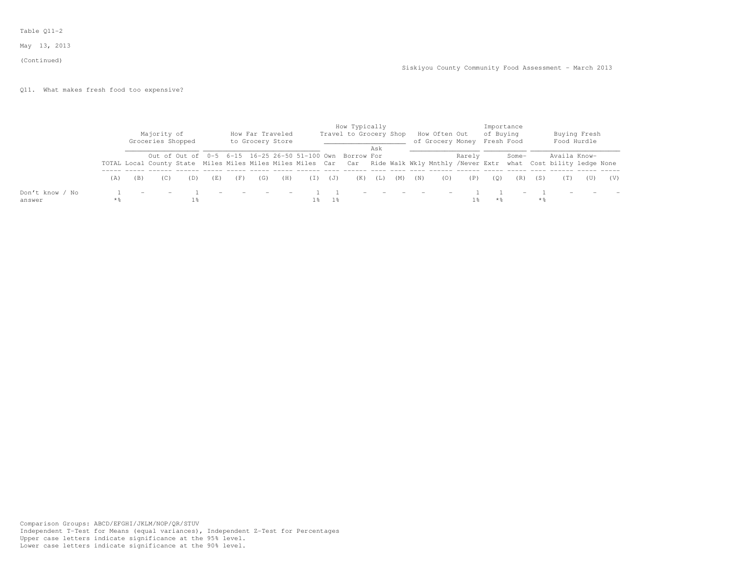Table Q11-2

May 13, 2013

(Continued)

Siskiyou County Community Food Assessment - March 2013

Q11. What makes fresh food too expensive?

| | | Majority of Groceries Shopped | | | How Far Traveled to Grocery Store | | | | | How Typically Travel to Grocery Shop | | | | How Often Out of Grocery Money | | | Importance of Buying Fresh Food | | Buying Fresh Food Hurdle | | | |
|---|---|---|---|---|---|---|---|---|---|---|---|---|---|---|---|---|---|---|---|---|---|---|
| | TOTAL | Local | Out of County | Out of State | 0-5 Miles | 6-15 Miles | 16-25 Miles | 26-50 Miles | 51-100 Miles | Own Car | Borrow Car | Ask For Ride | Walk | Wkly | Mnthly | Rarely /Never | Extr | Some-what | Cost | Availa bility | Know-ledge | None |
| | (A) | (B) | (C) | (D) | (E) | (F) | (G) | (H) | (I) | (J) | (K) | (L) | (M) | (N) | (O) | (P) | (Q) | (R) | (S) | (T) | (U) | (V) |
| Don't know / No answer | 1 | - | - | 1 | - | - | - | - | 1 | 1 | - | - | - | - | - | 1 | 1 | - | 1 | - | - | - |
| | *% | | | 1% | | | | | 1% | 1% | | | | | | 1% | *% | | *% | | | |

Comparison Groups: ABCD/EFGHI/JKLM/NOP/QR/STUV
Independent T-Test for Means (equal variances), Independent Z-Test for Percentages
Upper case letters indicate significance at the 95% level.
Lower case letters indicate significance at the 90% level.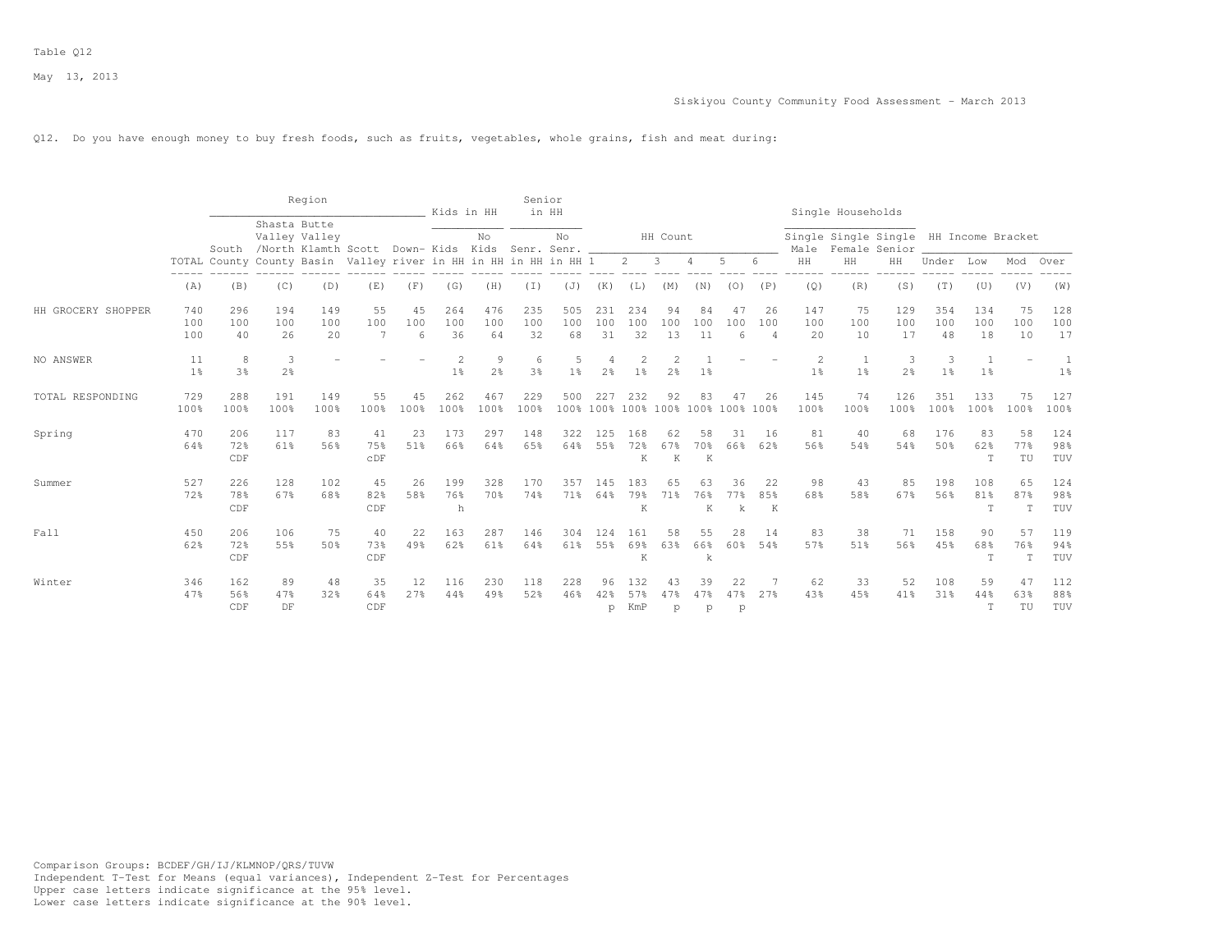Table Q12

May 13, 2013

Siskiyou County Community Food Assessment - March 2013

Q12. Do you have enough money to buy fresh foods, such as fruits, vegetables, whole grains, fish and meat during:

| | TOTAL | Region: South County | Region: Shasta Valley /North County | Region: Butte Valley Klamth Basin | Region: Scott Valley | Region: Down-river | Kids in HH: Kids in HH | Kids in HH: No Kids in HH | Senior in HH: Senr. in HH | Senior in HH: No Senr. in HH | HH Count: 1 | HH Count: 2 | HH Count: 3 | HH Count: 4 | HH Count: 5 | HH Count: 6 | Single Households: Single Male HH | Single Households: Single Female HH | Single Households: Single Senior HH | HH Income Bracket: Under | HH Income Bracket: Low | HH Income Bracket: Mod | HH Income Bracket: Over |
|---|---|---|---|---|---|---|---|---|---|---|---|---|---|---|---|---|---|---|---|---|---|---|---|
| | (A) | (B) | (C) | (D) | (E) | (F) | (G) | (H) | (I) | (J) | (K) | (L) | (M) | (N) | (O) | (P) | (Q) | (R) | (S) | (T) | (U) | (V) | (W) |
| HH GROCERY SHOPPER | 740 | 296 | 194 | 149 | 55 | 45 | 264 | 476 | 235 | 505 | 231 | 234 | 94 | 84 | 47 | 26 | 147 | 75 | 129 | 354 | 134 | 75 | 128 |
| | 100 | 100 | 100 | 100 | 100 | 100 | 100 | 100 | 100 | 100 | 100 | 100 | 100 | 100 | 100 | 100 | 100 | 100 | 100 | 100 | 100 | 100 | 100 |
| | 100 | 40 | 26 | 20 | 7 | 6 | 36 | 64 | 32 | 68 | 31 | 32 | 13 | 11 | 6 | 4 | 20 | 10 | 17 | 48 | 18 | 10 | 17 |
| NO ANSWER | 11 | 8 | 3 | - | - | - | 2 | 9 | 6 | 5 | 4 | 2 | 2 | 1 | - | - | 2 | 1 | 3 | 3 | 1 | - | 1 |
| | 1% | 3% | 2% | | | | 1% | 2% | 3% | 1% | 2% | 1% | 2% | 1% | | | 1% | 1% | 2% | 1% | 1% | | 1% |
| TOTAL RESPONDING | 729 | 288 | 191 | 149 | 55 | 45 | 262 | 467 | 229 | 500 | 227 | 232 | 92 | 83 | 47 | 26 | 145 | 74 | 126 | 351 | 133 | 75 | 127 |
| | 100% | 100% | 100% | 100% | 100% | 100% | 100% | 100% | 100% | 100% | 100% | 100% | 100% | 100% | 100% | 100% | 100% | 100% | 100% | 100% | 100% | 100% | 100% |
| Spring | 470 | 206 | 117 | 83 | 41 | 23 | 173 | 297 | 148 | 322 | 125 | 168 | 62 | 58 | 31 | 16 | 81 | 40 | 68 | 176 | 83 | 58 | 124 |
| | 64% | 72% | 61% | 56% | 75% | 51% | 66% | 64% | 65% | 64% | 55% | 72% | 67% | 70% | 66% | 62% | 56% | 54% | 54% | 50% | 62% | 77% | 98% |
| | | CDF | | | cDF | | | | | | | K | K | K | | | | | | | T | TU | TUV |
| Summer | 527 | 226 | 128 | 102 | 45 | 26 | 199 | 328 | 170 | 357 | 145 | 183 | 65 | 63 | 36 | 22 | 98 | 43 | 85 | 198 | 108 | 65 | 124 |
| | 72% | 78% | 67% | 68% | 82% | 58% | 76% | 70% | 74% | 71% | 64% | 79% | 71% | 76% | 77% | 85% | 68% | 58% | 67% | 56% | 81% | 87% | 98% |
| | | CDF | | | CDF | | h | | | | | K | | K | k | K | | | | | T | T | TUV |
| Fall | 450 | 206 | 106 | 75 | 40 | 22 | 163 | 287 | 146 | 304 | 124 | 161 | 58 | 55 | 28 | 14 | 83 | 38 | 71 | 158 | 90 | 57 | 119 |
| | 62% | 72% | 55% | 50% | 73% | 49% | 62% | 61% | 64% | 61% | 55% | 69% | 63% | 66% | 60% | 54% | 57% | 51% | 56% | 45% | 68% | 76% | 94% |
| | | CDF | | | CDF | | | | | | | K | | k | | | | | | | T | T | TUV |
| Winter | 346 | 162 | 89 | 48 | 35 | 12 | 116 | 230 | 118 | 228 | 96 | 132 | 43 | 39 | 22 | 7 | 62 | 33 | 52 | 108 | 59 | 47 | 112 |
| | 47% | 56% | 47% | 32% | 64% | 27% | 44% | 49% | 52% | 46% | 42% | 57% | 47% | 47% | 47% | 27% | 43% | 45% | 41% | 31% | 44% | 63% | 88% |
| | | CDF | DF | | CDF | | | | | | p | KmP | p | p | p | | | | | | T | TU | TUV |

Comparison Groups: BCDEF/GH/IJ/KLMNOP/QRS/TUVW
Independent T-Test for Means (equal variances), Independent Z-Test for Percentages
Upper case letters indicate significance at the 95% level.
Lower case letters indicate significance at the 90% level.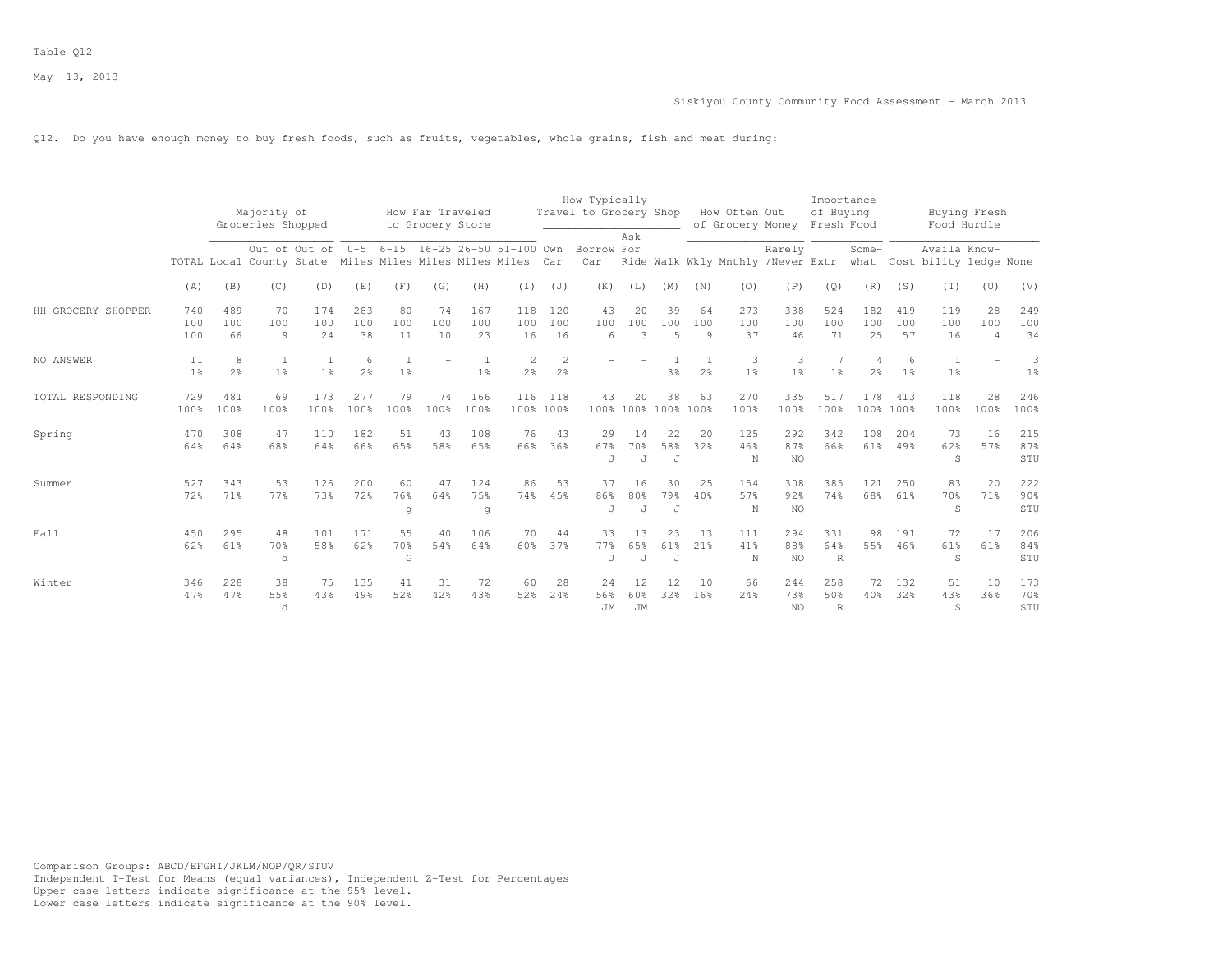Table Q12

May 13, 2013

Siskiyou County Community Food Assessment - March 2013

Q12. Do you have enough money to buy fresh foods, such as fruits, vegetables, whole grains, fish and meat during:

| | | Majority of Groceries Shopped | | | How Far Traveled to Grocery Store | | | | | How Typically Travel to Grocery Shop | | | | How Often Out of Grocery Money | | | Importance of Buying Fresh Food | | Buying Fresh Food Hurdle | | | |
|---|---|---|---|---|---|---|---|---|---|---|---|---|---|---|---|---|---|---|---|---|---|---|
| | TOTAL | Local | Out of County | Out of State | 0-5 Miles | 6-15 Miles | 16-25 Miles | 26-50 Miles | 51-100 Miles | Own Car | Borrow Car | Ask For Ride | Walk | Wkly | Mnthly | Rarely /Never | Extr | Some-what | Cost | Availa bility | Know-ledge | None |
| | (A) | (B) | (C) | (D) | (E) | (F) | (G) | (H) | (I) | (J) | (K) | (L) | (M) | (N) | (O) | (P) | (Q) | (R) | (S) | (T) | (U) | (V) |
| HH GROCERY SHOPPER | 740 | 489 | 70 | 174 | 283 | 80 | 74 | 167 | 118 | 120 | 43 | 20 | 39 | 64 | 273 | 338 | 524 | 182 | 419 | 119 | 28 | 249 |
| | 100 | 100 | 100 | 100 | 100 | 100 | 100 | 100 | 100 | 100 | 100 | 100 | 100 | 100 | 100 | 100 | 100 | 100 | 100 | 100 | 100 | 100 |
| | 100 | 66 | 9 | 24 | 38 | 11 | 10 | 23 | 16 | 16 | 6 | 3 | 5 | 9 | 37 | 46 | 71 | 25 | 57 | 16 | 4 | 34 |
| NO ANSWER | 11 | 8 | 1 | 1 | 6 | 1 | - | 1 | 2 | 2 | - | - | 1 | 1 | 3 | 3 | 7 | 4 | 6 | 1 | - | 3 |
| | 1% | 2% | 1% | 1% | 2% | 1% | | 1% | 2% | 2% | | | 3% | 2% | 1% | 1% | 1% | 2% | 1% | 1% | | 1% |
| TOTAL RESPONDING | 729 | 481 | 69 | 173 | 277 | 79 | 74 | 166 | 116 | 118 | 43 | 20 | 38 | 63 | 270 | 335 | 517 | 178 | 413 | 118 | 28 | 246 |
| | 100% | 100% | 100% | 100% | 100% | 100% | 100% | 100% | 100% | 100% | 100% | 100% | 100% | 100% | 100% | 100% | 100% | 100% | 100% | 100% | 100% | 100% |
| Spring | 470 | 308 | 47 | 110 | 182 | 51 | 43 | 108 | 76 | 43 | 29 | 14 | 22 | 20 | 125 | 292 | 342 | 108 | 204 | 73 | 16 | 215 |
| | 64% | 64% | 68% | 64% | 66% | 65% | 58% | 65% | 66% | 36% | 67% | 70% | 58% | 32% | 46% | 87% | 66% | 61% | 49% | 62% | 57% | 87% |
| | | | | | | | | | | | J | J | J | | N | NO | | | | S | | STU |
| Summer | 527 | 343 | 53 | 126 | 200 | 60 | 47 | 124 | 86 | 53 | 37 | 16 | 30 | 25 | 154 | 308 | 385 | 121 | 250 | 83 | 20 | 222 |
| | 72% | 71% | 77% | 73% | 72% | 76% | 64% | 75% | 74% | 45% | 86% | 80% | 79% | 40% | 57% | 92% | 74% | 68% | 61% | 70% | 71% | 90% |
| | | | | | | g | | g | | | J | J | J | | N | NO | | | | S | | STU |
| Fall | 450 | 295 | 48 | 101 | 171 | 55 | 40 | 106 | 70 | 44 | 33 | 13 | 23 | 13 | 111 | 294 | 331 | 98 | 191 | 72 | 17 | 206 |
| | 62% | 61% | 70% | 58% | 62% | 70% | 54% | 64% | 60% | 37% | 77% | 65% | 61% | 21% | 41% | 88% | 64% | 55% | 46% | 61% | 61% | 84% |
| | | | d | | | G | | | | | J | J | J | | N | NO | R | | | S | | STU |
| Winter | 346 | 228 | 38 | 75 | 135 | 41 | 31 | 72 | 60 | 28 | 24 | 12 | 12 | 10 | 66 | 244 | 258 | 72 | 132 | 51 | 10 | 173 |
| | 47% | 47% | 55% | 43% | 49% | 52% | 42% | 43% | 52% | 24% | 56% | 60% | 32% | 16% | 24% | 73% | 50% | 40% | 32% | 43% | 36% | 70% |
| | | | d | | | | | | | | JM | JM | | | | NO | R | | | S | | STU |

Comparison Groups: ABCD/EFGHI/JKLM/NOP/QR/STUV
Independent T-Test for Means (equal variances), Independent Z-Test for Percentages
Upper case letters indicate significance at the 95% level.
Lower case letters indicate significance at the 90% level.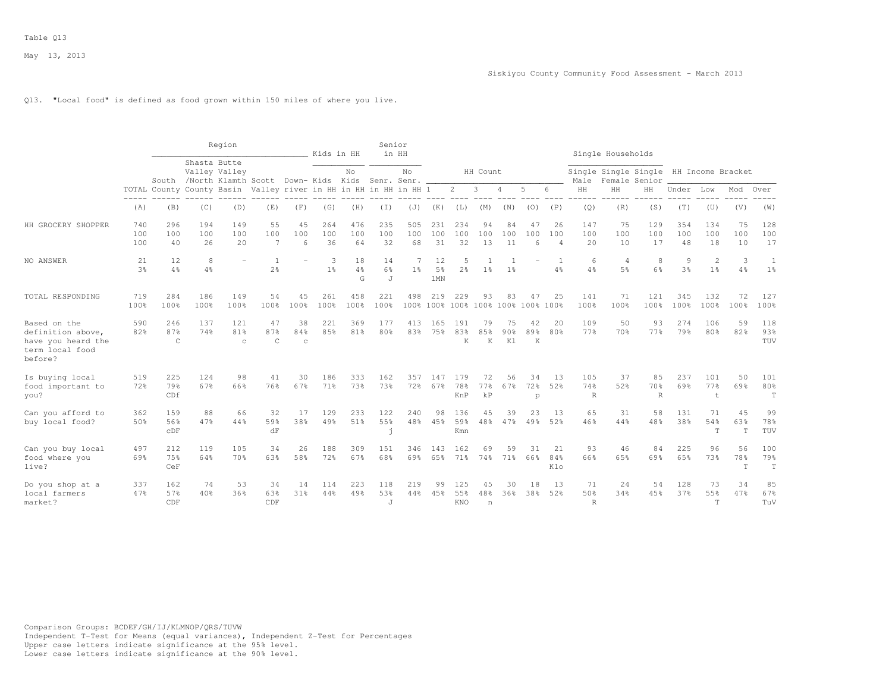Table Q13

May 13, 2013

Siskiyou County Community Food Assessment - March 2013

Q13. "Local food" is defined as food grown within 150 miles of where you live.

| | | Region | | | | | | Kids in HH | | Senior in HH | | HH Count | | | | | | Single Households | | | HH Income Bracket | | | |
|---|---|---|---|---|---|---|---|---|---|---|---|---|---|---|---|---|---|---|---|---|---|---|---|---|
| | TOTAL | South County | Shasta Valley /North County | Butte Valley Klamth Basin | Scott Valley | Down-river | Kids in HH | No Kids in HH | Senr. in HH | No Senr. in HH | 1 | 2 | 3 | 4 | 5 | 6 | Single Male HH | Single Female HH | Single Senior HH | Under | Low | Mod | Over |
| | (A) | (B) | (C) | (D) | (E) | (F) | (G) | (H) | (I) | (J) | (K) | (L) | (M) | (N) | (O) | (P) | (Q) | (R) | (S) | (T) | (U) | (V) | (W) |
| HH GROCERY SHOPPER | 740 | 296 | 194 | 149 | 55 | 45 | 264 | 476 | 235 | 505 | 231 | 234 | 94 | 84 | 47 | 26 | 147 | 75 | 129 | 354 | 134 | 75 | 128 |
| | 100 | 100 | 100 | 100 | 100 | 100 | 100 | 100 | 100 | 100 | 100 | 100 | 100 | 100 | 100 | 100 | 100 | 100 | 100 | 100 | 100 | 100 | 100 |
| | 100 | 40 | 26 | 20 | 7 | 6 | 36 | 64 | 32 | 68 | 31 | 32 | 13 | 11 | 6 | 4 | 20 | 10 | 17 | 48 | 18 | 10 | 17 |
| NO ANSWER | 21 | 12 | 8 | - | 1 | - | 3 | 18 | 14 | 7 | 12 | 5 | 1 | 1 | - | 1 | 6 | 4 | 8 | 9 | 2 | 3 | 1 |
| | 3% | 4% | 4% | | 2% | | 1% | 4% | 6% | 1% | 5% | 2% | 1% | 1% | | 4% | 4% | 5% | 6% | 3% | 1% | 4% | 1% |
| | | | | | | | | G | J | | lMN | | | | | | | | | | | | |
| TOTAL RESPONDING | 719 | 284 | 186 | 149 | 54 | 45 | 261 | 458 | 221 | 498 | 219 | 229 | 93 | 83 | 47 | 25 | 141 | 71 | 121 | 345 | 132 | 72 | 127 |
| | 100% | 100% | 100% | 100% | 100% | 100% | 100% | 100% | 100% | 100% | 100% | 100% | 100% | 100% | 100% | 100% | 100% | 100% | 100% | 100% | 100% | 100% | 100% |
| Based on the definition above, have you heard the term local food before? | 590 | 246 | 137 | 121 | 47 | 38 | 221 | 369 | 177 | 413 | 165 | 191 | 79 | 75 | 42 | 20 | 109 | 50 | 93 | 274 | 106 | 59 | 118 |
| | 82% | 87% | 74% | 81% | 87% | 84% | 85% | 81% | 80% | 83% | 75% | 83% | 85% | 90% | 89% | 80% | 77% | 70% | 77% | 79% | 80% | 82% | 93% |
| | | C | | c | C | c | | | | | | K | K | Kl | K | | | | | | | | TUV |
| Is buying local food important to you? | 519 | 225 | 124 | 98 | 41 | 30 | 186 | 333 | 162 | 357 | 147 | 179 | 72 | 56 | 34 | 13 | 105 | 37 | 85 | 237 | 101 | 50 | 101 |
| | 72% | 79% | 67% | 66% | 76% | 67% | 71% | 73% | 73% | 72% | 67% | 78% | 77% | 67% | 72% | 52% | 74% | 52% | 70% | 69% | 77% | 69% | 80% |
| | | CDf | | | | | | | | | | KnP | kP | | p | | R | | R | | t | | T |
| Can you afford to buy local food? | 362 | 159 | 88 | 66 | 32 | 17 | 129 | 233 | 122 | 240 | 98 | 136 | 45 | 39 | 23 | 13 | 65 | 31 | 58 | 131 | 71 | 45 | 99 |
| | 50% | 56% | 47% | 44% | 59% | 38% | 49% | 51% | 55% | 48% | 45% | 59% | 48% | 47% | 49% | 52% | 46% | 44% | 48% | 38% | 54% | 63% | 78% |
| | | cDF | | | dF | | | | j | | | Kmn | | | | | | | | | T | T | TUV |
| Can you buy local food where you live? | 497 | 212 | 119 | 105 | 34 | 26 | 188 | 309 | 151 | 346 | 143 | 162 | 69 | 59 | 31 | 21 | 93 | 46 | 84 | 225 | 96 | 56 | 100 |
| | 69% | 75% | 64% | 70% | 63% | 58% | 72% | 67% | 68% | 69% | 65% | 71% | 74% | 71% | 66% | 84% | 66% | 65% | 69% | 65% | 73% | 78% | 79% |
| | | CeF | | | | | | | | | | | | | | Klo | | | | | | T | T |
| Do you shop at a local farmers market? | 337 | 162 | 74 | 53 | 34 | 14 | 114 | 223 | 118 | 219 | 99 | 125 | 45 | 30 | 18 | 13 | 71 | 24 | 54 | 128 | 73 | 34 | 85 |
| | 47% | 57% | 40% | 36% | 63% | 31% | 44% | 49% | 53% | 44% | 45% | 55% | 48% | 36% | 38% | 52% | 50% | 34% | 45% | 37% | 55% | 47% | 67% |
| | | CDF | | | CDF | | | | J | | | KNO | n | | | | R | | | | T | | TuV |

Comparison Groups: BCDEF/GH/IJ/KLMNOP/QRS/TUVW
Independent T-Test for Means (equal variances), Independent Z-Test for Percentages
Upper case letters indicate significance at the 95% level.
Lower case letters indicate significance at the 90% level.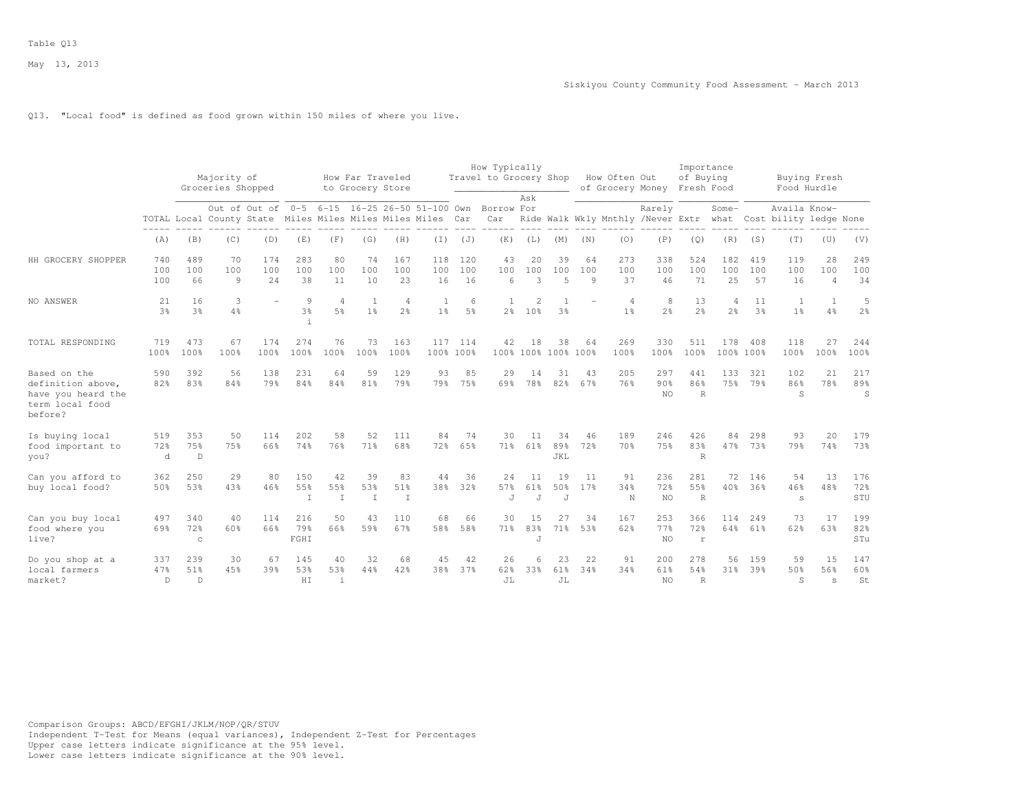Table Q13

May 13, 2013

Siskiyou County Community Food Assessment - March 2013

Q13. "Local food" is defined as food grown within 150 miles of where you live.

| | | Majority of Groceries Shopped | | | How Far Traveled to Grocery Store | | | | | How Typically Travel to Grocery Shop | | | | How Often Out of Grocery Money | | | Importance of Buying Fresh Food | | Buying Fresh Food Hurdle | | | |
|---|---|---|---|---|---|---|---|---|---|---|---|---|---|---|---|---|---|---|---|---|---|---|
| | TOTAL | Local | Out of County | Out of State | 0-5 Miles | 6-15 Miles | 16-25 Miles | 26-50 Miles | 51-100 Miles | Own Car | Borrow Car | Ask For Ride | Walk | Wkly | Mnthly | Rarely /Never | Extr | Some-what | Cost | Availa bility | Know-ledge | None |
| | (A) | (B) | (C) | (D) | (E) | (F) | (G) | (H) | (I) | (J) | (K) | (L) | (M) | (N) | (O) | (P) | (Q) | (R) | (S) | (T) | (U) | (V) |
| HH GROCERY SHOPPER | 740 | 489 | 70 | 174 | 283 | 80 | 74 | 167 | 118 | 120 | 43 | 20 | 39 | 64 | 273 | 338 | 524 | 182 | 419 | 119 | 28 | 249 |
| | 100 | 100 | 100 | 100 | 100 | 100 | 100 | 100 | 100 | 100 | 100 | 100 | 100 | 100 | 100 | 100 | 100 | 100 | 100 | 100 | 100 | 100 |
| | 100 | 66 | 9 | 24 | 38 | 11 | 10 | 23 | 16 | 16 | 6 | 3 | 5 | 9 | 37 | 46 | 71 | 25 | 57 | 16 | 4 | 34 |
| NO ANSWER | 21 | 16 | 3 | - | 9 | 4 | 1 | 4 | 1 | 6 | 1 | 2 | 1 | - | 4 | 8 | 13 | 4 | 11 | 1 | 1 | 5 |
| | 3% | 3% | 4% | | 3% | 5% | 1% | 2% | 1% | 5% | 2% | 10% | 3% | | 1% | 2% | 2% | 2% | 3% | 1% | 4% | 2% |
| | | | | | i | | | | | | | | | | | | | | | | | |
| TOTAL RESPONDING | 719 | 473 | 67 | 174 | 274 | 76 | 73 | 163 | 117 | 114 | 42 | 18 | 38 | 64 | 269 | 330 | 511 | 178 | 408 | 118 | 27 | 244 |
| | 100% | 100% | 100% | 100% | 100% | 100% | 100% | 100% | 100% | 100% | 100% | 100% | 100% | 100% | 100% | 100% | 100% | 100% | 100% | 100% | 100% | 100% |
| Based on the definition above, have you heard the term local food before? | 590 | 392 | 56 | 138 | 231 | 64 | 59 | 129 | 93 | 85 | 29 | 14 | 31 | 43 | 205 | 297 | 441 | 133 | 321 | 102 | 21 | 217 |
| | 82% | 83% | 84% | 79% | 84% | 84% | 81% | 79% | 79% | 75% | 69% | 78% | 82% | 67% | 76% | 90% | 86% | 75% | 79% | 86% | 78% | 89% |
| | | | | | | | | | | | | | | | | NO | R | | | S | | S |
| Is buying local food important to you? | 519 | 353 | 50 | 114 | 202 | 58 | 52 | 111 | 84 | 74 | 30 | 11 | 34 | 46 | 189 | 246 | 426 | 84 | 298 | 93 | 20 | 179 |
| | 72% | 75% | 75% | 66% | 74% | 76% | 71% | 68% | 72% | 65% | 71% | 61% | 89% | 72% | 70% | 75% | 83% | 47% | 73% | 79% | 74% | 73% |
| | d | D | | | | | | | | | | | JKL | | | | R | | | | | |
| Can you afford to buy local food? | 362 | 250 | 29 | 80 | 150 | 42 | 39 | 83 | 44 | 36 | 24 | 11 | 19 | 11 | 91 | 236 | 281 | 72 | 146 | 54 | 13 | 176 |
| | 50% | 53% | 43% | 46% | 55% | 55% | 53% | 51% | 38% | 32% | 57% | 61% | 50% | 17% | 34% | 72% | 55% | 40% | 36% | 46% | 48% | 72% |
| | | | | | I | I | I | I | | | J | J | J | | N | NO | R | | | s | | STU |
| Can you buy local food where you live? | 497 | 340 | 40 | 114 | 216 | 50 | 43 | 110 | 68 | 66 | 30 | 15 | 27 | 34 | 167 | 253 | 366 | 114 | 249 | 73 | 17 | 199 |
| | 69% | 72% | 60% | 66% | 79% | 66% | 59% | 67% | 58% | 58% | 71% | 83% | 71% | 53% | 62% | 77% | 72% | 64% | 61% | 62% | 63% | 82% |
| | | c | | | FGHI | | | | | | | J | | | | NO | r | | | | | STu |
| Do you shop at a local farmers market? | 337 | 239 | 30 | 67 | 145 | 40 | 32 | 68 | 45 | 42 | 26 | 6 | 23 | 22 | 91 | 200 | 278 | 56 | 159 | 59 | 15 | 147 |
| | 47% | 51% | 45% | 39% | 53% | 53% | 44% | 42% | 38% | 37% | 62% | 33% | 61% | 34% | 34% | 61% | 54% | 31% | 39% | 50% | 56% | 60% |
| | D | D | | | HI | i | | | | | JL | | JL | | | NO | R | | | S | s | St |

Comparison Groups: ABCD/EFGHI/JKLM/NOP/QR/STUV
Independent T-Test for Means (equal variances), Independent Z-Test for Percentages
Upper case letters indicate significance at the 95% level.
Lower case letters indicate significance at the 90% level.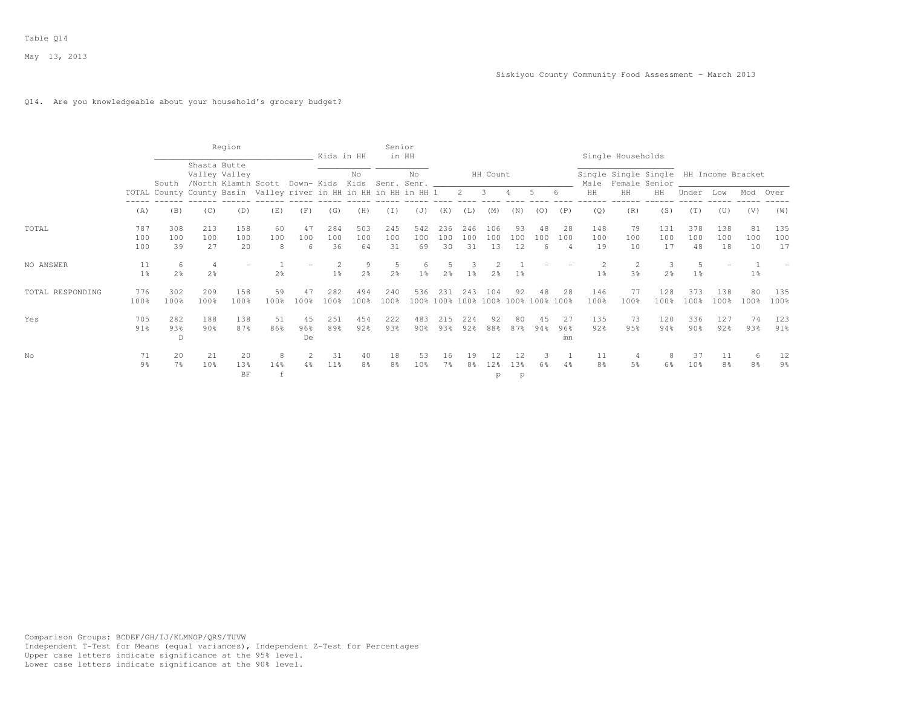Table Q14

May 13, 2013

Siskiyou County Community Food Assessment - March 2013

Q14. Are you knowledgeable about your household's grocery budget?

| | | Region | | | | | Kids in HH | | Senior in HH | | HH Count | | | | | | Single Households | | | HH Income Bracket | | | |
|---|---|---|---|---|---|---|---|---|---|---|---|---|---|---|---|---|---|---|---|---|---|---|---|
| | TOTAL | South County | Shasta Valley /North County | Butte Valley Klamth Basin | Scott Valley | Down-river | Kids in HH | No Kids in HH | Senr. in HH | No Senr. in HH | 1 | 2 | 3 | 4 | 5 | 6 | Single Male HH | Single Female HH | Single Senior HH | Under | Low | Mod | Over |
| | (A) | (B) | (C) | (D) | (E) | (F) | (G) | (H) | (I) | (J) | (K) | (L) | (M) | (N) | (O) | (P) | (Q) | (R) | (S) | (T) | (U) | (V) | (W) |
| TOTAL | 787 | 308 | 213 | 158 | 60 | 47 | 284 | 503 | 245 | 542 | 236 | 246 | 106 | 93 | 48 | 28 | 148 | 79 | 131 | 378 | 138 | 81 | 135 |
| | 100 | 100 | 100 | 100 | 100 | 100 | 100 | 100 | 100 | 100 | 100 | 100 | 100 | 100 | 100 | 100 | 100 | 100 | 100 | 100 | 100 | 100 | 100 |
| | 100 | 39 | 27 | 20 | 8 | 6 | 36 | 64 | 31 | 69 | 30 | 31 | 13 | 12 | 6 | 4 | 19 | 10 | 17 | 48 | 18 | 10 | 17 |
| NO ANSWER | 11 | 6 | 4 | - | 1 | - | 2 | 9 | 5 | 6 | 5 | 3 | 2 | 1 | - | - | 2 | 2 | 3 | 5 | - | 1 | - |
| | 1% | 2% | 2% | | 2% | | 1% | 2% | 2% | 1% | 2% | 1% | 2% | 1% | | | 1% | 3% | 2% | 1% | | 1% | |
| TOTAL RESPONDING | 776 | 302 | 209 | 158 | 59 | 47 | 282 | 494 | 240 | 536 | 231 | 243 | 104 | 92 | 48 | 28 | 146 | 77 | 128 | 373 | 138 | 80 | 135 |
| | 100% | 100% | 100% | 100% | 100% | 100% | 100% | 100% | 100% | 100% | 100% | 100% | 100% | 100% | 100% | 100% | 100% | 100% | 100% | 100% | 100% | 100% | 100% |
| Yes | 705 | 282 | 188 | 138 | 51 | 45 | 251 | 454 | 222 | 483 | 215 | 224 | 92 | 80 | 45 | 27 | 135 | 73 | 120 | 336 | 127 | 74 | 123 |
| | 91% | 93% | 90% | 87% | 86% | 96% | 89% | 92% | 93% | 90% | 93% | 92% | 88% | 87% | 94% | 96% | 92% | 95% | 94% | 90% | 92% | 93% | 91% |
| | | D | | | | De | | | | | | | | | | mn | | | | | | | |
| No | 71 | 20 | 21 | 20 | 8 | 2 | 31 | 40 | 18 | 53 | 16 | 19 | 12 | 12 | 3 | 1 | 11 | 4 | 8 | 37 | 11 | 6 | 12 |
| | 9% | 7% | 10% | 13% | 14% | 4% | 11% | 8% | 8% | 10% | 7% | 8% | 12% | 13% | 6% | 4% | 8% | 5% | 6% | 10% | 8% | 8% | 9% |
| | | | | BF | f | | | | | | | | p | p | | | | | | | | | |

Comparison Groups: BCDEF/GH/IJ/KLMNOP/QRS/TUVW
Independent T-Test for Means (equal variances), Independent Z-Test for Percentages
Upper case letters indicate significance at the 95% level.
Lower case letters indicate significance at the 90% level.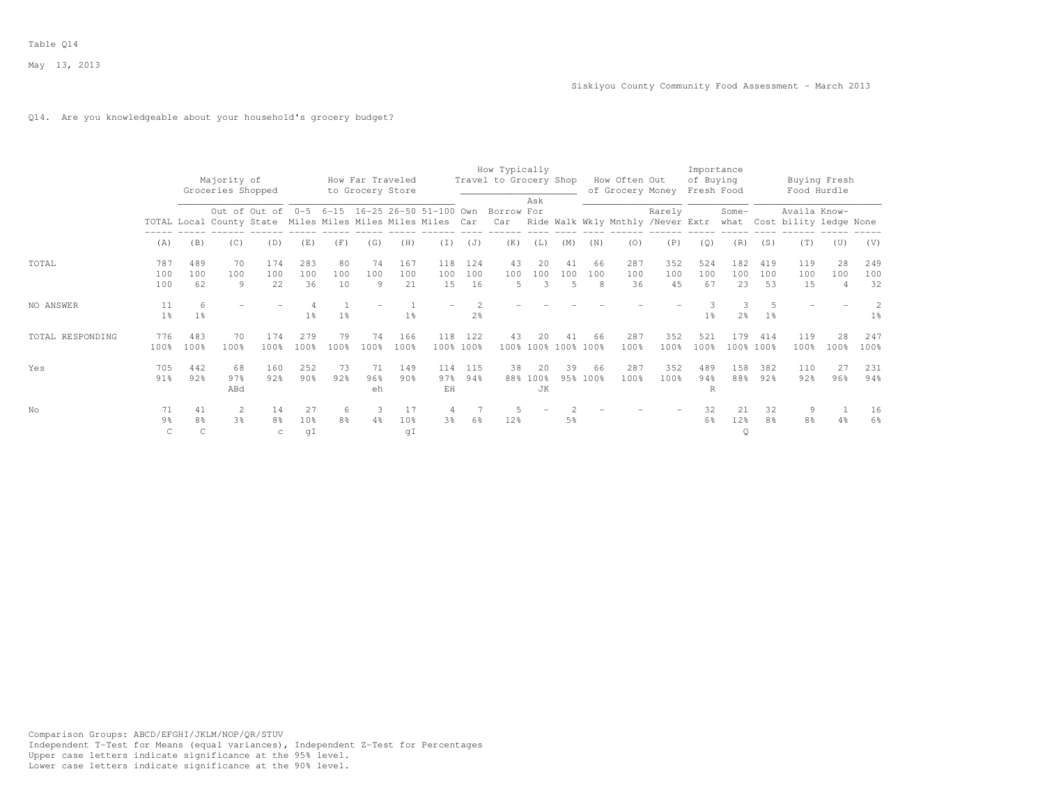Table Q14

May 13, 2013

Siskiyou County Community Food Assessment - March 2013

Q14. Are you knowledgeable about your household's grocery budget?

| | TOTAL | Majority of Groceries Shopped: Local | Out of County | Out of State | How Far Traveled to Grocery Store: 0-5 Miles | 6-15 Miles | 16-25 Miles | 26-50 Miles | 51-100 Miles | How Typically Travel to Grocery Shop: Own Car | Borrow Car | Ask For Ride | Walk | How Often Out of Grocery Money: Wkly | Mnthly | Rarely /Never | Importance of Buying Fresh Food: Extr | Some-what | Buying Fresh Food Hurdle: Cost | Availa bility | Know-ledge | None |
|---|---|---|---|---|---|---|---|---|---|---|---|---|---|---|---|---|---|---|---|---|---|---|
| | (A) | (B) | (C) | (D) | (E) | (F) | (G) | (H) | (I) | (J) | (K) | (L) | (M) | (N) | (O) | (P) | (Q) | (R) | (S) | (T) | (U) | (V) |
| TOTAL | 787 | 489 | 70 | 174 | 283 | 80 | 74 | 167 | 118 | 124 | 43 | 20 | 41 | 66 | 287 | 352 | 524 | 182 | 419 | 119 | 28 | 249 |
| | 100 | 100 | 100 | 100 | 100 | 100 | 100 | 100 | 100 | 100 | 100 | 100 | 100 | 100 | 100 | 100 | 100 | 100 | 100 | 100 | 100 | 100 |
| | 100 | 62 | 9 | 22 | 36 | 10 | 9 | 21 | 15 | 16 | 5 | 3 | 5 | 8 | 36 | 45 | 67 | 23 | 53 | 15 | 4 | 32 |
| NO ANSWER | 11 | 6 | - | - | 4 | 1 | - | 1 | - | 2 | - | - | - | - | - | - | 3 | 3 | 5 | - | - | 2 |
| | 1% | 1% | | | 1% | 1% | | 1% | | 2% | | | | | | | 1% | 2% | 1% | | | 1% |
| TOTAL RESPONDING | 776 | 483 | 70 | 174 | 279 | 79 | 74 | 166 | 118 | 122 | 43 | 20 | 41 | 66 | 287 | 352 | 521 | 179 | 414 | 119 | 28 | 247 |
| | 100% | 100% | 100% | 100% | 100% | 100% | 100% | 100% | 100% | 100% | 100% | 100% | 100% | 100% | 100% | 100% | 100% | 100% | 100% | 100% | 100% | 100% |
| Yes | 705 | 442 | 68 | 160 | 252 | 73 | 71 | 149 | 114 | 115 | 38 | 20 | 39 | 66 | 287 | 352 | 489 | 158 | 382 | 110 | 27 | 231 |
| | 91% | 92% | 97% | 92% | 90% | 92% | 96% | 90% | 97% | 94% | 88% | 100% | 95% | 100% | 100% | 100% | 94% | 88% | 92% | 92% | 96% | 94% |
| | | | ABd | | | | eh | | EH | | | JK | | | | | R | | | | | |
| No | 71 | 41 | 2 | 14 | 27 | 6 | 3 | 17 | 4 | 7 | 5 | - | 2 | - | - | - | 32 | 21 | 32 | 9 | 1 | 16 |
| | 9% | 8% | 3% | 8% | 10% | 8% | 4% | 10% | 3% | 6% | 12% | | 5% | | | | 6% | 12% | 8% | 8% | 4% | 6% |
| | C | C | | c | gI | | | gI | | | | | | | | | | Q | | | | |

Comparison Groups: ABCD/EFGHI/JKLM/NOP/QR/STUV
Independent T-Test for Means (equal variances), Independent Z-Test for Percentages
Upper case letters indicate significance at the 95% level.
Lower case letters indicate significance at the 90% level.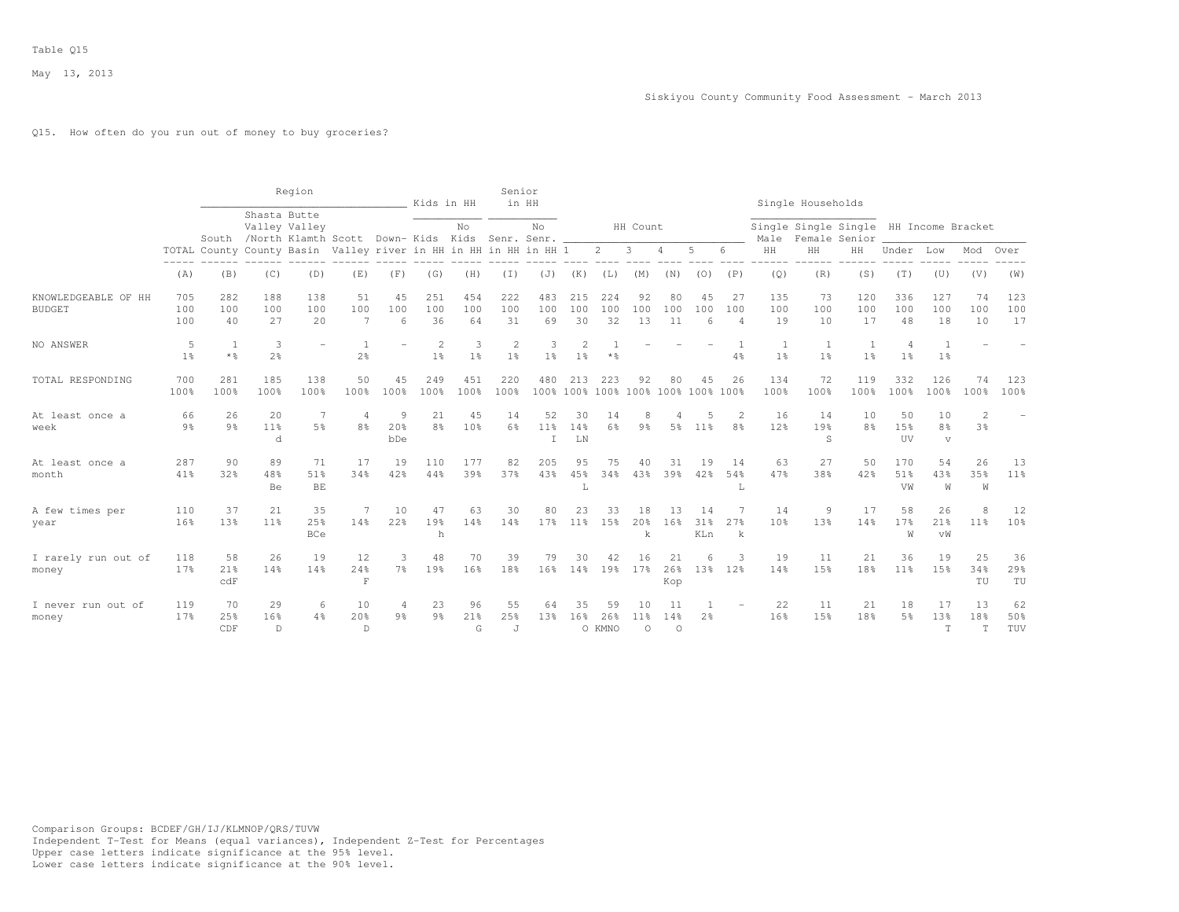Table Q15

May 13, 2013

Siskiyou County Community Food Assessment - March 2013

Q15. How often do you run out of money to buy groceries?

| | TOTAL | Region: South County | Region: Shasta Valley /North County | Region: Butte Valley Klamth Basin | Region: Scott Valley | Region: Down-river | Kids in HH: Kids in HH | Kids in HH: No Kids in HH | Senior in HH: Senr. in HH | Senior in HH: No Senr. in HH | HH Count: 1 | HH Count: 2 | HH Count: 3 | HH Count: 4 | HH Count: 5 | HH Count: 6 | Single Households: Single Male HH | Single Households: Single Female HH | Single Households: Single Senior HH | HH Income Bracket: Under | HH Income Bracket: Low | HH Income Bracket: Mod | HH Income Bracket: Over |
|---|---|---|---|---|---|---|---|---|---|---|---|---|---|---|---|---|---|---|---|---|---|---|---|
| | (A) | (B) | (C) | (D) | (E) | (F) | (G) | (H) | (I) | (J) | (K) | (L) | (M) | (N) | (O) | (P) | (Q) | (R) | (S) | (T) | (U) | (V) | (W) |
| KNOWLEDGEABLE OF HH BUDGET | 705 | 282 | 188 | 138 | 51 | 45 | 251 | 454 | 222 | 483 | 215 | 224 | 92 | 80 | 45 | 27 | 135 | 73 | 120 | 336 | 127 | 74 | 123 |
| | 100 | 100 | 100 | 100 | 100 | 100 | 100 | 100 | 100 | 100 | 100 | 100 | 100 | 100 | 100 | 100 | 100 | 100 | 100 | 100 | 100 | 100 | 100 |
| | 100 | 40 | 27 | 20 | 7 | 6 | 36 | 64 | 31 | 69 | 30 | 32 | 13 | 11 | 6 | 4 | 19 | 10 | 17 | 48 | 18 | 10 | 17 |
| NO ANSWER | 5 | 1 | 3 | - | 1 | - | 2 | 3 | 2 | 3 | 2 | 1 | - | - | - | 1 | 1 | 1 | 1 | 4 | 1 | - | - |
| | 1% | *% | 2% | | 2% | | 1% | 1% | 1% | 1% | 1% | *% | | | | 4% | 1% | 1% | 1% | 1% | 1% | | |
| TOTAL RESPONDING | 700 | 281 | 185 | 138 | 50 | 45 | 249 | 451 | 220 | 480 | 213 | 223 | 92 | 80 | 45 | 26 | 134 | 72 | 119 | 332 | 126 | 74 | 123 |
| | 100% | 100% | 100% | 100% | 100% | 100% | 100% | 100% | 100% | 100% | 100% | 100% | 100% | 100% | 100% | 100% | 100% | 100% | 100% | 100% | 100% | 100% | 100% |
| At least once a week | 66 | 26 | 20 | 7 | 4 | 9 | 21 | 45 | 14 | 52 | 30 | 14 | 8 | 4 | 5 | 2 | 16 | 14 | 10 | 50 | 10 | 2 | - |
| | 9% | 9% | 11% | 5% | 8% | 20% | 8% | 10% | 6% | 11% | 14% | 6% | 9% | 5% | 11% | 8% | 12% | 19% | 8% | 15% | 8% | 3% | |
| | | | d | | | bDe | | | | I | LN | | | | | | | S | | UV | v | | |
| At least once a month | 287 | 90 | 89 | 71 | 17 | 19 | 110 | 177 | 82 | 205 | 95 | 75 | 40 | 31 | 19 | 14 | 63 | 27 | 50 | 170 | 54 | 26 | 13 |
| | 41% | 32% | 48% | 51% | 34% | 42% | 44% | 39% | 37% | 43% | 45% | 34% | 43% | 39% | 42% | 54% | 47% | 38% | 42% | 51% | 43% | 35% | 11% |
| | | | Be | BE | | | | | | | L | | | | | L | | | | VW | W | W | |
| A few times per year | 110 | 37 | 21 | 35 | 7 | 10 | 47 | 63 | 30 | 80 | 23 | 33 | 18 | 13 | 14 | 7 | 14 | 9 | 17 | 58 | 26 | 8 | 12 |
| | 16% | 13% | 11% | 25% | 14% | 22% | 19% | 14% | 14% | 17% | 11% | 15% | 20% | 16% | 31% | 27% | 10% | 13% | 14% | 17% | 21% | 11% | 10% |
| | | | | BCe | | | h | | | | | | k | | KLn | k | | | | W | vW | | |
| I rarely run out of money | 118 | 58 | 26 | 19 | 12 | 3 | 48 | 70 | 39 | 79 | 30 | 42 | 16 | 21 | 6 | 3 | 19 | 11 | 21 | 36 | 19 | 25 | 36 |
| | 17% | 21% | 14% | 14% | 24% | 7% | 19% | 16% | 18% | 16% | 14% | 19% | 17% | 26% | 13% | 12% | 14% | 15% | 18% | 11% | 15% | 34% | 29% |
| | | cdF | | | F | | | | | | | | | Kop | | | | | | | | TU | TU |
| I never run out of money | 119 | 70 | 29 | 6 | 10 | 4 | 23 | 96 | 55 | 64 | 35 | 59 | 10 | 11 | 1 | - | 22 | 11 | 21 | 18 | 17 | 13 | 62 |
| | 17% | 25% | 16% | 4% | 20% | 9% | 9% | 21% | 25% | 13% | 16% | 26% | 11% | 14% | 2% | | 16% | 15% | 18% | 5% | 13% | 18% | 50% |
| | | CDF | D | | D | | | G | J | | O | KMNO | O | O | | | | | | | T | T | TUV |

Comparison Groups: BCDEF/GH/IJ/KLMNOP/QRS/TUVW
Independent T-Test for Means (equal variances), Independent Z-Test for Percentages
Upper case letters indicate significance at the 95% level.
Lower case letters indicate significance at the 90% level.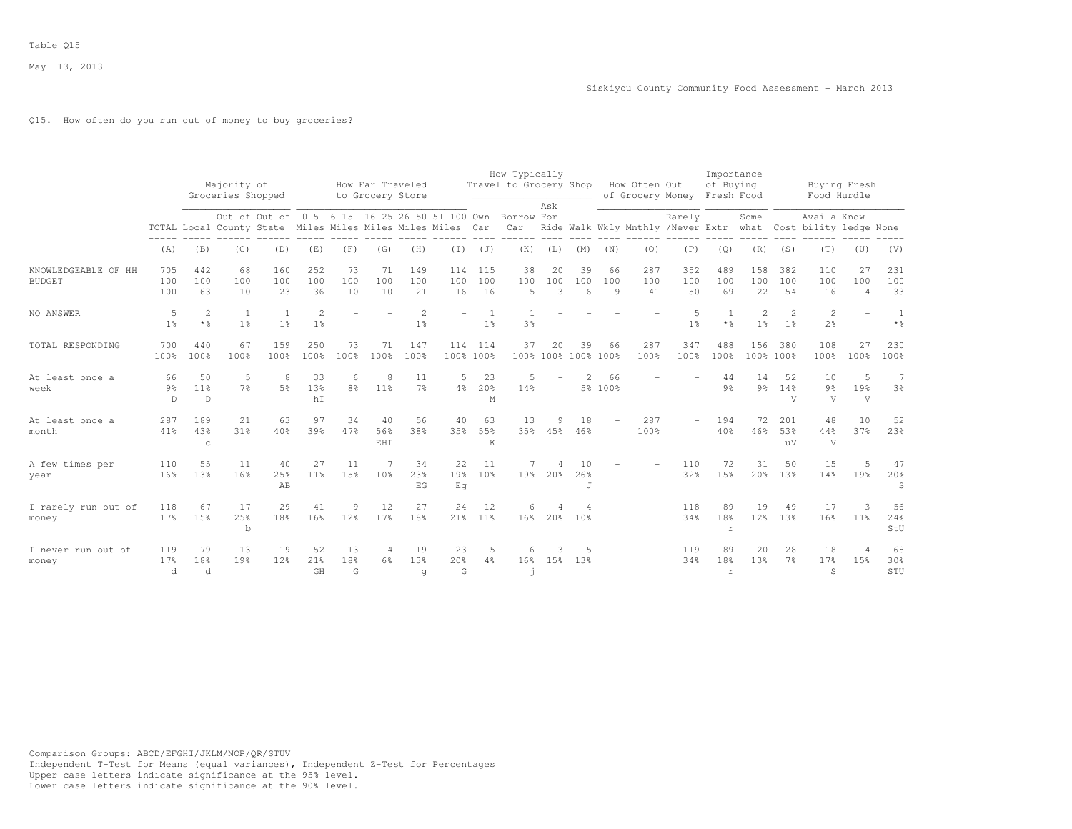Table Q15

May 13, 2013

Siskiyou County Community Food Assessment - March 2013

Q15. How often do you run out of money to buy groceries?

| | | Majority of Groceries Shopped | | | How Far Traveled to Grocery Store | | | | | How Typically Travel to Grocery Shop | | | | How Often Out of Grocery Money | | | Importance of Buying Fresh Food | | Buying Fresh Food Hurdle | | | |
|---|---|---|---|---|---|---|---|---|---|---|---|---|---|---|---|---|---|---|---|---|---|---|
| | TOTAL | Local | Out of County | Out of State | 0-5 Miles | 6-15 Miles | 16-25 Miles | 26-50 Miles | 51-100 Miles | Own Car | Borrow Car | Ask For Ride | Walk | Wkly | Mnthly | Rarely /Never | Extr | Some-what | Cost | Availa bility | Know-ledge | None |
| | (A) | (B) | (C) | (D) | (E) | (F) | (G) | (H) | (I) | (J) | (K) | (L) | (M) | (N) | (O) | (P) | (Q) | (R) | (S) | (T) | (U) | (V) |
| KNOWLEDGEABLE OF HH BUDGET | 705 | 442 | 68 | 160 | 252 | 73 | 71 | 149 | 114 | 115 | 38 | 20 | 39 | 66 | 287 | 352 | 489 | 158 | 382 | 110 | 27 | 231 |
| | 100 | 100 | 100 | 100 | 100 | 100 | 100 | 100 | 100 | 100 | 100 | 100 | 100 | 100 | 100 | 100 | 100 | 100 | 100 | 100 | 100 | 100 |
| | 100 | 63 | 10 | 23 | 36 | 10 | 10 | 21 | 16 | 16 | 5 | 3 | 6 | 9 | 41 | 50 | 69 | 22 | 54 | 16 | 4 | 33 |
| NO ANSWER | 5 | 2 | 1 | 1 | 2 | - | - | 2 | - | 1 | 1 | - | - | - | - | 5 | 1 | 2 | 2 | 2 | - | 1 |
| | 1% | *% | 1% | 1% | 1% | | | 1% | | 1% | 3% | | | | | 1% | *% | 1% | 1% | 2% | | *% |
| TOTAL RESPONDING | 700 | 440 | 67 | 159 | 250 | 73 | 71 | 147 | 114 | 114 | 37 | 20 | 39 | 66 | 287 | 347 | 488 | 156 | 380 | 108 | 27 | 230 |
| | 100% | 100% | 100% | 100% | 100% | 100% | 100% | 100% | 100% | 100% | 100% | 100% | 100% | 100% | 100% | 100% | 100% | 100% | 100% | 100% | 100% | 100% |
| At least once a week | 66 | 50 | 5 | 8 | 33 | 6 | 8 | 11 | 5 | 23 | 5 | - | 2 | 66 | - | - | 44 | 14 | 52 | 10 | 5 | 7 |
| | 9% | 11% | 7% | 5% | 13% | 8% | 11% | 7% | 4% | 20% | 14% | | 5% | 100% | | | 9% | 9% | 14% | 9% | 19% | 3% |
| | D | D | | | hI | | | | | M | | | | | | | | | V | V | V | |
| At least once a month | 287 | 189 | 21 | 63 | 97 | 34 | 40 | 56 | 40 | 63 | 13 | 9 | 18 | - | 287 | - | 194 | 72 | 201 | 48 | 10 | 52 |
| | 41% | 43% | 31% | 40% | 39% | 47% | 56% | 38% | 35% | 55% | 35% | 45% | 46% | | 100% | | 40% | 46% | 53% | 44% | 37% | 23% |
| | | c | | | | | EHI | | | K | | | | | | | | | uV | V | | |
| A few times per year | 110 | 55 | 11 | 40 | 27 | 11 | 7 | 34 | 22 | 11 | 7 | 4 | 10 | - | - | 110 | 72 | 31 | 50 | 15 | 5 | 47 |
| | 16% | 13% | 16% | 25% | 11% | 15% | 10% | 23% | 19% | 10% | 19% | 20% | 26% | | | 32% | 15% | 20% | 13% | 14% | 19% | 20% |
| | | | | AB | | | | EG | Eg | | | | J | | | | | | | | | S |
| I rarely run out of money | 118 | 67 | 17 | 29 | 41 | 9 | 12 | 27 | 24 | 12 | 6 | 4 | 4 | - | - | 118 | 89 | 19 | 49 | 17 | 3 | 56 |
| | 17% | 15% | 25% | 18% | 16% | 12% | 17% | 18% | 21% | 11% | 16% | 20% | 10% | | | 34% | 18% | 12% | 13% | 16% | 11% | 24% |
| | | | b | | | | | | | | | | | | | | r | | | | | StU |
| I never run out of money | 119 | 79 | 13 | 19 | 52 | 13 | 4 | 19 | 23 | 5 | 6 | 3 | 5 | - | - | 119 | 89 | 20 | 28 | 18 | 4 | 68 |
| | 17% | 18% | 19% | 12% | 21% | 18% | 6% | 13% | 20% | 4% | 16% | 15% | 13% | | | 34% | 18% | 13% | 7% | 17% | 15% | 30% |
| | d | d | | | GH | G | | g | G | | j | | | | | | r | | | S | | STU |

Comparison Groups: ABCD/EFGHI/JKLM/NOP/QR/STUV
Independent T-Test for Means (equal variances), Independent Z-Test for Percentages
Upper case letters indicate significance at the 95% level.
Lower case letters indicate significance at the 90% level.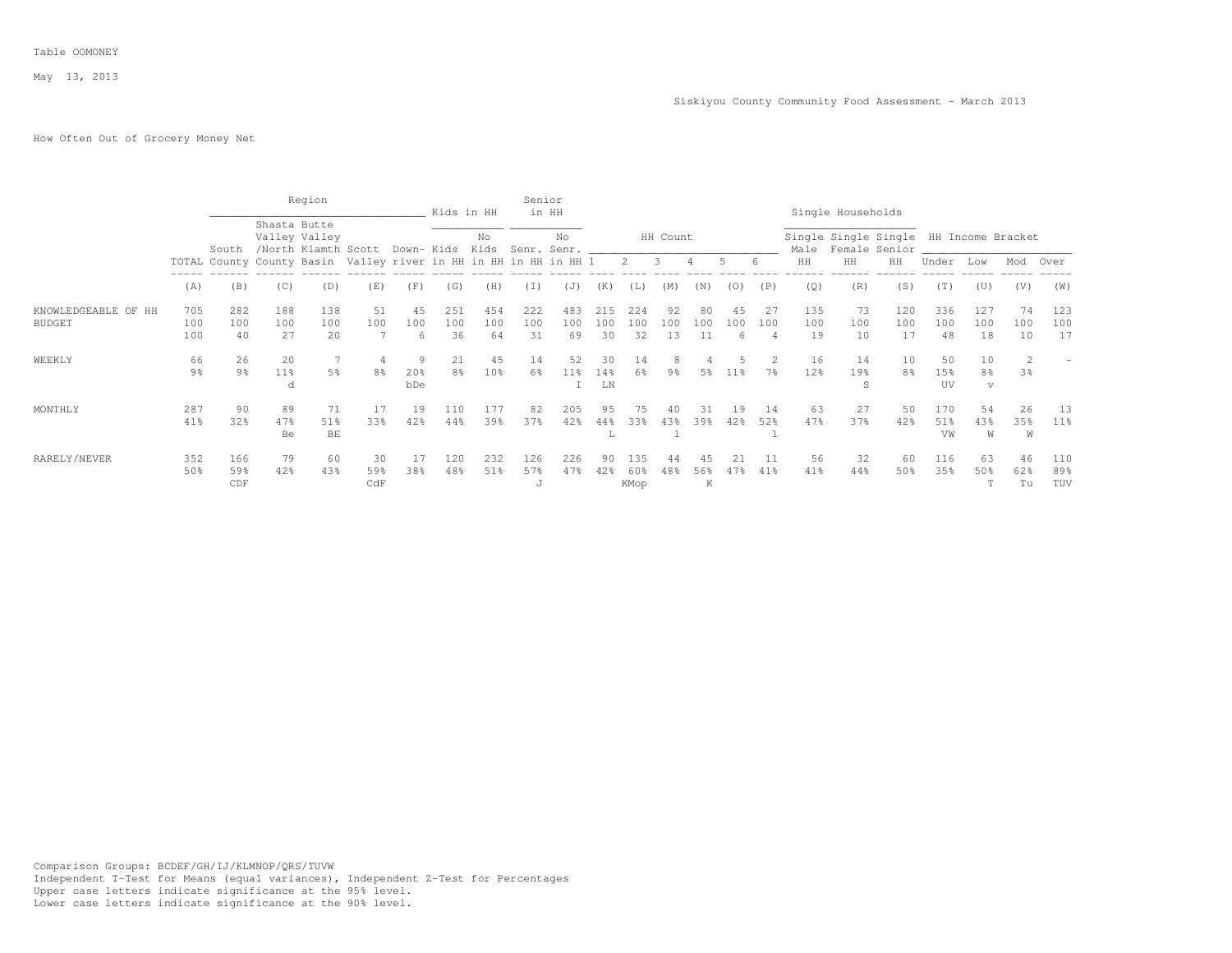Table OOMONEY

May 13, 2013

Siskiyou County Community Food Assessment - March 2013

How Often Out of Grocery Money Net

| | | Region | | | | | Kids in HH | | Senior in HH | | HH Count | | | | | | Single Households | | | HH Income Bracket | | | |
|---|---|---|---|---|---|---|---|---|---|---|---|---|---|---|---|---|---|---|---|---|---|---|---|
| | TOTAL | South County | Shasta Valley /North County | Butte Valley Klamth Basin | Scott Valley | Down-river | Kids in HH | No Kids in HH | Senr. in HH | No Senr. in HH | 1 | 2 | 3 | 4 | 5 | 6 | Single Male HH | Single Female HH | Single Senior HH | Under | Low | Mod | Over |
| | (A) | (B) | (C) | (D) | (E) | (F) | (G) | (H) | (I) | (J) | (K) | (L) | (M) | (N) | (O) | (P) | (Q) | (R) | (S) | (T) | (U) | (V) | (W) |
| KNOWLEDGEABLE OF HH BUDGET | 705 | 282 | 188 | 138 | 51 | 45 | 251 | 454 | 222 | 483 | 215 | 224 | 92 | 80 | 45 | 27 | 135 | 73 | 120 | 336 | 127 | 74 | 123 |
| | 100 | 100 | 100 | 100 | 100 | 100 | 100 | 100 | 100 | 100 | 100 | 100 | 100 | 100 | 100 | 100 | 100 | 100 | 100 | 100 | 100 | 100 | 100 |
| | 100 | 40 | 27 | 20 | 7 | 6 | 36 | 64 | 31 | 69 | 30 | 32 | 13 | 11 | 6 | 4 | 19 | 10 | 17 | 48 | 18 | 10 | 17 |
| WEEKLY | 66 | 26 | 20 | 7 | 4 | 9 | 21 | 45 | 14 | 52 | 30 | 14 | 8 | 4 | 5 | 2 | 16 | 14 | 10 | 50 | 10 | 2 | - |
| | 9% | 9% | 11% | 5% | 8% | 20% | 8% | 10% | 6% | 11% | 14% | 6% | 9% | 5% | 11% | 7% | 12% | 19% | 8% | 15% | 8% | 3% | |
| | | | d | | | bDe | | | | I | LN | | | | | | | S | | UV | v | | |
| MONTHLY | 287 | 90 | 89 | 71 | 17 | 19 | 110 | 177 | 82 | 205 | 95 | 75 | 40 | 31 | 19 | 14 | 63 | 27 | 50 | 170 | 54 | 26 | 13 |
| | 41% | 32% | 47% | 51% | 33% | 42% | 44% | 39% | 37% | 42% | 44% | 33% | 43% | 39% | 42% | 52% | 47% | 37% | 42% | 51% | 43% | 35% | 11% |
| | | | Be | BE | | | | | | | L | | l | | | l | | | | VW | W | W | |
| RARELY/NEVER | 352 | 166 | 79 | 60 | 30 | 17 | 120 | 232 | 126 | 226 | 90 | 135 | 44 | 45 | 21 | 11 | 56 | 32 | 60 | 116 | 63 | 46 | 110 |
| | 50% | 59% | 42% | 43% | 59% | 38% | 48% | 51% | 57% | 47% | 42% | 60% | 48% | 56% | 47% | 41% | 41% | 44% | 50% | 35% | 50% | 62% | 89% |
| | | CDF | | | CdF | | | | J | | | KMop | | K | | | | | | | T | Tu | TUV |

Comparison Groups: BCDEF/GH/IJ/KLMNOP/QRS/TUVW
Independent T-Test for Means (equal variances), Independent Z-Test for Percentages
Upper case letters indicate significance at the 95% level.
Lower case letters indicate significance at the 90% level.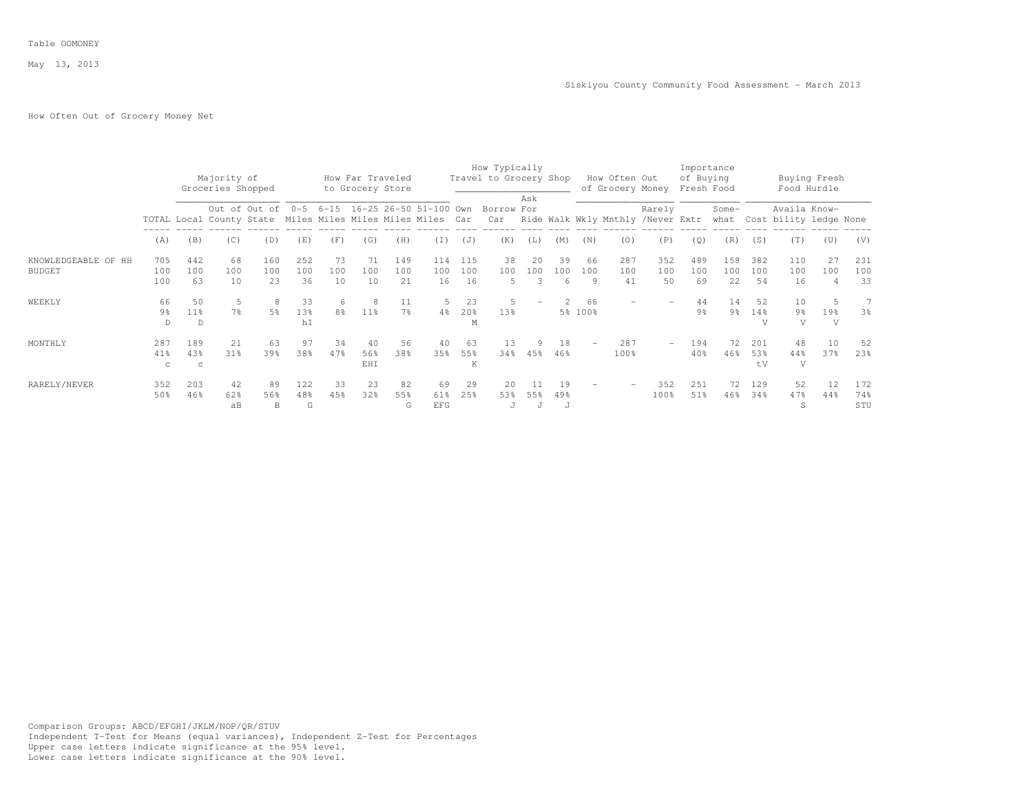Table OOMONEY

May 13, 2013

Siskiyou County Community Food Assessment - March 2013

How Often Out of Grocery Money Net

| | | Majority of Groceries Shopped | | | How Far Traveled to Grocery Store | | | | | How Typically Travel to Grocery Shop | | | | How Often Out of Grocery Money | | | Importance of Buying Fresh Food | | Buying Fresh Food Hurdle | | | |
|---|---|---|---|---|---|---|---|---|---|---|---|---|---|---|---|---|---|---|---|---|---|---|
| | TOTAL | Local | Out of County | Out of State | 0-5 Miles | 6-15 Miles | 16-25 Miles | 26-50 Miles | 51-100 Miles | Own Car | Borrow Car | Ask For Ride | Walk | Wkly | Mnthly | Rarely /Never | Extr | Some-what | Cost | Availa bility | Know-ledge | None |
| | (A) | (B) | (C) | (D) | (E) | (F) | (G) | (H) | (I) | (J) | (K) | (L) | (M) | (N) | (O) | (P) | (Q) | (R) | (S) | (T) | (U) | (V) |
| KNOWLEDGEABLE OF HH BUDGET | 705 | 442 | 68 | 160 | 252 | 73 | 71 | 149 | 114 | 115 | 38 | 20 | 39 | 66 | 287 | 352 | 489 | 158 | 382 | 110 | 27 | 231 |
| | 100 | 100 | 100 | 100 | 100 | 100 | 100 | 100 | 100 | 100 | 100 | 100 | 100 | 100 | 100 | 100 | 100 | 100 | 100 | 100 | 100 | 100 |
| | 100 | 63 | 10 | 23 | 36 | 10 | 10 | 21 | 16 | 16 | 5 | 3 | 6 | 9 | 41 | 50 | 69 | 22 | 54 | 16 | 4 | 33 |
| WEEKLY | 66 | 50 | 5 | 8 | 33 | 6 | 8 | 11 | 5 | 23 | 5 | - | 2 | 66 | - | - | 44 | 14 | 52 | 10 | 5 | 7 |
| | 9% | 11% | 7% | 5% | 13% | 8% | 11% | 7% | 4% | 20% | 13% | | 5% | 100% | | | 9% | 9% | 14% | 9% | 19% | 3% |
| | D | D | | | hI | | | | | M | | | | | | | | | V | V | V | |
| MONTHLY | 287 | 189 | 21 | 63 | 97 | 34 | 40 | 56 | 40 | 63 | 13 | 9 | 18 | - | 287 | - | 194 | 72 | 201 | 48 | 10 | 52 |
| | 41% | 43% | 31% | 39% | 38% | 47% | 56% | 38% | 35% | 55% | 34% | 45% | 46% | | 100% | | 40% | 46% | 53% | 44% | 37% | 23% |
| | c | c | | | | | EHI | | | K | | | | | | | | | tV | V | | |
| RARELY/NEVER | 352 | 203 | 42 | 89 | 122 | 33 | 23 | 82 | 69 | 29 | 20 | 11 | 19 | - | - | 352 | 251 | 72 | 129 | 52 | 12 | 172 |
| | 50% | 46% | 62% | 56% | 48% | 45% | 32% | 55% | 61% | 25% | 53% | 55% | 49% | | | 100% | 51% | 46% | 34% | 47% | 44% | 74% |
| | | | aB | B | G | | | G | EFG | | J | J | J | | | | | | | S | | STU |

Comparison Groups: ABCD/EFGHI/JKLM/NOP/QR/STUV
Independent T-Test for Means (equal variances), Independent Z-Test for Percentages
Upper case letters indicate significance at the 95% level.
Lower case letters indicate significance at the 90% level.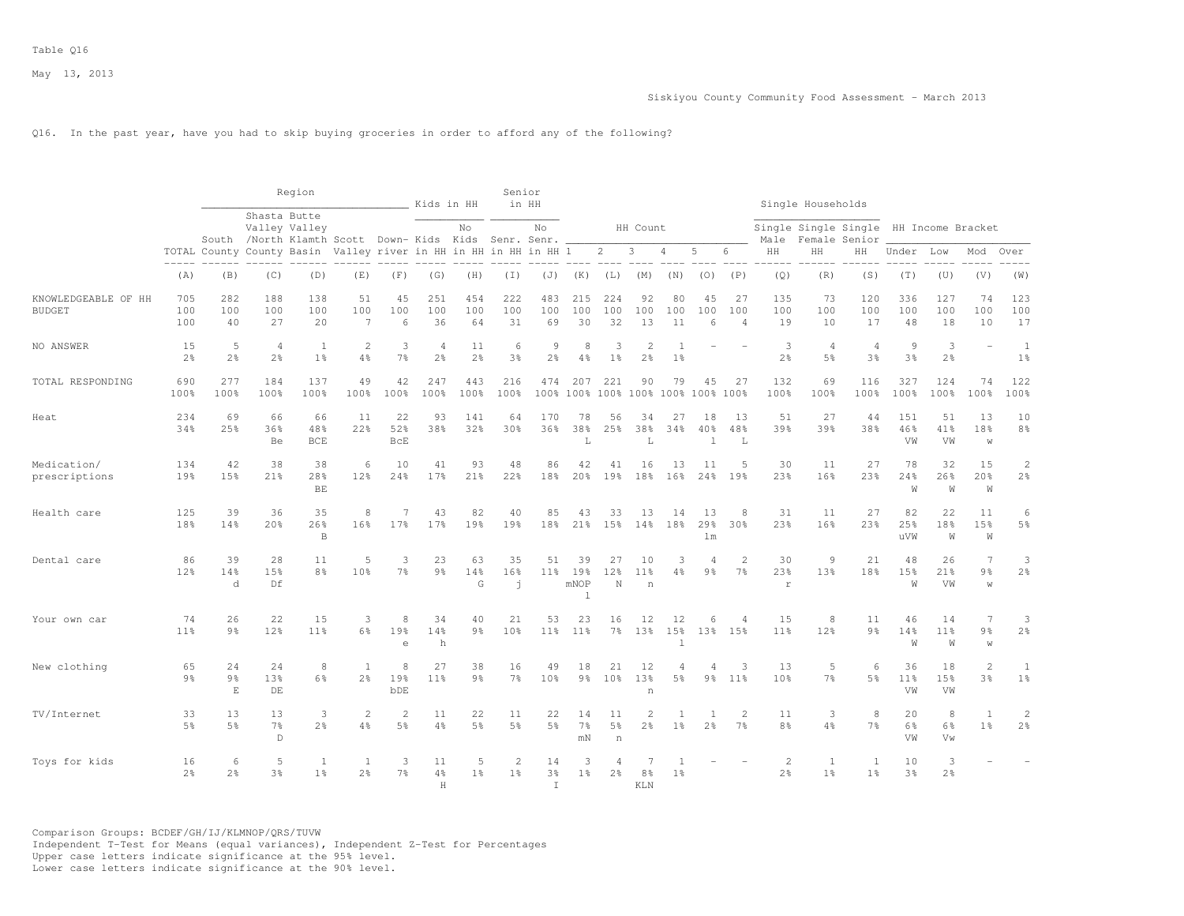Table Q16

May 13, 2013

Siskiyou County Community Food Assessment - March 2013

Q16. In the past year, have you had to skip buying groceries in order to afford any of the following?

| | | Region | | | | | Kids in HH | | Senior in HH | | HH Count | | | | | | Single Households | | | HH Income Bracket | | | |
|---|---|---|---|---|---|---|---|---|---|---|---|---|---|---|---|---|---|---|---|---|---|---|---|
| | TOTAL | South County | Shasta Valley /North County | Butte Valley Klamth Basin | Scott Valley | Down-river | Kids in HH | No Kids in HH | Senr. in HH | No Senr. in HH | 1 | 2 | 3 | 4 | 5 | 6 | Single Male HH | Single Female HH | Single Senior HH | Under | Low | Mod | Over |
| | (A) | (B) | (C) | (D) | (E) | (F) | (G) | (H) | (I) | (J) | (K) | (L) | (M) | (N) | (O) | (P) | (Q) | (R) | (S) | (T) | (U) | (V) | (W) |
| KNOWLEDGEABLE OF HH BUDGET | 705 | 282 | 188 | 138 | 51 | 45 | 251 | 454 | 222 | 483 | 215 | 224 | 92 | 80 | 45 | 27 | 135 | 73 | 120 | 336 | 127 | 74 | 123 |
| | 100 | 100 | 100 | 100 | 100 | 100 | 100 | 100 | 100 | 100 | 100 | 100 | 100 | 100 | 100 | 100 | 100 | 100 | 100 | 100 | 100 | 100 | 100 |
| | 100 | 40 | 27 | 20 | 7 | 6 | 36 | 64 | 31 | 69 | 30 | 32 | 13 | 11 | 6 | 4 | 19 | 10 | 17 | 48 | 18 | 10 | 17 |
| NO ANSWER | 15 | 5 | 4 | 1 | 2 | 3 | 4 | 11 | 6 | 9 | 8 | 3 | 2 | 1 | - | - | 3 | 4 | 4 | 9 | 3 | - | 1 |
| | 2% | 2% | 2% | 1% | 4% | 7% | 2% | 2% | 3% | 2% | 4% | 1% | 2% | 1% | | | 2% | 5% | 3% | 3% | 2% | | 1% |
| TOTAL RESPONDING | 690 | 277 | 184 | 137 | 49 | 42 | 247 | 443 | 216 | 474 | 207 | 221 | 90 | 79 | 45 | 27 | 132 | 69 | 116 | 327 | 124 | 74 | 122 |
| | 100% | 100% | 100% | 100% | 100% | 100% | 100% | 100% | 100% | 100% | 100% | 100% | 100% | 100% | 100% | 100% | 100% | 100% | 100% | 100% | 100% | 100% | 100% |
| Heat | 234 | 69 | 66 | 66 | 11 | 22 | 93 | 141 | 64 | 170 | 78 | 56 | 34 | 27 | 18 | 13 | 51 | 27 | 44 | 151 | 51 | 13 | 10 |
| | 34% | 25% | 36% | 48% | 22% | 52% | 38% | 32% | 30% | 36% | 38% | 25% | 38% | 34% | 40% | 48% | 39% | 39% | 38% | 46% | 41% | 18% | 8% |
| | | | Be | BCE | | BcE | | | | | L | | L | | l | L | | | | VW | VW | w | |
| Medication/ prescriptions | 134 | 42 | 38 | 38 | 6 | 10 | 41 | 93 | 48 | 86 | 42 | 41 | 16 | 13 | 11 | 5 | 30 | 11 | 27 | 78 | 32 | 15 | 2 |
| | 19% | 15% | 21% | 28% | 12% | 24% | 17% | 21% | 22% | 18% | 20% | 19% | 18% | 16% | 24% | 19% | 23% | 16% | 23% | 24% | 26% | 20% | 2% |
| | | | | BE | | | | | | | | | | | | | | | | W | W | W | |
| Health care | 125 | 39 | 36 | 35 | 8 | 7 | 43 | 82 | 40 | 85 | 43 | 33 | 13 | 14 | 13 | 8 | 31 | 11 | 27 | 82 | 22 | 11 | 6 |
| | 18% | 14% | 20% | 26% | 16% | 17% | 17% | 19% | 19% | 18% | 21% | 15% | 14% | 18% | 29% | 30% | 23% | 16% | 23% | 25% | 18% | 15% | 5% |
| | | | | B | | | | | | | | | | | lm | | | | | uVW | W | W | |
| Dental care | 86 | 39 | 28 | 11 | 5 | 3 | 23 | 63 | 35 | 51 | 39 | 27 | 10 | 3 | 4 | 2 | 30 | 9 | 21 | 48 | 26 | 7 | 3 |
| | 12% | 14% | 15% | 8% | 10% | 7% | 9% | 14% | 16% | 11% | 19% | 12% | 11% | 4% | 9% | 7% | 23% | 13% | 18% | 15% | 21% | 9% | 2% |
| | | d | Df | | | | | G | j | | mNOP l | N | n | | | | r | | | W | VW | w | |
| Your own car | 74 | 26 | 22 | 15 | 3 | 8 | 34 | 40 | 21 | 53 | 23 | 16 | 12 | 12 | 6 | 4 | 15 | 8 | 11 | 46 | 14 | 7 | 3 |
| | 11% | 9% | 12% | 11% | 6% | 19% | 14% | 9% | 10% | 11% | 11% | 7% | 13% | 15% | 13% | 15% | 11% | 12% | 9% | 14% | 11% | 9% | 2% |
| | | | | | | e | h | | | | | | | l | | | | | | W | W | w | |
| New clothing | 65 | 24 | 24 | 8 | 1 | 8 | 27 | 38 | 16 | 49 | 18 | 21 | 12 | 4 | 4 | 3 | 13 | 5 | 6 | 36 | 18 | 2 | 1 |
| | 9% | 9% | 13% | 6% | 2% | 19% | 11% | 9% | 7% | 10% | 9% | 10% | 13% | 5% | 9% | 11% | 10% | 7% | 5% | 11% | 15% | 3% | 1% |
| | | E | DE | | | bDE | | | | | | | n | | | | | | | VW | VW | | |
| TV/Internet | 33 | 13 | 13 | 3 | 2 | 2 | 11 | 22 | 11 | 22 | 14 | 11 | 2 | 1 | 1 | 2 | 11 | 3 | 8 | 20 | 8 | 1 | 2 |
| | 5% | 5% | 7% | 2% | 4% | 5% | 4% | 5% | 5% | 5% | 7% | 5% | 2% | 1% | 2% | 7% | 8% | 4% | 7% | 6% | 6% | 1% | 2% |
| | | | D | | | | | | | | mN | n | | | | | | | | VW | Vw | | |
| Toys for kids | 16 | 6 | 5 | 1 | 1 | 3 | 11 | 5 | 2 | 14 | 3 | 4 | 7 | 1 | - | - | 2 | 1 | 1 | 10 | 3 | - | - |
| | 2% | 2% | 3% | 1% | 2% | 7% | 4% | 1% | 1% | 3% | 1% | 2% | 8% | 1% | | | 2% | 1% | 1% | 3% | 2% | | |
| | | | | | | | H | | | I | | | KLN | | | | | | | | | | |

Comparison Groups: BCDEF/GH/IJ/KLMNOP/QRS/TUVW
Independent T-Test for Means (equal variances), Independent Z-Test for Percentages
Upper case letters indicate significance at the 95% level.
Lower case letters indicate significance at the 90% level.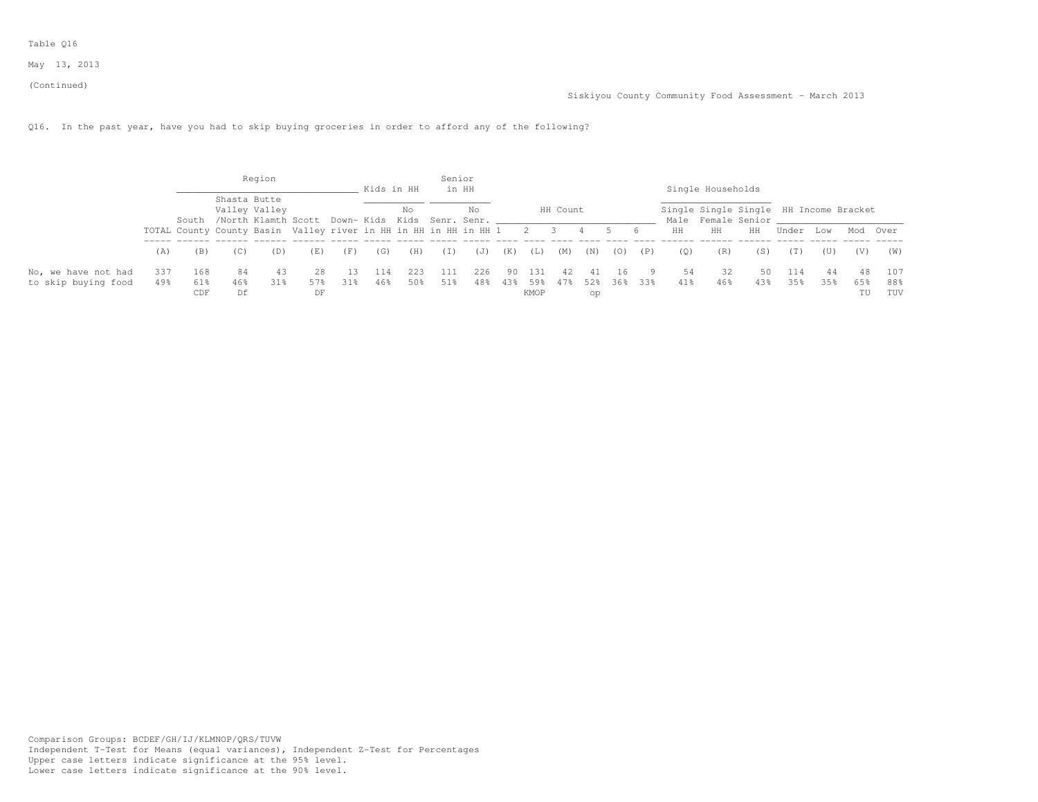Table Q16

May 13, 2013

(Continued)

Siskiyou County Community Food Assessment - March 2013

Q16. In the past year, have you had to skip buying groceries in order to afford any of the following?

| | | Region | | | | | Kids in HH | | Senior in HH | | HH Count | | | | | | Single Households | | | HH Income Bracket | | | |
|---|---|---|---|---|---|---|---|---|---|---|---|---|---|---|---|---|---|---|---|---|---|---|---|
| | TOTAL | South County | Shasta Valley /North County | Butte Valley Klamth Basin | Scott Valley | Down-river | Kids in HH | No Kids in HH | Senr. in HH | No Senr. in HH | 1 | 2 | 3 | 4 | 5 | 6 | Single Male HH | Single Female HH | Single Senior HH | Under | Low | Mod | Over |
| | (A) | (B) | (C) | (D) | (E) | (F) | (G) | (H) | (I) | (J) | (K) | (L) | (M) | (N) | (O) | (P) | (Q) | (R) | (S) | (T) | (U) | (V) | (W) |
| No, we have not had to skip buying food | 337 | 168 | 84 | 43 | 28 | 13 | 114 | 223 | 111 | 226 | 90 | 131 | 42 | 41 | 16 | 9 | 54 | 32 | 50 | 114 | 44 | 48 | 107 |
| | 49% | 61% | 46% | 31% | 57% | 31% | 46% | 50% | 51% | 48% | 43% | 59% | 47% | 52% | 36% | 33% | 41% | 46% | 43% | 35% | 35% | 65% | 88% |
| | | CDF | Df | | DF | | | | | | | KMOP | | op | | | | | | | | TU | TUV |

Comparison Groups: BCDEF/GH/IJ/KLMNOP/QRS/TUVW
Independent T-Test for Means (equal variances), Independent Z-Test for Percentages
Upper case letters indicate significance at the 95% level.
Lower case letters indicate significance at the 90% level.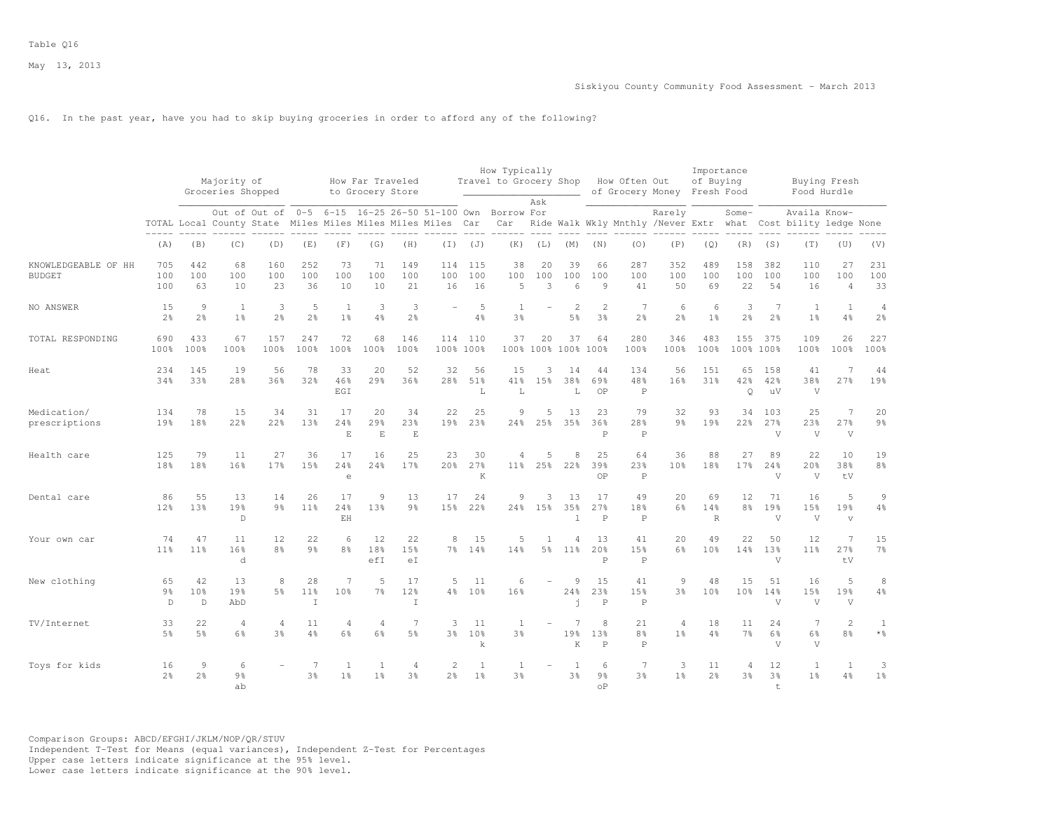Table Q16

May 13, 2013

Siskiyou County Community Food Assessment - March 2013

Q16. In the past year, have you had to skip buying groceries in order to afford any of the following?

| | | Majority of Groceries Shopped | | | How Far Traveled to Grocery Store | | | | | How Typically Travel to Grocery Shop | | | | How Often Out of Grocery Money | | | Importance of Buying Fresh Food | | Buying Fresh Food Hurdle | | | |
|---|---|---|---|---|---|---|---|---|---|---|---|---|---|---|---|---|---|---|---|---|---|---|
| | TOTAL | Local | Out of County | Out of State | 0-5 Miles | 6-15 Miles | 16-25 Miles | 26-50 Miles | 51-100 Miles | Own Car | Borrow Car | Ask For Ride | Walk | Wkly | Mnthly | Rarely /Never | Extr | Some-what | Cost | Availa bility | Know-ledge | None |
| | (A) | (B) | (C) | (D) | (E) | (F) | (G) | (H) | (I) | (J) | (K) | (L) | (M) | (N) | (O) | (P) | (Q) | (R) | (S) | (T) | (U) | (V) |
| KNOWLEDGEABLE OF HH BUDGET | 705 | 442 | 68 | 160 | 252 | 73 | 71 | 149 | 114 | 115 | 38 | 20 | 39 | 66 | 287 | 352 | 489 | 158 | 382 | 110 | 27 | 231 |
| | 100 | 100 | 100 | 100 | 100 | 100 | 100 | 100 | 100 | 100 | 100 | 100 | 100 | 100 | 100 | 100 | 100 | 100 | 100 | 100 | 100 | 100 |
| | 100 | 63 | 10 | 23 | 36 | 10 | 10 | 21 | 16 | 16 | 5 | 3 | 6 | 9 | 41 | 50 | 69 | 22 | 54 | 16 | 4 | 33 |
| NO ANSWER | 15 | 9 | 1 | 3 | 5 | 1 | 3 | 3 | - | 5 | 1 | - | 2 | 2 | 7 | 6 | 6 | 3 | 7 | 1 | 1 | 4 |
| | 2% | 2% | 1% | 2% | 2% | 1% | 4% | 2% | | 4% | 3% | | 5% | 3% | 2% | 2% | 1% | 2% | 2% | 1% | 4% | 2% |
| TOTAL RESPONDING | 690 | 433 | 67 | 157 | 247 | 72 | 68 | 146 | 114 | 110 | 37 | 20 | 37 | 64 | 280 | 346 | 483 | 155 | 375 | 109 | 26 | 227 |
| | 100% | 100% | 100% | 100% | 100% | 100% | 100% | 100% | 100% | 100% | 100% | 100% | 100% | 100% | 100% | 100% | 100% | 100% | 100% | 100% | 100% | 100% |
| Heat | 234 | 145 | 19 | 56 | 78 | 33 | 20 | 52 | 32 | 56 | 15 | 3 | 14 | 44 | 134 | 56 | 151 | 65 | 158 | 41 | 7 | 44 |
| | 34% | 33% | 28% | 36% | 32% | 46% | 29% | 36% | 28% | 51% | 41% | 15% | 38% | 69% | 48% | 16% | 31% | 42% | 42% | 38% | 27% | 19% |
| | | | | | | EGI | | | | L | L | | L | OP | P | | | Q | uV | V | | |
| Medication/ prescriptions | 134 | 78 | 15 | 34 | 31 | 17 | 20 | 34 | 22 | 25 | 9 | 5 | 13 | 23 | 79 | 32 | 93 | 34 | 103 | 25 | 7 | 20 |
| | 19% | 18% | 22% | 22% | 13% | 24% | 29% | 23% | 19% | 23% | 24% | 25% | 35% | 36% | 28% | 9% | 19% | 22% | 27% | 23% | 27% | 9% |
| | | | | | | E | E | E | | | | | | P | P | | | | V | V | V | |
| Health care | 125 | 79 | 11 | 27 | 36 | 17 | 16 | 25 | 23 | 30 | 4 | 5 | 8 | 25 | 64 | 36 | 88 | 27 | 89 | 22 | 10 | 19 |
| | 18% | 18% | 16% | 17% | 15% | 24% | 24% | 17% | 20% | 27% | 11% | 25% | 22% | 39% | 23% | 10% | 18% | 17% | 24% | 20% | 38% | 8% |
| | | | | | | e | | | | K | | | | OP | P | | | | V | V | tV | |
| Dental care | 86 | 55 | 13 | 14 | 26 | 17 | 9 | 13 | 17 | 24 | 9 | 3 | 13 | 17 | 49 | 20 | 69 | 12 | 71 | 16 | 5 | 9 |
| | 12% | 13% | 19% | 9% | 11% | 24% | 13% | 9% | 15% | 22% | 24% | 15% | 35% | 27% | 18% | 6% | 14% | 8% | 19% | 15% | 19% | 4% |
| | | | D | | | EH | | | | | | | l | P | P | | R | | V | V | v | |
| Your own car | 74 | 47 | 11 | 12 | 22 | 6 | 12 | 22 | 8 | 15 | 5 | 1 | 4 | 13 | 41 | 20 | 49 | 22 | 50 | 12 | 7 | 15 |
| | 11% | 11% | 16% | 8% | 9% | 8% | 18% | 15% | 7% | 14% | 14% | 5% | 11% | 20% | 15% | 6% | 10% | 14% | 13% | 11% | 27% | 7% |
| | | | d | | | | efI | eI | | | | | | P | P | | | | V | | tV | |
| New clothing | 65 | 42 | 13 | 8 | 28 | 7 | 5 | 17 | 5 | 11 | 6 | - | 9 | 15 | 41 | 9 | 48 | 15 | 51 | 16 | 5 | 8 |
| | 9% | 10% | 19% | 5% | 11% | 10% | 7% | 12% | 4% | 10% | 16% | | 24% | 23% | 15% | 3% | 10% | 10% | 14% | 15% | 19% | 4% |
| | D | D | AbD | | I | | | I | | | | | j | P | P | | | | V | V | V | |
| TV/Internet | 33 | 22 | 4 | 4 | 11 | 4 | 4 | 7 | 3 | 11 | 1 | - | 7 | 8 | 21 | 4 | 18 | 11 | 24 | 7 | 2 | 1 |
| | 5% | 5% | 6% | 3% | 4% | 6% | 6% | 5% | 3% | 10% | 3% | | 19% | 13% | 8% | 1% | 4% | 7% | 6% | 6% | 8% | *% |
| | | | | | | | | | | k | | | K | P | P | | | | V | V | | |
| Toys for kids | 16 | 9 | 6 | - | 7 | 1 | 1 | 4 | 2 | 1 | 1 | - | 1 | 6 | 7 | 3 | 11 | 4 | 12 | 1 | 1 | 3 |
| | 2% | 2% | 9% | | 3% | 1% | 1% | 3% | 2% | 1% | 3% | | 3% | 9% | 3% | 1% | 2% | 3% | 3% | 1% | 4% | 1% |
| | | | ab | | | | | | | | | | | oP | | | | | t | | | |

Comparison Groups: ABCD/EFGHI/JKLM/NOP/QR/STUV
Independent T-Test for Means (equal variances), Independent Z-Test for Percentages
Upper case letters indicate significance at the 95% level.
Lower case letters indicate significance at the 90% level.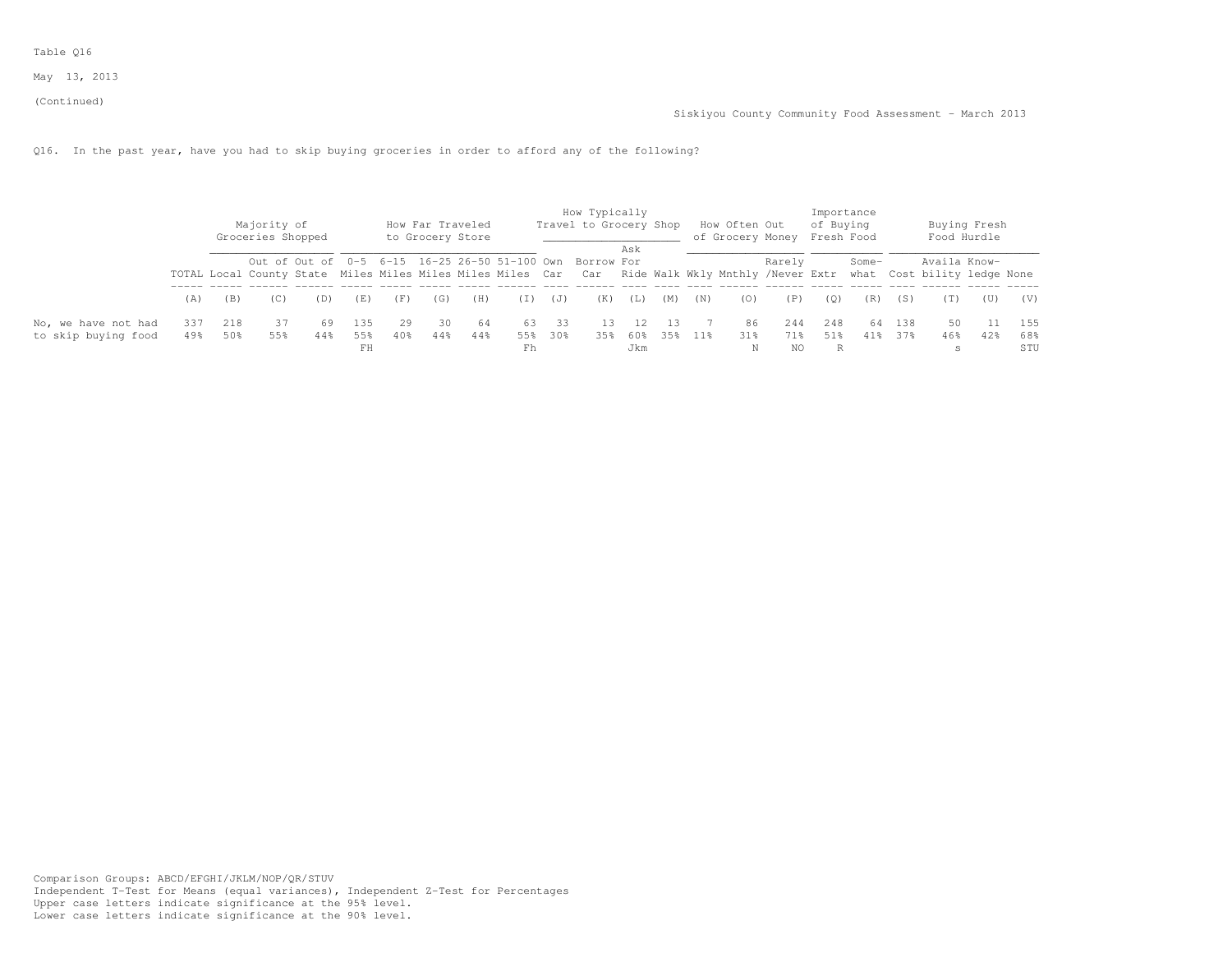Table Q16

May 13, 2013

(Continued)

Siskiyou County Community Food Assessment - March 2013

Q16. In the past year, have you had to skip buying groceries in order to afford any of the following?

| | | Majority of Groceries Shopped | | | How Far Traveled to Grocery Store | | | | | How Typically Travel to Grocery Shop | | | | How Often Out of Grocery Money | | | Importance of Buying Fresh Food | | Buying Fresh Food Hurdle | | | |
|---|---|---|---|---|---|---|---|---|---|---|---|---|---|---|---|---|---|---|---|---|---|---|
| | TOTAL | Local | Out of County | Out of State | 0-5 Miles | 6-15 Miles | 16-25 Miles | 26-50 Miles | 51-100 Miles | Own Car | Borrow Car | Ask For Ride | Walk | Wkly | Mnthly | Rarely /Never | Extr | Some- what | Cost | Availa bility | Know- ledge | None |
| | (A) | (B) | (C) | (D) | (E) | (F) | (G) | (H) | (I) | (J) | (K) | (L) | (M) | (N) | (O) | (P) | (Q) | (R) | (S) | (T) | (U) | (V) |
| No, we have not had to skip buying food | 337 | 218 | 37 | 69 | 135 | 29 | 30 | 64 | 63 | 33 | 13 | 12 | 13 | 7 | 86 | 244 | 248 | 64 | 138 | 50 | 11 | 155 |
| | 49% | 50% | 55% | 44% | 55% | 40% | 44% | 44% | 55% | 30% | 35% | 60% | 35% | 11% | 31% | 71% | 51% | 41% | 37% | 46% | 42% | 68% |
| | | | | | FH | | | | Fh | | | Jkm | | | N | NO | R | | | s | | STU |

Comparison Groups: ABCD/EFGHI/JKLM/NOP/QR/STUV
Independent T-Test for Means (equal variances), Independent Z-Test for Percentages
Upper case letters indicate significance at the 95% level.
Lower case letters indicate significance at the 90% level.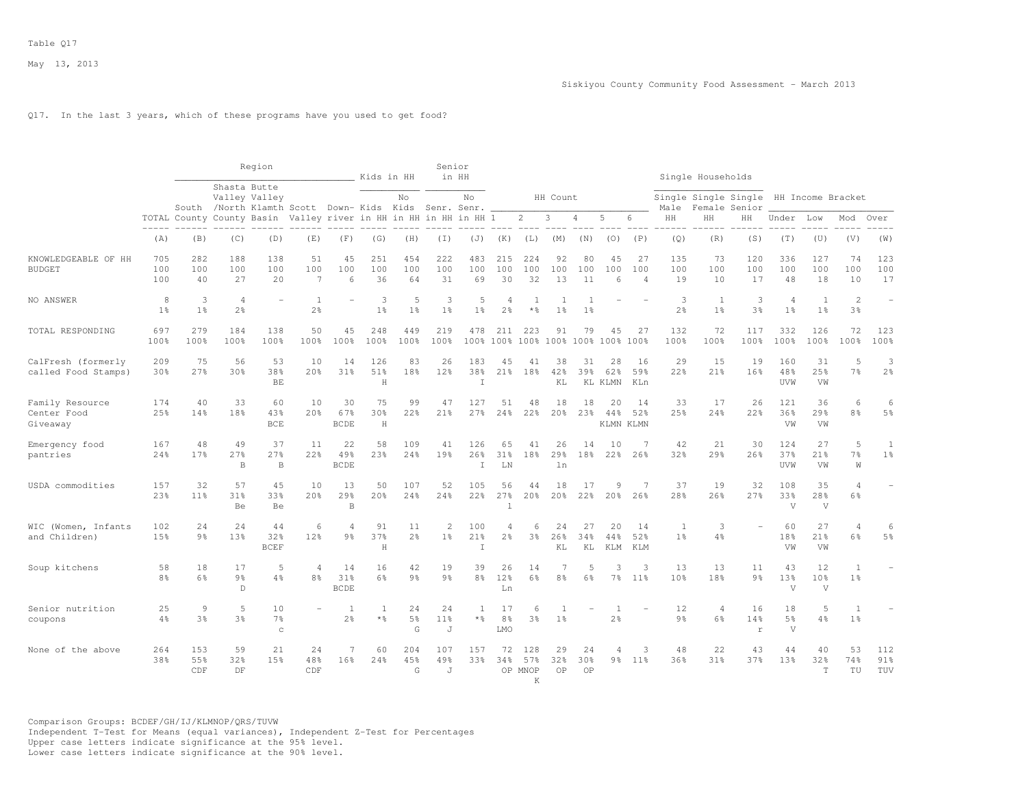Table Q17

May 13, 2013

Siskiyou County Community Food Assessment - March 2013

Q17. In the last 3 years, which of these programs have you used to get food?

| | | Region | | | | | Kids in HH | | Senior in HH | | HH Count | | | | | | Single Households | | | HH Income Bracket | | | |
|---|---|---|---|---|---|---|---|---|---|---|---|---|---|---|---|---|---|---|---|---|---|---|---|
| | TOTAL | South County | Shasta Valley /North County | Butte Valley Klamth Basin | Scott Valley | Down-river | Kids in HH | No Kids in HH | Senr. in HH | No Senr. in HH | 1 | 2 | 3 | 4 | 5 | 6 | Single Male HH | Single Female HH | Single Senior HH | Under | Low | Mod | Over |
| | (A) | (B) | (C) | (D) | (E) | (F) | (G) | (H) | (I) | (J) | (K) | (L) | (M) | (N) | (O) | (P) | (Q) | (R) | (S) | (T) | (U) | (V) | (W) |
| KNOWLEDGEABLE OF HH BUDGET | 705 | 282 | 188 | 138 | 51 | 45 | 251 | 454 | 222 | 483 | 215 | 224 | 92 | 80 | 45 | 27 | 135 | 73 | 120 | 336 | 127 | 74 | 123 |
| | 100 | 100 | 100 | 100 | 100 | 100 | 100 | 100 | 100 | 100 | 100 | 100 | 100 | 100 | 100 | 100 | 100 | 100 | 100 | 100 | 100 | 100 | 100 |
| | 100 | 40 | 27 | 20 | 7 | 6 | 36 | 64 | 31 | 69 | 30 | 32 | 13 | 11 | 6 | 4 | 19 | 10 | 17 | 48 | 18 | 10 | 17 |
| NO ANSWER | 8 | 3 | 4 | - | 1 | - | 3 | 5 | 3 | 5 | 4 | 1 | 1 | 1 | - | - | 3 | 1 | 3 | 4 | 1 | 2 | - |
| | 1% | 1% | 2% | | 2% | | 1% | 1% | 1% | 1% | 2% | *% | 1% | 1% | | | 2% | 1% | 3% | 1% | 1% | 3% | |
| TOTAL RESPONDING | 697 | 279 | 184 | 138 | 50 | 45 | 248 | 449 | 219 | 478 | 211 | 223 | 91 | 79 | 45 | 27 | 132 | 72 | 117 | 332 | 126 | 72 | 123 |
| | 100% | 100% | 100% | 100% | 100% | 100% | 100% | 100% | 100% | 100% | 100% | 100% | 100% | 100% | 100% | 100% | 100% | 100% | 100% | 100% | 100% | 100% | 100% |
| CalFresh (formerly called Food Stamps) | 209 | 75 | 56 | 53 | 10 | 14 | 126 | 83 | 26 | 183 | 45 | 41 | 38 | 31 | 28 | 16 | 29 | 15 | 19 | 160 | 31 | 5 | 3 |
| | 30% | 27% | 30% | 38% | 20% | 31% | 51% | 18% | 12% | 38% | 21% | 18% | 42% | 39% | 62% | 59% | 22% | 21% | 16% | 48% | 25% | 7% | 2% |
| | | | | BE | | | H | | | I | | | KL | KL | KLMN | KLn | | | | UVW | VW | | |
| Family Resource Center Food Giveaway | 174 | 40 | 33 | 60 | 10 | 30 | 75 | 99 | 47 | 127 | 51 | 48 | 18 | 18 | 20 | 14 | 33 | 17 | 26 | 121 | 36 | 6 | 6 |
| | 25% | 14% | 18% | 43% | 20% | 67% | 30% | 22% | 21% | 27% | 24% | 22% | 20% | 23% | 44% | 52% | 25% | 24% | 22% | 36% | 29% | 8% | 5% |
| | | | | BCE | | BCDE | H | | | | | | | | KLMN | KLMN | | | | VW | VW | | |
| Emergency food pantries | 167 | 48 | 49 | 37 | 11 | 22 | 58 | 109 | 41 | 126 | 65 | 41 | 26 | 14 | 10 | 7 | 42 | 21 | 30 | 124 | 27 | 5 | 1 |
| | 24% | 17% | 27% | 27% | 22% | 49% | 23% | 24% | 19% | 26% | 31% | 18% | 29% | 18% | 22% | 26% | 32% | 29% | 26% | 37% | 21% | 7% | 1% |
| | | | B | B | | BCDE | | | | I | LN | | ln | | | | | | | UVW | VW | W | |
| USDA commodities | 157 | 32 | 57 | 45 | 10 | 13 | 50 | 107 | 52 | 105 | 56 | 44 | 18 | 17 | 9 | 7 | 37 | 19 | 32 | 108 | 35 | 4 | - |
| | 23% | 11% | 31% | 33% | 20% | 29% | 20% | 24% | 24% | 22% | 27% | 20% | 20% | 22% | 20% | 26% | 28% | 26% | 27% | 33% | 28% | 6% | |
| | | | Be | Be | | B | | | | | l | | | | | | | | | V | V | | |
| WIC (Women, Infants and Children) | 102 | 24 | 24 | 44 | 6 | 4 | 91 | 11 | 2 | 100 | 4 | 6 | 24 | 27 | 20 | 14 | 1 | 3 | - | 60 | 27 | 4 | 6 |
| | 15% | 9% | 13% | 32% | 12% | 9% | 37% | 2% | 1% | 21% | 2% | 3% | 26% | 34% | 44% | 52% | 1% | 4% | | 18% | 21% | 6% | 5% |
| | | | | BCEF | | | H | | | I | | | KL | KL | KLM | KLM | | | | VW | VW | | |
| Soup kitchens | 58 | 18 | 17 | 5 | 4 | 14 | 16 | 42 | 19 | 39 | 26 | 14 | 7 | 5 | 3 | 3 | 13 | 13 | 11 | 43 | 12 | 1 | - |
| | 8% | 6% | 9% | 4% | 8% | 31% | 6% | 9% | 9% | 8% | 12% | 6% | 8% | 6% | 7% | 11% | 10% | 18% | 9% | 13% | 10% | 1% | |
| | | | D | | | BCDE | | | | | Ln | | | | | | | | | V | V | | |
| Senior nutrition coupons | 25 | 9 | 5 | 10 | - | 1 | 1 | 24 | 24 | 1 | 17 | 6 | 1 | - | 1 | - | 12 | 4 | 16 | 18 | 5 | 1 | - |
| | 4% | 3% | 3% | 7% | | 2% | *% | 5% | 11% | *% | 8% | 3% | 1% | | 2% | | 9% | 6% | 14% | 5% | 4% | 1% | |
| | | | | c | | | | G | J | | LMO | | | | | | | | r | V | | | |
| None of the above | 264 | 153 | 59 | 21 | 24 | 7 | 60 | 204 | 107 | 157 | 72 | 128 | 29 | 24 | 4 | 3 | 48 | 22 | 43 | 44 | 40 | 53 | 112 |
| | 38% | 55% | 32% | 15% | 48% | 16% | 24% | 45% | 49% | 33% | 34% | 57% | 32% | 30% | 9% | 11% | 36% | 31% | 37% | 13% | 32% | 74% | 91% |
| | | CDF | DF | | CDF | | | G | J | | OP | MNOP K | OP | OP | | | | | | | T | TU | TUV |

Comparison Groups: BCDEF/GH/IJ/KLMNOP/QRS/TUVW
Independent T-Test for Means (equal variances), Independent Z-Test for Percentages
Upper case letters indicate significance at the 95% level.
Lower case letters indicate significance at the 90% level.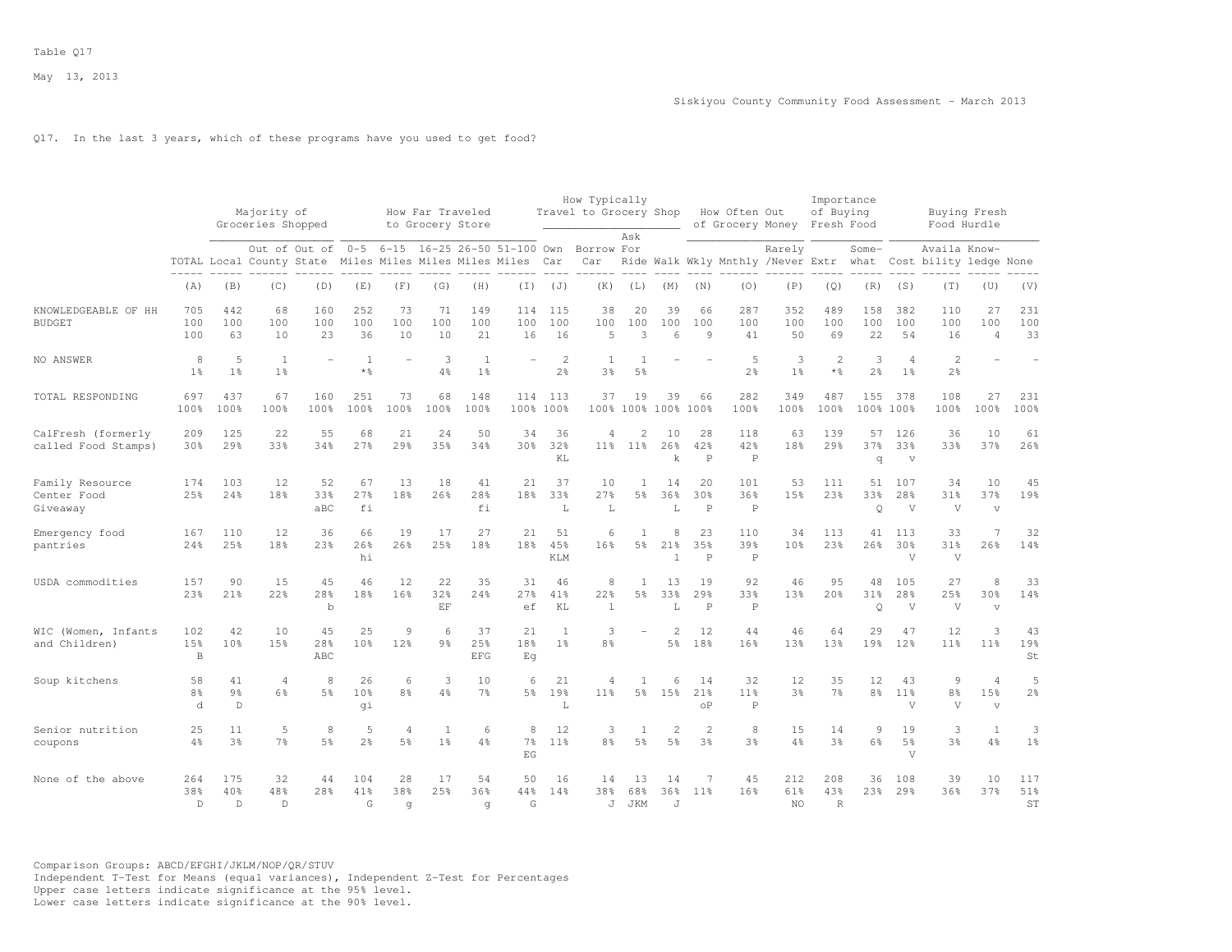Table Q17

May 13, 2013

Siskiyou County Community Food Assessment - March 2013

Q17. In the last 3 years, which of these programs have you used to get food?

| | | Majority of Groceries Shopped | | | How Far Traveled to Grocery Store | | | | | How Typically Travel to Grocery Shop | | | | How Often Out of Grocery Money | | | Importance of Buying Fresh Food | | Buying Fresh Food Hurdle | | | |
|---|---|---|---|---|---|---|---|---|---|---|---|---|---|---|---|---|---|---|---|---|---|---|
| | TOTAL | Local | Out of County | Out of State | 0-5 Miles | 6-15 Miles | 16-25 Miles | 26-50 Miles | 51-100 Miles | Own Car | Borrow Car | Ask For Ride | Walk | Wkly | Mnthly | Rarely /Never | Extr | Some-what | Cost | Availa bility | Know-ledge | None |
| | (A) | (B) | (C) | (D) | (E) | (F) | (G) | (H) | (I) | (J) | (K) | (L) | (M) | (N) | (O) | (P) | (Q) | (R) | (S) | (T) | (U) | (V) |
| KNOWLEDGEABLE OF HH BUDGET | 705<br>100<br>100 | 442<br>100<br>63 | 68<br>100<br>10 | 160<br>100<br>23 | 252<br>100<br>36 | 73<br>100<br>10 | 71<br>100<br>10 | 149<br>100<br>21 | 114<br>100<br>16 | 115<br>100<br>16 | 38<br>100<br>5 | 20<br>100<br>3 | 39<br>100<br>6 | 66<br>100<br>9 | 287<br>100<br>41 | 352<br>100<br>50 | 489<br>100<br>69 | 158<br>100<br>22 | 382<br>100<br>54 | 110<br>100<br>16 | 27<br>100<br>4 | 231<br>100<br>33 |
| NO ANSWER | 8<br>1% | 5<br>1% | 1<br>1% | - | 1<br>*% | - | 3<br>4% | 1<br>1% | - | 2<br>2% | 1<br>3% | 1<br>5% | - | - | 5<br>2% | 3<br>1% | 2<br>*% | 3<br>2% | 4<br>1% | 2<br>2% | - | - |
| TOTAL RESPONDING | 697<br>100% | 437<br>100% | 67<br>100% | 160<br>100% | 251<br>100% | 73<br>100% | 68<br>100% | 148<br>100% | 114<br>100% | 113<br>100% | 37<br>100% | 19<br>100% | 39<br>100% | 66<br>100% | 282<br>100% | 349<br>100% | 487<br>100% | 155<br>100% | 378<br>100% | 108<br>100% | 27<br>100% | 231<br>100% |
| CalFresh (formerly called Food Stamps) | 209<br>30% | 125<br>29% | 22<br>33% | 55<br>34% | 68<br>27% | 21<br>29% | 24<br>35% | 50<br>34% | 34<br>30% | 36<br>32%<br>KL | 4<br>11% | 2<br>11% | 10<br>26%<br>k | 28<br>42%<br>P | 118<br>42%<br>P | 63<br>18% | 139<br>29% | 57<br>37%<br>q | 126<br>33%<br>v | 36<br>33% | 10<br>37% | 61<br>26% |
| Family Resource Center Food Giveaway | 174<br>25% | 103<br>24% | 12<br>18% | 52<br>33%<br>aBC | 67<br>27%<br>fi | 13<br>18% | 18<br>26% | 41<br>28%<br>fi | 21<br>18% | 37<br>33%<br>L | 10<br>27%<br>L | 1<br>5% | 14<br>36%<br>L | 20<br>30%<br>P | 101<br>36%<br>P | 53<br>15% | 111<br>23% | 51<br>33%<br>Q | 107<br>28%<br>V | 34<br>31%<br>V | 10<br>37%<br>v | 45<br>19% |
| Emergency food pantries | 167<br>24% | 110<br>25% | 12<br>18% | 36<br>23% | 66<br>26%<br>hi | 19<br>26% | 17<br>25% | 27<br>18% | 21<br>18% | 51<br>45%<br>KLM | 6<br>16% | 1<br>5% | 8<br>21%<br>l | 23<br>35%<br>P | 110<br>39%<br>P | 34<br>10% | 113<br>23% | 41<br>26% | 113<br>30%<br>V | 33<br>31%<br>V | 7<br>26% | 32<br>14% |
| USDA commodities | 157<br>23% | 90<br>21% | 15<br>22% | 45<br>28%<br>b | 46<br>18% | 12<br>16% | 22<br>32%<br>EF | 35<br>24% | 31<br>27%<br>ef | 46<br>41%<br>KL | 8<br>22%<br>l | 1<br>5% | 13<br>33%<br>L | 19<br>29%<br>P | 92<br>33%<br>P | 46<br>13% | 95<br>20% | 48<br>31%<br>Q | 105<br>28%<br>V | 27<br>25%<br>V | 8<br>30%<br>v | 33<br>14% |
| WIC (Women, Infants and Children) | 102<br>15%<br>B | 42<br>10% | 10<br>15% | 45<br>28%<br>ABC | 25<br>10% | 9<br>12% | 6<br>9% | 37<br>25%<br>EFG | 21<br>18%<br>Eg | 1<br>1% | 3<br>8% | - | 2<br>5% | 12<br>18% | 44<br>16% | 46<br>13% | 64<br>13% | 29<br>19% | 47<br>12% | 12<br>11% | 3<br>11% | 43<br>19%<br>St |
| Soup kitchens | 58<br>8%<br>d | 41<br>9%<br>D | 4<br>6% | 8<br>5% | 26<br>10%<br>gi | 6<br>8% | 3<br>4% | 10<br>7% | 6<br>5% | 21<br>19%<br>L | 4<br>11% | 1<br>5% | 6<br>15% | 14<br>21%<br>oP | 32<br>11%<br>P | 12<br>3% | 35<br>7% | 12<br>8% | 43<br>11%<br>V | 9<br>8%<br>V | 4<br>15%<br>v | 5<br>2% |
| Senior nutrition coupons | 25<br>4% | 11<br>3% | 5<br>7% | 8<br>5% | 5<br>2% | 4<br>5% | 1<br>1% | 6<br>4% | 8<br>7%<br>EG | 12<br>11% | 3<br>8% | 1<br>5% | 2<br>5% | 2<br>3% | 8<br>3% | 15<br>4% | 14<br>3% | 9<br>6% | 19<br>5%<br>V | 3<br>3% | 1<br>4% | 3<br>1% |
| None of the above | 264<br>38%<br>D | 175<br>40%<br>D | 32<br>48%<br>D | 44<br>28% | 104<br>41%<br>G | 28<br>38%<br>g | 17<br>25% | 54<br>36%<br>g | 50<br>44%<br>G | 16<br>14% | 14<br>38%<br>J | 13<br>68%<br>JKM | 14<br>36%<br>J | 7<br>11% | 45<br>16% | 212<br>61%<br>NO | 208<br>43%<br>R | 36<br>23% | 108<br>29% | 39<br>36% | 10<br>37% | 117<br>51%<br>ST |

Comparison Groups: ABCD/EFGHI/JKLM/NOP/QR/STUV
Independent T-Test for Means (equal variances), Independent Z-Test for Percentages
Upper case letters indicate significance at the 95% level.
Lower case letters indicate significance at the 90% level.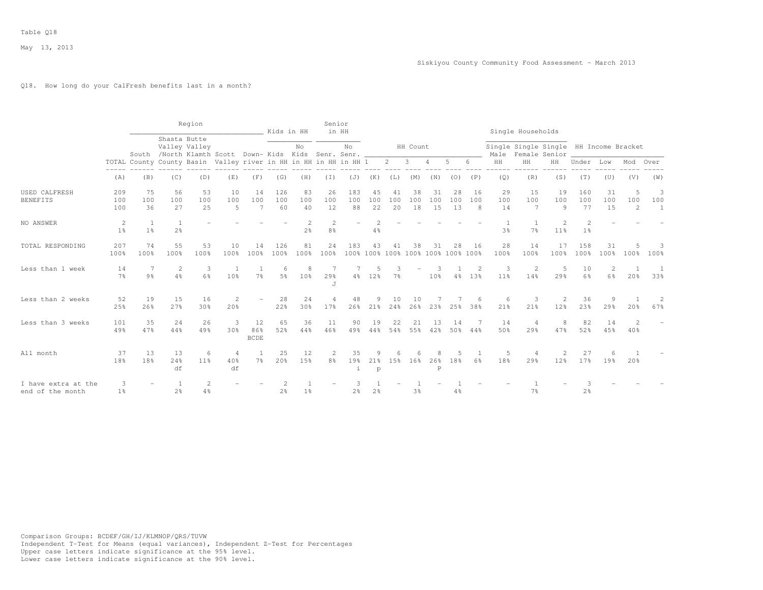Table Q18

May 13, 2013

Siskiyou County Community Food Assessment - March 2013

Q18. How long do your CalFresh benefits last in a month?

| | TOTAL | Region: South County | Region: Shasta Valley /North County | Region: Butte Valley Klamth Basin | Region: Scott Valley | Region: Down-river | Kids in HH: Kids in HH | Kids in HH: No Kids in HH | Senior in HH: Senr. in HH | Senior in HH: No Senr. in HH | HH Count: 1 | HH Count: 2 | HH Count: 3 | HH Count: 4 | HH Count: 5 | HH Count: 6 | Single Households: Single Male HH | Single Households: Single Female HH | Single Households: Single Senior HH | HH Income Bracket: Under | HH Income Bracket: Low | HH Income Bracket: Mod | HH Income Bracket: Over |
|---|---|---|---|---|---|---|---|---|---|---|---|---|---|---|---|---|---|---|---|---|---|---|---|
| | (A) | (B) | (C) | (D) | (E) | (F) | (G) | (H) | (I) | (J) | (K) | (L) | (M) | (N) | (O) | (P) | (Q) | (R) | (S) | (T) | (U) | (V) | (W) |
| USED CALFRESH BENEFITS | 209 | 75 | 56 | 53 | 10 | 14 | 126 | 83 | 26 | 183 | 45 | 41 | 38 | 31 | 28 | 16 | 29 | 15 | 19 | 160 | 31 | 5 | 3 |
| | 100 | 100 | 100 | 100 | 100 | 100 | 100 | 100 | 100 | 100 | 100 | 100 | 100 | 100 | 100 | 100 | 100 | 100 | 100 | 100 | 100 | 100 | 100 |
| | 100 | 36 | 27 | 25 | 5 | 7 | 60 | 40 | 12 | 88 | 22 | 20 | 18 | 15 | 13 | 8 | 14 | 7 | 9 | 77 | 15 | 2 | 1 |
| NO ANSWER | 2 | 1 | 1 | - | - | - | - | 2 | 2 | - | 2 | - | - | - | - | - | 1 | 1 | 2 | 2 | - | - | - |
| | 1% | 1% | 2% | | | | | 2% | 8% | | 4% | | | | | | 3% | 7% | 11% | 1% | | | |
| TOTAL RESPONDING | 207 | 74 | 55 | 53 | 10 | 14 | 126 | 81 | 24 | 183 | 43 | 41 | 38 | 31 | 28 | 16 | 28 | 14 | 17 | 158 | 31 | 5 | 3 |
| | 100% | 100% | 100% | 100% | 100% | 100% | 100% | 100% | 100% | 100% | 100% | 100% | 100% | 100% | 100% | 100% | 100% | 100% | 100% | 100% | 100% | 100% | 100% |
| Less than 1 week | 14 | 7 | 2 | 3 | 1 | 1 | 6 | 8 | 7 | 7 | 5 | 3 | - | 3 | 1 | 2 | 3 | 2 | 5 | 10 | 2 | 1 | 1 |
| | 7% | 9% | 4% | 6% | 10% | 7% | 5% | 10% | 29% | 4% | 12% | 7% | | 10% | 4% | 13% | 11% | 14% | 29% | 6% | 6% | 20% | 33% |
| | | | | | | | | | J | | | | | | | | | | | | | | |
| Less than 2 weeks | 52 | 19 | 15 | 16 | 2 | - | 28 | 24 | 4 | 48 | 9 | 10 | 10 | 7 | 7 | 6 | 6 | 3 | 2 | 36 | 9 | 1 | 2 |
| | 25% | 26% | 27% | 30% | 20% | | 22% | 30% | 17% | 26% | 21% | 24% | 26% | 23% | 25% | 38% | 21% | 21% | 12% | 23% | 29% | 20% | 67% |
| Less than 3 weeks | 101 | 35 | 24 | 26 | 3 | 12 | 65 | 36 | 11 | 90 | 19 | 22 | 21 | 13 | 14 | 7 | 14 | 4 | 8 | 82 | 14 | 2 | - |
| | 49% | 47% | 44% | 49% | 30% | 86% | 52% | 44% | 46% | 49% | 44% | 54% | 55% | 42% | 50% | 44% | 50% | 29% | 47% | 52% | 45% | 40% | |
| | | | | | | BCDE | | | | | | | | | | | | | | | | | |
| All month | 37 | 13 | 13 | 6 | 4 | 1 | 25 | 12 | 2 | 35 | 9 | 6 | 6 | 8 | 5 | 1 | 5 | 4 | 2 | 27 | 6 | 1 | - |
| | 18% | 18% | 24% | 11% | 40% | 7% | 20% | 15% | 8% | 19% | 21% | 15% | 16% | 26% | 18% | 6% | 18% | 29% | 12% | 17% | 19% | 20% | |
| | | | df | | df | | | | | i | p | | | P | | | | | | | | | |
| I have extra at the end of the month | 3 | - | 1 | 2 | - | - | 2 | 1 | - | 3 | 1 | - | 1 | - | 1 | - | - | 1 | - | 3 | - | - | - |
| | 1% | | 2% | 4% | | | 2% | 1% | | 2% | 2% | | 3% | | 4% | | | 7% | | 2% | | | |

Comparison Groups: BCDEF/GH/IJ/KLMNOP/QRS/TUVW
Independent T-Test for Means (equal variances), Independent Z-Test for Percentages
Upper case letters indicate significance at the 95% level.
Lower case letters indicate significance at the 90% level.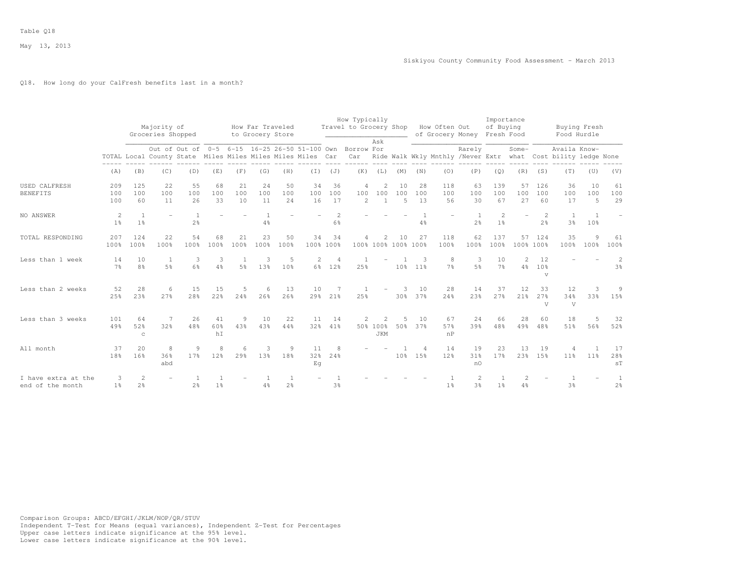Table Q18

May 13, 2013

Siskiyou County Community Food Assessment - March 2013

Q18. How long do your CalFresh benefits last in a month?

| | | Majority of Groceries Shopped | | | How Far Traveled to Grocery Store | | | | | How Typically Travel to Grocery Shop | | | | How Often Out of Grocery Money | | | Importance of Buying Fresh Food | | Buying Fresh Food Hurdle | | | |
|---|---|---|---|---|---|---|---|---|---|---|---|---|---|---|---|---|---|---|---|---|---|---|
| | TOTAL | Local | Out of County | Out of State | 0-5 Miles | 6-15 Miles | 16-25 Miles | 26-50 Miles | 51-100 Miles | Own Car | Borrow Car | Ask For Ride | Walk | Wkly | Mnthly | Rarely /Never | Extr | Some- what | Cost | Availa bility | Know- ledge | None |
| | (A) | (B) | (C) | (D) | (E) | (F) | (G) | (H) | (I) | (J) | (K) | (L) | (M) | (N) | (O) | (P) | (Q) | (R) | (S) | (T) | (U) | (V) |
| USED CALFRESH BENEFITS | 209 | 125 | 22 | 55 | 68 | 21 | 24 | 50 | 34 | 36 | 4 | 2 | 10 | 28 | 118 | 63 | 139 | 57 | 126 | 36 | 10 | 61 |
| | 100 | 100 | 100 | 100 | 100 | 100 | 100 | 100 | 100 | 100 | 100 | 100 | 100 | 100 | 100 | 100 | 100 | 100 | 100 | 100 | 100 | 100 |
| | 100 | 60 | 11 | 26 | 33 | 10 | 11 | 24 | 16 | 17 | 2 | 1 | 5 | 13 | 56 | 30 | 67 | 27 | 60 | 17 | 5 | 29 |
| NO ANSWER | 2 | 1 | - | 1 | - | - | 1 | - | - | 2 | - | - | - | 1 | - | 1 | 2 | - | 2 | 1 | 1 | - |
| | 1% | 1% | | 2% | | | 4% | | | 6% | | | | 4% | | 2% | 1% | | 2% | 3% | 10% | |
| TOTAL RESPONDING | 207 | 124 | 22 | 54 | 68 | 21 | 23 | 50 | 34 | 34 | 4 | 2 | 10 | 27 | 118 | 62 | 137 | 57 | 124 | 35 | 9 | 61 |
| | 100% | 100% | 100% | 100% | 100% | 100% | 100% | 100% | 100% | 100% | 100% | 100% | 100% | 100% | 100% | 100% | 100% | 100% | 100% | 100% | 100% | 100% |
| Less than 1 week | 14 | 10 | 1 | 3 | 3 | 1 | 3 | 5 | 2 | 4 | 1 | - | 1 | 3 | 8 | 3 | 10 | 2 | 12 | - | - | 2 |
| | 7% | 8% | 5% | 6% | 4% | 5% | 13% | 10% | 6% | 12% | 25% | | 10% | 11% | 7% | 5% | 7% | 4% | 10% | | | 3% |
| | | | | | | | | | | | | | | | | | | | v | | | |
| Less than 2 weeks | 52 | 28 | 6 | 15 | 15 | 5 | 6 | 13 | 10 | 7 | 1 | - | 3 | 10 | 28 | 14 | 37 | 12 | 33 | 12 | 3 | 9 |
| | 25% | 23% | 27% | 28% | 22% | 24% | 26% | 26% | 29% | 21% | 25% | | 30% | 37% | 24% | 23% | 27% | 21% | 27% | 34% | 33% | 15% |
| | | | | | | | | | | | | | | | | | | | V | V | | |
| Less than 3 weeks | 101 | 64 | 7 | 26 | 41 | 9 | 10 | 22 | 11 | 14 | 2 | 2 | 5 | 10 | 67 | 24 | 66 | 28 | 60 | 18 | 5 | 32 |
| | 49% | 52% | 32% | 48% | 60% | 43% | 43% | 44% | 32% | 41% | 50% | 100% | 50% | 37% | 57% | 39% | 48% | 49% | 48% | 51% | 56% | 52% |
| | | c | | | hI | | | | | | | JKM | | | nP | | | | | | | |
| All month | 37 | 20 | 8 | 9 | 8 | 6 | 3 | 9 | 11 | 8 | - | - | 1 | 4 | 14 | 19 | 23 | 13 | 19 | 4 | 1 | 17 |
| | 18% | 16% | 36% | 17% | 12% | 29% | 13% | 18% | 32% | 24% | | | 10% | 15% | 12% | 31% | 17% | 23% | 15% | 11% | 11% | 28% |
| | | | abd | | | | | | Eg | | | | | | | nO | | | | | | sT |
| I have extra at the end of the month | 3 | 2 | - | 1 | 1 | - | 1 | 1 | - | 1 | - | - | - | - | 1 | 2 | 1 | 2 | - | 1 | - | 1 |
| | 1% | 2% | | 2% | 1% | | 4% | 2% | | 3% | | | | | 1% | 3% | 1% | 4% | | 3% | | 2% |

Comparison Groups: ABCD/EFGHI/JKLM/NOP/QR/STUV
Independent T-Test for Means (equal variances), Independent Z-Test for Percentages
Upper case letters indicate significance at the 95% level.
Lower case letters indicate significance at the 90% level.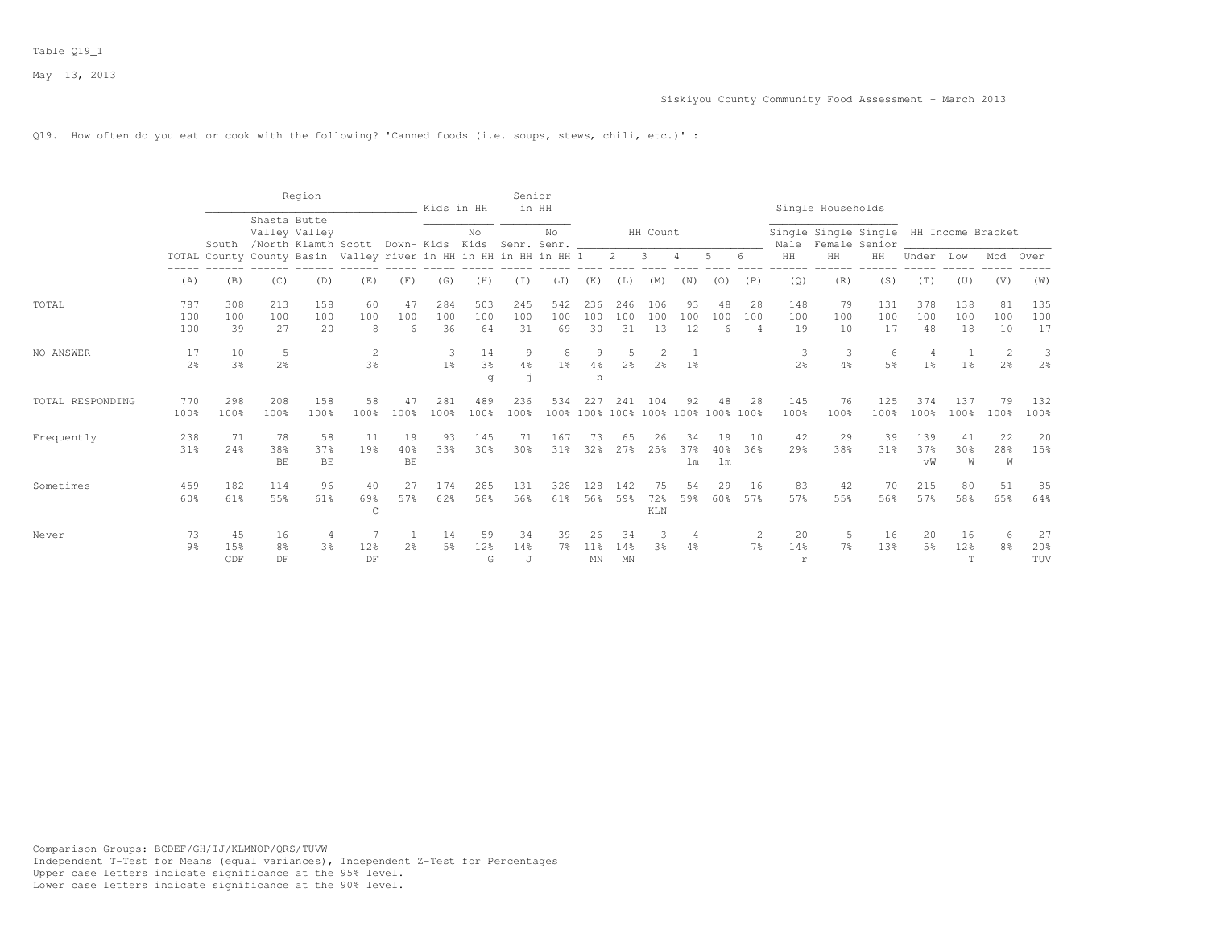Table Q19_1

May 13, 2013

Siskiyou County Community Food Assessment - March 2013

Q19. How often do you eat or cook with the following? 'Canned foods (i.e. soups, stews, chili, etc.)' :

| | | Region | | | | | Kids in HH | | Senior in HH | | HH Count | | | | | | Single Households | | | HH Income Bracket | | | |
|---|---|---|---|---|---|---|---|---|---|---|---|---|---|---|---|---|---|---|---|---|---|---|---|
| | TOTAL | South County | Shasta Valley /North County | Butte Valley Klamth Basin | Scott Valley | Down-river | Kids in HH | No Kids in HH | Senr. in HH | No Senr. in HH | 1 | 2 | 3 | 4 | 5 | 6 | Single Male HH | Single Female HH | Single Senior HH | Under | Low | Mod | Over |
| | (A) | (B) | (C) | (D) | (E) | (F) | (G) | (H) | (I) | (J) | (K) | (L) | (M) | (N) | (O) | (P) | (Q) | (R) | (S) | (T) | (U) | (V) | (W) |
| TOTAL | 787 | 308 | 213 | 158 | 60 | 47 | 284 | 503 | 245 | 542 | 236 | 246 | 106 | 93 | 48 | 28 | 148 | 79 | 131 | 378 | 138 | 81 | 135 |
| | 100 | 100 | 100 | 100 | 100 | 100 | 100 | 100 | 100 | 100 | 100 | 100 | 100 | 100 | 100 | 100 | 100 | 100 | 100 | 100 | 100 | 100 | 100 |
| | 100 | 39 | 27 | 20 | 8 | 6 | 36 | 64 | 31 | 69 | 30 | 31 | 13 | 12 | 6 | 4 | 19 | 10 | 17 | 48 | 18 | 10 | 17 |
| NO ANSWER | 17 | 10 | 5 | - | 2 | - | 3 | 14 | 9 | 8 | 9 | 5 | 2 | 1 | - | - | 3 | 3 | 6 | 4 | 1 | 2 | 3 |
| | 2% | 3% | 2% | | 3% | | 1% | 3% | 4% | 1% | 4% | 2% | 2% | 1% | | | 2% | 4% | 5% | 1% | 1% | 2% | 2% |
| | | | | | | | | g | j | | n | | | | | | | | | | | | |
| TOTAL RESPONDING | 770 | 298 | 208 | 158 | 58 | 47 | 281 | 489 | 236 | 534 | 227 | 241 | 104 | 92 | 48 | 28 | 145 | 76 | 125 | 374 | 137 | 79 | 132 |
| | 100% | 100% | 100% | 100% | 100% | 100% | 100% | 100% | 100% | 100% | 100% | 100% | 100% | 100% | 100% | 100% | 100% | 100% | 100% | 100% | 100% | 100% | 100% |
| Frequently | 238 | 71 | 78 | 58 | 11 | 19 | 93 | 145 | 71 | 167 | 73 | 65 | 26 | 34 | 19 | 10 | 42 | 29 | 39 | 139 | 41 | 22 | 20 |
| | 31% | 24% | 38% | 37% | 19% | 40% | 33% | 30% | 30% | 31% | 32% | 27% | 25% | 37% | 40% | 36% | 29% | 38% | 31% | 37% | 30% | 28% | 15% |
| | | | BE | BE | | BE | | | | | | | | lm | lm | | | | | vW | W | W | |
| Sometimes | 459 | 182 | 114 | 96 | 40 | 27 | 174 | 285 | 131 | 328 | 128 | 142 | 75 | 54 | 29 | 16 | 83 | 42 | 70 | 215 | 80 | 51 | 85 |
| | 60% | 61% | 55% | 61% | 69% | 57% | 62% | 58% | 56% | 61% | 56% | 59% | 72% | 59% | 60% | 57% | 57% | 55% | 56% | 57% | 58% | 65% | 64% |
| | | | | | C | | | | | | | | KLN | | | | | | | | | | |
| Never | 73 | 45 | 16 | 4 | 7 | 1 | 14 | 59 | 34 | 39 | 26 | 34 | 3 | 4 | - | 2 | 20 | 5 | 16 | 20 | 16 | 6 | 27 |
| | 9% | 15% | 8% | 3% | 12% | 2% | 5% | 12% | 14% | 7% | 11% | 14% | 3% | 4% | | 7% | 14% | 7% | 13% | 5% | 12% | 8% | 20% |
| | | CDF | DF | | DF | | | G | J | | MN | MN | | | | | r | | | | T | | TUV |

Comparison Groups: BCDEF/GH/IJ/KLMNOP/QRS/TUVW
Independent T-Test for Means (equal variances), Independent Z-Test for Percentages
Upper case letters indicate significance at the 95% level.
Lower case letters indicate significance at the 90% level.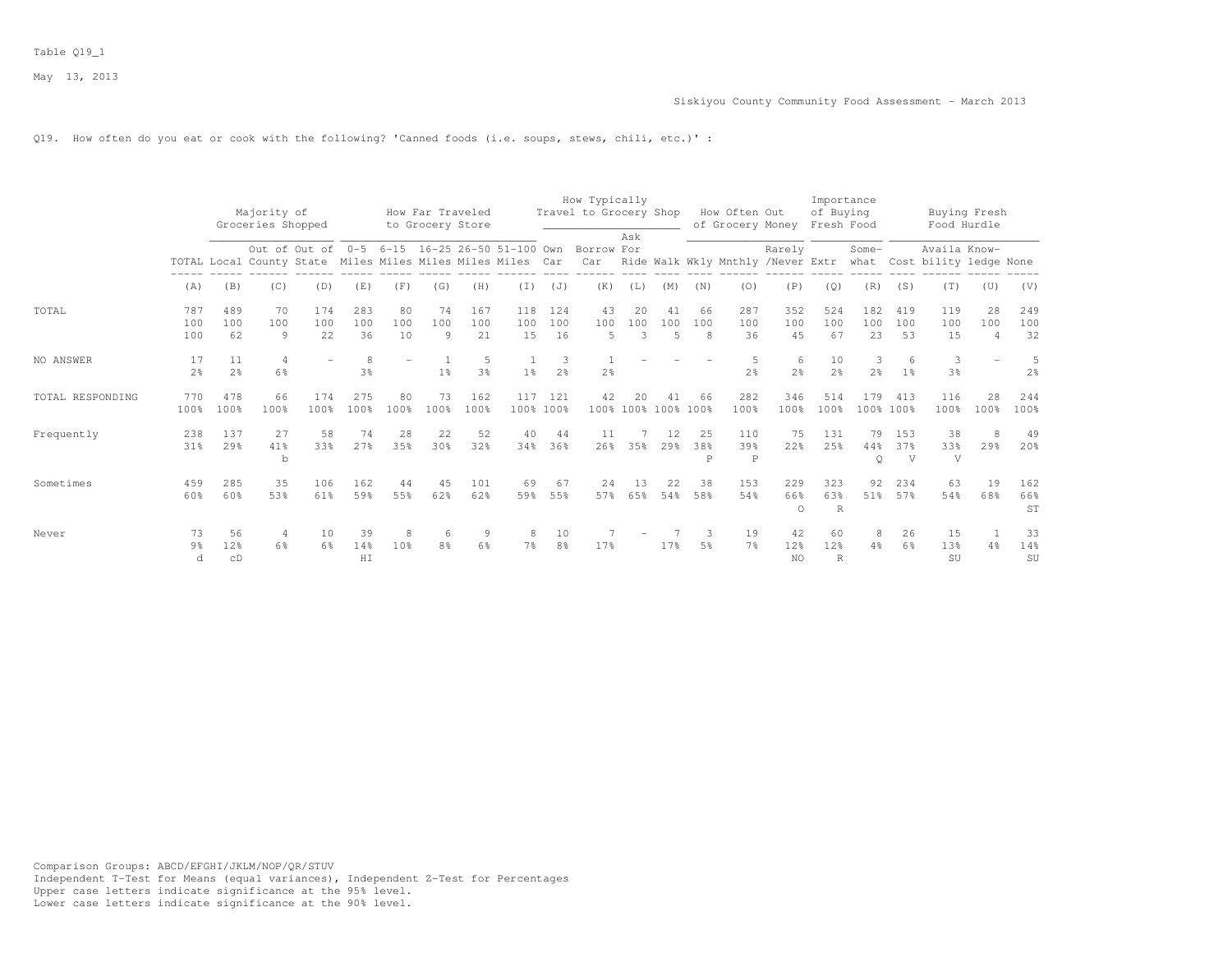Table Q19_1

May 13, 2013

Siskiyou County Community Food Assessment - March 2013

Q19. How often do you eat or cook with the following? 'Canned foods (i.e. soups, stews, chili, etc.)' :

| | | Majority of Groceries Shopped | | | How Far Traveled to Grocery Store | | | | | How Typically Travel to Grocery Shop | | | | How Often Out of Grocery Money | | | Importance of Buying Fresh Food | | Buying Fresh Food Hurdle | | | |
|---|---|---|---|---|---|---|---|---|---|---|---|---|---|---|---|---|---|---|---|---|---|---|
| | TOTAL | Local | Out of County | Out of State | 0-5 Miles | 6-15 Miles | 16-25 Miles | 26-50 Miles | 51-100 Miles | Own Car | Borrow Car | Ask For Ride | Walk | Wkly | Mnthly | Rarely /Never | Extr | Some-what | Cost | Availa bility | Know-ledge | None |
| | (A) | (B) | (C) | (D) | (E) | (F) | (G) | (H) | (I) | (J) | (K) | (L) | (M) | (N) | (O) | (P) | (Q) | (R) | (S) | (T) | (U) | (V) |
| TOTAL | 787 | 489 | 70 | 174 | 283 | 80 | 74 | 167 | 118 | 124 | 43 | 20 | 41 | 66 | 287 | 352 | 524 | 182 | 419 | 119 | 28 | 249 |
| | 100 | 100 | 100 | 100 | 100 | 100 | 100 | 100 | 100 | 100 | 100 | 100 | 100 | 100 | 100 | 100 | 100 | 100 | 100 | 100 | 100 | 100 |
| | 100 | 62 | 9 | 22 | 36 | 10 | 9 | 21 | 15 | 16 | 5 | 3 | 5 | 8 | 36 | 45 | 67 | 23 | 53 | 15 | 4 | 32 |
| NO ANSWER | 17 | 11 | 4 | - | 8 | - | 1 | 5 | 1 | 3 | 1 | - | - | - | 5 | 6 | 10 | 3 | 6 | 3 | - | 5 |
| | 2% | 2% | 6% | | 3% | | 1% | 3% | 1% | 2% | 2% | | | | 2% | 2% | 2% | 2% | 1% | 3% | | 2% |
| TOTAL RESPONDING | 770 | 478 | 66 | 174 | 275 | 80 | 73 | 162 | 117 | 121 | 42 | 20 | 41 | 66 | 282 | 346 | 514 | 179 | 413 | 116 | 28 | 244 |
| | 100% | 100% | 100% | 100% | 100% | 100% | 100% | 100% | 100% | 100% | 100% | 100% | 100% | 100% | 100% | 100% | 100% | 100% | 100% | 100% | 100% | 100% |
| Frequently | 238 | 137 | 27 | 58 | 74 | 28 | 22 | 52 | 40 | 44 | 11 | 7 | 12 | 25 | 110 | 75 | 131 | 79 | 153 | 38 | 8 | 49 |
| | 31% | 29% | 41% | 33% | 27% | 35% | 30% | 32% | 34% | 36% | 26% | 35% | 29% | 38% | 39% | 22% | 25% | 44% | 37% | 33% | 29% | 20% |
| | | | b | | | | | | | | | | | P | P | | | Q | V | V | | |
| Sometimes | 459 | 285 | 35 | 106 | 162 | 44 | 45 | 101 | 69 | 67 | 24 | 13 | 22 | 38 | 153 | 229 | 323 | 92 | 234 | 63 | 19 | 162 |
| | 60% | 60% | 53% | 61% | 59% | 55% | 62% | 62% | 59% | 55% | 57% | 65% | 54% | 58% | 54% | 66% | 63% | 51% | 57% | 54% | 68% | 66% |
| | | | | | | | | | | | | | | | | O | R | | | | | ST |
| Never | 73 | 56 | 4 | 10 | 39 | 8 | 6 | 9 | 8 | 10 | 7 | - | 7 | 3 | 19 | 42 | 60 | 8 | 26 | 15 | 1 | 33 |
| | 9% | 12% | 6% | 6% | 14% | 10% | 8% | 6% | 7% | 8% | 17% | | 17% | 5% | 7% | 12% | 12% | 4% | 6% | 13% | 4% | 14% |
| | d | cD | | | HI | | | | | | | | | | | NO | R | | | SU | | SU |

Comparison Groups: ABCD/EFGHI/JKLM/NOP/QR/STUV
Independent T-Test for Means (equal variances), Independent Z-Test for Percentages
Upper case letters indicate significance at the 95% level.
Lower case letters indicate significance at the 90% level.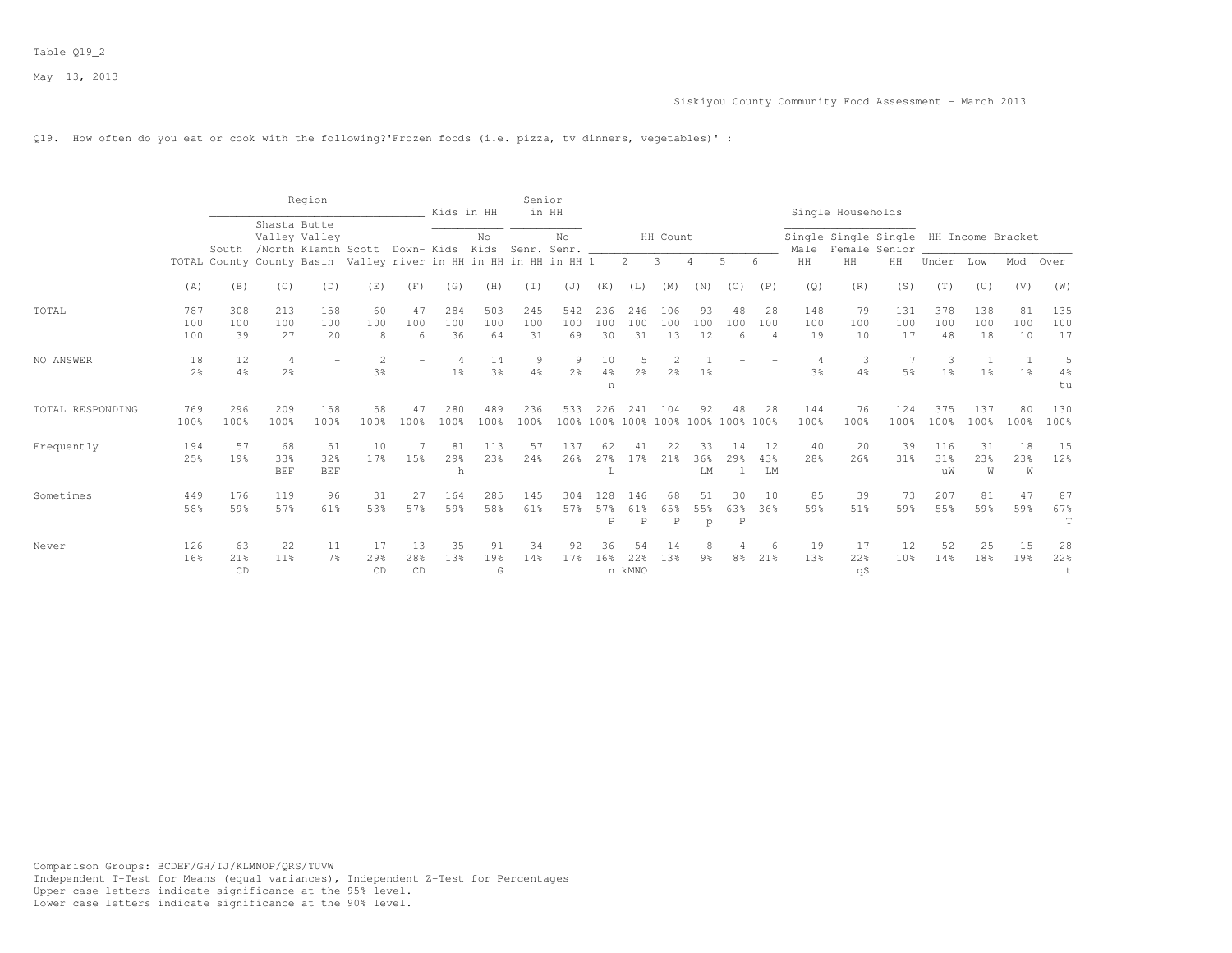Table Q19_2

May 13, 2013

Siskiyou County Community Food Assessment - March 2013

Q19. How often do you eat or cook with the following?'Frozen foods (i.e. pizza, tv dinners, vegetables)' :

| | | Region | | | | | Kids in HH | | Senior in HH | | HH Count | | | | | | Single Households | | | HH Income Bracket | | | |
|---|---|---|---|---|---|---|---|---|---|---|---|---|---|---|---|---|---|---|---|---|---|---|---|
| | TOTAL | South County | Shasta Valley /North County | Butte Valley Klamth Basin | Scott Valley | Down-river | Kids in HH | No Kids in HH | Senr. in HH | No Senr. in HH | 1 | 2 | 3 | 4 | 5 | 6 | Single Male HH | Single Female HH | Single Senior HH | Under | Low | Mod | Over |
| | (A) | (B) | (C) | (D) | (E) | (F) | (G) | (H) | (I) | (J) | (K) | (L) | (M) | (N) | (O) | (P) | (Q) | (R) | (S) | (T) | (U) | (V) | (W) |
| TOTAL | 787 | 308 | 213 | 158 | 60 | 47 | 284 | 503 | 245 | 542 | 236 | 246 | 106 | 93 | 48 | 28 | 148 | 79 | 131 | 378 | 138 | 81 | 135 |
| | 100 | 100 | 100 | 100 | 100 | 100 | 100 | 100 | 100 | 100 | 100 | 100 | 100 | 100 | 100 | 100 | 100 | 100 | 100 | 100 | 100 | 100 | 100 |
| | 100 | 39 | 27 | 20 | 8 | 6 | 36 | 64 | 31 | 69 | 30 | 31 | 13 | 12 | 6 | 4 | 19 | 10 | 17 | 48 | 18 | 10 | 17 |
| NO ANSWER | 18 | 12 | 4 | - | 2 | - | 4 | 14 | 9 | 9 | 10 | 5 | 2 | 1 | - | - | 4 | 3 | 7 | 3 | 1 | 1 | 5 |
| | 2% | 4% | 2% | | 3% | | 1% | 3% | 4% | 2% | 4% | 2% | 2% | 1% | | | 3% | 4% | 5% | 1% | 1% | 1% | 4% |
| | | | | | | | | | | | n | | | | | | | | | | | | tu |
| TOTAL RESPONDING | 769 | 296 | 209 | 158 | 58 | 47 | 280 | 489 | 236 | 533 | 226 | 241 | 104 | 92 | 48 | 28 | 144 | 76 | 124 | 375 | 137 | 80 | 130 |
| | 100% | 100% | 100% | 100% | 100% | 100% | 100% | 100% | 100% | 100% | 100% | 100% | 100% | 100% | 100% | 100% | 100% | 100% | 100% | 100% | 100% | 100% | 100% |
| Frequently | 194 | 57 | 68 | 51 | 10 | 7 | 81 | 113 | 57 | 137 | 62 | 41 | 22 | 33 | 14 | 12 | 40 | 20 | 39 | 116 | 31 | 18 | 15 |
| | 25% | 19% | 33% | 32% | 17% | 15% | 29% | 23% | 24% | 26% | 27% | 17% | 21% | 36% | 29% | 43% | 28% | 26% | 31% | 31% | 23% | 23% | 12% |
| | | | BEF | BEF | | | h | | | | L | | | LM | l | LM | | | | uW | W | W | |
| Sometimes | 449 | 176 | 119 | 96 | 31 | 27 | 164 | 285 | 145 | 304 | 128 | 146 | 68 | 51 | 30 | 10 | 85 | 39 | 73 | 207 | 81 | 47 | 87 |
| | 58% | 59% | 57% | 61% | 53% | 57% | 59% | 58% | 61% | 57% | 57% | 61% | 65% | 55% | 63% | 36% | 59% | 51% | 59% | 55% | 59% | 59% | 67% |
| | | | | | | | | | | | P | P | P | p | P | | | | | | | | T |
| Never | 126 | 63 | 22 | 11 | 17 | 13 | 35 | 91 | 34 | 92 | 36 | 54 | 14 | 8 | 4 | 6 | 19 | 17 | 12 | 52 | 25 | 15 | 28 |
| | 16% | 21% | 11% | 7% | 29% | 28% | 13% | 19% | 14% | 17% | 16% | 22% | 13% | 9% | 8% | 21% | 13% | 22% | 10% | 14% | 18% | 19% | 22% |
| | | CD | | | CD | CD | | G | | | n | kMNO | | | | | | qS | | | | | t |

Comparison Groups: BCDEF/GH/IJ/KLMNOP/QRS/TUVW
Independent T-Test for Means (equal variances), Independent Z-Test for Percentages
Upper case letters indicate significance at the 95% level.
Lower case letters indicate significance at the 90% level.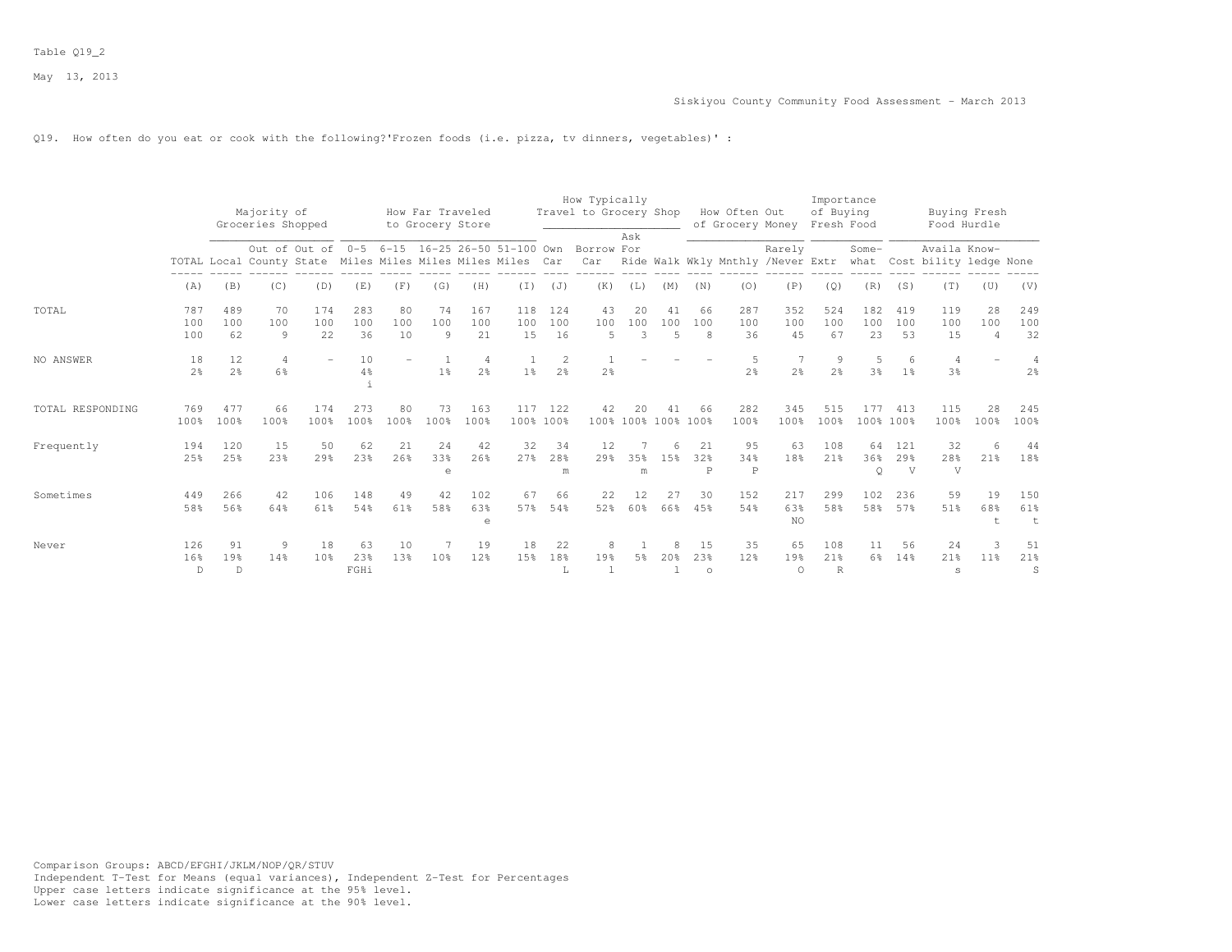Table Q19_2

May 13, 2013

Siskiyou County Community Food Assessment - March 2013

Q19. How often do you eat or cook with the following?'Frozen foods (i.e. pizza, tv dinners, vegetables)' :

| | | Majority of Groceries Shopped | | | How Far Traveled to Grocery Store | | | | | How Typically Travel to Grocery Shop | | | | How Often Out of Grocery Money | | | Importance of Buying Fresh Food | | Buying Fresh Food Hurdle | | | |
|---|---|---|---|---|---|---|---|---|---|---|---|---|---|---|---|---|---|---|---|---|---|---|
| | TOTAL | Local | Out of County | Out of State | 0-5 Miles | 6-15 Miles | 16-25 Miles | 26-50 Miles | 51-100 Miles | Own Car | Borrow Car | Ask For Ride | Walk | Wkly | Mnthly | Rarely /Never | Extr | Some-what | Cost | Availa bility | Know-ledge | None |
| | (A) | (B) | (C) | (D) | (E) | (F) | (G) | (H) | (I) | (J) | (K) | (L) | (M) | (N) | (O) | (P) | (Q) | (R) | (S) | (T) | (U) | (V) |
| TOTAL | 787 | 489 | 70 | 174 | 283 | 80 | 74 | 167 | 118 | 124 | 43 | 20 | 41 | 66 | 287 | 352 | 524 | 182 | 419 | 119 | 28 | 249 |
| | 100 | 100 | 100 | 100 | 100 | 100 | 100 | 100 | 100 | 100 | 100 | 100 | 100 | 100 | 100 | 100 | 100 | 100 | 100 | 100 | 100 | 100 |
| | 100 | 62 | 9 | 22 | 36 | 10 | 9 | 21 | 15 | 16 | 5 | 3 | 5 | 8 | 36 | 45 | 67 | 23 | 53 | 15 | 4 | 32 |
| NO ANSWER | 18 | 12 | 4 | - | 10 | - | 1 | 4 | 1 | 2 | 1 | - | - | - | 5 | 7 | 9 | 5 | 6 | 4 | - | 4 |
| | 2% | 2% | 6% | | 4% | | 1% | 2% | 1% | 2% | 2% | | | | 2% | 2% | 2% | 3% | 1% | 3% | | 2% |
| | | | | | i | | | | | | | | | | | | | | | | | |
| TOTAL RESPONDING | 769 | 477 | 66 | 174 | 273 | 80 | 73 | 163 | 117 | 122 | 42 | 20 | 41 | 66 | 282 | 345 | 515 | 177 | 413 | 115 | 28 | 245 |
| | 100% | 100% | 100% | 100% | 100% | 100% | 100% | 100% | 100% | 100% | 100% | 100% | 100% | 100% | 100% | 100% | 100% | 100% | 100% | 100% | 100% | 100% |
| Frequently | 194 | 120 | 15 | 50 | 62 | 21 | 24 | 42 | 32 | 34 | 12 | 7 | 6 | 21 | 95 | 63 | 108 | 64 | 121 | 32 | 6 | 44 |
| | 25% | 25% | 23% | 29% | 23% | 26% | 33% | 26% | 27% | 28% | 29% | 35% | 15% | 32% | 34% | 18% | 21% | 36% | 29% | 28% | 21% | 18% |
| | | | | | | | e | | | m | | m | | P | P | | | Q | V | V | | |
| Sometimes | 449 | 266 | 42 | 106 | 148 | 49 | 42 | 102 | 67 | 66 | 22 | 12 | 27 | 30 | 152 | 217 | 299 | 102 | 236 | 59 | 19 | 150 |
| | 58% | 56% | 64% | 61% | 54% | 61% | 58% | 63% | 57% | 54% | 52% | 60% | 66% | 45% | 54% | 63% | 58% | 58% | 57% | 51% | 68% | 61% |
| | | | | | | | | e | | | | | | | | NO | | | | | t | t |
| Never | 126 | 91 | 9 | 18 | 63 | 10 | 7 | 19 | 18 | 22 | 8 | 1 | 8 | 15 | 35 | 65 | 108 | 11 | 56 | 24 | 3 | 51 |
| | 16% | 19% | 14% | 10% | 23% | 13% | 10% | 12% | 15% | 18% | 19% | 5% | 20% | 23% | 12% | 19% | 21% | 6% | 14% | 21% | 11% | 21% |
| | D | D | | | FGHi | | | | | L | l | | l | o | | O | R | | | s | | S |

Comparison Groups: ABCD/EFGHI/JKLM/NOP/QR/STUV
Independent T-Test for Means (equal variances), Independent Z-Test for Percentages
Upper case letters indicate significance at the 95% level.
Lower case letters indicate significance at the 90% level.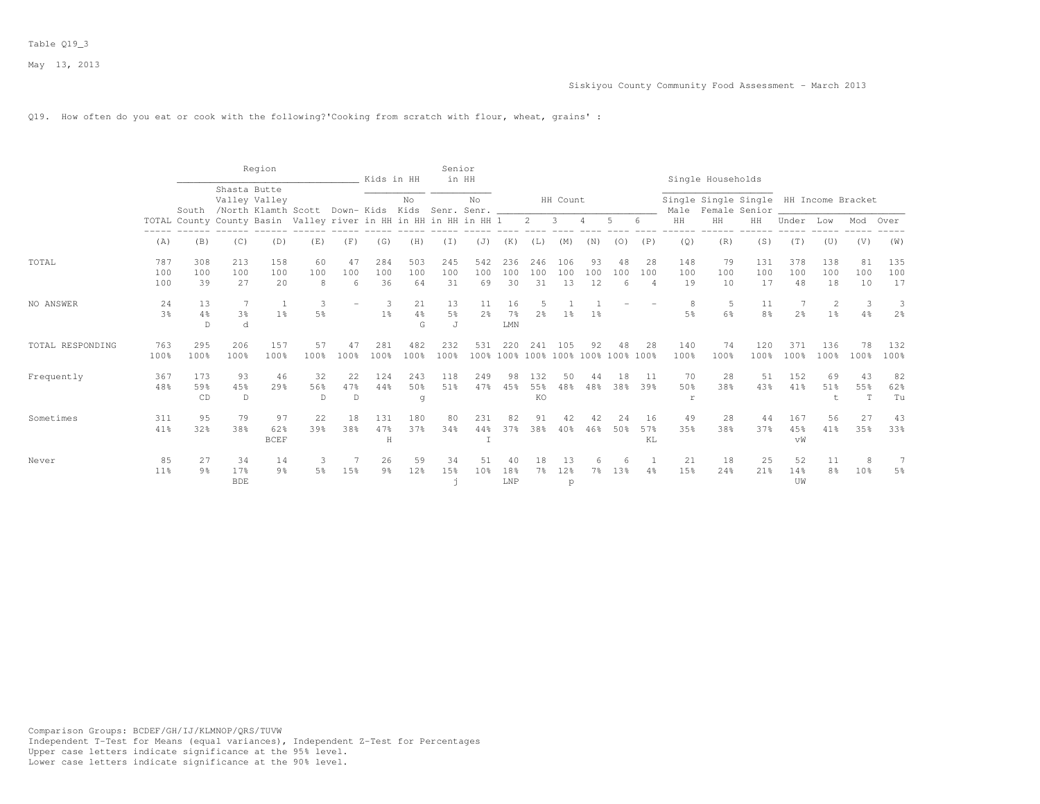Table Q19_3

May 13, 2013

Siskiyou County Community Food Assessment - March 2013

Q19. How often do you eat or cook with the following?'Cooking from scratch with flour, wheat, grains' :

| | | Region | | | | | Kids in HH | | Senior in HH | | HH Count | | | | | | Single Households | | | HH Income Bracket | | | |
|---|---|---|---|---|---|---|---|---|---|---|---|---|---|---|---|---|---|---|---|---|---|---|---|
| | TOTAL | South County | Shasta Valley /North County | Butte Valley Klamth Basin | Scott Valley | Down-river | Kids in HH | No Kids in HH | Senr. in HH | No Senr. in HH | 1 | 2 | 3 | 4 | 5 | 6 | Single Male HH | Single Female HH | Single Senior HH | Under | Low | Mod | Over |
| | (A) | (B) | (C) | (D) | (E) | (F) | (G) | (H) | (I) | (J) | (K) | (L) | (M) | (N) | (O) | (P) | (Q) | (R) | (S) | (T) | (U) | (V) | (W) |
| TOTAL | 787 | 308 | 213 | 158 | 60 | 47 | 284 | 503 | 245 | 542 | 236 | 246 | 106 | 93 | 48 | 28 | 148 | 79 | 131 | 378 | 138 | 81 | 135 |
| | 100 | 100 | 100 | 100 | 100 | 100 | 100 | 100 | 100 | 100 | 100 | 100 | 100 | 100 | 100 | 100 | 100 | 100 | 100 | 100 | 100 | 100 | 100 |
| | 100 | 39 | 27 | 20 | 8 | 6 | 36 | 64 | 31 | 69 | 30 | 31 | 13 | 12 | 6 | 4 | 19 | 10 | 17 | 48 | 18 | 10 | 17 |
| NO ANSWER | 24 | 13 | 7 | 1 | 3 | - | 3 | 21 | 13 | 11 | 16 | 5 | 1 | 1 | - | - | 8 | 5 | 11 | 7 | 2 | 3 | 3 |
| | 3% | 4% | 3% | 1% | 5% | | 1% | 4% | 5% | 2% | 7% | 2% | 1% | 1% | | | 5% | 6% | 8% | 2% | 1% | 4% | 2% |
| | | D | d | | | | | G | J | | LMN | | | | | | | | | | | | |
| TOTAL RESPONDING | 763 | 295 | 206 | 157 | 57 | 47 | 281 | 482 | 232 | 531 | 220 | 241 | 105 | 92 | 48 | 28 | 140 | 74 | 120 | 371 | 136 | 78 | 132 |
| | 100% | 100% | 100% | 100% | 100% | 100% | 100% | 100% | 100% | 100% | 100% | 100% | 100% | 100% | 100% | 100% | 100% | 100% | 100% | 100% | 100% | 100% | 100% |
| Frequently | 367 | 173 | 93 | 46 | 32 | 22 | 124 | 243 | 118 | 249 | 98 | 132 | 50 | 44 | 18 | 11 | 70 | 28 | 51 | 152 | 69 | 43 | 82 |
| | 48% | 59% | 45% | 29% | 56% | 47% | 44% | 50% | 51% | 47% | 45% | 55% | 48% | 48% | 38% | 39% | 50% | 38% | 43% | 41% | 51% | 55% | 62% |
| | | CD | D | | D | D | | g | | | | KO | | | | | r | | | | t | T | Tu |
| Sometimes | 311 | 95 | 79 | 97 | 22 | 18 | 131 | 180 | 80 | 231 | 82 | 91 | 42 | 42 | 24 | 16 | 49 | 28 | 44 | 167 | 56 | 27 | 43 |
| | 41% | 32% | 38% | 62% | 39% | 38% | 47% | 37% | 34% | 44% | 37% | 38% | 40% | 46% | 50% | 57% | 35% | 38% | 37% | 45% | 41% | 35% | 33% |
| | | | | BCEF | | | H | | | I | | | | | | KL | | | | vW | | | |
| Never | 85 | 27 | 34 | 14 | 3 | 7 | 26 | 59 | 34 | 51 | 40 | 18 | 13 | 6 | 6 | 1 | 21 | 18 | 25 | 52 | 11 | 8 | 7 |
| | 11% | 9% | 17% | 9% | 5% | 15% | 9% | 12% | 15% | 10% | 18% | 7% | 12% | 7% | 13% | 4% | 15% | 24% | 21% | 14% | 8% | 10% | 5% |
| | | | BDE | | | | | | j | | LNP | | p | | | | | | | UW | | | |

Comparison Groups: BCDEF/GH/IJ/KLMNOP/QRS/TUVW
Independent T-Test for Means (equal variances), Independent Z-Test for Percentages
Upper case letters indicate significance at the 95% level.
Lower case letters indicate significance at the 90% level.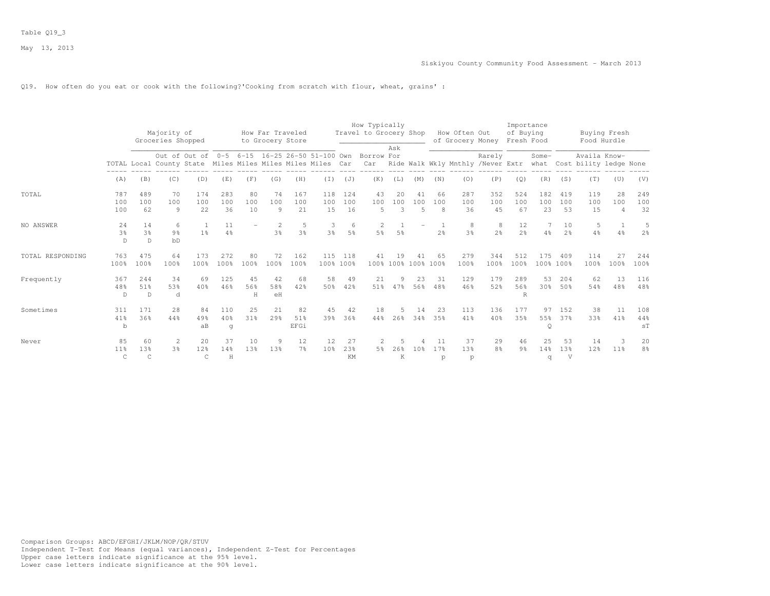Table Q19_3

May 13, 2013

Siskiyou County Community Food Assessment - March 2013

Q19. How often do you eat or cook with the following?'Cooking from scratch with flour, wheat, grains' :

| | | Majority of Groceries Shopped | | | How Far Traveled to Grocery Store | | | | | How Typically Travel to Grocery Shop | | | | How Often Out of Grocery Money | | | Importance of Buying Fresh Food | | Buying Fresh Food Hurdle | | | |
|---|---|---|---|---|---|---|---|---|---|---|---|---|---|---|---|---|---|---|---|---|---|---|
| | TOTAL | Local | Out of County | Out of State | 0-5 Miles | 6-15 Miles | 16-25 Miles | 26-50 Miles | 51-100 Miles | Own Car | Borrow Car | Ask For Ride | Walk | Wkly | Mnthly | Rarely /Never | Extr | Some-what | Cost | Availa bility | Know-ledge | None |
| | (A) | (B) | (C) | (D) | (E) | (F) | (G) | (H) | (I) | (J) | (K) | (L) | (M) | (N) | (O) | (P) | (Q) | (R) | (S) | (T) | (U) | (V) |
| TOTAL | 787 | 489 | 70 | 174 | 283 | 80 | 74 | 167 | 118 | 124 | 43 | 20 | 41 | 66 | 287 | 352 | 524 | 182 | 419 | 119 | 28 | 249 |
| | 100 | 100 | 100 | 100 | 100 | 100 | 100 | 100 | 100 | 100 | 100 | 100 | 100 | 100 | 100 | 100 | 100 | 100 | 100 | 100 | 100 | 100 |
| | 100 | 62 | 9 | 22 | 36 | 10 | 9 | 21 | 15 | 16 | 5 | 3 | 5 | 8 | 36 | 45 | 67 | 23 | 53 | 15 | 4 | 32 |
| NO ANSWER | 24 | 14 | 6 | 1 | 11 | - | 2 | 5 | 3 | 6 | 2 | 1 | - | 1 | 8 | 8 | 12 | 7 | 10 | 5 | 1 | 5 |
| | 3% | 3% | 9% | 1% | 4% | | 3% | 3% | 3% | 5% | 5% | 5% | | 2% | 3% | 2% | 2% | 4% | 2% | 4% | 4% | 2% |
| | D | D | bD | | | | | | | | | | | | | | | | | | | |
| TOTAL RESPONDING | 763 | 475 | 64 | 173 | 272 | 80 | 72 | 162 | 115 | 118 | 41 | 19 | 41 | 65 | 279 | 344 | 512 | 175 | 409 | 114 | 27 | 244 |
| | 100% | 100% | 100% | 100% | 100% | 100% | 100% | 100% | 100% | 100% | 100% | 100% | 100% | 100% | 100% | 100% | 100% | 100% | 100% | 100% | 100% | 100% |
| Frequently | 367 | 244 | 34 | 69 | 125 | 45 | 42 | 68 | 58 | 49 | 21 | 9 | 23 | 31 | 129 | 179 | 289 | 53 | 204 | 62 | 13 | 116 |
| | 48% | 51% | 53% | 40% | 46% | 56% | 58% | 42% | 50% | 42% | 51% | 47% | 56% | 48% | 46% | 52% | 56% | 30% | 50% | 54% | 48% | 48% |
| | D | D | d | | | H | eH | | | | | | | | | | R | | | | | |
| Sometimes | 311 | 171 | 28 | 84 | 110 | 25 | 21 | 82 | 45 | 42 | 18 | 5 | 14 | 23 | 113 | 136 | 177 | 97 | 152 | 38 | 11 | 108 |
| | 41% | 36% | 44% | 49% | 40% | 31% | 29% | 51% | 39% | 36% | 44% | 26% | 34% | 35% | 41% | 40% | 35% | 55% | 37% | 33% | 41% | 44% |
| | b | | | aB | g | | | EFGi | | | | | | | | | | Q | | | | sT |
| Never | 85 | 60 | 2 | 20 | 37 | 10 | 9 | 12 | 12 | 27 | 2 | 5 | 4 | 11 | 37 | 29 | 46 | 25 | 53 | 14 | 3 | 20 |
| | 11% | 13% | 3% | 12% | 14% | 13% | 13% | 7% | 10% | 23% | 5% | 26% | 10% | 17% | 13% | 8% | 9% | 14% | 13% | 12% | 11% | 8% |
| | C | C | | C | H | | | | | KM | | K | | p | p | | | q | V | | | |

Comparison Groups: ABCD/EFGHI/JKLM/NOP/QR/STUV
Independent T-Test for Means (equal variances), Independent Z-Test for Percentages
Upper case letters indicate significance at the 95% level.
Lower case letters indicate significance at the 90% level.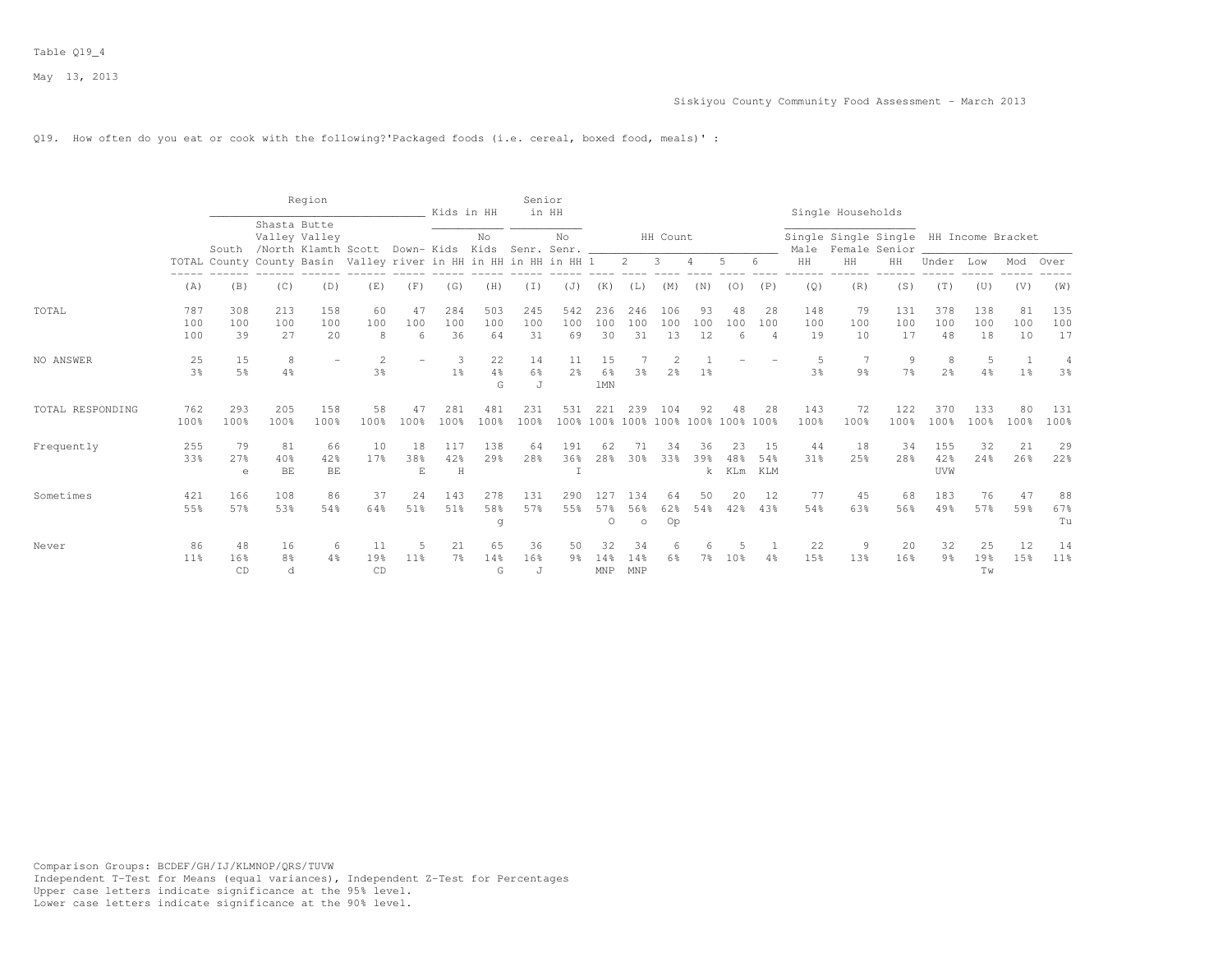Table Q19_4

May 13, 2013

Siskiyou County Community Food Assessment - March 2013

Q19. How often do you eat or cook with the following?'Packaged foods (i.e. cereal, boxed food, meals)' :

| | | Region | | | | | Kids in HH | | Senior in HH | | HH Count | | | | | | Single Households | | | HH Income Bracket | | | |
|---|---|---|---|---|---|---|---|---|---|---|---|---|---|---|---|---|---|---|---|---|---|---|---|
| | TOTAL | South County | Shasta Valley /North County | Butte Valley Klamth Basin | Scott Valley | Down-river | Kids in HH | No Kids in HH | Senr. in HH | No Senr. in HH | 1 | 2 | 3 | 4 | 5 | 6 | Single Male HH | Single Female HH | Single Senior HH | Under | Low | Mod | Over |
| | (A) | (B) | (C) | (D) | (E) | (F) | (G) | (H) | (I) | (J) | (K) | (L) | (M) | (N) | (O) | (P) | (Q) | (R) | (S) | (T) | (U) | (V) | (W) |
| TOTAL | 787 | 308 | 213 | 158 | 60 | 47 | 284 | 503 | 245 | 542 | 236 | 246 | 106 | 93 | 48 | 28 | 148 | 79 | 131 | 378 | 138 | 81 | 135 |
| | 100 | 100 | 100 | 100 | 100 | 100 | 100 | 100 | 100 | 100 | 100 | 100 | 100 | 100 | 100 | 100 | 100 | 100 | 100 | 100 | 100 | 100 | 100 |
| | 100 | 39 | 27 | 20 | 8 | 6 | 36 | 64 | 31 | 69 | 30 | 31 | 13 | 12 | 6 | 4 | 19 | 10 | 17 | 48 | 18 | 10 | 17 |
| NO ANSWER | 25 | 15 | 8 | - | 2 | - | 3 | 22 | 14 | 11 | 15 | 7 | 2 | 1 | - | - | 5 | 7 | 9 | 8 | 5 | 1 | 4 |
| | 3% | 5% | 4% | | 3% | | 1% | 4% | 6% | 2% | 6% | 3% | 2% | 1% | | | 3% | 9% | 7% | 2% | 4% | 1% | 3% |
| | | | | | | | | G | J | | lMN | | | | | | | | | | | | |
| TOTAL RESPONDING | 762 | 293 | 205 | 158 | 58 | 47 | 281 | 481 | 231 | 531 | 221 | 239 | 104 | 92 | 48 | 28 | 143 | 72 | 122 | 370 | 133 | 80 | 131 |
| | 100% | 100% | 100% | 100% | 100% | 100% | 100% | 100% | 100% | 100% | 100% | 100% | 100% | 100% | 100% | 100% | 100% | 100% | 100% | 100% | 100% | 100% | 100% |
| Frequently | 255 | 79 | 81 | 66 | 10 | 18 | 117 | 138 | 64 | 191 | 62 | 71 | 34 | 36 | 23 | 15 | 44 | 18 | 34 | 155 | 32 | 21 | 29 |
| | 33% | 27% | 40% | 42% | 17% | 38% | 42% | 29% | 28% | 36% | 28% | 30% | 33% | 39% | 48% | 54% | 31% | 25% | 28% | 42% | 24% | 26% | 22% |
| | | e | BE | BE | | E | H | | | I | | | | k | KLm | KLM | | | | UVW | | | |
| Sometimes | 421 | 166 | 108 | 86 | 37 | 24 | 143 | 278 | 131 | 290 | 127 | 134 | 64 | 50 | 20 | 12 | 77 | 45 | 68 | 183 | 76 | 47 | 88 |
| | 55% | 57% | 53% | 54% | 64% | 51% | 51% | 58% | 57% | 55% | 57% | 56% | 62% | 54% | 42% | 43% | 54% | 63% | 56% | 49% | 57% | 59% | 67% |
| | | | | | | | | g | | | O | o | Op | | | | | | | | | | Tu |
| Never | 86 | 48 | 16 | 6 | 11 | 5 | 21 | 65 | 36 | 50 | 32 | 34 | 6 | 6 | 5 | 1 | 22 | 9 | 20 | 32 | 25 | 12 | 14 |
| | 11% | 16% | 8% | 4% | 19% | 11% | 7% | 14% | 16% | 9% | 14% | 14% | 6% | 7% | 10% | 4% | 15% | 13% | 16% | 9% | 19% | 15% | 11% |
| | | CD | d | | CD | | | G | J | | MNP | MNP | | | | | | | | | Tw | | |

Comparison Groups: BCDEF/GH/IJ/KLMNOP/QRS/TUVW
Independent T-Test for Means (equal variances), Independent Z-Test for Percentages
Upper case letters indicate significance at the 95% level.
Lower case letters indicate significance at the 90% level.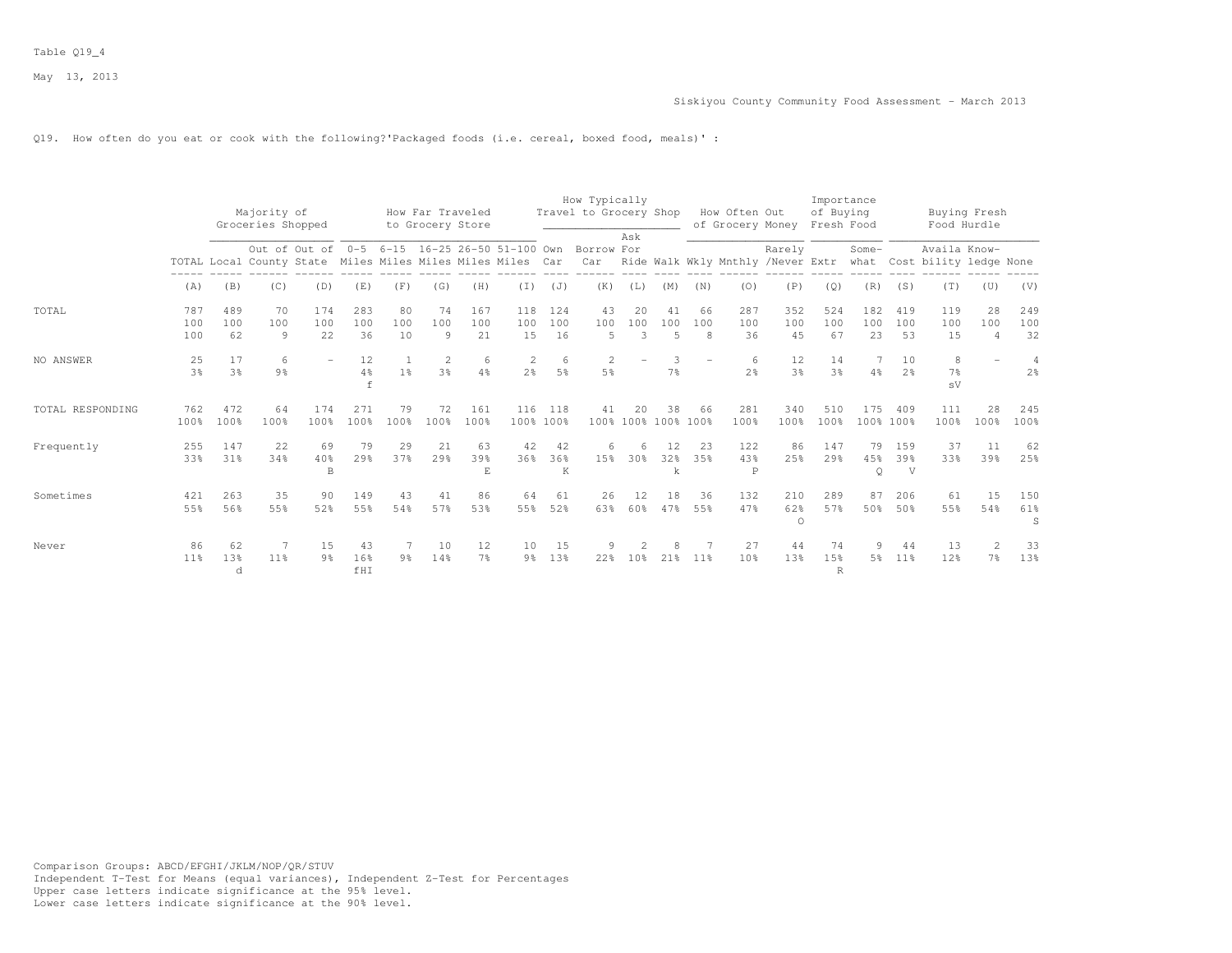Table Q19_4

May 13, 2013

Siskiyou County Community Food Assessment - March 2013

Q19. How often do you eat or cook with the following?'Packaged foods (i.e. cereal, boxed food, meals)' :

| | | Majority of Groceries Shopped | | | How Far Traveled to Grocery Store | | | | | How Typically Travel to Grocery Shop | | | | How Often Out of Grocery Money | | | Importance of Buying Fresh Food | | Buying Fresh Food Hurdle | | | |
|---|---|---|---|---|---|---|---|---|---|---|---|---|---|---|---|---|---|---|---|---|---|---|
| | TOTAL | Local | Out of County | Out of State | 0-5 Miles | 6-15 Miles | 16-25 Miles | 26-50 Miles | 51-100 Miles | Own Car | Borrow Car | Ask For Ride | Walk | Wkly | Mnthly | Rarely /Never | Extr | Some-what | Cost | Availa bility | Know-ledge | None |
| | (A) | (B) | (C) | (D) | (E) | (F) | (G) | (H) | (I) | (J) | (K) | (L) | (M) | (N) | (O) | (P) | (Q) | (R) | (S) | (T) | (U) | (V) |
| TOTAL | 787 | 489 | 70 | 174 | 283 | 80 | 74 | 167 | 118 | 124 | 43 | 20 | 41 | 66 | 287 | 352 | 524 | 182 | 419 | 119 | 28 | 249 |
| | 100 | 100 | 100 | 100 | 100 | 100 | 100 | 100 | 100 | 100 | 100 | 100 | 100 | 100 | 100 | 100 | 100 | 100 | 100 | 100 | 100 | 100 |
| | 100 | 62 | 9 | 22 | 36 | 10 | 9 | 21 | 15 | 16 | 5 | 3 | 5 | 8 | 36 | 45 | 67 | 23 | 53 | 15 | 4 | 32 |
| NO ANSWER | 25 | 17 | 6 | - | 12 | 1 | 2 | 6 | 2 | 6 | 2 | - | 3 | - | 6 | 12 | 14 | 7 | 10 | 8 | - | 4 |
| | 3% | 3% | 9% | | 4% | 1% | 3% | 4% | 2% | 5% | 5% | | 7% | | 2% | 3% | 3% | 4% | 2% | 7% | | 2% |
| | | | | | f | | | | | | | | | | | | | | | sV | | |
| TOTAL RESPONDING | 762 | 472 | 64 | 174 | 271 | 79 | 72 | 161 | 116 | 118 | 41 | 20 | 38 | 66 | 281 | 340 | 510 | 175 | 409 | 111 | 28 | 245 |
| | 100% | 100% | 100% | 100% | 100% | 100% | 100% | 100% | 100% | 100% | 100% | 100% | 100% | 100% | 100% | 100% | 100% | 100% | 100% | 100% | 100% | 100% |
| Frequently | 255 | 147 | 22 | 69 | 79 | 29 | 21 | 63 | 42 | 42 | 6 | 6 | 12 | 23 | 122 | 86 | 147 | 79 | 159 | 37 | 11 | 62 |
| | 33% | 31% | 34% | 40% | 29% | 37% | 29% | 39% | 36% | 36% | 15% | 30% | 32% | 35% | 43% | 25% | 29% | 45% | 39% | 33% | 39% | 25% |
| | | | | B | | | | E | | K | | | k | | P | | | Q | V | | | |
| Sometimes | 421 | 263 | 35 | 90 | 149 | 43 | 41 | 86 | 64 | 61 | 26 | 12 | 18 | 36 | 132 | 210 | 289 | 87 | 206 | 61 | 15 | 150 |
| | 55% | 56% | 55% | 52% | 55% | 54% | 57% | 53% | 55% | 52% | 63% | 60% | 47% | 55% | 47% | 62% | 57% | 50% | 50% | 55% | 54% | 61% |
| | | | | | | | | | | | | | | | | O | | | | | | S |
| Never | 86 | 62 | 7 | 15 | 43 | 7 | 10 | 12 | 10 | 15 | 9 | 2 | 8 | 7 | 27 | 44 | 74 | 9 | 44 | 13 | 2 | 33 |
| | 11% | 13% | 11% | 9% | 16% | 9% | 14% | 7% | 9% | 13% | 22% | 10% | 21% | 11% | 10% | 13% | 15% | 5% | 11% | 12% | 7% | 13% |
| | | d | | | fHI | | | | | | | | | | | | R | | | | | |

Comparison Groups: ABCD/EFGHI/JKLM/NOP/QR/STUV
Independent T-Test for Means (equal variances), Independent Z-Test for Percentages
Upper case letters indicate significance at the 95% level.
Lower case letters indicate significance at the 90% level.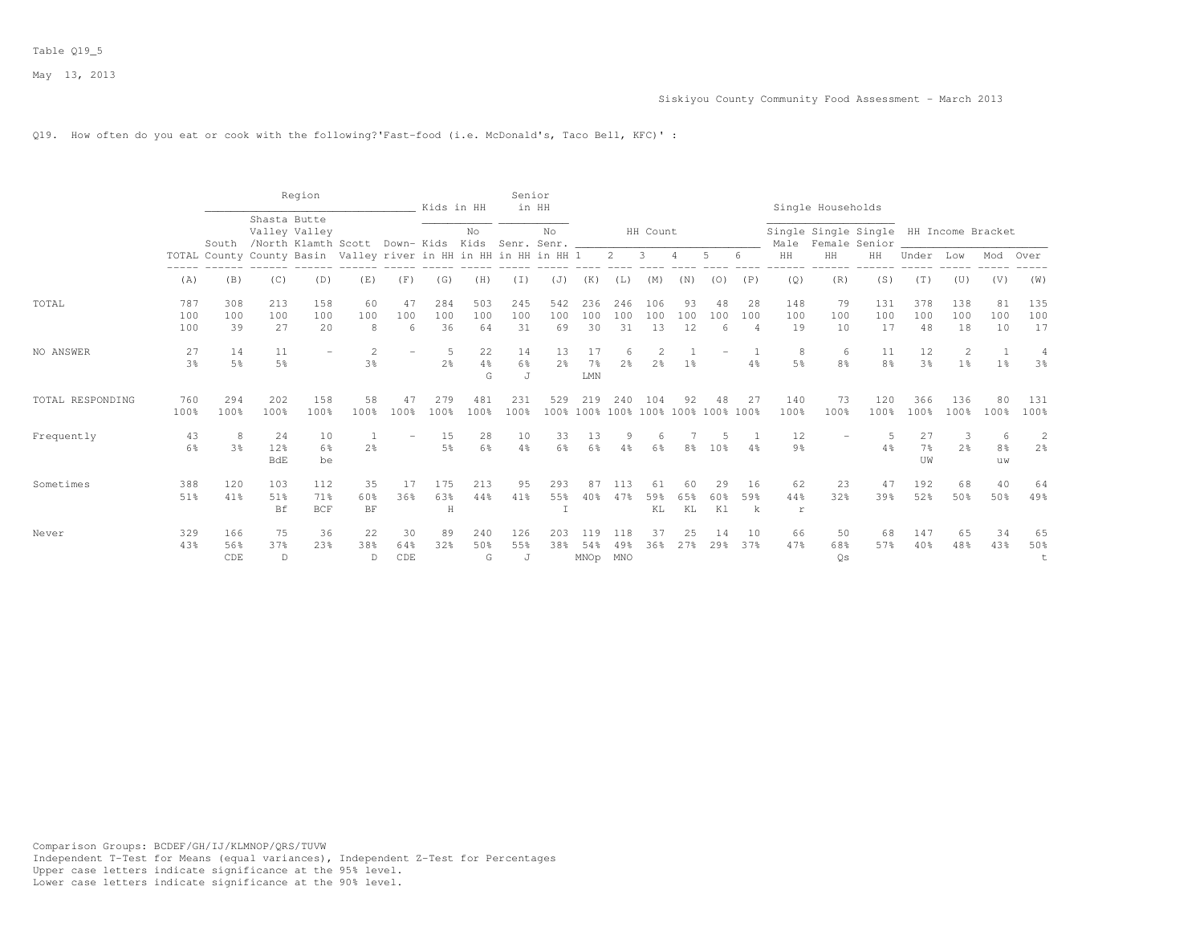Table Q19_5

May 13, 2013

Siskiyou County Community Food Assessment - March 2013

Q19. How often do you eat or cook with the following?'Fast-food (i.e. McDonald's, Taco Bell, KFC)' :

| | | Region | | | | | Kids in HH | | Senior in HH | | HH Count | | | | | | Single Households | | | HH Income Bracket | | | |
|---|---|---|---|---|---|---|---|---|---|---|---|---|---|---|---|---|---|---|---|---|---|---|---|
| | TOTAL | South County | Shasta Valley /North County | Butte Valley Klamth Basin | Scott Valley | Down-river | Kids in HH | No Kids in HH | Senr. in HH | No Senr. in HH | 1 | 2 | 3 | 4 | 5 | 6 | Single Male HH | Single Female HH | Single Senior HH | Under | Low | Mod | Over |
| | (A) | (B) | (C) | (D) | (E) | (F) | (G) | (H) | (I) | (J) | (K) | (L) | (M) | (N) | (O) | (P) | (Q) | (R) | (S) | (T) | (U) | (V) | (W) |
| TOTAL | 787 | 308 | 213 | 158 | 60 | 47 | 284 | 503 | 245 | 542 | 236 | 246 | 106 | 93 | 48 | 28 | 148 | 79 | 131 | 378 | 138 | 81 | 135 |
| | 100 | 100 | 100 | 100 | 100 | 100 | 100 | 100 | 100 | 100 | 100 | 100 | 100 | 100 | 100 | 100 | 100 | 100 | 100 | 100 | 100 | 100 | 100 |
| | 100 | 39 | 27 | 20 | 8 | 6 | 36 | 64 | 31 | 69 | 30 | 31 | 13 | 12 | 6 | 4 | 19 | 10 | 17 | 48 | 18 | 10 | 17 |
| NO ANSWER | 27 | 14 | 11 | - | 2 | - | 5 | 22 | 14 | 13 | 17 | 6 | 2 | 1 | - | 1 | 8 | 6 | 11 | 12 | 2 | 1 | 4 |
| | 3% | 5% | 5% | | 3% | | 2% | 4% | 6% | 2% | 7% | 2% | 2% | 1% | | 4% | 5% | 8% | 8% | 3% | 1% | 1% | 3% |
| | | | | | | | | G | J | | LMN | | | | | | | | | | | | |
| TOTAL RESPONDING | 760 | 294 | 202 | 158 | 58 | 47 | 279 | 481 | 231 | 529 | 219 | 240 | 104 | 92 | 48 | 27 | 140 | 73 | 120 | 366 | 136 | 80 | 131 |
| | 100% | 100% | 100% | 100% | 100% | 100% | 100% | 100% | 100% | 100% | 100% | 100% | 100% | 100% | 100% | 100% | 100% | 100% | 100% | 100% | 100% | 100% | 100% |
| Frequently | 43 | 8 | 24 | 10 | 1 | - | 15 | 28 | 10 | 33 | 13 | 9 | 6 | 7 | 5 | 1 | 12 | - | 5 | 27 | 3 | 6 | 2 |
| | 6% | 3% | 12% | 6% | 2% | | 5% | 6% | 4% | 6% | 6% | 4% | 6% | 8% | 10% | 4% | 9% | | 4% | 7% | 2% | 8% | 2% |
| | | | BdE | be | | | | | | | | | | | | | | | | UW | | uw | |
| Sometimes | 388 | 120 | 103 | 112 | 35 | 17 | 175 | 213 | 95 | 293 | 87 | 113 | 61 | 60 | 29 | 16 | 62 | 23 | 47 | 192 | 68 | 40 | 64 |
| | 51% | 41% | 51% | 71% | 60% | 36% | 63% | 44% | 41% | 55% | 40% | 47% | 59% | 65% | 60% | 59% | 44% | 32% | 39% | 52% | 50% | 50% | 49% |
| | | | Bf | BCF | BF | | H | | | I | | | KL | KL | Kl | k | r | | | | | | |
| Never | 329 | 166 | 75 | 36 | 22 | 30 | 89 | 240 | 126 | 203 | 119 | 118 | 37 | 25 | 14 | 10 | 66 | 50 | 68 | 147 | 65 | 34 | 65 |
| | 43% | 56% | 37% | 23% | 38% | 64% | 32% | 50% | 55% | 38% | 54% | 49% | 36% | 27% | 29% | 37% | 47% | 68% | 57% | 40% | 48% | 43% | 50% |
| | | CDE | D | | D | CDE | | G | J | | MNOp | MNO | | | | | | Qs | | | | | t |

Comparison Groups: BCDEF/GH/IJ/KLMNOP/QRS/TUVW
Independent T-Test for Means (equal variances), Independent Z-Test for Percentages
Upper case letters indicate significance at the 95% level.
Lower case letters indicate significance at the 90% level.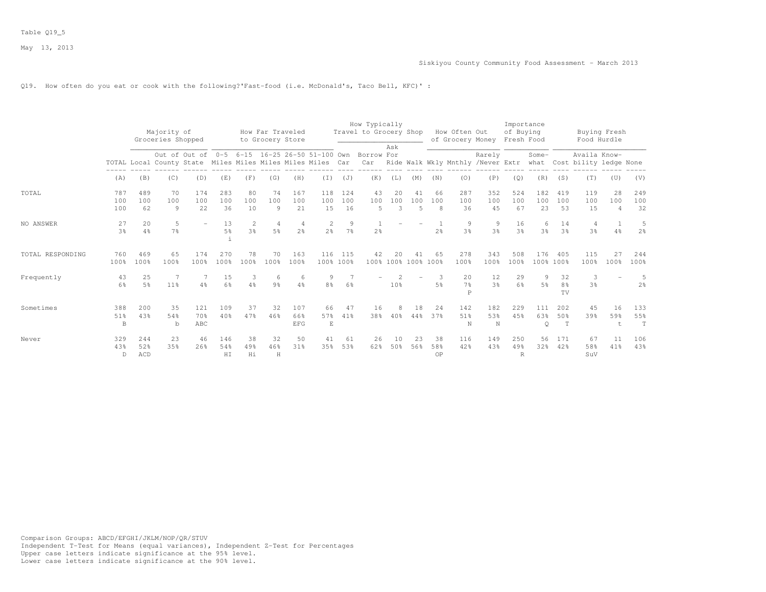Table Q19_5

May 13, 2013

Siskiyou County Community Food Assessment - March 2013

Q19. How often do you eat or cook with the following?'Fast-food (i.e. McDonald's, Taco Bell, KFC)' :

| | | Majority of Groceries Shopped | | | How Far Traveled to Grocery Store | | | | | How Typically Travel to Grocery Shop | | | | How Often Out of Grocery Money | | | Importance of Buying Fresh Food | | Buying Fresh Food Hurdle | | | |
|---|---|---|---|---|---|---|---|---|---|---|---|---|---|---|---|---|---|---|---|---|---|---|
| | TOTAL | Local | Out of County | Out of State | 0-5 Miles | 6-15 Miles | 16-25 Miles | 26-50 Miles | 51-100 Miles | Own Car | Borrow Car | Ask For Ride | Walk | Wkly | Mnthly | Rarely /Never | Extr | Some-what | Cost | Availa bility | Know-ledge | None |
| | (A) | (B) | (C) | (D) | (E) | (F) | (G) | (H) | (I) | (J) | (K) | (L) | (M) | (N) | (O) | (P) | (Q) | (R) | (S) | (T) | (U) | (V) |
| TOTAL | 787 | 489 | 70 | 174 | 283 | 80 | 74 | 167 | 118 | 124 | 43 | 20 | 41 | 66 | 287 | 352 | 524 | 182 | 419 | 119 | 28 | 249 |
| | 100 | 100 | 100 | 100 | 100 | 100 | 100 | 100 | 100 | 100 | 100 | 100 | 100 | 100 | 100 | 100 | 100 | 100 | 100 | 100 | 100 | 100 |
| | 100 | 62 | 9 | 22 | 36 | 10 | 9 | 21 | 15 | 16 | 5 | 3 | 5 | 8 | 36 | 45 | 67 | 23 | 53 | 15 | 4 | 32 |
| NO ANSWER | 27 | 20 | 5 | - | 13 | 2 | 4 | 4 | 2 | 9 | 1 | - | - | 1 | 9 | 9 | 16 | 6 | 14 | 4 | 1 | 5 |
| | 3% | 4% | 7% | | 5% | 3% | 5% | 2% | 2% | 7% | 2% | | | 2% | 3% | 3% | 3% | 3% | 3% | 3% | 4% | 2% |
| | | | | | i | | | | | | | | | | | | | | | | | |
| TOTAL RESPONDING | 760 | 469 | 65 | 174 | 270 | 78 | 70 | 163 | 116 | 115 | 42 | 20 | 41 | 65 | 278 | 343 | 508 | 176 | 405 | 115 | 27 | 244 |
| | 100% | 100% | 100% | 100% | 100% | 100% | 100% | 100% | 100% | 100% | 100% | 100% | 100% | 100% | 100% | 100% | 100% | 100% | 100% | 100% | 100% | 100% |
| Frequently | 43 | 25 | 7 | 7 | 15 | 3 | 6 | 6 | 9 | 7 | - | 2 | - | 3 | 20 | 12 | 29 | 9 | 32 | 3 | - | 5 |
| | 6% | 5% | 11% | 4% | 6% | 4% | 9% | 4% | 8% | 6% | | 10% | | 5% | 7% | 3% | 6% | 5% | 8% | 3% | | 2% |
| | | | | | | | | | | | | | | | P | | | | TV | | | |
| Sometimes | 388 | 200 | 35 | 121 | 109 | 37 | 32 | 107 | 66 | 47 | 16 | 8 | 18 | 24 | 142 | 182 | 229 | 111 | 202 | 45 | 16 | 133 |
| | 51% | 43% | 54% | 70% | 40% | 47% | 46% | 66% | 57% | 41% | 38% | 40% | 44% | 37% | 51% | 53% | 45% | 63% | 50% | 39% | 59% | 55% |
| | B | | b | ABC | | | | EFG | E | | | | | | N | N | | Q | T | | t | T |
| Never | 329 | 244 | 23 | 46 | 146 | 38 | 32 | 50 | 41 | 61 | 26 | 10 | 23 | 38 | 116 | 149 | 250 | 56 | 171 | 67 | 11 | 106 |
| | 43% | 52% | 35% | 26% | 54% | 49% | 46% | 31% | 35% | 53% | 62% | 50% | 56% | 58% | 42% | 43% | 49% | 32% | 42% | 58% | 41% | 43% |
| | D | ACD | | | HI | Hi | H | | | | | | | OP | | | R | | | SuV | | |

Comparison Groups: ABCD/EFGHI/JKLM/NOP/QR/STUV
Independent T-Test for Means (equal variances), Independent Z-Test for Percentages
Upper case letters indicate significance at the 95% level.
Lower case letters indicate significance at the 90% level.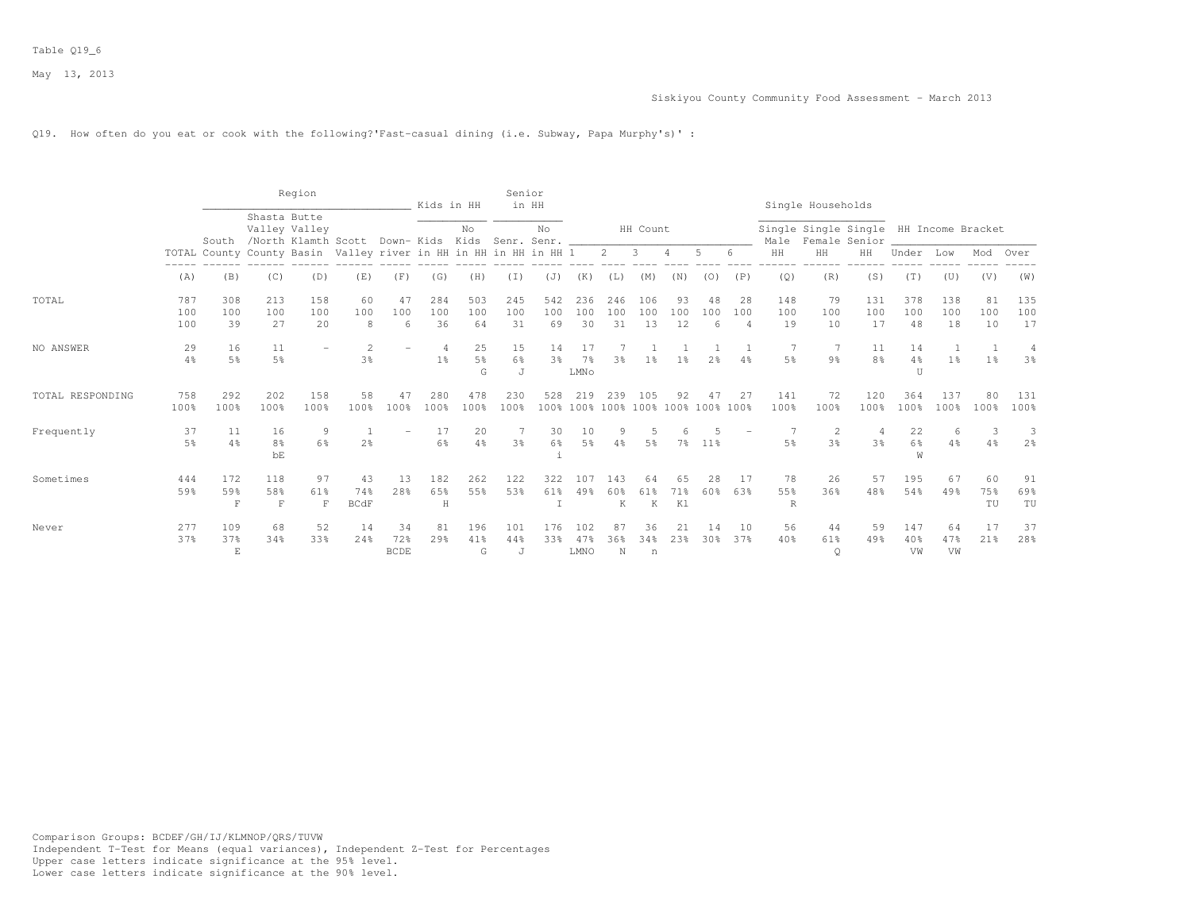Table Q19_6

May 13, 2013

Siskiyou County Community Food Assessment - March 2013

Q19. How often do you eat or cook with the following?'Fast-casual dining (i.e. Subway, Papa Murphy's)' :

| | TOTAL | Region: South County | Region: Shasta Valley /North County | Region: Butte Valley Klamth Basin | Region: Scott Valley | Region: Down-river | Kids in HH: Kids in HH | Kids in HH: No Kids in HH | Senior in HH: Senr. in HH | Senior in HH: No Senr. in HH | HH Count: 1 | HH Count: 2 | HH Count: 3 | HH Count: 4 | HH Count: 5 | HH Count: 6 | Single Households: Single Male HH | Single Households: Single Female HH | Single Households: Single Senior HH | HH Income Bracket: Under | HH Income Bracket: Low | HH Income Bracket: Mod | HH Income Bracket: Over |
|---|---|---|---|---|---|---|---|---|---|---|---|---|---|---|---|---|---|---|---|---|---|---|---|
| | (A) | (B) | (C) | (D) | (E) | (F) | (G) | (H) | (I) | (J) | (K) | (L) | (M) | (N) | (O) | (P) | (Q) | (R) | (S) | (T) | (U) | (V) | (W) |
| TOTAL | 787 | 308 | 213 | 158 | 60 | 47 | 284 | 503 | 245 | 542 | 236 | 246 | 106 | 93 | 48 | 28 | 148 | 79 | 131 | 378 | 138 | 81 | 135 |
| | 100 | 100 | 100 | 100 | 100 | 100 | 100 | 100 | 100 | 100 | 100 | 100 | 100 | 100 | 100 | 100 | 100 | 100 | 100 | 100 | 100 | 100 | 100 |
| | 100 | 39 | 27 | 20 | 8 | 6 | 36 | 64 | 31 | 69 | 30 | 31 | 13 | 12 | 6 | 4 | 19 | 10 | 17 | 48 | 18 | 10 | 17 |
| NO ANSWER | 29 | 16 | 11 | - | 2 | - | 4 | 25 | 15 | 14 | 17 | 7 | 1 | 1 | 1 | 1 | 7 | 7 | 11 | 14 | 1 | 1 | 4 |
| | 4% | 5% | 5% | | 3% | | 1% | 5% | 6% | 3% | 7% | 3% | 1% | 1% | 2% | 4% | 5% | 9% | 8% | 4% | 1% | 1% | 3% |
| | | | | | | | | G | J | | LMNo | | | | | | | | | U | | | |
| TOTAL RESPONDING | 758 | 292 | 202 | 158 | 58 | 47 | 280 | 478 | 230 | 528 | 219 | 239 | 105 | 92 | 47 | 27 | 141 | 72 | 120 | 364 | 137 | 80 | 131 |
| | 100% | 100% | 100% | 100% | 100% | 100% | 100% | 100% | 100% | 100% | 100% | 100% | 100% | 100% | 100% | 100% | 100% | 100% | 100% | 100% | 100% | 100% | 100% |
| Frequently | 37 | 11 | 16 | 9 | 1 | - | 17 | 20 | 7 | 30 | 10 | 9 | 5 | 6 | 5 | - | 7 | 2 | 4 | 22 | 6 | 3 | 3 |
| | 5% | 4% | 8% | 6% | 2% | | 6% | 4% | 3% | 6% | 5% | 4% | 5% | 7% | 11% | | 5% | 3% | 3% | 6% | 4% | 4% | 2% |
| | | | bE | | | | | | | i | | | | | | | | | | W | | | |
| Sometimes | 444 | 172 | 118 | 97 | 43 | 13 | 182 | 262 | 122 | 322 | 107 | 143 | 64 | 65 | 28 | 17 | 78 | 26 | 57 | 195 | 67 | 60 | 91 |
| | 59% | 59% | 58% | 61% | 74% | 28% | 65% | 55% | 53% | 61% | 49% | 60% | 61% | 71% | 60% | 63% | 55% | 36% | 48% | 54% | 49% | 75% | 69% |
| | | F | F | F | BCdF | | H | | | I | | K | K | Kl | | | R | | | | | TU | TU |
| Never | 277 | 109 | 68 | 52 | 14 | 34 | 81 | 196 | 101 | 176 | 102 | 87 | 36 | 21 | 14 | 10 | 56 | 44 | 59 | 147 | 64 | 17 | 37 |
| | 37% | 37% | 34% | 33% | 24% | 72% | 29% | 41% | 44% | 33% | 47% | 36% | 34% | 23% | 30% | 37% | 40% | 61% | 49% | 40% | 47% | 21% | 28% |
| | | E | | | | BCDE | | G | J | | LMNO | N | n | | | | | Q | | VW | VW | | |

Comparison Groups: BCDEF/GH/IJ/KLMNOP/QRS/TUVW
Independent T-Test for Means (equal variances), Independent Z-Test for Percentages
Upper case letters indicate significance at the 95% level.
Lower case letters indicate significance at the 90% level.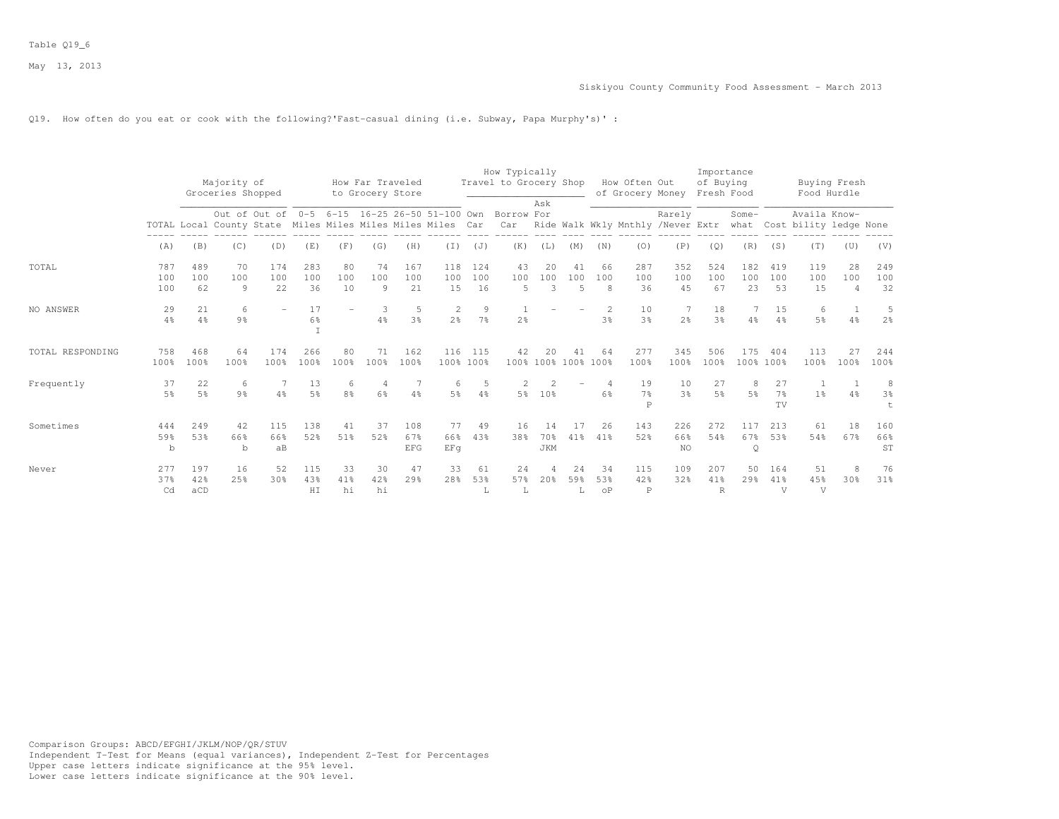Table Q19_6

May 13, 2013

Siskiyou County Community Food Assessment - March 2013

Q19. How often do you eat or cook with the following?'Fast-casual dining (i.e. Subway, Papa Murphy's)' :

| | | Majority of Groceries Shopped | | | How Far Traveled to Grocery Store | | | | | How Typically Travel to Grocery Shop | | | | How Often Out of Grocery Money | | | Importance of Buying Fresh Food | | Buying Fresh Food Hurdle | | | |
|---|---|---|---|---|---|---|---|---|---|---|---|---|---|---|---|---|---|---|---|---|---|---|
| | TOTAL | Local | Out of County | Out of State | 0-5 Miles | 6-15 Miles | 16-25 Miles | 26-50 Miles | 51-100 Miles | Own Car | Borrow Car | Ask For Ride | Walk | Wkly | Mnthly | Rarely /Never | Extr | Some-what | Cost | Availa bility | Know-ledge | None |
| | (A) | (B) | (C) | (D) | (E) | (F) | (G) | (H) | (I) | (J) | (K) | (L) | (M) | (N) | (O) | (P) | (Q) | (R) | (S) | (T) | (U) | (V) |
| TOTAL | 787 | 489 | 70 | 174 | 283 | 80 | 74 | 167 | 118 | 124 | 43 | 20 | 41 | 66 | 287 | 352 | 524 | 182 | 419 | 119 | 28 | 249 |
| | 100 | 100 | 100 | 100 | 100 | 100 | 100 | 100 | 100 | 100 | 100 | 100 | 100 | 100 | 100 | 100 | 100 | 100 | 100 | 100 | 100 | 100 |
| | 100 | 62 | 9 | 22 | 36 | 10 | 9 | 21 | 15 | 16 | 5 | 3 | 5 | 8 | 36 | 45 | 67 | 23 | 53 | 15 | 4 | 32 |
| NO ANSWER | 29 | 21 | 6 | - | 17 | - | 3 | 5 | 2 | 9 | 1 | - | - | 2 | 10 | 7 | 18 | 7 | 15 | 6 | 1 | 5 |
| | 4% | 4% | 9% | | 6% | | 4% | 3% | 2% | 7% | 2% | | | 3% | 3% | 2% | 3% | 4% | 4% | 5% | 4% | 2% |
| | | | | | I | | | | | | | | | | | | | | | | | |
| TOTAL RESPONDING | 758 | 468 | 64 | 174 | 266 | 80 | 71 | 162 | 116 | 115 | 42 | 20 | 41 | 64 | 277 | 345 | 506 | 175 | 404 | 113 | 27 | 244 |
| | 100% | 100% | 100% | 100% | 100% | 100% | 100% | 100% | 100% | 100% | 100% | 100% | 100% | 100% | 100% | 100% | 100% | 100% | 100% | 100% | 100% | 100% |
| Frequently | 37 | 22 | 6 | 7 | 13 | 6 | 4 | 7 | 6 | 5 | 2 | 2 | - | 4 | 19 | 10 | 27 | 8 | 27 | 1 | 1 | 8 |
| | 5% | 5% | 9% | 4% | 5% | 8% | 6% | 4% | 5% | 4% | 5% | 10% | | 6% | 7% | 3% | 5% | 5% | 7% | 1% | 4% | 3% |
| | | | | | | | | | | | | | | | P | | | | TV | | | t |
| Sometimes | 444 | 249 | 42 | 115 | 138 | 41 | 37 | 108 | 77 | 49 | 16 | 14 | 17 | 26 | 143 | 226 | 272 | 117 | 213 | 61 | 18 | 160 |
| | 59% | 53% | 66% | 66% | 52% | 51% | 52% | 67% | 66% | 43% | 38% | 70% | 41% | 41% | 52% | 66% | 54% | 67% | 53% | 54% | 67% | 66% |
| | b | | b | aB | | | | EFG | EFg | | | JKM | | | | NO | | Q | | | | ST |
| Never | 277 | 197 | 16 | 52 | 115 | 33 | 30 | 47 | 33 | 61 | 24 | 4 | 24 | 34 | 115 | 109 | 207 | 50 | 164 | 51 | 8 | 76 |
| | 37% | 42% | 25% | 30% | 43% | 41% | 42% | 29% | 28% | 53% | 57% | 20% | 59% | 53% | 42% | 32% | 41% | 29% | 41% | 45% | 30% | 31% |
| | Cd | aCD | | | HI | hi | hi | | | L | L | | L | oP | P | | R | | V | V | | |

Comparison Groups: ABCD/EFGHI/JKLM/NOP/QR/STUV
Independent T-Test for Means (equal variances), Independent Z-Test for Percentages
Upper case letters indicate significance at the 95% level.
Lower case letters indicate significance at the 90% level.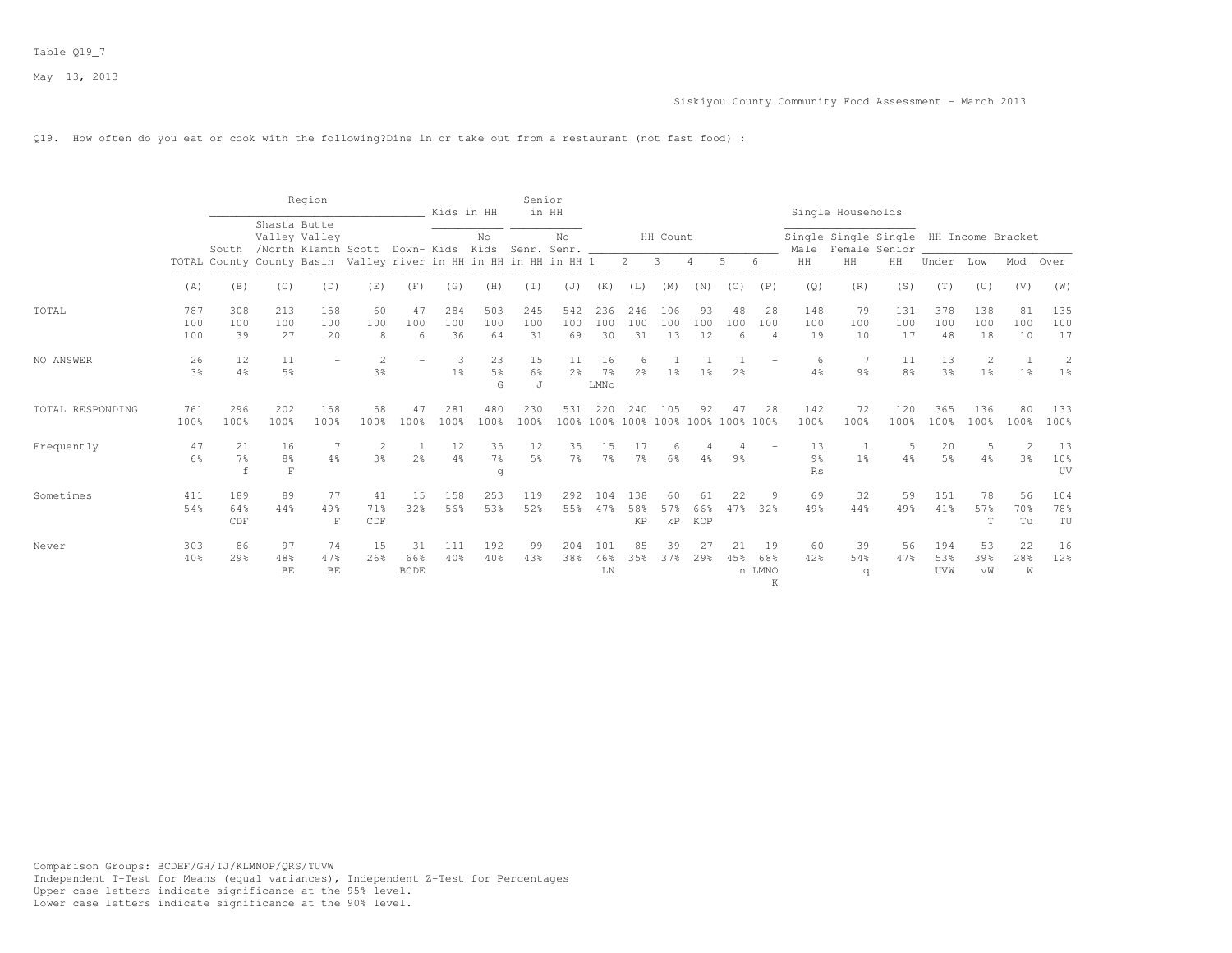Table Q19_7

May 13, 2013

Siskiyou County Community Food Assessment - March 2013

Q19. How often do you eat or cook with the following?Dine in or take out from a restaurant (not fast food) :

| | | Region | | | | | Kids in HH | | Senior in HH | | HH Count | | | | | | Single Households | | | HH Income Bracket | | | |
|---|---|---|---|---|---|---|---|---|---|---|---|---|---|---|---|---|---|---|---|---|---|---|---|
| | TOTAL | South County | Shasta Valley /North County | Butte Valley Klamth Basin | Scott Valley | Down-river | Kids in HH | No Kids in HH | Senr. in HH | No Senr. in HH | 1 | 2 | 3 | 4 | 5 | 6 | Single Male HH | Single Female HH | Single Senior HH | Under | Low | Mod | Over |
| | (A) | (B) | (C) | (D) | (E) | (F) | (G) | (H) | (I) | (J) | (K) | (L) | (M) | (N) | (O) | (P) | (Q) | (R) | (S) | (T) | (U) | (V) | (W) |
| TOTAL | 787 | 308 | 213 | 158 | 60 | 47 | 284 | 503 | 245 | 542 | 236 | 246 | 106 | 93 | 48 | 28 | 148 | 79 | 131 | 378 | 138 | 81 | 135 |
| | 100 | 100 | 100 | 100 | 100 | 100 | 100 | 100 | 100 | 100 | 100 | 100 | 100 | 100 | 100 | 100 | 100 | 100 | 100 | 100 | 100 | 100 | 100 |
| | 100 | 39 | 27 | 20 | 8 | 6 | 36 | 64 | 31 | 69 | 30 | 31 | 13 | 12 | 6 | 4 | 19 | 10 | 17 | 48 | 18 | 10 | 17 |
| NO ANSWER | 26 | 12 | 11 | - | 2 | - | 3 | 23 | 15 | 11 | 16 | 6 | 1 | 1 | 1 | - | 6 | 7 | 11 | 13 | 2 | 1 | 2 |
| | 3% | 4% | 5% | | 3% | | 1% | 5% | 6% | 2% | 7% | 2% | 1% | 1% | 2% | | 4% | 9% | 8% | 3% | 1% | 1% | 1% |
| | | | | | | | | G | J | | LMNo | | | | | | | | | | | | |
| TOTAL RESPONDING | 761 | 296 | 202 | 158 | 58 | 47 | 281 | 480 | 230 | 531 | 220 | 240 | 105 | 92 | 47 | 28 | 142 | 72 | 120 | 365 | 136 | 80 | 133 |
| | 100% | 100% | 100% | 100% | 100% | 100% | 100% | 100% | 100% | 100% | 100% | 100% | 100% | 100% | 100% | 100% | 100% | 100% | 100% | 100% | 100% | 100% | 100% |
| Frequently | 47 | 21 | 16 | 7 | 2 | 1 | 12 | 35 | 12 | 35 | 15 | 17 | 6 | 4 | 4 | - | 13 | 1 | 5 | 20 | 5 | 2 | 13 |
| | 6% | 7% | 8% | 4% | 3% | 2% | 4% | 7% | 5% | 7% | 7% | 7% | 6% | 4% | 9% | | 9% | 1% | 4% | 5% | 4% | 3% | 10% |
| | | f | F | | | | | g | | | | | | | | | Rs | | | | | | UV |
| Sometimes | 411 | 189 | 89 | 77 | 41 | 15 | 158 | 253 | 119 | 292 | 104 | 138 | 60 | 61 | 22 | 9 | 69 | 32 | 59 | 151 | 78 | 56 | 104 |
| | 54% | 64% | 44% | 49% | 71% | 32% | 56% | 53% | 52% | 55% | 47% | 58% | 57% | 66% | 47% | 32% | 49% | 44% | 49% | 41% | 57% | 70% | 78% |
| | | CDF | | F | CDF | | | | | | | KP | kP | KOP | | | | | | | T | Tu | TU |
| Never | 303 | 86 | 97 | 74 | 15 | 31 | 111 | 192 | 99 | 204 | 101 | 85 | 39 | 27 | 21 | 19 | 60 | 39 | 56 | 194 | 53 | 22 | 16 |
| | 40% | 29% | 48% | 47% | 26% | 66% | 40% | 40% | 43% | 38% | 46% | 35% | 37% | 29% | 45% | 68% | 42% | 54% | 47% | 53% | 39% | 28% | 12% |
| | | | BE | BE | | BCDE | | | | | LN | | | | n | LMNOK | | q | | UVW | vW | W | |

Comparison Groups: BCDEF/GH/IJ/KLMNOP/QRS/TUVW
Independent T-Test for Means (equal variances), Independent Z-Test for Percentages
Upper case letters indicate significance at the 95% level.
Lower case letters indicate significance at the 90% level.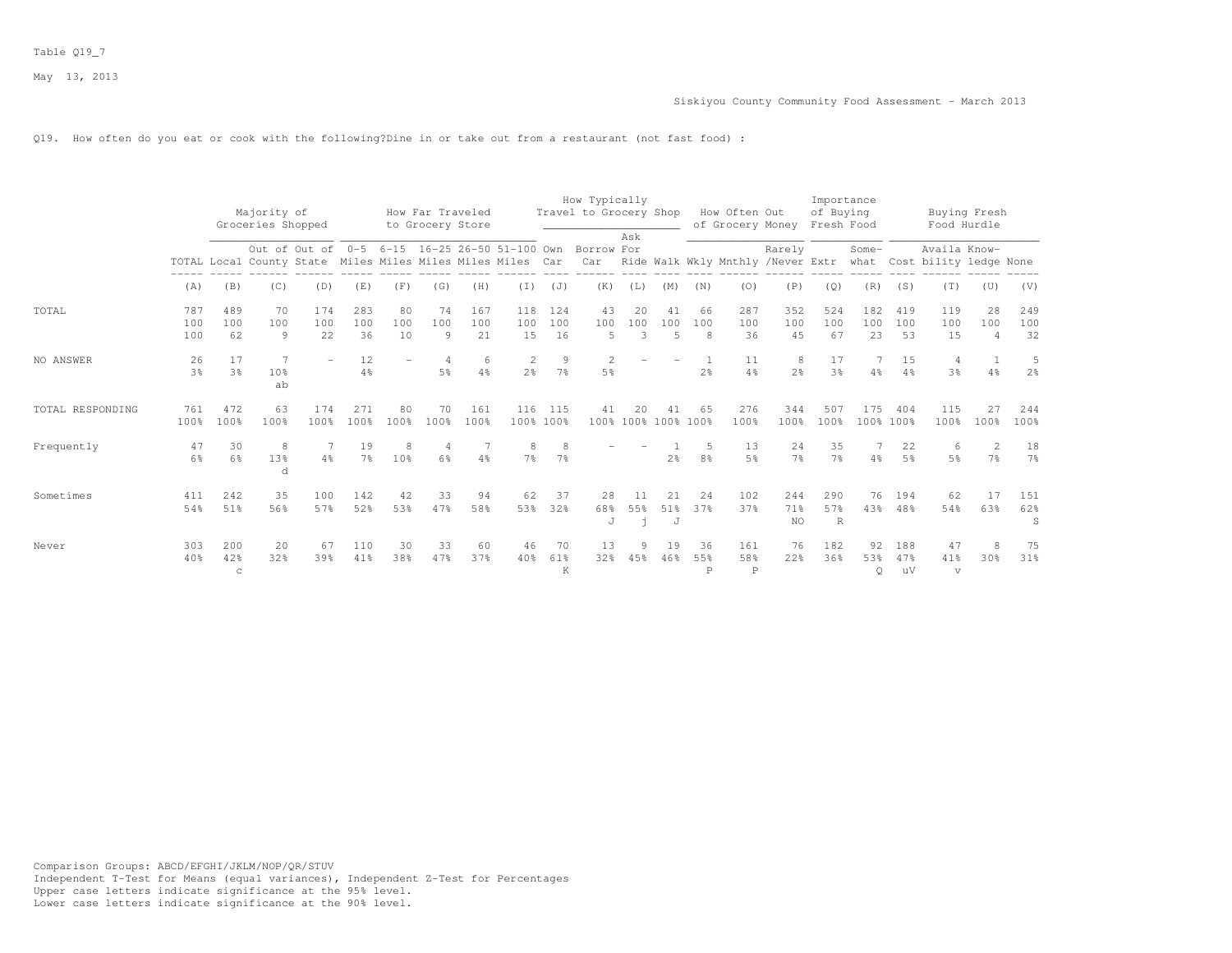Table Q19_7

May 13, 2013

Siskiyou County Community Food Assessment - March 2013

Q19. How often do you eat or cook with the following?Dine in or take out from a restaurant (not fast food) :

| | | Majority of Groceries Shopped | | | How Far Traveled to Grocery Store | | | | | How Typically Travel to Grocery Shop | | | | How Often Out of Grocery Money | | | Importance of Buying Fresh Food | | Buying Fresh Food Hurdle | | | |
|---|---|---|---|---|---|---|---|---|---|---|---|---|---|---|---|---|---|---|---|---|---|---|
| | TOTAL | Local | Out of County | Out of State | 0-5 Miles | 6-15 Miles | 16-25 Miles | 26-50 Miles | 51-100 Miles | Own Car | Borrow Car | Ask For Ride | Walk | Wkly | Mnthly | Rarely /Never | Extr | Some-what | Cost | Availa bility | Know-ledge | None |
| | (A) | (B) | (C) | (D) | (E) | (F) | (G) | (H) | (I) | (J) | (K) | (L) | (M) | (N) | (O) | (P) | (Q) | (R) | (S) | (T) | (U) | (V) |
| TOTAL | 787 | 489 | 70 | 174 | 283 | 80 | 74 | 167 | 118 | 124 | 43 | 20 | 41 | 66 | 287 | 352 | 524 | 182 | 419 | 119 | 28 | 249 |
| | 100 | 100 | 100 | 100 | 100 | 100 | 100 | 100 | 100 | 100 | 100 | 100 | 100 | 100 | 100 | 100 | 100 | 100 | 100 | 100 | 100 | 100 |
| | 100 | 62 | 9 | 22 | 36 | 10 | 9 | 21 | 15 | 16 | 5 | 3 | 5 | 8 | 36 | 45 | 67 | 23 | 53 | 15 | 4 | 32 |
| NO ANSWER | 26 | 17 | 7 | - | 12 | - | 4 | 6 | 2 | 9 | 2 | - | - | 1 | 11 | 8 | 17 | 7 | 15 | 4 | 1 | 5 |
| | 3% | 3% | 10% | | 4% | | 5% | 4% | 2% | 7% | 5% | | | 2% | 4% | 2% | 3% | 4% | 4% | 3% | 4% | 2% |
| | | | ab | | | | | | | | | | | | | | | | | | | |
| TOTAL RESPONDING | 761 | 472 | 63 | 174 | 271 | 80 | 70 | 161 | 116 | 115 | 41 | 20 | 41 | 65 | 276 | 344 | 507 | 175 | 404 | 115 | 27 | 244 |
| | 100% | 100% | 100% | 100% | 100% | 100% | 100% | 100% | 100% | 100% | 100% | 100% | 100% | 100% | 100% | 100% | 100% | 100% | 100% | 100% | 100% | 100% |
| Frequently | 47 | 30 | 8 | 7 | 19 | 8 | 4 | 7 | 8 | 8 | - | - | 1 | 5 | 13 | 24 | 35 | 7 | 22 | 6 | 2 | 18 |
| | 6% | 6% | 13% | 4% | 7% | 10% | 6% | 4% | 7% | 7% | | | 2% | 8% | 5% | 7% | 7% | 4% | 5% | 5% | 7% | 7% |
| | | | d | | | | | | | | | | | | | | | | | | | |
| Sometimes | 411 | 242 | 35 | 100 | 142 | 42 | 33 | 94 | 62 | 37 | 28 | 11 | 21 | 24 | 102 | 244 | 290 | 76 | 194 | 62 | 17 | 151 |
| | 54% | 51% | 56% | 57% | 52% | 53% | 47% | 58% | 53% | 32% | 68% | 55% | 51% | 37% | 37% | 71% | 57% | 43% | 48% | 54% | 63% | 62% |
| | | | | | | | | | | | J | j | J | | | NO | R | | | | | S |
| Never | 303 | 200 | 20 | 67 | 110 | 30 | 33 | 60 | 46 | 70 | 13 | 9 | 19 | 36 | 161 | 76 | 182 | 92 | 188 | 47 | 8 | 75 |
| | 40% | 42% | 32% | 39% | 41% | 38% | 47% | 37% | 40% | 61% | 32% | 45% | 46% | 55% | 58% | 22% | 36% | 53% | 47% | 41% | 30% | 31% |
| | | c | | | | | | | | K | | | | P | P | | | Q | uV | v | | |

Comparison Groups: ABCD/EFGHI/JKLM/NOP/QR/STUV
Independent T-Test for Means (equal variances), Independent Z-Test for Percentages
Upper case letters indicate significance at the 95% level.
Lower case letters indicate significance at the 90% level.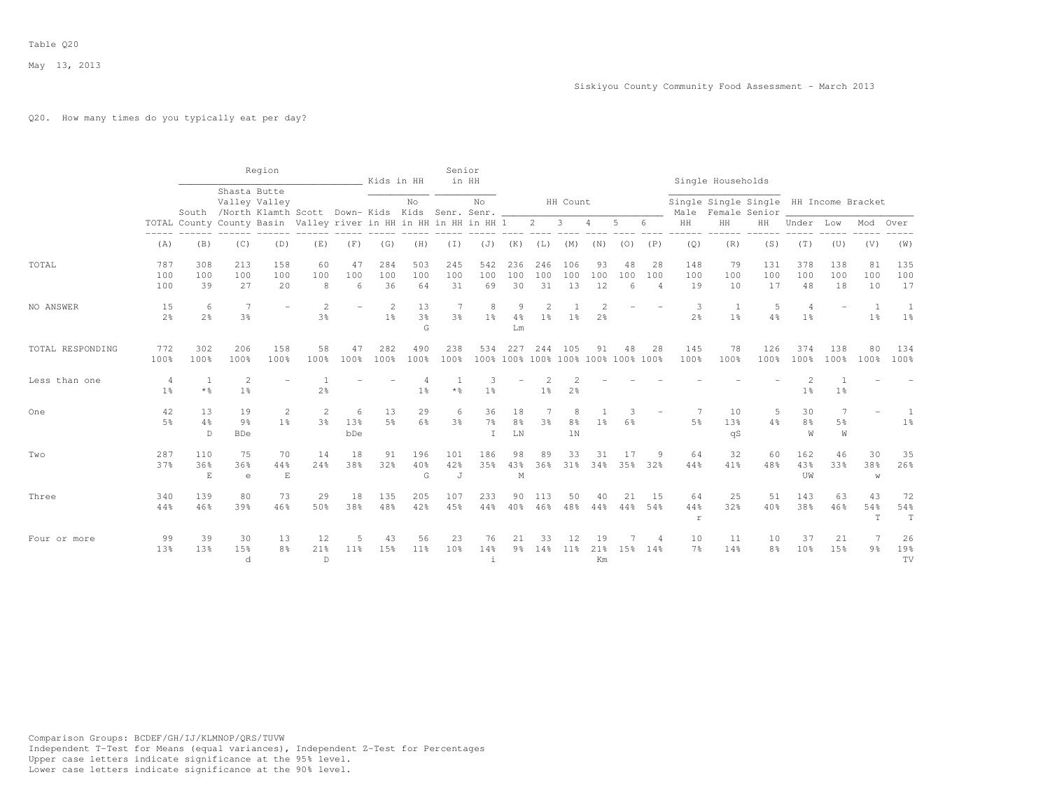Table Q20

May 13, 2013

Siskiyou County Community Food Assessment - March 2013

Q20. How many times do you typically eat per day?

| | Region | | | | | | Kids in HH | | Senior in HH | | HH Count | | | | | | Single Households | | | HH Income Bracket | | | |
|---|---|---|---|---|---|---|---|---|---|---|---|---|---|---|---|---|---|---|---|---|---|---|---|
| | TOTAL | South County | Shasta Valley /North County | Butte Valley Klamth Basin | Scott Valley | Down-river | Kids in HH | No Kids in HH | Senr. in HH | No Senr. in HH | 1 | 2 | 3 | 4 | 5 | 6 | Single Male HH | Single Female HH | Single Senior HH | Under | Low | Mod | Over |
| | (A) | (B) | (C) | (D) | (E) | (F) | (G) | (H) | (I) | (J) | (K) | (L) | (M) | (N) | (O) | (P) | (Q) | (R) | (S) | (T) | (U) | (V) | (W) |
| TOTAL | 787 | 308 | 213 | 158 | 60 | 47 | 284 | 503 | 245 | 542 | 236 | 246 | 106 | 93 | 48 | 28 | 148 | 79 | 131 | 378 | 138 | 81 | 135 |
| | 100 | 100 | 100 | 100 | 100 | 100 | 100 | 100 | 100 | 100 | 100 | 100 | 100 | 100 | 100 | 100 | 100 | 100 | 100 | 100 | 100 | 100 | 100 |
| | 100 | 39 | 27 | 20 | 8 | 6 | 36 | 64 | 31 | 69 | 30 | 31 | 13 | 12 | 6 | 4 | 19 | 10 | 17 | 48 | 18 | 10 | 17 |
| NO ANSWER | 15 | 6 | 7 | - | 2 | - | 2 | 13 | 7 | 8 | 9 | 2 | 1 | 2 | - | - | 3 | 1 | 5 | 4 | - | 1 | 1 |
| | 2% | 2% | 3% | | 3% | | 1% | 3% | 3% | 1% | 4% | 1% | 1% | 2% | | | 2% | 1% | 4% | 1% | | 1% | 1% |
| | | | | | | | | G | | | Lm | | | | | | | | | | | | |
| TOTAL RESPONDING | 772 | 302 | 206 | 158 | 58 | 47 | 282 | 490 | 238 | 534 | 227 | 244 | 105 | 91 | 48 | 28 | 145 | 78 | 126 | 374 | 138 | 80 | 134 |
| | 100% | 100% | 100% | 100% | 100% | 100% | 100% | 100% | 100% | 100% | 100% | 100% | 100% | 100% | 100% | 100% | 100% | 100% | 100% | 100% | 100% | 100% | 100% |
| Less than one | 4 | 1 | 2 | - | 1 | - | - | 4 | 1 | 3 | - | 2 | 2 | - | - | - | - | - | - | 2 | 1 | - | - |
| | 1% | *% | 1% | | 2% | | | 1% | *% | 1% | | 1% | 2% | | | | | | | 1% | 1% | | |
| One | 42 | 13 | 19 | 2 | 2 | 6 | 13 | 29 | 6 | 36 | 18 | 7 | 8 | 1 | 3 | - | 7 | 10 | 5 | 30 | 7 | - | 1 |
| | 5% | 4% | 9% | 1% | 3% | 13% | 5% | 6% | 3% | 7% | 8% | 3% | 8% | 1% | 6% | | 5% | 13% | 4% | 8% | 5% | | 1% |
| | | D | BDe | | | bDe | | | | I | LN | | lN | | | | | qS | | W | W | | |
| Two | 287 | 110 | 75 | 70 | 14 | 18 | 91 | 196 | 101 | 186 | 98 | 89 | 33 | 31 | 17 | 9 | 64 | 32 | 60 | 162 | 46 | 30 | 35 |
| | 37% | 36% | 36% | 44% | 24% | 38% | 32% | 40% | 42% | 35% | 43% | 36% | 31% | 34% | 35% | 32% | 44% | 41% | 48% | 43% | 33% | 38% | 26% |
| | | E | e | E | | | | G | J | | M | | | | | | | | | UW | | w | |
| Three | 340 | 139 | 80 | 73 | 29 | 18 | 135 | 205 | 107 | 233 | 90 | 113 | 50 | 40 | 21 | 15 | 64 | 25 | 51 | 143 | 63 | 43 | 72 |
| | 44% | 46% | 39% | 46% | 50% | 38% | 48% | 42% | 45% | 44% | 40% | 46% | 48% | 44% | 44% | 54% | 44% | 32% | 40% | 38% | 46% | 54% | 54% |
| | | | | | | | | | | | | | | | | | r | | | | | T | T |
| Four or more | 99 | 39 | 30 | 13 | 12 | 5 | 43 | 56 | 23 | 76 | 21 | 33 | 12 | 19 | 7 | 4 | 10 | 11 | 10 | 37 | 21 | 7 | 26 |
| | 13% | 13% | 15% | 8% | 21% | 11% | 15% | 11% | 10% | 14% | 9% | 14% | 11% | 21% | 15% | 14% | 7% | 14% | 8% | 10% | 15% | 9% | 19% |
| | | | d | | D | | | | | i | | | | Km | | | | | | | | | TV |

Comparison Groups: BCDEF/GH/IJ/KLMNOP/QRS/TUVW
Independent T-Test for Means (equal variances), Independent Z-Test for Percentages
Upper case letters indicate significance at the 95% level.
Lower case letters indicate significance at the 90% level.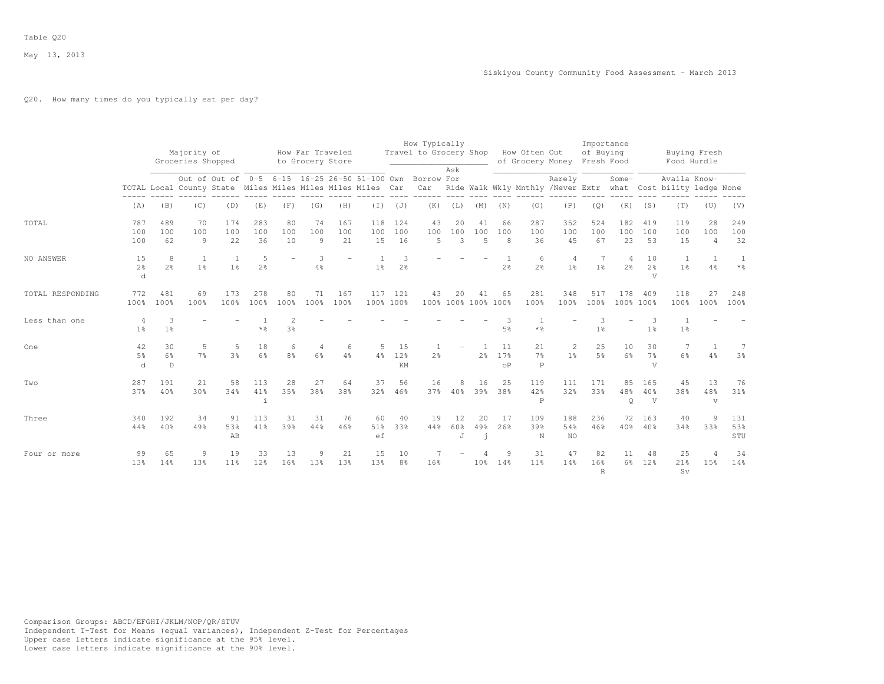Table Q20

May 13, 2013

Siskiyou County Community Food Assessment - March 2013

Q20. How many times do you typically eat per day?

| | | Majority of Groceries Shopped | | | How Far Traveled to Grocery Store | | | | | How Typically Travel to Grocery Shop | | | | How Often Out of Grocery Money | | | Importance of Buying Fresh Food | | Buying Fresh Food Hurdle | | | |
|---|---|---|---|---|---|---|---|---|---|---|---|---|---|---|---|---|---|---|---|---|---|---|
| | TOTAL | Local | Out of County | Out of State | 0-5 Miles | 6-15 Miles | 16-25 Miles | 26-50 Miles | 51-100 Miles | Own Car | Borrow Car | Ask For Ride | Walk | Wkly | Mnthly | Rarely /Never | Extr | Some-what | Cost | Availa bility | Know-ledge | None |
| | (A) | (B) | (C) | (D) | (E) | (F) | (G) | (H) | (I) | (J) | (K) | (L) | (M) | (N) | (O) | (P) | (Q) | (R) | (S) | (T) | (U) | (V) |
| TOTAL | 787 | 489 | 70 | 174 | 283 | 80 | 74 | 167 | 118 | 124 | 43 | 20 | 41 | 66 | 287 | 352 | 524 | 182 | 419 | 119 | 28 | 249 |
| | 100 | 100 | 100 | 100 | 100 | 100 | 100 | 100 | 100 | 100 | 100 | 100 | 100 | 100 | 100 | 100 | 100 | 100 | 100 | 100 | 100 | 100 |
| | 100 | 62 | 9 | 22 | 36 | 10 | 9 | 21 | 15 | 16 | 5 | 3 | 5 | 8 | 36 | 45 | 67 | 23 | 53 | 15 | 4 | 32 |
| NO ANSWER | 15 | 8 | 1 | 1 | 5 | - | 3 | - | 1 | 3 | - | - | - | 1 | 6 | 4 | 7 | 4 | 10 | 1 | 1 | 1 |
| | 2% | 2% | 1% | 1% | 2% | | 4% | | 1% | 2% | | | | 2% | 2% | 1% | 1% | 2% | 2% | 1% | 4% | *% |
| | d | | | | | | | | | | | | | | | | | | V | | | |
| TOTAL RESPONDING | 772 | 481 | 69 | 173 | 278 | 80 | 71 | 167 | 117 | 121 | 43 | 20 | 41 | 65 | 281 | 348 | 517 | 178 | 409 | 118 | 27 | 248 |
| | 100% | 100% | 100% | 100% | 100% | 100% | 100% | 100% | 100% | 100% | 100% | 100% | 100% | 100% | 100% | 100% | 100% | 100% | 100% | 100% | 100% | 100% |
| Less than one | 4 | 3 | - | - | 1 | 2 | - | - | - | - | - | - | - | 3 | 1 | - | 3 | - | 3 | 1 | - | - |
| | 1% | 1% | | | *% | 3% | | | | | | | | 5% | *% | | 1% | | 1% | 1% | | |
| One | 42 | 30 | 5 | 5 | 18 | 6 | 4 | 6 | 5 | 15 | 1 | - | 1 | 11 | 21 | 2 | 25 | 10 | 30 | 7 | 1 | 7 |
| | 5% | 6% | 7% | 3% | 6% | 8% | 6% | 4% | 4% | 12% | 2% | | 2% | 17% | 7% | 1% | 5% | 6% | 7% | 6% | 4% | 3% |
| | d | D | | | | | | | | KM | | | | oP | P | | | | V | | | |
| Two | 287 | 191 | 21 | 58 | 113 | 28 | 27 | 64 | 37 | 56 | 16 | 8 | 16 | 25 | 119 | 111 | 171 | 85 | 165 | 45 | 13 | 76 |
| | 37% | 40% | 30% | 34% | 41% | 35% | 38% | 38% | 32% | 46% | 37% | 40% | 39% | 38% | 42% | 32% | 33% | 48% | 40% | 38% | 48% | 31% |
| | | | | | i | | | | | | | | | | P | | | Q | V | | v | |
| Three | 340 | 192 | 34 | 91 | 113 | 31 | 31 | 76 | 60 | 40 | 19 | 12 | 20 | 17 | 109 | 188 | 236 | 72 | 163 | 40 | 9 | 131 |
| | 44% | 40% | 49% | 53% | 41% | 39% | 44% | 46% | 51% | 33% | 44% | 60% | 49% | 26% | 39% | 54% | 46% | 40% | 40% | 34% | 33% | 53% |
| | | | | AB | | | | | ef | | | J | j | | N | NO | | | | | | STU |
| Four or more | 99 | 65 | 9 | 19 | 33 | 13 | 9 | 21 | 15 | 10 | 7 | - | 4 | 9 | 31 | 47 | 82 | 11 | 48 | 25 | 4 | 34 |
| | 13% | 14% | 13% | 11% | 12% | 16% | 13% | 13% | 13% | 8% | 16% | | 10% | 14% | 11% | 14% | 16% | 6% | 12% | 21% | 15% | 14% |
| | | | | | | | | | | | | | | | | | R | | | Sv | | |

Comparison Groups: ABCD/EFGHI/JKLM/NOP/QR/STUV
Independent T-Test for Means (equal variances), Independent Z-Test for Percentages
Upper case letters indicate significance at the 95% level.
Lower case letters indicate significance at the 90% level.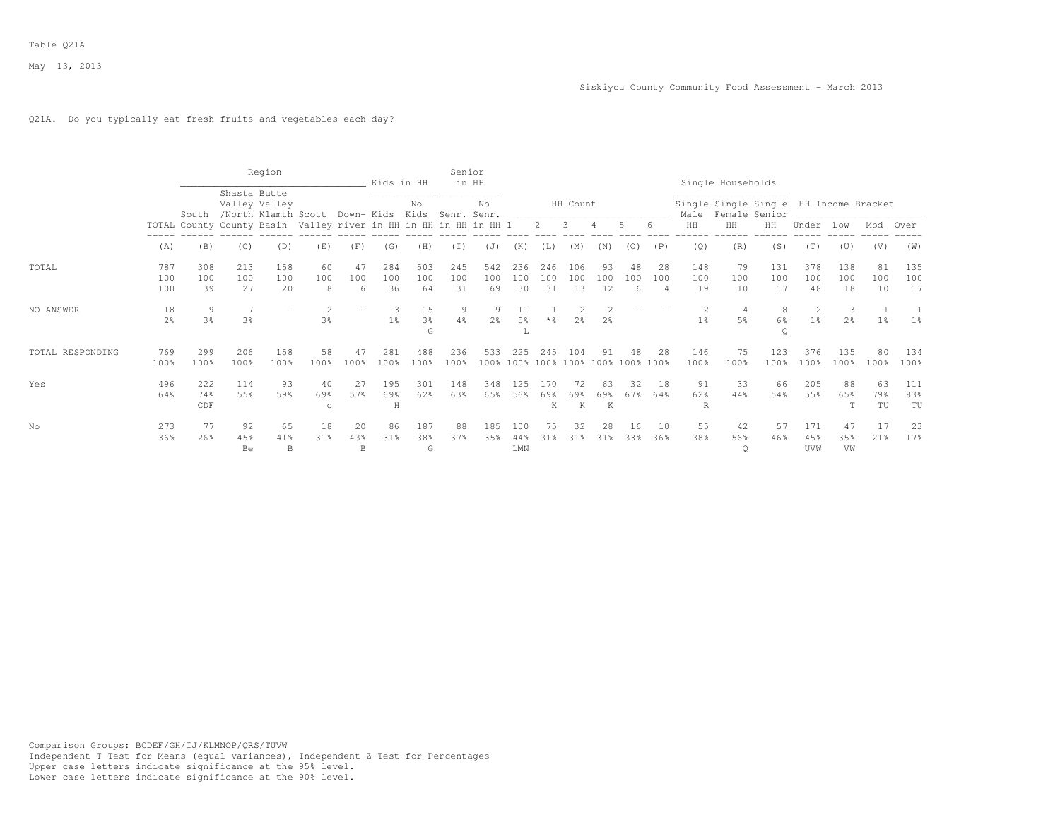Table Q21A

May 13, 2013

Siskiyou County Community Food Assessment - March 2013

Q21A. Do you typically eat fresh fruits and vegetables each day?

| | | Region | | | | | Kids in HH | | Senior in HH | | HH Count | | | | | | Single Households | | | HH Income Bracket | | | |
|---|---|---|---|---|---|---|---|---|---|---|---|---|---|---|---|---|---|---|---|---|---|---|---|
| | TOTAL | South County | Shasta Valley /North County | Butte Valley Klamth Basin | Scott Valley | Down-river | Kids in HH | No Kids in HH | Senr. in HH | No Senr. in HH | 1 | 2 | 3 | 4 | 5 | 6 | Single Male HH | Single Female HH | Single Senior HH | Under | Low | Mod | Over |
| | (A) | (B) | (C) | (D) | (E) | (F) | (G) | (H) | (I) | (J) | (K) | (L) | (M) | (N) | (O) | (P) | (Q) | (R) | (S) | (T) | (U) | (V) | (W) |
| TOTAL | 787 | 308 | 213 | 158 | 60 | 47 | 284 | 503 | 245 | 542 | 236 | 246 | 106 | 93 | 48 | 28 | 148 | 79 | 131 | 378 | 138 | 81 | 135 |
| | 100 | 100 | 100 | 100 | 100 | 100 | 100 | 100 | 100 | 100 | 100 | 100 | 100 | 100 | 100 | 100 | 100 | 100 | 100 | 100 | 100 | 100 | 100 |
| | 100 | 39 | 27 | 20 | 8 | 6 | 36 | 64 | 31 | 69 | 30 | 31 | 13 | 12 | 6 | 4 | 19 | 10 | 17 | 48 | 18 | 10 | 17 |
| NO ANSWER | 18 | 9 | 7 | - | 2 | - | 3 | 15 | 9 | 9 | 11 | 1 | 2 | 2 | - | - | 2 | 4 | 8 | 2 | 3 | 1 | 1 |
| | 2% | 3% | 3% | | 3% | | 1% | 3% | 4% | 2% | 5% | *% | 2% | 2% | | | 1% | 5% | 6% | 1% | 2% | 1% | 1% |
| | | | | | | | | G | | | L | | | | | | | | Q | | | | |
| TOTAL RESPONDING | 769 | 299 | 206 | 158 | 58 | 47 | 281 | 488 | 236 | 533 | 225 | 245 | 104 | 91 | 48 | 28 | 146 | 75 | 123 | 376 | 135 | 80 | 134 |
| | 100% | 100% | 100% | 100% | 100% | 100% | 100% | 100% | 100% | 100% | 100% | 100% | 100% | 100% | 100% | 100% | 100% | 100% | 100% | 100% | 100% | 100% | 100% |
| Yes | 496 | 222 | 114 | 93 | 40 | 27 | 195 | 301 | 148 | 348 | 125 | 170 | 72 | 63 | 32 | 18 | 91 | 33 | 66 | 205 | 88 | 63 | 111 |
| | 64% | 74% | 55% | 59% | 69% | 57% | 69% | 62% | 63% | 65% | 56% | 69% | 69% | 69% | 67% | 64% | 62% | 44% | 54% | 55% | 65% | 79% | 83% |
| | | CDF | | | c | | H | | | | | K | K | K | | | R | | | | T | TU | TU |
| No | 273 | 77 | 92 | 65 | 18 | 20 | 86 | 187 | 88 | 185 | 100 | 75 | 32 | 28 | 16 | 10 | 55 | 42 | 57 | 171 | 47 | 17 | 23 |
| | 36% | 26% | 45% | 41% | 31% | 43% | 31% | 38% | 37% | 35% | 44% | 31% | 31% | 31% | 33% | 36% | 38% | 56% | 46% | 45% | 35% | 21% | 17% |
| | | | Be | B | | B | | G | | | LMN | | | | | | | Q | | UVW | VW | | |

Comparison Groups: BCDEF/GH/IJ/KLMNOP/QRS/TUVW
Independent T-Test for Means (equal variances), Independent Z-Test for Percentages
Upper case letters indicate significance at the 95% level.
Lower case letters indicate significance at the 90% level.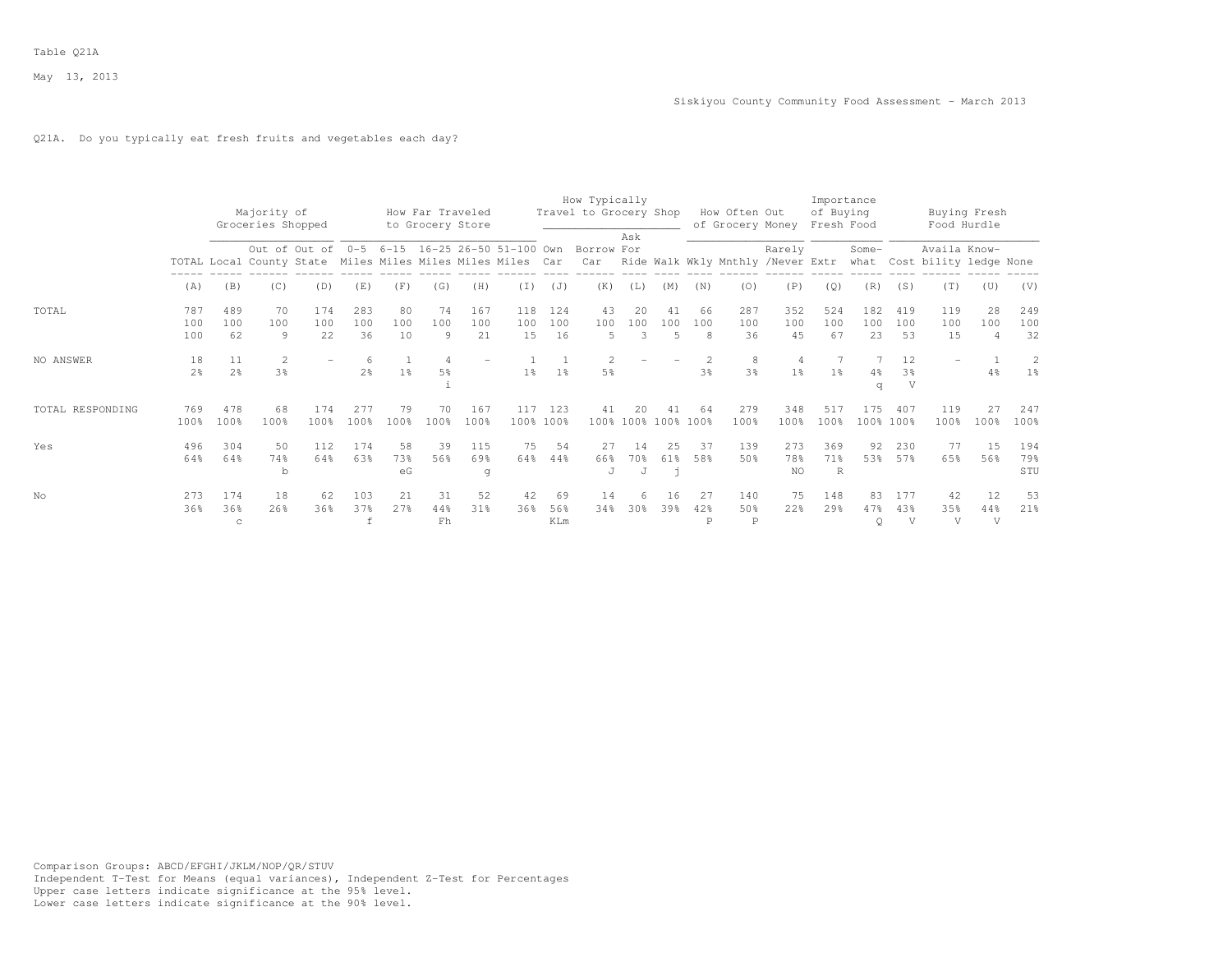Table Q21A

May 13, 2013

Siskiyou County Community Food Assessment - March 2013

Q21A. Do you typically eat fresh fruits and vegetables each day?

| | TOTAL | Majority of Groceries Shopped: Local | Out of County | Out of State | How Far Traveled to Grocery Store: 0-5 Miles | 6-15 Miles | 16-25 Miles | 26-50 Miles | 51-100 Miles | How Typically Travel to Grocery Shop: Own Car | Borrow Car | Ask For Ride | Walk | How Often Out of Grocery Money: Wkly | Mnthly | Rarely /Never | Importance of Buying Fresh Food: Extr | Some-what | Buying Fresh Food Hurdle: Cost | Availa bility | Know-ledge | None |
|---|---|---|---|---|---|---|---|---|---|---|---|---|---|---|---|---|---|---|---|---|---|---|
| | (A) | (B) | (C) | (D) | (E) | (F) | (G) | (H) | (I) | (J) | (K) | (L) | (M) | (N) | (O) | (P) | (Q) | (R) | (S) | (T) | (U) | (V) |
| TOTAL | 787 | 489 | 70 | 174 | 283 | 80 | 74 | 167 | 118 | 124 | 43 | 20 | 41 | 66 | 287 | 352 | 524 | 182 | 419 | 119 | 28 | 249 |
| | 100 | 100 | 100 | 100 | 100 | 100 | 100 | 100 | 100 | 100 | 100 | 100 | 100 | 100 | 100 | 100 | 100 | 100 | 100 | 100 | 100 | 100 |
| | 100 | 62 | 9 | 22 | 36 | 10 | 9 | 21 | 15 | 16 | 5 | 3 | 5 | 8 | 36 | 45 | 67 | 23 | 53 | 15 | 4 | 32 |
| NO ANSWER | 18 | 11 | 2 | - | 6 | 1 | 4 | - | 1 | 1 | 2 | - | - | 2 | 8 | 4 | 7 | 7 | 12 | - | 1 | 2 |
| | 2% | 2% | 3% | | 2% | 1% | 5% | | 1% | 1% | 5% | | | 3% | 3% | 1% | 1% | 4% | 3% | | 4% | 1% |
| | | | | | | | i | | | | | | | | | | | q | V | | | |
| TOTAL RESPONDING | 769 | 478 | 68 | 174 | 277 | 79 | 70 | 167 | 117 | 123 | 41 | 20 | 41 | 64 | 279 | 348 | 517 | 175 | 407 | 119 | 27 | 247 |
| | 100% | 100% | 100% | 100% | 100% | 100% | 100% | 100% | 100% | 100% | 100% | 100% | 100% | 100% | 100% | 100% | 100% | 100% | 100% | 100% | 100% | 100% |
| Yes | 496 | 304 | 50 | 112 | 174 | 58 | 39 | 115 | 75 | 54 | 27 | 14 | 25 | 37 | 139 | 273 | 369 | 92 | 230 | 77 | 15 | 194 |
| | 64% | 64% | 74% | 64% | 63% | 73% | 56% | 69% | 64% | 44% | 66% | 70% | 61% | 58% | 50% | 78% | 71% | 53% | 57% | 65% | 56% | 79% |
| | | | b | | | eG | | g | | | J | J | j | | | NO | R | | | | | STU |
| No | 273 | 174 | 18 | 62 | 103 | 21 | 31 | 52 | 42 | 69 | 14 | 6 | 16 | 27 | 140 | 75 | 148 | 83 | 177 | 42 | 12 | 53 |
| | 36% | 36% | 26% | 36% | 37% | 27% | 44% | 31% | 36% | 56% | 34% | 30% | 39% | 42% | 50% | 22% | 29% | 47% | 43% | 35% | 44% | 21% |
| | | c | | | f | | Fh | | | KLm | | | | P | P | | | Q | V | V | V | |

Comparison Groups: ABCD/EFGHI/JKLM/NOP/QR/STUV
Independent T-Test for Means (equal variances), Independent Z-Test for Percentages
Upper case letters indicate significance at the 95% level.
Lower case letters indicate significance at the 90% level.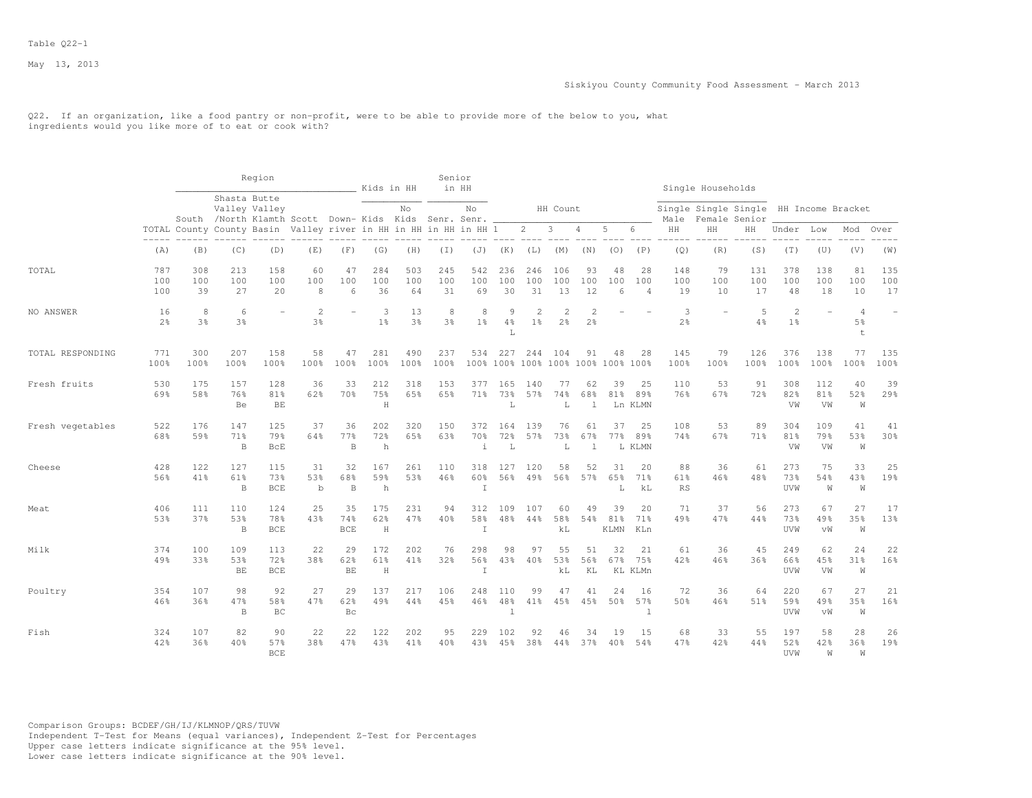Table Q22-1

May 13, 2013

Siskiyou County Community Food Assessment - March 2013

Q22. If an organization, like a food pantry or non-profit, were to be able to provide more of the below to you, what ingredients would you like more of to eat or cook with?

| | | Region | | | | | Kids in HH | | Senior in HH | | HH Count | | | | | | Single Households | | | HH Income Bracket | | | |
|---|---|---|---|---|---|---|---|---|---|---|---|---|---|---|---|---|---|---|---|---|---|---|---|
| | TOTAL | South County | Shasta Valley /North County | Butte Valley Klamth Basin | Scott Valley | Down-river | Kids in HH | No Kids in HH | Senr. in HH | No Senr. in HH | 1 | 2 | 3 | 4 | 5 | 6 | Single Male HH | Single Female HH | Single Senior HH | Under | Low | Mod | Over |
| | (A) | (B) | (C) | (D) | (E) | (F) | (G) | (H) | (I) | (J) | (K) | (L) | (M) | (N) | (O) | (P) | (Q) | (R) | (S) | (T) | (U) | (V) | (W) |
| TOTAL | 787 | 308 | 213 | 158 | 60 | 47 | 284 | 503 | 245 | 542 | 236 | 246 | 106 | 93 | 48 | 28 | 148 | 79 | 131 | 378 | 138 | 81 | 135 |
| | 100 | 100 | 100 | 100 | 100 | 100 | 100 | 100 | 100 | 100 | 100 | 100 | 100 | 100 | 100 | 100 | 100 | 100 | 100 | 100 | 100 | 100 | 100 |
| | 100 | 39 | 27 | 20 | 8 | 6 | 36 | 64 | 31 | 69 | 30 | 31 | 13 | 12 | 6 | 4 | 19 | 10 | 17 | 48 | 18 | 10 | 17 |
| NO ANSWER | 16 | 8 | 6 | - | 2 | - | 3 | 13 | 8 | 8 | 9 | 2 | 2 | 2 | - | - | 3 | - | 5 | 2 | - | 4 | - |
| | 2% | 3% | 3% | | 3% | | 1% | 3% | 3% | 1% | 4% | 1% | 2% | 2% | | | 2% | | 4% | 1% | | 5% | |
| | | | | | | | | | | | L | | | | | | | | | | | t | |
| TOTAL RESPONDING | 771 | 300 | 207 | 158 | 58 | 47 | 281 | 490 | 237 | 534 | 227 | 244 | 104 | 91 | 48 | 28 | 145 | 79 | 126 | 376 | 138 | 77 | 135 |
| | 100% | 100% | 100% | 100% | 100% | 100% | 100% | 100% | 100% | 100% | 100% | 100% | 100% | 100% | 100% | 100% | 100% | 100% | 100% | 100% | 100% | 100% | 100% |
| Fresh fruits | 530 | 175 | 157 | 128 | 36 | 33 | 212 | 318 | 153 | 377 | 165 | 140 | 77 | 62 | 39 | 25 | 110 | 53 | 91 | 308 | 112 | 40 | 39 |
| | 69% | 58% | 76% | 81% | 62% | 70% | 75% | 65% | 65% | 71% | 73% | 57% | 74% | 68% | 81% | 89% | 76% | 67% | 72% | 82% | 81% | 52% | 29% |
| | | | Be | BE | | | H | | | | L | | L | l | Ln | KLMN | | | | VW | VW | W | |
| Fresh vegetables | 522 | 176 | 147 | 125 | 37 | 36 | 202 | 320 | 150 | 372 | 164 | 139 | 76 | 61 | 37 | 25 | 108 | 53 | 89 | 304 | 109 | 41 | 41 |
| | 68% | 59% | 71% | 79% | 64% | 77% | 72% | 65% | 63% | 70% | 72% | 57% | 73% | 67% | 77% | 89% | 74% | 67% | 71% | 81% | 79% | 53% | 30% |
| | | | B | BcE | | B | h | | | i | L | | L | l | L | KLMN | | | | VW | VW | W | |
| Cheese | 428 | 122 | 127 | 115 | 31 | 32 | 167 | 261 | 110 | 318 | 127 | 120 | 58 | 52 | 31 | 20 | 88 | 36 | 61 | 273 | 75 | 33 | 25 |
| | 56% | 41% | 61% | 73% | 53% | 68% | 59% | 53% | 46% | 60% | 56% | 49% | 56% | 57% | 65% | 71% | 61% | 46% | 48% | 73% | 54% | 43% | 19% |
| | | | B | BCE | b | B | h | | | I | | | | | L | kL | RS | | | UVW | W | W | |
| Meat | 406 | 111 | 110 | 124 | 25 | 35 | 175 | 231 | 94 | 312 | 109 | 107 | 60 | 49 | 39 | 20 | 71 | 37 | 56 | 273 | 67 | 27 | 17 |
| | 53% | 37% | 53% | 78% | 43% | 74% | 62% | 47% | 40% | 58% | 48% | 44% | 58% | 54% | 81% | 71% | 49% | 47% | 44% | 73% | 49% | 35% | 13% |
| | | | B | BCE | | BCE | H | | | I | | | kL | | KLMN | KLn | | | | UVW | vW | W | |
| Milk | 374 | 100 | 109 | 113 | 22 | 29 | 172 | 202 | 76 | 298 | 98 | 97 | 55 | 51 | 32 | 21 | 61 | 36 | 45 | 249 | 62 | 24 | 22 |
| | 49% | 33% | 53% | 72% | 38% | 62% | 61% | 41% | 32% | 56% | 43% | 40% | 53% | 56% | 67% | 75% | 42% | 46% | 36% | 66% | 45% | 31% | 16% |
| | | | BE | BCE | | BE | H | | | I | | | kL | KL | KL | KLMn | | | | UVW | VW | W | |
| Poultry | 354 | 107 | 98 | 92 | 27 | 29 | 137 | 217 | 106 | 248 | 110 | 99 | 47 | 41 | 24 | 16 | 72 | 36 | 64 | 220 | 67 | 27 | 21 |
| | 46% | 36% | 47% | 58% | 47% | 62% | 49% | 44% | 45% | 46% | 48% | 41% | 45% | 45% | 50% | 57% | 50% | 46% | 51% | 59% | 49% | 35% | 16% |
| | | | B | BC | | Bc | | | | | l | | | | | l | | | | UVW | vW | W | |
| Fish | 324 | 107 | 82 | 90 | 22 | 22 | 122 | 202 | 95 | 229 | 102 | 92 | 46 | 34 | 19 | 15 | 68 | 33 | 55 | 197 | 58 | 28 | 26 |
| | 42% | 36% | 40% | 57% | 38% | 47% | 43% | 41% | 40% | 43% | 45% | 38% | 44% | 37% | 40% | 54% | 47% | 42% | 44% | 52% | 42% | 36% | 19% |
| | | | | BCE | | | | | | | | | | | | | | | | UVW | W | W | |

Comparison Groups: BCDEF/GH/IJ/KLMNOP/QRS/TUVW
Independent T-Test for Means (equal variances), Independent Z-Test for Percentages
Upper case letters indicate significance at the 95% level.
Lower case letters indicate significance at the 90% level.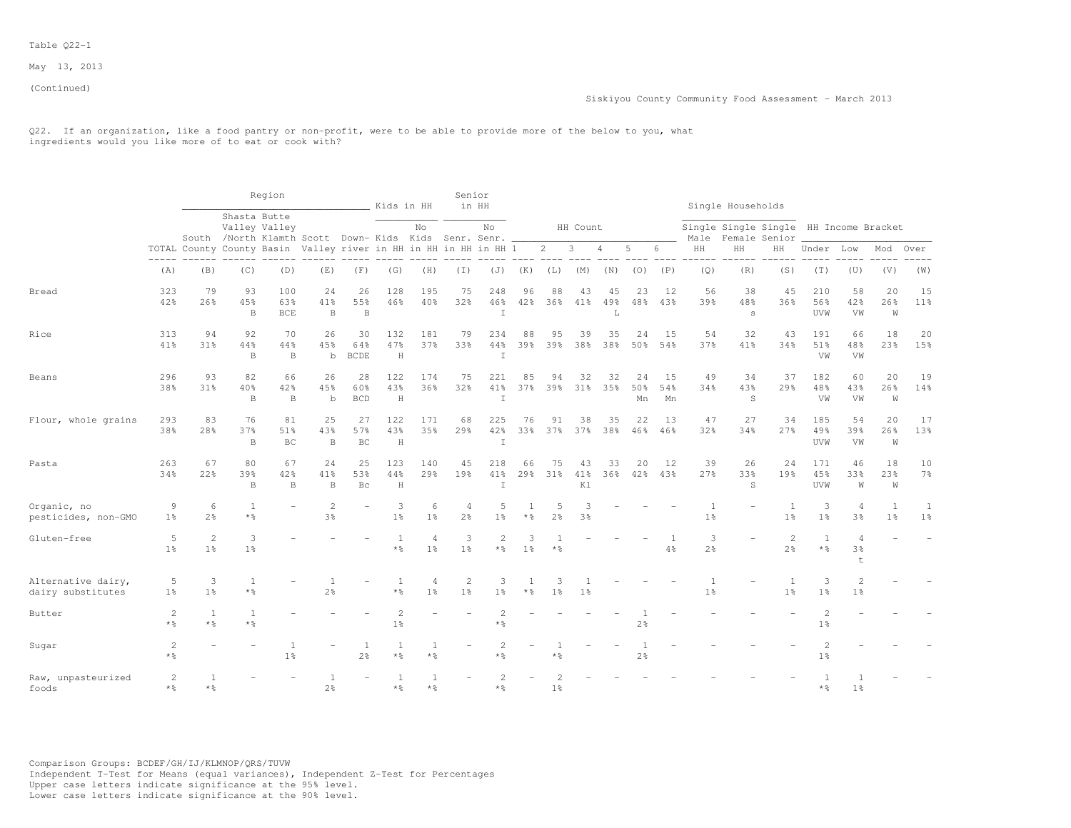Table Q22-1

May 13, 2013

(Continued)

Siskiyou County Community Food Assessment - March 2013

Q22. If an organization, like a food pantry or non-profit, were to be able to provide more of the below to you, what ingredients would you like more of to eat or cook with?

| | | Region | | | | | Kids in HH | | Senior in HH | | HH Count | | | | | | Single Households | | | HH Income Bracket | | | |
|---|---|---|---|---|---|---|---|---|---|---|---|---|---|---|---|---|---|---|---|---|---|---|---|
| | TOTAL | South County | Shasta Valley /North County | Butte Valley Klamth Basin | Scott Valley | Down-river | Kids in HH | No Kids in HH | Senr. in HH | No Senr. in HH | 1 | 2 | 3 | 4 | 5 | 6 | Single Male HH | Single Female HH | Single Senior HH | Under | Low | Mod | Over |
| | (A) | (B) | (C) | (D) | (E) | (F) | (G) | (H) | (I) | (J) | (K) | (L) | (M) | (N) | (O) | (P) | (Q) | (R) | (S) | (T) | (U) | (V) | (W) |
| Bread | 323 | 79 | 93 | 100 | 24 | 26 | 128 | 195 | 75 | 248 | 96 | 88 | 43 | 45 | 23 | 12 | 56 | 38 | 45 | 210 | 58 | 20 | 15 |
| | 42% | 26% | 45% | 63% | 41% | 55% | 46% | 40% | 32% | 46% | 42% | 36% | 41% | 49% | 48% | 43% | 39% | 48% | 36% | 56% | 42% | 26% | 11% |
| | | | B | BCE | B | B | | | | I | | | | L | | | | s | | UVW | VW | W | |
| Rice | 313 | 94 | 92 | 70 | 26 | 30 | 132 | 181 | 79 | 234 | 88 | 95 | 39 | 35 | 24 | 15 | 54 | 32 | 43 | 191 | 66 | 18 | 20 |
| | 41% | 31% | 44% | 44% | 45% | 54% | 47% | 37% | 33% | 44% | 39% | 39% | 38% | 38% | 50% | 54% | 37% | 41% | 34% | 51% | 48% | 23% | 15% |
| | | | B | B | b | BCDE | H | | | I | | | | | | | | | | VW | VW | | |
| Beans | 296 | 93 | 82 | 66 | 26 | 28 | 122 | 174 | 75 | 221 | 85 | 94 | 32 | 32 | 24 | 15 | 49 | 34 | 37 | 182 | 60 | 20 | 19 |
| | 38% | 31% | 40% | 42% | 45% | 60% | 43% | 36% | 32% | 41% | 37% | 39% | 31% | 35% | 50% | 54% | 34% | 43% | 29% | 48% | 43% | 26% | 14% |
| | | | B | B | b | BCD | H | | | I | | | | | Mn | Mn | | S | | VW | VW | W | |
| Flour, whole grains | 293 | 83 | 76 | 81 | 25 | 27 | 122 | 171 | 68 | 225 | 76 | 91 | 38 | 35 | 22 | 13 | 47 | 27 | 34 | 185 | 54 | 20 | 17 |
| | 38% | 28% | 37% | 51% | 43% | 57% | 43% | 35% | 29% | 42% | 33% | 37% | 37% | 38% | 46% | 46% | 32% | 34% | 27% | 49% | 39% | 26% | 13% |
| | | | B | BC | B | BC | H | | | I | | | | | | | | | | UVW | VW | W | |
| Pasta | 263 | 67 | 80 | 67 | 24 | 25 | 123 | 140 | 45 | 218 | 66 | 75 | 43 | 33 | 20 | 12 | 39 | 26 | 24 | 171 | 46 | 18 | 10 |
| | 34% | 22% | 39% | 42% | 41% | 53% | 44% | 29% | 19% | 41% | 29% | 31% | 41% | 36% | 42% | 43% | 27% | 33% | 19% | 45% | 33% | 23% | 7% |
| | | | B | B | B | Bc | H | | | I | | | Kl | | | | | S | | UVW | W | W | |
| Organic, no pesticides, non-GMO | 9 | 6 | 1 | - | 2 | - | 3 | 6 | 4 | 5 | 1 | 5 | 3 | - | - | - | 1 | - | 1 | 3 | 4 | 1 | 1 |
| | 1% | 2% | *% | | 3% | | 1% | 1% | 2% | 1% | *% | 2% | 3% | | | | 1% | | 1% | 1% | 3% | 1% | 1% |
| Gluten-free | 5 | 2 | 3 | - | - | - | 1 | 4 | 3 | 2 | 3 | 1 | - | - | - | 1 | 3 | - | 2 | 1 | 4 | - | - |
| | 1% | 1% | 1% | | | | *% | 1% | 1% | *% | 1% | *% | | | | 4% | 2% | | 2% | *% | 3% | | |
| | | | | | | | | | | | | | | | | | | | | | t | | |
| Alternative dairy, dairy substitutes | 5 | 3 | 1 | - | 1 | - | 1 | 4 | 2 | 3 | 1 | 3 | 1 | - | - | - | 1 | - | 1 | 3 | 2 | - | - |
| | 1% | 1% | *% | | 2% | | *% | 1% | 1% | 1% | *% | 1% | 1% | | | | 1% | | 1% | 1% | 1% | | |
| Butter | 2 | 1 | 1 | - | - | - | 2 | - | - | 2 | - | - | - | - | 1 | - | - | - | - | 2 | - | - | - |
| | *% | *% | *% | | | | 1% | | | *% | | | | | 2% | | | | | 1% | | | |
| Sugar | 2 | - | - | 1 | - | 1 | 1 | 1 | - | 2 | - | 1 | - | - | 1 | - | - | - | - | 2 | - | - | - |
| | *% | | | 1% | | 2% | *% | *% | | *% | | *% | | | 2% | | | | | 1% | | | |
| Raw, unpasteurized foods | 2 | 1 | - | - | 1 | - | 1 | 1 | - | 2 | - | 2 | - | - | - | - | - | - | - | 1 | 1 | - | - |
| | *% | *% | | | 2% | | *% | *% | | *% | | 1% | | | | | | | | *% | 1% | | |

Comparison Groups: BCDEF/GH/IJ/KLMNOP/QRS/TUVW
Independent T-Test for Means (equal variances), Independent Z-Test for Percentages
Upper case letters indicate significance at the 95% level.
Lower case letters indicate significance at the 90% level.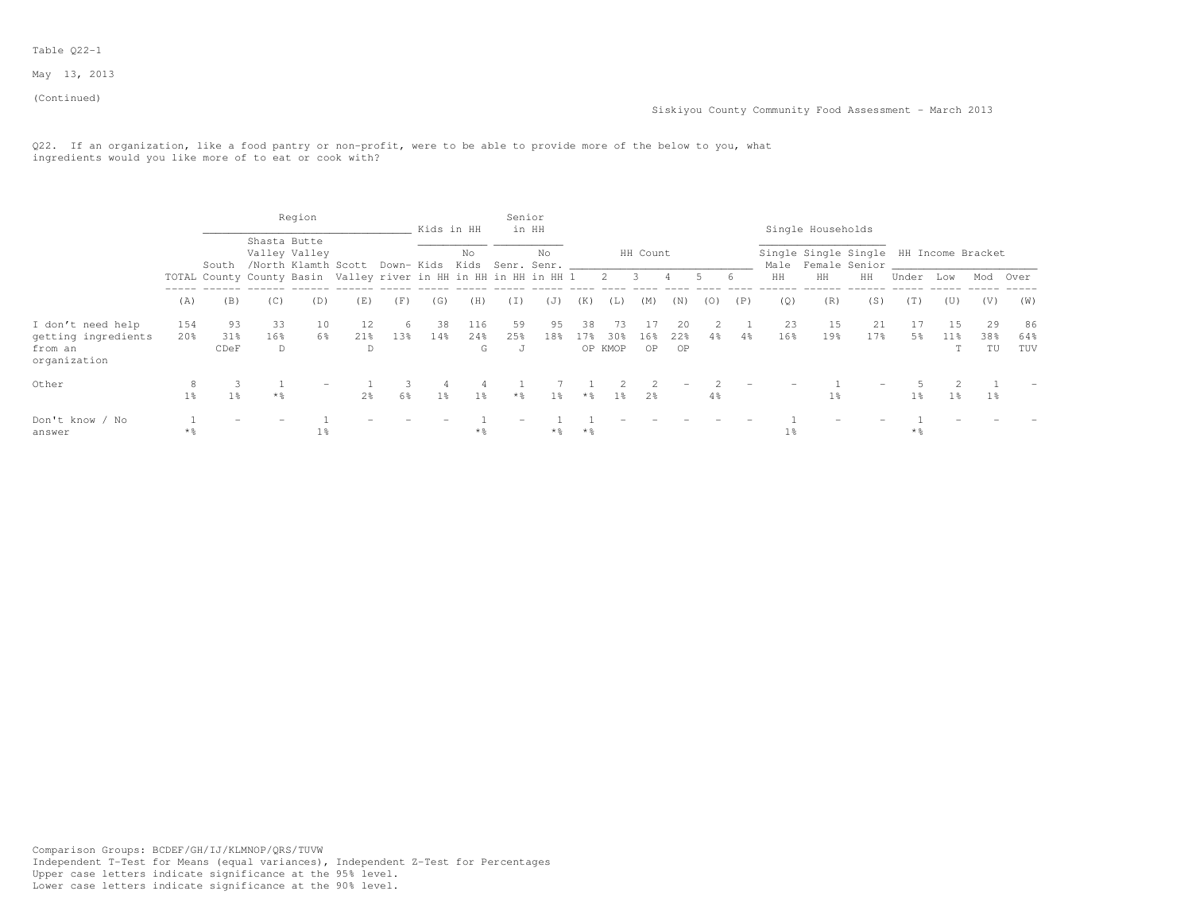Table Q22-1

May 13, 2013

(Continued)

Siskiyou County Community Food Assessment - March 2013

Q22. If an organization, like a food pantry or non-profit, were to be able to provide more of the below to you, what ingredients would you like more of to eat or cook with?

| | | Region | | | | | Kids in HH | | Senior in HH | | HH Count | | | | | | Single Households | | | HH Income Bracket | | | |
|---|---|---|---|---|---|---|---|---|---|---|---|---|---|---|---|---|---|---|---|---|---|---|---|
| | TOTAL | South County | Shasta Valley /North County | Butte Valley Klamth Basin | Scott Valley | Down-river | Kids in HH | No Kids in HH | Senr. in HH | No Senr. in HH | 1 | 2 | 3 | 4 | 5 | 6 | Single Male HH | Single Female HH | Single Senior HH | Under | Low | Mod | Over |
| | (A) | (B) | (C) | (D) | (E) | (F) | (G) | (H) | (I) | (J) | (K) | (L) | (M) | (N) | (O) | (P) | (Q) | (R) | (S) | (T) | (U) | (V) | (W) |
| I don't need help getting ingredients from an organization | 154<br>20% | 93<br>31%<br>CDeF | 33<br>16%<br>D | 10<br>6% | 12<br>21%<br>D | 6<br>13% | 38<br>14% | 116<br>24%<br>G | 59<br>25%<br>J | 95<br>18% | 38<br>17%<br>OP | 73<br>30%<br>KMOP | 17<br>16%<br>OP | 20<br>22%<br>OP | 2<br>4% | 1<br>4% | 23<br>16% | 15<br>19% | 21<br>17% | 17<br>5% | 15<br>11%<br>T | 29<br>38%<br>TU | 86<br>64%<br>TUV |
| Other | 8<br>1% | 3<br>1% | 1<br>*% | - | 1<br>2% | 3<br>6% | 4<br>1% | 4<br>1% | 1<br>*% | 7<br>1% | 1<br>*% | 2<br>1% | 2<br>2% | - | 2<br>4% | - | - | 1<br>1% | - | 5<br>1% | 2<br>1% | 1<br>1% | - |
| Don't know / No answer | 1<br>*% | - | - | 1<br>1% | - | - | - | 1<br>*% | - | 1<br>*% | 1<br>*% | - | - | - | - | - | 1<br>1% | - | - | 1<br>*% | - | - | - |

Comparison Groups: BCDEF/GH/IJ/KLMNOP/QRS/TUVW
Independent T-Test for Means (equal variances), Independent Z-Test for Percentages
Upper case letters indicate significance at the 95% level.
Lower case letters indicate significance at the 90% level.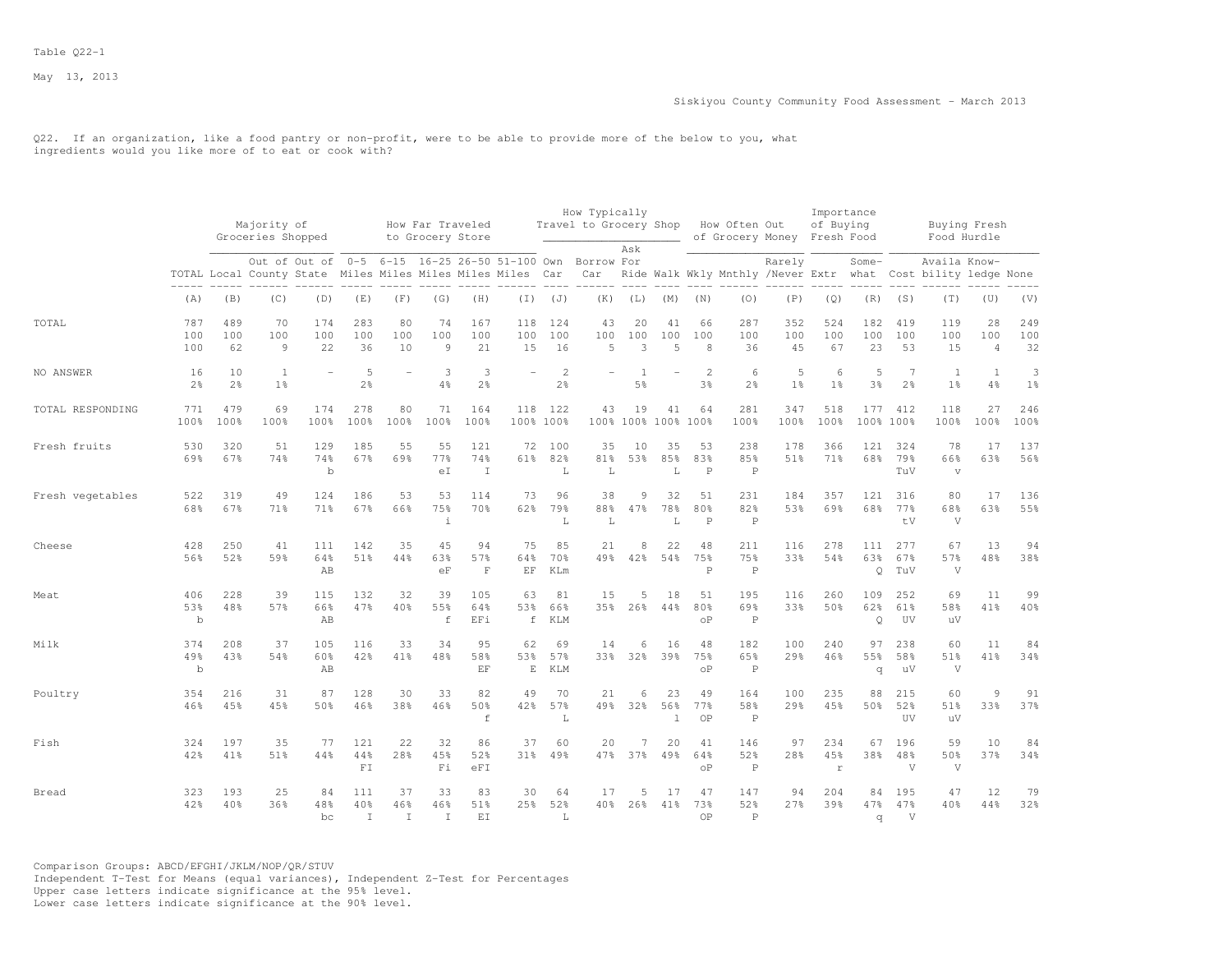Table Q22-1

May 13, 2013

Siskiyou County Community Food Assessment - March 2013

Q22. If an organization, like a food pantry or non-profit, were to be able to provide more of the below to you, what ingredients would you like more of to eat or cook with?

| | | Majority of Groceries Shopped | | | How Far Traveled to Grocery Store | | | | | How Typically Travel to Grocery Shop | | | | How Often Out of Grocery Money | | | Importance of Buying Fresh Food | | Buying Fresh Food Hurdle | | | |
|---|---|---|---|---|---|---|---|---|---|---|---|---|---|---|---|---|---|---|---|---|---|---|
| | TOTAL | Local | Out of County | Out of State | 0-5 Miles | 6-15 Miles | 16-25 Miles | 26-50 Miles | 51-100 Miles | Own Car | Borrow Car | Ask For Ride | Walk | Wkly | Mnthly | Rarely /Never | Extr | Some-what | Cost | Availa bility | Know-ledge | None |
| | (A) | (B) | (C) | (D) | (E) | (F) | (G) | (H) | (I) | (J) | (K) | (L) | (M) | (N) | (O) | (P) | (Q) | (R) | (S) | (T) | (U) | (V) |
| TOTAL | 787 | 489 | 70 | 174 | 283 | 80 | 74 | 167 | 118 | 124 | 43 | 20 | 41 | 66 | 287 | 352 | 524 | 182 | 419 | 119 | 28 | 249 |
| | 100 | 100 | 100 | 100 | 100 | 100 | 100 | 100 | 100 | 100 | 100 | 100 | 100 | 100 | 100 | 100 | 100 | 100 | 100 | 100 | 100 | 100 |
| | 100 | 62 | 9 | 22 | 36 | 10 | 9 | 21 | 15 | 16 | 5 | 3 | 5 | 8 | 36 | 45 | 67 | 23 | 53 | 15 | 4 | 32 |
| NO ANSWER | 16 | 10 | 1 | - | 5 | - | 3 | 3 | - | 2 | - | 1 | - | 2 | 6 | 5 | 6 | 5 | 7 | 1 | 1 | 3 |
| | 2% | 2% | 1% | | 2% | | 4% | 2% | | 2% | | 5% | | 3% | 2% | 1% | 1% | 3% | 2% | 1% | 4% | 1% |
| TOTAL RESPONDING | 771 | 479 | 69 | 174 | 278 | 80 | 71 | 164 | 118 | 122 | 43 | 19 | 41 | 64 | 281 | 347 | 518 | 177 | 412 | 118 | 27 | 246 |
| | 100% | 100% | 100% | 100% | 100% | 100% | 100% | 100% | 100% | 100% | 100% | 100% | 100% | 100% | 100% | 100% | 100% | 100% | 100% | 100% | 100% | 100% |
| Fresh fruits | 530 | 320 | 51 | 129 | 185 | 55 | 55 | 121 | 72 | 100 | 35 | 10 | 35 | 53 | 238 | 178 | 366 | 121 | 324 | 78 | 17 | 137 |
| | 69% | 67% | 74% | 74% | 67% | 69% | 77% | 74% | 61% | 82% | 81% | 53% | 85% | 83% | 85% | 51% | 71% | 68% | 79% | 66% | 63% | 56% |
| | | | | b | | | eI | I | | L | L | | L | P | P | | | | TuV | v | | |
| Fresh vegetables | 522 | 319 | 49 | 124 | 186 | 53 | 53 | 114 | 73 | 96 | 38 | 9 | 32 | 51 | 231 | 184 | 357 | 121 | 316 | 80 | 17 | 136 |
| | 68% | 67% | 71% | 71% | 67% | 66% | 75% | 70% | 62% | 79% | 88% | 47% | 78% | 80% | 82% | 53% | 69% | 68% | 77% | 68% | 63% | 55% |
| | | | | | | | i | | | L | L | | L | P | P | | | | tV | V | | |
| Cheese | 428 | 250 | 41 | 111 | 142 | 35 | 45 | 94 | 75 | 85 | 21 | 8 | 22 | 48 | 211 | 116 | 278 | 111 | 277 | 67 | 13 | 94 |
| | 56% | 52% | 59% | 64% | 51% | 44% | 63% | 57% | 64% | 70% | 49% | 42% | 54% | 75% | 75% | 33% | 54% | 63% | 67% | 57% | 48% | 38% |
| | | | | AB | | | eF | F | EF | KLm | | | | P | P | | | Q | TuV | V | | |
| Meat | 406 | 228 | 39 | 115 | 132 | 32 | 39 | 105 | 63 | 81 | 15 | 5 | 18 | 51 | 195 | 116 | 260 | 109 | 252 | 69 | 11 | 99 |
| | 53% | 48% | 57% | 66% | 47% | 40% | 55% | 64% | 53% | 66% | 35% | 26% | 44% | 80% | 69% | 33% | 50% | 62% | 61% | 58% | 41% | 40% |
| | b | | | AB | | | f | EFi | f | KLM | | | | oP | P | | | Q | UV | uV | | |
| Milk | 374 | 208 | 37 | 105 | 116 | 33 | 34 | 95 | 62 | 69 | 14 | 6 | 16 | 48 | 182 | 100 | 240 | 97 | 238 | 60 | 11 | 84 |
| | 49% | 43% | 54% | 60% | 42% | 41% | 48% | 58% | 53% | 57% | 33% | 32% | 39% | 75% | 65% | 29% | 46% | 55% | 58% | 51% | 41% | 34% |
| | b | | | AB | | | | EF | E | KLM | | | | oP | P | | | q | uV | V | | |
| Poultry | 354 | 216 | 31 | 87 | 128 | 30 | 33 | 82 | 49 | 70 | 21 | 6 | 23 | 49 | 164 | 100 | 235 | 88 | 215 | 60 | 9 | 91 |
| | 46% | 45% | 45% | 50% | 46% | 38% | 46% | 50% | 42% | 57% | 49% | 32% | 56% | 77% | 58% | 29% | 45% | 50% | 52% | 51% | 33% | 37% |
| | | | | | | | | f | | L | | | l | OP | P | | | | UV | uV | | |
| Fish | 324 | 197 | 35 | 77 | 121 | 22 | 32 | 86 | 37 | 60 | 20 | 7 | 20 | 41 | 146 | 97 | 234 | 67 | 196 | 59 | 10 | 84 |
| | 42% | 41% | 51% | 44% | 44% | 28% | 45% | 52% | 31% | 49% | 47% | 37% | 49% | 64% | 52% | 28% | 45% | 38% | 48% | 50% | 37% | 34% |
| | | | | | FI | | Fi | eFI | | | | | | oP | P | | r | | V | V | | |
| Bread | 323 | 193 | 25 | 84 | 111 | 37 | 33 | 83 | 30 | 64 | 17 | 5 | 17 | 47 | 147 | 94 | 204 | 84 | 195 | 47 | 12 | 79 |
| | 42% | 40% | 36% | 48% | 40% | 46% | 46% | 51% | 25% | 52% | 40% | 26% | 41% | 73% | 52% | 27% | 39% | 47% | 47% | 40% | 44% | 32% |
| | | | | bc | I | I | I | EI | | L | | | | OP | P | | | q | V | | | |

Comparison Groups: ABCD/EFGHI/JKLM/NOP/QR/STUV
Independent T-Test for Means (equal variances), Independent Z-Test for Percentages
Upper case letters indicate significance at the 95% level.
Lower case letters indicate significance at the 90% level.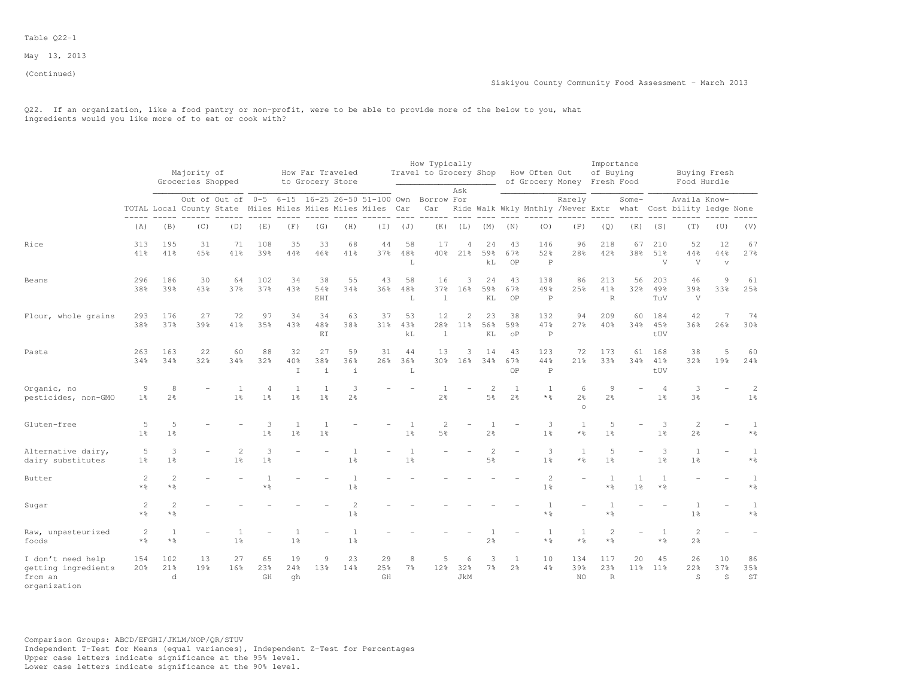Table Q22-1

May 13, 2013

(Continued)

Siskiyou County Community Food Assessment - March 2013

Q22. If an organization, like a food pantry or non-profit, were to be able to provide more of the below to you, what ingredients would you like more of to eat or cook with?

| | TOTAL | Majority of Groceries Shopped | | | How Far Traveled to Grocery Store | | | | | How Typically Travel to Grocery Shop | | | | How Often Out of Grocery Money | | | Importance of Buying Fresh Food | | Buying Fresh Food Hurdle | | | |
|---|---|---|---|---|---|---|---|---|---|---|---|---|---|---|---|---|---|---|---|---|---|---|
| | | Local | Out of County | Out of State | 0-5 Miles | 6-15 Miles | 16-25 Miles | 26-50 Miles | 51-100 Miles | Own Car | Borrow Car | Ask For Ride | Walk | Wkly | Mnthly | Rarely /Never | Extr | Some-what | Cost | Availa bility | Know-ledge | None |
| | (A) | (B) | (C) | (D) | (E) | (F) | (G) | (H) | (I) | (J) | (K) | (L) | (M) | (N) | (O) | (P) | (Q) | (R) | (S) | (T) | (U) | (V) |
| Rice | 313 | 195 | 31 | 71 | 108 | 35 | 33 | 68 | 44 | 58 | 17 | 4 | 24 | 43 | 146 | 96 | 218 | 67 | 210 | 52 | 12 | 67 |
| | 41% | 41% | 45% | 41% | 39% | 44% | 46% | 41% | 37% | 48% L | 40% | 21% | 59% kL | 67% OP | 52% P | 28% | 42% | 38% | 51% V | 44% V | 44% v | 27% |
| Beans | 296 | 186 | 30 | 64 | 102 | 34 | 38 | 55 | 43 | 58 | 16 | 3 | 24 | 43 | 138 | 86 | 213 | 56 | 203 | 46 | 9 | 61 |
| | 38% | 39% | 43% | 37% | 37% | 43% | 54% EHI | 34% | 36% | 48% L | 37% l | 16% | 59% KL | 67% OP | 49% P | 25% | 41% R | 32% | 49% TuV | 39% V | 33% | 25% |
| Flour, whole grains | 293 | 176 | 27 | 72 | 97 | 34 | 34 | 63 | 37 | 53 | 12 | 2 | 23 | 38 | 132 | 94 | 209 | 60 | 184 | 42 | 7 | 74 |
| | 38% | 37% | 39% | 41% | 35% | 43% | 48% EI | 38% | 31% | 43% kL | 28% l | 11% | 56% KL | 59% oP | 47% P | 27% | 40% | 34% | 45% tUV | 36% | 26% | 30% |
| Pasta | 263 | 163 | 22 | 60 | 88 | 32 | 27 | 59 | 31 | 44 | 13 | 3 | 14 | 43 | 123 | 72 | 173 | 61 | 168 | 38 | 5 | 60 |
| | 34% | 34% | 32% | 34% | 32% | 40% I | 38% i | 36% i | 26% | 36% L | 30% | 16% | 34% | 67% OP | 44% P | 21% | 33% | 34% | 41% tUV | 32% | 19% | 24% |
| Organic, no pesticides, non-GMO | 9 | 8 | - | 1 | 4 | 1 | 1 | 3 | - | - | 1 | - | 2 | 1 | 1 | 6 | 9 | - | 4 | 3 | - | 2 |
| | 1% | 2% | | 1% | 1% | 1% | 1% | 2% | | | 2% | | 5% | 2% | *% | 2% o | 2% | | 1% | 3% | | 1% |
| Gluten-free | 5 | 5 | - | - | 3 | 1 | 1 | - | - | 1 | 2 | - | 1 | - | 3 | 1 | 5 | - | 3 | 2 | - | 1 |
| | 1% | 1% | | | 1% | 1% | 1% | | | 1% | 5% | | 2% | | 1% | *% | 1% | | 1% | 2% | | *% |
| Alternative dairy, dairy substitutes | 5 | 3 | - | 2 | 3 | - | - | 1 | - | 1 | - | - | 2 | - | 3 | 1 | 5 | - | 3 | 1 | - | 1 |
| | 1% | 1% | | 1% | 1% | | | 1% | | 1% | | | 5% | | 1% | *% | 1% | | 1% | 1% | | *% |
| Butter | 2 | 2 | - | - | 1 | - | - | 1 | - | - | - | - | - | - | 2 | - | 1 | 1 | 1 | - | - | 1 |
| | *% | *% | | | *% | | | 1% | | | | | | | 1% | | *% | 1% | *% | | | *% |
| Sugar | 2 | 2 | - | - | - | - | - | 2 | - | - | - | - | - | - | 1 | - | 1 | - | - | 1 | - | 1 |
| | *% | *% | | | | | | 1% | | | | | | | *% | | *% | | | 1% | | *% |
| Raw, unpasteurized foods | 2 | 1 | - | 1 | - | 1 | - | 1 | - | - | - | - | 1 | - | 1 | 1 | 2 | - | 1 | 2 | - | - |
| | *% | *% | | 1% | | 1% | | 1% | | | | | 2% | | *% | *% | *% | | *% | 2% | | |
| I don't need help getting ingredients from an organization | 154 | 102 | 13 | 27 | 65 | 19 | 9 | 23 | 29 | 8 | 5 | 6 | 3 | 1 | 10 | 134 | 117 | 20 | 45 | 26 | 10 | 86 |
| | 20% | 21% d | 19% | 16% | 23% GH | 24% gh | 13% | 14% | 25% GH | 7% | 12% | 32% JkM | 7% | 2% | 4% | 39% NO | 23% R | 11% | 11% | 22% S | 37% S | 35% ST |

Comparison Groups: ABCD/EFGHI/JKLM/NOP/QR/STUV
Independent T-Test for Means (equal variances), Independent Z-Test for Percentages
Upper case letters indicate significance at the 95% level.
Lower case letters indicate significance at the 90% level.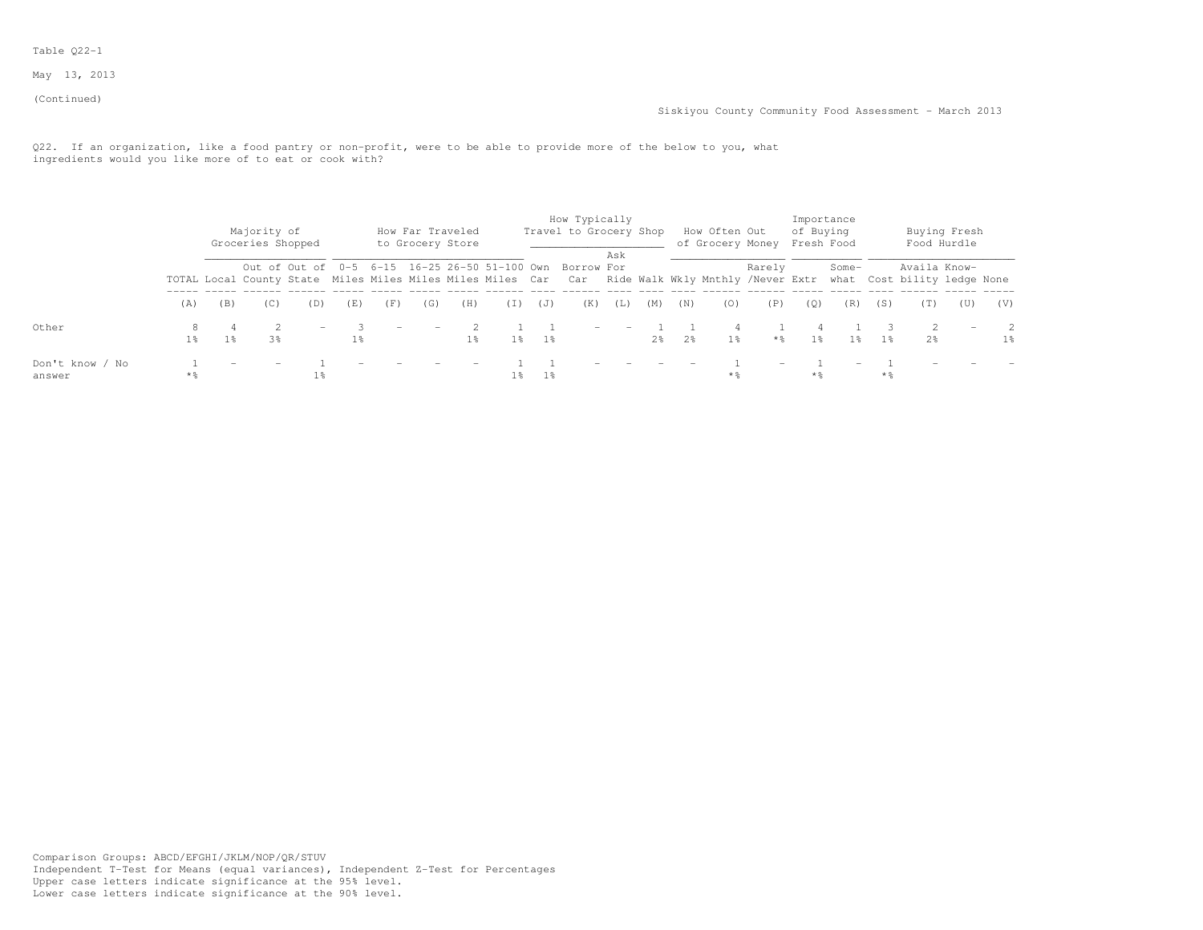Table Q22-1

May 13, 2013

(Continued)

Siskiyou County Community Food Assessment - March 2013

Q22. If an organization, like a food pantry or non-profit, were to be able to provide more of the below to you, what ingredients would you like more of to eat or cook with?

| | | Majority of Groceries Shopped | | | How Far Traveled to Grocery Store | | | | | How Typically Travel to Grocery Shop | | | | How Often Out of Grocery Money | | | Importance of Buying Fresh Food | | Buying Fresh Food Hurdle | | | |
|---|---|---|---|---|---|---|---|---|---|---|---|---|---|---|---|---|---|---|---|---|---|---|
| | TOTAL | Local | Out of County | Out of State | 0-5 Miles | 6-15 Miles | 16-25 Miles | 26-50 Miles | 51-100 Miles | Own Car | Borrow Car | Ask For Ride | Walk | Wkly | Mnthly | Rarely /Never | Extr | Some-what | Cost | Availa bility | Know-ledge | None |
| | (A) | (B) | (C) | (D) | (E) | (F) | (G) | (H) | (I) | (J) | (K) | (L) | (M) | (N) | (O) | (P) | (Q) | (R) | (S) | (T) | (U) | (V) |
| Other | 8 | 4 | 2 | - | 3 | - | - | 2 | 1 | 1 | - | - | 1 | 1 | 4 | 1 | 4 | 1 | 3 | 2 | - | 2 |
| | 1% | 1% | 3% | | 1% | | | 1% | 1% | 1% | | | 2% | 2% | 1% | *% | 1% | 1% | 1% | 2% | | 1% |
| Don't know / No answer | 1 | - | - | 1 | - | - | - | - | 1 | 1 | - | - | - | - | 1 | - | 1 | - | 1 | - | - | - |
| | *% | | | 1% | | | | | 1% | 1% | | | | | *% | | *% | | *% | | | |

Comparison Groups: ABCD/EFGHI/JKLM/NOP/QR/STUV
Independent T-Test for Means (equal variances), Independent Z-Test for Percentages
Upper case letters indicate significance at the 95% level.
Lower case letters indicate significance at the 90% level.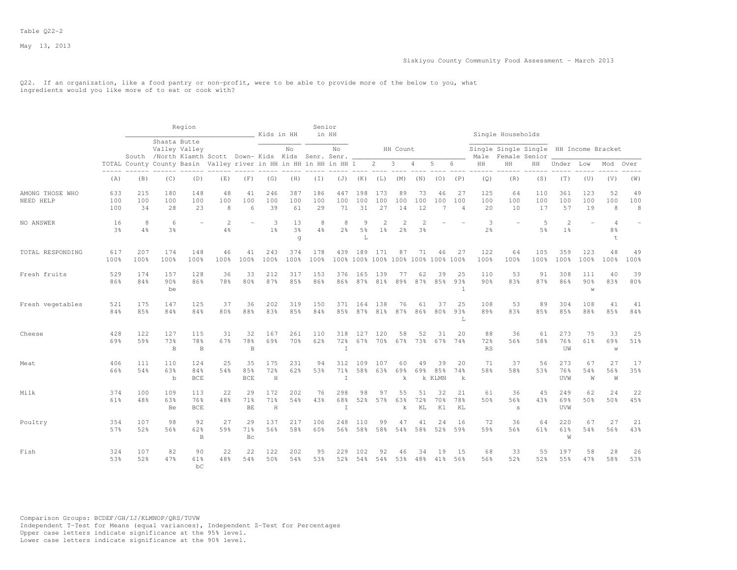Table Q22-2

May 13, 2013

Siskiyou County Community Food Assessment - March 2013

Q22. If an organization, like a food pantry or non-profit, were to be able to provide more of the below to you, what ingredients would you like more of to eat or cook with?

| | | Region | | | | | Kids in HH | | Senior in HH | | HH Count | | | | | | Single Households | | | HH Income Bracket | | | |
|---|---|---|---|---|---|---|---|---|---|---|---|---|---|---|---|---|---|---|---|---|---|---|---|
| | TOTAL | South County | Shasta Valley /North County | Butte Valley Klamth Basin | Scott Valley | Down-river | Kids in HH | No Kids in HH | Senr. in HH | No Senr. in HH | 1 | 2 | 3 | 4 | 5 | 6 | Single Male HH | Single Female HH | Single Senior HH | Under | Low | Mod | Over |
| | (A) | (B) | (C) | (D) | (E) | (F) | (G) | (H) | (I) | (J) | (K) | (L) | (M) | (N) | (O) | (P) | (Q) | (R) | (S) | (T) | (U) | (V) | (W) |
| AMONG THOSE WHO NEED HELP | 633 | 215 | 180 | 148 | 48 | 41 | 246 | 387 | 186 | 447 | 198 | 173 | 89 | 73 | 46 | 27 | 125 | 64 | 110 | 361 | 123 | 52 | 49 |
| | 100 | 100 | 100 | 100 | 100 | 100 | 100 | 100 | 100 | 100 | 100 | 100 | 100 | 100 | 100 | 100 | 100 | 100 | 100 | 100 | 100 | 100 | 100 |
| | 100 | 34 | 28 | 23 | 8 | 6 | 39 | 61 | 29 | 71 | 31 | 27 | 14 | 12 | 7 | 4 | 20 | 10 | 17 | 57 | 19 | 8 | 8 |
| NO ANSWER | 16 | 8 | 6 | - | 2 | - | 3 | 13 | 8 | 8 | 9 | 2 | 2 | 2 | - | - | 3 | - | 5 | 2 | - | 4 | - |
| | 3% | 4% | 3% | | 4% | | 1% | 3% | 4% | 2% | 5% | 1% | 2% | 3% | | | 2% | | 5% | 1% | | 8% | |
| | | | | | | | | g | | | L | | | | | | | | | | | t | |
| TOTAL RESPONDING | 617 | 207 | 174 | 148 | 46 | 41 | 243 | 374 | 178 | 439 | 189 | 171 | 87 | 71 | 46 | 27 | 122 | 64 | 105 | 359 | 123 | 48 | 49 |
| | 100% | 100% | 100% | 100% | 100% | 100% | 100% | 100% | 100% | 100% | 100% | 100% | 100% | 100% | 100% | 100% | 100% | 100% | 100% | 100% | 100% | 100% | 100% |
| Fresh fruits | 529 | 174 | 157 | 128 | 36 | 33 | 212 | 317 | 153 | 376 | 165 | 139 | 77 | 62 | 39 | 25 | 110 | 53 | 91 | 308 | 111 | 40 | 39 |
| | 86% | 84% | 90% | 86% | 78% | 80% | 87% | 85% | 86% | 86% | 87% | 81% | 89% | 87% | 85% | 93% | 90% | 83% | 87% | 86% | 90% | 83% | 80% |
| | | | be | | | | | | | | | | | | | l | | | | | w | | |
| Fresh vegetables | 521 | 175 | 147 | 125 | 37 | 36 | 202 | 319 | 150 | 371 | 164 | 138 | 76 | 61 | 37 | 25 | 108 | 53 | 89 | 304 | 108 | 41 | 41 |
| | 84% | 85% | 84% | 84% | 80% | 88% | 83% | 85% | 84% | 85% | 87% | 81% | 87% | 86% | 80% | 93% | 89% | 83% | 85% | 85% | 88% | 85% | 84% |
| | | | | | | | | | | | | | | | | L | | | | | | | |
| Cheese | 428 | 122 | 127 | 115 | 31 | 32 | 167 | 261 | 110 | 318 | 127 | 120 | 58 | 52 | 31 | 20 | 88 | 36 | 61 | 273 | 75 | 33 | 25 |
| | 69% | 59% | 73% | 78% | 67% | 78% | 69% | 70% | 62% | 72% | 67% | 70% | 67% | 73% | 67% | 74% | 72% | 56% | 58% | 76% | 61% | 69% | 51% |
| | | | B | B | | B | | | | I | | | | | | | RS | | | UW | | w | |
| Meat | 406 | 111 | 110 | 124 | 25 | 35 | 175 | 231 | 94 | 312 | 109 | 107 | 60 | 49 | 39 | 20 | 71 | 37 | 56 | 273 | 67 | 27 | 17 |
| | 66% | 54% | 63% | 84% | 54% | 85% | 72% | 62% | 53% | 71% | 58% | 63% | 69% | 69% | 85% | 74% | 58% | 58% | 53% | 76% | 54% | 56% | 35% |
| | | | b | BCE | | BCE | H | | | I | | | k | k | KLMN | k | | | | UVW | W | W | |
| Milk | 374 | 100 | 109 | 113 | 22 | 29 | 172 | 202 | 76 | 298 | 98 | 97 | 55 | 51 | 32 | 21 | 61 | 36 | 45 | 249 | 62 | 24 | 22 |
| | 61% | 48% | 63% | 76% | 48% | 71% | 71% | 54% | 43% | 68% | 52% | 57% | 63% | 72% | 70% | 78% | 50% | 56% | 43% | 69% | 50% | 50% | 45% |
| | | | Be | BCE | | BE | H | | | I | | | k | KL | Kl | KL | | s | | UVW | | | |
| Poultry | 354 | 107 | 98 | 92 | 27 | 29 | 137 | 217 | 106 | 248 | 110 | 99 | 47 | 41 | 24 | 16 | 72 | 36 | 64 | 220 | 67 | 27 | 21 |
| | 57% | 52% | 56% | 62% | 59% | 71% | 56% | 58% | 60% | 56% | 58% | 58% | 54% | 58% | 52% | 59% | 59% | 56% | 61% | 61% | 54% | 56% | 43% |
| | | | | B | | Bc | | | | | | | | | | | | | | W | | | |
| Fish | 324 | 107 | 82 | 90 | 22 | 22 | 122 | 202 | 95 | 229 | 102 | 92 | 46 | 34 | 19 | 15 | 68 | 33 | 55 | 197 | 58 | 28 | 26 |
| | 53% | 52% | 47% | 61% | 48% | 54% | 50% | 54% | 53% | 52% | 54% | 54% | 53% | 48% | 41% | 56% | 56% | 52% | 52% | 55% | 47% | 58% | 53% |
| | | | | bC | | | | | | | | | | | | | | | | | | | |

Comparison Groups: BCDEF/GH/IJ/KLMNOP/QRS/TUVW
Independent T-Test for Means (equal variances), Independent Z-Test for Percentages
Upper case letters indicate significance at the 95% level.
Lower case letters indicate significance at the 90% level.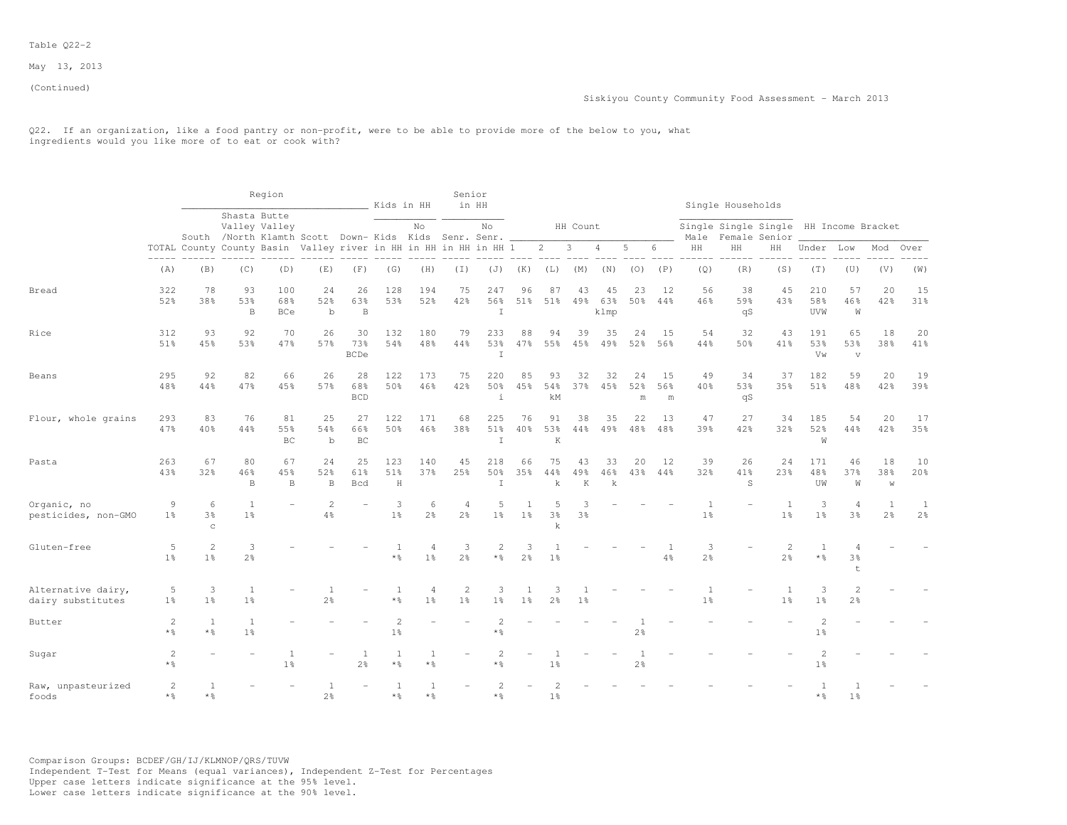Table Q22-2

May 13, 2013

(Continued)

Siskiyou County Community Food Assessment - March 2013

Q22. If an organization, like a food pantry or non-profit, were to be able to provide more of the below to you, what ingredients would you like more of to eat or cook with?

| | | Region | | | | | Kids in HH | | Senior in HH | | HH Count | | | | | | Single Households | | | HH Income Bracket | | | |
|---|---|---|---|---|---|---|---|---|---|---|---|---|---|---|---|---|---|---|---|---|---|---|---|
| | TOTAL | South County | Shasta Valley /North County | Butte Valley Klamth Basin | Scott Valley | Down-river | Kids in HH | No Kids in HH | Senr. in HH | No Senr. in HH | 1 | 2 | 3 | 4 | 5 | 6 | Single Male HH | Single Female HH | Single Senior HH | Under | Low | Mod | Over |
| | (A) | (B) | (C) | (D) | (E) | (F) | (G) | (H) | (I) | (J) | (K) | (L) | (M) | (N) | (O) | (P) | (Q) | (R) | (S) | (T) | (U) | (V) | (W) |
| Bread | 322 | 78 | 93 | 100 | 24 | 26 | 128 | 194 | 75 | 247 | 96 | 87 | 43 | 45 | 23 | 12 | 56 | 38 | 45 | 210 | 57 | 20 | 15 |
| | 52% | 38% | 53% | 68% | 52% | 63% | 53% | 52% | 42% | 56% | 51% | 51% | 49% | 63% | 50% | 44% | 46% | 59% | 43% | 58% | 46% | 42% | 31% |
| | | | B | BCe | b | B | | | | I | | | | klmp | | | | qS | | UVW | W | | |
| Rice | 312 | 93 | 92 | 70 | 26 | 30 | 132 | 180 | 79 | 233 | 88 | 94 | 39 | 35 | 24 | 15 | 54 | 32 | 43 | 191 | 65 | 18 | 20 |
| | 51% | 45% | 53% | 47% | 57% | 73% | 54% | 48% | 44% | 53% | 47% | 55% | 45% | 49% | 52% | 56% | 44% | 50% | 41% | 53% | 53% | 38% | 41% |
| | | | | | | BCDe | | | | I | | | | | | | | | | Vw | v | | |
| Beans | 295 | 92 | 82 | 66 | 26 | 28 | 122 | 173 | 75 | 220 | 85 | 93 | 32 | 32 | 24 | 15 | 49 | 34 | 37 | 182 | 59 | 20 | 19 |
| | 48% | 44% | 47% | 45% | 57% | 68% | 50% | 46% | 42% | 50% | 45% | 54% | 37% | 45% | 52% | 56% | 40% | 53% | 35% | 51% | 48% | 42% | 39% |
| | | | | | | BCD | | | | i | | kM | | | m | m | | qS | | | | | |
| Flour, whole grains | 293 | 83 | 76 | 81 | 25 | 27 | 122 | 171 | 68 | 225 | 76 | 91 | 38 | 35 | 22 | 13 | 47 | 27 | 34 | 185 | 54 | 20 | 17 |
| | 47% | 40% | 44% | 55% | 54% | 66% | 50% | 46% | 38% | 51% | 40% | 53% | 44% | 49% | 48% | 48% | 39% | 42% | 32% | 52% | 44% | 42% | 35% |
| | | | | BC | b | BC | | | | I | | K | | | | | | | | W | | | |
| Pasta | 263 | 67 | 80 | 67 | 24 | 25 | 123 | 140 | 45 | 218 | 66 | 75 | 43 | 33 | 20 | 12 | 39 | 26 | 24 | 171 | 46 | 18 | 10 |
| | 43% | 32% | 46% | 45% | 52% | 61% | 51% | 37% | 25% | 50% | 35% | 44% | 49% | 46% | 43% | 44% | 32% | 41% | 23% | 48% | 37% | 38% | 20% |
| | | | B | B | B | Bcd | H | | | I | | k | K | k | | | | S | | UW | W | w | |
| Organic, no pesticides, non-GMO | 9 | 6 | 1 | - | 2 | - | 3 | 6 | 4 | 5 | 1 | 5 | 3 | - | - | - | 1 | - | 1 | 3 | 4 | 1 | 1 |
| | 1% | 3% | 1% | | 4% | | 1% | 2% | 2% | 1% | 1% | 3% | 3% | | | | 1% | | 1% | 1% | 3% | 2% | 2% |
| | | c | | | | | | | | | | k | | | | | | | | | | | |
| Gluten-free | 5 | 2 | 3 | - | - | - | 1 | 4 | 3 | 2 | 3 | 1 | - | - | - | 1 | 3 | - | 2 | 1 | 4 | - | - |
| | 1% | 1% | 2% | | | | *% | 1% | 2% | *% | 2% | 1% | | | | 4% | 2% | | 2% | *% | 3% | | |
| | | | | | | | | | | | | | | | | | | | | | t | | |
| Alternative dairy, dairy substitutes | 5 | 3 | 1 | - | 1 | - | 1 | 4 | 2 | 3 | 1 | 3 | 1 | - | - | - | 1 | - | 1 | 3 | 2 | - | - |
| | 1% | 1% | 1% | | 2% | | *% | 1% | 1% | 1% | 1% | 2% | 1% | | | | 1% | | 1% | 1% | 2% | | |
| Butter | 2 | 1 | 1 | - | - | - | 2 | - | - | 2 | - | - | - | - | 1 | - | - | - | - | 2 | - | - | - |
| | *% | *% | 1% | | | | 1% | | | *% | | | | | 2% | | | | | 1% | | | |
| Sugar | 2 | - | - | 1 | - | 1 | 1 | 1 | - | 2 | - | 1 | - | - | 1 | - | - | - | - | 2 | - | - | - |
| | *% | | | 1% | | 2% | *% | *% | | *% | | 1% | | | 2% | | | | | 1% | | | |
| Raw, unpasteurized foods | 2 | 1 | - | - | 1 | - | 1 | 1 | - | 2 | - | 2 | - | - | - | - | - | - | - | 1 | 1 | - | - |
| | *% | *% | | | 2% | | *% | *% | | *% | | 1% | | | | | | | | *% | 1% | | |

Comparison Groups: BCDEF/GH/IJ/KLMNOP/QRS/TUVW
Independent T-Test for Means (equal variances), Independent Z-Test for Percentages
Upper case letters indicate significance at the 95% level.
Lower case letters indicate significance at the 90% level.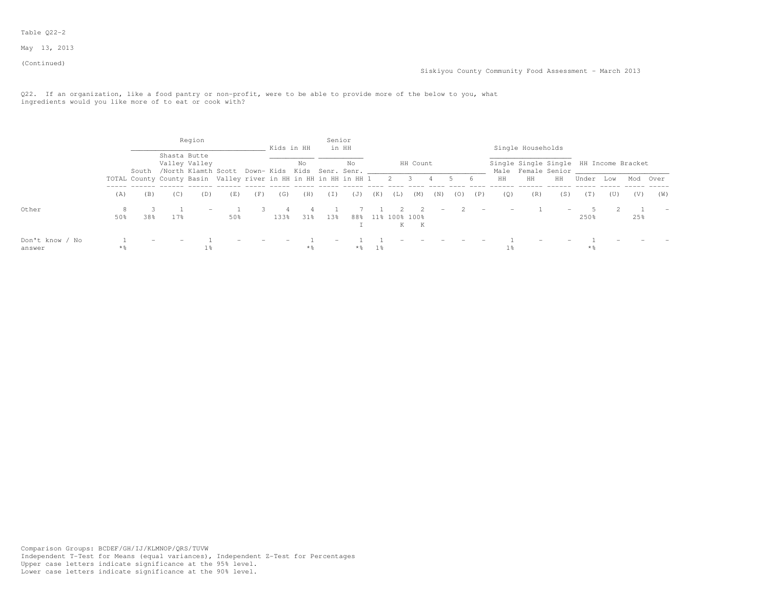Table Q22-2

May 13, 2013

(Continued)

Siskiyou County Community Food Assessment - March 2013

Q22. If an organization, like a food pantry or non-profit, were to be able to provide more of the below to you, what ingredients would you like more of to eat or cook with?

| | | Region | | | | | Kids in HH | | Senior in HH | | HH Count | | | | | | Single Households | | | HH Income Bracket | | | |
|---|---|---|---|---|---|---|---|---|---|---|---|---|---|---|---|---|---|---|---|---|---|---|---|
| | TOTAL | South County | Shasta Valley /North County | Butte Valley Klamth Basin | Scott Valley | Down-river | Kids in HH | No Kids in HH | Senr. in HH | No Senr. in HH | 1 | 2 | 3 | 4 | 5 | 6 | Single Male HH | Single Female HH | Single Senior HH | Under | Low | Mod | Over |
| | (A) | (B) | (C) | (D) | (E) | (F) | (G) | (H) | (I) | (J) | (K) | (L) | (M) | (N) | (O) | (P) | (Q) | (R) | (S) | (T) | (U) | (V) | (W) |
| Other | 8 | 3 | 1 | - | 1 | 3 | 4 | 4 | 1 | 7 | 1 | 2 | 2 | - | 2 | - | - | 1 | - | 5 | 2 | 1 | - |
| | 50% | 38% | 17% | | 50% | | 133% | 31% | 13% | 88% | 11% | 100% | 100% | | | | | | | 250% | | 25% | |
| | | | | | | | | | | I | | K | K | | | | | | | | | | |
| Don't know / No answer | 1 | - | - | 1 | - | - | - | 1 | - | 1 | 1 | - | - | - | - | - | 1 | - | - | 1 | - | - | - |
| | *% | | | 1% | | | | *% | | *% | 1% | | | | | | 1% | | | *% | | | |

Comparison Groups: BCDEF/GH/IJ/KLMNOP/QRS/TUVW
Independent T-Test for Means (equal variances), Independent Z-Test for Percentages
Upper case letters indicate significance at the 95% level.
Lower case letters indicate significance at the 90% level.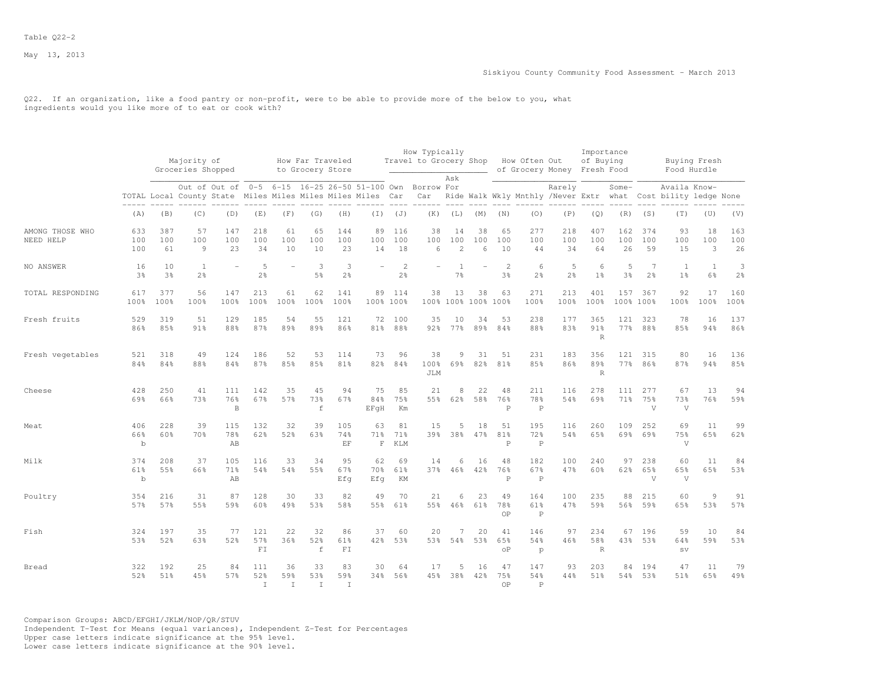Table Q22-2

May 13, 2013

Siskiyou County Community Food Assessment - March 2013

Q22. If an organization, like a food pantry or non-profit, were to be able to provide more of the below to you, what ingredients would you like more of to eat or cook with?

| | | Majority of Groceries Shopped | | | How Far Traveled to Grocery Store | | | | | How Typically Travel to Grocery Shop | | | | How Often Out of Grocery Money | | | Importance of Buying Fresh Food | | Buying Fresh Food Hurdle | | | |
|---|---|---|---|---|---|---|---|---|---|---|---|---|---|---|---|---|---|---|---|---|---|---|
| | TOTAL | Local | Out of County | Out of State | 0-5 Miles | 6-15 Miles | 16-25 Miles | 26-50 Miles | 51-100 Miles | Own Car | Borrow Car | Ask For Ride | Walk | Wkly | Mnthly | Rarely /Never | Extr | Some-what | Cost | Availa bility | Know-ledge | None |
| | (A) | (B) | (C) | (D) | (E) | (F) | (G) | (H) | (I) | (J) | (K) | (L) | (M) | (N) | (O) | (P) | (Q) | (R) | (S) | (T) | (U) | (V) |
| AMONG THOSE WHO NEED HELP | 633 | 387 | 57 | 147 | 218 | 61 | 65 | 144 | 89 | 116 | 38 | 14 | 38 | 65 | 277 | 218 | 407 | 162 | 374 | 93 | 18 | 163 |
| | 100 | 100 | 100 | 100 | 100 | 100 | 100 | 100 | 100 | 100 | 100 | 100 | 100 | 100 | 100 | 100 | 100 | 100 | 100 | 100 | 100 | 100 |
| | 100 | 61 | 9 | 23 | 34 | 10 | 10 | 23 | 14 | 18 | 6 | 2 | 6 | 10 | 44 | 34 | 64 | 26 | 59 | 15 | 3 | 26 |
| NO ANSWER | 16 | 10 | 1 | - | 5 | - | 3 | 3 | - | 2 | - | 1 | - | 2 | 6 | 5 | 6 | 5 | 7 | 1 | 1 | 3 |
| | 3% | 3% | 2% | | 2% | | 5% | 2% | | 2% | | 7% | | 3% | 2% | 2% | 1% | 3% | 2% | 1% | 6% | 2% |
| TOTAL RESPONDING | 617 | 377 | 56 | 147 | 213 | 61 | 62 | 141 | 89 | 114 | 38 | 13 | 38 | 63 | 271 | 213 | 401 | 157 | 367 | 92 | 17 | 160 |
| | 100% | 100% | 100% | 100% | 100% | 100% | 100% | 100% | 100% | 100% | 100% | 100% | 100% | 100% | 100% | 100% | 100% | 100% | 100% | 100% | 100% | 100% |
| Fresh fruits | 529 | 319 | 51 | 129 | 185 | 54 | 55 | 121 | 72 | 100 | 35 | 10 | 34 | 53 | 238 | 177 | 365 | 121 | 323 | 78 | 16 | 137 |
| | 86% | 85% | 91% | 88% | 87% | 89% | 89% | 86% | 81% | 88% | 92% | 77% | 89% | 84% | 88% | 83% | 91% | 77% | 88% | 85% | 94% | 86% |
| | | | | | | | | | | | | | | | | | R | | | | | |
| Fresh vegetables | 521 | 318 | 49 | 124 | 186 | 52 | 53 | 114 | 73 | 96 | 38 | 9 | 31 | 51 | 231 | 183 | 356 | 121 | 315 | 80 | 16 | 136 |
| | 84% | 84% | 88% | 84% | 87% | 85% | 85% | 81% | 82% | 84% | 100% | 69% | 82% | 81% | 85% | 86% | 89% | 77% | 86% | 87% | 94% | 85% |
| | | | | | | | | | | | JLM | | | | | | R | | | | | |
| Cheese | 428 | 250 | 41 | 111 | 142 | 35 | 45 | 94 | 75 | 85 | 21 | 8 | 22 | 48 | 211 | 116 | 278 | 111 | 277 | 67 | 13 | 94 |
| | 69% | 66% | 73% | 76% | 67% | 57% | 73% | 67% | 84% | 75% | 55% | 62% | 58% | 76% | 78% | 54% | 69% | 71% | 75% | 73% | 76% | 59% |
| | | | | B | | | f | | EFgH | Km | | | | P | P | | | | V | V | | |
| Meat | 406 | 228 | 39 | 115 | 132 | 32 | 39 | 105 | 63 | 81 | 15 | 5 | 18 | 51 | 195 | 116 | 260 | 109 | 252 | 69 | 11 | 99 |
| | 66% | 60% | 70% | 78% | 62% | 52% | 63% | 74% | 71% | 71% | 39% | 38% | 47% | 81% | 72% | 54% | 65% | 69% | 69% | 75% | 65% | 62% |
| | b | | | AB | | | | EF | F | KLM | | | | P | P | | | | | V | | |
| Milk | 374 | 208 | 37 | 105 | 116 | 33 | 34 | 95 | 62 | 69 | 14 | 6 | 16 | 48 | 182 | 100 | 240 | 97 | 238 | 60 | 11 | 84 |
| | 61% | 55% | 66% | 71% | 54% | 54% | 55% | 67% | 70% | 61% | 37% | 46% | 42% | 76% | 67% | 47% | 60% | 62% | 65% | 65% | 65% | 53% |
| | b | | | AB | | | | Efg | Efg | KM | | | | P | P | | | | V | V | | |
| Poultry | 354 | 216 | 31 | 87 | 128 | 30 | 33 | 82 | 49 | 70 | 21 | 6 | 23 | 49 | 164 | 100 | 235 | 88 | 215 | 60 | 9 | 91 |
| | 57% | 57% | 55% | 59% | 60% | 49% | 53% | 58% | 55% | 61% | 55% | 46% | 61% | 78% | 61% | 47% | 59% | 56% | 59% | 65% | 53% | 57% |
| | | | | | | | | | | | | | | OP | P | | | | | | | |
| Fish | 324 | 197 | 35 | 77 | 121 | 22 | 32 | 86 | 37 | 60 | 20 | 7 | 20 | 41 | 146 | 97 | 234 | 67 | 196 | 59 | 10 | 84 |
| | 53% | 52% | 63% | 52% | 57% | 36% | 52% | 61% | 42% | 53% | 53% | 54% | 53% | 65% | 54% | 46% | 58% | 43% | 53% | 64% | 59% | 53% |
| | | | | | FI | | f | FI | | | | | | oP | p | | R | | | sv | | |
| Bread | 322 | 192 | 25 | 84 | 111 | 36 | 33 | 83 | 30 | 64 | 17 | 5 | 16 | 47 | 147 | 93 | 203 | 84 | 194 | 47 | 11 | 79 |
| | 52% | 51% | 45% | 57% | 52% | 59% | 53% | 59% | 34% | 56% | 45% | 38% | 42% | 75% | 54% | 44% | 51% | 54% | 53% | 51% | 65% | 49% |
| | | | | | I | I | I | I | | | | | | OP | P | | | | | | | |

Comparison Groups: ABCD/EFGHI/JKLM/NOP/QR/STUV
Independent T-Test for Means (equal variances), Independent Z-Test for Percentages
Upper case letters indicate significance at the 95% level.
Lower case letters indicate significance at the 90% level.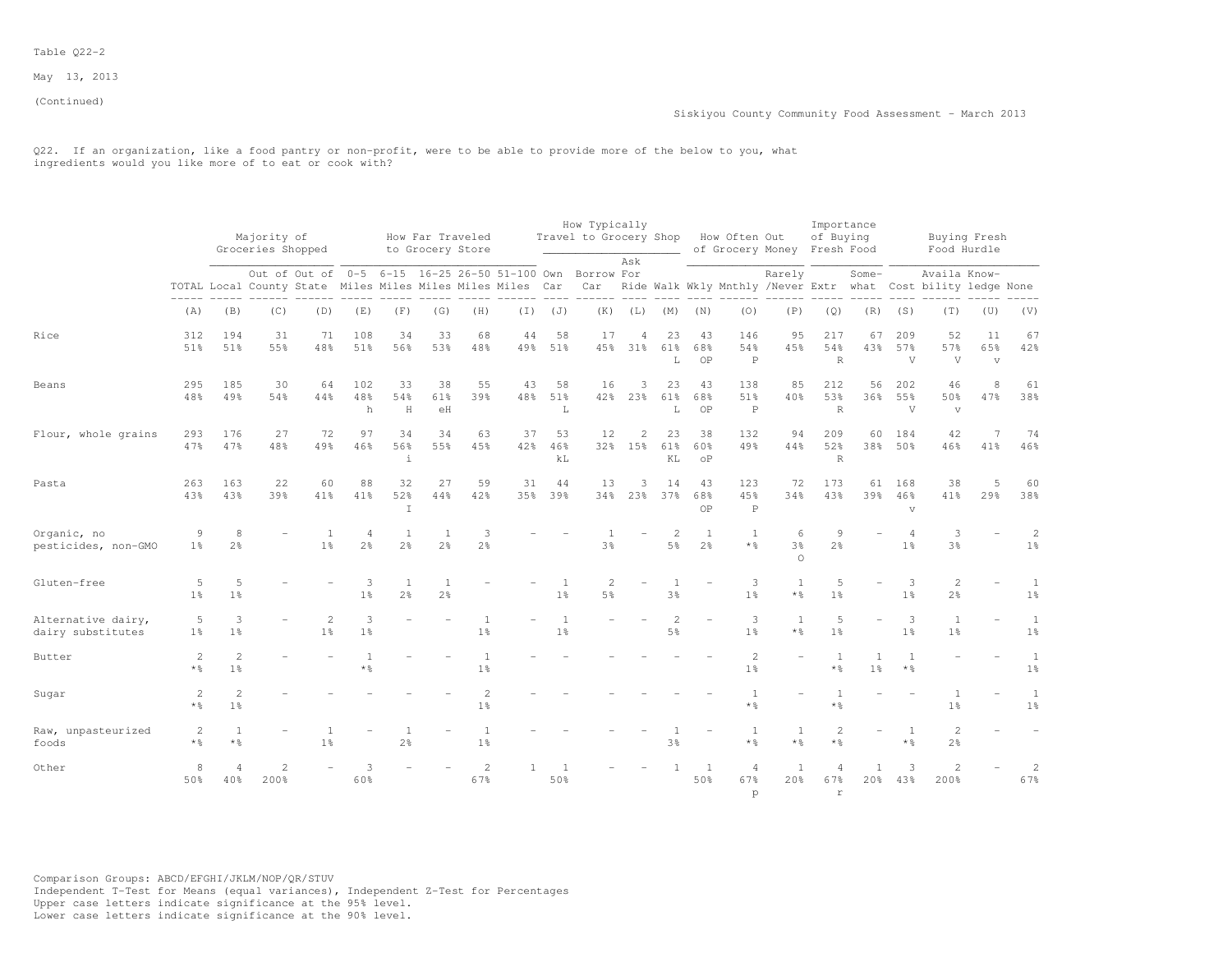Table Q22-2

May 13, 2013

(Continued)

Siskiyou County Community Food Assessment - March 2013

Q22. If an organization, like a food pantry or non-profit, were to be able to provide more of the below to you, what ingredients would you like more of to eat or cook with?

| | | Majority of Groceries Shopped | | | How Far Traveled to Grocery Store | | | | | How Typically Travel to Grocery Shop | | | | How Often Out of Grocery Money | | | Importance of Buying Fresh Food | | Buying Fresh Food Hurdle | | | |
|---|---|---|---|---|---|---|---|---|---|---|---|---|---|---|---|---|---|---|---|---|---|---|
| | TOTAL | Local | Out of County | Out of State | 0-5 Miles | 6-15 Miles | 16-25 Miles | 26-50 Miles | 51-100 Miles | Own Car | Borrow Car | Ask For Ride | Walk | Wkly | Mnthly | Rarely /Never | Extr | Some-what | Cost | Availa bility | Know-ledge | None |
| | (A) | (B) | (C) | (D) | (E) | (F) | (G) | (H) | (I) | (J) | (K) | (L) | (M) | (N) | (O) | (P) | (Q) | (R) | (S) | (T) | (U) | (V) |
| Rice | 312 | 194 | 31 | 71 | 108 | 34 | 33 | 68 | 44 | 58 | 17 | 4 | 23 | 43 | 146 | 95 | 217 | 67 | 209 | 52 | 11 | 67 |
| | 51% | 51% | 55% | 48% | 51% | 56% | 53% | 48% | 49% | 51% | 45% | 31% | 61% | 68% | 54% | 45% | 54% | 43% | 57% | 57% | 65% | 42% |
| | | | | | | | | | | | | | L | OP | P | | R | | V | V | v | |
| Beans | 295 | 185 | 30 | 64 | 102 | 33 | 38 | 55 | 43 | 58 | 16 | 3 | 23 | 43 | 138 | 85 | 212 | 56 | 202 | 46 | 8 | 61 |
| | 48% | 49% | 54% | 44% | 48% | 54% | 61% | 39% | 48% | 51% | 42% | 23% | 61% | 68% | 51% | 40% | 53% | 36% | 55% | 50% | 47% | 38% |
| | | | | | h | H | eH | | | L | | | L | OP | P | | R | | V | v | | |
| Flour, whole grains | 293 | 176 | 27 | 72 | 97 | 34 | 34 | 63 | 37 | 53 | 12 | 2 | 23 | 38 | 132 | 94 | 209 | 60 | 184 | 42 | 7 | 74 |
| | 47% | 47% | 48% | 49% | 46% | 56% | 55% | 45% | 42% | 46% | 32% | 15% | 61% | 60% | 49% | 44% | 52% | 38% | 50% | 46% | 41% | 46% |
| | | | | | | i | | | | kL | | | KL | oP | | | R | | | | | |
| Pasta | 263 | 163 | 22 | 60 | 88 | 32 | 27 | 59 | 31 | 44 | 13 | 3 | 14 | 43 | 123 | 72 | 173 | 61 | 168 | 38 | 5 | 60 |
| | 43% | 43% | 39% | 41% | 41% | 52% | 44% | 42% | 35% | 39% | 34% | 23% | 37% | 68% | 45% | 34% | 43% | 39% | 46% | 41% | 29% | 38% |
| | | | | | | I | | | | | | | | OP | P | | | | v | | | |
| Organic, no pesticides, non-GMO | 9 | 8 | - | 1 | 4 | 1 | 1 | 3 | - | - | 1 | - | 2 | 1 | 1 | 6 | 9 | - | 4 | 3 | - | 2 |
| | 1% | 2% | | 1% | 2% | 2% | 2% | 2% | | | 3% | | 5% | 2% | *% | 3% | 2% | | 1% | 3% | | 1% |
| | | | | | | | | | | | | | | | | O | | | | | | |
| Gluten-free | 5 | 5 | - | - | 3 | 1 | 1 | - | - | 1 | 2 | - | 1 | - | 3 | 1 | 5 | - | 3 | 2 | - | 1 |
| | 1% | 1% | | | 1% | 2% | 2% | | | 1% | 5% | | 3% | | 1% | *% | 1% | | 1% | 2% | | 1% |
| Alternative dairy, dairy substitutes | 5 | 3 | - | 2 | 3 | - | - | 1 | - | 1 | - | - | 2 | - | 3 | 1 | 5 | - | 3 | 1 | - | 1 |
| | 1% | 1% | | 1% | 1% | | | 1% | | 1% | | | 5% | | 1% | *% | 1% | | 1% | 1% | | 1% |
| Butter | 2 | 2 | - | - | 1 | - | - | 1 | - | - | - | - | - | - | 2 | - | 1 | 1 | 1 | - | - | 1 |
| | *% | 1% | | | *% | | | 1% | | | | | | | 1% | | *% | 1% | *% | | | 1% |
| Sugar | 2 | 2 | - | - | - | - | - | 2 | - | - | - | - | - | - | 1 | - | 1 | - | - | 1 | - | 1 |
| | *% | 1% | | | | | | 1% | | | | | | | *% | | *% | | | 1% | | 1% |
| Raw, unpasteurized foods | 2 | 1 | - | 1 | - | 1 | - | 1 | - | - | - | - | 1 | - | 1 | 1 | 2 | - | 1 | 2 | - | - |
| | *% | *% | | 1% | | 2% | | 1% | | | | | 3% | | *% | *% | *% | | *% | 2% | | |
| Other | 8 | 4 | 2 | - | 3 | - | - | 2 | 1 | 1 | - | - | 1 | 1 | 4 | 1 | 4 | 1 | 3 | 2 | - | 2 |
| | 50% | 40% | 200% | | 60% | | | 67% | | 50% | | | | 50% | 67% | 20% | 67% | 20% | 43% | 200% | | 67% |
| | | | | | | | | | | | | | | | p | | r | | | | | |

Comparison Groups: ABCD/EFGHI/JKLM/NOP/QR/STUV
Independent T-Test for Means (equal variances), Independent Z-Test for Percentages
Upper case letters indicate significance at the 95% level.
Lower case letters indicate significance at the 90% level.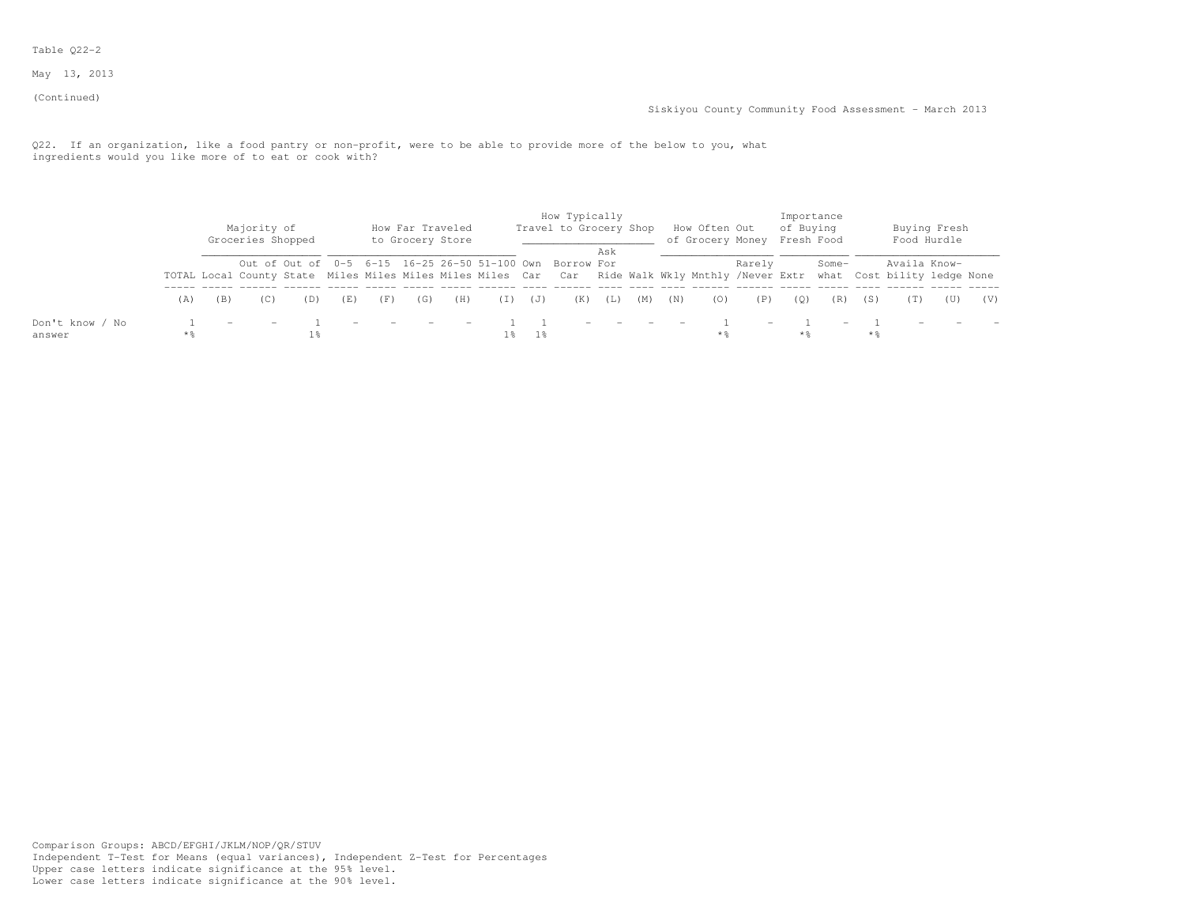Table Q22-2

May 13, 2013

(Continued)

Siskiyou County Community Food Assessment - March 2013

Q22. If an organization, like a food pantry or non-profit, were to be able to provide more of the below to you, what ingredients would you like more of to eat or cook with?

| | | Majority of Groceries Shopped | | | How Far Traveled to Grocery Store | | | | | How Typically Travel to Grocery Shop | | | | How Often Out of Grocery Money | | | Importance of Buying Fresh Food | | Buying Fresh Food Hurdle | | | |
|---|---|---|---|---|---|---|---|---|---|---|---|---|---|---|---|---|---|---|---|---|---|---|
| | TOTAL | Local | Out of County | Out of State | 0-5 Miles | 6-15 Miles | 16-25 Miles | 26-50 Miles | 51-100 Miles | Own Car | Borrow Car | Ask For Ride | Walk | Wkly | Mnthly | Rarely /Never | Extr | Some-what | Cost | Availa bility | Know-ledge | None |
| | (A) | (B) | (C) | (D) | (E) | (F) | (G) | (H) | (I) | (J) | (K) | (L) | (M) | (N) | (O) | (P) | (Q) | (R) | (S) | (T) | (U) | (V) |
| Don't know / No answer | 1 | - | - | 1 | - | - | - | - | 1 | 1 | - | - | - | - | 1 | - | 1 | - | 1 | - | - | - |
| | *% | | | 1% | | | | | 1% | 1% | | | | | *% | | *% | | *% | | | |

Comparison Groups: ABCD/EFGHI/JKLM/NOP/QR/STUV
Independent T-Test for Means (equal variances), Independent Z-Test for Percentages
Upper case letters indicate significance at the 95% level.
Lower case letters indicate significance at the 90% level.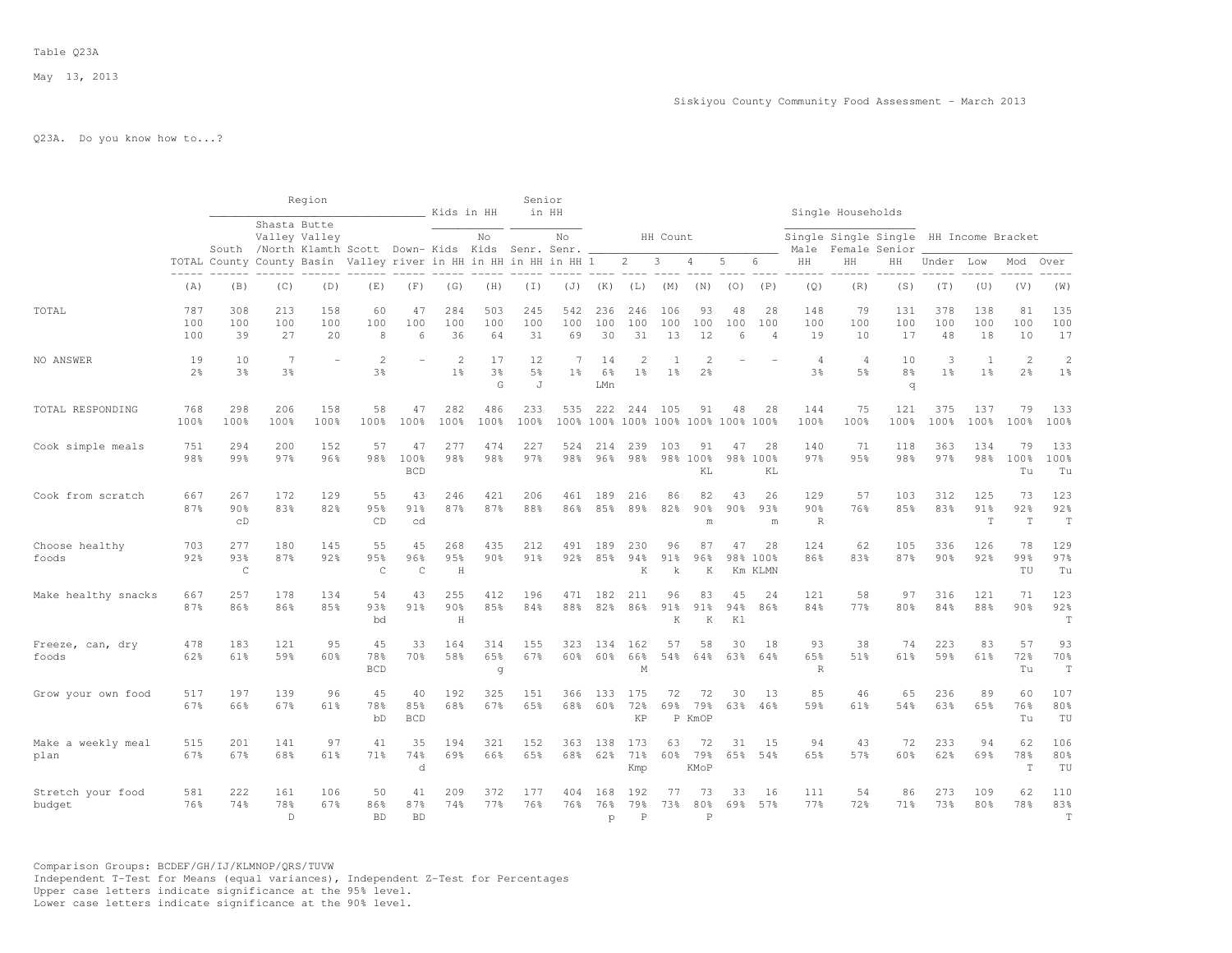Table Q23A

May 13, 2013

Siskiyou County Community Food Assessment - March 2013

Q23A. Do you know how to...?

| | TOTAL | South County | Shasta Valley /North County | Butte Valley Klamth Basin | Scott Valley | Down-river | Kids in HH | No Kids in HH | Senr. in HH | No Senr. in HH | HH Count 1 | 2 | 3 | 4 | 5 | 6 | Single Male HH | Single Female HH | Single Senior HH | HH Income Under | Low | Mod | Over |
|---|---|---|---|---|---|---|---|---|---|---|---|---|---|---|---|---|---|---|---|---|---|---|---|
| | (A) | (B) | (C) | (D) | (E) | (F) | (G) | (H) | (I) | (J) | (K) | (L) | (M) | (N) | (O) | (P) | (Q) | (R) | (S) | (T) | (U) | (V) | (W) |
| TOTAL | 787 | 308 | 213 | 158 | 60 | 47 | 284 | 503 | 245 | 542 | 236 | 246 | 106 | 93 | 48 | 28 | 148 | 79 | 131 | 378 | 138 | 81 | 135 |
| | 100 | 100 | 100 | 100 | 100 | 100 | 100 | 100 | 100 | 100 | 100 | 100 | 100 | 100 | 100 | 100 | 100 | 100 | 100 | 100 | 100 | 100 | 100 |
| | 100 | 39 | 27 | 20 | 8 | 6 | 36 | 64 | 31 | 69 | 30 | 31 | 13 | 12 | 6 | 4 | 19 | 10 | 17 | 48 | 18 | 10 | 17 |
| NO ANSWER | 19 | 10 | 7 | - | 2 | - | 2 | 17 | 12 | 7 | 14 | 2 | 1 | 2 | - | - | 4 | 4 | 10 | 3 | 1 | 2 | 2 |
| | 2% | 3% | 3% | | 3% | | 1% | 3% | 5% | 1% | 6% | 1% | 1% | 2% | | | 3% | 5% | 8% | 1% | 1% | 2% | 1% |
| | | | | | | | | G | J | | LMn | | | | | | | | q | | | | |
| TOTAL RESPONDING | 768 | 298 | 206 | 158 | 58 | 47 | 282 | 486 | 233 | 535 | 222 | 244 | 105 | 91 | 48 | 28 | 144 | 75 | 121 | 375 | 137 | 79 | 133 |
| | 100% | 100% | 100% | 100% | 100% | 100% | 100% | 100% | 100% | 100% | 100% | 100% | 100% | 100% | 100% | 100% | 100% | 100% | 100% | 100% | 100% | 100% | 100% |
| Cook simple meals | 751 | 294 | 200 | 152 | 57 | 47 | 277 | 474 | 227 | 524 | 214 | 239 | 103 | 91 | 47 | 28 | 140 | 71 | 118 | 363 | 134 | 79 | 133 |
| | 98% | 99% | 97% | 96% | 98% | 100% | 98% | 98% | 97% | 98% | 96% | 98% | 98% | 100% | 98% | 100% | 97% | 95% | 98% | 97% | 98% | 100% | 100% |
| | | | | | | BCD | | | | | | | | KL | | KL | | | | | | Tu | Tu |
| Cook from scratch | 667 | 267 | 172 | 129 | 55 | 43 | 246 | 421 | 206 | 461 | 189 | 216 | 86 | 82 | 43 | 26 | 129 | 57 | 103 | 312 | 125 | 73 | 123 |
| | 87% | 90% | 83% | 82% | 95% | 91% | 87% | 87% | 88% | 86% | 85% | 89% | 82% | 90% | 90% | 93% | 90% | 76% | 85% | 83% | 91% | 92% | 92% |
| | | cD | | | CD | cd | | | | | | | | m | | m | R | | | | T | T | T |
| Choose healthy foods | 703 | 277 | 180 | 145 | 55 | 45 | 268 | 435 | 212 | 491 | 189 | 230 | 96 | 87 | 47 | 28 | 124 | 62 | 105 | 336 | 126 | 78 | 129 |
| | 92% | 93% | 87% | 92% | 95% | 96% | 95% | 90% | 91% | 92% | 85% | 94% | 91% | 96% | 98% | 100% | 86% | 83% | 87% | 90% | 92% | 99% | 97% |
| | | C | | | C | C | H | | | | | K | k | K | Km | KLMN | | | | | | TU | Tu |
| Make healthy snacks | 667 | 257 | 178 | 134 | 54 | 43 | 255 | 412 | 196 | 471 | 182 | 211 | 96 | 83 | 45 | 24 | 121 | 58 | 97 | 316 | 121 | 71 | 123 |
| | 87% | 86% | 86% | 85% | 93% | 91% | 90% | 85% | 84% | 88% | 82% | 86% | 91% | 91% | 94% | 86% | 84% | 77% | 80% | 84% | 88% | 90% | 92% |
| | | | | | bd | | H | | | | | | K | K | Kl | | | | | | | | T |
| Freeze, can, dry foods | 478 | 183 | 121 | 95 | 45 | 33 | 164 | 314 | 155 | 323 | 134 | 162 | 57 | 58 | 30 | 18 | 93 | 38 | 74 | 223 | 83 | 57 | 93 |
| | 62% | 61% | 59% | 60% | 78% | 70% | 58% | 65% | 67% | 60% | 60% | 66% | 54% | 64% | 63% | 64% | 65% | 51% | 61% | 59% | 61% | 72% | 70% |
| | | | | | BCD | | | g | | | | M | | | | | R | | | | | Tu | T |
| Grow your own food | 517 | 197 | 139 | 96 | 45 | 40 | 192 | 325 | 151 | 366 | 133 | 175 | 72 | 72 | 30 | 13 | 85 | 46 | 65 | 236 | 89 | 60 | 107 |
| | 67% | 66% | 67% | 61% | 78% | 85% | 68% | 67% | 65% | 68% | 60% | 72% | 69% | 79% | 63% | 46% | 59% | 61% | 54% | 63% | 65% | 76% | 80% |
| | | | | | bD | BCD | | | | | | KP | P | KmOP | | | | | | | | Tu | TU |
| Make a weekly meal plan | 515 | 201 | 141 | 97 | 41 | 35 | 194 | 321 | 152 | 363 | 138 | 173 | 63 | 72 | 31 | 15 | 94 | 43 | 72 | 233 | 94 | 62 | 106 |
| | 67% | 67% | 68% | 61% | 71% | 74% | 69% | 66% | 65% | 68% | 62% | 71% | 60% | 79% | 65% | 54% | 65% | 57% | 60% | 62% | 69% | 78% | 80% |
| | | | | | | d | | | | | | Kmp | | KMoP | | | | | | | | T | TU |
| Stretch your food budget | 581 | 222 | 161 | 106 | 50 | 41 | 209 | 372 | 177 | 404 | 168 | 192 | 77 | 73 | 33 | 16 | 111 | 54 | 86 | 273 | 109 | 62 | 110 |
| | 76% | 74% | 78% | 67% | 86% | 87% | 74% | 77% | 76% | 76% | 76% | 79% | 73% | 80% | 69% | 57% | 77% | 72% | 71% | 73% | 80% | 78% | 83% |
| | | | D | | BD | BD | | | | | p | P | | P | | | | | | | | | T |

Comparison Groups: BCDEF/GH/IJ/KLMNOP/QRS/TUVW
Independent T-Test for Means (equal variances), Independent Z-Test for Percentages
Upper case letters indicate significance at the 95% level.
Lower case letters indicate significance at the 90% level.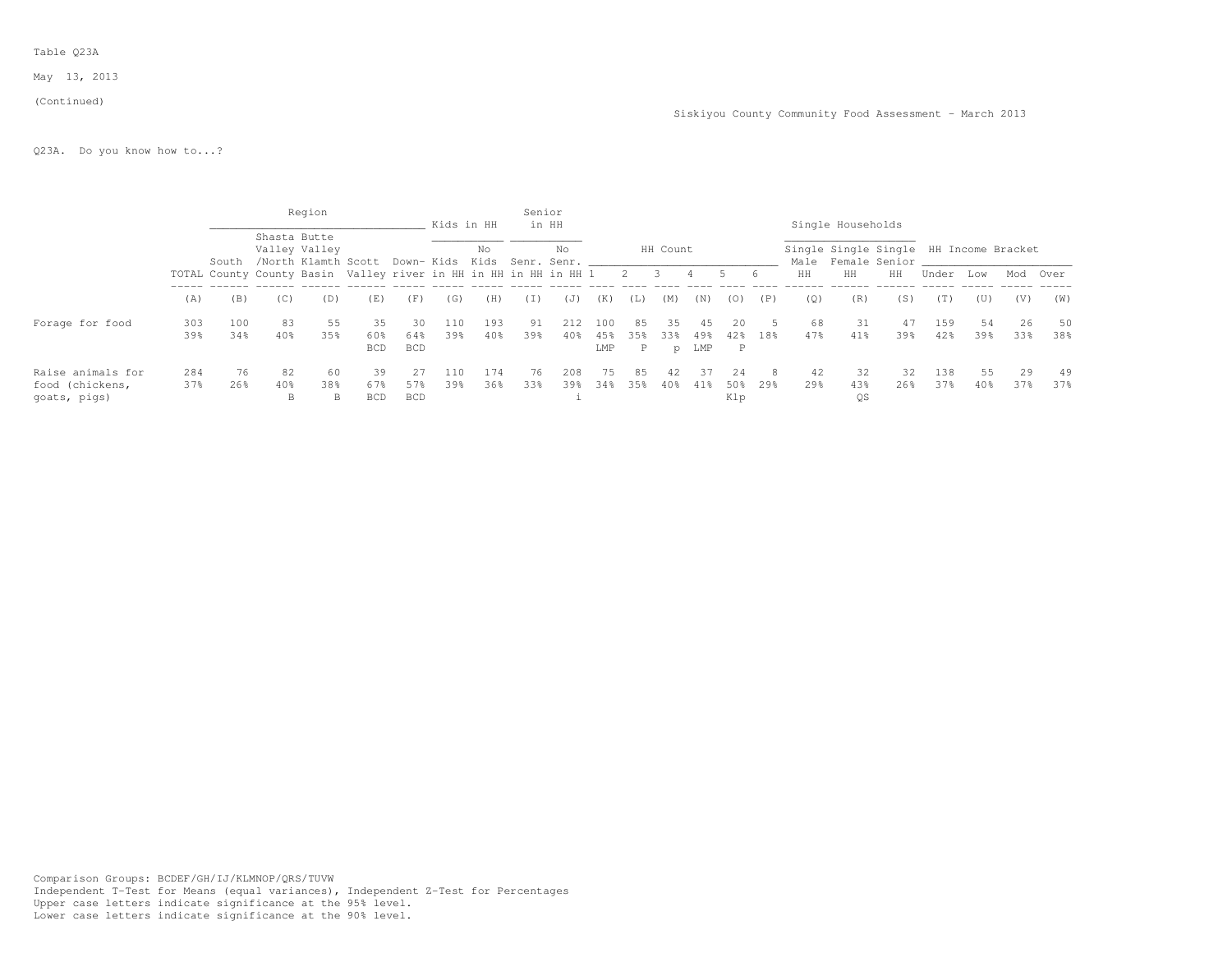Table Q23A

May 13, 2013

(Continued)

Siskiyou County Community Food Assessment - March 2013

Q23A. Do you know how to...?

| | | Region | | | | | Kids in HH | | Senior in HH | | HH Count | | | | | | Single Households | | | HH Income Bracket | | | |
|---|---|---|---|---|---|---|---|---|---|---|---|---|---|---|---|---|---|---|---|---|---|---|---|
| | TOTAL | South County | Shasta Valley /North County | Butte Valley Klamth Basin | Scott Valley | Down-river | Kids in HH | No Kids in HH | Senr. in HH | No Senr. in HH | 1 | 2 | 3 | 4 | 5 | 6 | Single Male HH | Single Female HH | Single Senior HH | Under | Low | Mod | Over |
| | (A) | (B) | (C) | (D) | (E) | (F) | (G) | (H) | (I) | (J) | (K) | (L) | (M) | (N) | (O) | (P) | (Q) | (R) | (S) | (T) | (U) | (V) | (W) |
| Forage for food | 303 | 100 | 83 | 55 | 35 | 30 | 110 | 193 | 91 | 212 | 100 | 85 | 35 | 45 | 20 | 5 | 68 | 31 | 47 | 159 | 54 | 26 | 50 |
| | 39% | 34% | 40% | 35% | 60% | 64% | 39% | 40% | 39% | 40% | 45% | 35% | 33% | 49% | 42% | 18% | 47% | 41% | 39% | 42% | 39% | 33% | 38% |
| | | | | | BCD | BCD | | | | | LMP | P | p | LMP | P | | | | | | | | |
| Raise animals for food (chickens, goats, pigs) | 284 | 76 | 82 | 60 | 39 | 27 | 110 | 174 | 76 | 208 | 75 | 85 | 42 | 37 | 24 | 8 | 42 | 32 | 32 | 138 | 55 | 29 | 49 |
| | 37% | 26% | 40% | 38% | 67% | 57% | 39% | 36% | 33% | 39% | 34% | 35% | 40% | 41% | 50% | 29% | 29% | 43% | 26% | 37% | 40% | 37% | 37% |
| | | | B | B | BCD | BCD | | | | i | | | | | Klp | | | QS | | | | | |

Comparison Groups: BCDEF/GH/IJ/KLMNOP/QRS/TUVW
Independent T-Test for Means (equal variances), Independent Z-Test for Percentages
Upper case letters indicate significance at the 95% level.
Lower case letters indicate significance at the 90% level.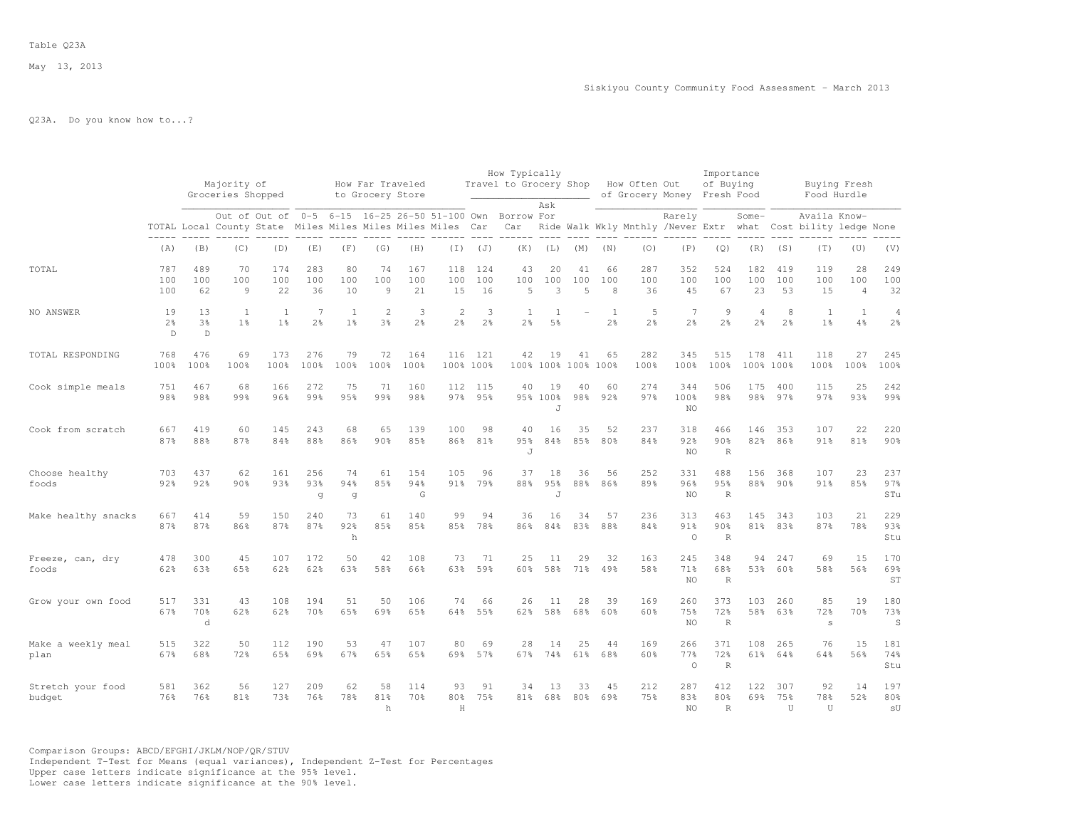Table Q23A

Q23A. Do you know how to...?

| | TOTAL | Majority of Groceries Shopped | | | How Far Traveled to Grocery Store | | | | | How Typically Travel to Grocery Shop | | | | How Often Out of Grocery Money | | | Importance of Buying Fresh Food | | Buying Fresh Food Hurdle | | | |
|---|---|---|---|---|---|---|---|---|---|---|---|---|---|---|---|---|---|---|---|---|---|---|
| | TOTAL | Local | Out of County | Out of State | 0-5 Miles | 6-15 Miles | 16-25 Miles | 26-50 Miles | 51-100 Miles | Own Car | Borrow Car | Ask For Ride | Walk | Wkly | Mnthly | Rarely /Never | Extr | Some-what | Cost | Availa bility | Know-ledge | None |
| | (A) | (B) | (C) | (D) | (E) | (F) | (G) | (H) | (I) | (J) | (K) | (L) | (M) | (N) | (O) | (P) | (Q) | (R) | (S) | (T) | (U) | (V) |
| TOTAL | 787 | 489 | 70 | 174 | 283 | 80 | 74 | 167 | 118 | 124 | 43 | 20 | 41 | 66 | 287 | 352 | 524 | 182 | 419 | 119 | 28 | 249 |
| | 100 | 100 | 100 | 100 | 100 | 100 | 100 | 100 | 100 | 100 | 100 | 100 | 100 | 100 | 100 | 100 | 100 | 100 | 100 | 100 | 100 | 100 |
| | 100 | 62 | 9 | 22 | 36 | 10 | 9 | 21 | 15 | 16 | 5 | 3 | 5 | 8 | 36 | 45 | 67 | 23 | 53 | 15 | 4 | 32 |
| NO ANSWER | 19 | 13 | 1 | 1 | 7 | 1 | 2 | 3 | 2 | 3 | 1 | 1 | - | 1 | 5 | 7 | 9 | 4 | 8 | 1 | 1 | 4 |
| | 2% | 3% | 1% | 1% | 2% | 1% | 3% | 2% | 2% | 2% | 2% | 5% | | 2% | 2% | 2% | 2% | 2% | 2% | 1% | 4% | 2% |
| | D | D | | | | | | | | | | | | | | | | | | | | |
| TOTAL RESPONDING | 768 | 476 | 69 | 173 | 276 | 79 | 72 | 164 | 116 | 121 | 42 | 19 | 41 | 65 | 282 | 345 | 515 | 178 | 411 | 118 | 27 | 245 |
| | 100% | 100% | 100% | 100% | 100% | 100% | 100% | 100% | 100% | 100% | 100% | 100% | 100% | 100% | 100% | 100% | 100% | 100% | 100% | 100% | 100% | 100% |
| Cook simple meals | 751 | 467 | 68 | 166 | 272 | 75 | 71 | 160 | 112 | 115 | 40 | 19 | 40 | 60 | 274 | 344 | 506 | 175 | 400 | 115 | 25 | 242 |
| | 98% | 98% | 99% | 96% | 99% | 95% | 99% | 98% | 97% | 95% | 95% | 100% | 98% | 92% | 97% | 100% | 98% | 98% | 97% | 97% | 93% | 99% |
| | | | | | | | | | | | | J | | | | NO | | | | | | |
| Cook from scratch | 667 | 419 | 60 | 145 | 243 | 68 | 65 | 139 | 100 | 98 | 40 | 16 | 35 | 52 | 237 | 318 | 466 | 146 | 353 | 107 | 22 | 220 |
| | 87% | 88% | 87% | 84% | 88% | 86% | 90% | 85% | 86% | 81% | 95% | 84% | 85% | 80% | 84% | 92% | 90% | 82% | 86% | 91% | 81% | 90% |
| | | | | | | | | | | | J | | | | | NO | R | | | | | |
| Choose healthy foods | 703 | 437 | 62 | 161 | 256 | 74 | 61 | 154 | 105 | 96 | 37 | 18 | 36 | 56 | 252 | 331 | 488 | 156 | 368 | 107 | 23 | 237 |
| | 92% | 92% | 90% | 93% | 93% | 94% | 85% | 94% | 91% | 79% | 88% | 95% | 88% | 86% | 89% | 96% | 95% | 88% | 90% | 91% | 85% | 97% |
| | | | | | g | g | | G | | | | J | | | | NO | R | | | | | STu |
| Make healthy snacks | 667 | 414 | 59 | 150 | 240 | 73 | 61 | 140 | 99 | 94 | 36 | 16 | 34 | 57 | 236 | 313 | 463 | 145 | 343 | 103 | 21 | 229 |
| | 87% | 87% | 86% | 87% | 87% | 92% | 85% | 85% | 85% | 78% | 86% | 84% | 83% | 88% | 84% | 91% | 90% | 81% | 83% | 87% | 78% | 93% |
| | | | | | | h | | | | | | | | | | O | R | | | | | Stu |
| Freeze, can, dry foods | 478 | 300 | 45 | 107 | 172 | 50 | 42 | 108 | 73 | 71 | 25 | 11 | 29 | 32 | 163 | 245 | 348 | 94 | 247 | 69 | 15 | 170 |
| | 62% | 63% | 65% | 62% | 62% | 63% | 58% | 66% | 63% | 59% | 60% | 58% | 71% | 49% | 58% | 71% | 68% | 53% | 60% | 58% | 56% | 69% |
| | | | | | | | | | | | | | | | | NO | R | | | | | ST |
| Grow your own food | 517 | 331 | 43 | 108 | 194 | 51 | 50 | 106 | 74 | 66 | 26 | 11 | 28 | 39 | 169 | 260 | 373 | 103 | 260 | 85 | 19 | 180 |
| | 67% | 70% | 62% | 62% | 70% | 65% | 69% | 65% | 64% | 55% | 62% | 58% | 68% | 60% | 60% | 75% | 72% | 58% | 63% | 72% | 70% | 73% |
| | | d | | | | | | | | | | | | | | NO | R | | | s | | S |
| Make a weekly meal plan | 515 | 322 | 50 | 112 | 190 | 53 | 47 | 107 | 80 | 69 | 28 | 14 | 25 | 44 | 169 | 266 | 371 | 108 | 265 | 76 | 15 | 181 |
| | 67% | 68% | 72% | 65% | 69% | 67% | 65% | 65% | 69% | 57% | 67% | 74% | 61% | 68% | 60% | 77% | 72% | 61% | 64% | 64% | 56% | 74% |
| | | | | | | | | | | | | | | | | O | R | | | | | Stu |
| Stretch your food budget | 581 | 362 | 56 | 127 | 209 | 62 | 58 | 114 | 93 | 91 | 34 | 13 | 33 | 45 | 212 | 287 | 412 | 122 | 307 | 92 | 14 | 197 |
| | 76% | 76% | 81% | 73% | 76% | 78% | 81% | 70% | 80% | 75% | 81% | 68% | 80% | 69% | 75% | 83% | 80% | 69% | 75% | 78% | 52% | 80% |
| | | | | | | | h | | H | | | | | | | NO | R | | U | U | | sU |

Comparison Groups: ABCD/EFGHI/JKLM/NOP/QR/STUV
Independent T-Test for Means (equal variances), Independent Z-Test for Percentages
Upper case letters indicate significance at the 95% level.
Lower case letters indicate significance at the 90% level.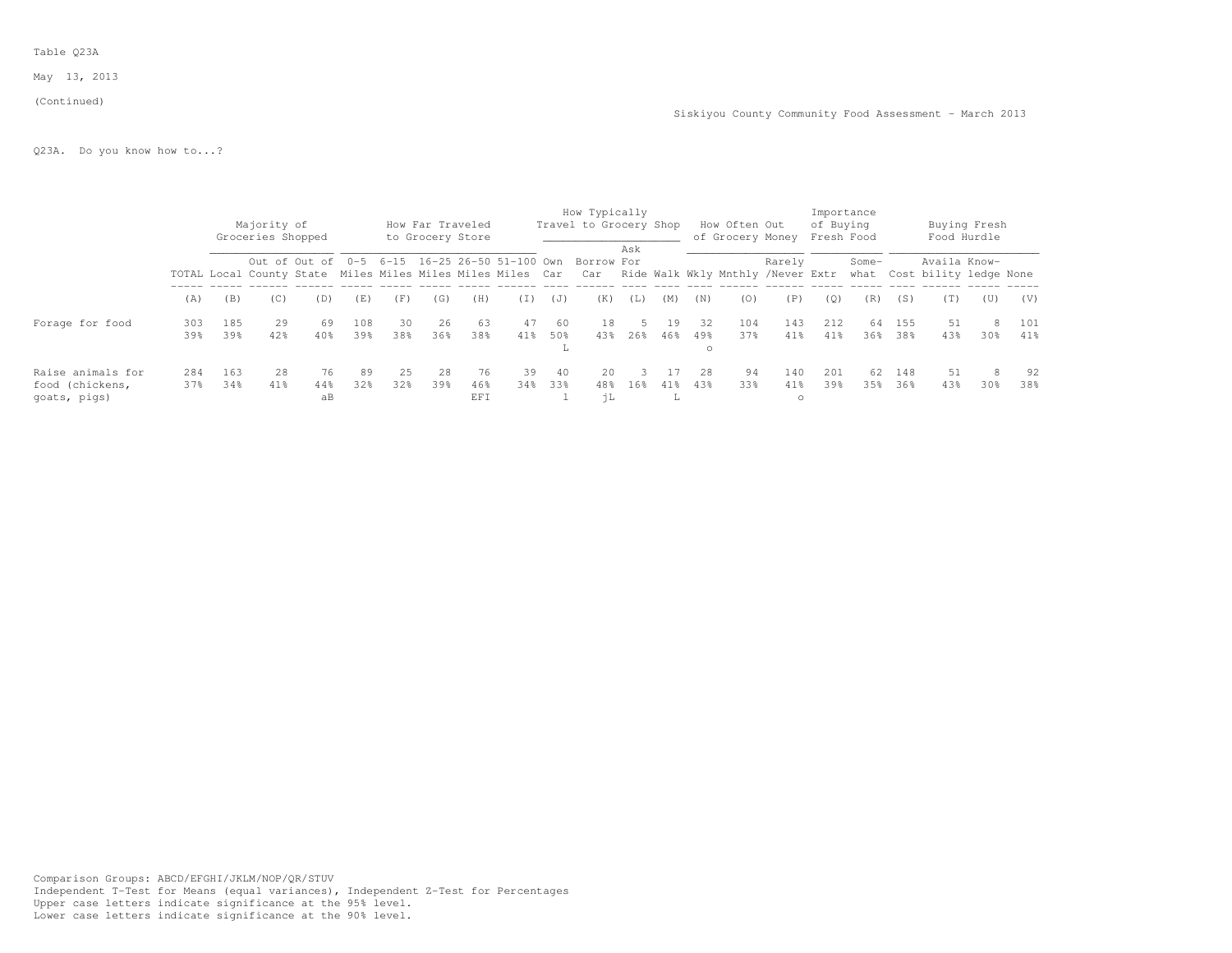Table Q23A

May 13, 2013

(Continued)

Siskiyou County Community Food Assessment - March 2013

Q23A. Do you know how to...?

| | | Majority of Groceries Shopped | | | How Far Traveled to Grocery Store | | | | | How Typically Travel to Grocery Shop | | | | How Often Out of Grocery Money | | | Importance of Buying Fresh Food | | Buying Fresh Food Hurdle | | | |
|---|---|---|---|---|---|---|---|---|---|---|---|---|---|---|---|---|---|---|---|---|---|---|
| | TOTAL | Local | Out of County | Out of State | 0-5 Miles | 6-15 Miles | 16-25 Miles | 26-50 Miles | 51-100 Miles | Own Car | Borrow Car | Ask For Ride | Walk | Wkly | Mnthly | Rarely /Never | Extr | Some-what | Cost | Availa bility | Know-ledge | None |
| | (A) | (B) | (C) | (D) | (E) | (F) | (G) | (H) | (I) | (J) | (K) | (L) | (M) | (N) | (O) | (P) | (Q) | (R) | (S) | (T) | (U) | (V) |
| Forage for food | 303 | 185 | 29 | 69 | 108 | 30 | 26 | 63 | 47 | 60 | 18 | 5 | 19 | 32 | 104 | 143 | 212 | 64 | 155 | 51 | 8 | 101 |
| | 39% | 39% | 42% | 40% | 39% | 38% | 36% | 38% | 41% | 50% | 43% | 26% | 46% | 49% | 37% | 41% | 41% | 36% | 38% | 43% | 30% | 41% |
| | | | | | | | | | | L | | | | o | | | | | | | | |
| Raise animals for food (chickens, goats, pigs) | 284 | 163 | 28 | 76 | 89 | 25 | 28 | 76 | 39 | 40 | 20 | 3 | 17 | 28 | 94 | 140 | 201 | 62 | 148 | 51 | 8 | 92 |
| | 37% | 34% | 41% | 44% | 32% | 32% | 39% | 46% | 34% | 33% | 48% | 16% | 41% | 43% | 33% | 41% | 39% | 35% | 36% | 43% | 30% | 38% |
| | | | | aB | | | | EFI | | l | jL | | L | | | o | | | | | | |

Comparison Groups: ABCD/EFGHI/JKLM/NOP/QR/STUV
Independent T-Test for Means (equal variances), Independent Z-Test for Percentages
Upper case letters indicate significance at the 95% level.
Lower case letters indicate significance at the 90% level.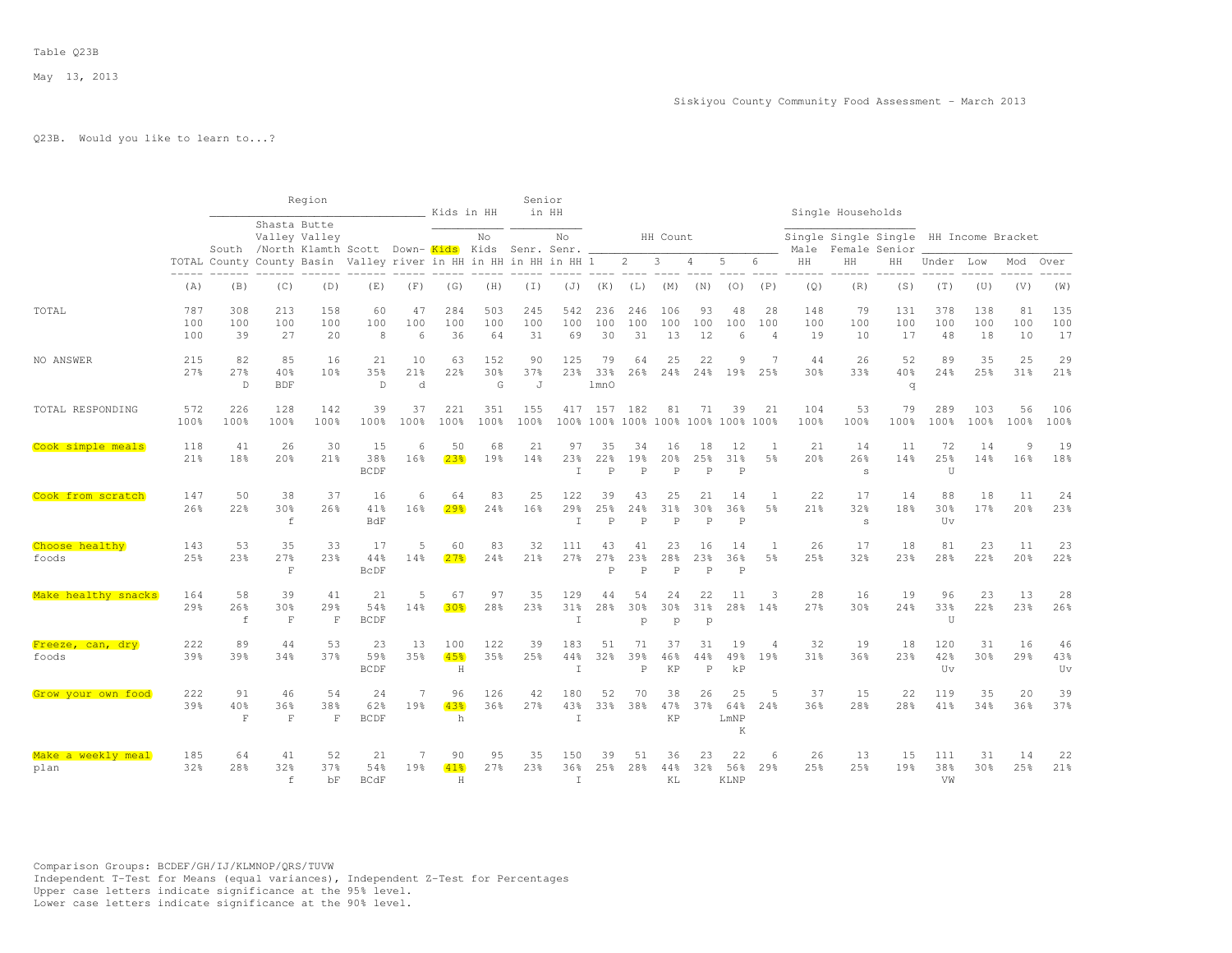Table Q23B

May 13, 2013

Siskiyou County Community Food Assessment - March 2013

Q23B. Would you like to learn to...?

| | TOTAL | South County | Shasta Valley /North County | Butte Valley Klamth Basin | Scott Valley | Down-river | Kids in HH | No Kids in HH | Senr. in HH | No Senr. in HH | 1 | 2 | 3 | 4 | 5 | 6 | Single Male HH | Single Female HH | Single Senior HH | Under | Low | Mod | Over |
|---|---|---|---|---|---|---|---|---|---|---|---|---|---|---|---|---|---|---|---|---|---|---|---|
| | | Region | | | | | Kids in HH | | Senior in HH | | HH Count | | | | | | Single Households | | | HH Income Bracket | | | |
| | (A) | (B) | (C) | (D) | (E) | (F) | (G) | (H) | (I) | (J) | (K) | (L) | (M) | (N) | (O) | (P) | (Q) | (R) | (S) | (T) | (U) | (V) | (W) |
| TOTAL | 787 | 308 | 213 | 158 | 60 | 47 | 284 | 503 | 245 | 542 | 236 | 246 | 106 | 93 | 48 | 28 | 148 | 79 | 131 | 378 | 138 | 81 | 135 |
| | 100 | 100 | 100 | 100 | 100 | 100 | 100 | 100 | 100 | 100 | 100 | 100 | 100 | 100 | 100 | 100 | 100 | 100 | 100 | 100 | 100 | 100 | 100 |
| | 100 | 39 | 27 | 20 | 8 | 6 | 36 | 64 | 31 | 69 | 30 | 31 | 13 | 12 | 6 | 4 | 19 | 10 | 17 | 48 | 18 | 10 | 17 |
| NO ANSWER | 215 | 82 | 85 | 16 | 21 | 10 | 63 | 152 | 90 | 125 | 79 | 64 | 25 | 22 | 9 | 7 | 44 | 26 | 52 | 89 | 35 | 25 | 29 |
| | 27% | 27% | 40% | 10% | 35% | 21% | 22% | 30% | 37% | 23% | 33% | 26% | 24% | 24% | 19% | 25% | 30% | 33% | 40% | 24% | 25% | 31% | 21% |
| | | D | BDF | | D | d | | G | J | | lmnO | | | | | | | | q | | | | |
| TOTAL RESPONDING | 572 | 226 | 128 | 142 | 39 | 37 | 221 | 351 | 155 | 417 | 157 | 182 | 81 | 71 | 39 | 21 | 104 | 53 | 79 | 289 | 103 | 56 | 106 |
| | 100% | 100% | 100% | 100% | 100% | 100% | 100% | 100% | 100% | 100% | 100% | 100% | 100% | 100% | 100% | 100% | 100% | 100% | 100% | 100% | 100% | 100% | 100% |
| Cook simple meals | 118 | 41 | 26 | 30 | 15 | 6 | 50 | 68 | 21 | 97 | 35 | 34 | 16 | 18 | 12 | 1 | 21 | 14 | 11 | 72 | 14 | 9 | 19 |
| | 21% | 18% | 20% | 21% | 38% | 16% | 23% | 19% | 14% | 23% | 22% | 19% | 20% | 25% | 31% | 5% | 20% | 26% | 14% | 25% | 14% | 16% | 18% |
| | | | | | BCDF | | | | | I | P | P | P | P | P | | | s | | U | | | |
| Cook from scratch | 147 | 50 | 38 | 37 | 16 | 6 | 64 | 83 | 25 | 122 | 39 | 43 | 25 | 21 | 14 | 1 | 22 | 17 | 14 | 88 | 18 | 11 | 24 |
| | 26% | 22% | 30% | 26% | 41% | 16% | 29% | 24% | 16% | 29% | 25% | 24% | 31% | 30% | 36% | 5% | 21% | 32% | 18% | 30% | 17% | 20% | 23% |
| | | | f | | BdF | | | | | I | P | P | P | P | P | | | s | | Uv | | | |
| Choose healthy foods | 143 | 53 | 35 | 33 | 17 | 5 | 60 | 83 | 32 | 111 | 43 | 41 | 23 | 16 | 14 | 1 | 26 | 17 | 18 | 81 | 23 | 11 | 23 |
| | 25% | 23% | 27% | 23% | 44% | 14% | 27% | 24% | 21% | 27% | 27% | 23% | 28% | 23% | 36% | 5% | 25% | 32% | 23% | 28% | 22% | 20% | 22% |
| | | | F | | BcDF | | | | | | P | P | P | P | P | | | | | | | | |
| Make healthy snacks | 164 | 58 | 39 | 41 | 21 | 5 | 67 | 97 | 35 | 129 | 44 | 54 | 24 | 22 | 11 | 3 | 28 | 16 | 19 | 96 | 23 | 13 | 28 |
| | 29% | 26% | 30% | 29% | 54% | 14% | 30% | 28% | 23% | 31% | 28% | 30% | 30% | 31% | 28% | 14% | 27% | 30% | 24% | 33% | 22% | 23% | 26% |
| | | f | F | F | BCDF | | | | | I | | p | p | p | | | | | | U | | | |
| Freeze, can, dry foods | 222 | 89 | 44 | 53 | 23 | 13 | 100 | 122 | 39 | 183 | 51 | 71 | 37 | 31 | 19 | 4 | 32 | 19 | 18 | 120 | 31 | 16 | 46 |
| | 39% | 39% | 34% | 37% | 59% | 35% | 45% | 35% | 25% | 44% | 32% | 39% | 46% | 44% | 49% | 19% | 31% | 36% | 23% | 42% | 30% | 29% | 43% |
| | | | | | BCDF | | H | | | I | | P | KP | P | kP | | | | | Uv | | | Uv |
| Grow your own food | 222 | 91 | 46 | 54 | 24 | 7 | 96 | 126 | 42 | 180 | 52 | 70 | 38 | 26 | 25 | 5 | 37 | 15 | 22 | 119 | 35 | 20 | 39 |
| | 39% | 40% | 36% | 38% | 62% | 19% | 43% | 36% | 27% | 43% | 33% | 38% | 47% | 37% | 64% | 24% | 36% | 28% | 28% | 41% | 34% | 36% | 37% |
| | | F | F | F | BCDF | | h | | | I | | | KP | | LmNP K | | | | | | | | |
| Make a weekly meal plan | 185 | 64 | 41 | 52 | 21 | 7 | 90 | 95 | 35 | 150 | 39 | 51 | 36 | 23 | 22 | 6 | 26 | 13 | 15 | 111 | 31 | 14 | 22 |
| | 32% | 28% | 32% | 37% | 54% | 19% | 41% | 27% | 23% | 36% | 25% | 28% | 44% | 32% | 56% | 29% | 25% | 25% | 19% | 38% | 30% | 25% | 21% |
| | | | f | bF | BCdF | | H | | | I | | | KL | | KLNP | | | | | VW | | | |

Comparison Groups: BCDEF/GH/IJ/KLMNOP/QRS/TUVW
Independent T-Test for Means (equal variances), Independent Z-Test for Percentages
Upper case letters indicate significance at the 95% level.
Lower case letters indicate significance at the 90% level.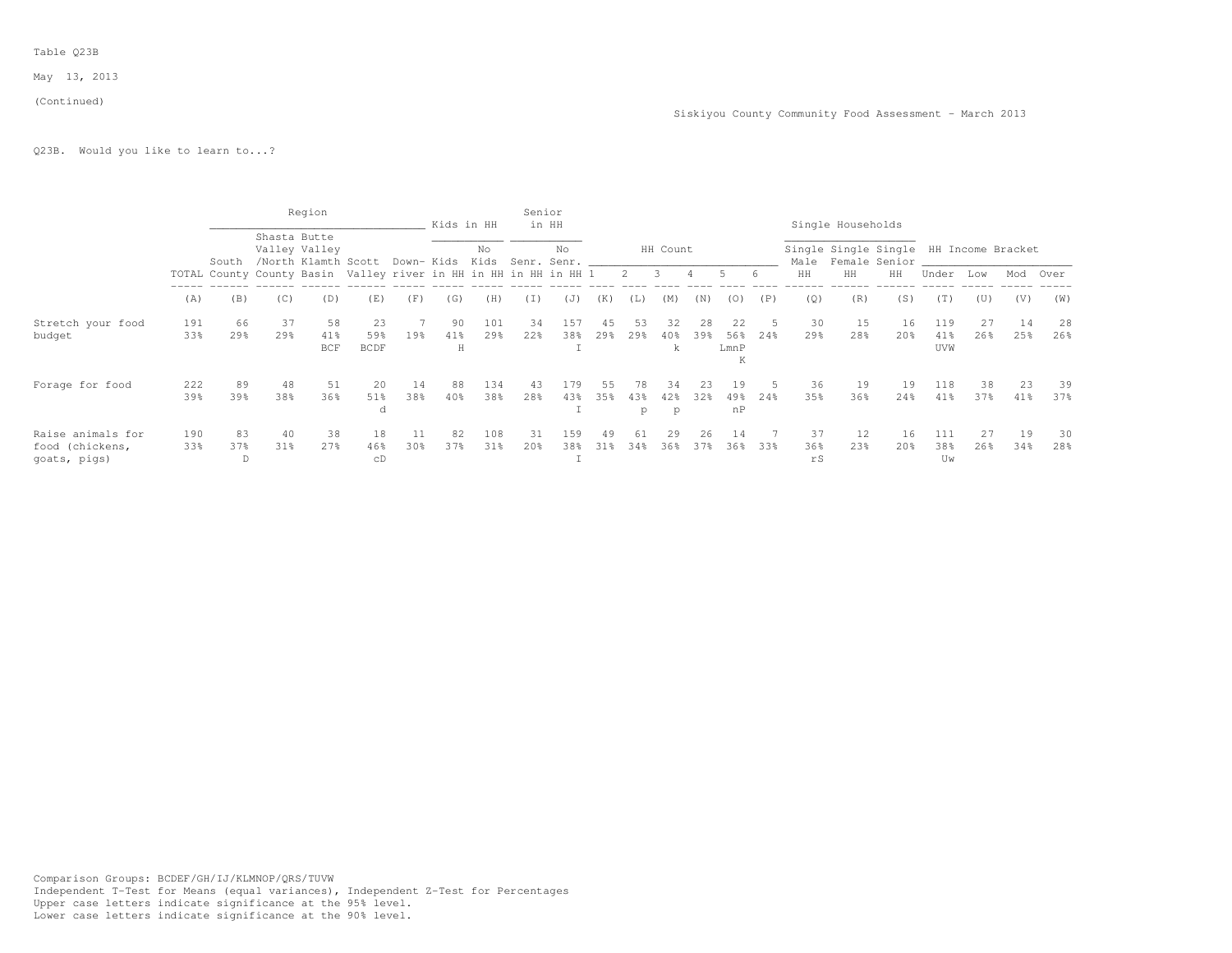Table Q23B

May 13, 2013

(Continued)

Siskiyou County Community Food Assessment - March 2013

Q23B. Would you like to learn to...?

| | | Region | | | | | Kids in HH | | Senior in HH | | HH Count | | | | | | Single Households | | | HH Income Bracket | | | |
|---|---|---|---|---|---|---|---|---|---|---|---|---|---|---|---|---|---|---|---|---|---|---|---|
| | TOTAL | South County | Shasta Valley /North County | Butte Valley Klamth Basin | Scott Valley | Down-river | Kids in HH | No Kids in HH | Senr. in HH | No Senr. in HH | 1 | 2 | 3 | 4 | 5 | 6 | Single Male HH | Single Female HH | Single Senior HH | Under | Low | Mod | Over |
| | (A) | (B) | (C) | (D) | (E) | (F) | (G) | (H) | (I) | (J) | (K) | (L) | (M) | (N) | (O) | (P) | (Q) | (R) | (S) | (T) | (U) | (V) | (W) |
| Stretch your food budget | 191 | 66 | 37 | 58 | 23 | 7 | 90 | 101 | 34 | 157 | 45 | 53 | 32 | 28 | 22 | 5 | 30 | 15 | 16 | 119 | 27 | 14 | 28 |
| | 33% | 29% | 29% | 41% | 59% | 19% | 41% | 29% | 22% | 38% | 29% | 29% | 40% | 39% | 56% | 24% | 29% | 28% | 20% | 41% | 26% | 25% | 26% |
| | | | | BCF | BCDF | | H | | | I | | | k | | LmnP K | | | | | UVW | | | |
| Forage for food | 222 | 89 | 48 | 51 | 20 | 14 | 88 | 134 | 43 | 179 | 55 | 78 | 34 | 23 | 19 | 5 | 36 | 19 | 19 | 118 | 38 | 23 | 39 |
| | 39% | 39% | 38% | 36% | 51% | 38% | 40% | 38% | 28% | 43% | 35% | 43% | 42% | 32% | 49% | 24% | 35% | 36% | 24% | 41% | 37% | 41% | 37% |
| | | | | | d | | | | | I | | p | p | | nP | | | | | | | | |
| Raise animals for food (chickens, goats, pigs) | 190 | 83 | 40 | 38 | 18 | 11 | 82 | 108 | 31 | 159 | 49 | 61 | 29 | 26 | 14 | 7 | 37 | 12 | 16 | 111 | 27 | 19 | 30 |
| | 33% | 37% | 31% | 27% | 46% | 30% | 37% | 31% | 20% | 38% | 31% | 34% | 36% | 37% | 36% | 33% | 36% | 23% | 20% | 38% | 26% | 34% | 28% |
| | | D | | | cD | | | | | I | | | | | | | rS | | | Uw | | | |

Comparison Groups: BCDEF/GH/IJ/KLMNOP/QRS/TUVW
Independent T-Test for Means (equal variances), Independent Z-Test for Percentages
Upper case letters indicate significance at the 95% level.
Lower case letters indicate significance at the 90% level.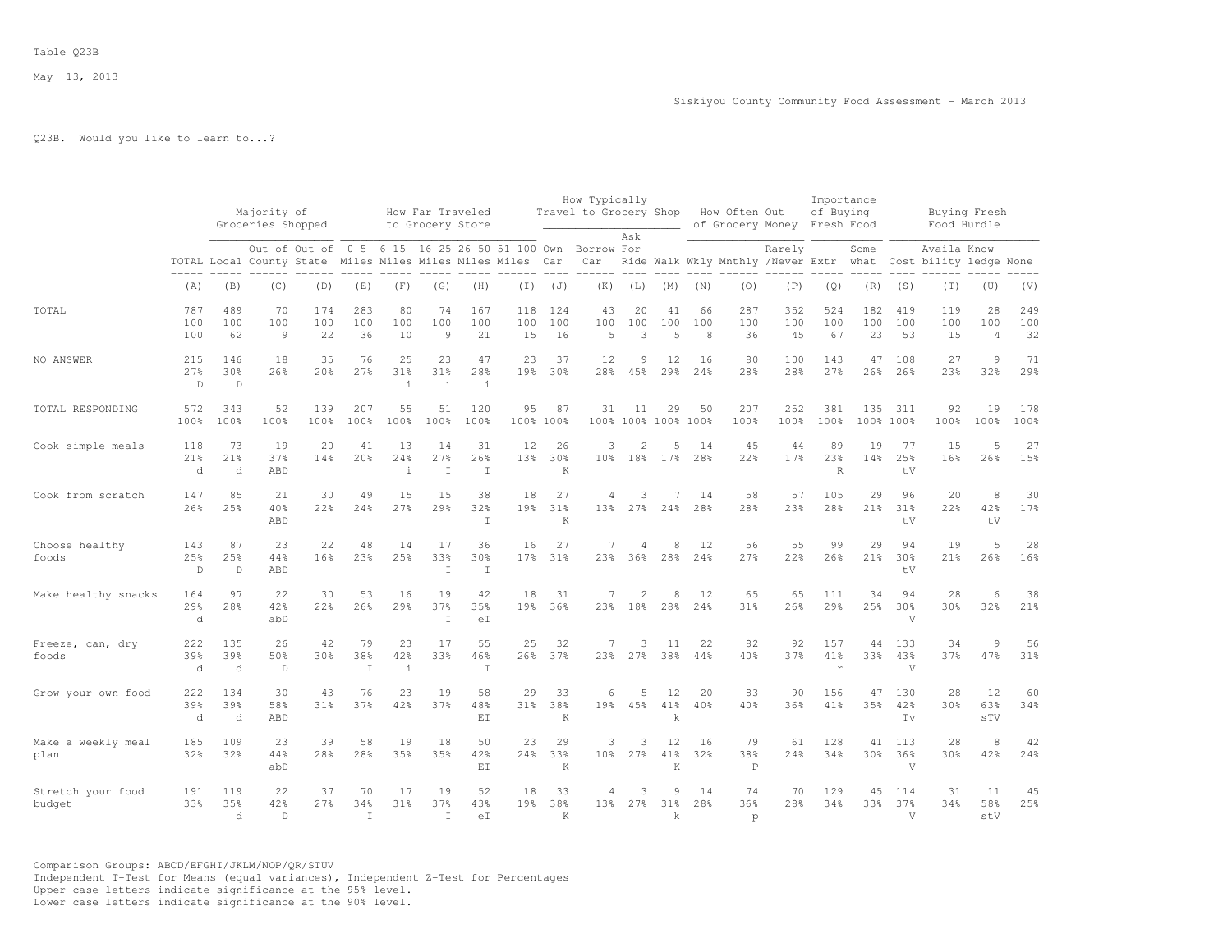Table Q23B

May 13, 2013

Siskiyou County Community Food Assessment - March 2013

Q23B. Would you like to learn to...?

| | | Majority of Groceries Shopped | | | How Far Traveled to Grocery Store | | | | | How Typically Travel to Grocery Shop | | | | How Often Out of Grocery Money | | | Importance of Buying Fresh Food | | Buying Fresh Food Hurdle | | | |
|---|---|---|---|---|---|---|---|---|---|---|---|---|---|---|---|---|---|---|---|---|---|---|
| | TOTAL | Local | Out of County | Out of State | 0-5 Miles | 6-15 Miles | 16-25 Miles | 26-50 Miles | 51-100 Miles | Own Car | Borrow Car | Ask For Ride | Walk | Wkly | Mnthly | Rarely /Never | Extr | Some-what | Cost | Availa bility | Know-ledge | None |
| | (A) | (B) | (C) | (D) | (E) | (F) | (G) | (H) | (I) | (J) | (K) | (L) | (M) | (N) | (O) | (P) | (Q) | (R) | (S) | (T) | (U) | (V) |
| TOTAL | 787 | 489 | 70 | 174 | 283 | 80 | 74 | 167 | 118 | 124 | 43 | 20 | 41 | 66 | 287 | 352 | 524 | 182 | 419 | 119 | 28 | 249 |
| | 100 | 100 | 100 | 100 | 100 | 100 | 100 | 100 | 100 | 100 | 100 | 100 | 100 | 100 | 100 | 100 | 100 | 100 | 100 | 100 | 100 | 100 |
| | 100 | 62 | 9 | 22 | 36 | 10 | 9 | 21 | 15 | 16 | 5 | 3 | 5 | 8 | 36 | 45 | 67 | 23 | 53 | 15 | 4 | 32 |
| NO ANSWER | 215 | 146 | 18 | 35 | 76 | 25 | 23 | 47 | 23 | 37 | 12 | 9 | 12 | 16 | 80 | 100 | 143 | 47 | 108 | 27 | 9 | 71 |
| | 27% | 30% | 26% | 20% | 27% | 31% | 31% | 28% | 19% | 30% | 28% | 45% | 29% | 24% | 28% | 28% | 27% | 26% | 26% | 23% | 32% | 29% |
| | D | D | | | | i | i | i | | | | | | | | | | | | | | |
| TOTAL RESPONDING | 572 | 343 | 52 | 139 | 207 | 55 | 51 | 120 | 95 | 87 | 31 | 11 | 29 | 50 | 207 | 252 | 381 | 135 | 311 | 92 | 19 | 178 |
| | 100% | 100% | 100% | 100% | 100% | 100% | 100% | 100% | 100% | 100% | 100% | 100% | 100% | 100% | 100% | 100% | 100% | 100% | 100% | 100% | 100% | 100% |
| Cook simple meals | 118 | 73 | 19 | 20 | 41 | 13 | 14 | 31 | 12 | 26 | 3 | 2 | 5 | 14 | 45 | 44 | 89 | 19 | 77 | 15 | 5 | 27 |
| | 21% | 21% | 37% | 14% | 20% | 24% | 27% | 26% | 13% | 30% | 10% | 18% | 17% | 28% | 22% | 17% | 23% | 14% | 25% | 16% | 26% | 15% |
| | d | d | ABD | | | i | I | I | | K | | | | | | | R | | tV | | | |
| Cook from scratch | 147 | 85 | 21 | 30 | 49 | 15 | 15 | 38 | 18 | 27 | 4 | 3 | 7 | 14 | 58 | 57 | 105 | 29 | 96 | 20 | 8 | 30 |
| | 26% | 25% | 40% | 22% | 24% | 27% | 29% | 32% | 19% | 31% | 13% | 27% | 24% | 28% | 28% | 23% | 28% | 21% | 31% | 22% | 42% | 17% |
| | | | ABD | | | | | I | | K | | | | | | | | | tV | | tV | |
| Choose healthy foods | 143 | 87 | 23 | 22 | 48 | 14 | 17 | 36 | 16 | 27 | 7 | 4 | 8 | 12 | 56 | 55 | 99 | 29 | 94 | 19 | 5 | 28 |
| | 25% | 25% | 44% | 16% | 23% | 25% | 33% | 30% | 17% | 31% | 23% | 36% | 28% | 24% | 27% | 22% | 26% | 21% | 30% | 21% | 26% | 16% |
| | D | D | ABD | | | | I | I | | | | | | | | | | | tV | | | |
| Make healthy snacks | 164 | 97 | 22 | 30 | 53 | 16 | 19 | 42 | 18 | 31 | 7 | 2 | 8 | 12 | 65 | 65 | 111 | 34 | 94 | 28 | 6 | 38 |
| | 29% | 28% | 42% | 22% | 26% | 29% | 37% | 35% | 19% | 36% | 23% | 18% | 28% | 24% | 31% | 26% | 29% | 25% | 30% | 30% | 32% | 21% |
| | d | | abD | | | | I | eI | | | | | | | | | | | V | | | |
| Freeze, can, dry foods | 222 | 135 | 26 | 42 | 79 | 23 | 17 | 55 | 25 | 32 | 7 | 3 | 11 | 22 | 82 | 92 | 157 | 44 | 133 | 34 | 9 | 56 |
| | 39% | 39% | 50% | 30% | 38% | 42% | 33% | 46% | 26% | 37% | 23% | 27% | 38% | 44% | 40% | 37% | 41% | 33% | 43% | 37% | 47% | 31% |
| | d | d | D | | I | i | | I | | | | | | | | | r | | V | | | |
| Grow your own food | 222 | 134 | 30 | 43 | 76 | 23 | 19 | 58 | 29 | 33 | 6 | 5 | 12 | 20 | 83 | 90 | 156 | 47 | 130 | 28 | 12 | 60 |
| | 39% | 39% | 58% | 31% | 37% | 42% | 37% | 48% | 31% | 38% | 19% | 45% | 41% | 40% | 40% | 36% | 41% | 35% | 42% | 30% | 63% | 34% |
| | d | d | ABD | | | | | EI | | K | | | k | | | | | | Tv | | sTV | |
| Make a weekly meal plan | 185 | 109 | 23 | 39 | 58 | 19 | 18 | 50 | 23 | 29 | 3 | 3 | 12 | 16 | 79 | 61 | 128 | 41 | 113 | 28 | 8 | 42 |
| | 32% | 32% | 44% | 28% | 28% | 35% | 35% | 42% | 24% | 33% | 10% | 27% | 41% | 32% | 38% | 24% | 34% | 30% | 36% | 30% | 42% | 24% |
| | | | abD | | | | | EI | | K | | | K | | P | | | | V | | | |
| Stretch your food budget | 191 | 119 | 22 | 37 | 70 | 17 | 19 | 52 | 18 | 33 | 4 | 3 | 9 | 14 | 74 | 70 | 129 | 45 | 114 | 31 | 11 | 45 |
| | 33% | 35% | 42% | 27% | 34% | 31% | 37% | 43% | 19% | 38% | 13% | 27% | 31% | 28% | 36% | 28% | 34% | 33% | 37% | 34% | 58% | 25% |
| | | d | D | | I | | I | eI | | K | | | k | | p | | | | V | | stV | |

Comparison Groups: ABCD/EFGHI/JKLM/NOP/QR/STUV
Independent T-Test for Means (equal variances), Independent Z-Test for Percentages
Upper case letters indicate significance at the 95% level.
Lower case letters indicate significance at the 90% level.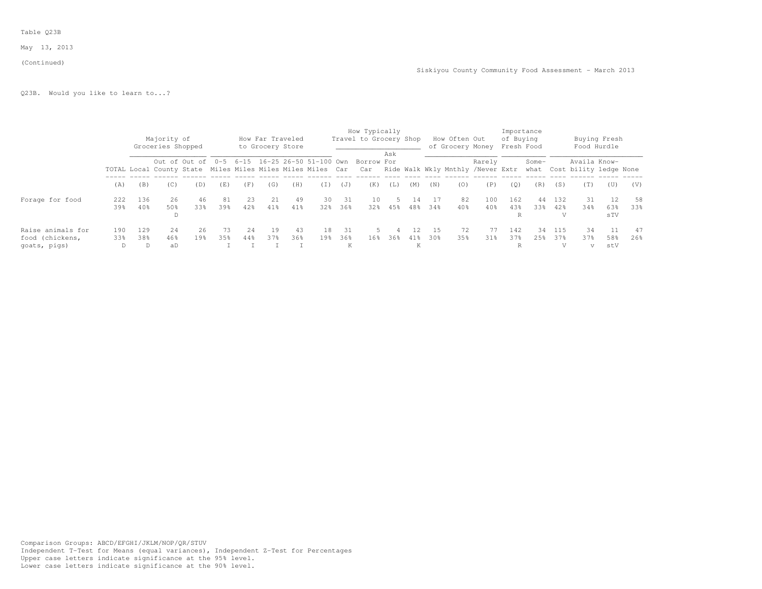Table Q23B

May 13, 2013

(Continued)

Siskiyou County Community Food Assessment - March 2013

Q23B. Would you like to learn to...?

| | | Majority of Groceries Shopped | | | How Far Traveled to Grocery Store | | | | | How Typically Travel to Grocery Shop | | | | How Often Out of Grocery Money | | | Importance of Buying Fresh Food | | Buying Fresh Food Hurdle | | | |
|---|---|---|---|---|---|---|---|---|---|---|---|---|---|---|---|---|---|---|---|---|---|---|
| | TOTAL | Local | Out of County | Out of State | 0-5 Miles | 6-15 Miles | 16-25 Miles | 26-50 Miles | 51-100 Miles | Own Car | Borrow Car | Ask For Ride | Walk | Wkly | Mnthly | Rarely /Never | Extr | Some-what | Cost | Availa bility | Know-ledge | None |
| | (A) | (B) | (C) | (D) | (E) | (F) | (G) | (H) | (I) | (J) | (K) | (L) | (M) | (N) | (O) | (P) | (Q) | (R) | (S) | (T) | (U) | (V) |
| Forage for food | 222 | 136 | 26 | 46 | 81 | 23 | 21 | 49 | 30 | 31 | 10 | 5 | 14 | 17 | 82 | 100 | 162 | 44 | 132 | 31 | 12 | 58 |
| | 39% | 40% | 50% | 33% | 39% | 42% | 41% | 41% | 32% | 36% | 32% | 45% | 48% | 34% | 40% | 40% | 43% | 33% | 42% | 34% | 63% | 33% |
| | | | D | | | | | | | | | | | | | | R | | V | | sTV | |
| Raise animals for food (chickens, goats, pigs) | 190 | 129 | 24 | 26 | 73 | 24 | 19 | 43 | 18 | 31 | 5 | 4 | 12 | 15 | 72 | 77 | 142 | 34 | 115 | 34 | 11 | 47 |
| | 33% | 38% | 46% | 19% | 35% | 44% | 37% | 36% | 19% | 36% | 16% | 36% | 41% | 30% | 35% | 31% | 37% | 25% | 37% | 37% | 58% | 26% |
| | D | D | aD | | I | I | I | I | | K | | | K | | | | R | | V | v | stV | |

Comparison Groups: ABCD/EFGHI/JKLM/NOP/QR/STUV
Independent T-Test for Means (equal variances), Independent Z-Test for Percentages
Upper case letters indicate significance at the 95% level.
Lower case letters indicate significance at the 90% level.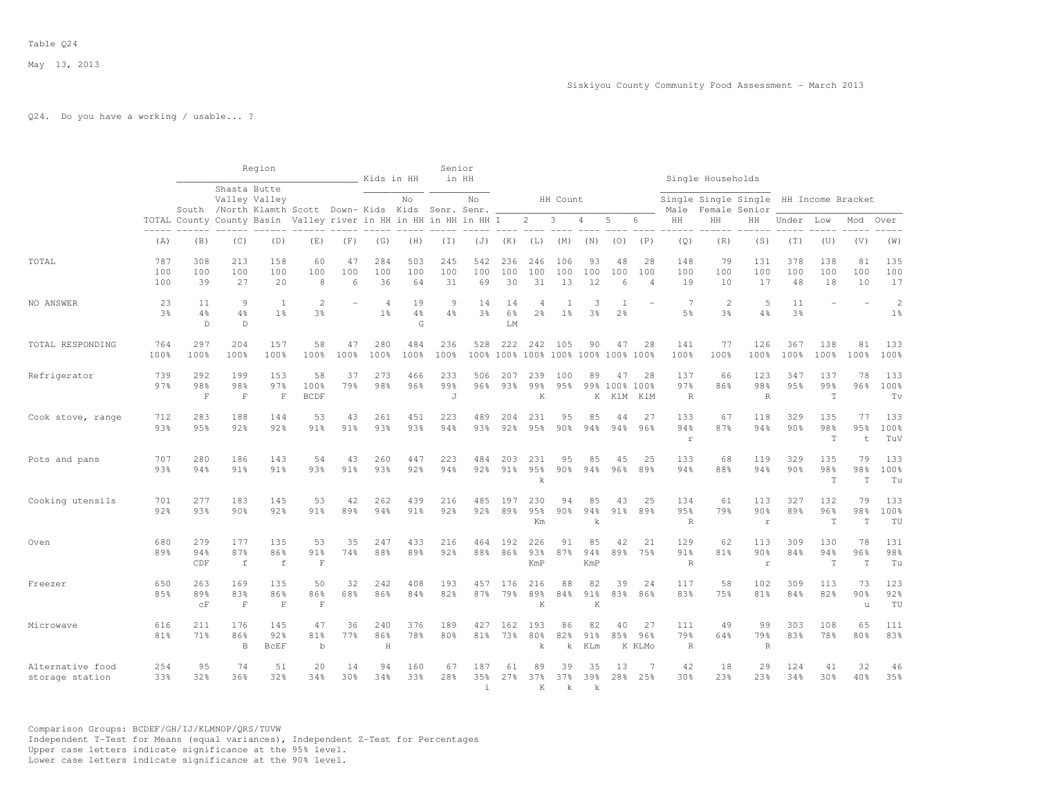Table Q24

May 13, 2013

Siskiyou County Community Food Assessment - March 2013

Q24. Do you have a working / usable... ?

| | | Region | | | | | Kids in HH | | Senior in HH | | HH Count | | | | | | Single Households | | | HH Income Bracket | | | |
|---|---|---|---|---|---|---|---|---|---|---|---|---|---|---|---|---|---|---|---|---|---|---|---|
| | TOTAL | South County | Shasta Valley /North County | Butte Valley Klamth Basin | Scott Valley | Down-river | Kids in HH | No Kids in HH | Senr. in HH | No Senr. in HH | 1 | 2 | 3 | 4 | 5 | 6 | Single Male HH | Single Female HH | Single Senior HH | Under | Low | Mod | Over |
| | (A) | (B) | (C) | (D) | (E) | (F) | (G) | (H) | (I) | (J) | (K) | (L) | (M) | (N) | (O) | (P) | (Q) | (R) | (S) | (T) | (U) | (V) | (W) |
| TOTAL | 787 | 308 | 213 | 158 | 60 | 47 | 284 | 503 | 245 | 542 | 236 | 246 | 106 | 93 | 48 | 28 | 148 | 79 | 131 | 378 | 138 | 81 | 135 |
| | 100 | 100 | 100 | 100 | 100 | 100 | 100 | 100 | 100 | 100 | 100 | 100 | 100 | 100 | 100 | 100 | 100 | 100 | 100 | 100 | 100 | 100 | 100 |
| | 100 | 39 | 27 | 20 | 8 | 6 | 36 | 64 | 31 | 69 | 30 | 31 | 13 | 12 | 6 | 4 | 19 | 10 | 17 | 48 | 18 | 10 | 17 |
| NO ANSWER | 23 | 11 | 9 | 1 | 2 | - | 4 | 19 | 9 | 14 | 14 | 4 | 1 | 3 | 1 | - | 7 | 2 | 5 | 11 | - | - | 2 |
| | 3% | 4% | 4% | 1% | 3% | | 1% | 4% | 4% | 3% | 6% | 2% | 1% | 3% | 2% | | 5% | 3% | 4% | 3% | | | 1% |
| | | D | D | | | | | G | | | LM | | | | | | | | | | | | |
| TOTAL RESPONDING | 764 | 297 | 204 | 157 | 58 | 47 | 280 | 484 | 236 | 528 | 222 | 242 | 105 | 90 | 47 | 28 | 141 | 77 | 126 | 367 | 138 | 81 | 133 |
| | 100% | 100% | 100% | 100% | 100% | 100% | 100% | 100% | 100% | 100% | 100% | 100% | 100% | 100% | 100% | 100% | 100% | 100% | 100% | 100% | 100% | 100% | 100% |
| Refrigerator | 739 | 292 | 199 | 153 | 58 | 37 | 273 | 466 | 233 | 506 | 207 | 239 | 100 | 89 | 47 | 28 | 137 | 66 | 123 | 347 | 137 | 78 | 133 |
| | 97% | 98% | 98% | 97% | 100% | 79% | 98% | 96% | 99% | 96% | 93% | 99% | 95% | 99% | 100% | 100% | 97% | 86% | 98% | 95% | 99% | 96% | 100% |
| | | F | F | F | BCDF | | | | J | | | K | | K | KlM | KlM | R | | R | | T | | Tv |
| Cook stove, range | 712 | 283 | 188 | 144 | 53 | 43 | 261 | 451 | 223 | 489 | 204 | 231 | 95 | 85 | 44 | 27 | 133 | 67 | 118 | 329 | 135 | 77 | 133 |
| | 93% | 95% | 92% | 92% | 91% | 91% | 93% | 93% | 94% | 93% | 92% | 95% | 90% | 94% | 94% | 96% | 94% | 87% | 94% | 90% | 98% | 95% | 100% |
| | | | | | | | | | | | | | | | | | r | | | | T | t | TuV |
| Pots and pans | 707 | 280 | 186 | 143 | 54 | 43 | 260 | 447 | 223 | 484 | 203 | 231 | 95 | 85 | 45 | 25 | 133 | 68 | 119 | 329 | 135 | 79 | 133 |
| | 93% | 94% | 91% | 91% | 93% | 91% | 93% | 92% | 94% | 92% | 91% | 95% | 90% | 94% | 96% | 89% | 94% | 88% | 94% | 90% | 98% | 98% | 100% |
| | | | | | | | | | | | | k | | | | | | | | | T | T | Tu |
| Cooking utensils | 701 | 277 | 183 | 145 | 53 | 42 | 262 | 439 | 216 | 485 | 197 | 230 | 94 | 85 | 43 | 25 | 134 | 61 | 113 | 327 | 132 | 79 | 133 |
| | 92% | 93% | 90% | 92% | 91% | 89% | 94% | 91% | 92% | 92% | 89% | 95% | 90% | 94% | 91% | 89% | 95% | 79% | 90% | 89% | 96% | 98% | 100% |
| | | | | | | | | | | | | Km | | k | | | R | | r | | T | T | TU |
| Oven | 680 | 279 | 177 | 135 | 53 | 35 | 247 | 433 | 216 | 464 | 192 | 226 | 91 | 85 | 42 | 21 | 129 | 62 | 113 | 309 | 130 | 78 | 131 |
| | 89% | 94% | 87% | 86% | 91% | 74% | 88% | 89% | 92% | 88% | 86% | 93% | 87% | 94% | 89% | 75% | 91% | 81% | 90% | 84% | 94% | 96% | 98% |
| | | CDF | f | f | F | | | | | | | KmP | | KmP | | | R | | r | | T | T | Tu |
| Freezer | 650 | 263 | 169 | 135 | 50 | 32 | 242 | 408 | 193 | 457 | 176 | 216 | 88 | 82 | 39 | 24 | 117 | 58 | 102 | 309 | 113 | 73 | 123 |
| | 85% | 89% | 83% | 86% | 86% | 68% | 86% | 84% | 82% | 87% | 79% | 89% | 84% | 91% | 83% | 86% | 83% | 75% | 81% | 84% | 82% | 90% | 92% |
| | | cF | F | F | F | | | | | | | K | | K | | | | | | | | u | TU |
| Microwave | 616 | 211 | 176 | 145 | 47 | 36 | 240 | 376 | 189 | 427 | 162 | 193 | 86 | 82 | 40 | 27 | 111 | 49 | 99 | 303 | 108 | 65 | 111 |
| | 81% | 71% | 86% | 92% | 81% | 77% | 86% | 78% | 80% | 81% | 73% | 80% | 82% | 91% | 85% | 96% | 79% | 64% | 79% | 83% | 78% | 80% | 83% |
| | | | B | BcEF | b | | H | | | | | k | k | KLm | K | KLMo | R | | R | | | | |
| Alternative food storage station | 254 | 95 | 74 | 51 | 20 | 14 | 94 | 160 | 67 | 187 | 61 | 89 | 39 | 35 | 13 | 7 | 42 | 18 | 29 | 124 | 41 | 32 | 46 |
| | 33% | 32% | 36% | 32% | 34% | 30% | 34% | 33% | 28% | 35% | 27% | 37% | 37% | 39% | 28% | 25% | 30% | 23% | 23% | 34% | 30% | 40% | 35% |
| | | | | | | | | | | i | | K | k | k | | | | | | | | | |

Comparison Groups: BCDEF/GH/IJ/KLMNOP/QRS/TUVW
Independent T-Test for Means (equal variances), Independent Z-Test for Percentages
Upper case letters indicate significance at the 95% level.
Lower case letters indicate significance at the 90% level.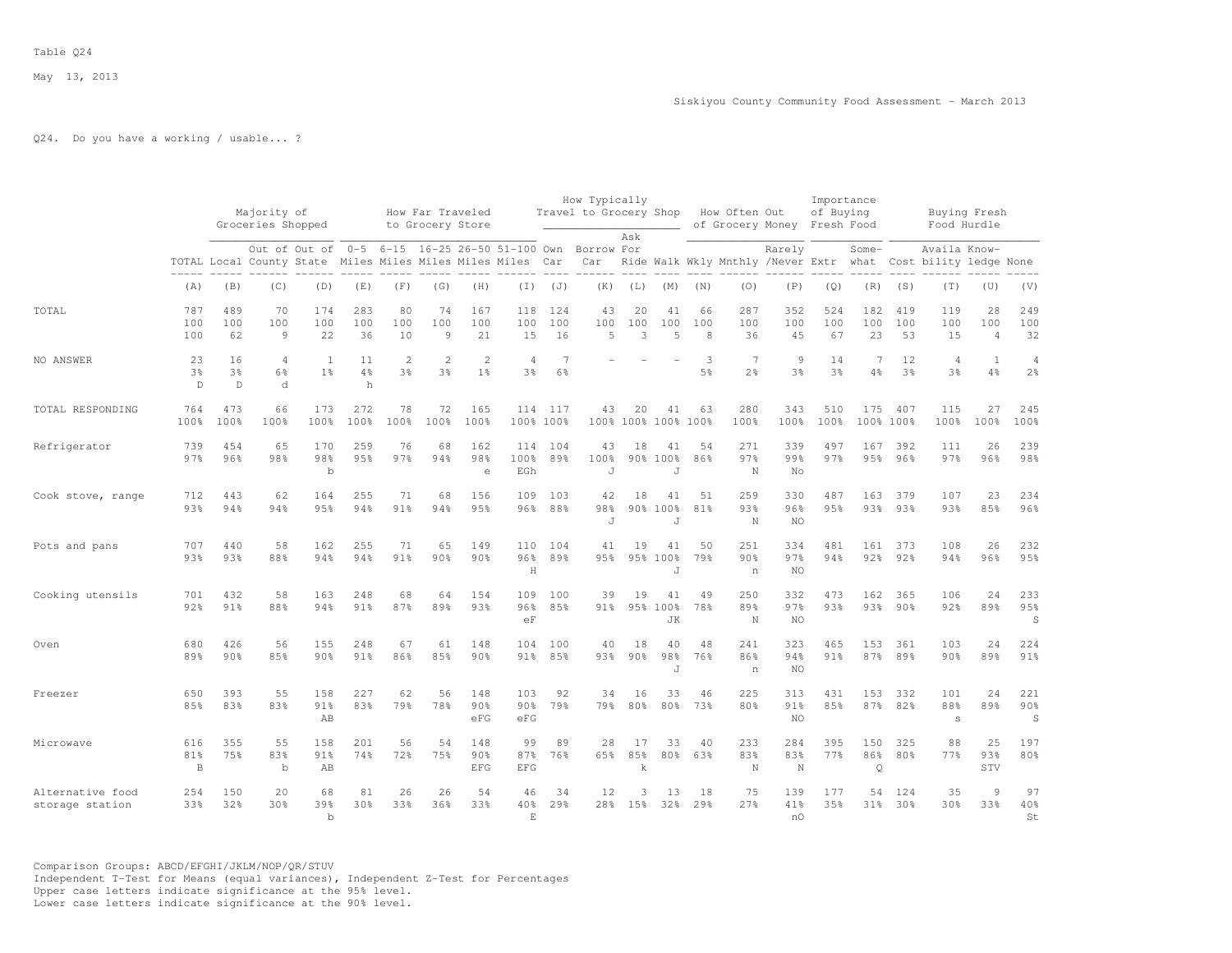Table Q24

May 13, 2013

Siskiyou County Community Food Assessment - March 2013

Q24. Do you have a working / usable... ?

| | | Majority of Groceries Shopped | | | How Far Traveled to Grocery Store | | | | | How Typically Travel to Grocery Shop | | | | How Often Out of Grocery Money | | | Importance of Buying Fresh Food | | Buying Fresh Food Hurdle | | | |
|---|---|---|---|---|---|---|---|---|---|---|---|---|---|---|---|---|---|---|---|---|---|---|
| | TOTAL | Local | Out of County | Out of State | 0-5 Miles | 6-15 Miles | 16-25 Miles | 26-50 Miles | 51-100 Miles | Own Car | Borrow Car | Ask For Ride | Walk | Wkly | Mnthly | Rarely /Never | Extr | Some-what | Cost | Availa bility | Know-ledge | None |
| | (A) | (B) | (C) | (D) | (E) | (F) | (G) | (H) | (I) | (J) | (K) | (L) | (M) | (N) | (O) | (P) | (Q) | (R) | (S) | (T) | (U) | (V) |
| TOTAL | 787 | 489 | 70 | 174 | 283 | 80 | 74 | 167 | 118 | 124 | 43 | 20 | 41 | 66 | 287 | 352 | 524 | 182 | 419 | 119 | 28 | 249 |
| | 100 | 100 | 100 | 100 | 100 | 100 | 100 | 100 | 100 | 100 | 100 | 100 | 100 | 100 | 100 | 100 | 100 | 100 | 100 | 100 | 100 | 100 |
| | 100 | 62 | 9 | 22 | 36 | 10 | 9 | 21 | 15 | 16 | 5 | 3 | 5 | 8 | 36 | 45 | 67 | 23 | 53 | 15 | 4 | 32 |
| NO ANSWER | 23 | 16 | 4 | 1 | 11 | 2 | 2 | 2 | 4 | 7 | - | - | - | 3 | 7 | 9 | 14 | 7 | 12 | 4 | 1 | 4 |
| | 3% | 3% | 6% | 1% | 4% | 3% | 3% | 1% | 3% | 6% | | | | 5% | 2% | 3% | 3% | 4% | 3% | 3% | 4% | 2% |
| | D | D | d | | h | | | | | | | | | | | | | | | | | |
| TOTAL RESPONDING | 764 | 473 | 66 | 173 | 272 | 78 | 72 | 165 | 114 | 117 | 43 | 20 | 41 | 63 | 280 | 343 | 510 | 175 | 407 | 115 | 27 | 245 |
| | 100% | 100% | 100% | 100% | 100% | 100% | 100% | 100% | 100% | 100% | 100% | 100% | 100% | 100% | 100% | 100% | 100% | 100% | 100% | 100% | 100% | 100% |
| Refrigerator | 739 | 454 | 65 | 170 | 259 | 76 | 68 | 162 | 114 | 104 | 43 | 18 | 41 | 54 | 271 | 339 | 497 | 167 | 392 | 111 | 26 | 239 |
| | 97% | 96% | 98% | 98% | 95% | 97% | 94% | 98% | 100% | 89% | 100% | 90% | 100% | 86% | 97% | 99% | 97% | 95% | 96% | 97% | 96% | 98% |
| | | | | b | | | | e | EGh | | J | | J | | N | No | | | | | | |
| Cook stove, range | 712 | 443 | 62 | 164 | 255 | 71 | 68 | 156 | 109 | 103 | 42 | 18 | 41 | 51 | 259 | 330 | 487 | 163 | 379 | 107 | 23 | 234 |
| | 93% | 94% | 94% | 95% | 94% | 91% | 94% | 95% | 96% | 88% | 98% | 90% | 100% | 81% | 93% | 96% | 95% | 93% | 93% | 93% | 85% | 96% |
| | | | | | | | | | | | J | | J | | N | NO | | | | | | |
| Pots and pans | 707 | 440 | 58 | 162 | 255 | 71 | 65 | 149 | 110 | 104 | 41 | 19 | 41 | 50 | 251 | 334 | 481 | 161 | 373 | 108 | 26 | 232 |
| | 93% | 93% | 88% | 94% | 94% | 91% | 90% | 90% | 96% | 89% | 95% | 95% | 100% | 79% | 90% | 97% | 94% | 92% | 92% | 94% | 96% | 95% |
| | | | | | | | | | H | | | | J | | n | NO | | | | | | |
| Cooking utensils | 701 | 432 | 58 | 163 | 248 | 68 | 64 | 154 | 109 | 100 | 39 | 19 | 41 | 49 | 250 | 332 | 473 | 162 | 365 | 106 | 24 | 233 |
| | 92% | 91% | 88% | 94% | 91% | 87% | 89% | 93% | 96% | 85% | 91% | 95% | 100% | 78% | 89% | 97% | 93% | 93% | 90% | 92% | 89% | 95% |
| | | | | | | | | | eF | | | | JK | | N | NO | | | | | | S |
| Oven | 680 | 426 | 56 | 155 | 248 | 67 | 61 | 148 | 104 | 100 | 40 | 18 | 40 | 48 | 241 | 323 | 465 | 153 | 361 | 103 | 24 | 224 |
| | 89% | 90% | 85% | 90% | 91% | 86% | 85% | 90% | 91% | 85% | 93% | 90% | 98% | 76% | 86% | 94% | 91% | 87% | 89% | 90% | 89% | 91% |
| | | | | | | | | | | | | | J | | n | NO | | | | | | |
| Freezer | 650 | 393 | 55 | 158 | 227 | 62 | 56 | 148 | 103 | 92 | 34 | 16 | 33 | 46 | 225 | 313 | 431 | 153 | 332 | 101 | 24 | 221 |
| | 85% | 83% | 83% | 91% | 83% | 79% | 78% | 90% | 90% | 79% | 79% | 80% | 80% | 73% | 80% | 91% | 85% | 87% | 82% | 88% | 89% | 90% |
| | | | | AB | | | | eFG | eFG | | | | | | | NO | | | | s | | S |
| Microwave | 616 | 355 | 55 | 158 | 201 | 56 | 54 | 148 | 99 | 89 | 28 | 17 | 33 | 40 | 233 | 284 | 395 | 150 | 325 | 88 | 25 | 197 |
| | 81% | 75% | 83% | 91% | 74% | 72% | 75% | 90% | 87% | 76% | 65% | 85% | 80% | 63% | 83% | 83% | 77% | 86% | 80% | 77% | 93% | 80% |
| | B | | b | AB | | | | EFG | EFG | | | k | | | N | N | | Q | | | STV | |
| Alternative food storage station | 254 | 150 | 20 | 68 | 81 | 26 | 26 | 54 | 46 | 34 | 12 | 3 | 13 | 18 | 75 | 139 | 177 | 54 | 124 | 35 | 9 | 97 |
| | 33% | 32% | 30% | 39% | 30% | 33% | 36% | 33% | 40% | 29% | 28% | 15% | 32% | 29% | 27% | 41% | 35% | 31% | 30% | 30% | 33% | 40% |
| | | | | b | | | | | E | | | | | | | nO | | | | | | St |

Comparison Groups: ABCD/EFGHI/JKLM/NOP/QR/STUV
Independent T-Test for Means (equal variances), Independent Z-Test for Percentages
Upper case letters indicate significance at the 95% level.
Lower case letters indicate significance at the 90% level.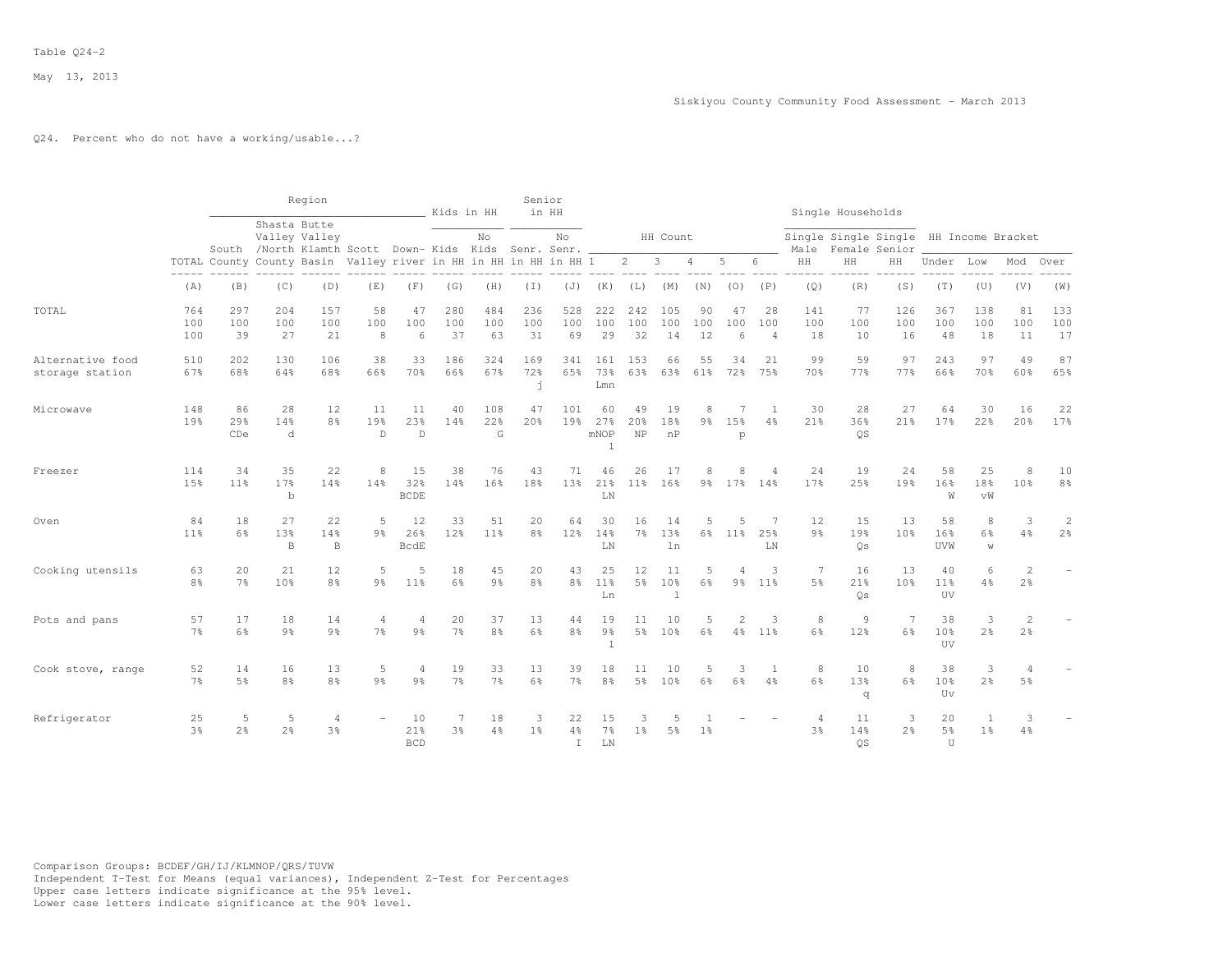Table Q24-2

May 13, 2013

Siskiyou County Community Food Assessment - March 2013

Q24. Percent who do not have a working/usable...?

| | | Region | | | | | Kids in HH | | Senior in HH | | HH Count | | | | | | Single Households | | | HH Income Bracket | | | |
|---|---|---|---|---|---|---|---|---|---|---|---|---|---|---|---|---|---|---|---|---|---|---|---|
| | TOTAL | South County | Shasta Valley /North County | Butte Valley Klamth Basin | Scott Valley | Down-river | Kids in HH | No Kids in HH | Senr. in HH | No Senr. in HH | 1 | 2 | 3 | 4 | 5 | 6 | Single Male HH | Single Female HH | Single Senior HH | Under | Low | Mod | Over |
| | (A) | (B) | (C) | (D) | (E) | (F) | (G) | (H) | (I) | (J) | (K) | (L) | (M) | (N) | (O) | (P) | (Q) | (R) | (S) | (T) | (U) | (V) | (W) |
| TOTAL | 764 | 297 | 204 | 157 | 58 | 47 | 280 | 484 | 236 | 528 | 222 | 242 | 105 | 90 | 47 | 28 | 141 | 77 | 126 | 367 | 138 | 81 | 133 |
| | 100 | 100 | 100 | 100 | 100 | 100 | 100 | 100 | 100 | 100 | 100 | 100 | 100 | 100 | 100 | 100 | 100 | 100 | 100 | 100 | 100 | 100 | 100 |
| | 100 | 39 | 27 | 21 | 8 | 6 | 37 | 63 | 31 | 69 | 29 | 32 | 14 | 12 | 6 | 4 | 18 | 10 | 16 | 48 | 18 | 11 | 17 |
| Alternative food storage station | 510 | 202 | 130 | 106 | 38 | 33 | 186 | 324 | 169 | 341 | 161 | 153 | 66 | 55 | 34 | 21 | 99 | 59 | 97 | 243 | 97 | 49 | 87 |
| | 67% | 68% | 64% | 68% | 66% | 70% | 66% | 67% | 72% | 65% | 73% | 63% | 63% | 61% | 72% | 75% | 70% | 77% | 77% | 66% | 70% | 60% | 65% |
| | | | | | | | | | j | | Lmn | | | | | | | | | | | | |
| Microwave | 148 | 86 | 28 | 12 | 11 | 11 | 40 | 108 | 47 | 101 | 60 | 49 | 19 | 8 | 7 | 1 | 30 | 28 | 27 | 64 | 30 | 16 | 22 |
| | 19% | 29% | 14% | 8% | 19% | 23% | 14% | 22% | 20% | 19% | 27% | 20% | 18% | 9% | 15% | 4% | 21% | 36% | 21% | 17% | 22% | 20% | 17% |
| | | CDe | d | | D | D | | G | | | mNOP l | NP | nP | | p | | | QS | | | | | |
| Freezer | 114 | 34 | 35 | 22 | 8 | 15 | 38 | 76 | 43 | 71 | 46 | 26 | 17 | 8 | 8 | 4 | 24 | 19 | 24 | 58 | 25 | 8 | 10 |
| | 15% | 11% | 17% | 14% | 14% | 32% | 14% | 16% | 18% | 13% | 21% | 11% | 16% | 9% | 17% | 14% | 17% | 25% | 19% | 16% | 18% | 10% | 8% |
| | | | b | | | BCDE | | | | | LN | | | | | | | | | W | vW | | |
| Oven | 84 | 18 | 27 | 22 | 5 | 12 | 33 | 51 | 20 | 64 | 30 | 16 | 14 | 5 | 5 | 7 | 12 | 15 | 13 | 58 | 8 | 3 | 2 |
| | 11% | 6% | 13% | 14% | 9% | 26% | 12% | 11% | 8% | 12% | 14% | 7% | 13% | 6% | 11% | 25% | 9% | 19% | 10% | 16% | 6% | 4% | 2% |
| | | | B | B | | BcdE | | | | | LN | | ln | | | LN | | Qs | | UVW | w | | |
| Cooking utensils | 63 | 20 | 21 | 12 | 5 | 5 | 18 | 45 | 20 | 43 | 25 | 12 | 11 | 5 | 4 | 3 | 7 | 16 | 13 | 40 | 6 | 2 | - |
| | 8% | 7% | 10% | 8% | 9% | 11% | 6% | 9% | 8% | 8% | 11% | 5% | 10% | 6% | 9% | 11% | 5% | 21% | 10% | 11% | 4% | 2% | |
| | | | | | | | | | | | Ln | | l | | | | | Qs | | UV | | | |
| Pots and pans | 57 | 17 | 18 | 14 | 4 | 4 | 20 | 37 | 13 | 44 | 19 | 11 | 10 | 5 | 2 | 3 | 8 | 9 | 7 | 38 | 3 | 2 | - |
| | 7% | 6% | 9% | 9% | 7% | 9% | 7% | 8% | 6% | 8% | 9% | 5% | 10% | 6% | 4% | 11% | 6% | 12% | 6% | 10% | 2% | 2% | |
| | | | | | | | | | | | l | | | | | | | | | UV | | | |
| Cook stove, range | 52 | 14 | 16 | 13 | 5 | 4 | 19 | 33 | 13 | 39 | 18 | 11 | 10 | 5 | 3 | 1 | 8 | 10 | 8 | 38 | 3 | 4 | - |
| | 7% | 5% | 8% | 8% | 9% | 9% | 7% | 7% | 6% | 7% | 8% | 5% | 10% | 6% | 6% | 4% | 6% | 13% | 6% | 10% | 2% | 5% | |
| | | | | | | | | | | | | | | | | | | q | | Uv | | | |
| Refrigerator | 25 | 5 | 5 | 4 | - | 10 | 7 | 18 | 3 | 22 | 15 | 3 | 5 | 1 | - | - | 4 | 11 | 3 | 20 | 1 | 3 | - |
| | 3% | 2% | 2% | 3% | | 21% | 3% | 4% | 1% | 4% | 7% | 1% | 5% | 1% | | | 3% | 14% | 2% | 5% | 1% | 4% | |
| | | | | | | BCD | | | | I | LN | | | | | | | QS | | U | | | |

Comparison Groups: BCDEF/GH/IJ/KLMNOP/QRS/TUVW
Independent T-Test for Means (equal variances), Independent Z-Test for Percentages
Upper case letters indicate significance at the 95% level.
Lower case letters indicate significance at the 90% level.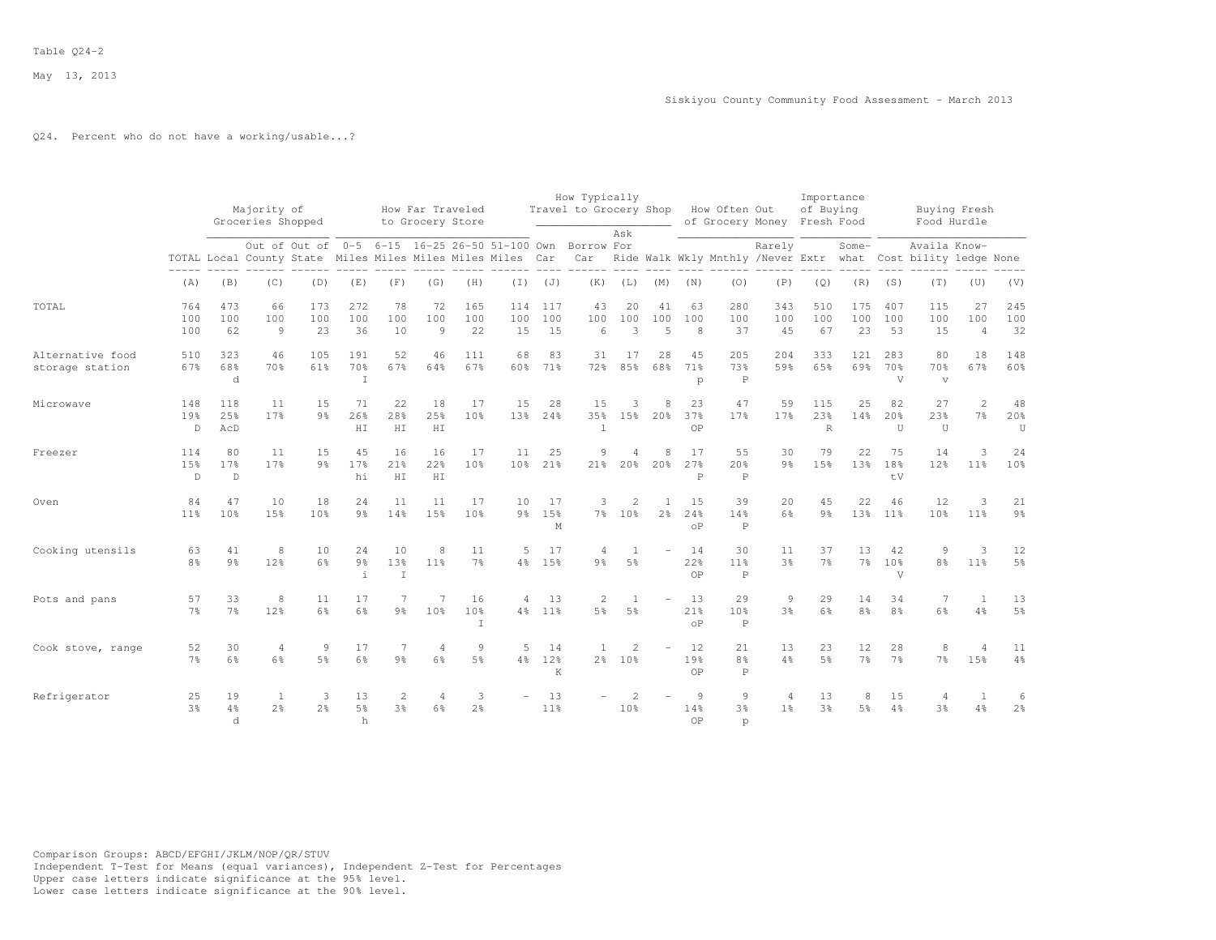Table Q24-2

Q24. Percent who do not have a working/usable...?

| | | Majority of Groceries Shopped | | | How Far Traveled to Grocery Store | | | | | How Typically Travel to Grocery Shop | | | | How Often Out of Grocery Money | | | Importance of Buying Fresh Food | | Buying Fresh Food Hurdle | | | |
|---|---|---|---|---|---|---|---|---|---|---|---|---|---|---|---|---|---|---|---|---|---|---|
| | TOTAL | Local | Out of County | Out of State | 0-5 Miles | 6-15 Miles | 16-25 Miles | 26-50 Miles | 51-100 Miles | Own Car | Borrow Car | Ask For Ride | Walk | Wkly | Mnthly | Rarely /Never | Extr | Some-what | Cost | Availa bility | Know-ledge | None |
| | (A) | (B) | (C) | (D) | (E) | (F) | (G) | (H) | (I) | (J) | (K) | (L) | (M) | (N) | (O) | (P) | (Q) | (R) | (S) | (T) | (U) | (V) |
| TOTAL | 764 | 473 | 66 | 173 | 272 | 78 | 72 | 165 | 114 | 117 | 43 | 20 | 41 | 63 | 280 | 343 | 510 | 175 | 407 | 115 | 27 | 245 |
| | 100 | 100 | 100 | 100 | 100 | 100 | 100 | 100 | 100 | 100 | 100 | 100 | 100 | 100 | 100 | 100 | 100 | 100 | 100 | 100 | 100 | 100 |
| | 100 | 62 | 9 | 23 | 36 | 10 | 9 | 22 | 15 | 15 | 6 | 3 | 5 | 8 | 37 | 45 | 67 | 23 | 53 | 15 | 4 | 32 |
| Alternative food storage station | 510 | 323 | 46 | 105 | 191 | 52 | 46 | 111 | 68 | 83 | 31 | 17 | 28 | 45 | 205 | 204 | 333 | 121 | 283 | 80 | 18 | 148 |
| | 67% | 68% | 70% | 61% | 70% | 67% | 64% | 67% | 60% | 71% | 72% | 85% | 68% | 71% | 73% | 59% | 65% | 69% | 70% | 70% | 67% | 60% |
| | | d | | | I | | | | | | | | | p | P | | | | V | v | | |
| Microwave | 148 | 118 | 11 | 15 | 71 | 22 | 18 | 17 | 15 | 28 | 15 | 3 | 8 | 23 | 47 | 59 | 115 | 25 | 82 | 27 | 2 | 48 |
| | 19% | 25% | 17% | 9% | 26% | 28% | 25% | 10% | 13% | 24% | 35% | 15% | 20% | 37% | 17% | 17% | 23% | 14% | 20% | 23% | 7% | 20% |
| | D | AcD | | | HI | HI | HI | | | | l | | | OP | | | R | | U | U | | U |
| Freezer | 114 | 80 | 11 | 15 | 45 | 16 | 16 | 17 | 11 | 25 | 9 | 4 | 8 | 17 | 55 | 30 | 79 | 22 | 75 | 14 | 3 | 24 |
| | 15% | 17% | 17% | 9% | 17% | 21% | 22% | 10% | 10% | 21% | 21% | 20% | 20% | 27% | 20% | 9% | 15% | 13% | 18% | 12% | 11% | 10% |
| | D | D | | | hi | HI | HI | | | | | | | P | P | | | | tV | | | |
| Oven | 84 | 47 | 10 | 18 | 24 | 11 | 11 | 17 | 10 | 17 | 3 | 2 | 1 | 15 | 39 | 20 | 45 | 22 | 46 | 12 | 3 | 21 |
| | 11% | 10% | 15% | 10% | 9% | 14% | 15% | 10% | 9% | 15% | 7% | 10% | 2% | 24% | 14% | 6% | 9% | 13% | 11% | 10% | 11% | 9% |
| | | | | | | | | | | M | | | | oP | P | | | | | | | |
| Cooking utensils | 63 | 41 | 8 | 10 | 24 | 10 | 8 | 11 | 5 | 17 | 4 | 1 | - | 14 | 30 | 11 | 37 | 13 | 42 | 9 | 3 | 12 |
| | 8% | 9% | 12% | 6% | 9% | 13% | 11% | 7% | 4% | 15% | 9% | 5% | | 22% | 11% | 3% | 7% | 7% | 10% | 8% | 11% | 5% |
| | | | | | i | I | | | | | | | | OP | P | | | | V | | | |
| Pots and pans | 57 | 33 | 8 | 11 | 17 | 7 | 7 | 16 | 4 | 13 | 2 | 1 | - | 13 | 29 | 9 | 29 | 14 | 34 | 7 | 1 | 13 |
| | 7% | 7% | 12% | 6% | 6% | 9% | 10% | 10% | 4% | 11% | 5% | 5% | | 21% | 10% | 3% | 6% | 8% | 8% | 6% | 4% | 5% |
| | | | | | | | | I | | | | | | oP | P | | | | | | | |
| Cook stove, range | 52 | 30 | 4 | 9 | 17 | 7 | 4 | 9 | 5 | 14 | 1 | 2 | - | 12 | 21 | 13 | 23 | 12 | 28 | 8 | 4 | 11 |
| | 7% | 6% | 6% | 5% | 6% | 9% | 6% | 5% | 4% | 12% | 2% | 10% | | 19% | 8% | 4% | 5% | 7% | 7% | 7% | 15% | 4% |
| | | | | | | | | | | K | | | | OP | P | | | | | | | |
| Refrigerator | 25 | 19 | 1 | 3 | 13 | 2 | 4 | 3 | - | 13 | - | 2 | - | 9 | 9 | 4 | 13 | 8 | 15 | 4 | 1 | 6 |
| | 3% | 4% | 2% | 2% | 5% | 3% | 6% | 2% | | 11% | | 10% | | 14% | 3% | 1% | 3% | 5% | 4% | 3% | 4% | 2% |
| | | d | | | h | | | | | | | | | OP | p | | | | | | | |

Comparison Groups: ABCD/EFGHI/JKLM/NOP/QR/STUV
Independent T-Test for Means (equal variances), Independent Z-Test for Percentages
Upper case letters indicate significance at the 95% level.
Lower case letters indicate significance at the 90% level.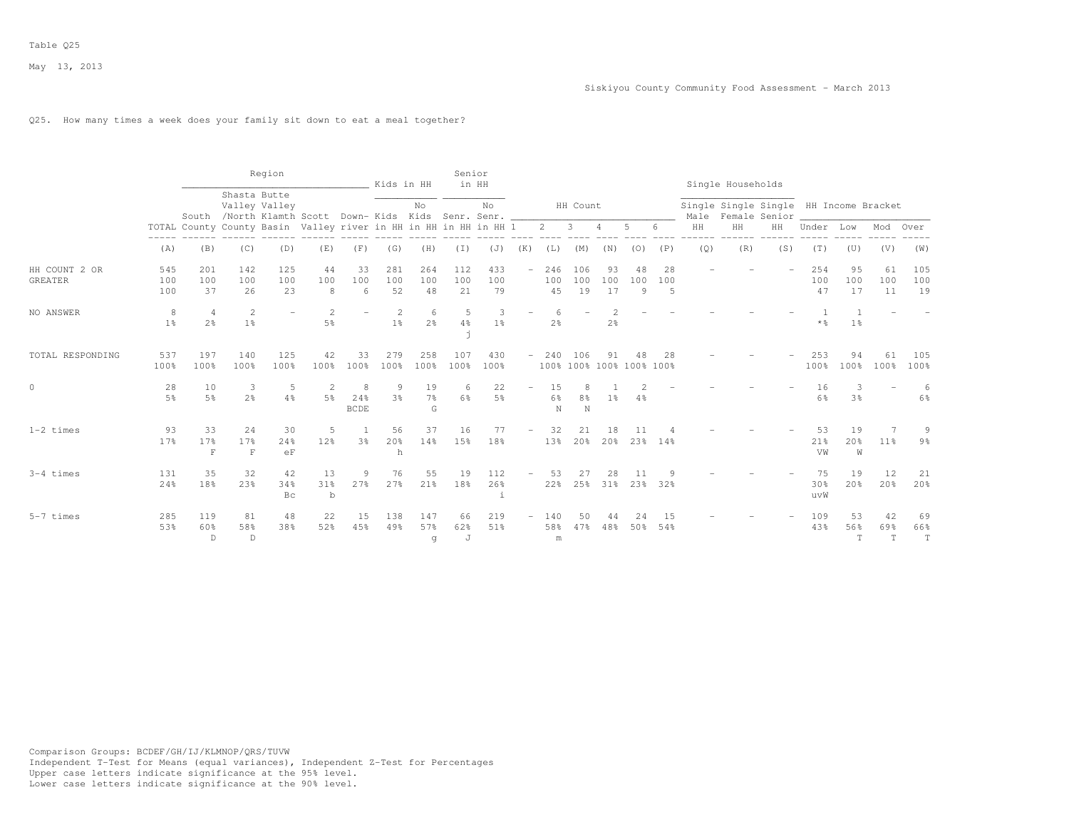Table Q25

May 13, 2013

Siskiyou County Community Food Assessment - March 2013

Q25. How many times a week does your family sit down to eat a meal together?

| | TOTAL | Region | | | | | Kids in HH | | Senior in HH | | HH Count | | | | | | Single Households | | | HH Income Bracket | | | |
|---|---|---|---|---|---|---|---|---|---|---|---|---|---|---|---|---|---|---|---|---|---|---|---|
| | | South County | Shasta Valley /North County | Butte Valley Klamth Basin | Scott Valley | Down-river | Kids in HH | No Kids in HH | Senr. in HH | No Senr. in HH | 1 | 2 | 3 | 4 | 5 | 6 | Single Male HH | Single Female HH | Single Senior HH | Under | Low | Mod | Over |
| | (A) | (B) | (C) | (D) | (E) | (F) | (G) | (H) | (I) | (J) | (K) | (L) | (M) | (N) | (O) | (P) | (Q) | (R) | (S) | (T) | (U) | (V) | (W) |
| HH COUNT 2 OR GREATER | 545<br>100<br>100 | 201<br>100<br>37 | 142<br>100<br>26 | 125<br>100<br>23 | 44<br>100<br>8 | 33<br>100<br>6 | 281<br>100<br>52 | 264<br>100<br>48 | 112<br>100<br>21 | 433<br>100<br>79 | - | 246<br>100<br>45 | 106<br>100<br>19 | 93<br>100<br>17 | 48<br>100<br>9 | 28<br>100<br>5 | - | - | - | 254<br>100<br>47 | 95<br>100<br>17 | 61<br>100<br>11 | 105<br>100<br>19 |
| NO ANSWER | 8<br>1% | 4<br>2% | 2<br>1% | - | 2<br>5% | - | 2<br>1% | 6<br>2% | 5<br>4%<br>j | 3<br>1% | - | 6<br>2% | - | 2<br>2% | - | - | - | - | - | 1<br>*% | 1<br>1% | - | - |
| TOTAL RESPONDING | 537<br>100% | 197<br>100% | 140<br>100% | 125<br>100% | 42<br>100% | 33<br>100% | 279<br>100% | 258<br>100% | 107<br>100% | 430<br>100% | - | 240<br>100% | 106<br>100% | 91<br>100% | 48<br>100% | 28<br>100% | - | - | - | 253<br>100% | 94<br>100% | 61<br>100% | 105<br>100% |
| 0 | 28<br>5% | 10<br>5% | 3<br>2% | 5<br>4% | 2<br>5% | 8<br>24%<br>BCDE | 9<br>3% | 19<br>7%<br>G | 6<br>6% | 22<br>5% | - | 15<br>6%<br>N | 8<br>8%<br>N | 1<br>1% | 2<br>4% | - | - | - | - | 16<br>6% | 3<br>3% | - | 6<br>6% |
| 1-2 times | 93<br>17% | 33<br>17%<br>F | 24<br>17%<br>F | 30<br>24%<br>eF | 5<br>12% | 1<br>3% | 56<br>20%<br>h | 37<br>14% | 16<br>15% | 77<br>18% | - | 32<br>13% | 21<br>20% | 18<br>20% | 11<br>23% | 4<br>14% | - | - | - | 53<br>21%<br>VW | 19<br>20%<br>W | 7<br>11% | 9<br>9% |
| 3-4 times | 131<br>24% | 35<br>18% | 32<br>23% | 42<br>34%<br>Bc | 13<br>31%<br>b | 9<br>27% | 76<br>27% | 55<br>21% | 19<br>18% | 112<br>26%<br>i | - | 53<br>22% | 27<br>25% | 28<br>31% | 11<br>23% | 9<br>32% | - | - | - | 75<br>30%<br>uvW | 19<br>20% | 12<br>20% | 21<br>20% |
| 5-7 times | 285<br>53% | 119<br>60%<br>D | 81<br>58%<br>D | 48<br>38% | 22<br>52% | 15<br>45% | 138<br>49% | 147<br>57%<br>g | 66<br>62%<br>J | 219<br>51% | - | 140<br>58%<br>m | 50<br>47% | 44<br>48% | 24<br>50% | 15<br>54% | - | - | - | 109<br>43% | 53<br>56%<br>T | 42<br>69%<br>T | 69<br>66%<br>T |

Comparison Groups: BCDEF/GH/IJ/KLMNOP/QRS/TUVW
Independent T-Test for Means (equal variances), Independent Z-Test for Percentages
Upper case letters indicate significance at the 95% level.
Lower case letters indicate significance at the 90% level.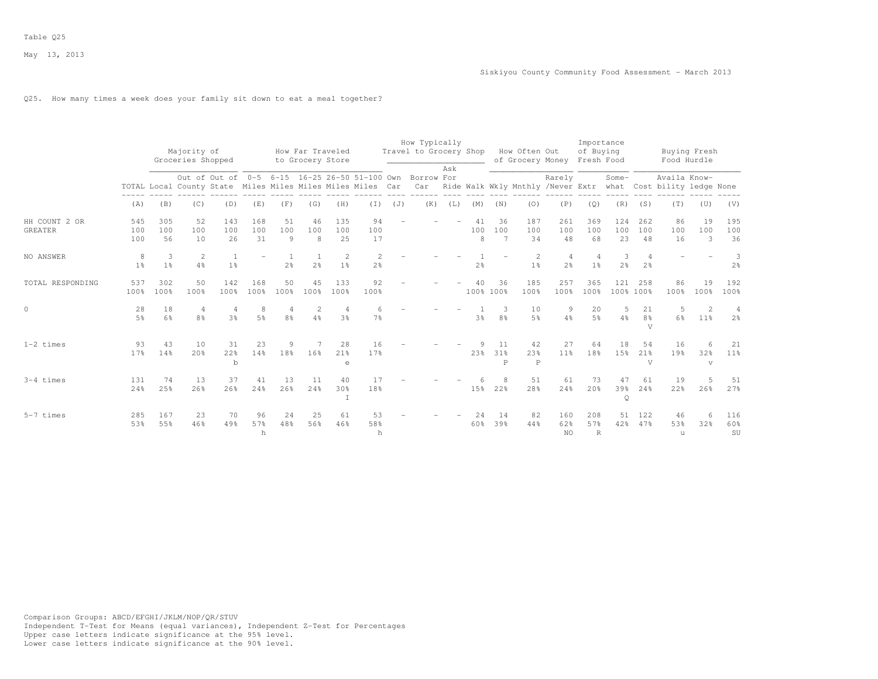Table Q25

May 13, 2013

Siskiyou County Community Food Assessment - March 2013

Q25. How many times a week does your family sit down to eat a meal together?

| | | Majority of Groceries Shopped | | | How Far Traveled to Grocery Store | | | | | How Typically Travel to Grocery Shop | | | | How Often Out of Grocery Money | | | Importance of Buying Fresh Food | | Buying Fresh Food Hurdle | | | |
|---|---|---|---|---|---|---|---|---|---|---|---|---|---|---|---|---|---|---|---|---|---|---|
| | TOTAL | Local | Out of County | Out of State | 0-5 Miles | 6-15 Miles | 16-25 Miles | 26-50 Miles | 51-100 Miles | Own Car | Borrow Car | Ask For Ride | Walk | Wkly | Mnthly | Rarely /Never | Extr | Some-what | Cost | Availa bility | Know-ledge | None |
| | (A) | (B) | (C) | (D) | (E) | (F) | (G) | (H) | (I) | (J) | (K) | (L) | (M) | (N) | (O) | (P) | (Q) | (R) | (S) | (T) | (U) | (V) |
| HH COUNT 2 OR GREATER | 545<br>100<br>100 | 305<br>100<br>56 | 52<br>100<br>10 | 143<br>100<br>26 | 168<br>100<br>31 | 51<br>100<br>9 | 46<br>100<br>8 | 135<br>100<br>25 | 94<br>100<br>17 | - | - | - | 41<br>100<br>8 | 36<br>100<br>7 | 187<br>100<br>34 | 261<br>100<br>48 | 369<br>100<br>68 | 124<br>100<br>23 | 262<br>100<br>48 | 86<br>100<br>16 | 19<br>100<br>3 | 195<br>100<br>36 |
| NO ANSWER | 8<br>1% | 3<br>1% | 2<br>4% | 1<br>1% | - | 1<br>2% | 1<br>2% | 2<br>1% | 2<br>2% | - | - | - | 1<br>2% | - | 2<br>1% | 4<br>2% | 4<br>1% | 3<br>2% | 4<br>2% | - | - | 3<br>2% |
| TOTAL RESPONDING | 537<br>100% | 302<br>100% | 50<br>100% | 142<br>100% | 168<br>100% | 50<br>100% | 45<br>100% | 133<br>100% | 92<br>100% | - | - | - | 40<br>100% | 36<br>100% | 185<br>100% | 257<br>100% | 365<br>100% | 121<br>100% | 258<br>100% | 86<br>100% | 19<br>100% | 192<br>100% |
| 0 | 28<br>5% | 18<br>6% | 4<br>8% | 4<br>3% | 8<br>5% | 4<br>8% | 2<br>4% | 4<br>3% | 6<br>7% | - | - | - | 1<br>3% | 3<br>8% | 10<br>5% | 9<br>4% | 20<br>5% | 5<br>4% | 21<br>8%<br>V | 5<br>6% | 2<br>11% | 4<br>2% |
| 1-2 times | 93<br>17% | 43<br>14% | 10<br>20% | 31<br>22%<br>b | 23<br>14% | 9<br>18% | 7<br>16% | 28<br>21%<br>e | 16<br>17% | - | - | - | 9<br>23% | 11<br>31%<br>P | 42<br>23%<br>P | 27<br>11% | 64<br>18% | 18<br>15% | 54<br>21%<br>V | 16<br>19% | 6<br>32%<br>v | 21<br>11% |
| 3-4 times | 131<br>24% | 74<br>25% | 13<br>26% | 37<br>26% | 41<br>24% | 13<br>26% | 11<br>24% | 40<br>30%<br>I | 17<br>18% | - | - | - | 6<br>15% | 8<br>22% | 51<br>28% | 61<br>24% | 73<br>20% | 47<br>39%<br>Q | 61<br>24% | 19<br>22% | 5<br>26% | 51<br>27% |
| 5-7 times | 285<br>53% | 167<br>55% | 23<br>46% | 70<br>49% | 96<br>57%<br>h | 24<br>48% | 25<br>56% | 61<br>46% | 53<br>58%<br>h | - | - | - | 24<br>60% | 14<br>39% | 82<br>44% | 160<br>62%<br>NO | 208<br>57%<br>R | 51<br>42% | 122<br>47% | 46<br>53%<br>u | 6<br>32% | 116<br>60%<br>SU |

Comparison Groups: ABCD/EFGHI/JKLM/NOP/QR/STUV
Independent T-Test for Means (equal variances), Independent Z-Test for Percentages
Upper case letters indicate significance at the 95% level.
Lower case letters indicate significance at the 90% level.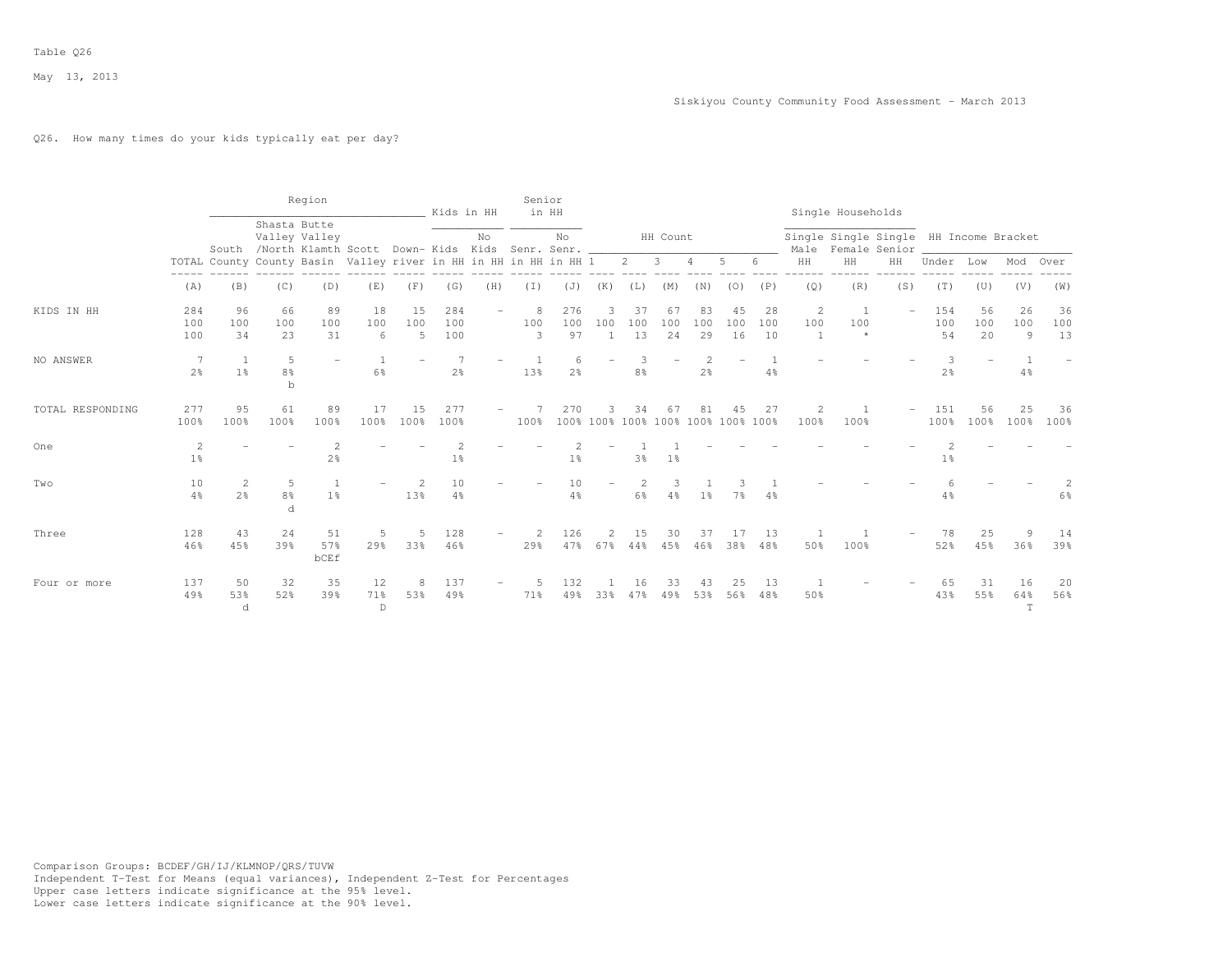Table Q26

May 13, 2013

Siskiyou County Community Food Assessment - March 2013

Q26. How many times do your kids typically eat per day?

| | Region | | | | | | Kids in HH | | Senior in HH | | HH Count | | | | | | Single Households | | | HH Income Bracket | | | |
|---|---|---|---|---|---|---|---|---|---|---|---|---|---|---|---|---|---|---|---|---|---|---|---|
| | TOTAL | South County | Shasta Valley /North County | Butte Valley Klamth Basin | Scott Valley | Down-river | Kids in HH | No Kids in HH | Senr. in HH | No Senr. in HH | 1 | 2 | 3 | 4 | 5 | 6 | Single Male HH | Single Female HH | Single Senior HH | Under | Low | Mod | Over |
| | (A) | (B) | (C) | (D) | (E) | (F) | (G) | (H) | (I) | (J) | (K) | (L) | (M) | (N) | (O) | (P) | (Q) | (R) | (S) | (T) | (U) | (V) | (W) |
| KIDS IN HH | 284 | 96 | 66 | 89 | 18 | 15 | 284 | - | 8 | 276 | 3 | 37 | 67 | 83 | 45 | 28 | 2 | 1 | - | 154 | 56 | 26 | 36 |
| | 100 | 100 | 100 | 100 | 100 | 100 | 100 | | 100 | 100 | 100 | 100 | 100 | 100 | 100 | 100 | 100 | 100 | | 100 | 100 | 100 | 100 |
| | 100 | 34 | 23 | 31 | 6 | 5 | 100 | | 3 | 97 | 1 | 13 | 24 | 29 | 16 | 10 | 1 | * | | 54 | 20 | 9 | 13 |
| NO ANSWER | 7 | 1 | 5 | - | 1 | - | 7 | - | 1 | 6 | - | 3 | - | 2 | - | 1 | - | - | - | 3 | - | 1 | - |
| | 2% | 1% | 8% | | 6% | | 2% | | 13% | 2% | | 8% | | 2% | | 4% | | | | 2% | | 4% | |
| | | | b | | | | | | | | | | | | | | | | | | | | |
| TOTAL RESPONDING | 277 | 95 | 61 | 89 | 17 | 15 | 277 | - | 7 | 270 | 3 | 34 | 67 | 81 | 45 | 27 | 2 | 1 | - | 151 | 56 | 25 | 36 |
| | 100% | 100% | 100% | 100% | 100% | 100% | 100% | | 100% | 100% | 100% | 100% | 100% | 100% | 100% | 100% | 100% | 100% | | 100% | 100% | 100% | 100% |
| One | 2 | - | - | 2 | - | - | 2 | - | - | 2 | - | 1 | 1 | - | - | - | - | - | - | 2 | - | - | - |
| | 1% | | | 2% | | | 1% | | | 1% | | 3% | 1% | | | | | | | 1% | | | |
| Two | 10 | 2 | 5 | 1 | - | 2 | 10 | - | - | 10 | - | 2 | 3 | 1 | 3 | 1 | | | - | 6 | - | - | 2 |
| | 4% | 2% | 8% | 1% | | 13% | 4% | | | 4% | | 6% | 4% | 1% | 7% | 4% | | | | 4% | | | 6% |
| | | | d | | | | | | | | | | | | | | | | | | | | |
| Three | 128 | 43 | 24 | 51 | 5 | 5 | 128 | - | 2 | 126 | 2 | 15 | 30 | 37 | 17 | 13 | 1 | 1 | - | 78 | 25 | 9 | 14 |
| | 46% | 45% | 39% | 57% | 29% | 33% | 46% | | 29% | 47% | 67% | 44% | 45% | 46% | 38% | 48% | 50% | 100% | | 52% | 45% | 36% | 39% |
| | | | | bCEf | | | | | | | | | | | | | | | | | | | |
| Four or more | 137 | 50 | 32 | 35 | 12 | 8 | 137 | - | 5 | 132 | 1 | 16 | 33 | 43 | 25 | 13 | 1 | - | - | 65 | 31 | 16 | 20 |
| | 49% | 53% | 52% | 39% | 71% | 53% | 49% | | 71% | 49% | 33% | 47% | 49% | 53% | 56% | 48% | 50% | | | 43% | 55% | 64% | 56% |
| | | d | | | D | | | | | | | | | | | | | | | | | T | |

Comparison Groups: BCDEF/GH/IJ/KLMNOP/QRS/TUVW
Independent T-Test for Means (equal variances), Independent Z-Test for Percentages
Upper case letters indicate significance at the 95% level.
Lower case letters indicate significance at the 90% level.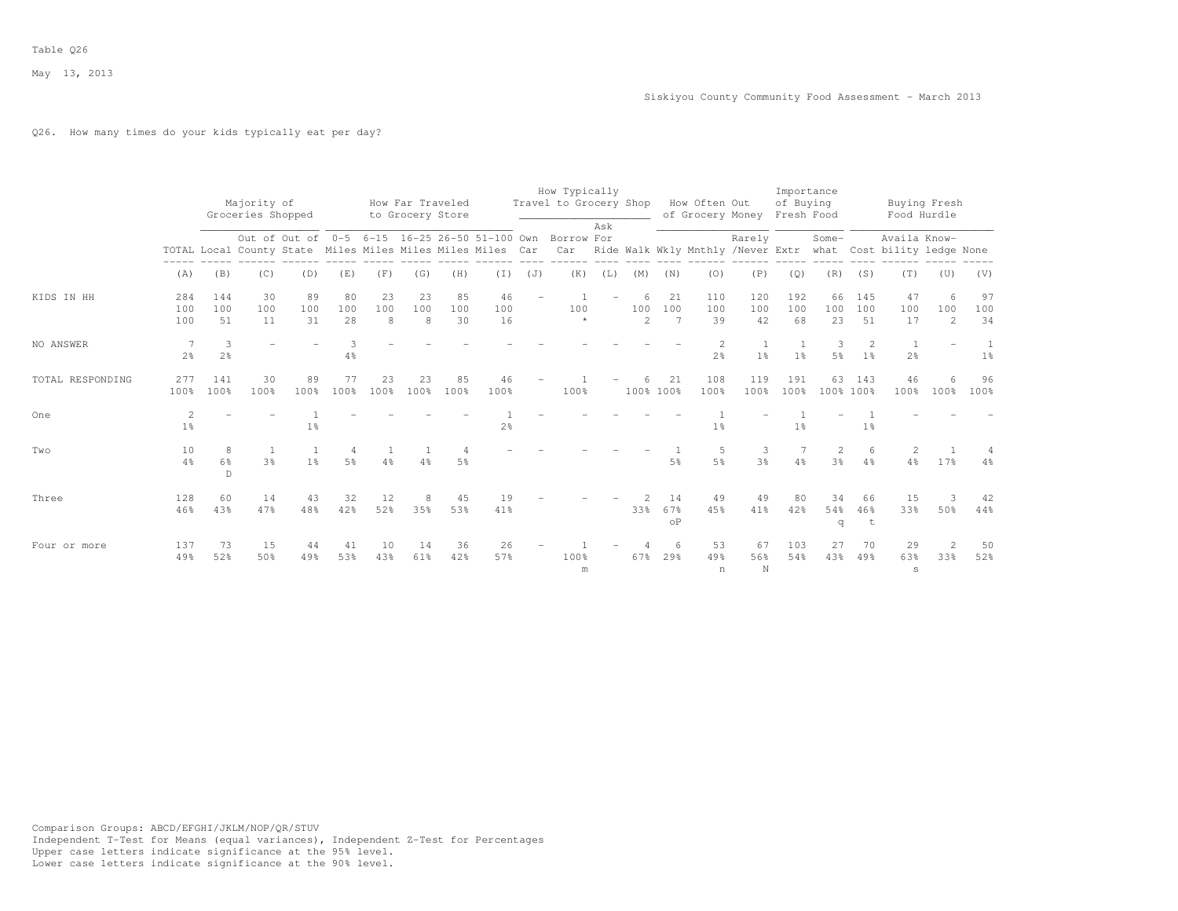Table Q26

May 13, 2013

Siskiyou County Community Food Assessment - March 2013

Q26. How many times do your kids typically eat per day?

| | | Majority of Groceries Shopped | | | How Far Traveled to Grocery Store | | | | | How Typically Travel to Grocery Shop | | | | How Often Out of Grocery Money | | | Importance of Buying Fresh Food | | Buying Fresh Food Hurdle | | | |
|---|---|---|---|---|---|---|---|---|---|---|---|---|---|---|---|---|---|---|---|---|---|---|
| | TOTAL | Local | Out of County | Out of State | 0-5 Miles | 6-15 Miles | 16-25 Miles | 26-50 Miles | 51-100 Miles | Own Car | Borrow Car | Ask For Ride | Walk | Wkly | Mnthly | Rarely /Never | Extr | Some-what | Cost | Availa bility | Know-ledge | None |
| | (A) | (B) | (C) | (D) | (E) | (F) | (G) | (H) | (I) | (J) | (K) | (L) | (M) | (N) | (O) | (P) | (Q) | (R) | (S) | (T) | (U) | (V) |
| KIDS IN HH | 284 | 144 | 30 | 89 | 80 | 23 | 23 | 85 | 46 | - | 1 | - | 6 | 21 | 110 | 120 | 192 | 66 | 145 | 47 | 6 | 97 |
| | 100 | 100 | 100 | 100 | 100 | 100 | 100 | 100 | 100 | | 100 | | 100 | 100 | 100 | 100 | 100 | 100 | 100 | 100 | 100 | 100 |
| | 100 | 51 | 11 | 31 | 28 | 8 | 8 | 30 | 16 | | * | | 2 | 7 | 39 | 42 | 68 | 23 | 51 | 17 | 2 | 34 |
| NO ANSWER | 7 | 3 | - | - | 3 | - | - | - | - | - | - | - | - | - | 2 | 1 | 1 | 3 | 2 | 1 | - | 1 |
| | 2% | 2% | | | 4% | | | | | | | | | | 2% | 1% | 1% | 5% | 1% | 2% | | 1% |
| TOTAL RESPONDING | 277 | 141 | 30 | 89 | 77 | 23 | 23 | 85 | 46 | - | 1 | - | 6 | 21 | 108 | 119 | 191 | 63 | 143 | 46 | 6 | 96 |
| | 100% | 100% | 100% | 100% | 100% | 100% | 100% | 100% | 100% | | 100% | | 100% | 100% | 100% | 100% | 100% | 100% | 100% | 100% | 100% | 100% |
| One | 2 | - | - | 1 | - | - | - | - | 1 | - | - | - | - | - | 1 | - | 1 | - | 1 | - | - | - |
| | 1% | | | 1% | | | | | 2% | | | | | | 1% | | 1% | | 1% | | | |
| Two | 10 | 8 | 1 | 1 | 4 | 1 | 1 | 4 | - | - | - | - | - | 1 | 5 | 3 | 7 | 2 | 6 | 2 | 1 | 4 |
| | 4% | 6% | 3% | 1% | 5% | 4% | 4% | 5% | | | | | | 5% | 5% | 3% | 4% | 3% | 4% | 4% | 17% | 4% |
| | | D | | | | | | | | | | | | | | | | | | | | |
| Three | 128 | 60 | 14 | 43 | 32 | 12 | 8 | 45 | 19 | - | - | - | 2 | 14 | 49 | 49 | 80 | 34 | 66 | 15 | 3 | 42 |
| | 46% | 43% | 47% | 48% | 42% | 52% | 35% | 53% | 41% | | | | 33% | 67% | 45% | 41% | 42% | 54% | 46% | 33% | 50% | 44% |
| | | | | | | | | | | | | | | oP | | | | q | t | | | |
| Four or more | 137 | 73 | 15 | 44 | 41 | 10 | 14 | 36 | 26 | - | 1 | - | 4 | 6 | 53 | 67 | 103 | 27 | 70 | 29 | 2 | 50 |
| | 49% | 52% | 50% | 49% | 53% | 43% | 61% | 42% | 57% | | 100% | | 67% | 29% | 49% | 56% | 54% | 43% | 49% | 63% | 33% | 52% |
| | | | | | | | | | | | m | | | | n | N | | | | s | | |

Comparison Groups: ABCD/EFGHI/JKLM/NOP/QR/STUV
Independent T-Test for Means (equal variances), Independent Z-Test for Percentages
Upper case letters indicate significance at the 95% level.
Lower case letters indicate significance at the 90% level.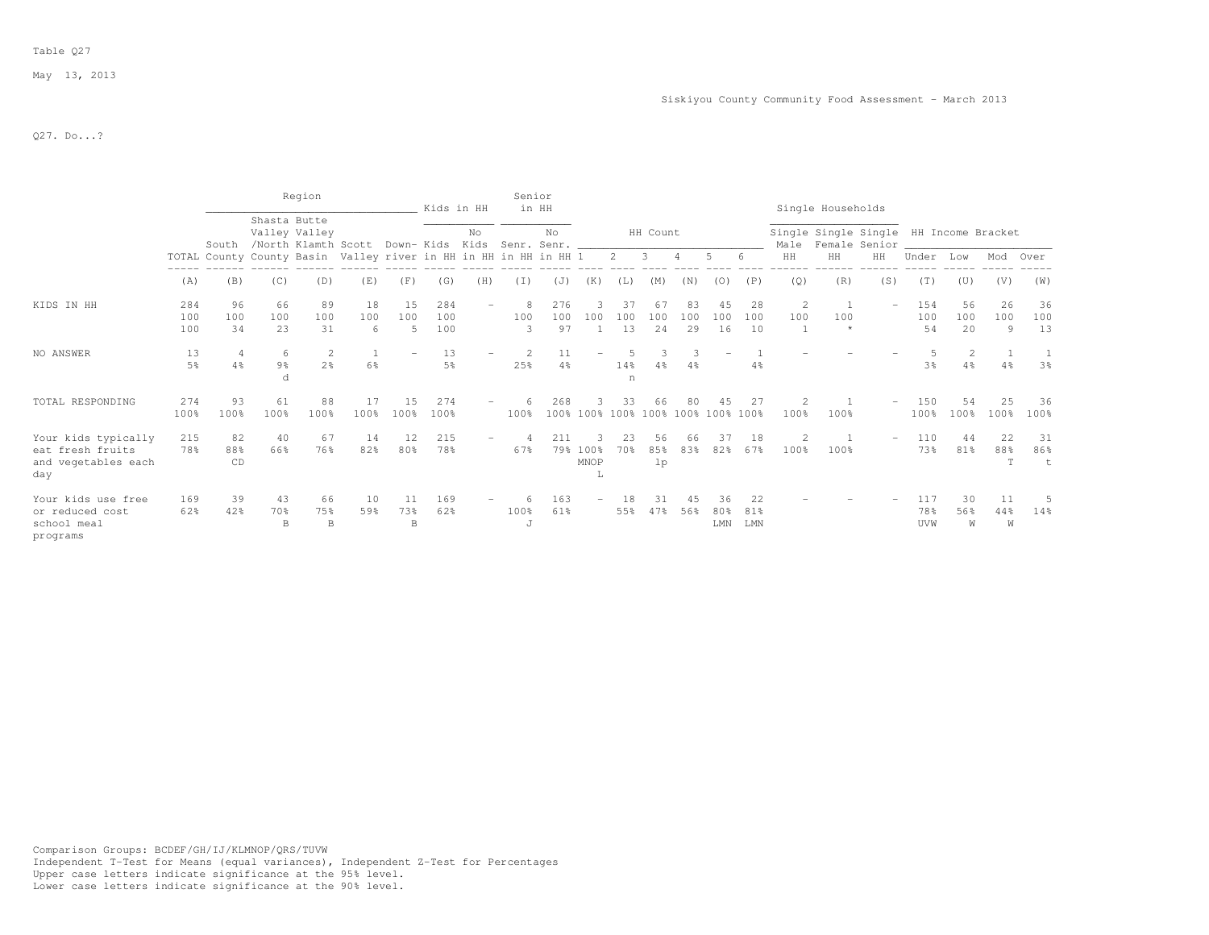Table Q27

May 13, 2013

Siskiyou County Community Food Assessment - March 2013

Q27. Do...?

| | | Region | | | | | Kids in HH | | Senior in HH | | HH Count | | | | | | Single Households | | | HH Income Bracket | | | |
|---|---|---|---|---|---|---|---|---|---|---|---|---|---|---|---|---|---|---|---|---|---|---|---|
| | TOTAL | South County | Shasta Valley /North County | Butte Valley Klamth Basin | Scott Valley | Down-river | Kids in HH | No Kids in HH | Senr. in HH | No Senr. in HH | 1 | 2 | 3 | 4 | 5 | 6 | Single Male HH | Single Female HH | Single Senior HH | Under | Low | Mod | Over |
| | (A) | (B) | (C) | (D) | (E) | (F) | (G) | (H) | (I) | (J) | (K) | (L) | (M) | (N) | (O) | (P) | (Q) | (R) | (S) | (T) | (U) | (V) | (W) |
| KIDS IN HH | 284 | 96 | 66 | 89 | 18 | 15 | 284 | - | 8 | 276 | 3 | 37 | 67 | 83 | 45 | 28 | 2 | 1 | - | 154 | 56 | 26 | 36 |
| | 100 | 100 | 100 | 100 | 100 | 100 | 100 | | 100 | 100 | 100 | 100 | 100 | 100 | 100 | 100 | 100 | 100 | | 100 | 100 | 100 | 100 |
| | 100 | 34 | 23 | 31 | 6 | 5 | 100 | | 3 | 97 | 1 | 13 | 24 | 29 | 16 | 10 | 1 | * | | 54 | 20 | 9 | 13 |
| NO ANSWER | 13 | 4 | 6 | 2 | 1 | - | 13 | - | 2 | 11 | - | 5 | 3 | 3 | - | 1 | - | - | - | 5 | 2 | 1 | 1 |
| | 5% | 4% | 9% | 2% | 6% | | 5% | | 25% | 4% | | 14% | 4% | 4% | | 4% | | | | 3% | 4% | 4% | 3% |
| | | | d | | | | | | | | | n | | | | | | | | | | | |
| TOTAL RESPONDING | 274 | 93 | 61 | 88 | 17 | 15 | 274 | - | 6 | 268 | 3 | 33 | 66 | 80 | 45 | 27 | 2 | 1 | - | 150 | 54 | 25 | 36 |
| | 100% | 100% | 100% | 100% | 100% | 100% | 100% | | 100% | 100% | 100% | 100% | 100% | 100% | 100% | 100% | 100% | 100% | | 100% | 100% | 100% | 100% |
| Your kids typically eat fresh fruits and vegetables each day | 215 | 82 | 40 | 67 | 14 | 12 | 215 | - | 4 | 211 | 3 | 23 | 56 | 66 | 37 | 18 | 2 | 1 | - | 110 | 44 | 22 | 31 |
| | 78% | 88% | 66% | 76% | 82% | 80% | 78% | | 67% | 79% | 100% | 70% | 85% | 83% | 82% | 67% | 100% | 100% | | 73% | 81% | 88% | 86% |
| | | CD | | | | | | | | | MNOP L | | lp | | | | | | | | | T | t |
| Your kids use free or reduced cost school meal programs | 169 | 39 | 43 | 66 | 10 | 11 | 169 | - | 6 | 163 | - | 18 | 31 | 45 | 36 | 22 | - | - | - | 117 | 30 | 11 | 5 |
| | 62% | 42% | 70% | 75% | 59% | 73% | 62% | | 100% | 61% | | 55% | 47% | 56% | 80% | 81% | | | | 78% | 56% | 44% | 14% |
| | | | B | B | | B | | | J | | | | | | LMN | LMN | | | | UVW | W | W | |

Comparison Groups: BCDEF/GH/IJ/KLMNOP/QRS/TUVW
Independent T-Test for Means (equal variances), Independent Z-Test for Percentages
Upper case letters indicate significance at the 95% level.
Lower case letters indicate significance at the 90% level.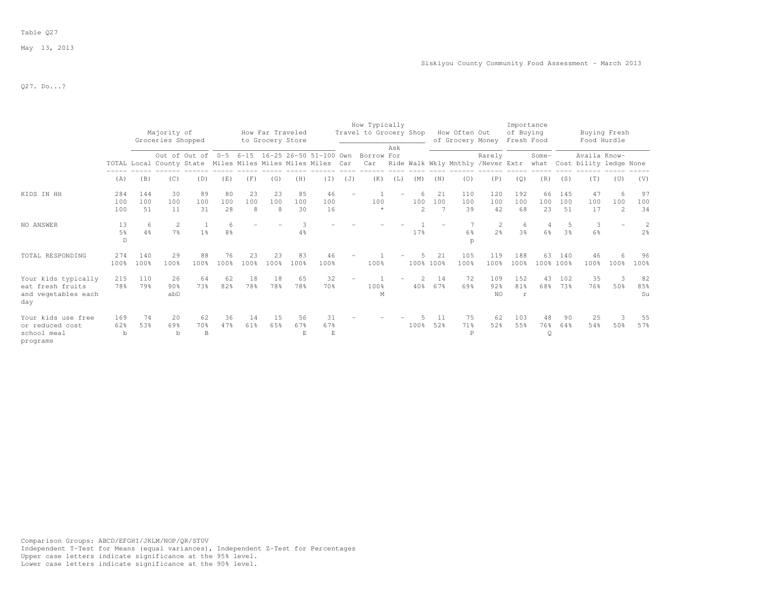Table Q27

May 13, 2013

Siskiyou County Community Food Assessment - March 2013

Q27. Do...?

| | | Majority of Groceries Shopped | | | How Far Traveled to Grocery Store | | | | | How Typically Travel to Grocery Shop | | | | How Often Out of Grocery Money | | | Importance of Buying Fresh Food | | Buying Fresh Food Hurdle | | | |
|---|---|---|---|---|---|---|---|---|---|---|---|---|---|---|---|---|---|---|---|---|---|---|
| | TOTAL | Local | Out of County | Out of State | 0-5 Miles | 6-15 Miles | 16-25 Miles | 26-50 Miles | 51-100 Miles | Own Car | Borrow Car | Ask For Ride | Walk | Wkly | Mnthly | Rarely /Never | Extr | Some-what | Cost | Availa bility | Know-ledge | None |
| | (A) | (B) | (C) | (D) | (E) | (F) | (G) | (H) | (I) | (J) | (K) | (L) | (M) | (N) | (O) | (P) | (Q) | (R) | (S) | (T) | (U) | (V) |
| KIDS IN HH | 284 | 144 | 30 | 89 | 80 | 23 | 23 | 85 | 46 | - | 1 | - | 6 | 21 | 110 | 120 | 192 | 66 | 145 | 47 | 6 | 97 |
| | 100 | 100 | 100 | 100 | 100 | 100 | 100 | 100 | 100 | | 100 | | 100 | 100 | 100 | 100 | 100 | 100 | 100 | 100 | 100 | 100 |
| | 100 | 51 | 11 | 31 | 28 | 8 | 8 | 30 | 16 | | * | | 2 | 7 | 39 | 42 | 68 | 23 | 51 | 17 | 2 | 34 |
| NO ANSWER | 13 | 6 | 2 | 1 | 6 | - | - | 3 | - | - | - | - | 1 | - | 7 | 2 | 6 | 4 | 5 | 3 | - | 2 |
| | 5% | 4% | 7% | 1% | 8% | | | 4% | | | | | 17% | | 6% | 2% | 3% | 6% | 3% | 6% | | 2% |
| | D | | | | | | | | | | | | | | p | | | | | | | |
| TOTAL RESPONDING | 274 | 140 | 29 | 88 | 76 | 23 | 23 | 83 | 46 | - | 1 | - | 5 | 21 | 105 | 119 | 188 | 63 | 140 | 46 | 6 | 96 |
| | 100% | 100% | 100% | 100% | 100% | 100% | 100% | 100% | 100% | | 100% | | 100% | 100% | 100% | 100% | 100% | 100% | 100% | 100% | 100% | 100% |
| Your kids typically eat fresh fruits and vegetables each day | 215 | 110 | 26 | 64 | 62 | 18 | 18 | 65 | 32 | - | 1 | - | 2 | 14 | 72 | 109 | 152 | 43 | 102 | 35 | 3 | 82 |
| | 78% | 79% | 90% | 73% | 82% | 78% | 78% | 78% | 70% | | 100% | | 40% | 67% | 69% | 92% | 81% | 68% | 73% | 76% | 50% | 85% |
| | | | abD | | | | | | | | M | | | | | NO | r | | | | | Su |
| Your kids use free or reduced cost school meal programs | 169 | 74 | 20 | 62 | 36 | 14 | 15 | 56 | 31 | - | - | - | 5 | 11 | 75 | 62 | 103 | 48 | 90 | 25 | 3 | 55 |
| | 62% | 53% | 69% | 70% | 47% | 61% | 65% | 67% | 67% | | | | 100% | 52% | 71% | 52% | 55% | 76% | 64% | 54% | 50% | 57% |
| | b | | b | B | | | | E | E | | | | | | P | | | Q | | | | |

Comparison Groups: ABCD/EFGHI/JKLM/NOP/QR/STUV
Independent T-Test for Means (equal variances), Independent Z-Test for Percentages
Upper case letters indicate significance at the 95% level.
Lower case letters indicate significance at the 90% level.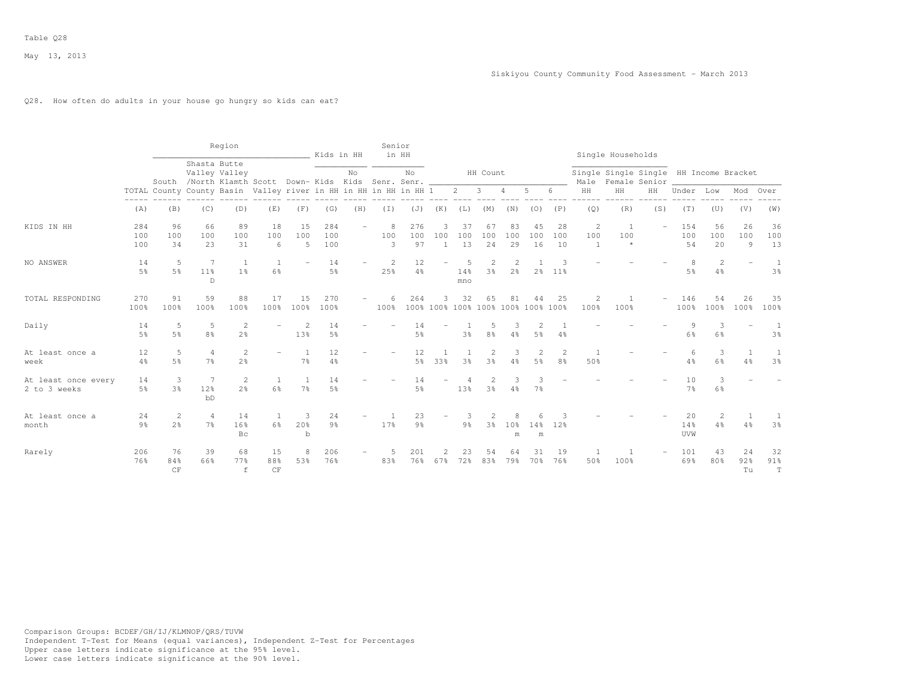Table Q28

May 13, 2013

Siskiyou County Community Food Assessment - March 2013

Q28. How often do adults in your house go hungry so kids can eat?

| | | Region | | | | | Kids in HH | | Senior in HH | | HH Count | | | | | | Single Households | | | HH Income Bracket | | | |
|---|---|---|---|---|---|---|---|---|---|---|---|---|---|---|---|---|---|---|---|---|---|---|---|
| | TOTAL | South County | Shasta Valley /North County | Butte Valley Klamth Basin | Scott Valley | Down-river | Kids in HH | No Kids in HH | Senr. in HH | No Senr. in HH | 1 | 2 | 3 | 4 | 5 | 6 | Single Male HH | Single Female HH | Single Senior HH | Under | Low | Mod | Over |
| | (A) | (B) | (C) | (D) | (E) | (F) | (G) | (H) | (I) | (J) | (K) | (L) | (M) | (N) | (O) | (P) | (Q) | (R) | (S) | (T) | (U) | (V) | (W) |
| KIDS IN HH | 284<br>100<br>100 | 96<br>100<br>34 | 66<br>100<br>23 | 89<br>100<br>31 | 18<br>100<br>6 | 15<br>100<br>5 | 284<br>100<br>100 | - | 8<br>100<br>3 | 276<br>100<br>97 | 3<br>100<br>1 | 37<br>100<br>13 | 67<br>100<br>24 | 83<br>100<br>29 | 45<br>100<br>16 | 28<br>100<br>10 | 2<br>100<br>1 | 1<br>100<br>* | - | 154<br>100<br>54 | 56<br>100<br>20 | 26<br>100<br>9 | 36<br>100<br>13 |
| NO ANSWER | 14<br>5% | 5<br>5% | 7<br>11%<br>D | 1<br>1% | 1<br>6% | - | 14<br>5% | - | 2<br>25% | 12<br>4% | - | 5<br>14%<br>mno | 2<br>3% | 2<br>2% | 1<br>2% | 3<br>11% | - | - | - | 8<br>5% | 2<br>4% | - | 1<br>3% |
| TOTAL RESPONDING | 270<br>100% | 91<br>100% | 59<br>100% | 88<br>100% | 17<br>100% | 15<br>100% | 270<br>100% | - | 6<br>100% | 264<br>100% | 3<br>100% | 32<br>100% | 65<br>100% | 81<br>100% | 44<br>100% | 25<br>100% | 2<br>100% | 1<br>100% | - | 146<br>100% | 54<br>100% | 26<br>100% | 35<br>100% |
| Daily | 14<br>5% | 5<br>5% | 5<br>8% | 2<br>2% | - | 2<br>13% | 14<br>5% | - | - | 14<br>5% | - | 1<br>3% | 5<br>8% | 3<br>4% | 2<br>5% | 1<br>4% | - | - | - | 9<br>6% | 3<br>6% | - | 1<br>3% |
| At least once a week | 12<br>4% | 5<br>5% | 4<br>7% | 2<br>2% | - | 1<br>7% | 12<br>4% | - | - | 12<br>5% | 1<br>33% | 1<br>3% | 2<br>3% | 3<br>4% | 2<br>5% | 2<br>8% | 1<br>50% | - | - | 6<br>4% | 3<br>6% | 1<br>4% | 1<br>3% |
| At least once every 2 to 3 weeks | 14<br>5% | 3<br>3% | 7<br>12%<br>bD | 2<br>2% | 1<br>6% | 1<br>7% | 14<br>5% | - | - | 14<br>5% | - | 4<br>13% | 2<br>3% | 3<br>4% | 3<br>7% | - | - | - | - | 10<br>7% | 3<br>6% | - | - |
| At least once a month | 24<br>9% | 2<br>2% | 4<br>7% | 14<br>16%<br>Bc | 1<br>6% | 3<br>20%<br>b | 24<br>9% | - | 1<br>17% | 23<br>9% | - | 3<br>9% | 2<br>3% | 8<br>10%<br>m | 6<br>14%<br>m | 3<br>12% | - | - | - | 20<br>14%<br>UVW | 2<br>4% | 1<br>4% | 1<br>3% |
| Rarely | 206<br>76% | 76<br>84%<br>CF | 39<br>66% | 68<br>77%<br>f | 15<br>88%<br>CF | 8<br>53% | 206<br>76% | - | 5<br>83% | 201<br>76% | 2<br>67% | 23<br>72% | 54<br>83% | 64<br>79% | 31<br>70% | 19<br>76% | 1<br>50% | 1<br>100% | - | 101<br>69% | 43<br>80% | 24<br>92%<br>Tu | 32<br>91%<br>T |

Comparison Groups: BCDEF/GH/IJ/KLMNOP/QRS/TUVW
Independent T-Test for Means (equal variances), Independent Z-Test for Percentages
Upper case letters indicate significance at the 95% level.
Lower case letters indicate significance at the 90% level.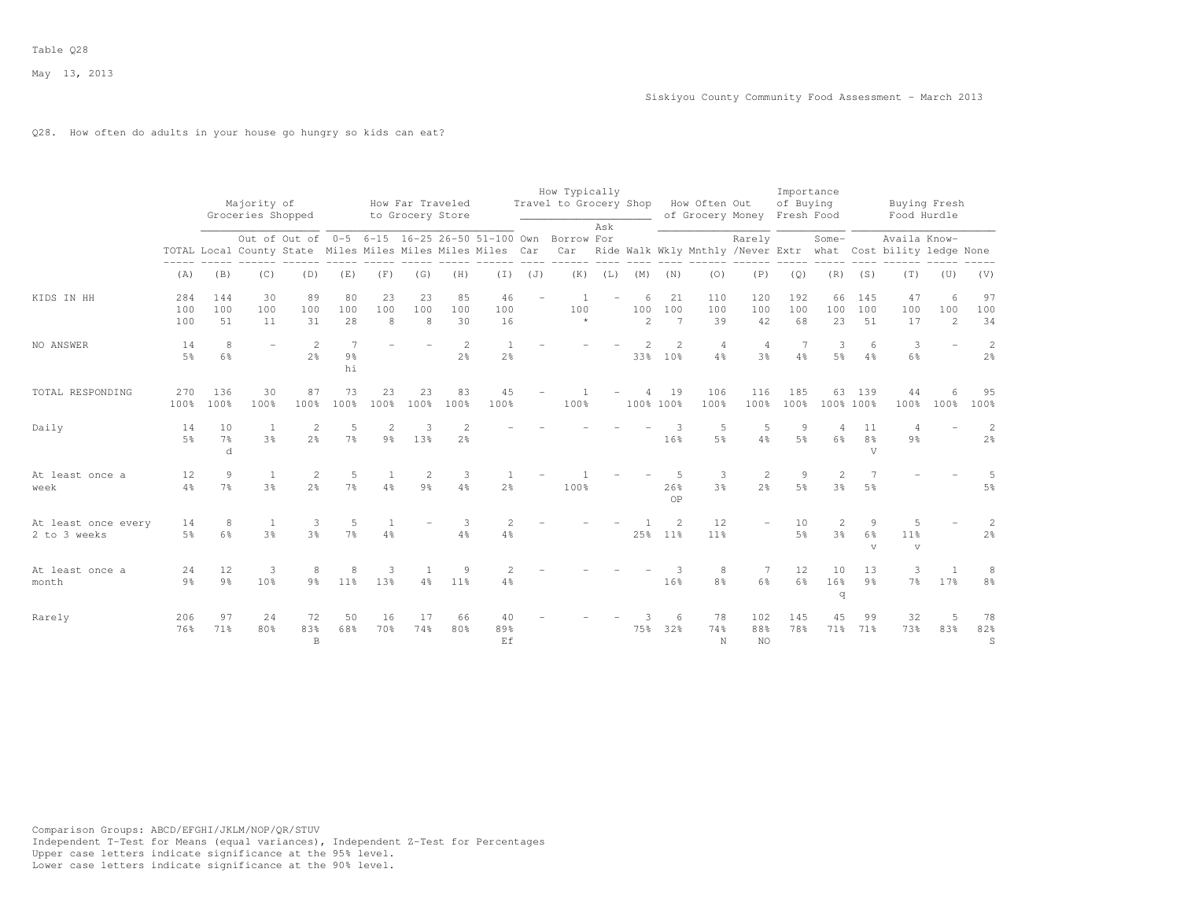Table Q28

May 13, 2013

Siskiyou County Community Food Assessment - March 2013

Q28. How often do adults in your house go hungry so kids can eat?

| | | Majority of Groceries Shopped | | | How Far Traveled to Grocery Store | | | | | How Typically Travel to Grocery Shop | | | | How Often Out of Grocery Money | | | Importance of Buying Fresh Food | | Buying Fresh Food Hurdle | | | |
|---|---|---|---|---|---|---|---|---|---|---|---|---|---|---|---|---|---|---|---|---|---|---|
| | TOTAL | Local | Out of County | Out of State | 0-5 Miles | 6-15 Miles | 16-25 Miles | 26-50 Miles | 51-100 Miles | Own Car | Borrow Car | Ask For Ride | Walk | Wkly | Mnthly | Rarely /Never | Extr | Some-what | Cost | Availa bility | Know-ledge | None |
| | (A) | (B) | (C) | (D) | (E) | (F) | (G) | (H) | (I) | (J) | (K) | (L) | (M) | (N) | (O) | (P) | (Q) | (R) | (S) | (T) | (U) | (V) |
| KIDS IN HH | 284 | 144 | 30 | 89 | 80 | 23 | 23 | 85 | 46 | - | 1 | - | 6 | 21 | 110 | 120 | 192 | 66 | 145 | 47 | 6 | 97 |
| | 100 | 100 | 100 | 100 | 100 | 100 | 100 | 100 | 100 | | 100 | | 100 | 100 | 100 | 100 | 100 | 100 | 100 | 100 | 100 | 100 |
| | 100 | 51 | 11 | 31 | 28 | 8 | 8 | 30 | 16 | | * | | 2 | 7 | 39 | 42 | 68 | 23 | 51 | 17 | 2 | 34 |
| NO ANSWER | 14 | 8 | - | 2 | 7 | - | - | 2 | 1 | - | - | - | 2 | 2 | 4 | 4 | 7 | 3 | 6 | 3 | - | 2 |
| | 5% | 6% | | 2% | 9% | | | 2% | 2% | | | | 33% | 10% | 4% | 3% | 4% | 5% | 4% | 6% | | 2% |
| | | | | | hi | | | | | | | | | | | | | | | | | |
| TOTAL RESPONDING | 270 | 136 | 30 | 87 | 73 | 23 | 23 | 83 | 45 | - | 1 | - | 4 | 19 | 106 | 116 | 185 | 63 | 139 | 44 | 6 | 95 |
| | 100% | 100% | 100% | 100% | 100% | 100% | 100% | 100% | 100% | | 100% | | 100% | 100% | 100% | 100% | 100% | 100% | 100% | 100% | 100% | 100% |
| Daily | 14 | 10 | 1 | 2 | 5 | 2 | 3 | 2 | - | - | - | - | - | 3 | 5 | 5 | 9 | 4 | 11 | 4 | - | 2 |
| | 5% | 7% | 3% | 2% | 7% | 9% | 13% | 2% | | | | | | 16% | 5% | 4% | 5% | 6% | 8% | 9% | | 2% |
| | | d | | | | | | | | | | | | | | | | | V | | | |
| At least once a week | 12 | 9 | 1 | 2 | 5 | 1 | 2 | 3 | 1 | - | 1 | - | - | 5 | 3 | 2 | 9 | 2 | 7 | - | - | 5 |
| | 4% | 7% | 3% | 2% | 7% | 4% | 9% | 4% | 2% | | 100% | | | 26% | 3% | 2% | 5% | 3% | 5% | | | 5% |
| | | | | | | | | | | | | | | OP | | | | | | | | |
| At least once every 2 to 3 weeks | 14 | 8 | 1 | 3 | 5 | 1 | - | 3 | 2 | - | - | - | 1 | 2 | 12 | - | 10 | 2 | 9 | 5 | - | 2 |
| | 5% | 6% | 3% | 3% | 7% | 4% | | 4% | 4% | | | | 25% | 11% | 11% | | 5% | 3% | 6% | 11% | | 2% |
| | | | | | | | | | | | | | | | | | | | v | v | | |
| At least once a month | 24 | 12 | 3 | 8 | 8 | 3 | 1 | 9 | 2 | - | - | - | - | 3 | 8 | 7 | 12 | 10 | 13 | 3 | 1 | 8 |
| | 9% | 9% | 10% | 9% | 11% | 13% | 4% | 11% | 4% | | | | | 16% | 8% | 6% | 6% | 16% | 9% | 7% | 17% | 8% |
| | | | | | | | | | | | | | | | | | | q | | | | |
| Rarely | 206 | 97 | 24 | 72 | 50 | 16 | 17 | 66 | 40 | - | - | - | 3 | 6 | 78 | 102 | 145 | 45 | 99 | 32 | 5 | 78 |
| | 76% | 71% | 80% | 83% | 68% | 70% | 74% | 80% | 89% | | | | 75% | 32% | 74% | 88% | 78% | 71% | 71% | 73% | 83% | 82% |
| | | | | B | | | | | Ef | | | | | | N | NO | | | | | | S |

Comparison Groups: ABCD/EFGHI/JKLM/NOP/QR/STUV
Independent T-Test for Means (equal variances), Independent Z-Test for Percentages
Upper case letters indicate significance at the 95% level.
Lower case letters indicate significance at the 90% level.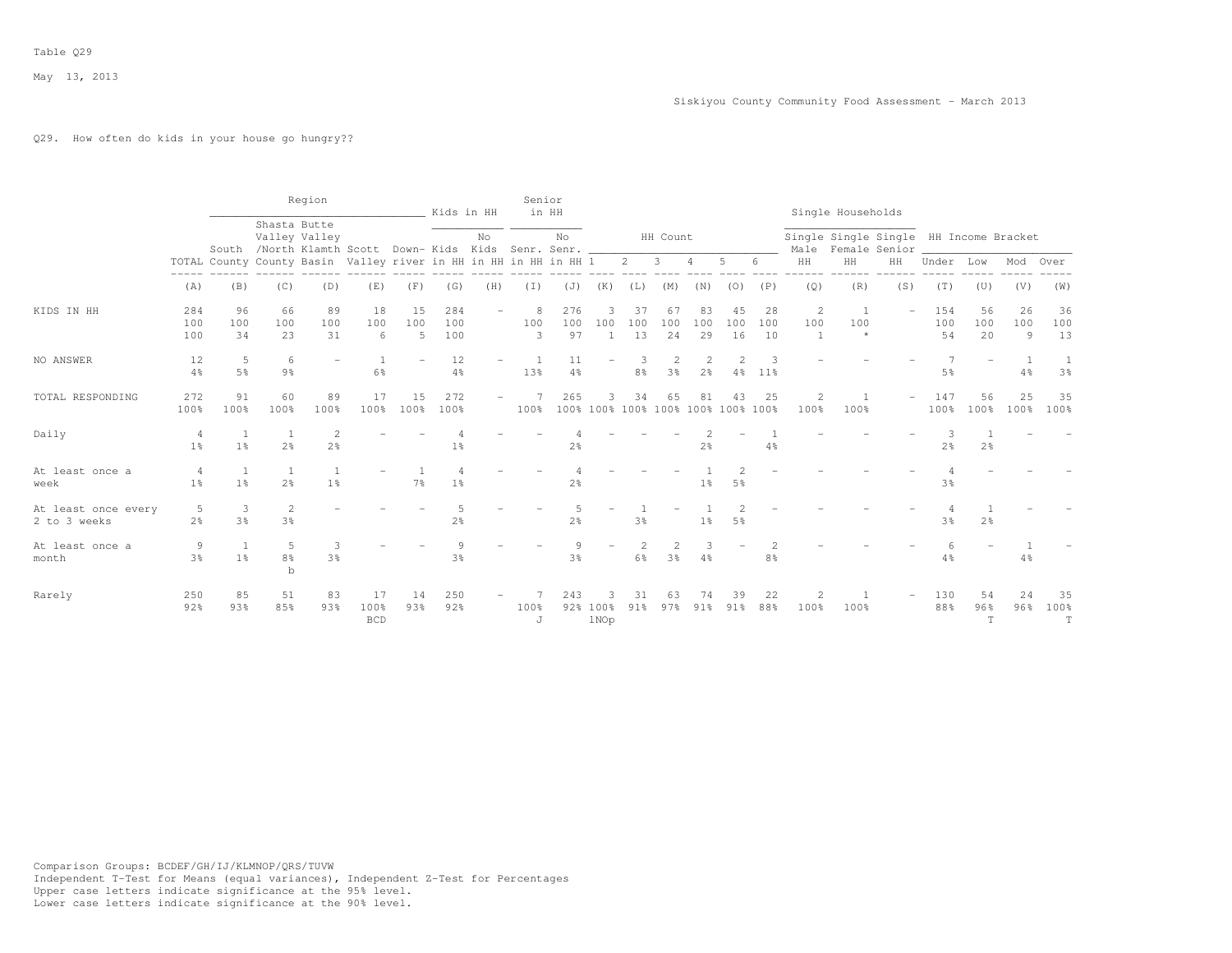Table Q29

May 13, 2013

Siskiyou County Community Food Assessment - March 2013

Q29. How often do kids in your house go hungry??

| | TOTAL | Region: South County | Region: Shasta Valley /North County | Region: Butte Valley Klamth Basin | Region: Scott Valley | Region: Down-river | Kids in HH: Kids in HH | Kids in HH: No Kids in HH | Senior in HH: Senr. in HH | Senior in HH: No Senr. in HH | HH Count: 1 | HH Count: 2 | HH Count: 3 | HH Count: 4 | HH Count: 5 | HH Count: 6 | Single Households: Single Male HH | Single Households: Single Female HH | Single Households: Single Senior HH | HH Income Bracket: Under | HH Income Bracket: Low | HH Income Bracket: Mod | HH Income Bracket: Over |
|---|---|---|---|---|---|---|---|---|---|---|---|---|---|---|---|---|---|---|---|---|---|---|---|
| | (A) | (B) | (C) | (D) | (E) | (F) | (G) | (H) | (I) | (J) | (K) | (L) | (M) | (N) | (O) | (P) | (Q) | (R) | (S) | (T) | (U) | (V) | (W) |
| KIDS IN HH | 284 | 96 | 66 | 89 | 18 | 15 | 284 | - | 8 | 276 | 3 | 37 | 67 | 83 | 45 | 28 | 2 | 1 | - | 154 | 56 | 26 | 36 |
| | 100 | 100 | 100 | 100 | 100 | 100 | 100 | | 100 | 100 | 100 | 100 | 100 | 100 | 100 | 100 | 100 | 100 | | 100 | 100 | 100 | 100 |
| | 100 | 34 | 23 | 31 | 6 | 5 | 100 | | 3 | 97 | 1 | 13 | 24 | 29 | 16 | 10 | 1 | * | | 54 | 20 | 9 | 13 |
| NO ANSWER | 12 | 5 | 6 | - | 1 | - | 12 | - | 1 | 11 | - | 3 | 2 | 2 | 2 | 3 | - | - | - | 7 | - | 1 | 1 |
| | 4% | 5% | 9% | | 6% | | 4% | | 13% | 4% | | 8% | 3% | 2% | 4% | 11% | | | | 5% | | 4% | 3% |
| TOTAL RESPONDING | 272 | 91 | 60 | 89 | 17 | 15 | 272 | - | 7 | 265 | 3 | 34 | 65 | 81 | 43 | 25 | 2 | 1 | - | 147 | 56 | 25 | 35 |
| | 100% | 100% | 100% | 100% | 100% | 100% | 100% | | 100% | 100% | 100% | 100% | 100% | 100% | 100% | 100% | 100% | 100% | | 100% | 100% | 100% | 100% |
| Daily | 4 | 1 | 1 | 2 | - | - | 4 | - | - | 4 | - | - | - | 2 | - | 1 | - | - | - | 3 | 1 | - | - |
| | 1% | 1% | 2% | 2% | | | 1% | | | 2% | | | | 2% | | 4% | | | | 2% | 2% | | |
| At least once a week | 4 | 1 | 1 | 1 | - | 1 | 4 | - | - | 4 | - | - | - | 1 | 2 | - | - | - | - | 4 | - | - | - |
| | 1% | 1% | 2% | 1% | | 7% | 1% | | | 2% | | | | 1% | 5% | | | | | 3% | | | |
| At least once every 2 to 3 weeks | 5 | 3 | 2 | - | - | - | 5 | - | - | 5 | - | 1 | - | 1 | 2 | - | - | - | - | 4 | 1 | - | - |
| | 2% | 3% | 3% | | | | 2% | | | 2% | | 3% | | 1% | 5% | | | | | 3% | 2% | | |
| At least once a month | 9 | 1 | 5 | 3 | - | - | 9 | - | - | 9 | - | 2 | 2 | 3 | - | 2 | - | - | - | 6 | - | 1 | - |
| | 3% | 1% | 8% | 3% | | | 3% | | | 3% | | 6% | 3% | 4% | | 8% | | | | 4% | | 4% | |
| | | | b | | | | | | | | | | | | | | | | | | | | |
| Rarely | 250 | 85 | 51 | 83 | 17 | 14 | 250 | - | 7 | 243 | 3 | 31 | 63 | 74 | 39 | 22 | 2 | 1 | - | 130 | 54 | 24 | 35 |
| | 92% | 93% | 85% | 93% | 100% | 93% | 92% | | 100% | 92% | 100% | 91% | 97% | 91% | 91% | 88% | 100% | 100% | | 88% | 96% | 96% | 100% |
| | | | | | BCD | | | | J | | lNOp | | | | | | | | | | T | | T |

Comparison Groups: BCDEF/GH/IJ/KLMNOP/QRS/TUVW
Independent T-Test for Means (equal variances), Independent Z-Test for Percentages
Upper case letters indicate significance at the 95% level.
Lower case letters indicate significance at the 90% level.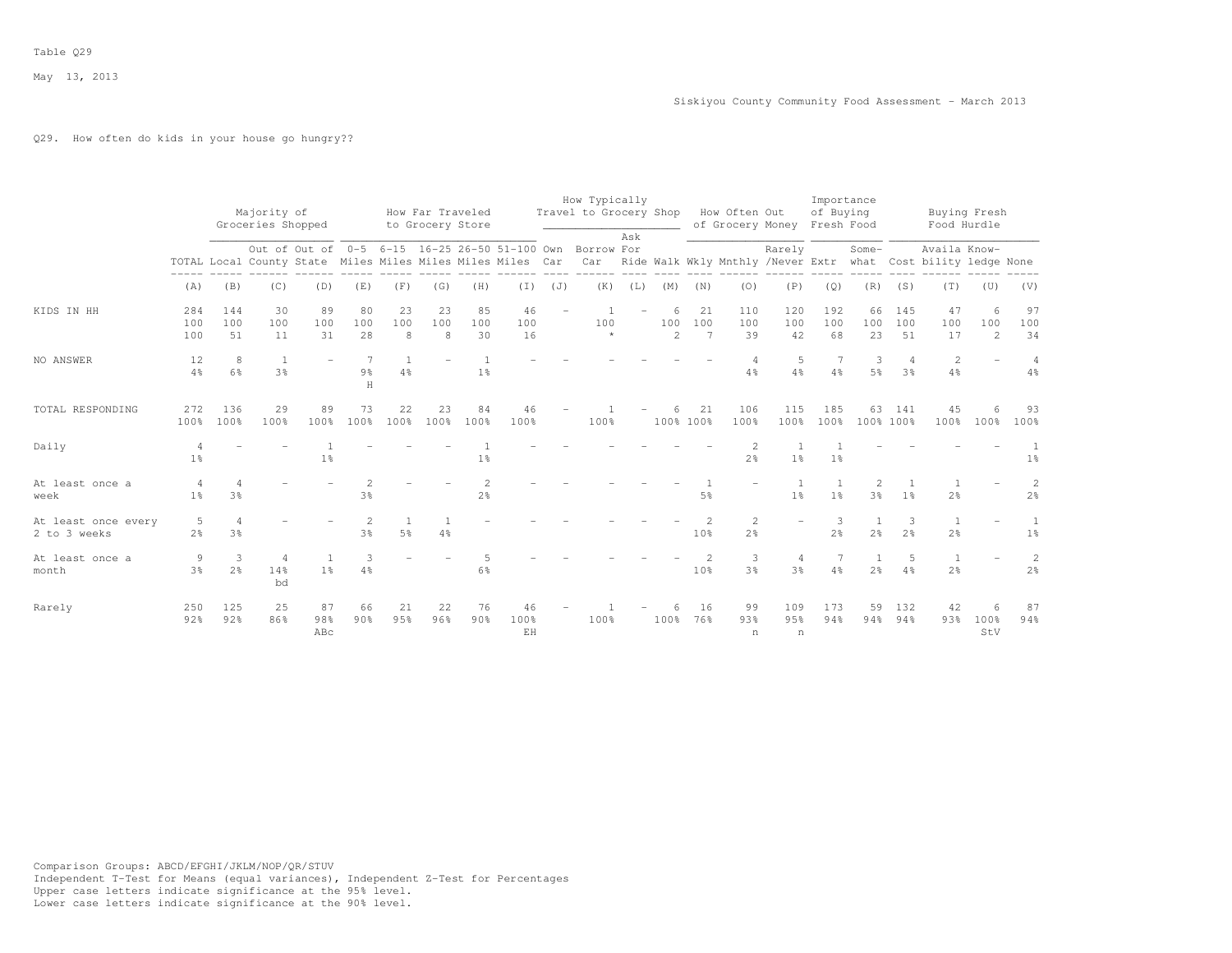Table Q29

May 13, 2013

Siskiyou County Community Food Assessment - March 2013

Q29. How often do kids in your house go hungry??

| | | Majority of Groceries Shopped | | | How Far Traveled to Grocery Store | | | | | How Typically Travel to Grocery Shop | | | | How Often Out of Grocery Money | | | Importance of Buying Fresh Food | | Buying Fresh Food Hurdle | | | |
|---|---|---|---|---|---|---|---|---|---|---|---|---|---|---|---|---|---|---|---|---|---|---|
| | TOTAL | Local | Out of County | Out of State | 0-5 Miles | 6-15 Miles | 16-25 Miles | 26-50 Miles | 51-100 Miles | Own Car | Borrow Car | Ask For Ride | Walk | Wkly | Mnthly | Rarely /Never | Extr | Some-what | Cost | Availa bility | Know-ledge | None |
| | (A) | (B) | (C) | (D) | (E) | (F) | (G) | (H) | (I) | (J) | (K) | (L) | (M) | (N) | (O) | (P) | (Q) | (R) | (S) | (T) | (U) | (V) |
| KIDS IN HH | 284 | 144 | 30 | 89 | 80 | 23 | 23 | 85 | 46 | - | 1 | - | 6 | 21 | 110 | 120 | 192 | 66 | 145 | 47 | 6 | 97 |
| | 100 | 100 | 100 | 100 | 100 | 100 | 100 | 100 | 100 | | 100 | | 100 | 100 | 100 | 100 | 100 | 100 | 100 | 100 | 100 | 100 |
| | 100 | 51 | 11 | 31 | 28 | 8 | 8 | 30 | 16 | | * | | 2 | 7 | 39 | 42 | 68 | 23 | 51 | 17 | 2 | 34 |
| NO ANSWER | 12 | 8 | 1 | - | 7 | 1 | - | 1 | - | - | - | - | - | - | 4 | 5 | 7 | 3 | 4 | 2 | - | 4 |
| | 4% | 6% | 3% | | 9% | 4% | | 1% | | | | | | | 4% | 4% | 4% | 5% | 3% | 4% | | 4% |
| | | | | | H | | | | | | | | | | | | | | | | | |
| TOTAL RESPONDING | 272 | 136 | 29 | 89 | 73 | 22 | 23 | 84 | 46 | - | 1 | - | 6 | 21 | 106 | 115 | 185 | 63 | 141 | 45 | 6 | 93 |
| | 100% | 100% | 100% | 100% | 100% | 100% | 100% | 100% | 100% | | 100% | | 100% | 100% | 100% | 100% | 100% | 100% | 100% | 100% | 100% | 100% |
| Daily | 4 | - | - | 1 | - | - | - | 1 | - | - | - | - | - | - | 2 | 1 | 1 | - | - | - | - | 1 |
| | 1% | | | 1% | | | | 1% | | | | | | | 2% | 1% | 1% | | | | | 1% |
| At least once a week | 4 | 4 | - | - | 2 | - | - | 2 | - | - | - | - | - | 1 | - | 1 | 1 | 2 | 1 | 1 | - | 2 |
| | 1% | 3% | | | 3% | | | 2% | | | | | | 5% | | 1% | 1% | 3% | 1% | 2% | | 2% |
| At least once every 2 to 3 weeks | 5 | 4 | - | - | 2 | 1 | 1 | - | - | - | - | - | - | 2 | 2 | - | 3 | 1 | 3 | 1 | - | 1 |
| | 2% | 3% | | | 3% | 5% | 4% | | | | | | | 10% | 2% | | 2% | 2% | 2% | 2% | | 1% |
| At least once a month | 9 | 3 | 4 | 1 | 3 | - | - | 5 | - | - | - | - | - | 2 | 3 | 4 | 7 | 1 | 5 | 1 | - | 2 |
| | 3% | 2% | 14% | 1% | 4% | | | 6% | | | | | | 10% | 3% | 3% | 4% | 2% | 4% | 2% | | 2% |
| | | | bd | | | | | | | | | | | | | | | | | | | |
| Rarely | 250 | 125 | 25 | 87 | 66 | 21 | 22 | 76 | 46 | - | 1 | - | 6 | 16 | 99 | 109 | 173 | 59 | 132 | 42 | 6 | 87 |
| | 92% | 92% | 86% | 98% | 90% | 95% | 96% | 90% | 100% | | 100% | | 100% | 76% | 93% | 95% | 94% | 94% | 94% | 93% | 100% | 94% |
| | | | | ABc | | | | | EH | | | | | | n | n | | | | | StV | |

Comparison Groups: ABCD/EFGHI/JKLM/NOP/QR/STUV
Independent T-Test for Means (equal variances), Independent Z-Test for Percentages
Upper case letters indicate significance at the 95% level.
Lower case letters indicate significance at the 90% level.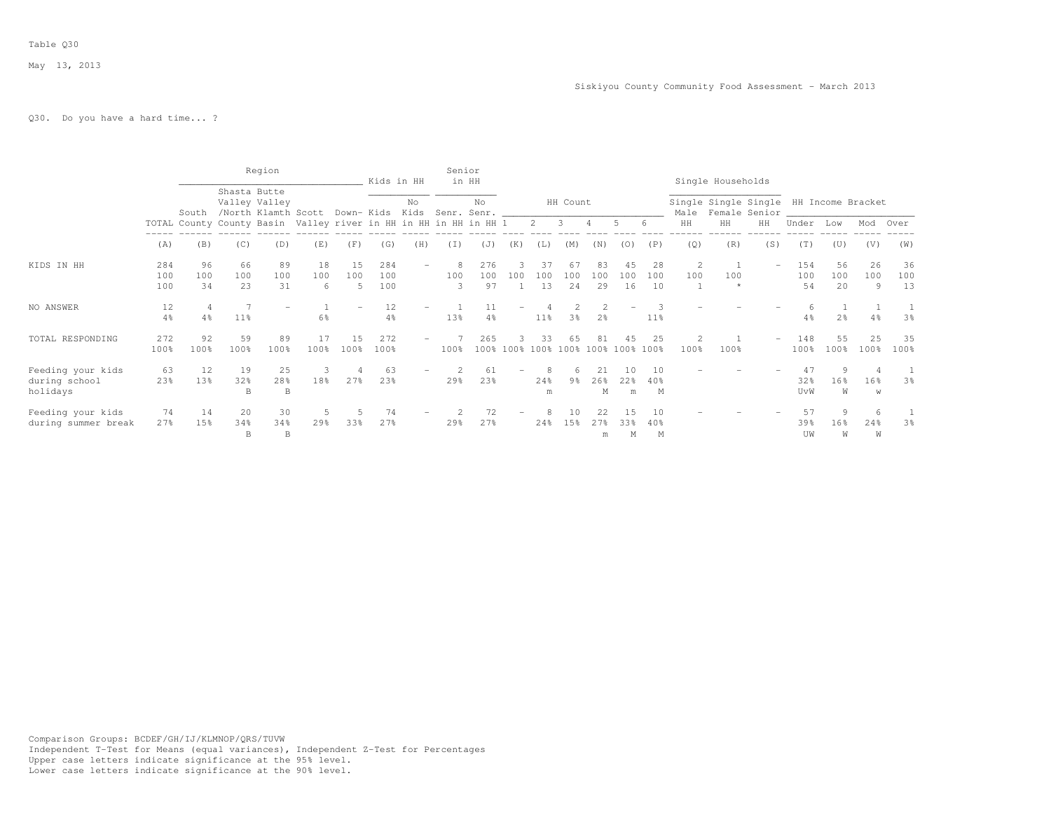Table Q30

May 13, 2013

Siskiyou County Community Food Assessment - March 2013

Q30. Do you have a hard time... ?

| | | Region | | | | | Kids in HH | | Senior in HH | | HH Count | | | | | | Single Households | | | HH Income Bracket | | | |
|---|---|---|---|---|---|---|---|---|---|---|---|---|---|---|---|---|---|---|---|---|---|---|---|
| | TOTAL | South County | Shasta Valley /North County | Butte Valley Klamth Basin | Scott Valley | Down-river | Kids in HH | No Kids in HH | Senr. in HH | No Senr. in HH | 1 | 2 | 3 | 4 | 5 | 6 | Single Male HH | Single Female HH | Single Senior HH | Under | Low | Mod | Over |
| | (A) | (B) | (C) | (D) | (E) | (F) | (G) | (H) | (I) | (J) | (K) | (L) | (M) | (N) | (O) | (P) | (Q) | (R) | (S) | (T) | (U) | (V) | (W) |
| KIDS IN HH | 284 | 96 | 66 | 89 | 18 | 15 | 284 | - | 8 | 276 | 3 | 37 | 67 | 83 | 45 | 28 | 2 | 1 | - | 154 | 56 | 26 | 36 |
| | 100 | 100 | 100 | 100 | 100 | 100 | 100 | | 100 | 100 | 100 | 100 | 100 | 100 | 100 | 100 | 100 | 100 | | 100 | 100 | 100 | 100 |
| | 100 | 34 | 23 | 31 | 6 | 5 | 100 | | 3 | 97 | 1 | 13 | 24 | 29 | 16 | 10 | 1 | * | | 54 | 20 | 9 | 13 |
| NO ANSWER | 12 | 4 | 7 | - | 1 | - | 12 | - | 1 | 11 | - | 4 | 2 | 2 | - | 3 | - | - | - | 6 | 1 | 1 | 1 |
| | 4% | 4% | 11% | | 6% | | 4% | | 13% | 4% | | 11% | 3% | 2% | | 11% | | | | 4% | 2% | 4% | 3% |
| TOTAL RESPONDING | 272 | 92 | 59 | 89 | 17 | 15 | 272 | - | 7 | 265 | 3 | 33 | 65 | 81 | 45 | 25 | 2 | 1 | - | 148 | 55 | 25 | 35 |
| | 100% | 100% | 100% | 100% | 100% | 100% | 100% | | 100% | 100% | 100% | 100% | 100% | 100% | 100% | 100% | 100% | 100% | | 100% | 100% | 100% | 100% |
| Feeding your kids during school holidays | 63 | 12 | 19 | 25 | 3 | 4 | 63 | - | 2 | 61 | - | 8 | 6 | 21 | 10 | 10 | - | - | - | 47 | 9 | 4 | 1 |
| | 23% | 13% | 32% | 28% | 18% | 27% | 23% | | 29% | 23% | | 24% | 9% | 26% | 22% | 40% | | | | 32% | 16% | 16% | 3% |
| | | | B | B | | | | | | | | m | | M | m | M | | | | UvW | W | w | |
| Feeding your kids during summer break | 74 | 14 | 20 | 30 | 5 | 5 | 74 | - | 2 | 72 | - | 8 | 10 | 22 | 15 | 10 | - | - | - | 57 | 9 | 6 | 1 |
| | 27% | 15% | 34% | 34% | 29% | 33% | 27% | | 29% | 27% | | 24% | 15% | 27% | 33% | 40% | | | | 39% | 16% | 24% | 3% |
| | | | B | B | | | | | | | | | | m | M | M | | | | UW | W | W | |

Comparison Groups: BCDEF/GH/IJ/KLMNOP/QRS/TUVW
Independent T-Test for Means (equal variances), Independent Z-Test for Percentages
Upper case letters indicate significance at the 95% level.
Lower case letters indicate significance at the 90% level.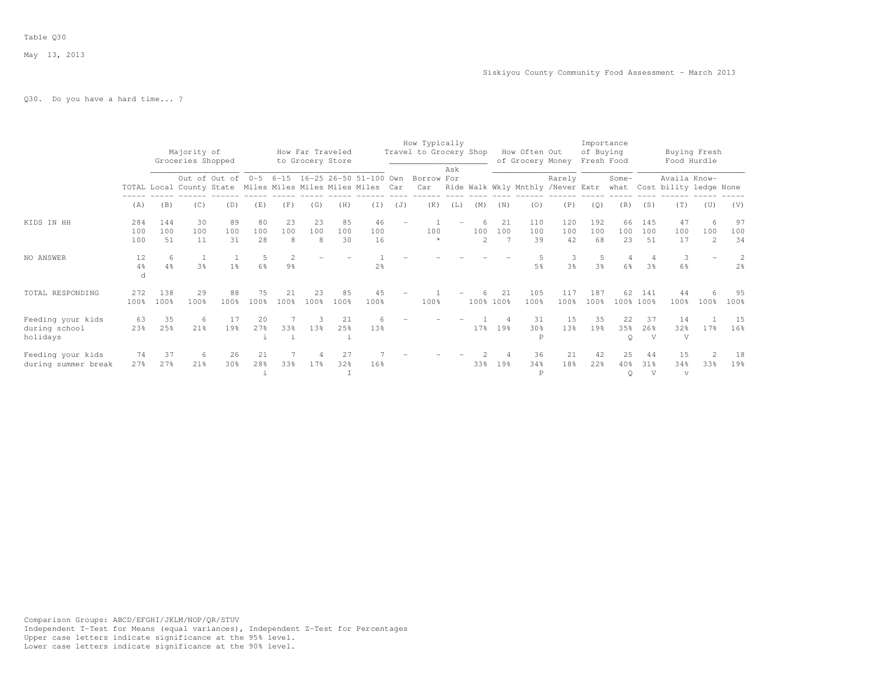Table Q30

May 13, 2013

Siskiyou County Community Food Assessment - March 2013

Q30. Do you have a hard time... ?

| | | Majority of Groceries Shopped | | | How Far Traveled to Grocery Store | | | | | How Typically Travel to Grocery Shop | | | | How Often Out of Grocery Money | | | Importance of Buying Fresh Food | | Buying Fresh Food Hurdle | | | |
|---|---|---|---|---|---|---|---|---|---|---|---|---|---|---|---|---|---|---|---|---|---|---|
| | TOTAL | Local | Out of County | Out of State | 0-5 Miles | 6-15 Miles | 16-25 Miles | 26-50 Miles | 51-100 Miles | Own Car | Borrow Car | Ask For Ride | Walk | Wkly | Mnthly | Rarely /Never | Extr | Some-what | Cost | Availa bility | Know-ledge | None |
| | (A) | (B) | (C) | (D) | (E) | (F) | (G) | (H) | (I) | (J) | (K) | (L) | (M) | (N) | (O) | (P) | (Q) | (R) | (S) | (T) | (U) | (V) |
| KIDS IN HH | 284<br>100<br>100 | 144<br>100<br>51 | 30<br>100<br>11 | 89<br>100<br>31 | 80<br>100<br>28 | 23<br>100<br>8 | 23<br>100<br>8 | 85<br>100<br>30 | 46<br>100<br>16 | - | 1<br>100<br>* | - | 6<br>100<br>2 | 21<br>100<br>7 | 110<br>100<br>39 | 120<br>100<br>42 | 192<br>100<br>68 | 66<br>100<br>23 | 145<br>100<br>51 | 47<br>100<br>17 | 6<br>100<br>2 | 97<br>100<br>34 |
| NO ANSWER | 12<br>4%<br>d | 6<br>4% | 1<br>3% | 1<br>1% | 5<br>6% | 2<br>9% | - | - | 1<br>2% | - | - | - | - | - | 5<br>5% | 3<br>3% | 5<br>3% | 4<br>6% | 4<br>3% | 3<br>6% | - | 2<br>2% |
| TOTAL RESPONDING | 272<br>100% | 138<br>100% | 29<br>100% | 88<br>100% | 75<br>100% | 21<br>100% | 23<br>100% | 85<br>100% | 45<br>100% | - | 1<br>100% | - | 6<br>100% | 21<br>100% | 105<br>100% | 117<br>100% | 187<br>100% | 62<br>100% | 141<br>100% | 44<br>100% | 6<br>100% | 95<br>100% |
| Feeding your kids during school holidays | 63<br>23% | 35<br>25% | 6<br>21% | 17<br>19% | 20<br>27%<br>i | 7<br>33%<br>i | 3<br>13% | 21<br>25%<br>i | 6<br>13% | - | - | - | 1<br>17% | 4<br>19% | 31<br>30%<br>P | 15<br>13% | 35<br>19% | 22<br>35%<br>Q | 37<br>26%<br>V | 14<br>32%<br>V | 1<br>17% | 15<br>16% |
| Feeding your kids during summer break | 74<br>27% | 37<br>27% | 6<br>21% | 26<br>30% | 21<br>28%<br>i | 7<br>33% | 4<br>17% | 27<br>32%<br>I | 7<br>16% | - | - | - | 2<br>33% | 4<br>19% | 36<br>34%<br>P | 21<br>18% | 42<br>22% | 25<br>40%<br>Q | 44<br>31%<br>V | 15<br>34%<br>v | 2<br>33% | 18<br>19% |

Comparison Groups: ABCD/EFGHI/JKLM/NOP/QR/STUV
Independent T-Test for Means (equal variances), Independent Z-Test for Percentages
Upper case letters indicate significance at the 95% level.
Lower case letters indicate significance at the 90% level.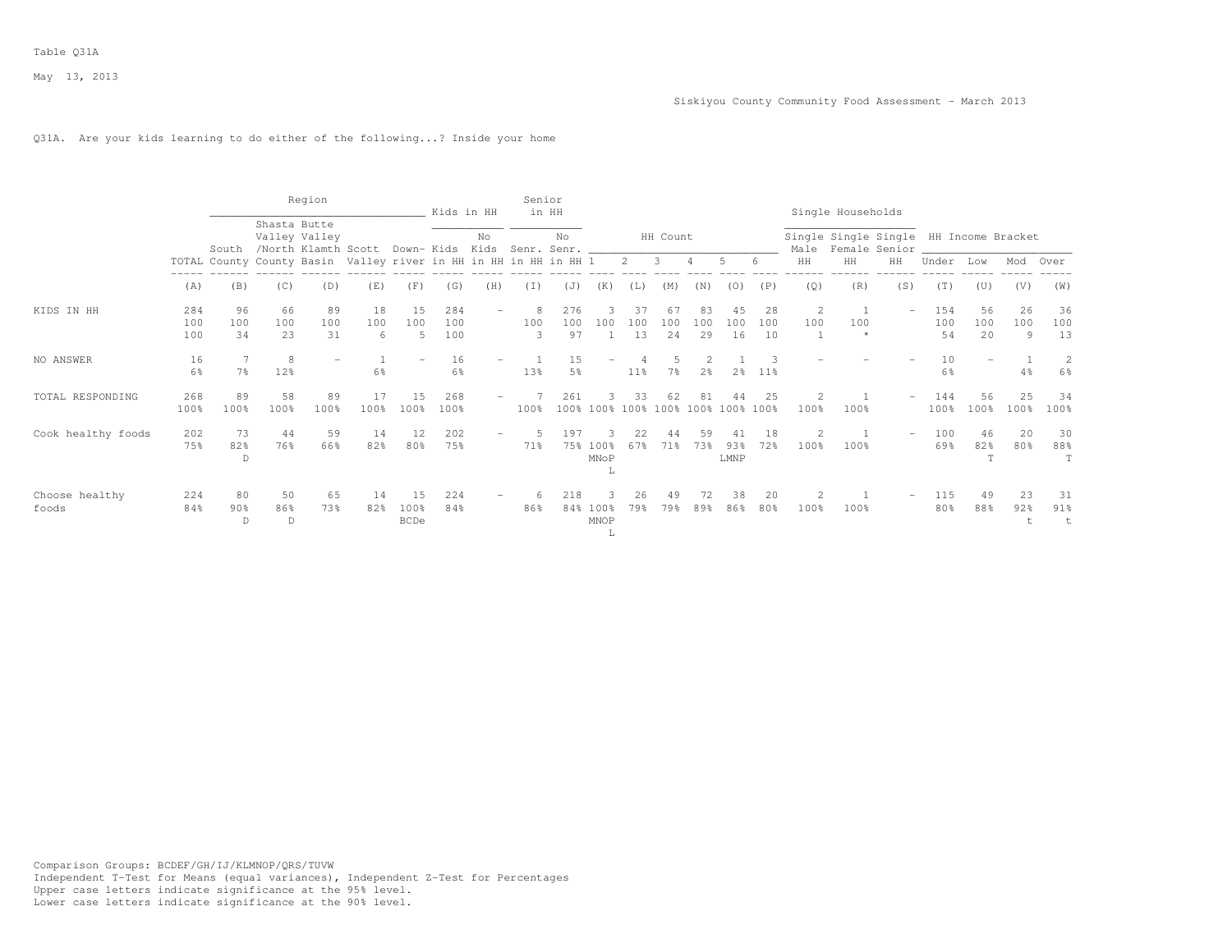Table Q31A

May 13, 2013

Siskiyou County Community Food Assessment - March 2013

Q31A. Are your kids learning to do either of the following...? Inside your home

| | TOTAL | Region: South County | Region: Shasta Valley /North County | Region: Butte Valley Klamth Basin | Region: Scott Valley | Region: Down-river | Kids in HH: Kids in HH | Kids in HH: No Kids in HH | Senior in HH: Senr. in HH | Senior in HH: No Senr. in HH | HH Count: 1 | HH Count: 2 | HH Count: 3 | HH Count: 4 | HH Count: 5 | HH Count: 6 | Single Households: Single Male HH | Single Households: Single Female HH | Single Households: Single Senior HH | HH Income Bracket: Under | HH Income Bracket: Low | HH Income Bracket: Mod | HH Income Bracket: Over |
|---|---|---|---|---|---|---|---|---|---|---|---|---|---|---|---|---|---|---|---|---|---|---|---|
| | (A) | (B) | (C) | (D) | (E) | (F) | (G) | (H) | (I) | (J) | (K) | (L) | (M) | (N) | (O) | (P) | (Q) | (R) | (S) | (T) | (U) | (V) | (W) |
| KIDS IN HH | 284 | 96 | 66 | 89 | 18 | 15 | 284 | - | 8 | 276 | 3 | 37 | 67 | 83 | 45 | 28 | 2 | 1 | - | 154 | 56 | 26 | 36 |
| | 100 | 100 | 100 | 100 | 100 | 100 | 100 | | 100 | 100 | 100 | 100 | 100 | 100 | 100 | 100 | 100 | 100 | | 100 | 100 | 100 | 100 |
| | 100 | 34 | 23 | 31 | 6 | 5 | 100 | | 3 | 97 | 1 | 13 | 24 | 29 | 16 | 10 | 1 | * | | 54 | 20 | 9 | 13 |
| NO ANSWER | 16 | 7 | 8 | - | 1 | - | 16 | - | 1 | 15 | - | 4 | 5 | 2 | 1 | 3 | - | - | - | 10 | - | 1 | 2 |
| | 6% | 7% | 12% | | 6% | | 6% | | 13% | 5% | | 11% | 7% | 2% | 2% | 11% | | | | 6% | | 4% | 6% |
| TOTAL RESPONDING | 268 | 89 | 58 | 89 | 17 | 15 | 268 | - | 7 | 261 | 3 | 33 | 62 | 81 | 44 | 25 | 2 | 1 | - | 144 | 56 | 25 | 34 |
| | 100% | 100% | 100% | 100% | 100% | 100% | 100% | | 100% | 100% | 100% | 100% | 100% | 100% | 100% | 100% | 100% | 100% | | 100% | 100% | 100% | 100% |
| Cook healthy foods | 202 | 73 | 44 | 59 | 14 | 12 | 202 | - | 5 | 197 | 3 | 22 | 44 | 59 | 41 | 18 | 2 | 1 | - | 100 | 46 | 20 | 30 |
| | 75% | 82% | 76% | 66% | 82% | 80% | 75% | | 71% | 75% | 100% | 67% | 71% | 73% | 93% | 72% | 100% | 100% | | 69% | 82% | 80% | 88% |
| | | D | | | | | | | | | MNoP L | | | | LMNP | | | | | | T | | T |
| Choose healthy foods | 224 | 80 | 50 | 65 | 14 | 15 | 224 | - | 6 | 218 | 3 | 26 | 49 | 72 | 38 | 20 | 2 | 1 | - | 115 | 49 | 23 | 31 |
| | 84% | 90% | 86% | 73% | 82% | 100% | 84% | | 86% | 84% | 100% | 79% | 79% | 89% | 86% | 80% | 100% | 100% | | 80% | 88% | 92% | 91% |
| | | D | D | | | BCDe | | | | | MNOP L | | | | | | | | | | | t | t |

Comparison Groups: BCDEF/GH/IJ/KLMNOP/QRS/TUVW
Independent T-Test for Means (equal variances), Independent Z-Test for Percentages
Upper case letters indicate significance at the 95% level.
Lower case letters indicate significance at the 90% level.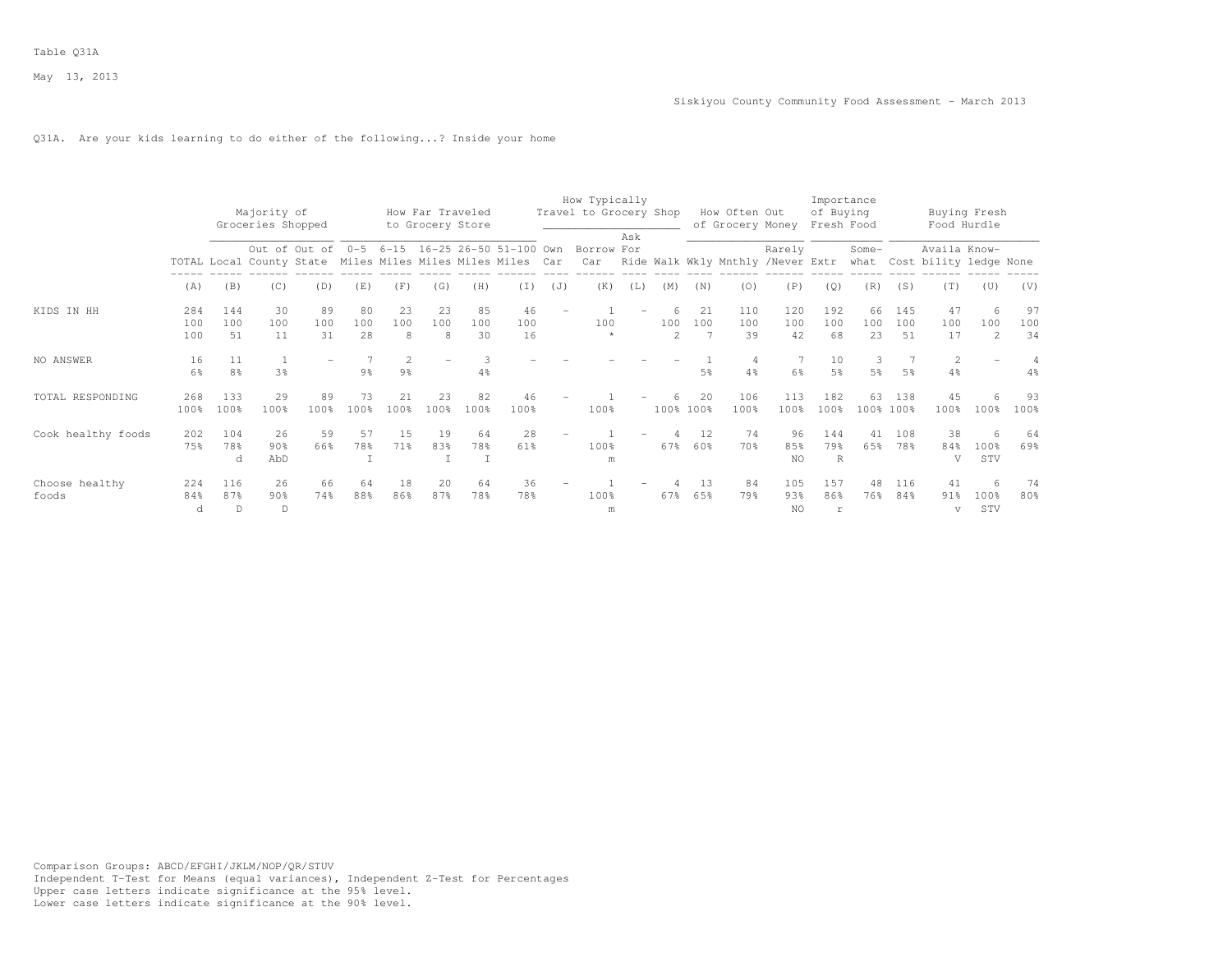Table Q31A

May 13, 2013

Siskiyou County Community Food Assessment - March 2013

Q31A. Are your kids learning to do either of the following...? Inside your home

| | | Majority of Groceries Shopped | | | How Far Traveled to Grocery Store | | | | | How Typically Travel to Grocery Shop | | | | How Often Out of Grocery Money | | | Importance of Buying Fresh Food | | Buying Fresh Food Hurdle | | | |
|---|---|---|---|---|---|---|---|---|---|---|---|---|---|---|---|---|---|---|---|---|---|---|
| | TOTAL | Local | Out of County | Out of State | 0-5 Miles | 6-15 Miles | 16-25 Miles | 26-50 Miles | 51-100 Miles | Own Car | Borrow Car | Ask For Ride | Walk | Wkly | Mnthly | Rarely /Never | Extr | Some-what | Cost | Availa bility | Know-ledge | None |
| | (A) | (B) | (C) | (D) | (E) | (F) | (G) | (H) | (I) | (J) | (K) | (L) | (M) | (N) | (O) | (P) | (Q) | (R) | (S) | (T) | (U) | (V) |
| KIDS IN HH | 284 | 144 | 30 | 89 | 80 | 23 | 23 | 85 | 46 | - | 1 | - | 6 | 21 | 110 | 120 | 192 | 66 | 145 | 47 | 6 | 97 |
| | 100 | 100 | 100 | 100 | 100 | 100 | 100 | 100 | 100 | | 100 | | 100 | 100 | 100 | 100 | 100 | 100 | 100 | 100 | 100 | 100 |
| | 100 | 51 | 11 | 31 | 28 | 8 | 8 | 30 | 16 | | * | | 2 | 7 | 39 | 42 | 68 | 23 | 51 | 17 | 2 | 34 |
| NO ANSWER | 16 | 11 | 1 | - | 7 | 2 | - | 3 | - | - | - | - | - | 1 | 4 | 7 | 10 | 3 | 7 | 2 | - | 4 |
| | 6% | 8% | 3% | | 9% | 9% | | 4% | | | | | | 5% | 4% | 6% | 5% | 5% | 5% | 4% | | 4% |
| TOTAL RESPONDING | 268 | 133 | 29 | 89 | 73 | 21 | 23 | 82 | 46 | - | 1 | - | 6 | 20 | 106 | 113 | 182 | 63 | 138 | 45 | 6 | 93 |
| | 100% | 100% | 100% | 100% | 100% | 100% | 100% | 100% | 100% | | 100% | | 100% | 100% | 100% | 100% | 100% | 100% | 100% | 100% | 100% | 100% |
| Cook healthy foods | 202 | 104 | 26 | 59 | 57 | 15 | 19 | 64 | 28 | - | 1 | - | 4 | 12 | 74 | 96 | 144 | 41 | 108 | 38 | 6 | 64 |
| | 75% | 78% | 90% | 66% | 78% | 71% | 83% | 78% | 61% | | 100% | | 67% | 60% | 70% | 85% | 79% | 65% | 78% | 84% | 100% | 69% |
| | | d | AbD | | I | | I | I | | | m | | | | | NO | R | | | V | STV | |
| Choose healthy foods | 224 | 116 | 26 | 66 | 64 | 18 | 20 | 64 | 36 | - | 1 | - | 4 | 13 | 84 | 105 | 157 | 48 | 116 | 41 | 6 | 74 |
| | 84% | 87% | 90% | 74% | 88% | 86% | 87% | 78% | 78% | | 100% | | 67% | 65% | 79% | 93% | 86% | 76% | 84% | 91% | 100% | 80% |
| | d | D | D | | | | | | | | m | | | | | NO | r | | | v | STV | |

Comparison Groups: ABCD/EFGHI/JKLM/NOP/QR/STUV
Independent T-Test for Means (equal variances), Independent Z-Test for Percentages
Upper case letters indicate significance at the 95% level.
Lower case letters indicate significance at the 90% level.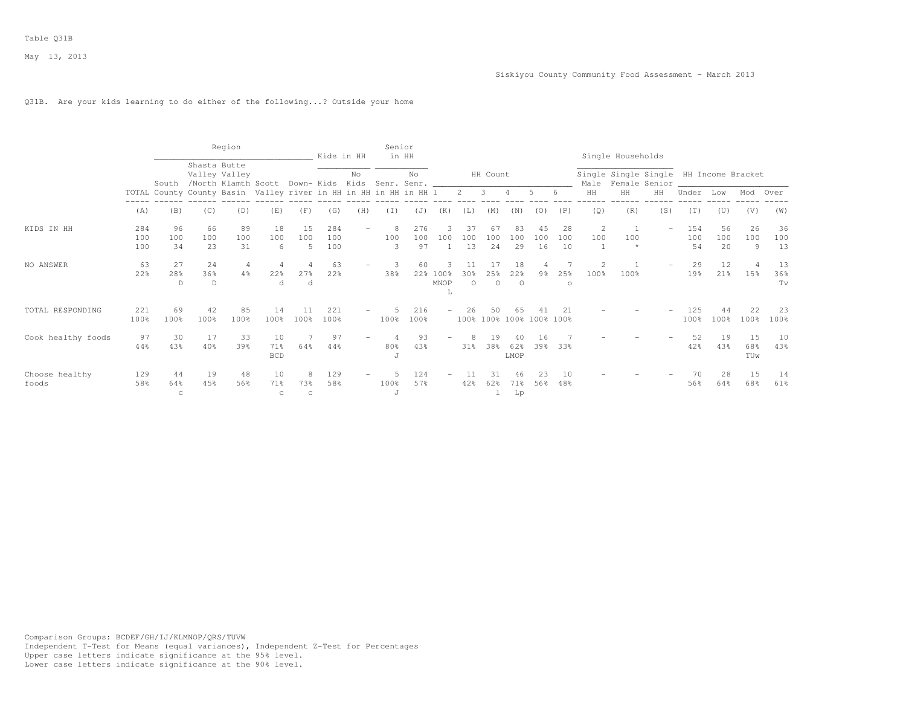Table Q31B

May 13, 2013

Siskiyou County Community Food Assessment - March 2013

Q31B. Are your kids learning to do either of the following...? Outside your home

| | TOTAL | Region: South County | Region: Shasta Valley /North County | Region: Butte Valley Klamth Basin | Region: Scott Valley | Region: Down-river | Kids in HH: Kids in HH | Kids in HH: No Kids in HH | Senior in HH: Senr. in HH | Senior in HH: No Senr. in HH | HH Count: 1 | HH Count: 2 | HH Count: 3 | HH Count: 4 | HH Count: 5 | HH Count: 6 | Single Households: Single Male HH | Single Households: Single Female HH | Single Households: Single Senior HH | HH Income Bracket: Under | HH Income Bracket: Low | HH Income Bracket: Mod | HH Income Bracket: Over |
|---|---|---|---|---|---|---|---|---|---|---|---|---|---|---|---|---|---|---|---|---|---|---|---|
| | (A) | (B) | (C) | (D) | (E) | (F) | (G) | (H) | (I) | (J) | (K) | (L) | (M) | (N) | (O) | (P) | (Q) | (R) | (S) | (T) | (U) | (V) | (W) |
| KIDS IN HH | 284 | 96 | 66 | 89 | 18 | 15 | 284 | - | 8 | 276 | 3 | 37 | 67 | 83 | 45 | 28 | 2 | 1 | - | 154 | 56 | 26 | 36 |
| | 100 | 100 | 100 | 100 | 100 | 100 | 100 | | 100 | 100 | 100 | 100 | 100 | 100 | 100 | 100 | 100 | 100 | | 100 | 100 | 100 | 100 |
| | 100 | 34 | 23 | 31 | 6 | 5 | 100 | | 3 | 97 | 1 | 13 | 24 | 29 | 16 | 10 | 1 | * | | 54 | 20 | 9 | 13 |
| NO ANSWER | 63 | 27 | 24 | 4 | 4 | 4 | 63 | - | 3 | 60 | 3 | 11 | 17 | 18 | 4 | 7 | 2 | 1 | - | 29 | 12 | 4 | 13 |
| | 22% | 28% | 36% | 4% | 22% | 27% | 22% | | 38% | 22% | 100% | 30% | 25% | 22% | 9% | 25% | 100% | 100% | | 19% | 21% | 15% | 36% |
| | | D | D | | d | d | | | | | MNOP L | O | O | O | | o | | | | | | | Tv |
| TOTAL RESPONDING | 221 | 69 | 42 | 85 | 14 | 11 | 221 | - | 5 | 216 | - | 26 | 50 | 65 | 41 | 21 | - | - | - | 125 | 44 | 22 | 23 |
| | 100% | 100% | 100% | 100% | 100% | 100% | 100% | | 100% | 100% | | 100% | 100% | 100% | 100% | 100% | | | | 100% | 100% | 100% | 100% |
| Cook healthy foods | 97 | 30 | 17 | 33 | 10 | 7 | 97 | - | 4 | 93 | - | 8 | 19 | 40 | 16 | 7 | - | - | - | 52 | 19 | 15 | 10 |
| | 44% | 43% | 40% | 39% | 71% | 64% | 44% | | 80% | 43% | | 31% | 38% | 62% | 39% | 33% | | | | 42% | 43% | 68% | 43% |
| | | | | | BCD | | | | J | | | | | LMOP | | | | | | | | TUw | |
| Choose healthy foods | 129 | 44 | 19 | 48 | 10 | 8 | 129 | - | 5 | 124 | - | 11 | 31 | 46 | 23 | 10 | - | - | - | 70 | 28 | 15 | 14 |
| | 58% | 64% | 45% | 56% | 71% | 73% | 58% | | 100% | 57% | | 42% | 62% | 71% | 56% | 48% | | | | 56% | 64% | 68% | 61% |
| | | c | | | c | c | | | J | | | | l | Lp | | | | | | | | | |

Comparison Groups: BCDEF/GH/IJ/KLMNOP/QRS/TUVW
Independent T-Test for Means (equal variances), Independent Z-Test for Percentages
Upper case letters indicate significance at the 95% level.
Lower case letters indicate significance at the 90% level.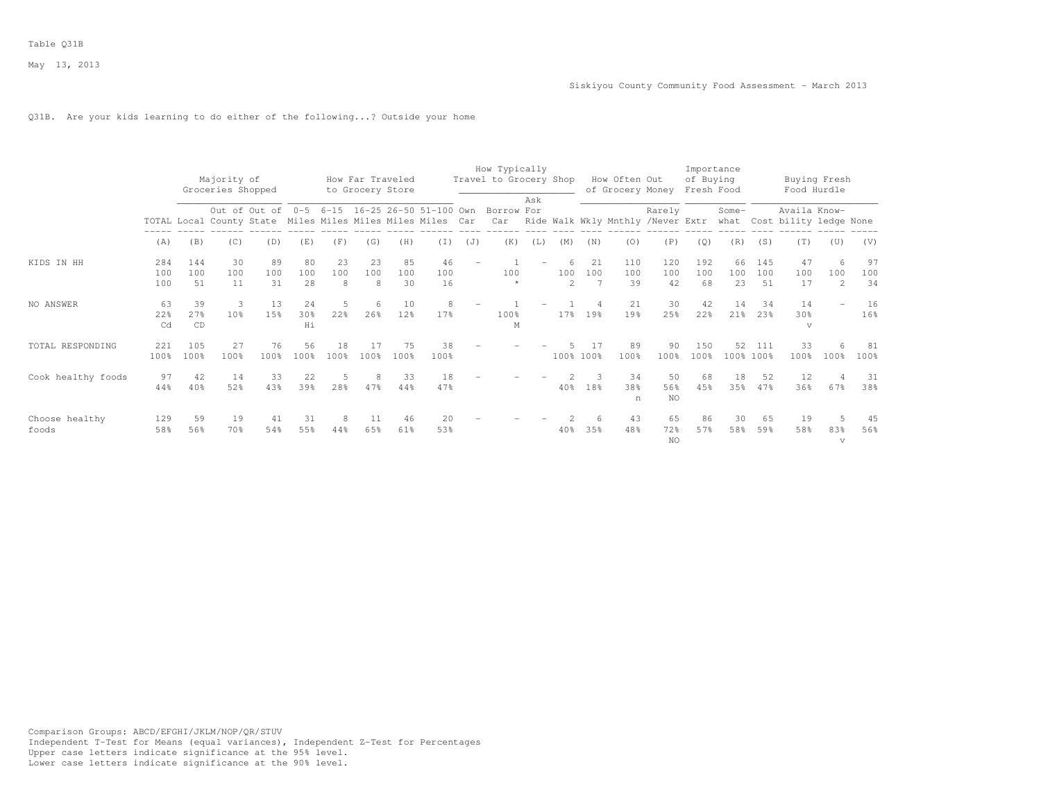Table Q31B

May 13, 2013

Siskiyou County Community Food Assessment - March 2013

Q31B. Are your kids learning to do either of the following...? Outside your home

| | | Majority of Groceries Shopped | | | How Far Traveled to Grocery Store | | | | | How Typically Travel to Grocery Shop | | | | How Often Out of Grocery Money | | | Importance of Buying Fresh Food | | Buying Fresh Food Hurdle | | | |
|---|---|---|---|---|---|---|---|---|---|---|---|---|---|---|---|---|---|---|---|---|---|---|
| | TOTAL | Local | Out of County | Out of State | 0-5 Miles | 6-15 Miles | 16-25 Miles | 26-50 Miles | 51-100 Miles | Own Car | Borrow Car | Ask For Ride | Walk | Wkly | Mnthly | Rarely /Never | Extr | Some-what | Cost | Availa bility | Know-ledge | None |
| | (A) | (B) | (C) | (D) | (E) | (F) | (G) | (H) | (I) | (J) | (K) | (L) | (M) | (N) | (O) | (P) | (Q) | (R) | (S) | (T) | (U) | (V) |
| KIDS IN HH | 284 | 144 | 30 | 89 | 80 | 23 | 23 | 85 | 46 | - | 1 | - | 6 | 21 | 110 | 120 | 192 | 66 | 145 | 47 | 6 | 97 |
| | 100 | 100 | 100 | 100 | 100 | 100 | 100 | 100 | 100 | | 100 | | 100 | 100 | 100 | 100 | 100 | 100 | 100 | 100 | 100 | 100 |
| | 100 | 51 | 11 | 31 | 28 | 8 | 8 | 30 | 16 | | * | | 2 | 7 | 39 | 42 | 68 | 23 | 51 | 17 | 2 | 34 |
| NO ANSWER | 63 | 39 | 3 | 13 | 24 | 5 | 6 | 10 | 8 | - | 1 | - | 1 | 4 | 21 | 30 | 42 | 14 | 34 | 14 | - | 16 |
| | 22% | 27% | 10% | 15% | 30% | 22% | 26% | 12% | 17% | | 100% | | 17% | 19% | 19% | 25% | 22% | 21% | 23% | 30% | | 16% |
| | Cd | CD | | | Hi | | | | | | M | | | | | | | | | v | | |
| TOTAL RESPONDING | 221 | 105 | 27 | 76 | 56 | 18 | 17 | 75 | 38 | - | - | - | 5 | 17 | 89 | 90 | 150 | 52 | 111 | 33 | 6 | 81 |
| | 100% | 100% | 100% | 100% | 100% | 100% | 100% | 100% | 100% | | | | 100% | 100% | 100% | 100% | 100% | 100% | 100% | 100% | 100% | 100% |
| Cook healthy foods | 97 | 42 | 14 | 33 | 22 | 5 | 8 | 33 | 18 | - | - | - | 2 | 3 | 34 | 50 | 68 | 18 | 52 | 12 | 4 | 31 |
| | 44% | 40% | 52% | 43% | 39% | 28% | 47% | 44% | 47% | | | | 40% | 18% | 38% | 56% | 45% | 35% | 47% | 36% | 67% | 38% |
| | | | | | | | | | | | | | | | n | NO | | | | | | |
| Choose healthy foods | 129 | 59 | 19 | 41 | 31 | 8 | 11 | 46 | 20 | - | - | - | 2 | 6 | 43 | 65 | 86 | 30 | 65 | 19 | 5 | 45 |
| | 58% | 56% | 70% | 54% | 55% | 44% | 65% | 61% | 53% | | | | 40% | 35% | 48% | 72% | 57% | 58% | 59% | 58% | 83% | 56% |
| | | | | | | | | | | | | | | | | NO | | | | | v | |

Comparison Groups: ABCD/EFGHI/JKLM/NOP/QR/STUV
Independent T-Test for Means (equal variances), Independent Z-Test for Percentages
Upper case letters indicate significance at the 95% level.
Lower case letters indicate significance at the 90% level.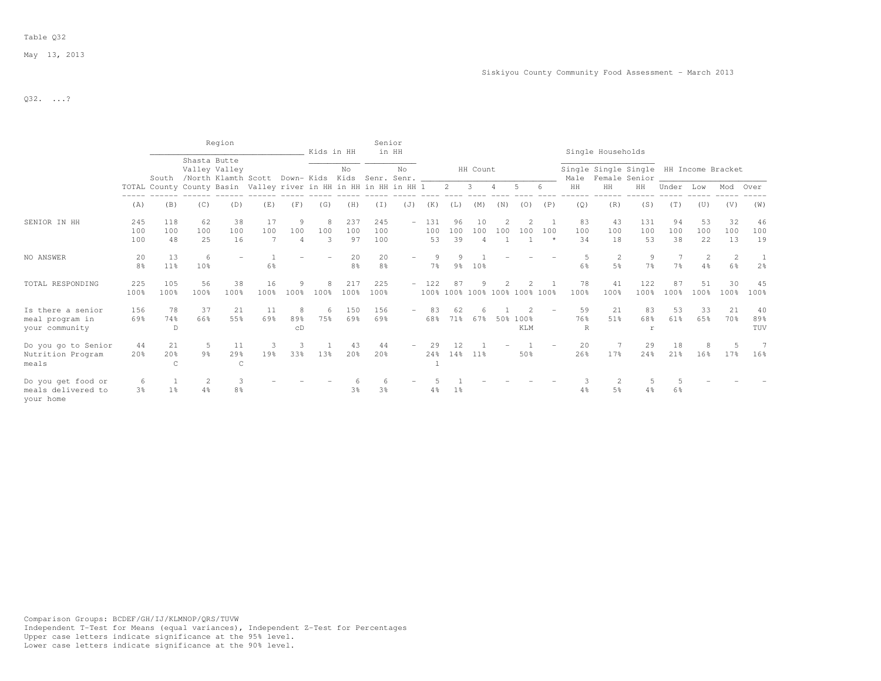Table Q32

May 13, 2013

Siskiyou County Community Food Assessment - March 2013

Q32. ...?

| | | Region | | | | | Kids in HH | | Senior in HH | | HH Count | | | | | | Single Households | | | HH Income Bracket | | | |
|---|---|---|---|---|---|---|---|---|---|---|---|---|---|---|---|---|---|---|---|---|---|---|---|
| | TOTAL | South County | Shasta Valley /North County | Butte Valley Klamth Basin | Scott Valley | Down-river | Kids in HH | No Kids in HH | Senr. in HH | No Senr. in HH | 1 | 2 | 3 | 4 | 5 | 6 | Single Male HH | Single Female HH | Single Senior HH | Under | Low | Mod | Over |
| | (A) | (B) | (C) | (D) | (E) | (F) | (G) | (H) | (I) | (J) | (K) | (L) | (M) | (N) | (O) | (P) | (Q) | (R) | (S) | (T) | (U) | (V) | (W) |
| SENIOR IN HH | 245 | 118 | 62 | 38 | 17 | 9 | 8 | 237 | 245 | - | 131 | 96 | 10 | 2 | 2 | 1 | 83 | 43 | 131 | 94 | 53 | 32 | 46 |
| | 100 | 100 | 100 | 100 | 100 | 100 | 100 | 100 | 100 | | 100 | 100 | 100 | 100 | 100 | 100 | 100 | 100 | 100 | 100 | 100 | 100 | 100 |
| | 100 | 48 | 25 | 16 | 7 | 4 | 3 | 97 | 100 | | 53 | 39 | 4 | 1 | 1 | * | 34 | 18 | 53 | 38 | 22 | 13 | 19 |
| NO ANSWER | 20 | 13 | 6 | - | 1 | - | - | 20 | 20 | - | 9 | 9 | 1 | - | - | - | 5 | 2 | 9 | 7 | 2 | 2 | 1 |
| | 8% | 11% | 10% | | 6% | | | 8% | 8% | | 7% | 9% | 10% | | | | 6% | 5% | 7% | 7% | 4% | 6% | 2% |
| TOTAL RESPONDING | 225 | 105 | 56 | 38 | 16 | 9 | 8 | 217 | 225 | - | 122 | 87 | 9 | 2 | 2 | 1 | 78 | 41 | 122 | 87 | 51 | 30 | 45 |
| | 100% | 100% | 100% | 100% | 100% | 100% | 100% | 100% | 100% | | 100% | 100% | 100% | 100% | 100% | 100% | 100% | 100% | 100% | 100% | 100% | 100% | 100% |
| Is there a senior meal program in your community | 156 | 78 | 37 | 21 | 11 | 8 | 6 | 150 | 156 | - | 83 | 62 | 6 | 1 | 2 | - | 59 | 21 | 83 | 53 | 33 | 21 | 40 |
| | 69% | 74% | 66% | 55% | 69% | 89% | 75% | 69% | 69% | | 68% | 71% | 67% | 50% | 100% | | 76% | 51% | 68% | 61% | 65% | 70% | 89% |
| | | D | | | | cD | | | | | | | | | KLM | | R | | r | | | | TUV |
| Do you go to Senior Nutrition Program meals | 44 | 21 | 5 | 11 | 3 | 3 | 1 | 43 | 44 | - | 29 | 12 | 1 | - | 1 | - | 20 | 7 | 29 | 18 | 8 | 5 | 7 |
| | 20% | 20% | 9% | 29% | 19% | 33% | 13% | 20% | 20% | | 24% | 14% | 11% | | 50% | | 26% | 17% | 24% | 21% | 16% | 17% | 16% |
| | | C | | C | | | | | | | l | | | | | | | | | | | | |
| Do you get food or meals delivered to your home | 6 | 1 | 2 | 3 | - | - | - | 6 | 6 | - | 5 | 1 | - | - | - | - | 3 | 2 | 5 | 5 | - | - | - |
| | 3% | 1% | 4% | 8% | | | | 3% | 3% | | 4% | 1% | | | | | 4% | 5% | 4% | 6% | | | |

Comparison Groups: BCDEF/GH/IJ/KLMNOP/QRS/TUVW
Independent T-Test for Means (equal variances), Independent Z-Test for Percentages
Upper case letters indicate significance at the 95% level.
Lower case letters indicate significance at the 90% level.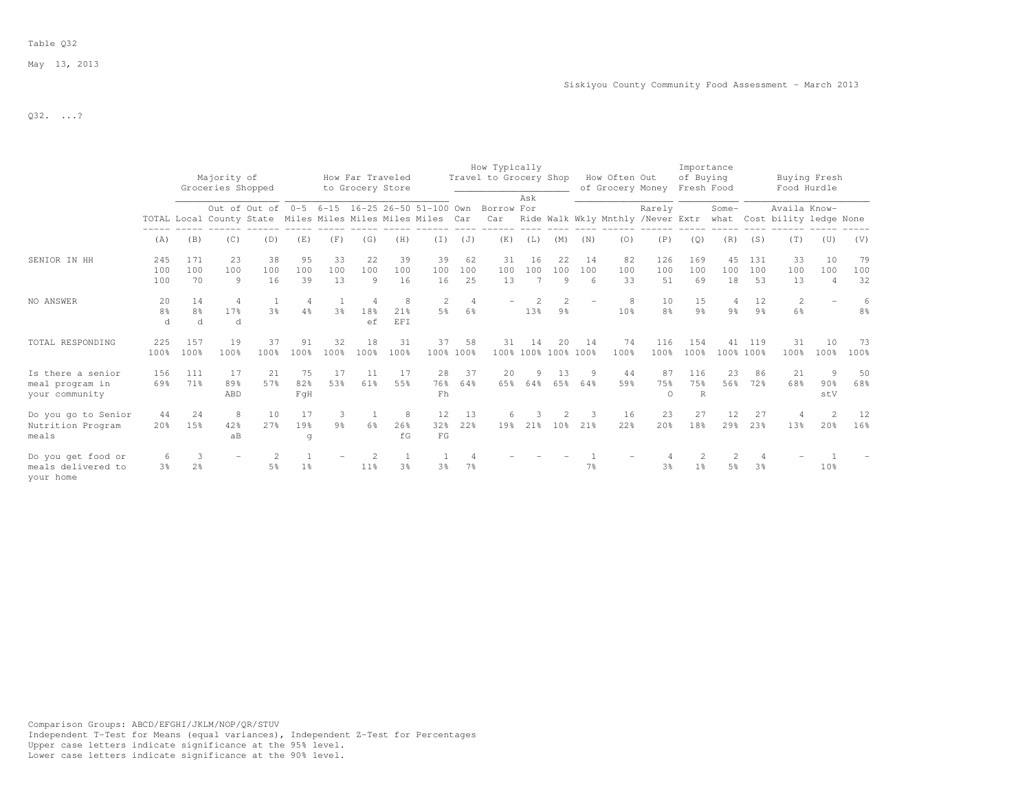Table Q32

May 13, 2013

Siskiyou County Community Food Assessment - March 2013

Q32. ...?

| | TOTAL | Majority of Groceries Shopped: Local | Out of County | Out of State | How Far Traveled to Grocery Store: 0-5 Miles | 6-15 Miles | 16-25 Miles | 26-50 Miles | 51-100 Miles | How Typically Travel to Grocery Shop: Own Car | Borrow Car | Ask For Ride | Walk | How Often Out of Grocery Money: Wkly | Mnthly | Rarely /Never | Importance of Buying Fresh Food: Extr | Some-what | Buying Fresh Food Hurdle: Cost | Availa bility | Know-ledge | None |
|---|---|---|---|---|---|---|---|---|---|---|---|---|---|---|---|---|---|---|---|---|---|---|
| | (A) | (B) | (C) | (D) | (E) | (F) | (G) | (H) | (I) | (J) | (K) | (L) | (M) | (N) | (O) | (P) | (Q) | (R) | (S) | (T) | (U) | (V) |
| SENIOR IN HH | 245 | 171 | 23 | 38 | 95 | 33 | 22 | 39 | 39 | 62 | 31 | 16 | 22 | 14 | 82 | 126 | 169 | 45 | 131 | 33 | 10 | 79 |
| | 100 | 100 | 100 | 100 | 100 | 100 | 100 | 100 | 100 | 100 | 100 | 100 | 100 | 100 | 100 | 100 | 100 | 100 | 100 | 100 | 100 | 100 |
| | 100 | 70 | 9 | 16 | 39 | 13 | 9 | 16 | 16 | 25 | 13 | 7 | 9 | 6 | 33 | 51 | 69 | 18 | 53 | 13 | 4 | 32 |
| NO ANSWER | 20 | 14 | 4 | 1 | 4 | 1 | 4 | 8 | 2 | 4 | - | 2 | 2 | - | 8 | 10 | 15 | 4 | 12 | 2 | - | 6 |
| | 8% | 8% | 17% | 3% | 4% | 3% | 18% | 21% | 5% | 6% | | 13% | 9% | | 10% | 8% | 9% | 9% | 9% | 6% | | 8% |
| | d | d | d | | | | ef | EFI | | | | | | | | | | | | | | |
| TOTAL RESPONDING | 225 | 157 | 19 | 37 | 91 | 32 | 18 | 31 | 37 | 58 | 31 | 14 | 20 | 14 | 74 | 116 | 154 | 41 | 119 | 31 | 10 | 73 |
| | 100% | 100% | 100% | 100% | 100% | 100% | 100% | 100% | 100% | 100% | 100% | 100% | 100% | 100% | 100% | 100% | 100% | 100% | 100% | 100% | 100% | 100% |
| Is there a senior meal program in your community | 156 | 111 | 17 | 21 | 75 | 17 | 11 | 17 | 28 | 37 | 20 | 9 | 13 | 9 | 44 | 87 | 116 | 23 | 86 | 21 | 9 | 50 |
| | 69% | 71% | 89% | 57% | 82% | 53% | 61% | 55% | 76% | 64% | 65% | 64% | 65% | 64% | 59% | 75% | 75% | 56% | 72% | 68% | 90% | 68% |
| | | | ABD | | FgH | | | | Fh | | | | | | | O | R | | | | stV | |
| Do you go to Senior Nutrition Program meals | 44 | 24 | 8 | 10 | 17 | 3 | 1 | 8 | 12 | 13 | 6 | 3 | 2 | 3 | 16 | 23 | 27 | 12 | 27 | 4 | 2 | 12 |
| | 20% | 15% | 42% | 27% | 19% | 9% | 6% | 26% | 32% | 22% | 19% | 21% | 10% | 21% | 22% | 20% | 18% | 29% | 23% | 13% | 20% | 16% |
| | | | aB | | g | | | fG | FG | | | | | | | | | | | | | |
| Do you get food or meals delivered to your home | 6 | 3 | - | 2 | 1 | - | 2 | 1 | 1 | 4 | - | - | - | 1 | - | 4 | 2 | 2 | 4 | - | 1 | - |
| | 3% | 2% | | 5% | 1% | | 11% | 3% | 3% | 7% | | | | 7% | | 3% | 1% | 5% | 3% | | 10% | |

Comparison Groups: ABCD/EFGHI/JKLM/NOP/QR/STUV
Independent T-Test for Means (equal variances), Independent Z-Test for Percentages
Upper case letters indicate significance at the 95% level.
Lower case letters indicate significance at the 90% level.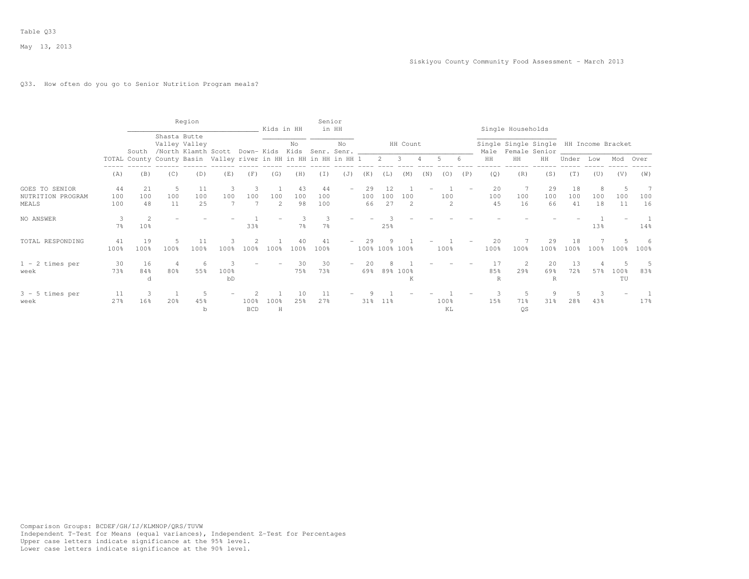Table Q33

May 13, 2013

Siskiyou County Community Food Assessment - March 2013

Q33. How often do you go to Senior Nutrition Program meals?

| | | Region | | | | | Kids in HH | | Senior in HH | | HH Count | | | | | | Single Households | | | HH Income Bracket | | | |
|---|---|---|---|---|---|---|---|---|---|---|---|---|---|---|---|---|---|---|---|---|---|---|---|
| | TOTAL | South County | Shasta Valley /North County | Butte Valley Klamth Basin | Scott Valley | Down-river | Kids in HH | No Kids in HH | Senr. in HH | No Senr. in HH | 1 | 2 | 3 | 4 | 5 | 6 | Single Male HH | Single Female HH | Single Senior HH | Under | Low | Mod | Over |
| | (A) | (B) | (C) | (D) | (E) | (F) | (G) | (H) | (I) | (J) | (K) | (L) | (M) | (N) | (O) | (P) | (Q) | (R) | (S) | (T) | (U) | (V) | (W) |
| GOES TO SENIOR NUTRITION PROGRAM MEALS | 44<br>100<br>100 | 21<br>100<br>48 | 5<br>100<br>11 | 11<br>100<br>25 | 3<br>100<br>7 | 3<br>100<br>7 | 1<br>100<br>2 | 43<br>100<br>98 | 44<br>100<br>100 | - | 29<br>100<br>66 | 12<br>100<br>27 | 1<br>100<br>2 | - | 1<br>100<br>2 | - | 20<br>100<br>45 | 7<br>100<br>16 | 29<br>100<br>66 | 18<br>100<br>41 | 8<br>100<br>18 | 5<br>100<br>11 | 7<br>100<br>16 |
| NO ANSWER | 3<br>7% | 2<br>10% | - | - | - | 1<br>33% | - | 3<br>7% | 3<br>7% | - | - | 3<br>25% | - | - | - | - | - | - | - | - | 1<br>13% | - | 1<br>14% |
| TOTAL RESPONDING | 41<br>100% | 19<br>100% | 5<br>100% | 11<br>100% | 3<br>100% | 2<br>100% | 1<br>100% | 40<br>100% | 41<br>100% | - | 29<br>100% | 9<br>100% | 1<br>100% | - | 1<br>100% | - | 20<br>100% | 7<br>100% | 29<br>100% | 18<br>100% | 7<br>100% | 5<br>100% | 6<br>100% |
| 1 - 2 times per week | 30<br>73% | 16<br>84%<br>d | 4<br>80% | 6<br>55% | 3<br>100%<br>bD | - | - | 30<br>75% | 30<br>73% | - | 20<br>69% | 8<br>89% | 1<br>100%<br>K | - | - | - | 17<br>85%<br>R | 2<br>29% | 20<br>69%<br>R | 13<br>72% | 4<br>57% | 5<br>100%<br>TU | 5<br>83% |
| 3 - 5 times per week | 11<br>27% | 3<br>16% | 1<br>20% | 5<br>45%<br>b | - | 2<br>100%<br>BCD | 1<br>100%<br>H | 10<br>25% | 11<br>27% | - | 9<br>31% | 1<br>11% | - | - | 1<br>100%<br>KL | - | 3<br>15% | 5<br>71%<br>QS | 9<br>31% | 5<br>28% | 3<br>43% | - | 1<br>17% |

Comparison Groups: BCDEF/GH/IJ/KLMNOP/QRS/TUVW
Independent T-Test for Means (equal variances), Independent Z-Test for Percentages
Upper case letters indicate significance at the 95% level.
Lower case letters indicate significance at the 90% level.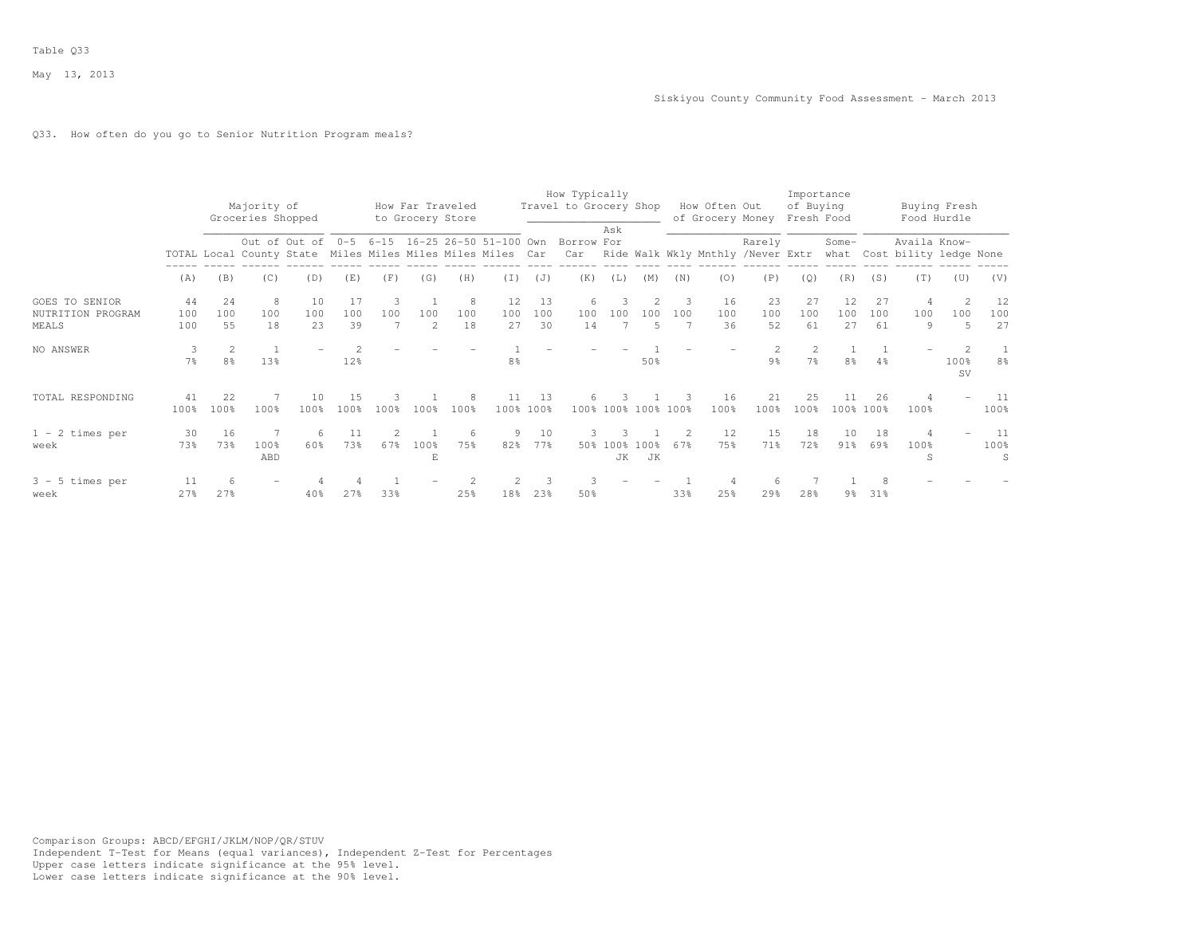Table Q33

May 13, 2013

Siskiyou County Community Food Assessment - March 2013

Q33. How often do you go to Senior Nutrition Program meals?

| | | Majority of Groceries Shopped | | | How Far Traveled to Grocery Store | | | | | How Typically Travel to Grocery Shop | | | | How Often Out of Grocery Money | | | Importance of Buying Fresh Food | | Buying Fresh Food Hurdle | | | |
|---|---|---|---|---|---|---|---|---|---|---|---|---|---|---|---|---|---|---|---|---|---|---|
| | TOTAL | Local | Out of County | Out of State | 0-5 Miles | 6-15 Miles | 16-25 Miles | 26-50 Miles | 51-100 Miles | Own Car | Borrow Car | Ask For Ride | Walk | Wkly | Mnthly | Rarely /Never | Extr | Some-what | Cost | Availa bility | Know-ledge | None |
| | (A) | (B) | (C) | (D) | (E) | (F) | (G) | (H) | (I) | (J) | (K) | (L) | (M) | (N) | (O) | (P) | (Q) | (R) | (S) | (T) | (U) | (V) |
| GOES TO SENIOR NUTRITION PROGRAM MEALS | 44<br>100<br>100 | 24<br>100<br>55 | 8<br>100<br>18 | 10<br>100<br>23 | 17<br>100<br>39 | 3<br>100<br>7 | 1<br>100<br>2 | 8<br>100<br>18 | 12<br>100<br>27 | 13<br>100<br>30 | 6<br>100<br>14 | 3<br>100<br>7 | 2<br>100<br>5 | 3<br>100<br>7 | 16<br>100<br>36 | 23<br>100<br>52 | 27<br>100<br>61 | 12<br>100<br>27 | 27<br>100<br>61 | 4<br>100<br>9 | 2<br>100<br>5 | 12<br>100<br>27 |
| NO ANSWER | 3<br>7% | 2<br>8% | 1<br>13% | - | 2<br>12% | - | - | - | 1<br>8% | - | - | - | 1<br>50% | - | - | 2<br>9% | 2<br>7% | 1<br>8% | 1<br>4% | - | 2<br>100%<br>SV | 1<br>8% |
| TOTAL RESPONDING | 41<br>100% | 22<br>100% | 7<br>100% | 10<br>100% | 15<br>100% | 3<br>100% | 1<br>100% | 8<br>100% | 11<br>100% | 13<br>100% | 6<br>100% | 3<br>100% | 1<br>100% | 3<br>100% | 16<br>100% | 21<br>100% | 25<br>100% | 11<br>100% | 26<br>100% | 4<br>100% | - | 11<br>100% |
| 1 - 2 times per week | 30<br>73% | 16<br>73% | 7<br>100%<br>ABD | 6<br>60% | 11<br>73% | 2<br>67% | 1<br>100%<br>E | 6<br>75% | 9<br>82% | 10<br>77% | 3<br>50% | 3<br>100%<br>JK | 1<br>100%<br>JK | 2<br>67% | 12<br>75% | 15<br>71% | 18<br>72% | 10<br>91% | 18<br>69% | 4<br>100%<br>S | - | 11<br>100%<br>S |
| 3 - 5 times per week | 11<br>27% | 6<br>27% | - | 4<br>40% | 4<br>27% | 1<br>33% | - | 2<br>25% | 2<br>18% | 3<br>23% | 3<br>50% | - | - | 1<br>33% | 4<br>25% | 6<br>29% | 7<br>28% | 1<br>9% | 8<br>31% | - | - | - |

Comparison Groups: ABCD/EFGHI/JKLM/NOP/QR/STUV
Independent T-Test for Means (equal variances), Independent Z-Test for Percentages
Upper case letters indicate significance at the 95% level.
Lower case letters indicate significance at the 90% level.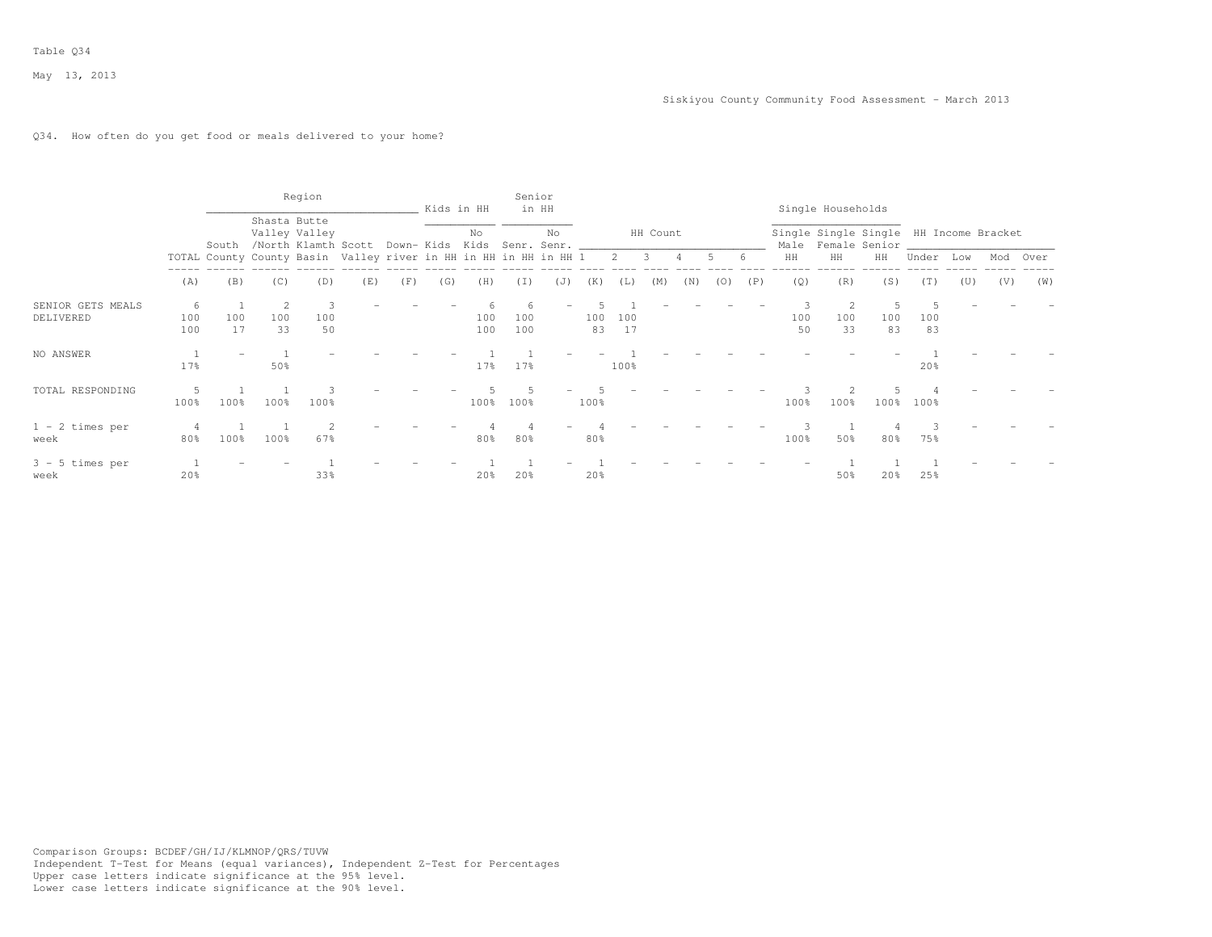Table Q34

May 13, 2013

Siskiyou County Community Food Assessment - March 2013

Q34. How often do you get food or meals delivered to your home?

| | | Region | | | | | Kids in HH | | Senior in HH | | HH Count | | | | | | Single Households | | | HH Income Bracket | | | |
|---|---|---|---|---|---|---|---|---|---|---|---|---|---|---|---|---|---|---|---|---|---|---|---|
| | TOTAL | South County | Shasta Valley /North County | Butte Valley Klamth Basin | Scott Valley | Down-river | Kids in HH | No Kids in HH | Senr. in HH | No Senr. in HH | 1 | 2 | 3 | 4 | 5 | 6 | Single Male HH | Single Female HH | Single Senior HH | Under | Low | Mod | Over |
| | (A) | (B) | (C) | (D) | (E) | (F) | (G) | (H) | (I) | (J) | (K) | (L) | (M) | (N) | (O) | (P) | (Q) | (R) | (S) | (T) | (U) | (V) | (W) |
| SENIOR GETS MEALS DELIVERED | 6<br>100<br>100 | 1<br>100<br>17 | 2<br>100<br>33 | 3<br>100<br>50 | - | - | - | 6<br>100<br>100 | 6<br>100<br>100 | - | 5<br>100<br>83 | 1<br>100<br>17 | - | - | - | - | 3<br>100<br>50 | 2<br>100<br>33 | 5<br>100<br>83 | 5<br>100<br>83 | - | - | - |
| NO ANSWER | 1<br>17% | - | 1<br>50% | - | - | - | - | 1<br>17% | 1<br>17% | - | - | 1<br>100% | - | - | - | - | - | - | - | 1<br>20% | - | - | - |
| TOTAL RESPONDING | 5<br>100% | 1<br>100% | 1<br>100% | 3<br>100% | - | - | - | 5<br>100% | 5<br>100% | - | 5<br>100% | - | - | - | - | - | 3<br>100% | 2<br>100% | 5<br>100% | 4<br>100% | - | - | - |
| 1 - 2 times per week | 4<br>80% | 1<br>100% | 1<br>100% | 2<br>67% | - | - | - | 4<br>80% | 4<br>80% | - | 4<br>80% | - | - | - | - | - | 3<br>100% | 1<br>50% | 4<br>80% | 3<br>75% | - | - | - |
| 3 - 5 times per week | 1<br>20% | - | - | 1<br>33% | - | - | - | 1<br>20% | 1<br>20% | - | 1<br>20% | - | - | - | - | - | - | 1<br>50% | 1<br>20% | 1<br>25% | - | - | - |

Comparison Groups: BCDEF/GH/IJ/KLMNOP/QRS/TUVW
Independent T-Test for Means (equal variances), Independent Z-Test for Percentages
Upper case letters indicate significance at the 95% level.
Lower case letters indicate significance at the 90% level.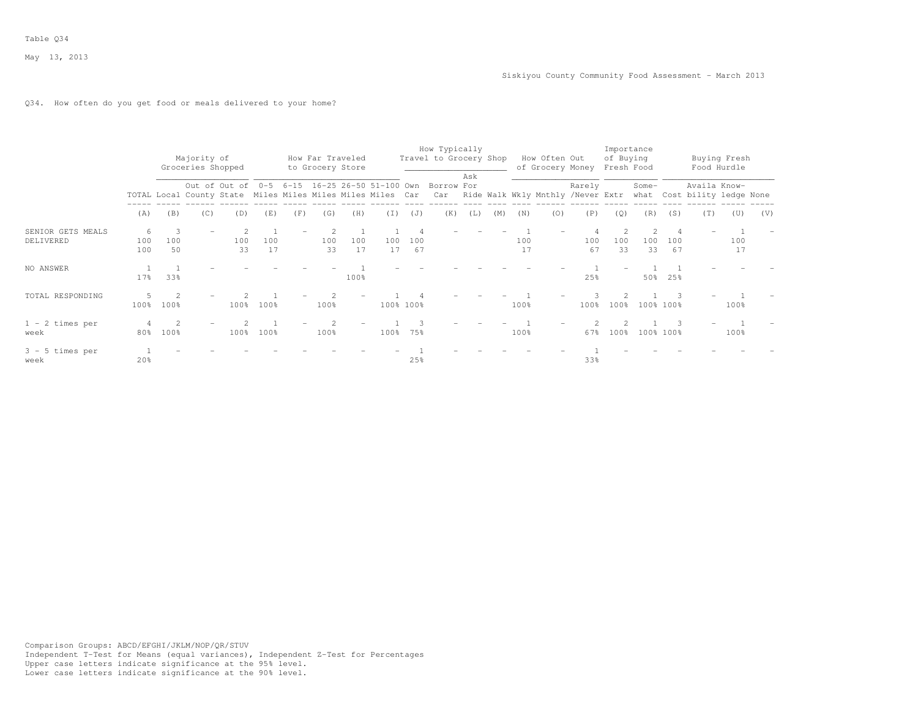Table Q34

May 13, 2013

Siskiyou County Community Food Assessment - March 2013

Q34. How often do you get food or meals delivered to your home?

| | | Majority of Groceries Shopped | | | How Far Traveled to Grocery Store | | | | | How Typically Travel to Grocery Shop | | | | How Often Out of Grocery Money | | | Importance of Buying Fresh Food | | Buying Fresh Food Hurdle | | | |
|---|---|---|---|---|---|---|---|---|---|---|---|---|---|---|---|---|---|---|---|---|---|---|
| | TOTAL | Local | Out of County | Out of State | 0-5 Miles | 6-15 Miles | 16-25 Miles | 26-50 Miles | 51-100 Miles | Own Car | Borrow Car | Ask For Ride | Walk | Wkly | Mnthly | Rarely /Never | Extr | Some-what | Cost | Availa bility | Know-ledge | None |
| | (A) | (B) | (C) | (D) | (E) | (F) | (G) | (H) | (I) | (J) | (K) | (L) | (M) | (N) | (O) | (P) | (Q) | (R) | (S) | (T) | (U) | (V) |
| SENIOR GETS MEALS DELIVERED | 6 100 100 | 3 100 50 | - | 2 100 33 | 1 100 17 | - | 2 100 33 | 1 100 17 | 1 100 17 | 4 100 67 | - | - | - | 1 100 17 | - | 4 100 67 | 2 100 33 | 2 100 33 | 4 100 67 | - | 1 100 17 | - |
| NO ANSWER | 1 17% | 1 33% | - | - | - | - | - | 1 100% | - | - | - | - | - | - | - | 1 25% | - | 1 50% | 1 25% | - | - | - |
| TOTAL RESPONDING | 5 100% | 2 100% | - | 2 100% | 1 100% | - | 2 100% | - | 1 100% | 4 100% | - | - | - | 1 100% | - | 3 100% | 2 100% | 1 100% | 3 100% | - | 1 100% | - |
| 1 - 2 times per week | 4 80% | 2 100% | - | 2 100% | 1 100% | - | 2 100% | - | 1 100% | 3 75% | - | - | - | 1 100% | - | 2 67% | 2 100% | 1 100% | 3 100% | - | 1 100% | - |
| 3 - 5 times per week | 1 20% | - | - | - | - | - | - | - | - | 1 25% | - | - | - | - | - | 1 33% | - | - | - | - | - | - |

Comparison Groups: ABCD/EFGHI/JKLM/NOP/QR/STUV
Independent T-Test for Means (equal variances), Independent Z-Test for Percentages
Upper case letters indicate significance at the 95% level.
Lower case letters indicate significance at the 90% level.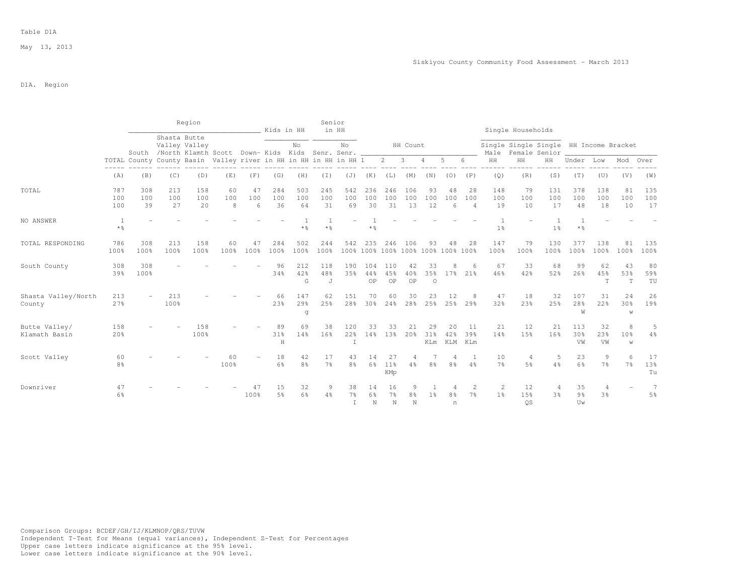Table D1A

May 13, 2013

Siskiyou County Community Food Assessment - March 2013

D1A. Region

| | TOTAL | Region: South County | Region: Shasta Valley/North County | Region: Butte Valley Klamth Basin | Region: Scott Valley | Region: Down-river | Kids in HH: Kids in HH | Kids in HH: No Kids in HH | Senior in HH: Senr. in HH | Senior in HH: No Senr. in HH | HH Count: 1 | HH Count: 2 | HH Count: 3 | HH Count: 4 | HH Count: 5 | HH Count: 6 | Single Households: Single Male HH | Single Households: Single Female HH | Single Households: Single Senior HH | HH Income Bracket: Under | HH Income Bracket: Low | HH Income Bracket: Mod | HH Income Bracket: Over |
|---|---|---|---|---|---|---|---|---|---|---|---|---|---|---|---|---|---|---|---|---|---|---|---|
| | (A) | (B) | (C) | (D) | (E) | (F) | (G) | (H) | (I) | (J) | (K) | (L) | (M) | (N) | (O) | (P) | (Q) | (R) | (S) | (T) | (U) | (V) | (W) |
| TOTAL | 787<br>100<br>100 | 308<br>100<br>39 | 213<br>100<br>27 | 158<br>100<br>20 | 60<br>100<br>8 | 47<br>100<br>6 | 284<br>100<br>36 | 503<br>100<br>64 | 245<br>100<br>31 | 542<br>100<br>69 | 236<br>100<br>30 | 246<br>100<br>31 | 106<br>100<br>13 | 93<br>100<br>12 | 48<br>100<br>6 | 28<br>100<br>4 | 148<br>100<br>19 | 79<br>100<br>10 | 131<br>100<br>17 | 378<br>100<br>48 | 138<br>100<br>18 | 81<br>100<br>10 | 135<br>100<br>17 |
| NO ANSWER | 1<br>*% | - | - | - | - | - | - | 1<br>*% | 1<br>*% | - | 1<br>*% | - | - | - | - | - | 1<br>1% | - | 1<br>1% | 1<br>*% | - | - | - |
| TOTAL RESPONDING | 786<br>100% | 308<br>100% | 213<br>100% | 158<br>100% | 60<br>100% | 47<br>100% | 284<br>100% | 502<br>100% | 244<br>100% | 542<br>100% | 235<br>100% | 246<br>100% | 106<br>100% | 93<br>100% | 48<br>100% | 28<br>100% | 147<br>100% | 79<br>100% | 130<br>100% | 377<br>100% | 138<br>100% | 81<br>100% | 135<br>100% |
| South County | 308<br>39% | 308<br>100% | - | - | - | - | 96<br>34% | 212<br>42%<br>G | 118<br>48%<br>J | 190<br>35% | 104<br>44%<br>OP | 110<br>45%<br>OP | 42<br>40%<br>OP | 33<br>35%<br>O | 8<br>17% | 6<br>21% | 67<br>46% | 33<br>42% | 68<br>52% | 99<br>26% | 62<br>45%<br>T | 43<br>53%<br>T | 80<br>59%<br>TU |
| Shasta Valley/North County | 213<br>27% | - | 213<br>100% | - | - | - | 66<br>23% | 147<br>29%<br>g | 62<br>25% | 151<br>28% | 70<br>30% | 60<br>24% | 30<br>28% | 23<br>25% | 12<br>25% | 8<br>29% | 47<br>32% | 18<br>23% | 32<br>25% | 107<br>28%<br>W | 31<br>22% | 24<br>30%<br>w | 26<br>19% |
| Butte Valley/ Klamath Basin | 158<br>20% | - | - | 158<br>100% | - | - | 89<br>31%<br>H | 69<br>14% | 38<br>16% | 120<br>22%<br>I | 33<br>14% | 33<br>13% | 21<br>20% | 29<br>31%<br>KLm | 20<br>42%<br>KLM | 11<br>39%<br>KLm | 21<br>14% | 12<br>15% | 21<br>16% | 113<br>30%<br>VW | 32<br>23%<br>VW | 8<br>10%<br>w | 5<br>4% |
| Scott Valley | 60<br>8% | - | - | - | 60<br>100% | - | 18<br>6% | 42<br>8% | 17<br>7% | 43<br>8% | 14<br>6% | 27<br>11%<br>KMp | 4<br>4% | 7<br>8% | 4<br>8% | 1<br>4% | 10<br>7% | 4<br>5% | 5<br>4% | 23<br>6% | 9<br>7% | 6<br>7% | 17<br>13%<br>Tu |
| Downriver | 47<br>6% | - | - | - | - | 47<br>100% | 15<br>5% | 32<br>6% | 9<br>4% | 38<br>7%<br>I | 14<br>6%<br>N | 16<br>7%<br>N | 9<br>8%<br>N | 1<br>1% | 4<br>8%<br>n | 2<br>7% | 2<br>1% | 12<br>15%<br>QS | 4<br>3% | 35<br>9%<br>Uw | 4<br>3% | - | 7<br>5% |

Comparison Groups: BCDEF/GH/IJ/KLMNOP/QRS/TUVW
Independent T-Test for Means (equal variances), Independent Z-Test for Percentages
Upper case letters indicate significance at the 95% level.
Lower case letters indicate significance at the 90% level.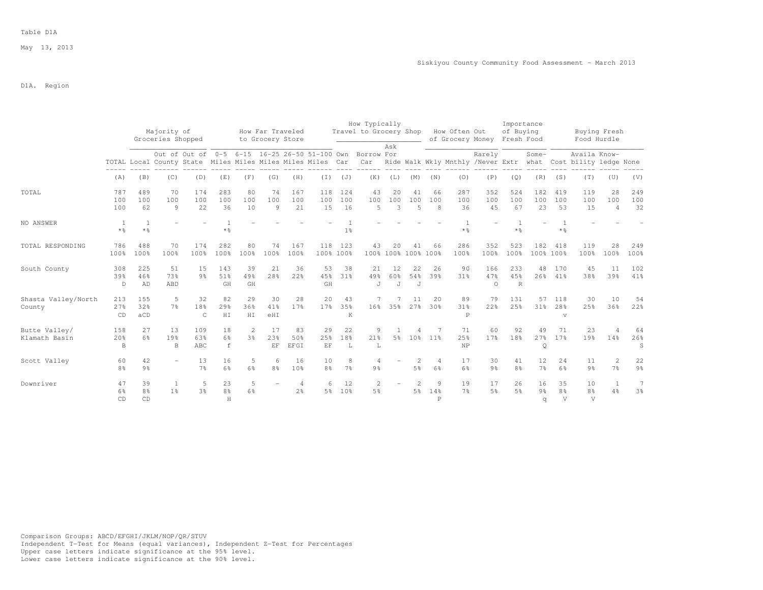Table D1A

May 13, 2013

Siskiyou County Community Food Assessment - March 2013

D1A. Region

| | | Majority of Groceries Shopped | | | How Far Traveled to Grocery Store | | | | | How Typically Travel to Grocery Shop | | | | How Often Out of Grocery Money | | | Importance of Buying Fresh Food | | Buying Fresh Food Hurdle | | | |
|---|---|---|---|---|---|---|---|---|---|---|---|---|---|---|---|---|---|---|---|---|---|---|
| | TOTAL | Local | Out of County | Out of State | 0-5 Miles | 6-15 Miles | 16-25 Miles | 26-50 Miles | 51-100 Miles | Own Car | Borrow Car | Ask For Ride | Walk | Wkly | Mnthly | Rarely /Never | Extr | Some-what | Cost | Availa bility | Know-ledge | None |
| | (A) | (B) | (C) | (D) | (E) | (F) | (G) | (H) | (I) | (J) | (K) | (L) | (M) | (N) | (O) | (P) | (Q) | (R) | (S) | (T) | (U) | (V) |
| TOTAL | 787 | 489 | 70 | 174 | 283 | 80 | 74 | 167 | 118 | 124 | 43 | 20 | 41 | 66 | 287 | 352 | 524 | 182 | 419 | 119 | 28 | 249 |
| | 100 | 100 | 100 | 100 | 100 | 100 | 100 | 100 | 100 | 100 | 100 | 100 | 100 | 100 | 100 | 100 | 100 | 100 | 100 | 100 | 100 | 100 |
| | 100 | 62 | 9 | 22 | 36 | 10 | 9 | 21 | 15 | 16 | 5 | 3 | 5 | 8 | 36 | 45 | 67 | 23 | 53 | 15 | 4 | 32 |
| NO ANSWER | 1 | 1 | - | - | 1 | - | - | - | - | 1 | - | - | - | - | 1 | - | 1 | - | 1 | - | - | - |
| | *% | *% | | | *% | | | | | 1% | | | | | *% | | *% | | *% | | | |
| TOTAL RESPONDING | 786 | 488 | 70 | 174 | 282 | 80 | 74 | 167 | 118 | 123 | 43 | 20 | 41 | 66 | 286 | 352 | 523 | 182 | 418 | 119 | 28 | 249 |
| | 100% | 100% | 100% | 100% | 100% | 100% | 100% | 100% | 100% | 100% | 100% | 100% | 100% | 100% | 100% | 100% | 100% | 100% | 100% | 100% | 100% | 100% |
| South County | 308 | 225 | 51 | 15 | 143 | 39 | 21 | 36 | 53 | 38 | 21 | 12 | 22 | 26 | 90 | 166 | 233 | 48 | 170 | 45 | 11 | 102 |
| | 39% | 46% | 73% | 9% | 51% | 49% | 28% | 22% | 45% | 31% | 49% | 60% | 54% | 39% | 31% | 47% | 45% | 26% | 41% | 38% | 39% | 41% |
| | D | AD | ABD | | GH | GH | | | GH | | J | J | J | | | O | R | | | | | |
| Shasta Valley/North County | 213 | 155 | 5 | 32 | 82 | 29 | 30 | 28 | 20 | 43 | 7 | 7 | 11 | 20 | 89 | 79 | 131 | 57 | 118 | 30 | 10 | 54 |
| | 27% | 32% | 7% | 18% | 29% | 36% | 41% | 17% | 17% | 35% | 16% | 35% | 27% | 30% | 31% | 22% | 25% | 31% | 28% | 25% | 36% | 22% |
| | CD | aCD | | C | HI | HI | eHI | | | K | | | | | P | | | | v | | | |
| Butte Valley/ Klamath Basin | 158 | 27 | 13 | 109 | 18 | 2 | 17 | 83 | 29 | 22 | 9 | 1 | 4 | 7 | 71 | 60 | 92 | 49 | 71 | 23 | 4 | 64 |
| | 20% | 6% | 19% | 63% | 6% | 3% | 23% | 50% | 25% | 18% | 21% | 5% | 10% | 11% | 25% | 17% | 18% | 27% | 17% | 19% | 14% | 26% |
| | B | | B | ABC | f | | EF | EFGI | EF | L | L | | | | NP | | | Q | | | | S |
| Scott Valley | 60 | 42 | - | 13 | 16 | 5 | 6 | 16 | 10 | 8 | 4 | - | 2 | 4 | 17 | 30 | 41 | 12 | 24 | 11 | 2 | 22 |
| | 8% | 9% | | 7% | 6% | 6% | 8% | 10% | 8% | 7% | 9% | | 5% | 6% | 6% | 9% | 8% | 7% | 6% | 9% | 7% | 9% |
| Downriver | 47 | 39 | 1 | 5 | 23 | 5 | - | 4 | 6 | 12 | 2 | - | 2 | 9 | 19 | 17 | 26 | 16 | 35 | 10 | 1 | 7 |
| | 6% | 8% | 1% | 3% | 8% | 6% | | 2% | 5% | 10% | 5% | | 5% | 14% | 7% | 5% | 5% | 9% | 8% | 8% | 4% | 3% |
| | CD | CD | | | H | | | | | | | | | P | | | | q | V | V | | |

Comparison Groups: ABCD/EFGHI/JKLM/NOP/QR/STUV
Independent T-Test for Means (equal variances), Independent Z-Test for Percentages
Upper case letters indicate significance at the 95% level.
Lower case letters indicate significance at the 90% level.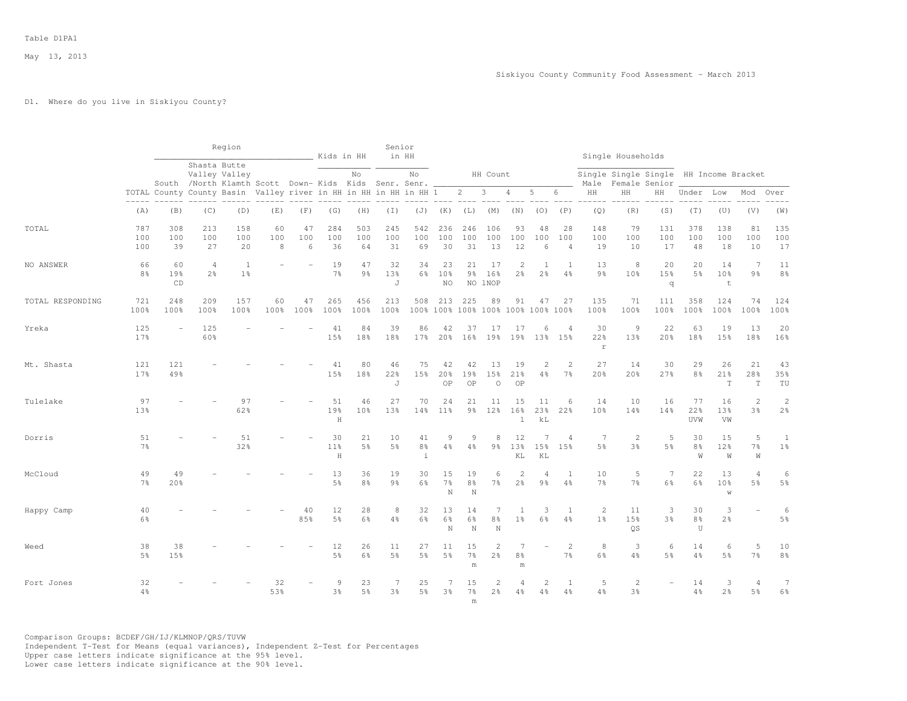Table D1PA1

May 13, 2013

Siskiyou County Community Food Assessment - March 2013

D1. Where do you live in Siskiyou County?

| | | Region | | | | | Kids in HH | | Senior in HH | | HH Count | | | | | | Single Households | | | HH Income Bracket | | | |
|---|---|---|---|---|---|---|---|---|---|---|---|---|---|---|---|---|---|---|---|---|---|---|---|
| | TOTAL | South County | Shasta Valley /North County | Butte Valley Klamth Basin | Scott Valley | Down-river | Kids in HH | No Kids in HH | Senr. in HH | No Senr. in HH | 1 | 2 | 3 | 4 | 5 | 6 | Single Male HH | Single Female HH | Single Senior HH | Under | Low | Mod | Over |
| | (A) | (B) | (C) | (D) | (E) | (F) | (G) | (H) | (I) | (J) | (K) | (L) | (M) | (N) | (O) | (P) | (Q) | (R) | (S) | (T) | (U) | (V) | (W) |
| TOTAL | 787<br>100<br>100 | 308<br>100<br>39 | 213<br>100<br>27 | 158<br>100<br>20 | 60<br>100<br>8 | 47<br>100<br>6 | 284<br>100<br>36 | 503<br>100<br>64 | 245<br>100<br>31 | 542<br>100<br>69 | 236<br>100<br>30 | 246<br>100<br>31 | 106<br>100<br>13 | 93<br>100<br>12 | 48<br>100<br>6 | 28<br>100<br>4 | 148<br>100<br>19 | 79<br>100<br>10 | 131<br>100<br>17 | 378<br>100<br>48 | 138<br>100<br>18 | 81<br>100<br>10 | 135<br>100<br>17 |
| NO ANSWER | 66<br>8% | 60<br>19%<br>CD | 4<br>2% | 1<br>1% | - | - | 19<br>7% | 47<br>9% | 32<br>13%<br>J | 34<br>6% | 23<br>10%<br>NO | 21<br>9%<br>NO | 17<br>16%<br>1NOP | 2<br>2% | 1<br>2% | 1<br>4% | 13<br>9% | 8<br>10% | 20<br>15%<br>q | 20<br>5% | 14<br>10%<br>t | 7<br>9% | 11<br>8% |
| TOTAL RESPONDING | 721<br>100% | 248<br>100% | 209<br>100% | 157<br>100% | 60<br>100% | 47<br>100% | 265<br>100% | 456<br>100% | 213<br>100% | 508<br>100% | 213<br>100% | 225<br>100% | 89<br>100% | 91<br>100% | 47<br>100% | 27<br>100% | 135<br>100% | 71<br>100% | 111<br>100% | 358<br>100% | 124<br>100% | 74<br>100% | 124<br>100% |
| Yreka | 125<br>17% | - | 125<br>60% | - | - | - | 41<br>15% | 84<br>18% | 39<br>18% | 86<br>17% | 42<br>20% | 37<br>16% | 17<br>19% | 17<br>19% | 6<br>13% | 4<br>15% | 30<br>22%<br>r | 9<br>13% | 22<br>20% | 63<br>18% | 19<br>15% | 13<br>18% | 20<br>16% |
| Mt. Shasta | 121<br>17% | 121<br>49% | - | - | - | - | 41<br>15% | 80<br>18% | 46<br>22%<br>J | 75<br>15% | 42<br>20%<br>OP | 42<br>19%<br>OP | 13<br>15%<br>O | 19<br>21%<br>OP | 2<br>4% | 2<br>7% | 27<br>20% | 14<br>20% | 30<br>27% | 29<br>8% | 26<br>21%<br>T | 21<br>28%<br>T | 43<br>35%<br>TU |
| Tulelake | 97<br>13% | - | - | 97<br>62% | - | - | 51<br>19%<br>H | 46<br>10% | 27<br>13% | 70<br>14% | 24<br>11% | 21<br>9% | 11<br>12% | 15<br>16%<br>l | 11<br>23%<br>kL | 6<br>22% | 14<br>10% | 10<br>14% | 16<br>14% | 77<br>22%<br>UVW | 16<br>13%<br>VW | 2<br>3% | 2<br>2% |
| Dorris | 51<br>7% | - | - | 51<br>32% | - | - | 30<br>11%<br>H | 21<br>5% | 10<br>5% | 41<br>8%<br>i | 9<br>4% | 9<br>4% | 8<br>9% | 12<br>13%<br>KL | 7<br>15%<br>KL | 4<br>15% | 7<br>5% | 2<br>3% | 5<br>5% | 30<br>8%<br>W | 15<br>12%<br>W | 5<br>7%<br>W | 1<br>1% |
| McCloud | 49<br>7% | 49<br>20% | - | - | - | - | 13<br>5% | 36<br>8% | 19<br>9% | 30<br>6% | 15<br>7%<br>N | 19<br>8%<br>N | 6<br>7% | 2<br>2% | 4<br>9% | 1<br>4% | 10<br>7% | 5<br>7% | 7<br>6% | 22<br>6% | 13<br>10%<br>w | 4<br>5% | 6<br>5% |
| Happy Camp | 40<br>6% | - | - | - | - | 40<br>85% | 12<br>5% | 28<br>6% | 8<br>4% | 32<br>6% | 13<br>6%<br>N | 14<br>6%<br>N | 7<br>8%<br>N | 1<br>1% | 3<br>6% | 1<br>4% | 2<br>1% | 11<br>15%<br>QS | 3<br>3% | 30<br>8%<br>U | 3<br>2% | - | 6<br>5% |
| Weed | 38<br>5% | 38<br>15% | - | - | - | - | 12<br>5% | 26<br>6% | 11<br>5% | 27<br>5% | 11<br>5% | 15<br>7%<br>m | 2<br>2% | 7<br>8%<br>m | - | 2<br>7% | 8<br>6% | 3<br>4% | 6<br>5% | 14<br>4% | 6<br>5% | 5<br>7% | 10<br>8% |
| Fort Jones | 32<br>4% | - | - | - | 32<br>53% | - | 9<br>3% | 23<br>5% | 7<br>3% | 25<br>5% | 7<br>3% | 15<br>7%<br>m | 2<br>2% | 4<br>4% | 2<br>4% | 1<br>4% | 5<br>4% | 2<br>3% | - | 14<br>4% | 3<br>2% | 4<br>5% | 7<br>6% |

Comparison Groups: BCDEF/GH/IJ/KLMNOP/QRS/TUVW
Independent T-Test for Means (equal variances), Independent Z-Test for Percentages
Upper case letters indicate significance at the 95% level.
Lower case letters indicate significance at the 90% level.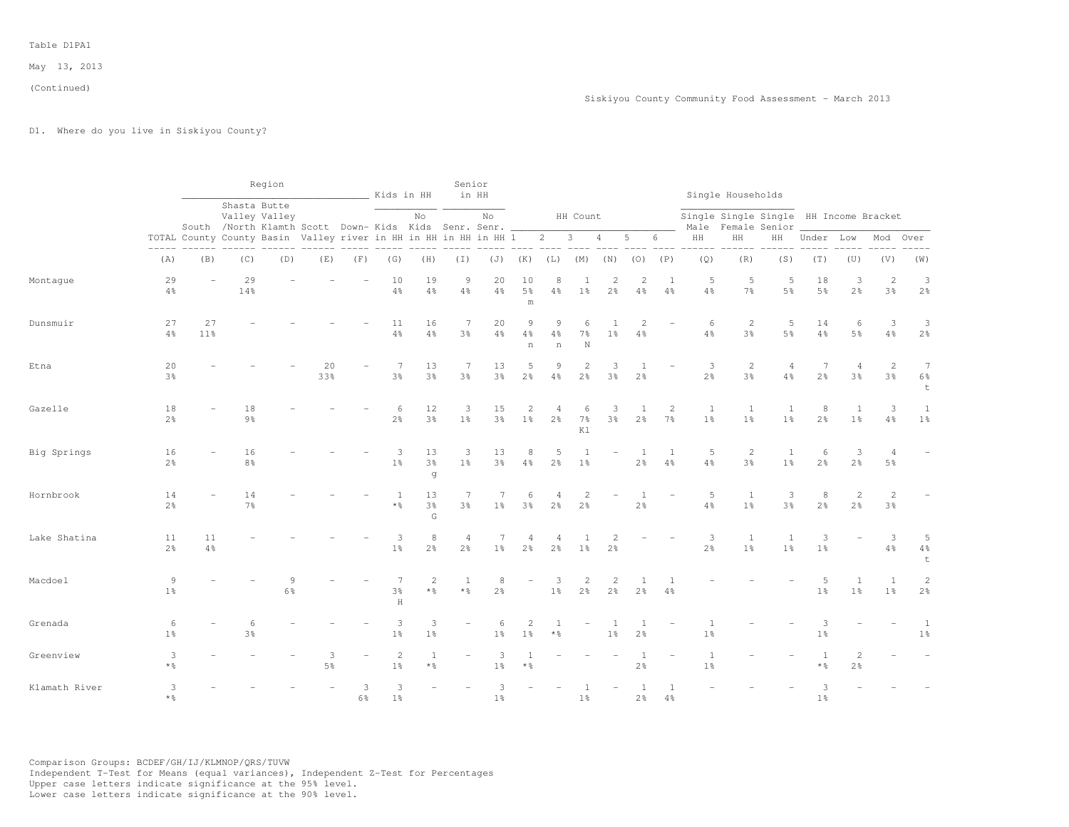Table D1PA1

May 13, 2013

(Continued)

Siskiyou County Community Food Assessment - March 2013

D1. Where do you live in Siskiyou County?

| | | Region | | | | | Kids in HH | | Senior in HH | | HH Count | | | | | | Single Households | | | HH Income Bracket | | | |
|---|---|---|---|---|---|---|---|---|---|---|---|---|---|---|---|---|---|---|---|---|---|---|---|
| | TOTAL | South County | Shasta Valley /North County | Butte Valley Klamth Basin | Scott Valley | Down-river | Kids in HH | No Kids in HH | Senr. in HH | No Senr. in HH | 1 | 2 | 3 | 4 | 5 | 6 | Single Male HH | Single Female HH | Single Senior HH | Under | Low | Mod | Over |
| | (A) | (B) | (C) | (D) | (E) | (F) | (G) | (H) | (I) | (J) | (K) | (L) | (M) | (N) | (O) | (P) | (Q) | (R) | (S) | (T) | (U) | (V) | (W) |
| Montague | 29<br>4% | - | 29<br>14% | - | - | - | 10<br>4% | 19<br>4% | 9<br>4% | 20<br>4% | 10<br>5%<br>m | 8<br>4% | 1<br>1% | 2<br>2% | 2<br>4% | 1<br>4% | 5<br>4% | 5<br>7% | 5<br>5% | 18<br>5% | 3<br>2% | 2<br>3% | 3<br>2% |
| Dunsmuir | 27<br>4% | 27<br>11% | - | - | - | - | 11<br>4% | 16<br>4% | 7<br>3% | 20<br>4% | 9<br>4%<br>n | 9<br>4%<br>n | 6<br>7%<br>N | 1<br>1% | 2<br>4% | - | 6<br>4% | 2<br>3% | 5<br>5% | 14<br>4% | 6<br>5% | 3<br>4% | 3<br>2% |
| Etna | 20<br>3% | - | - | - | 20<br>33% | - | 7<br>3% | 13<br>3% | 7<br>3% | 13<br>3% | 5<br>2% | 9<br>4% | 2<br>2% | 3<br>3% | 1<br>2% | - | 3<br>2% | 2<br>3% | 4<br>4% | 7<br>2% | 4<br>3% | 2<br>3% | 7<br>6%<br>t |
| Gazelle | 18<br>2% | - | 18<br>9% | - | - | - | 6<br>2% | 12<br>3% | 3<br>1% | 15<br>3% | 2<br>1% | 4<br>2% | 6<br>7%<br>Kl | 3<br>3% | 1<br>2% | 2<br>7% | 1<br>1% | 1<br>1% | 1<br>1% | 8<br>2% | 1<br>1% | 3<br>4% | 1<br>1% |
| Big Springs | 16<br>2% | - | 16<br>8% | - | - | - | 3<br>1% | 13<br>3%<br>g | 3<br>1% | 13<br>3% | 8<br>4% | 5<br>2% | 1<br>1% | - | 1<br>2% | 1<br>4% | 5<br>4% | 2<br>3% | 1<br>1% | 6<br>2% | 3<br>2% | 4<br>5% | - |
| Hornbrook | 14<br>2% | - | 14<br>7% | - | - | - | 1<br>*% | 13<br>3%<br>G | 7<br>3% | 7<br>1% | 6<br>3% | 4<br>2% | 2<br>2% | - | 1<br>2% | - | 5<br>4% | 1<br>1% | 3<br>3% | 8<br>2% | 2<br>2% | 2<br>3% | - |
| Lake Shatina | 11<br>2% | 11<br>4% | - | - | - | - | 3<br>1% | 8<br>2% | 4<br>2% | 7<br>1% | 4<br>2% | 4<br>2% | 1<br>1% | 2<br>2% | - | - | 3<br>2% | 1<br>1% | 1<br>1% | 3<br>1% | - | 3<br>4% | 5<br>4%<br>t |
| Macdoel | 9<br>1% | - | - | 9<br>6% | - | - | 7<br>3%<br>H | 2<br>*% | 1<br>*% | 8<br>2% | - | 3<br>1% | 2<br>2% | 2<br>2% | 1<br>2% | 1<br>4% | - | - | - | 5<br>1% | 1<br>1% | 1<br>1% | 2<br>2% |
| Grenada | 6<br>1% | - | 6<br>3% | - | - | - | 3<br>1% | 3<br>1% | - | 6<br>1% | 2<br>1% | 1<br>*% | - | 1<br>1% | 1<br>2% | - | 1<br>1% | - | - | 3<br>1% | - | - | 1<br>1% |
| Greenview | 3<br>*% | - | - | - | 3<br>5% | - | 2<br>1% | 1<br>*% | - | 3<br>1% | 1<br>*% | - | - | - | 1<br>2% | - | 1<br>1% | - | - | 1<br>*% | 2<br>2% | - | - |
| Klamath River | 3<br>*% | - | - | - | - | 3<br>6% | 3<br>1% | - | - | 3<br>1% | - | - | 1<br>1% | - | 1<br>2% | 1<br>4% | - | - | - | 3<br>1% | - | - | - |

Comparison Groups: BCDEF/GH/IJ/KLMNOP/QRS/TUVW
Independent T-Test for Means (equal variances), Independent Z-Test for Percentages
Upper case letters indicate significance at the 95% level.
Lower case letters indicate significance at the 90% level.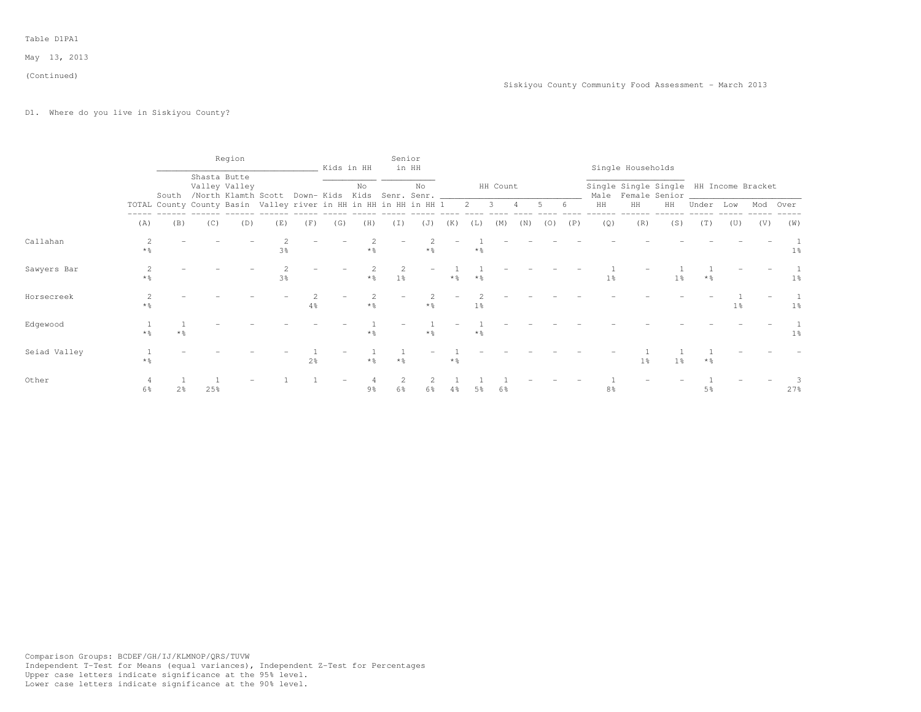Table D1PA1

May 13, 2013

(Continued)

Siskiyou County Community Food Assessment - March 2013

D1. Where do you live in Siskiyou County?

| | | Region | | | | | Kids in HH | | Senior in HH | | HH Count | | | | | | Single Households | | | HH Income Bracket | | | |
|---|---|---|---|---|---|---|---|---|---|---|---|---|---|---|---|---|---|---|---|---|---|---|---|
| | TOTAL | South County | Shasta Valley /North County | Butte Valley Klamth Basin | Scott Valley | Down-river | Kids in HH | No Kids in HH | Senr. in HH | No Senr. in HH | 1 | 2 | 3 | 4 | 5 | 6 | Single Male HH | Single Female HH | Single Senior HH | Under | Low | Mod | Over |
| | (A) | (B) | (C) | (D) | (E) | (F) | (G) | (H) | (I) | (J) | (K) | (L) | (M) | (N) | (O) | (P) | (Q) | (R) | (S) | (T) | (U) | (V) | (W) |
| Callahan | 2<br>*% | - | - | - | 2<br>3% | - | - | 2<br>*% | - | 2<br>*% | - | 1<br>*% | - | - | - | - | - | - | - | - | - | - | 1<br>1% |
| Sawyers Bar | 2<br>*% | - | - | - | 2<br>3% | - | - | 2<br>*% | 2<br>1% | - | 1<br>*% | 1<br>*% | - | - | - | - | 1<br>1% | - | 1<br>1% | 1<br>*% | - | - | 1<br>1% |
| Horsecreek | 2<br>*% | - | - | - | - | 2<br>4% | - | 2<br>*% | - | 2<br>*% | - | 2<br>1% | - | - | - | - | - | - | - | - | 1<br>1% | - | 1<br>1% |
| Edgewood | 1<br>*% | 1<br>*% | - | - | - | - | - | 1<br>*% | - | 1<br>*% | - | 1<br>*% | - | - | - | - | - | - | - | - | - | - | 1<br>1% |
| Seiad Valley | 1<br>*% | - | - | - | - | 1<br>2% | - | 1<br>*% | 1<br>*% | - | 1<br>*% | - | - | - | - | - | - | 1<br>1% | 1<br>1% | 1<br>*% | - | - | - |
| Other | 4<br>6% | 1<br>2% | 1<br>25% | - | 1 | 1 | - | 4<br>9% | 2<br>6% | 2<br>6% | 1<br>4% | 1<br>5% | 1<br>6% | - | - | - | 1<br>8% | - | - | 1<br>5% | - | - | 3<br>27% |

Comparison Groups: BCDEF/GH/IJ/KLMNOP/QRS/TUVW
Independent T-Test for Means (equal variances), Independent Z-Test for Percentages
Upper case letters indicate significance at the 95% level.
Lower case letters indicate significance at the 90% level.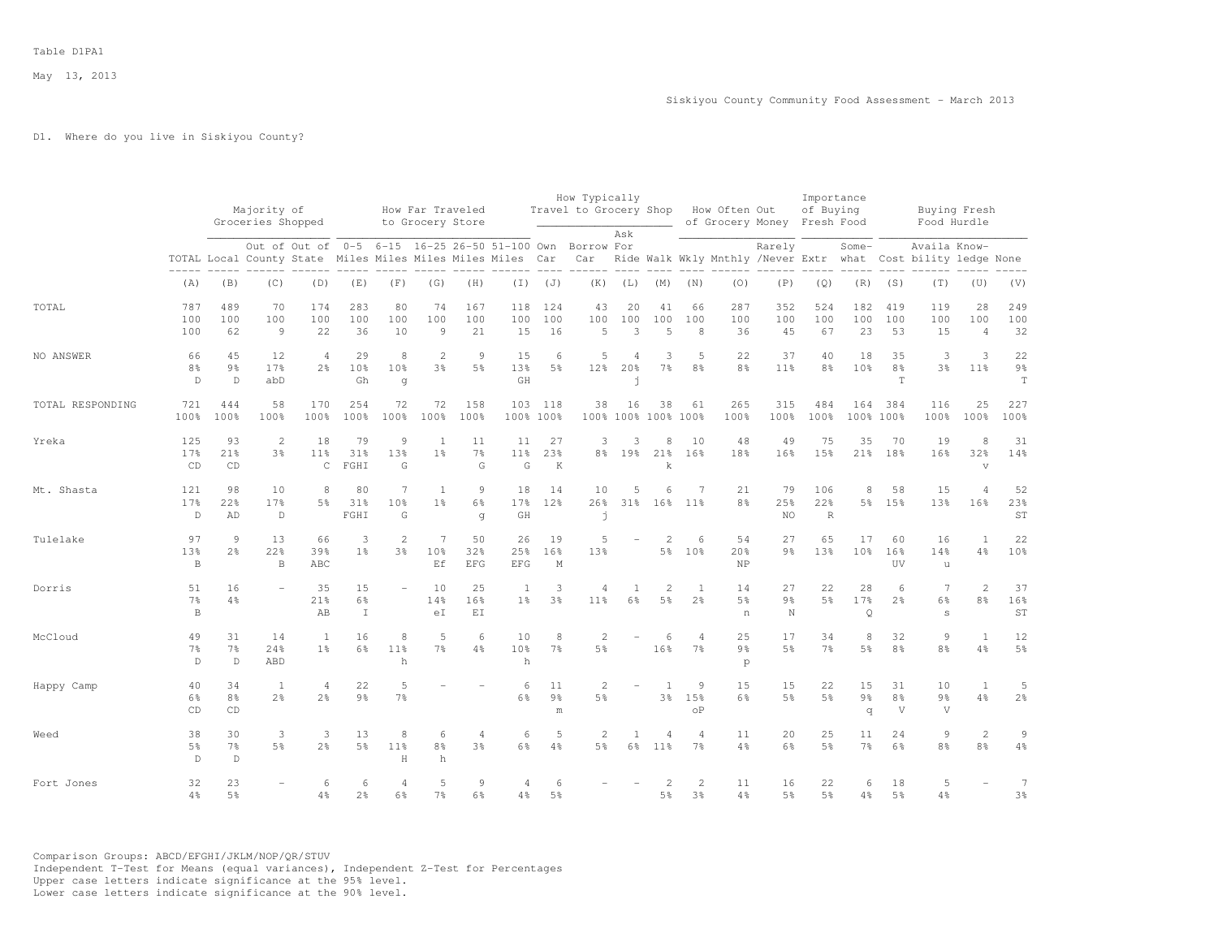Table D1PA1

May 13, 2013

Siskiyou County Community Food Assessment - March 2013

D1. Where do you live in Siskiyou County?

| | | Majority of Groceries Shopped | | | How Far Traveled to Grocery Store | | | | | How Typically Travel to Grocery Shop | | | | How Often Out of Grocery Money | | | Importance of Buying Fresh Food | | Buying Fresh Food Hurdle | | | |
|---|---|---|---|---|---|---|---|---|---|---|---|---|---|---|---|---|---|---|---|---|---|---|
| | TOTAL | Local | Out of County | Out of State | 0-5 Miles | 6-15 Miles | 16-25 Miles | 26-50 Miles | 51-100 Miles | Own Car | Borrow Car | Ask For Ride | Walk | Wkly | Mnthly | Rarely /Never | Extr | Some-what | Cost | Availa bility | Know-ledge | None |
| | (A) | (B) | (C) | (D) | (E) | (F) | (G) | (H) | (I) | (J) | (K) | (L) | (M) | (N) | (O) | (P) | (Q) | (R) | (S) | (T) | (U) | (V) |
| TOTAL | 787 | 489 | 70 | 174 | 283 | 80 | 74 | 167 | 118 | 124 | 43 | 20 | 41 | 66 | 287 | 352 | 524 | 182 | 419 | 119 | 28 | 249 |
| | 100 | 100 | 100 | 100 | 100 | 100 | 100 | 100 | 100 | 100 | 100 | 100 | 100 | 100 | 100 | 100 | 100 | 100 | 100 | 100 | 100 | 100 |
| | 100 | 62 | 9 | 22 | 36 | 10 | 9 | 21 | 15 | 16 | 5 | 3 | 5 | 8 | 36 | 45 | 67 | 23 | 53 | 15 | 4 | 32 |
| NO ANSWER | 66 | 45 | 12 | 4 | 29 | 8 | 2 | 9 | 15 | 6 | 5 | 4 | 3 | 5 | 22 | 37 | 40 | 18 | 35 | 3 | 3 | 22 |
| | 8% | 9% | 17% | 2% | 10% | 10% | 3% | 5% | 13% | 5% | 12% | 20% | 7% | 8% | 8% | 11% | 8% | 10% | 8% | 3% | 11% | 9% |
| | D | D | abD | | Gh | g | | | GH | | | j | | | | | | | T | | | T |
| TOTAL RESPONDING | 721 | 444 | 58 | 170 | 254 | 72 | 72 | 158 | 103 | 118 | 38 | 16 | 38 | 61 | 265 | 315 | 484 | 164 | 384 | 116 | 25 | 227 |
| | 100% | 100% | 100% | 100% | 100% | 100% | 100% | 100% | 100% | 100% | 100% | 100% | 100% | 100% | 100% | 100% | 100% | 100% | 100% | 100% | 100% | 100% |
| Yreka | 125 | 93 | 2 | 18 | 79 | 9 | 1 | 11 | 11 | 27 | 3 | 3 | 8 | 10 | 48 | 49 | 75 | 35 | 70 | 19 | 8 | 31 |
| | 17% | 21% | 3% | 11% | 31% | 13% | 1% | 7% | 11% | 23% | 8% | 19% | 21% | 16% | 18% | 16% | 15% | 21% | 18% | 16% | 32% | 14% |
| | CD | CD | | C | FGHI | G | | G | G | K | | | k | | | | | | | | v | |
| Mt. Shasta | 121 | 98 | 10 | 8 | 80 | 7 | 1 | 9 | 18 | 14 | 10 | 5 | 6 | 7 | 21 | 79 | 106 | 8 | 58 | 15 | 4 | 52 |
| | 17% | 22% | 17% | 5% | 31% | 10% | 1% | 6% | 17% | 12% | 26% | 31% | 16% | 11% | 8% | 25% | 22% | 5% | 15% | 13% | 16% | 23% |
| | D | AD | D | | FGHI | G | | g | GH | | j | | | | | NO | R | | | | | ST |
| Tulelake | 97 | 9 | 13 | 66 | 3 | 2 | 7 | 50 | 26 | 19 | 5 | - | 2 | 6 | 54 | 27 | 65 | 17 | 60 | 16 | 1 | 22 |
| | 13% | 2% | 22% | 39% | 1% | 3% | 10% | 32% | 25% | 16% | 13% | | 5% | 10% | 20% | 9% | 13% | 10% | 16% | 14% | 4% | 10% |
| | B | | B | ABC | | | Ef | EFG | EFG | M | | | | | NP | | | | UV | u | | |
| Dorris | 51 | 16 | - | 35 | 15 | - | 10 | 25 | 1 | 3 | 4 | 1 | 2 | 1 | 14 | 27 | 22 | 28 | 6 | 7 | 2 | 37 |
| | 7% | 4% | | 21% | 6% | | 14% | 16% | 1% | 3% | 11% | 6% | 5% | 2% | 5% | 9% | 5% | 17% | 2% | 6% | 8% | 16% |
| | B | | | AB | I | | eI | EI | | | | | | | n | N | | Q | | s | | ST |
| McCloud | 49 | 31 | 14 | 1 | 16 | 8 | 5 | 6 | 10 | 8 | 2 | - | 6 | 4 | 25 | 17 | 34 | 8 | 32 | 9 | 1 | 12 |
| | 7% | 7% | 24% | 1% | 6% | 11% | 7% | 4% | 10% | 7% | 5% | | 16% | 7% | 9% | 5% | 7% | 5% | 8% | 8% | 4% | 5% |
| | D | D | ABD | | | h | | | h | | | | | | p | | | | | | | |
| Happy Camp | 40 | 34 | 1 | 4 | 22 | 5 | - | - | 6 | 11 | 2 | - | 1 | 9 | 15 | 15 | 22 | 15 | 31 | 10 | 1 | 5 |
| | 6% | 8% | 2% | 2% | 9% | 7% | | | 6% | 9% | 5% | | 3% | 15% | 6% | 5% | 5% | 9% | 8% | 9% | 4% | 2% |
| | CD | CD | | | | | | | | m | | | | oP | | | | q | V | V | | |
| Weed | 38 | 30 | 3 | 3 | 13 | 8 | 6 | 4 | 6 | 5 | 2 | 1 | 4 | 4 | 11 | 20 | 25 | 11 | 24 | 9 | 2 | 9 |
| | 5% | 7% | 5% | 2% | 5% | 11% | 8% | 3% | 6% | 4% | 5% | 6% | 11% | 7% | 4% | 6% | 5% | 7% | 6% | 8% | 8% | 4% |
| | D | D | | | | H | h | | | | | | | | | | | | | | | |
| Fort Jones | 32 | 23 | - | 6 | 6 | 4 | 5 | 9 | 4 | 6 | - | - | 2 | 2 | 11 | 16 | 22 | 6 | 18 | 5 | - | 7 |
| | 4% | 5% | | 4% | 2% | 6% | 7% | 6% | 4% | 5% | | | 5% | 3% | 4% | 5% | 5% | 4% | 5% | 4% | | 3% |

Comparison Groups: ABCD/EFGHI/JKLM/NOP/QR/STUV
Independent T-Test for Means (equal variances), Independent Z-Test for Percentages
Upper case letters indicate significance at the 95% level.
Lower case letters indicate significance at the 90% level.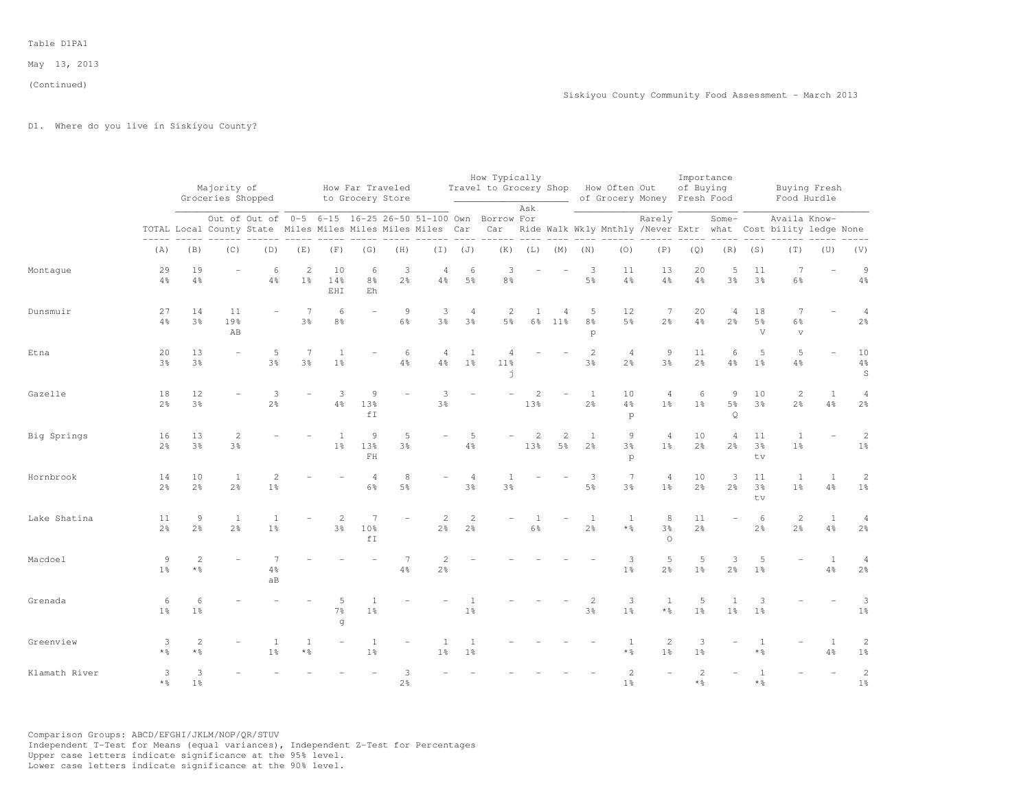Table D1PA1

May 13, 2013

(Continued)

Siskiyou County Community Food Assessment - March 2013

D1. Where do you live in Siskiyou County?

| | | Majority of Groceries Shopped | | | How Far Traveled to Grocery Store | | | | | How Typically Travel to Grocery Shop | | | | How Often Out of Grocery Money | | | Importance of Buying Fresh Food | | Buying Fresh Food Hurdle | | | |
|---|---|---|---|---|---|---|---|---|---|---|---|---|---|---|---|---|---|---|---|---|---|---|
| | TOTAL | Local | Out of County | Out of State | 0-5 Miles | 6-15 Miles | 16-25 Miles | 26-50 Miles | 51-100 Miles | Own Car | Borrow Car | Ask For Ride | Walk | Wkly | Mnthly | Rarely /Never | Extr | Some-what | Cost | Availa bility | Know-ledge | None |
| | (A) | (B) | (C) | (D) | (E) | (F) | (G) | (H) | (I) | (J) | (K) | (L) | (M) | (N) | (O) | (P) | (Q) | (R) | (S) | (T) | (U) | (V) |
| Montague | 29<br>4% | 19<br>4% | - | 6<br>4% | 2<br>1% | 10<br>14%<br>EHI | 6<br>8%<br>Eh | 3<br>2% | 4<br>4% | 6<br>5% | 3<br>8% | - | - | 3<br>5% | 11<br>4% | 13<br>4% | 20<br>4% | 5<br>3% | 11<br>3% | 7<br>6% | - | 9<br>4% |
| Dunsmuir | 27<br>4% | 14<br>3% | 11<br>19%<br>AB | - | 7<br>3% | 6<br>8% | - | 9<br>6% | 3<br>3% | 4<br>3% | 2<br>5% | 1<br>6% | 4<br>11% | 5<br>8%<br>p | 12<br>5% | 7<br>2% | 20<br>4% | 4<br>2% | 18<br>5%<br>V | 7<br>6%<br>v | - | 4<br>2% |
| Etna | 20<br>3% | 13<br>3% | - | 5<br>3% | 7<br>3% | 1<br>1% | - | 6<br>4% | 4<br>4% | 1<br>1% | 4<br>11%<br>j | - | - | 2<br>3% | 4<br>2% | 9<br>3% | 11<br>2% | 6<br>4% | 5<br>1% | 5<br>4% | - | 10<br>4%<br>S |
| Gazelle | 18<br>2% | 12<br>3% | - | 3<br>2% | - | 3<br>4% | 9<br>13%<br>fI | - | 3<br>3% | - | - | 2<br>13% | - | 1<br>2% | 10<br>4%<br>p | 4<br>1% | 6<br>1% | 9<br>5%<br>Q | 10<br>3% | 2<br>2% | 1<br>4% | 4<br>2% |
| Big Springs | 16<br>2% | 13<br>3% | 2<br>3% | - | - | 1<br>1% | 9<br>13%<br>FH | 5<br>3% | - | 5<br>4% | - | 2<br>13% | 2<br>5% | 1<br>2% | 9<br>3%<br>p | 4<br>1% | 10<br>2% | 4<br>2% | 11<br>3%<br>tv | 1<br>1% | - | 2<br>1% |
| Hornbrook | 14<br>2% | 10<br>2% | 1<br>2% | 2<br>1% | - | - | 4<br>6% | 8<br>5% | - | 4<br>3% | 1<br>3% | - | - | 3<br>5% | 7<br>3% | 4<br>1% | 10<br>2% | 3<br>2% | 11<br>3%<br>tv | 1<br>1% | 1<br>4% | 2<br>1% |
| Lake Shatina | 11<br>2% | 9<br>2% | 1<br>2% | 1<br>1% | - | 2<br>3% | 7<br>10%<br>fI | - | 2<br>2% | 2<br>2% | - | 1<br>6% | - | 1<br>2% | 1<br>*% | 8<br>3%<br>O | 11<br>2% | - | 6<br>2% | 2<br>2% | 1<br>4% | 4<br>2% |
| Macdoel | 9<br>1% | 2<br>*% | - | 7<br>4%<br>aB | - | - | - | 7<br>4% | 2<br>2% | - | - | - | - | - | 3<br>1% | 5<br>2% | 5<br>1% | 3<br>2% | 5<br>1% | - | 1<br>4% | 4<br>2% |
| Grenada | 6<br>1% | 6<br>1% | - | - | - | 5<br>7%<br>g | 1<br>1% | - | - | 1<br>1% | - | - | - | 2<br>3% | 3<br>1% | 1<br>*% | 5<br>1% | 1<br>1% | 3<br>1% | - | - | 3<br>1% |
| Greenview | 3<br>*% | 2<br>*% | - | 1<br>1% | 1<br>*% | - | 1<br>1% | - | 1<br>1% | 1<br>1% | - | - | - | - | 1<br>*% | 2<br>1% | 3<br>1% | - | 1<br>*% | - | 1<br>4% | 2<br>1% |
| Klamath River | 3<br>*% | 3<br>1% | - | - | - | - | - | 3<br>2% | - | - | - | - | - | - | 2<br>1% | - | 2<br>*% | - | 1<br>*% | - | - | 2<br>1% |

Comparison Groups: ABCD/EFGHI/JKLM/NOP/QR/STUV
Independent T-Test for Means (equal variances), Independent Z-Test for Percentages
Upper case letters indicate significance at the 95% level.
Lower case letters indicate significance at the 90% level.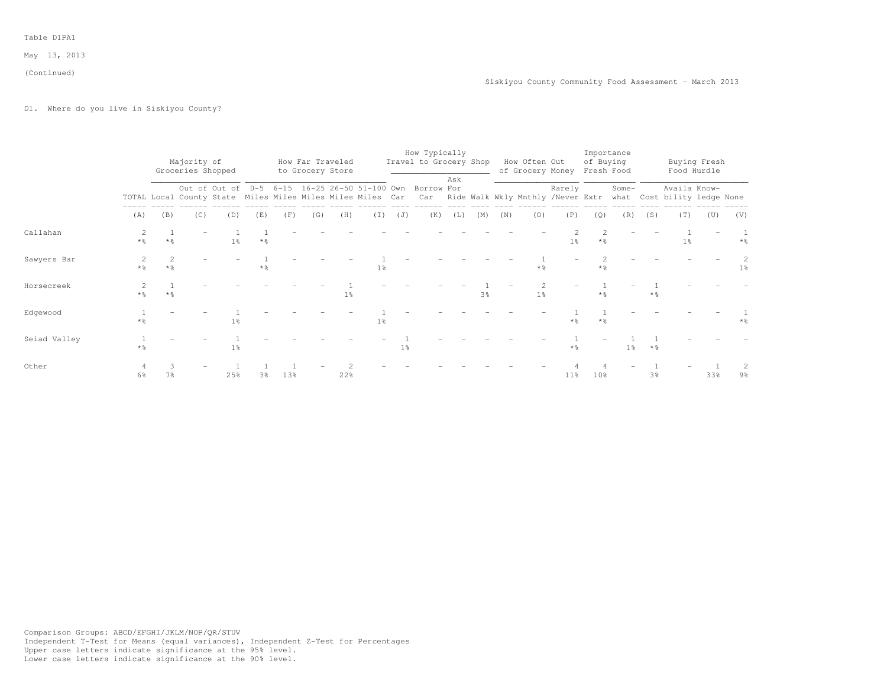Table D1PA1

May 13, 2013

(Continued)

Siskiyou County Community Food Assessment - March 2013

D1. Where do you live in Siskiyou County?

| | | Majority of Groceries Shopped | | | How Far Traveled to Grocery Store | | | | | How Typically Travel to Grocery Shop | | | | How Often Out of Grocery Money | | | Importance of Buying Fresh Food | | Buying Fresh Food Hurdle | | | |
|---|---|---|---|---|---|---|---|---|---|---|---|---|---|---|---|---|---|---|---|---|---|---|
| | TOTAL | Local | Out of County | Out of State | 0-5 Miles | 6-15 Miles | 16-25 Miles | 26-50 Miles | 51-100 Miles | Own Car | Borrow Car | Ask For Ride | Walk | Wkly | Mnthly | Rarely /Never | Extr | Some-what | Cost | Availa bility | Know-ledge | None |
| | (A) | (B) | (C) | (D) | (E) | (F) | (G) | (H) | (I) | (J) | (K) | (L) | (M) | (N) | (O) | (P) | (Q) | (R) | (S) | (T) | (U) | (V) |
| Callahan | 2 | 1 | - | 1 | 1 | - | - | - | - | - | - | - | - | - | - | 2 | 2 | - | - | 1 | - | 1 |
| | *% | *% | | 1% | *% | | | | | | | | | | | 1% | *% | | | 1% | | *% |
| Sawyers Bar | 2 | 2 | - | - | 1 | - | - | - | 1 | - | - | - | - | - | 1 | - | 2 | - | - | - | - | 2 |
| | *% | *% | | | *% | | | | 1% | | | | | | *% | | *% | | | | | 1% |
| Horsecreek | 2 | 1 | - | - | - | - | - | 1 | - | - | - | - | 1 | - | 2 | - | 1 | - | 1 | - | - | - |
| | *% | *% | | | | | | 1% | | | | | 3% | | 1% | | *% | | *% | | | |
| Edgewood | 1 | - | - | 1 | - | - | - | - | 1 | - | - | - | - | - | - | 1 | 1 | - | - | - | - | 1 |
| | *% | | | 1% | | | | | 1% | | | | | | | *% | *% | | | | | *% |
| Seiad Valley | 1 | - | - | 1 | - | - | - | - | - | 1 | - | - | - | - | - | 1 | - | 1 | 1 | - | - | - |
| | *% | | | 1% | | | | | | 1% | | | | | | *% | | 1% | *% | | | |
| Other | 4 | 3 | - | 1 | 1 | 1 | - | 2 | - | - | - | - | - | - | - | 4 | 4 | - | 1 | - | 1 | 2 |
| | 6% | 7% | | 25% | 3% | 13% | | 22% | | | | | | | | 11% | 10% | | 3% | | 33% | 9% |

Comparison Groups: ABCD/EFGHI/JKLM/NOP/QR/STUV
Independent T-Test for Means (equal variances), Independent Z-Test for Percentages
Upper case letters indicate significance at the 95% level.
Lower case letters indicate significance at the 90% level.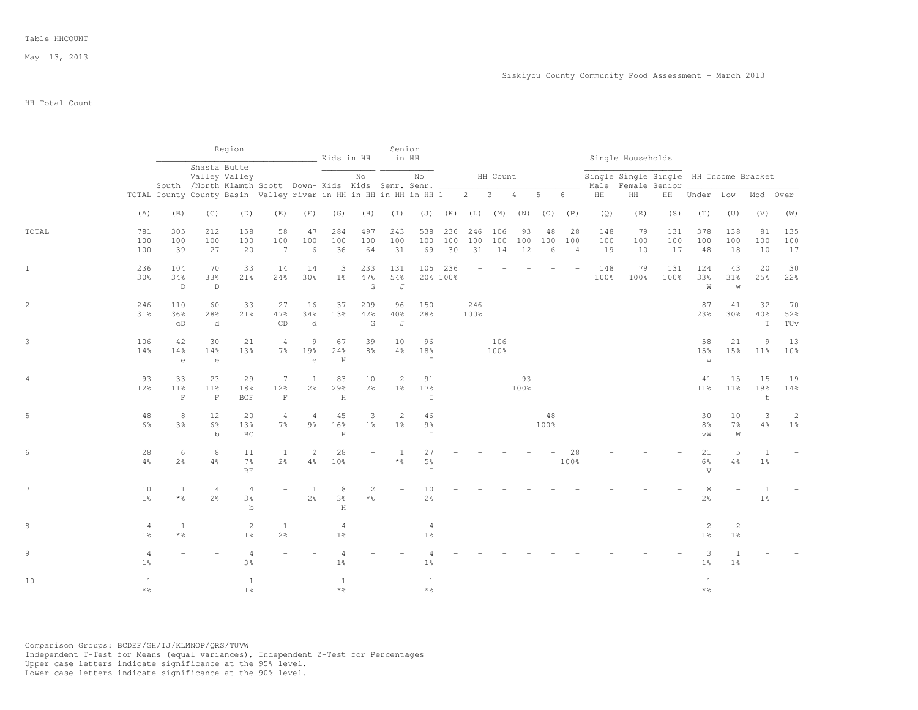Table HHCOUNT

May 13, 2013

Siskiyou County Community Food Assessment - March 2013

HH Total Count

| | TOTAL | Region: South County | Region: Shasta Valley /North County | Region: Butte Valley Klamth Basin | Region: Scott Valley | Region: Down-river | Kids in HH: Kids in HH | Kids in HH: No Kids in HH | Senior in HH: Senr. in HH | Senior in HH: No Senr. in HH | HH Count: 1 | HH Count: 2 | HH Count: 3 | HH Count: 4 | HH Count: 5 | HH Count: 6 | Single Households: Single Male HH | Single Households: Single Female HH | Single Households: Single Senior HH | HH Income Bracket: Under | HH Income Bracket: Low | HH Income Bracket: Mod | HH Income Bracket: Over |
|---|---|---|---|---|---|---|---|---|---|---|---|---|---|---|---|---|---|---|---|---|---|---|---|
| | (A) | (B) | (C) | (D) | (E) | (F) | (G) | (H) | (I) | (J) | (K) | (L) | (M) | (N) | (O) | (P) | (Q) | (R) | (S) | (T) | (U) | (V) | (W) |
| TOTAL | 781 | 305 | 212 | 158 | 58 | 47 | 284 | 497 | 243 | 538 | 236 | 246 | 106 | 93 | 48 | 28 | 148 | 79 | 131 | 378 | 138 | 81 | 135 |
| | 100 | 100 | 100 | 100 | 100 | 100 | 100 | 100 | 100 | 100 | 100 | 100 | 100 | 100 | 100 | 100 | 100 | 100 | 100 | 100 | 100 | 100 | 100 |
| | 100 | 39 | 27 | 20 | 7 | 6 | 36 | 64 | 31 | 69 | 30 | 31 | 14 | 12 | 6 | 4 | 19 | 10 | 17 | 48 | 18 | 10 | 17 |
| 1 | 236 | 104 | 70 | 33 | 14 | 14 | 3 | 233 | 131 | 105 | 236 | - | - | - | - | - | 148 | 79 | 131 | 124 | 43 | 20 | 30 |
| | 30% | 34% | 33% | 21% | 24% | 30% | 1% | 47% | 54% | 20% | 100% | | | | | | 100% | 100% | 100% | 33% | 31% | 25% | 22% |
| | | D | D | | | | | G | J | | | | | | | | | | | W | w | | |
| 2 | 246 | 110 | 60 | 33 | 27 | 16 | 37 | 209 | 96 | 150 | - | 246 | - | - | - | - | - | - | - | 87 | 41 | 32 | 70 |
| | 31% | 36% | 28% | 21% | 47% | 34% | 13% | 42% | 40% | 28% | | 100% | | | | | | | | 23% | 30% | 40% | 52% |
| | | cD | d | | CD | d | | G | J | | | | | | | | | | | | | T | TUv |
| 3 | 106 | 42 | 30 | 21 | 4 | 9 | 67 | 39 | 10 | 96 | - | - | 106 | - | - | - | - | - | - | 58 | 21 | 9 | 13 |
| | 14% | 14% | 14% | 13% | 7% | 19% | 24% | 8% | 4% | 18% | | | 100% | | | | | | | 15% | 15% | 11% | 10% |
| | | e | e | | | e | H | | | I | | | | | | | | | | w | | | |
| 4 | 93 | 33 | 23 | 29 | 7 | 1 | 83 | 10 | 2 | 91 | - | - | - | 93 | - | - | - | - | - | 41 | 15 | 15 | 19 |
| | 12% | 11% | 11% | 18% | 12% | 2% | 29% | 2% | 1% | 17% | | | | 100% | | | | | | 11% | 11% | 19% | 14% |
| | | F | F | BCF | F | | H | | | I | | | | | | | | | | | | t | |
| 5 | 48 | 8 | 12 | 20 | 4 | 4 | 45 | 3 | 2 | 46 | - | - | - | - | 48 | - | - | - | - | 30 | 10 | 3 | 2 |
| | 6% | 3% | 6% | 13% | 7% | 9% | 16% | 1% | 1% | 9% | | | | | 100% | | | | | 8% | 7% | 4% | 1% |
| | | | b | BC | | | H | | | I | | | | | | | | | | vW | W | | |
| 6 | 28 | 6 | 8 | 11 | 1 | 2 | 28 | - | 1 | 27 | - | - | - | - | - | 28 | - | - | - | 21 | 5 | 1 | - |
| | 4% | 2% | 4% | 7% | 2% | 4% | 10% | | *% | 5% | | | | | | 100% | | | | 6% | 4% | 1% | |
| | | | | BE | | | | | | I | | | | | | | | | | V | | | |
| 7 | 10 | 1 | 4 | 4 | - | 1 | 8 | 2 | - | 10 | - | - | - | - | - | - | - | - | - | 8 | - | 1 | - |
| | 1% | *% | 2% | 3% | | 2% | 3% | *% | | 2% | | | | | | | | | | 2% | | 1% | |
| | | | | b | | | H | | | | | | | | | | | | | | | | |
| 8 | 4 | 1 | - | 2 | 1 | - | 4 | - | - | 4 | - | - | - | - | - | - | - | - | - | 2 | 2 | - | - |
| | 1% | *% | | 1% | 2% | | 1% | | | 1% | | | | | | | | | | 1% | 1% | | |
| 9 | 4 | - | - | 4 | - | - | 4 | - | - | 4 | - | - | - | - | - | - | - | - | - | 3 | 1 | - | - |
| | 1% | | | 3% | | | 1% | | | 1% | | | | | | | | | | 1% | 1% | | |
| 10 | 1 | - | - | 1 | - | - | 1 | - | - | 1 | - | - | - | - | - | - | - | - | - | 1 | - | - | - |
| | *% | | | 1% | | | *% | | | *% | | | | | | | | | | *% | | | |

Comparison Groups: BCDEF/GH/IJ/KLMNOP/QRS/TUVW
Independent T-Test for Means (equal variances), Independent Z-Test for Percentages
Upper case letters indicate significance at the 95% level.
Lower case letters indicate significance at the 90% level.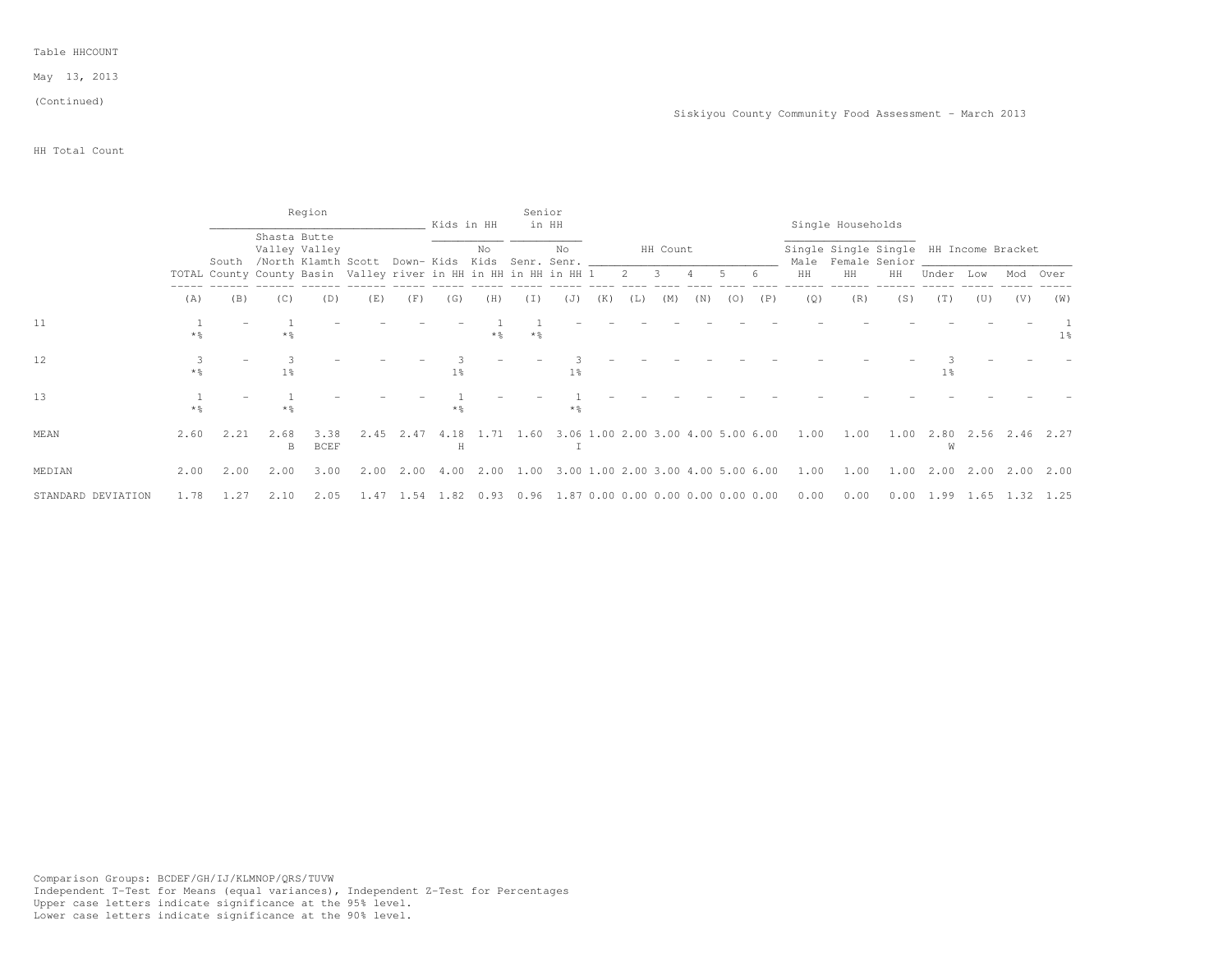Table HHCOUNT

May 13, 2013

(Continued)

Siskiyou County Community Food Assessment - March 2013

HH Total Count

| | | Region | | | | | Kids in HH | | Senior in HH | | HH Count | | | | | | Single Households | | | HH Income Bracket | | | |
|---|---|---|---|---|---|---|---|---|---|---|---|---|---|---|---|---|---|---|---|---|---|---|---|
| | TOTAL | South County | Shasta Valley /North County | Butte Valley Klamth Basin | Scott Valley | Down-river | Kids in HH | No Kids in HH | Senr. in HH | No Senr. in HH | 1 | 2 | 3 | 4 | 5 | 6 | Single Male HH | Single Female HH | Single Senior HH | Under | Low | Mod | Over |
| | (A) | (B) | (C) | (D) | (E) | (F) | (G) | (H) | (I) | (J) | (K) | (L) | (M) | (N) | (O) | (P) | (Q) | (R) | (S) | (T) | (U) | (V) | (W) |
| 11 | 1<br>*% | - | 1<br>*% | - | - | - | - | 1<br>*% | 1<br>*% | - | - | - | - | - | - | - | - | - | - | - | - | - | 1<br>1% |
| 12 | 3<br>*% | - | 3<br>1% | - | - | - | 3<br>1% | - | - | 3<br>1% | - | - | - | - | - | - | - | - | - | 3<br>1% | - | - | - |
| 13 | 1<br>*% | - | 1<br>*% | - | - | - | 1<br>*% | - | - | 1<br>*% | - | - | - | - | - | - | - | - | - | - | - | - | - |
| MEAN | 2.60 | 2.21 | 2.68<br>B | 3.38<br>BCEF | 2.45 | 2.47 | 4.18<br>H | 1.71 | 1.60 | 3.06<br>I | 1.00 | 2.00 | 3.00 | 4.00 | 5.00 | 6.00 | 1.00 | 1.00 | 1.00 | 2.80<br>W | 2.56 | 2.46 | 2.27 |
| MEDIAN | 2.00 | 2.00 | 2.00 | 3.00 | 2.00 | 2.00 | 4.00 | 2.00 | 1.00 | 3.00 | 1.00 | 2.00 | 3.00 | 4.00 | 5.00 | 6.00 | 1.00 | 1.00 | 1.00 | 2.00 | 2.00 | 2.00 | 2.00 |
| STANDARD DEVIATION | 1.78 | 1.27 | 2.10 | 2.05 | 1.47 | 1.54 | 1.82 | 0.93 | 0.96 | 1.87 | 0.00 | 0.00 | 0.00 | 0.00 | 0.00 | 0.00 | 0.00 | 0.00 | 0.00 | 1.99 | 1.65 | 1.32 | 1.25 |

Comparison Groups: BCDEF/GH/IJ/KLMNOP/QRS/TUVW
Independent T-Test for Means (equal variances), Independent Z-Test for Percentages
Upper case letters indicate significance at the 95% level.
Lower case letters indicate significance at the 90% level.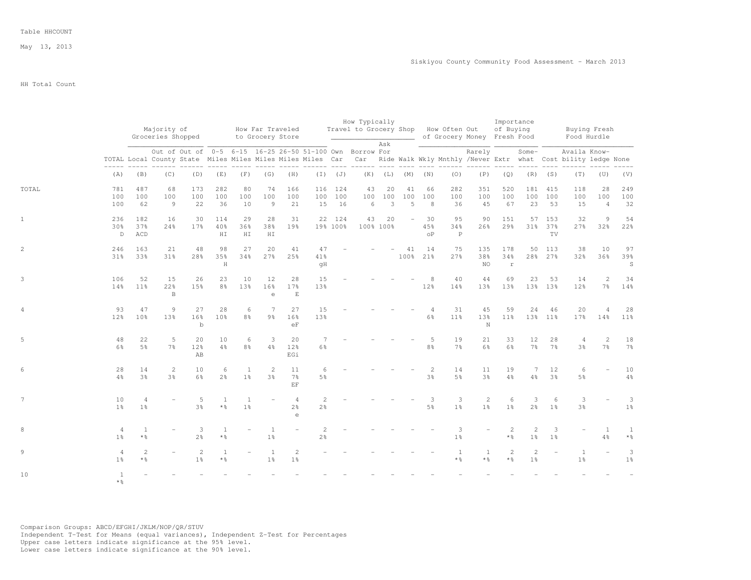Table HHCOUNT

May 13, 2013

Siskiyou County Community Food Assessment - March 2013

HH Total Count

| | | Majority of Groceries Shopped | | | How Far Traveled to Grocery Store | | | | | How Typically Travel to Grocery Shop | | | | How Often Out of Grocery Money | | | Importance of Buying Fresh Food | | Buying Fresh Food Hurdle | | | |
|---|---|---|---|---|---|---|---|---|---|---|---|---|---|---|---|---|---|---|---|---|---|---|
| | TOTAL | Local | Out of County | Out of State | 0-5 Miles | 6-15 Miles | 16-25 Miles | 26-50 Miles | 51-100 Miles | Own Car | Borrow Car | Ask For Ride | Walk | Wkly | Mnthly | Rarely /Never | Extr | Some-what | Cost | Availa bility | Know-ledge | None |
| | (A) | (B) | (C) | (D) | (E) | (F) | (G) | (H) | (I) | (J) | (K) | (L) | (M) | (N) | (O) | (P) | (Q) | (R) | (S) | (T) | (U) | (V) |
| TOTAL | 781 | 487 | 68 | 173 | 282 | 80 | 74 | 166 | 116 | 124 | 43 | 20 | 41 | 66 | 282 | 351 | 520 | 181 | 415 | 118 | 28 | 249 |
| | 100 | 100 | 100 | 100 | 100 | 100 | 100 | 100 | 100 | 100 | 100 | 100 | 100 | 100 | 100 | 100 | 100 | 100 | 100 | 100 | 100 | 100 |
| | 100 | 62 | 9 | 22 | 36 | 10 | 9 | 21 | 15 | 16 | 6 | 3 | 5 | 8 | 36 | 45 | 67 | 23 | 53 | 15 | 4 | 32 |
| 1 | 236 | 182 | 16 | 30 | 114 | 29 | 28 | 31 | 22 | 124 | 43 | 20 | - | 30 | 95 | 90 | 151 | 57 | 153 | 32 | 9 | 54 |
| | 30% | 37% | 24% | 17% | 40% | 36% | 38% | 19% | 19% | 100% | 100% | 100% | | 45% | 34% | 26% | 29% | 31% | 37% | 27% | 32% | 22% |
| | D | ACD | | | HI | HI | HI | | | | | | | oP | P | | | | TV | | | |
| 2 | 246 | 163 | 21 | 48 | 98 | 27 | 20 | 41 | 47 | - | - | - | 41 | 14 | 75 | 135 | 178 | 50 | 113 | 38 | 10 | 97 |
| | 31% | 33% | 31% | 28% | 35% | 34% | 27% | 25% | 41% | | | | 100% | 21% | 27% | 38% | 34% | 28% | 27% | 32% | 36% | 39% |
| | | | | | H | | | | gH | | | | | | | NO | r | | | | | S |
| 3 | 106 | 52 | 15 | 26 | 23 | 10 | 12 | 28 | 15 | - | - | - | - | 8 | 40 | 44 | 69 | 23 | 53 | 14 | 2 | 34 |
| | 14% | 11% | 22% | 15% | 8% | 13% | 16% | 17% | 13% | | | | | 12% | 14% | 13% | 13% | 13% | 13% | 12% | 7% | 14% |
| | | | B | | | | e | E | | | | | | | | | | | | | | |
| 4 | 93 | 47 | 9 | 27 | 28 | 6 | 7 | 27 | 15 | - | - | - | - | 4 | 31 | 45 | 59 | 24 | 46 | 20 | 4 | 28 |
| | 12% | 10% | 13% | 16% | 10% | 8% | 9% | 16% | 13% | | | | | 6% | 11% | 13% | 11% | 13% | 11% | 17% | 14% | 11% |
| | | | | b | | | | eF | | | | | | | | N | | | | | | |
| 5 | 48 | 22 | 5 | 20 | 10 | 6 | 3 | 20 | 7 | - | - | - | - | 5 | 19 | 21 | 33 | 12 | 28 | 4 | 2 | 18 |
| | 6% | 5% | 7% | 12% | 4% | 8% | 4% | 12% | 6% | | | | | 8% | 7% | 6% | 6% | 7% | 7% | 3% | 7% | 7% |
| | | | | AB | | | | EGi | | | | | | | | | | | | | | |
| 6 | 28 | 14 | 2 | 10 | 6 | 1 | 2 | 11 | 6 | - | - | - | - | 2 | 14 | 11 | 19 | 7 | 12 | 6 | - | 10 |
| | 4% | 3% | 3% | 6% | 2% | 1% | 3% | 7% | 5% | | | | | 3% | 5% | 3% | 4% | 4% | 3% | 5% | | 4% |
| | | | | | | | | EF | | | | | | | | | | | | | | |
| 7 | 10 | 4 | - | 5 | 1 | 1 | - | 4 | 2 | - | - | - | - | 3 | 3 | 2 | 6 | 3 | 6 | 3 | - | 3 |
| | 1% | 1% | | 3% | *% | 1% | | 2% | 2% | | | | | 5% | 1% | 1% | 1% | 2% | 1% | 3% | | 1% |
| | | | | | | | | e | | | | | | | | | | | | | | |
| 8 | 4 | 1 | - | 3 | 1 | - | 1 | - | 2 | - | - | - | - | - | 3 | - | 2 | 2 | 3 | - | 1 | 1 |
| | 1% | *% | | 2% | *% | | 1% | | 2% | | | | | | 1% | | *% | 1% | 1% | | 4% | *% |
| 9 | 4 | 2 | - | 2 | 1 | - | 1 | 2 | - | - | - | - | - | - | 1 | 1 | 2 | 2 | - | 1 | - | 3 |
| | 1% | *% | | 1% | *% | | 1% | 1% | | | | | | | *% | *% | *% | 1% | | 1% | | 1% |
| 10 | 1 | - | - | - | - | - | - | - | - | - | - | - | - | - | - | - | - | - | - | - | - | - |
| | *% | | | | | | | | | | | | | | | | | | | | | |

Comparison Groups: ABCD/EFGHI/JKLM/NOP/QR/STUV
Independent T-Test for Means (equal variances), Independent Z-Test for Percentages
Upper case letters indicate significance at the 95% level.
Lower case letters indicate significance at the 90% level.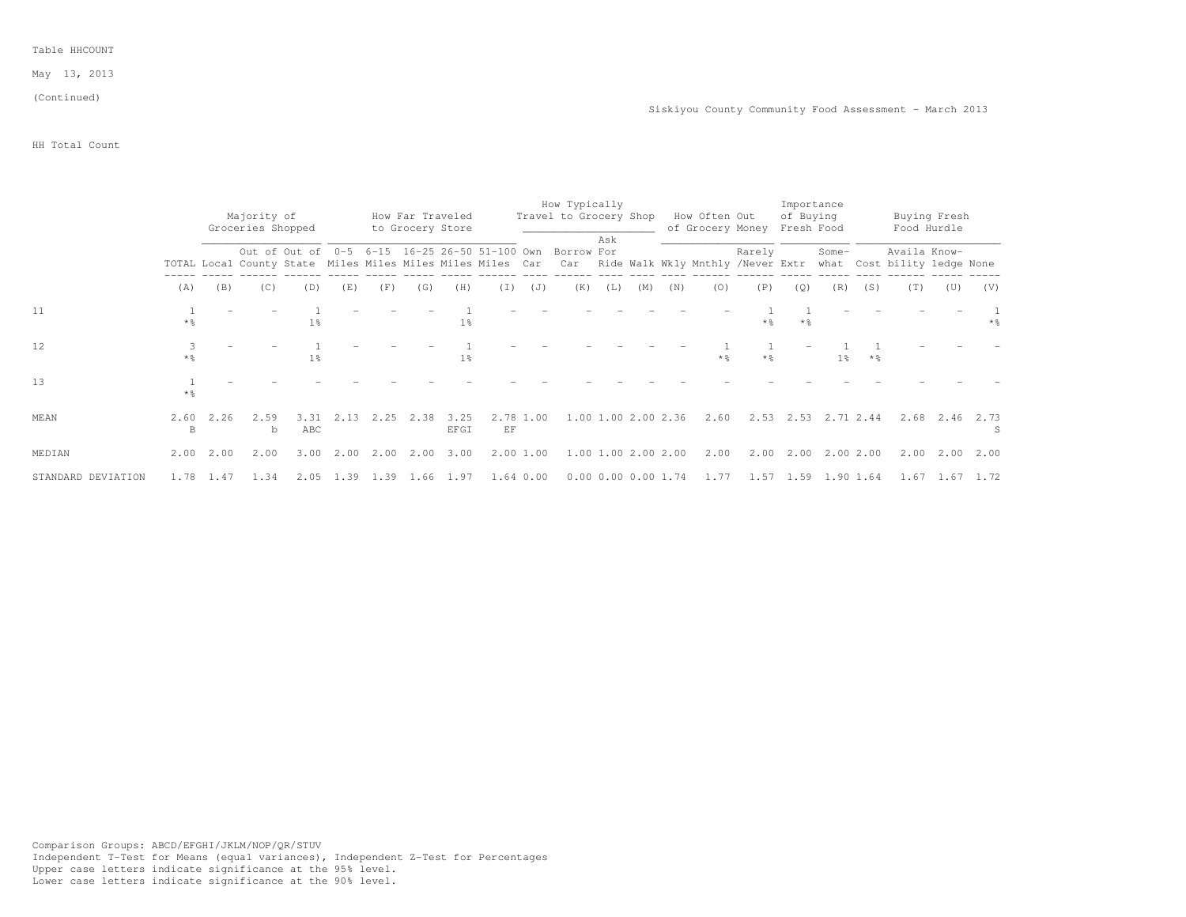Table HHCOUNT

May 13, 2013

(Continued)

Siskiyou County Community Food Assessment - March 2013

HH Total Count

| | | Majority of Groceries Shopped | | | How Far Traveled to Grocery Store | | | | | How Typically Travel to Grocery Shop | | | | How Often Out of Grocery Money | | | Importance of Buying Fresh Food | | Buying Fresh Food Hurdle | | | |
|---|---|---|---|---|---|---|---|---|---|---|---|---|---|---|---|---|---|---|---|---|---|---|
| | TOTAL | Local | Out of County | Out of State | 0-5 Miles | 6-15 Miles | 16-25 Miles | 26-50 Miles | 51-100 Miles | Own Car | Borrow Car | Ask For Ride | Walk | Wkly | Mnthly | Rarely /Never | Extr | Some-what | Cost | Availa bility | Know-ledge | None |
| | (A) | (B) | (C) | (D) | (E) | (F) | (G) | (H) | (I) | (J) | (K) | (L) | (M) | (N) | (O) | (P) | (Q) | (R) | (S) | (T) | (U) | (V) |
| 11 | 1<br>*% | - | - | 1<br>1% | - | - | - | 1<br>1% | - | - | - | - | - | - | - | 1<br>*% | 1<br>*% | - | - | - | - | 1<br>*% |
| 12 | 3<br>*% | - | - | 1<br>1% | - | - | - | 1<br>1% | - | - | - | - | - | - | 1<br>*% | 1<br>*% | - | 1<br>1% | 1<br>*% | - | - | - |
| 13 | 1<br>*% | - | - | - | - | - | - | - | - | - | - | - | - | - | - | - | - | - | - | - | - | - |
| MEAN | 2.60<br>B | 2.26 | 2.59<br>b | 3.31<br>ABC | 2.13 | 2.25 | 2.38 | 3.25<br>EFGI | 2.78<br>EF | 1.00 | 1.00 | 1.00 | 2.00 | 2.36 | 2.60 | 2.53 | 2.53 | 2.71 | 2.44 | 2.68 | 2.46 | 2.73<br>S |
| MEDIAN | 2.00 | 2.00 | 2.00 | 3.00 | 2.00 | 2.00 | 2.00 | 3.00 | 2.00 | 1.00 | 1.00 | 1.00 | 2.00 | 2.00 | 2.00 | 2.00 | 2.00 | 2.00 | 2.00 | 2.00 | 2.00 | 2.00 |
| STANDARD DEVIATION | 1.78 | 1.47 | 1.34 | 2.05 | 1.39 | 1.39 | 1.66 | 1.97 | 1.64 | 0.00 | 0.00 | 0.00 | 0.00 | 1.74 | 1.77 | 1.57 | 1.59 | 1.90 | 1.64 | 1.67 | 1.67 | 1.72 |

Comparison Groups: ABCD/EFGHI/JKLM/NOP/QR/STUV
Independent T-Test for Means (equal variances), Independent Z-Test for Percentages
Upper case letters indicate significance at the 95% level.
Lower case letters indicate significance at the 90% level.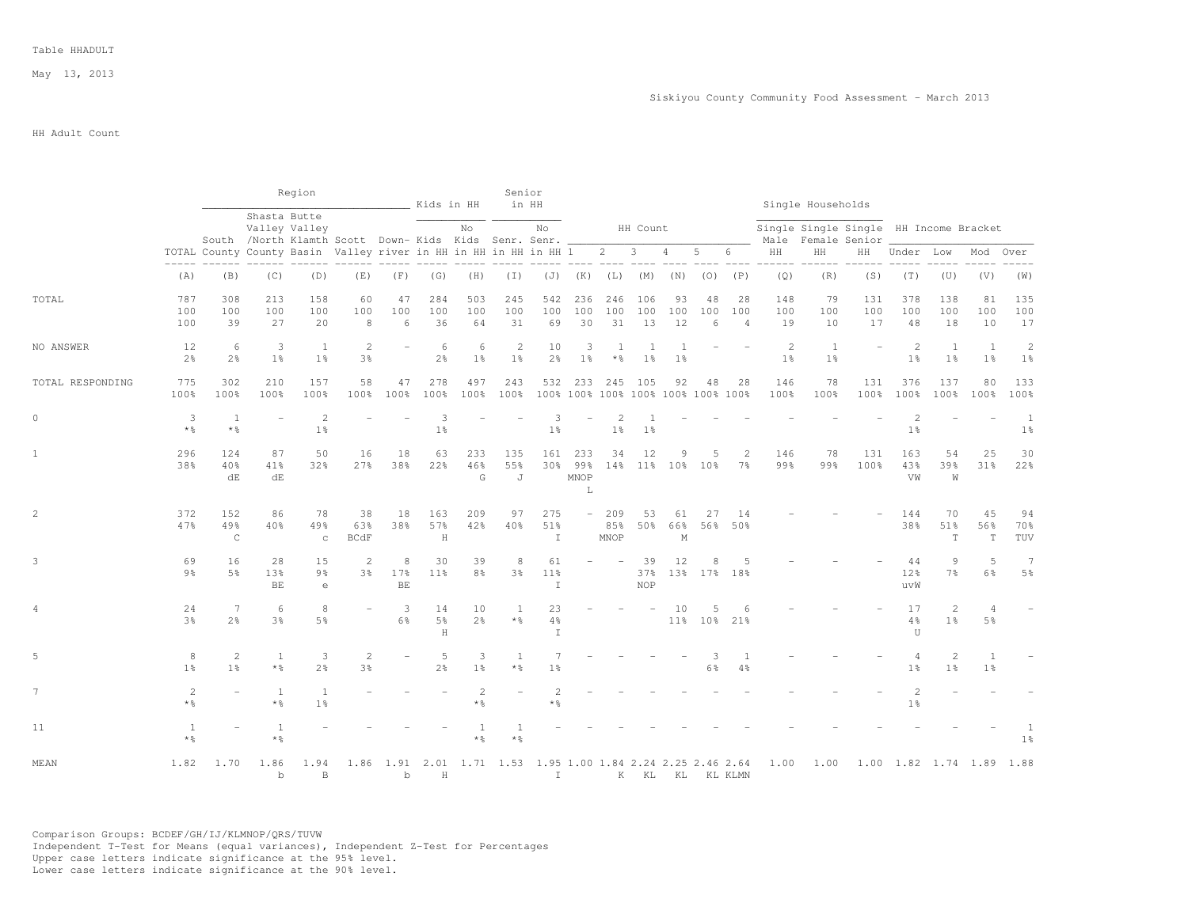Table HHADULT

May 13, 2013

Siskiyou County Community Food Assessment - March 2013

HH Adult Count

| | Region | | | | | | Kids in HH | | Senior in HH | | HH Count | | | | | | Single Households | | | HH Income Bracket | | | |
|---|---|---|---|---|---|---|---|---|---|---|---|---|---|---|---|---|---|---|---|---|---|---|---|
| | TOTAL | South County | Shasta Valley /North County | Butte Valley Klamth Basin | Scott Valley | Down-river | Kids in HH | No Kids in HH | Senr. in HH | No Senr. in HH | 1 | 2 | 3 | 4 | 5 | 6 | Single Male HH | Single Female HH | Single Senior HH | Under | Low | Mod | Over |
| | (A) | (B) | (C) | (D) | (E) | (F) | (G) | (H) | (I) | (J) | (K) | (L) | (M) | (N) | (O) | (P) | (Q) | (R) | (S) | (T) | (U) | (V) | (W) |
| TOTAL | 787 | 308 | 213 | 158 | 60 | 47 | 284 | 503 | 245 | 542 | 236 | 246 | 106 | 93 | 48 | 28 | 148 | 79 | 131 | 378 | 138 | 81 | 135 |
| | 100 | 100 | 100 | 100 | 100 | 100 | 100 | 100 | 100 | 100 | 100 | 100 | 100 | 100 | 100 | 100 | 100 | 100 | 100 | 100 | 100 | 100 | 100 |
| | 100 | 39 | 27 | 20 | 8 | 6 | 36 | 64 | 31 | 69 | 30 | 31 | 13 | 12 | 6 | 4 | 19 | 10 | 17 | 48 | 18 | 10 | 17 |
| NO ANSWER | 12 | 6 | 3 | 1 | 2 | - | 6 | 6 | 2 | 10 | 3 | 1 | 1 | 1 | - | - | 2 | 1 | - | 2 | 1 | 1 | 2 |
| | 2% | 2% | 1% | 1% | 3% | | 2% | 1% | 1% | 2% | 1% | *% | 1% | 1% | | | 1% | 1% | | 1% | 1% | 1% | 1% |
| TOTAL RESPONDING | 775 | 302 | 210 | 157 | 58 | 47 | 278 | 497 | 243 | 532 | 233 | 245 | 105 | 92 | 48 | 28 | 146 | 78 | 131 | 376 | 137 | 80 | 133 |
| | 100% | 100% | 100% | 100% | 100% | 100% | 100% | 100% | 100% | 100% | 100% | 100% | 100% | 100% | 100% | 100% | 100% | 100% | 100% | 100% | 100% | 100% | 100% |
| 0 | 3 | 1 | - | 2 | - | - | 3 | - | - | 3 | - | 2 | 1 | - | - | - | - | - | - | 2 | - | - | 1 |
| | *% | *% | | 1% | | | 1% | | | 1% | | 1% | 1% | | | | | | | 1% | | | 1% |
| 1 | 296 | 124 | 87 | 50 | 16 | 18 | 63 | 233 | 135 | 161 | 233 | 34 | 12 | 9 | 5 | 2 | 146 | 78 | 131 | 163 | 54 | 25 | 30 |
| | 38% | 40% | 41% | 32% | 27% | 38% | 22% | 46% | 55% | 30% | 99% | 14% | 11% | 10% | 10% | 7% | 99% | 99% | 100% | 43% | 39% | 31% | 22% |
| | | dE | dE | | | | | G | J | | MNOP L | | | | | | | | | VW | W | | |
| 2 | 372 | 152 | 86 | 78 | 38 | 18 | 163 | 209 | 97 | 275 | - | 209 | 53 | 61 | 27 | 14 | - | - | - | 144 | 70 | 45 | 94 |
| | 47% | 49% | 40% | 49% | 63% | 38% | 57% | 42% | 40% | 51% | | 85% | 50% | 66% | 56% | 50% | | | | 38% | 51% | 56% | 70% |
| | | C | | c | BCdF | | H | | | I | | MNOP | | M | | | | | | | T | T | TUV |
| 3 | 69 | 16 | 28 | 15 | 2 | 8 | 30 | 39 | 8 | 61 | - | - | 39 | 12 | 8 | 5 | - | - | - | 44 | 9 | 5 | 7 |
| | 9% | 5% | 13% | 9% | 3% | 17% | 11% | 8% | 3% | 11% | | | 37% | 13% | 17% | 18% | | | | 12% | 7% | 6% | 5% |
| | | | BE | e | | BE | | | | I | | | NOP | | | | | | | uvW | | | |
| 4 | 24 | 7 | 6 | 8 | - | 3 | 14 | 10 | 1 | 23 | - | - | - | 10 | 5 | 6 | - | - | - | 17 | 2 | 4 | - |
| | 3% | 2% | 3% | 5% | | 6% | 5% | 2% | *% | 4% | | | | 11% | 10% | 21% | | | | 4% | 1% | 5% | |
| | | | | | | | H | | | I | | | | | | | | | | U | | | |
| 5 | 8 | 2 | 1 | 3 | 2 | - | 5 | 3 | 1 | 7 | - | - | - | - | 3 | 1 | - | - | - | 4 | 2 | 1 | - |
| | 1% | 1% | *% | 2% | 3% | | 2% | 1% | *% | 1% | | | | | 6% | 4% | | | | 1% | 1% | 1% | |
| 7 | 2 | - | 1 | 1 | - | - | - | 2 | - | 2 | - | - | - | - | - | - | - | - | - | 2 | - | - | - |
| | *% | | *% | 1% | | | | *% | | *% | | | | | | | | | | 1% | | | |
| 11 | 1 | - | 1 | - | - | - | - | 1 | 1 | - | - | - | - | - | - | - | - | - | - | - | - | - | 1 |
| | *% | | *% | | | | | *% | *% | | | | | | | | | | | | | | 1% |
| MEAN | 1.82 | 1.70 | 1.86 | 1.94 | 1.86 | 1.91 | 2.01 | 1.71 | 1.53 | 1.95 | 1.00 | 1.84 | 2.24 | 2.25 | 2.46 | 2.64 | 1.00 | 1.00 | 1.00 | 1.82 | 1.74 | 1.89 | 1.88 |
| | | | b | B | | b | H | | | I | | K | KL | KL | KL | KLMN | | | | | | | |

Comparison Groups: BCDEF/GH/IJ/KLMNOP/QRS/TUVW
Independent T-Test for Means (equal variances), Independent Z-Test for Percentages
Upper case letters indicate significance at the 95% level.
Lower case letters indicate significance at the 90% level.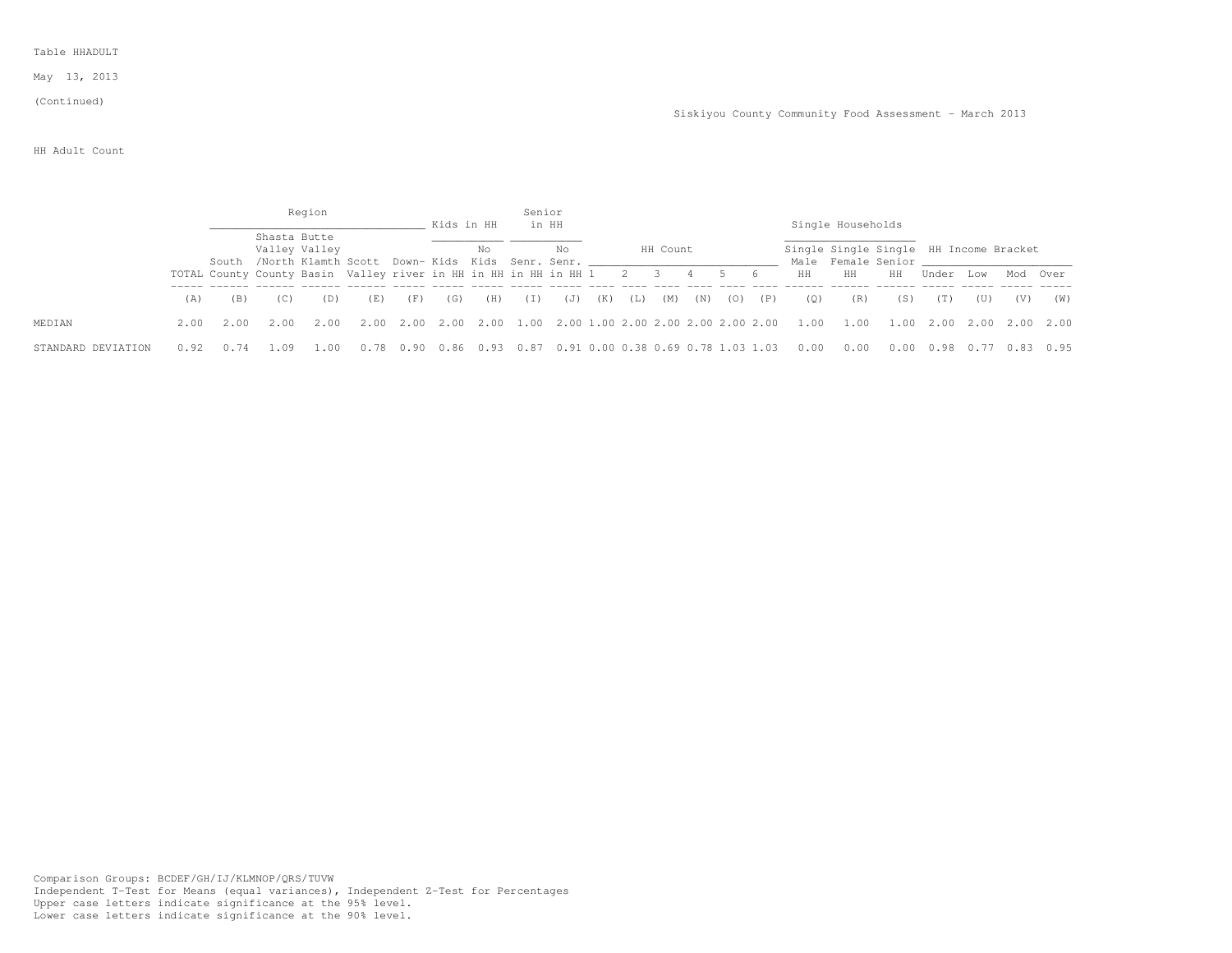Table HHADULT

May 13, 2013

(Continued)

Siskiyou County Community Food Assessment - March 2013

HH Adult Count

| | | Region | | | | | Kids in HH | | Senior in HH | | HH Count | | | | | | Single Households | | | HH Income Bracket | | | |
|---|---|---|---|---|---|---|---|---|---|---|---|---|---|---|---|---|---|---|---|---|---|---|---|
| | TOTAL | South County | Shasta Valley /North County | Butte Valley Klamth Basin | Scott Valley | Down-river | Kids in HH | No Kids in HH | Senr. in HH | No Senr. in HH | 1 | 2 | 3 | 4 | 5 | 6 | Single Male HH | Single Female HH | Single Senior HH | Under | Low | Mod | Over |
| | (A) | (B) | (C) | (D) | (E) | (F) | (G) | (H) | (I) | (J) | (K) | (L) | (M) | (N) | (O) | (P) | (Q) | (R) | (S) | (T) | (U) | (V) | (W) |
| MEDIAN | 2.00 | 2.00 | 2.00 | 2.00 | 2.00 | 2.00 | 2.00 | 2.00 | 1.00 | 2.00 | 1.00 | 2.00 | 2.00 | 2.00 | 2.00 | 2.00 | 1.00 | 1.00 | 1.00 | 2.00 | 2.00 | 2.00 | 2.00 |
| STANDARD DEVIATION | 0.92 | 0.74 | 1.09 | 1.00 | 0.78 | 0.90 | 0.86 | 0.93 | 0.87 | 0.91 | 0.00 | 0.38 | 0.69 | 0.78 | 1.03 | 1.03 | 0.00 | 0.00 | 0.00 | 0.98 | 0.77 | 0.83 | 0.95 |

Comparison Groups: BCDEF/GH/IJ/KLMNOP/QRS/TUVW
Independent T-Test for Means (equal variances), Independent Z-Test for Percentages
Upper case letters indicate significance at the 95% level.
Lower case letters indicate significance at the 90% level.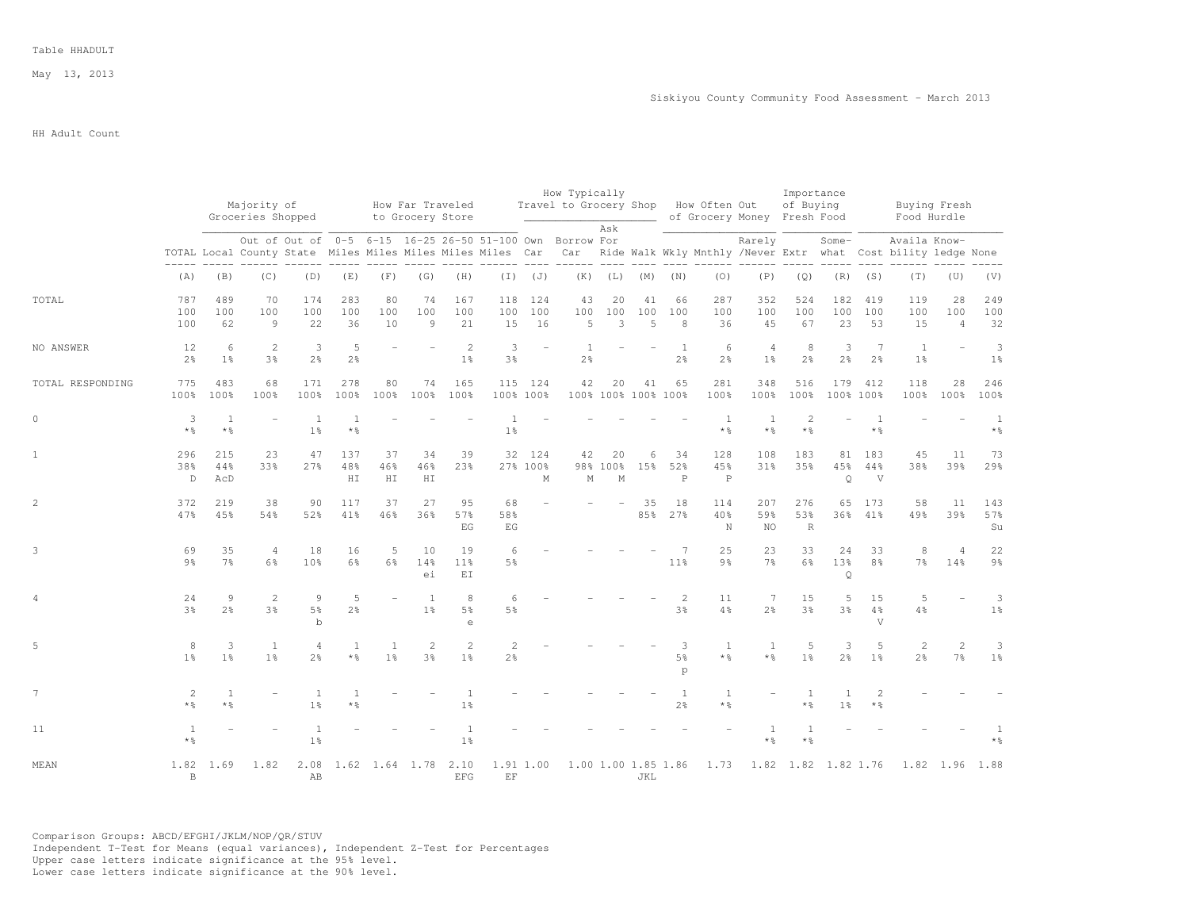Table HHADULT

May 13, 2013

Siskiyou County Community Food Assessment - March 2013

HH Adult Count

| | | Majority of Groceries Shopped | | | How Far Traveled to Grocery Store | | | | | How Typically Travel to Grocery Shop | | | | How Often Out of Grocery Money | | | Importance of Buying Fresh Food | | Buying Fresh Food Hurdle | | | |
|---|---|---|---|---|---|---|---|---|---|---|---|---|---|---|---|---|---|---|---|---|---|---|
| | TOTAL | Local | Out of County | Out of State | 0-5 Miles | 6-15 Miles | 16-25 Miles | 26-50 Miles | 51-100 Miles | Own Car | Borrow Car | Ask For Ride | Walk | Wkly | Mnthly | Rarely /Never | Extr | Some-what | Cost | Availa bility | Know-ledge | None |
| | (A) | (B) | (C) | (D) | (E) | (F) | (G) | (H) | (I) | (J) | (K) | (L) | (M) | (N) | (O) | (P) | (Q) | (R) | (S) | (T) | (U) | (V) |
| TOTAL | 787 | 489 | 70 | 174 | 283 | 80 | 74 | 167 | 118 | 124 | 43 | 20 | 41 | 66 | 287 | 352 | 524 | 182 | 419 | 119 | 28 | 249 |
| | 100 | 100 | 100 | 100 | 100 | 100 | 100 | 100 | 100 | 100 | 100 | 100 | 100 | 100 | 100 | 100 | 100 | 100 | 100 | 100 | 100 | 100 |
| | 100 | 62 | 9 | 22 | 36 | 10 | 9 | 21 | 15 | 16 | 5 | 3 | 5 | 8 | 36 | 45 | 67 | 23 | 53 | 15 | 4 | 32 |
| NO ANSWER | 12 | 6 | 2 | 3 | 5 | - | - | 2 | 3 | - | 1 | - | - | 1 | 6 | 4 | 8 | 3 | 7 | 1 | - | 3 |
| | 2% | 1% | 3% | 2% | 2% | | | 1% | 3% | | 2% | | | 2% | 2% | 1% | 2% | 2% | 2% | 1% | | 1% |
| TOTAL RESPONDING | 775 | 483 | 68 | 171 | 278 | 80 | 74 | 165 | 115 | 124 | 42 | 20 | 41 | 65 | 281 | 348 | 516 | 179 | 412 | 118 | 28 | 246 |
| | 100% | 100% | 100% | 100% | 100% | 100% | 100% | 100% | 100% | 100% | 100% | 100% | 100% | 100% | 100% | 100% | 100% | 100% | 100% | 100% | 100% | 100% |
| 0 | 3 | 1 | - | 1 | 1 | - | - | - | 1 | - | - | - | - | - | 1 | 1 | 2 | - | 1 | - | - | 1 |
| | *% | *% | | 1% | *% | | | | 1% | | | | | | *% | *% | *% | | *% | | | *% |
| 1 | 296 | 215 | 23 | 47 | 137 | 37 | 34 | 39 | 32 | 124 | 42 | 20 | 6 | 34 | 128 | 108 | 183 | 81 | 183 | 45 | 11 | 73 |
| | 38% | 44% | 33% | 27% | 48% | 46% | 46% | 23% | 27% | 100% | 98% | 100% | 15% | 52% | 45% | 31% | 35% | 45% | 44% | 38% | 39% | 29% |
| | D | AcD | | | HI | HI | HI | | | M | M | M | | P | P | | | Q | V | | | |
| 2 | 372 | 219 | 38 | 90 | 117 | 37 | 27 | 95 | 68 | - | - | - | 35 | 18 | 114 | 207 | 276 | 65 | 173 | 58 | 11 | 143 |
| | 47% | 45% | 54% | 52% | 41% | 46% | 36% | 57% | 58% | | | | 85% | 27% | 40% | 59% | 53% | 36% | 41% | 49% | 39% | 57% |
| | | | | | | | | EG | EG | | | | | | N | NO | R | | | | | Su |
| 3 | 69 | 35 | 4 | 18 | 16 | 5 | 10 | 19 | 6 | - | - | - | - | 7 | 25 | 23 | 33 | 24 | 33 | 8 | 4 | 22 |
| | 9% | 7% | 6% | 10% | 6% | 6% | 14% | 11% | 5% | | | | | 11% | 9% | 7% | 6% | 13% | 8% | 7% | 14% | 9% |
| | | | | | | | ei | EI | | | | | | | | | | Q | | | | |
| 4 | 24 | 9 | 2 | 9 | 5 | - | 1 | 8 | 6 | - | - | - | - | 2 | 11 | 7 | 15 | 5 | 15 | 5 | - | 3 |
| | 3% | 2% | 3% | 5% | 2% | | 1% | 5% | 5% | | | | | 3% | 4% | 2% | 3% | 3% | 4% | 4% | | 1% |
| | | | | b | | | | e | | | | | | | | | | | V | | | |
| 5 | 8 | 3 | 1 | 4 | 1 | 1 | 2 | 2 | 2 | - | - | - | - | 3 | 1 | 1 | 5 | 3 | 5 | 2 | 2 | 3 |
| | 1% | 1% | 1% | 2% | *% | 1% | 3% | 1% | 2% | | | | | 5% | *% | *% | 1% | 2% | 1% | 2% | 7% | 1% |
| | | | | | | | | | | | | | | p | | | | | | | | |
| 7 | 2 | 1 | - | 1 | 1 | - | - | 1 | - | - | - | - | - | 1 | 1 | - | 1 | 1 | 2 | - | - | - |
| | *% | *% | | 1% | *% | | | 1% | | | | | | 2% | *% | | *% | 1% | *% | | | |
| 11 | 1 | - | - | 1 | - | - | - | 1 | - | - | - | - | - | - | - | 1 | 1 | - | - | - | - | 1 |
| | *% | | | 1% | | | | 1% | | | | | | | | *% | *% | | | | | *% |
| MEAN | 1.82 | 1.69 | 1.82 | 2.08 | 1.62 | 1.64 | 1.78 | 2.10 | 1.91 | 1.00 | 1.00 | 1.00 | 1.85 | 1.86 | 1.73 | 1.82 | 1.82 | 1.82 | 1.76 | 1.82 | 1.96 | 1.88 |
| | B | | | AB | | | | EFG | EF | | | | JKL | | | | | | | | | |

Comparison Groups: ABCD/EFGHI/JKLM/NOP/QR/STUV
Independent T-Test for Means (equal variances), Independent Z-Test for Percentages
Upper case letters indicate significance at the 95% level.
Lower case letters indicate significance at the 90% level.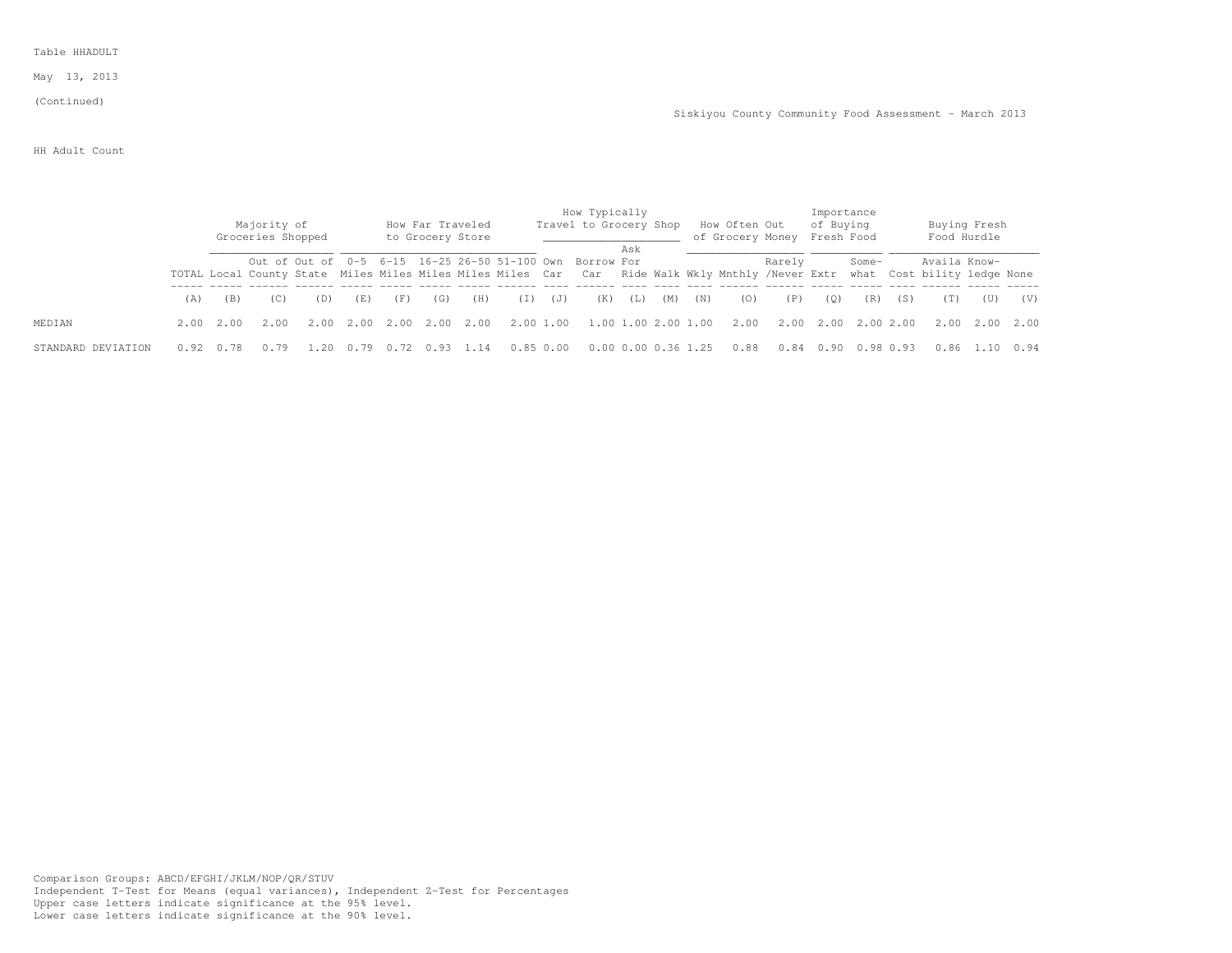Table HHADULT

May 13, 2013

(Continued)

Siskiyou County Community Food Assessment - March 2013

HH Adult Count

| | | Majority of Groceries Shopped | | | How Far Traveled to Grocery Store | | | | | How Typically Travel to Grocery Shop | | | | How Often Out of Grocery Money | | | Importance of Buying Fresh Food | | Buying Fresh Food Hurdle | | | |
|---|---|---|---|---|---|---|---|---|---|---|---|---|---|---|---|---|---|---|---|---|---|---|
| | TOTAL | Local | Out of County | Out of State | 0-5 Miles | 6-15 Miles | 16-25 Miles | 26-50 Miles | 51-100 Miles | Own Car | Borrow Car | Ask For Ride | Walk | Wkly | Mnthly | Rarely /Never | Extr | Some-what | Cost | Availa bility | Know-ledge | None |
| | (A) | (B) | (C) | (D) | (E) | (F) | (G) | (H) | (I) | (J) | (K) | (L) | (M) | (N) | (O) | (P) | (Q) | (R) | (S) | (T) | (U) | (V) |
| MEDIAN | 2.00 | 2.00 | 2.00 | 2.00 | 2.00 | 2.00 | 2.00 | 2.00 | 2.00 | 1.00 | 1.00 | 1.00 | 2.00 | 1.00 | 2.00 | 2.00 | 2.00 | 2.00 | 2.00 | 2.00 | 2.00 | 2.00 |
| STANDARD DEVIATION | 0.92 | 0.78 | 0.79 | 1.20 | 0.79 | 0.72 | 0.93 | 1.14 | 0.85 | 0.00 | 0.00 | 0.00 | 0.36 | 1.25 | 0.88 | 0.84 | 0.90 | 0.98 | 0.93 | 0.86 | 1.10 | 0.94 |

Comparison Groups: ABCD/EFGHI/JKLM/NOP/QR/STUV
Independent T-Test for Means (equal variances), Independent Z-Test for Percentages
Upper case letters indicate significance at the 95% level.
Lower case letters indicate significance at the 90% level.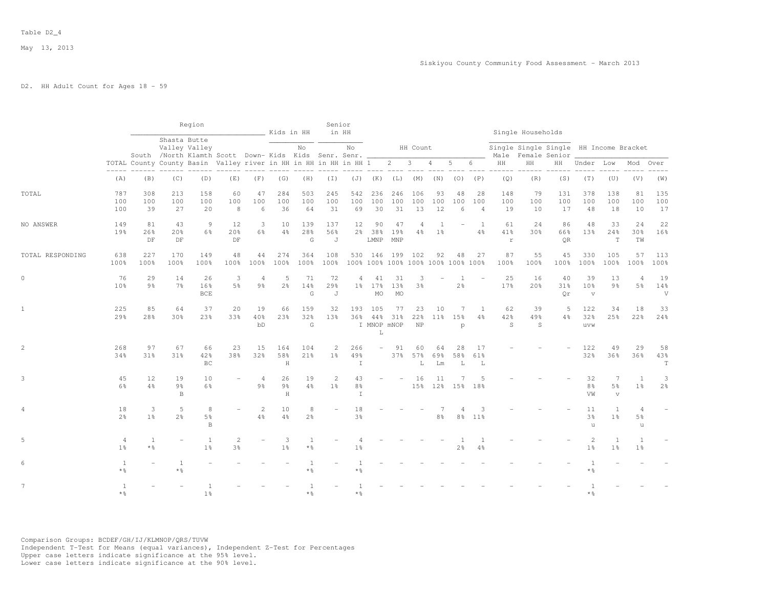Table D2_4

May 13, 2013

Siskiyou County Community Food Assessment - March 2013

D2. HH Adult Count for Ages 18 - 59

| | TOTAL | Region: South County | Region: Shasta Valley /North County | Region: Butte Valley Klamth Basin | Region: Scott Valley | Region: Down-river | Kids in HH: Kids in HH | Kids in HH: No Kids in HH | Senior in HH: Senr. in HH | Senior in HH: No Senr. in HH | HH Count: 1 | HH Count: 2 | HH Count: 3 | HH Count: 4 | HH Count: 5 | HH Count: 6 | Single Households: Single Male HH | Single Households: Single Female HH | Single Households: Single Senior HH | HH Income Bracket: Under | HH Income Bracket: Low | HH Income Bracket: Mod | HH Income Bracket: Over |
|---|---|---|---|---|---|---|---|---|---|---|---|---|---|---|---|---|---|---|---|---|---|---|---|
| | (A) | (B) | (C) | (D) | (E) | (F) | (G) | (H) | (I) | (J) | (K) | (L) | (M) | (N) | (O) | (P) | (Q) | (R) | (S) | (T) | (U) | (V) | (W) |
| TOTAL | 787 | 308 | 213 | 158 | 60 | 47 | 284 | 503 | 245 | 542 | 236 | 246 | 106 | 93 | 48 | 28 | 148 | 79 | 131 | 378 | 138 | 81 | 135 |
| | 100 | 100 | 100 | 100 | 100 | 100 | 100 | 100 | 100 | 100 | 100 | 100 | 100 | 100 | 100 | 100 | 100 | 100 | 100 | 100 | 100 | 100 | 100 |
| | 100 | 39 | 27 | 20 | 8 | 6 | 36 | 64 | 31 | 69 | 30 | 31 | 13 | 12 | 6 | 4 | 19 | 10 | 17 | 48 | 18 | 10 | 17 |
| NO ANSWER | 149 | 81 | 43 | 9 | 12 | 3 | 10 | 139 | 137 | 12 | 90 | 47 | 4 | 1 | - | 1 | 61 | 24 | 86 | 48 | 33 | 24 | 22 |
| | 19% | 26% | 20% | 6% | 20% | 6% | 4% | 28% | 56% | 2% | 38% | 19% | 4% | 1% | | 4% | 41% | 30% | 66% | 13% | 24% | 30% | 16% |
| | | DF | DF | | DF | | | G | J | | LMNP | MNP | | | | | r | | QR | | T | TW | |
| TOTAL RESPONDING | 638 | 227 | 170 | 149 | 48 | 44 | 274 | 364 | 108 | 530 | 146 | 199 | 102 | 92 | 48 | 27 | 87 | 55 | 45 | 330 | 105 | 57 | 113 |
| | 100% | 100% | 100% | 100% | 100% | 100% | 100% | 100% | 100% | 100% | 100% | 100% | 100% | 100% | 100% | 100% | 100% | 100% | 100% | 100% | 100% | 100% | 100% |
| 0 | 76 | 29 | 14 | 26 | 3 | 4 | 5 | 71 | 72 | 4 | 41 | 31 | 3 | - | 1 | - | 25 | 16 | 40 | 39 | 13 | 4 | 19 |
| | 10% | 9% | 7% | 16% | 5% | 9% | 2% | 14% | 29% | 1% | 17% | 13% | 3% | | 2% | | 17% | 20% | 31% | 10% | 9% | 5% | 14% |
| | | | | BCE | | | | G | J | | MO | MO | | | | | | | Qr | v | | | V |
| 1 | 225 | 85 | 64 | 37 | 20 | 19 | 66 | 159 | 32 | 193 | 105 | 77 | 23 | 10 | 7 | 1 | 62 | 39 | 5 | 122 | 34 | 18 | 33 |
| | 29% | 28% | 30% | 23% | 33% | 40% | 23% | 32% | 13% | 36% | 44% | 31% | 22% | 11% | 15% | 4% | 42% | 49% | 4% | 32% | 25% | 22% | 24% |
| | | | | | | bD | | G | | I | MNOP L | mNOP | NP | | p | | S | S | | uvw | | | |
| 2 | 268 | 97 | 67 | 66 | 23 | 15 | 164 | 104 | 2 | 266 | - | 91 | 60 | 64 | 28 | 17 | - | - | - | 122 | 49 | 29 | 58 |
| | 34% | 31% | 31% | 42% | 38% | 32% | 58% | 21% | 1% | 49% | | 37% | 57% | 69% | 58% | 61% | | | | 32% | 36% | 36% | 43% |
| | | | | BC | | | H | | | I | | | L | Lm | L | L | | | | | | | T |
| 3 | 45 | 12 | 19 | 10 | - | 4 | 26 | 19 | 2 | 43 | - | - | 16 | 11 | 7 | 5 | - | - | - | 32 | 7 | 1 | 3 |
| | 6% | 4% | 9% | 6% | | 9% | 9% | 4% | 1% | 8% | | | 15% | 12% | 15% | 18% | | | | 8% | 5% | 1% | 2% |
| | | | B | | | | H | | | I | | | | | | | | | | VW | v | | |
| 4 | 18 | 3 | 5 | 8 | - | 2 | 10 | 8 | - | 18 | - | - | - | 7 | 4 | 3 | - | - | - | 11 | 1 | 4 | - |
| | 2% | 1% | 2% | 5% | | 4% | 4% | 2% | | 3% | | | | 8% | 8% | 11% | | | | 3% | 1% | 5% | |
| | | | | B | | | | | | | | | | | | | | | | u | | u | |
| 5 | 4 | 1 | - | 1 | 2 | - | 3 | 1 | - | 4 | - | - | - | - | 1 | 1 | - | - | - | 2 | 1 | 1 | - |
| | 1% | *% | | 1% | 3% | | 1% | *% | | 1% | | | | | 2% | 4% | | | | 1% | 1% | 1% | |
| 6 | 1 | - | 1 | - | - | - | - | 1 | - | 1 | - | - | - | - | - | - | - | - | - | 1 | - | - | - |
| | *% | | *% | | | | | *% | | *% | | | | | | | | | | *% | | | |
| 7 | 1 | - | - | 1 | - | - | - | 1 | - | 1 | - | - | - | - | - | - | - | - | - | 1 | - | - | - |
| | *% | | | 1% | | | | *% | | *% | | | | | | | | | | *% | | | |

Comparison Groups: BCDEF/GH/IJ/KLMNOP/QRS/TUVW
Independent T-Test for Means (equal variances), Independent Z-Test for Percentages
Upper case letters indicate significance at the 95% level.
Lower case letters indicate significance at the 90% level.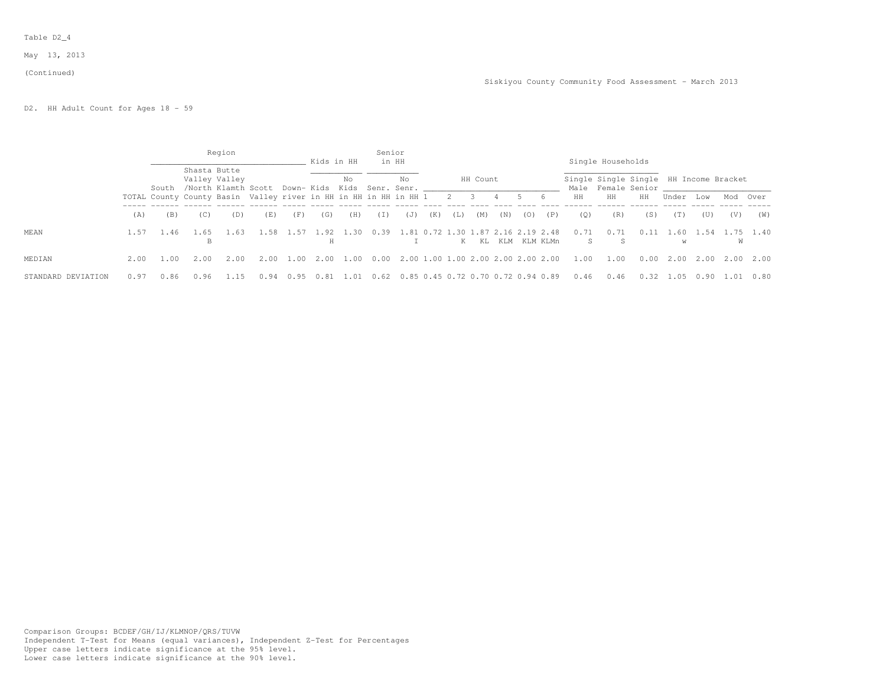Table D2_4

May 13, 2013

(Continued)

Siskiyou County Community Food Assessment - March 2013

D2. HH Adult Count for Ages 18 - 59

| | | Region | | | | | Kids in HH | | Senior in HH | | HH Count | | | | | | Single Households | | | HH Income Bracket | | | |
|---|---|---|---|---|---|---|---|---|---|---|---|---|---|---|---|---|---|---|---|---|---|---|---|
| | TOTAL | South County | Shasta Valley /North County | Butte Valley Klamth Basin | Scott Valley | Down-river | Kids in HH | No Kids in HH | Senr. in HH | No Senr. in HH | 1 | 2 | 3 | 4 | 5 | 6 | Single Male HH | Single Female HH | Single Senior HH | Under | Low | Mod | Over |
| | (A) | (B) | (C) | (D) | (E) | (F) | (G) | (H) | (I) | (J) | (K) | (L) | (M) | (N) | (O) | (P) | (Q) | (R) | (S) | (T) | (U) | (V) | (W) |
| MEAN | 1.57 | 1.46 | 1.65 B | 1.63 | 1.58 | 1.57 | 1.92 H | 1.30 | 0.39 | 1.81 I | 0.72 | 1.30 K | 1.87 KL | 2.16 KLM | 2.19 KLM | 2.48 KLMn | 0.71 S | 0.71 S | 0.11 | 1.60 w | 1.54 | 1.75 W | 1.40 |
| MEDIAN | 2.00 | 1.00 | 2.00 | 2.00 | 2.00 | 1.00 | 2.00 | 1.00 | 0.00 | 2.00 | 1.00 | 1.00 | 2.00 | 2.00 | 2.00 | 2.00 | 1.00 | 1.00 | 0.00 | 2.00 | 2.00 | 2.00 | 2.00 |
| STANDARD DEVIATION | 0.97 | 0.86 | 0.96 | 1.15 | 0.94 | 0.95 | 0.81 | 1.01 | 0.62 | 0.85 | 0.45 | 0.72 | 0.70 | 0.72 | 0.94 | 0.89 | 0.46 | 0.46 | 0.32 | 1.05 | 0.90 | 1.01 | 0.80 |

Comparison Groups: BCDEF/GH/IJ/KLMNOP/QRS/TUVW
Independent T-Test for Means (equal variances), Independent Z-Test for Percentages
Upper case letters indicate significance at the 95% level.
Lower case letters indicate significance at the 90% level.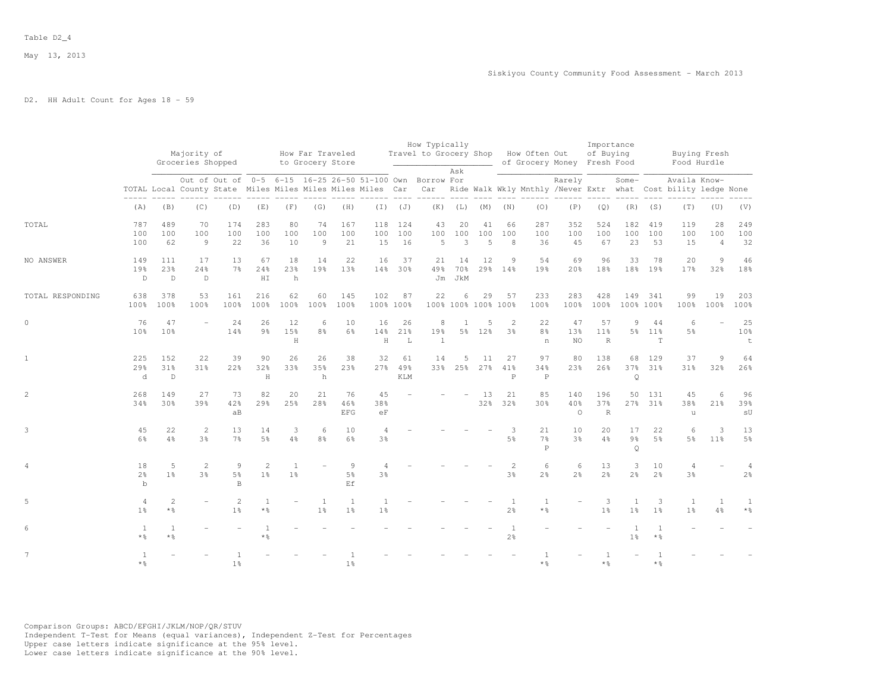Table D2_4

May 13, 2013

Siskiyou County Community Food Assessment - March 2013

D2. HH Adult Count for Ages 18 - 59

| | | Majority of Groceries Shopped | | | How Far Traveled to Grocery Store | | | | | How Typically Travel to Grocery Shop | | | | How Often Out of Grocery Money | | | Importance of Buying Fresh Food | | Buying Fresh Food Hurdle | | | |
|---|---|---|---|---|---|---|---|---|---|---|---|---|---|---|---|---|---|---|---|---|---|---|
| | TOTAL | Local | Out of County | Out of State | 0-5 Miles | 6-15 Miles | 16-25 Miles | 26-50 Miles | 51-100 Miles | Own Car | Borrow Car | Ask For Ride | Walk | Wkly | Mnthly | Rarely /Never | Extr | Some-what | Cost | Availa bility | Know-ledge | None |
| | (A) | (B) | (C) | (D) | (E) | (F) | (G) | (H) | (I) | (J) | (K) | (L) | (M) | (N) | (O) | (P) | (Q) | (R) | (S) | (T) | (U) | (V) |
| TOTAL | 787 | 489 | 70 | 174 | 283 | 80 | 74 | 167 | 118 | 124 | 43 | 20 | 41 | 66 | 287 | 352 | 524 | 182 | 419 | 119 | 28 | 249 |
| | 100 | 100 | 100 | 100 | 100 | 100 | 100 | 100 | 100 | 100 | 100 | 100 | 100 | 100 | 100 | 100 | 100 | 100 | 100 | 100 | 100 | 100 |
| | 100 | 62 | 9 | 22 | 36 | 10 | 9 | 21 | 15 | 16 | 5 | 3 | 5 | 8 | 36 | 45 | 67 | 23 | 53 | 15 | 4 | 32 |
| NO ANSWER | 149 | 111 | 17 | 13 | 67 | 18 | 14 | 22 | 16 | 37 | 21 | 14 | 12 | 9 | 54 | 69 | 96 | 33 | 78 | 20 | 9 | 46 |
| | 19% | 23% | 24% | 7% | 24% | 23% | 19% | 13% | 14% | 30% | 49% | 70% | 29% | 14% | 19% | 20% | 18% | 18% | 19% | 17% | 32% | 18% |
| | D | D | D | | HI | h | | | | | Jm | JkM | | | | | | | | | | |
| TOTAL RESPONDING | 638 | 378 | 53 | 161 | 216 | 62 | 60 | 145 | 102 | 87 | 22 | 6 | 29 | 57 | 233 | 283 | 428 | 149 | 341 | 99 | 19 | 203 |
| | 100% | 100% | 100% | 100% | 100% | 100% | 100% | 100% | 100% | 100% | 100% | 100% | 100% | 100% | 100% | 100% | 100% | 100% | 100% | 100% | 100% | 100% |
| 0 | 76 | 47 | - | 24 | 26 | 12 | 6 | 10 | 16 | 26 | 8 | 1 | 5 | 2 | 22 | 47 | 57 | 9 | 44 | 6 | - | 25 |
| | 10% | 10% | | 14% | 9% | 15% | 8% | 6% | 14% | 21% | 19% | 5% | 12% | 3% | 8% | 13% | 11% | 5% | 11% | 5% | | 10% |
| | | | | | | H | | | H | L | l | | | | n | NO | R | | T | | | t |
| 1 | 225 | 152 | 22 | 39 | 90 | 26 | 26 | 38 | 32 | 61 | 14 | 5 | 11 | 27 | 97 | 80 | 138 | 68 | 129 | 37 | 9 | 64 |
| | 29% | 31% | 31% | 22% | 32% | 33% | 35% | 23% | 27% | 49% | 33% | 25% | 27% | 41% | 34% | 23% | 26% | 37% | 31% | 31% | 32% | 26% |
| | d | D | | | H | | h | | | KLM | | | | P | P | | | Q | | | | |
| 2 | 268 | 149 | 27 | 73 | 82 | 20 | 21 | 76 | 45 | - | - | - | 13 | 21 | 85 | 140 | 196 | 50 | 131 | 45 | 6 | 96 |
| | 34% | 30% | 39% | 42% | 29% | 25% | 28% | 46% | 38% | | | | 32% | 32% | 30% | 40% | 37% | 27% | 31% | 38% | 21% | 39% |
| | | | | aB | | | | EFG | eF | | | | | | | O | R | | | u | | sU |
| 3 | 45 | 22 | 2 | 13 | 14 | 3 | 6 | 10 | 4 | - | - | - | - | 3 | 21 | 10 | 20 | 17 | 22 | 6 | 3 | 13 |
| | 6% | 4% | 3% | 7% | 5% | 4% | 8% | 6% | 3% | | | | | 5% | 7% | 3% | 4% | 9% | 5% | 5% | 11% | 5% |
| | | | | | | | | | | | | | | | P | | | Q | | | | |
| 4 | 18 | 5 | 2 | 9 | 2 | 1 | - | 9 | 4 | - | - | - | - | 2 | 6 | 6 | 13 | 3 | 10 | 4 | - | 4 |
| | 2% | 1% | 3% | 5% | 1% | 1% | | 5% | 3% | | | | | 3% | 2% | 2% | 2% | 2% | 2% | 3% | | 2% |
| | b | | | B | | | | Ef | | | | | | | | | | | | | | |
| 5 | 4 | 2 | - | 2 | 1 | - | 1 | 1 | 1 | - | - | - | - | 1 | 1 | - | 3 | 1 | 3 | 1 | 1 | 1 |
| | 1% | *% | | 1% | *% | | 1% | 1% | 1% | | | | | 2% | *% | | 1% | 1% | 1% | 1% | 4% | *% |
| 6 | 1 | 1 | - | - | 1 | - | - | - | - | - | - | - | - | 1 | - | - | - | 1 | 1 | - | - | - |
| | *% | *% | | | *% | | | | | | | | | 2% | | | | 1% | *% | | | |
| 7 | 1 | - | - | 1 | - | - | - | 1 | - | - | - | - | - | - | 1 | - | 1 | - | 1 | - | - | - |
| | *% | | | 1% | | | | 1% | | | | | | | *% | | *% | | *% | | | |

Comparison Groups: ABCD/EFGHI/JKLM/NOP/QR/STUV
Independent T-Test for Means (equal variances), Independent Z-Test for Percentages
Upper case letters indicate significance at the 95% level.
Lower case letters indicate significance at the 90% level.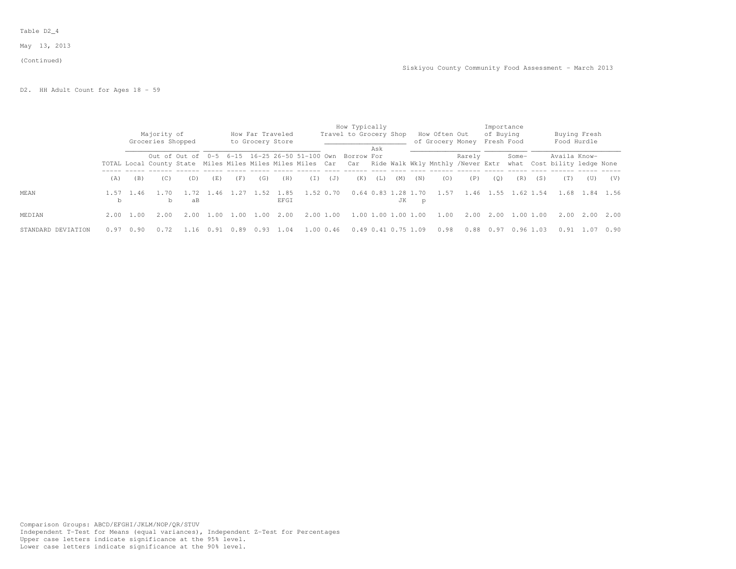Table D2_4

May 13, 2013

(Continued)

Siskiyou County Community Food Assessment - March 2013

D2. HH Adult Count for Ages 18 - 59

| | | Majority of Groceries Shopped | | | How Far Traveled to Grocery Store | | | | | How Typically Travel to Grocery Shop | | | | How Often Out of Grocery Money | | | Importance of Buying Fresh Food | | Buying Fresh Food Hurdle | | | |
|---|---|---|---|---|---|---|---|---|---|---|---|---|---|---|---|---|---|---|---|---|---|---|
| | TOTAL | Local | Out of County | Out of State | 0-5 Miles | 6-15 Miles | 16-25 Miles | 26-50 Miles | 51-100 Miles | Own Car | Borrow Car | Ask For Ride | Walk | Wkly | Mnthly | Rarely /Never | Extr | Some-what | Cost | Availa bility | Know-ledge | None |
| | (A) | (B) | (C) | (D) | (E) | (F) | (G) | (H) | (I) | (J) | (K) | (L) | (M) | (N) | (O) | (P) | (Q) | (R) | (S) | (T) | (U) | (V) |
| MEAN | 1.57 b | 1.46 | 1.70 b | 1.72 aB | 1.46 | 1.27 | 1.52 | 1.85 EFGI | 1.52 | 0.70 | 0.64 | 0.83 | 1.28 JK | 1.70 p | 1.57 | 1.46 | 1.55 | 1.62 | 1.54 | 1.68 | 1.84 | 1.56 |
| MEDIAN | 2.00 | 1.00 | 2.00 | 2.00 | 1.00 | 1.00 | 1.00 | 2.00 | 2.00 | 1.00 | 1.00 | 1.00 | 1.00 | 1.00 | 1.00 | 2.00 | 2.00 | 1.00 | 1.00 | 2.00 | 2.00 | 2.00 |
| STANDARD DEVIATION | 0.97 | 0.90 | 0.72 | 1.16 | 0.91 | 0.89 | 0.93 | 1.04 | 1.00 | 0.46 | 0.49 | 0.41 | 0.75 | 1.09 | 0.98 | 0.88 | 0.97 | 0.96 | 1.03 | 0.91 | 1.07 | 0.90 |

Comparison Groups: ABCD/EFGHI/JKLM/NOP/QR/STUV
Independent T-Test for Means (equal variances), Independent Z-Test for Percentages
Upper case letters indicate significance at the 95% level.
Lower case letters indicate significance at the 90% level.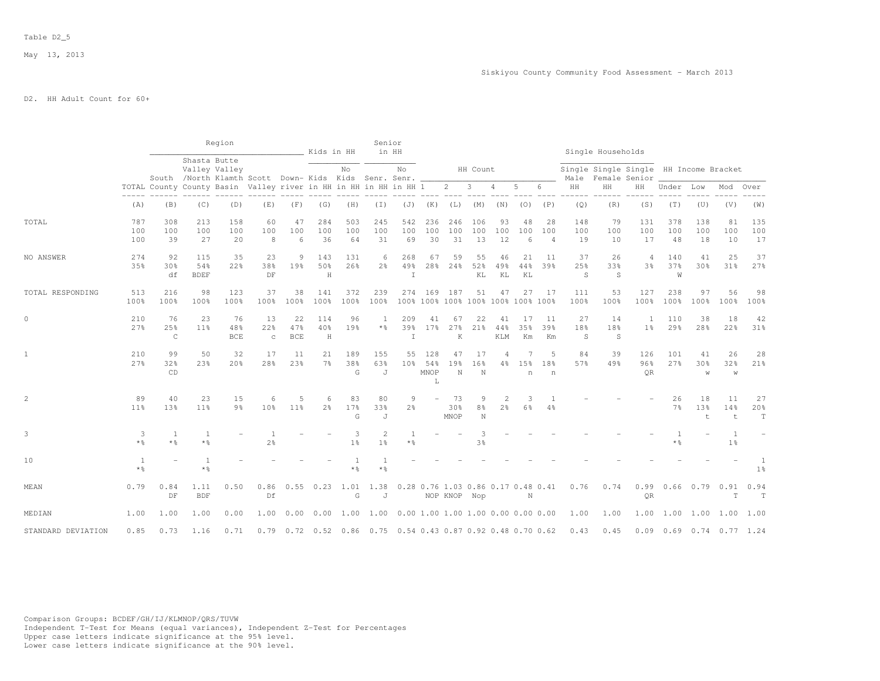Table D2_5

May 13, 2013

Siskiyou County Community Food Assessment - March 2013

D2. HH Adult Count for 60+

| | TOTAL | Region: South County | Region: Shasta Valley /North County | Region: Butte Valley Klamth Basin | Region: Scott Valley | Region: Down-river | Kids in HH: Kids in HH | Kids in HH: No Kids in HH | Senior in HH: Senr. in HH | Senior in HH: No Senr. in HH | HH Count: 1 | HH Count: 2 | HH Count: 3 | HH Count: 4 | HH Count: 5 | HH Count: 6 | Single Households: Single Male HH | Single Households: Single Female HH | Single Households: Single Senior HH | HH Income Bracket: Under | HH Income Bracket: Low | HH Income Bracket: Mod | HH Income Bracket: Over |
|---|---|---|---|---|---|---|---|---|---|---|---|---|---|---|---|---|---|---|---|---|---|---|---|
| | (A) | (B) | (C) | (D) | (E) | (F) | (G) | (H) | (I) | (J) | (K) | (L) | (M) | (N) | (O) | (P) | (Q) | (R) | (S) | (T) | (U) | (V) | (W) |
| TOTAL | 787 | 308 | 213 | 158 | 60 | 47 | 284 | 503 | 245 | 542 | 236 | 246 | 106 | 93 | 48 | 28 | 148 | 79 | 131 | 378 | 138 | 81 | 135 |
| | 100 | 100 | 100 | 100 | 100 | 100 | 100 | 100 | 100 | 100 | 100 | 100 | 100 | 100 | 100 | 100 | 100 | 100 | 100 | 100 | 100 | 100 | 100 |
| | 100 | 39 | 27 | 20 | 8 | 6 | 36 | 64 | 31 | 69 | 30 | 31 | 13 | 12 | 6 | 4 | 19 | 10 | 17 | 48 | 18 | 10 | 17 |
| NO ANSWER | 274 | 92 | 115 | 35 | 23 | 9 | 143 | 131 | 6 | 268 | 67 | 59 | 55 | 46 | 21 | 11 | 37 | 26 | 4 | 140 | 41 | 25 | 37 |
| | 35% | 30% | 54% | 22% | 38% | 19% | 50% | 26% | 2% | 49% | 28% | 24% | 52% | 49% | 44% | 39% | 25% | 33% | 3% | 37% | 30% | 31% | 27% |
| | | df | BDEF | | DF | | H | | | I | | | KL | KL | KL | | S | S | | W | | | |
| TOTAL RESPONDING | 513 | 216 | 98 | 123 | 37 | 38 | 141 | 372 | 239 | 274 | 169 | 187 | 51 | 47 | 27 | 17 | 111 | 53 | 127 | 238 | 97 | 56 | 98 |
| | 100% | 100% | 100% | 100% | 100% | 100% | 100% | 100% | 100% | 100% | 100% | 100% | 100% | 100% | 100% | 100% | 100% | 100% | 100% | 100% | 100% | 100% | 100% |
| 0 | 210 | 76 | 23 | 76 | 13 | 22 | 114 | 96 | 1 | 209 | 41 | 67 | 22 | 41 | 17 | 11 | 27 | 14 | 1 | 110 | 38 | 18 | 42 |
| | 27% | 25% | 11% | 48% | 22% | 47% | 40% | 19% | *% | 39% | 17% | 27% | 21% | 44% | 35% | 39% | 18% | 18% | 1% | 29% | 28% | 22% | 31% |
| | | C | | BCE | c | BCE | H | | | I | | K | | KLM | Km | Km | S | S | | | | | |
| 1 | 210 | 99 | 50 | 32 | 17 | 11 | 21 | 189 | 155 | 55 | 128 | 47 | 17 | 4 | 7 | 5 | 84 | 39 | 126 | 101 | 41 | 26 | 28 |
| | 27% | 32% | 23% | 20% | 28% | 23% | 7% | 38% | 63% | 10% | 54% | 19% | 16% | 4% | 15% | 18% | 57% | 49% | 96% | 27% | 30% | 32% | 21% |
| | | CD | | | | | | G | J | | MNOP L | N | N | | n | n | | | QR | | w | w | |
| 2 | 89 | 40 | 23 | 15 | 6 | 5 | 6 | 83 | 80 | 9 | - | 73 | 9 | 2 | 3 | 1 | - | - | - | 26 | 18 | 11 | 27 |
| | 11% | 13% | 11% | 9% | 10% | 11% | 2% | 17% | 33% | 2% | | 30% | 8% | 2% | 6% | 4% | | | | 7% | 13% | 14% | 20% |
| | | | | | | | | G | J | | | MNOP | N | | | | | | | | t | t | T |
| 3 | 3 | 1 | 1 | - | 1 | - | - | 3 | 2 | 1 | - | - | 3 | - | - | - | - | - | - | 1 | - | 1 | - |
| | *% | *% | *% | | 2% | | | 1% | 1% | *% | | | 3% | | | | | | | *% | | 1% | |
| 10 | 1 | - | 1 | - | - | - | - | 1 | 1 | - | - | - | - | - | - | - | - | - | - | - | - | - | 1 |
| | *% | | *% | | | | | *% | *% | | | | | | | | | | | | | | 1% |
| MEAN | 0.79 | 0.84 | 1.11 | 0.50 | 0.86 | 0.55 | 0.23 | 1.01 | 1.38 | 0.28 | 0.76 | 1.03 | 0.86 | 0.17 | 0.48 | 0.41 | 0.76 | 0.74 | 0.99 | 0.66 | 0.79 | 0.91 | 0.94 |
| | | DF | BDF | | Df | | | G | J | | NOP | KNOP | Nop | | N | | | | QR | | | T | T |
| MEDIAN | 1.00 | 1.00 | 1.00 | 0.00 | 1.00 | 0.00 | 0.00 | 1.00 | 1.00 | 0.00 | 1.00 | 1.00 | 1.00 | 0.00 | 0.00 | 0.00 | 1.00 | 1.00 | 1.00 | 1.00 | 1.00 | 1.00 | 1.00 |
| STANDARD DEVIATION | 0.85 | 0.73 | 1.16 | 0.71 | 0.79 | 0.72 | 0.52 | 0.86 | 0.75 | 0.54 | 0.43 | 0.87 | 0.92 | 0.48 | 0.70 | 0.62 | 0.43 | 0.45 | 0.09 | 0.69 | 0.74 | 0.77 | 1.24 |

Comparison Groups: BCDEF/GH/IJ/KLMNOP/QRS/TUVW
Independent T-Test for Means (equal variances), Independent Z-Test for Percentages
Upper case letters indicate significance at the 95% level.
Lower case letters indicate significance at the 90% level.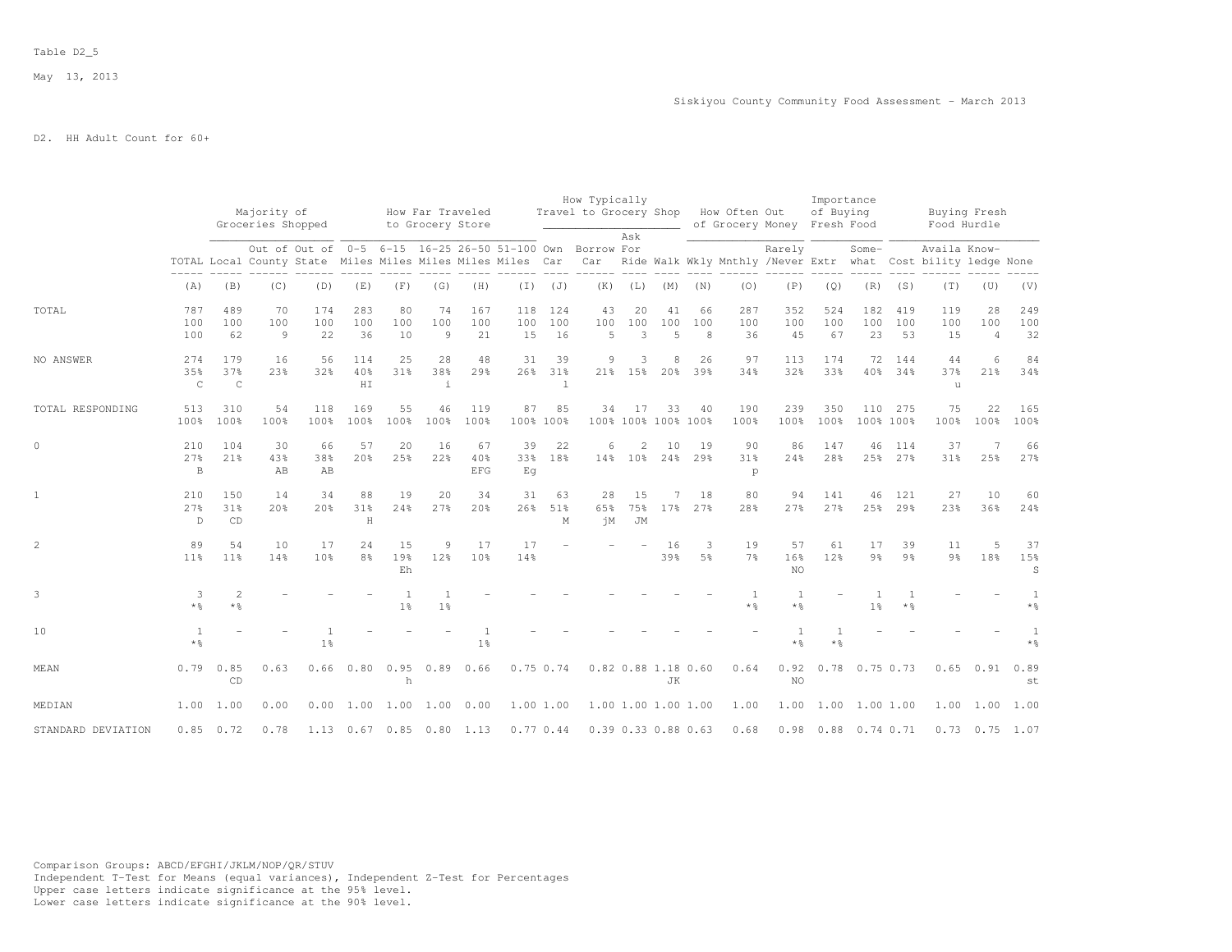Table D2_5

May 13, 2013

Siskiyou County Community Food Assessment - March 2013

D2. HH Adult Count for 60+

| | | Majority of Groceries Shopped | | | How Far Traveled to Grocery Store | | | | | How Typically Travel to Grocery Shop | | | | How Often Out of Grocery Money | | | Importance of Buying Fresh Food | | Buying Fresh Food Hurdle | | | |
|---|---|---|---|---|---|---|---|---|---|---|---|---|---|---|---|---|---|---|---|---|---|---|
| | TOTAL | Local | Out of County | Out of State | 0-5 Miles | 6-15 Miles | 16-25 Miles | 26-50 Miles | 51-100 Miles | Own Car | Borrow Car | Ask For Ride | Walk | Wkly | Mnthly | Rarely /Never | Extr | Some-what | Cost | Availa bility | Know-ledge | None |
| | (A) | (B) | (C) | (D) | (E) | (F) | (G) | (H) | (I) | (J) | (K) | (L) | (M) | (N) | (O) | (P) | (Q) | (R) | (S) | (T) | (U) | (V) |
| TOTAL | 787 | 489 | 70 | 174 | 283 | 80 | 74 | 167 | 118 | 124 | 43 | 20 | 41 | 66 | 287 | 352 | 524 | 182 | 419 | 119 | 28 | 249 |
| | 100 | 100 | 100 | 100 | 100 | 100 | 100 | 100 | 100 | 100 | 100 | 100 | 100 | 100 | 100 | 100 | 100 | 100 | 100 | 100 | 100 | 100 |
| | 100 | 62 | 9 | 22 | 36 | 10 | 9 | 21 | 15 | 16 | 5 | 3 | 5 | 8 | 36 | 45 | 67 | 23 | 53 | 15 | 4 | 32 |
| NO ANSWER | 274 | 179 | 16 | 56 | 114 | 25 | 28 | 48 | 31 | 39 | 9 | 3 | 8 | 26 | 97 | 113 | 174 | 72 | 144 | 44 | 6 | 84 |
| | 35% | 37% | 23% | 32% | 40% | 31% | 38% | 29% | 26% | 31% | 21% | 15% | 20% | 39% | 34% | 32% | 33% | 40% | 34% | 37% | 21% | 34% |
| | C | C | | | HI | | i | | | l | | | | | | | | | | u | | |
| TOTAL RESPONDING | 513 | 310 | 54 | 118 | 169 | 55 | 46 | 119 | 87 | 85 | 34 | 17 | 33 | 40 | 190 | 239 | 350 | 110 | 275 | 75 | 22 | 165 |
| | 100% | 100% | 100% | 100% | 100% | 100% | 100% | 100% | 100% | 100% | 100% | 100% | 100% | 100% | 100% | 100% | 100% | 100% | 100% | 100% | 100% | 100% |
| 0 | 210 | 104 | 30 | 66 | 57 | 20 | 16 | 67 | 39 | 22 | 6 | 2 | 10 | 19 | 90 | 86 | 147 | 46 | 114 | 37 | 7 | 66 |
| | 27% | 21% | 43% | 38% | 20% | 25% | 22% | 40% | 33% | 18% | 14% | 10% | 24% | 29% | 31% | 24% | 28% | 25% | 27% | 31% | 25% | 27% |
| | B | | AB | AB | | | | EFG | Eg | | | | | | p | | | | | | | |
| 1 | 210 | 150 | 14 | 34 | 88 | 19 | 20 | 34 | 31 | 63 | 28 | 15 | 7 | 18 | 80 | 94 | 141 | 46 | 121 | 27 | 10 | 60 |
| | 27% | 31% | 20% | 20% | 31% | 24% | 27% | 20% | 26% | 51% | 65% | 75% | 17% | 27% | 28% | 27% | 27% | 25% | 29% | 23% | 36% | 24% |
| | D | CD | | | H | | | | | M | jM | JM | | | | | | | | | | |
| 2 | 89 | 54 | 10 | 17 | 24 | 15 | 9 | 17 | 17 | - | - | - | 16 | 3 | 19 | 57 | 61 | 17 | 39 | 11 | 5 | 37 |
| | 11% | 11% | 14% | 10% | 8% | 19% | 12% | 10% | 14% | | | | 39% | 5% | 7% | 16% | 12% | 9% | 9% | 9% | 18% | 15% |
| | | | | | | Eh | | | | | | | | | | NO | | | | | | S |
| 3 | 3 | 2 | - | - | - | 1 | 1 | - | - | - | - | - | - | - | 1 | 1 | - | 1 | 1 | - | - | 1 |
| | *% | *% | | | | 1% | 1% | | | | | | | | *% | *% | | 1% | *% | | | *% |
| 10 | 1 | - | - | 1 | - | - | - | 1 | - | - | - | - | - | - | - | 1 | 1 | - | - | - | - | 1 |
| | *% | | | 1% | | | | 1% | | | | | | | | *% | *% | | | | | *% |
| MEAN | 0.79 | 0.85 | 0.63 | 0.66 | 0.80 | 0.95 | 0.89 | 0.66 | 0.75 | 0.74 | 0.82 | 0.88 | 1.18 | 0.60 | 0.64 | 0.92 | 0.78 | 0.75 | 0.73 | 0.65 | 0.91 | 0.89 |
| | | CD | | | | h | | | | | | | JK | | | NO | | | | | | st |
| MEDIAN | 1.00 | 1.00 | 0.00 | 0.00 | 1.00 | 1.00 | 1.00 | 0.00 | 1.00 | 1.00 | 1.00 | 1.00 | 1.00 | 1.00 | 1.00 | 1.00 | 1.00 | 1.00 | 1.00 | 1.00 | 1.00 | 1.00 |
| STANDARD DEVIATION | 0.85 | 0.72 | 0.78 | 1.13 | 0.67 | 0.85 | 0.80 | 1.13 | 0.77 | 0.44 | 0.39 | 0.33 | 0.88 | 0.63 | 0.68 | 0.98 | 0.88 | 0.74 | 0.71 | 0.73 | 0.75 | 1.07 |

Comparison Groups: ABCD/EFGHI/JKLM/NOP/QR/STUV
Independent T-Test for Means (equal variances), Independent Z-Test for Percentages
Upper case letters indicate significance at the 95% level.
Lower case letters indicate significance at the 90% level.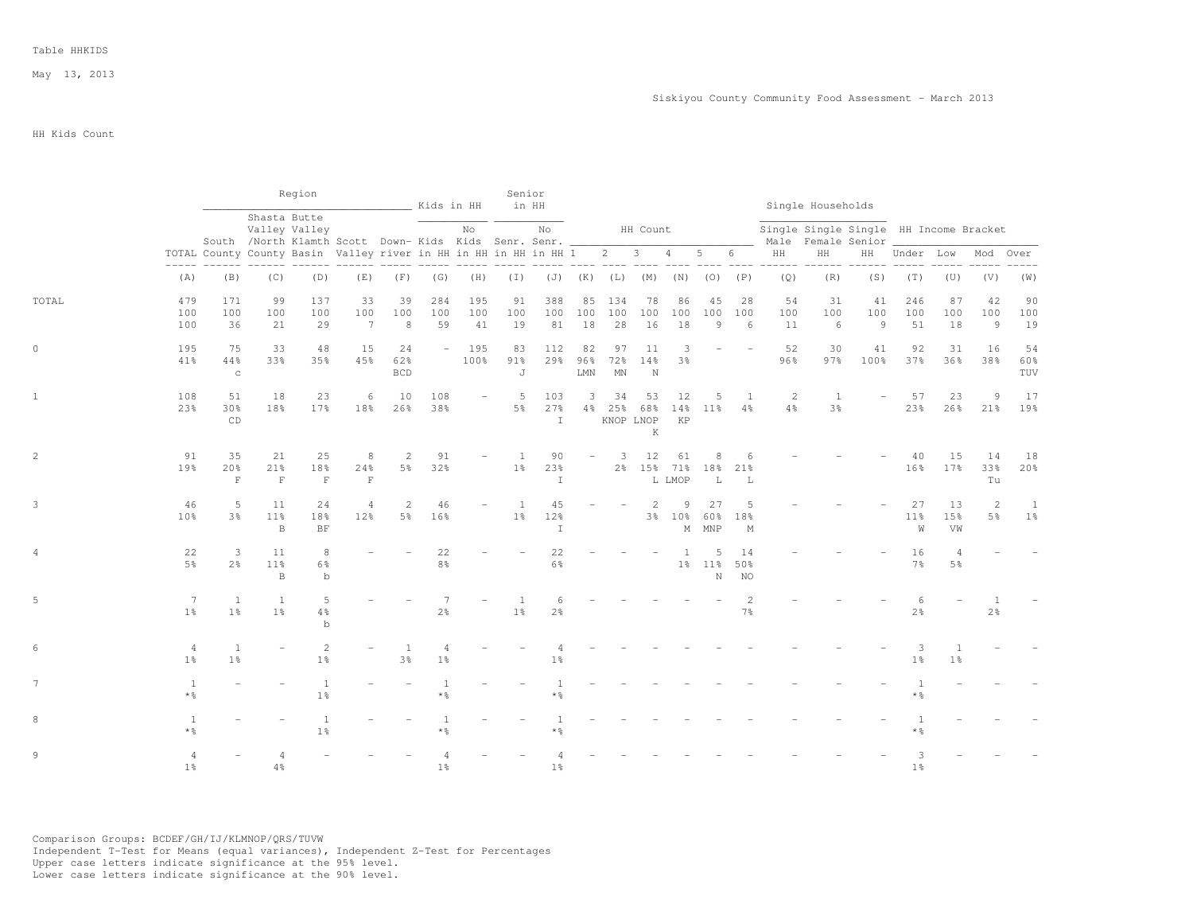Table HHKIDS

May 13, 2013

Siskiyou County Community Food Assessment - March 2013

HH Kids Count

| | | Region | | | | | Kids in HH | | Senior in HH | | HH Count | | | | | | Single Households | | | HH Income Bracket | | | |
|---|---|---|---|---|---|---|---|---|---|---|---|---|---|---|---|---|---|---|---|---|---|---|---|
| | TOTAL | South County | Shasta Valley /North County | Butte Valley Klamth Basin | Scott Valley | Down-river | Kids in HH | No Kids in HH | Senr. in HH | No Senr. in HH | 1 | 2 | 3 | 4 | 5 | 6 | Single Male HH | Single Female HH | Single Senior HH | Under | Low | Mod | Over |
| | (A) | (B) | (C) | (D) | (E) | (F) | (G) | (H) | (I) | (J) | (K) | (L) | (M) | (N) | (O) | (P) | (Q) | (R) | (S) | (T) | (U) | (V) | (W) |
| TOTAL | 479 | 171 | 99 | 137 | 33 | 39 | 284 | 195 | 91 | 388 | 85 | 134 | 78 | 86 | 45 | 28 | 54 | 31 | 41 | 246 | 87 | 42 | 90 |
| | 100 | 100 | 100 | 100 | 100 | 100 | 100 | 100 | 100 | 100 | 100 | 100 | 100 | 100 | 100 | 100 | 100 | 100 | 100 | 100 | 100 | 100 | 100 |
| | 100 | 36 | 21 | 29 | 7 | 8 | 59 | 41 | 19 | 81 | 18 | 28 | 16 | 18 | 9 | 6 | 11 | 6 | 9 | 51 | 18 | 9 | 19 |
| 0 | 195 | 75 | 33 | 48 | 15 | 24 | - | 195 | 83 | 112 | 82 | 97 | 11 | 3 | - | - | 52 | 30 | 41 | 92 | 31 | 16 | 54 |
| | 41% | 44% | 33% | 35% | 45% | 62% | | 100% | 91% | 29% | 96% | 72% | 14% | 3% | | | 96% | 97% | 100% | 37% | 36% | 38% | 60% |
| | | c | | | | BCD | | | J | | LMN | MN | N | | | | | | | | | | TUV |
| 1 | 108 | 51 | 18 | 23 | 6 | 10 | 108 | - | 5 | 103 | 3 | 34 | 53 | 12 | 5 | 1 | 2 | 1 | - | 57 | 23 | 9 | 17 |
| | 23% | 30% | 18% | 17% | 18% | 26% | 38% | | 5% | 27% | 4% | 25% | 68% | 14% | 11% | 4% | 4% | 3% | | 23% | 26% | 21% | 19% |
| | | CD | | | | | | | | I | | KNOP | LNOP K | KP | | | | | | | | | |
| 2 | 91 | 35 | 21 | 25 | 8 | 2 | 91 | - | 1 | 90 | - | 3 | 12 | 61 | 8 | 6 | - | - | - | 40 | 15 | 14 | 18 |
| | 19% | 20% | 21% | 18% | 24% | 5% | 32% | | 1% | 23% | | 2% | 15% | 71% | 18% | 21% | | | | 16% | 17% | 33% | 20% |
| | | F | F | F | F | | | | | I | | | L | LMOP | L | L | | | | | | Tu | |
| 3 | 46 | 5 | 11 | 24 | 4 | 2 | 46 | - | 1 | 45 | - | - | 2 | 9 | 27 | 5 | - | - | - | 27 | 13 | 2 | 1 |
| | 10% | 3% | 11% | 18% | 12% | 5% | 16% | | 1% | 12% | | | 3% | 10% | 60% | 18% | | | | 11% | 15% | 5% | 1% |
| | | | B | BF | | | | | | I | | | | M | MNP | M | | | | W | VW | | |
| 4 | 22 | 3 | 11 | 8 | - | - | 22 | - | - | 22 | - | - | - | 1 | 5 | 14 | - | - | - | 16 | 4 | - | - |
| | 5% | 2% | 11% | 6% | | | 8% | | | 6% | | | | 1% | 11% | 50% | | | | 7% | 5% | | |
| | | | B | b | | | | | | | | | | | N | NO | | | | | | | |
| 5 | 7 | 1 | 1 | 5 | - | - | 7 | - | 1 | 6 | - | - | - | - | - | 2 | - | - | - | 6 | - | 1 | - |
| | 1% | 1% | 1% | 4% | | | 2% | | 1% | 2% | | | | | | 7% | | | | 2% | | 2% | |
| | | | | b | | | | | | | | | | | | | | | | | | | |
| 6 | 4 | 1 | - | 2 | - | 1 | 4 | - | - | 4 | - | - | - | - | - | - | - | - | - | 3 | 1 | - | - |
| | 1% | 1% | | 1% | | 3% | 1% | | | 1% | | | | | | | | | | 1% | 1% | | |
| 7 | 1 | - | - | 1 | - | - | 1 | - | - | 1 | - | - | - | - | - | - | - | - | - | 1 | - | - | - |
| | *% | | | 1% | | | *% | | | *% | | | | | | | | | | *% | | | |
| 8 | 1 | - | - | 1 | - | - | 1 | - | - | 1 | - | - | - | - | - | - | - | - | - | 1 | - | - | - |
| | *% | | | 1% | | | *% | | | *% | | | | | | | | | | *% | | | |
| 9 | 4 | - | 4 | - | - | - | 4 | - | - | 4 | - | - | - | - | - | - | - | - | - | 3 | - | - | - |
| | 1% | | 4% | | | | 1% | | | 1% | | | | | | | | | | 1% | | | |

Comparison Groups: BCDEF/GH/IJ/KLMNOP/QRS/TUVW
Independent T-Test for Means (equal variances), Independent Z-Test for Percentages
Upper case letters indicate significance at the 95% level.
Lower case letters indicate significance at the 90% level.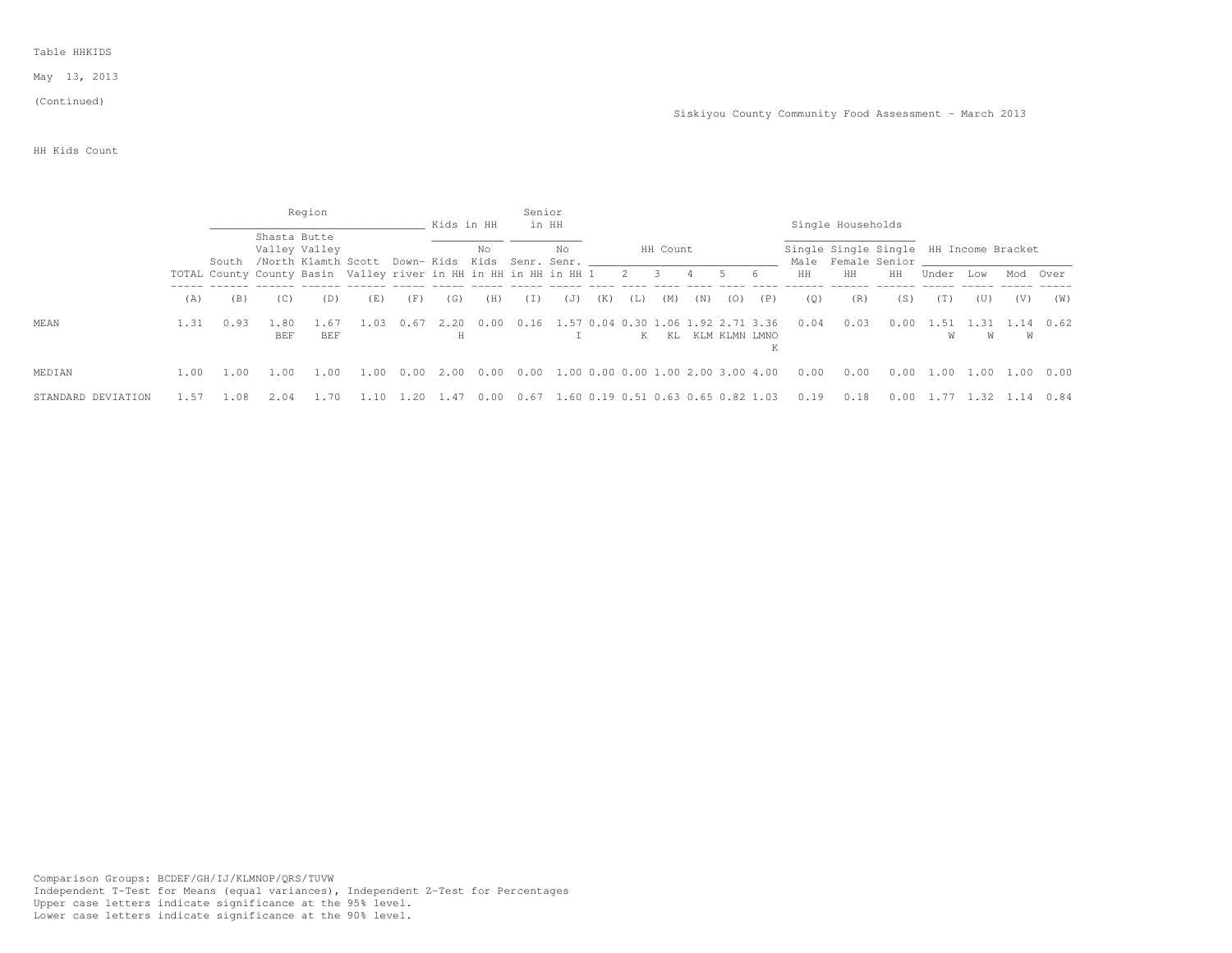Table HHKIDS

May 13, 2013

(Continued)

Siskiyou County Community Food Assessment - March 2013

HH Kids Count

| | | Region | | | | | Kids in HH | | Senior in HH | | HH Count | | | | | | Single Households | | | HH Income Bracket | | | |
|---|---|---|---|---|---|---|---|---|---|---|---|---|---|---|---|---|---|---|---|---|---|---|---|
| | TOTAL | South County | Shasta Valley /North County | Butte Valley Klamth Basin | Scott Valley | Down-river | Kids in HH | No Kids in HH | Senr. in HH | No Senr. in HH | 1 | 2 | 3 | 4 | 5 | 6 | Single Male HH | Single Female HH | Single Senior HH | Under | Low | Mod | Over |
| | (A) | (B) | (C) | (D) | (E) | (F) | (G) | (H) | (I) | (J) | (K) | (L) | (M) | (N) | (O) | (P) | (Q) | (R) | (S) | (T) | (U) | (V) | (W) |
| MEAN | 1.31 | 0.93 | 1.80 BEF | 1.67 BEF | 1.03 | 0.67 | 2.20 H | 0.00 | 0.16 | 1.57 I | 0.04 | 0.30 K | 1.06 KL | 1.92 KLM | 2.71 KLMN | 3.36 LMNO K | 0.04 | 0.03 | 0.00 | 1.51 W | 1.31 W | 1.14 W | 0.62 |
| MEDIAN | 1.00 | 1.00 | 1.00 | 1.00 | 1.00 | 0.00 | 2.00 | 0.00 | 0.00 | 1.00 | 0.00 | 0.00 | 1.00 | 2.00 | 3.00 | 4.00 | 0.00 | 0.00 | 0.00 | 1.00 | 1.00 | 1.00 | 0.00 |
| STANDARD DEVIATION | 1.57 | 1.08 | 2.04 | 1.70 | 1.10 | 1.20 | 1.47 | 0.00 | 0.67 | 1.60 | 0.19 | 0.51 | 0.63 | 0.65 | 0.82 | 1.03 | 0.19 | 0.18 | 0.00 | 1.77 | 1.32 | 1.14 | 0.84 |

Comparison Groups: BCDEF/GH/IJ/KLMNOP/QRS/TUVW
Independent T-Test for Means (equal variances), Independent Z-Test for Percentages
Upper case letters indicate significance at the 95% level.
Lower case letters indicate significance at the 90% level.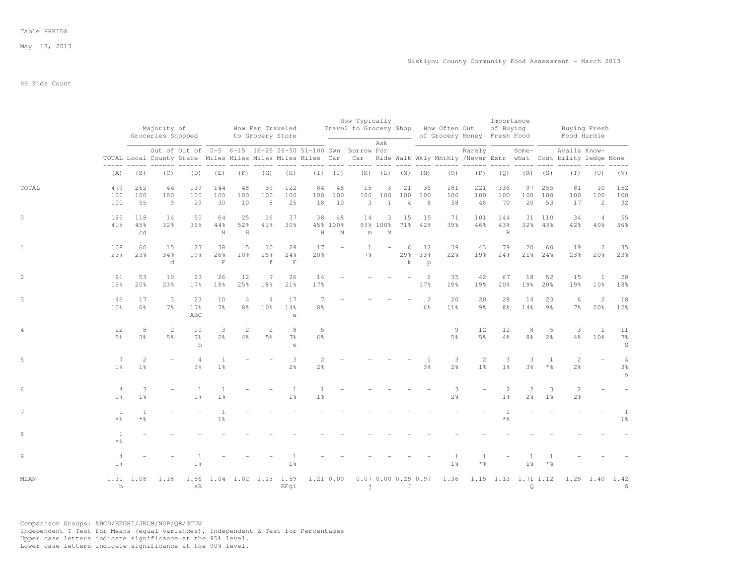Table HHKIDS

May 13, 2013

Siskiyou County Community Food Assessment - March 2013

HH Kids Count

| | | Majority of Groceries Shopped | | | How Far Traveled to Grocery Store | | | | | How Typically Travel to Grocery Shop | | | | How Often Out of Grocery Money | | | Importance of Buying Fresh Food | | Buying Fresh Food Hurdle | | | |
|---|---|---|---|---|---|---|---|---|---|---|---|---|---|---|---|---|---|---|---|---|---|---|
| | TOTAL | Local | Out of County | Out of State | 0-5 Miles | 6-15 Miles | 16-25 Miles | 26-50 Miles | 51-100 Miles | Own Car | Borrow Car | Ask For Ride | Walk | Wkly | Mnthly | Rarely /Never | Extr | Some-what | Cost | Availa bility | Know-ledge | None |
| | (A) | (B) | (C) | (D) | (E) | (F) | (G) | (H) | (I) | (J) | (K) | (L) | (M) | (N) | (O) | (P) | (Q) | (R) | (S) | (T) | (U) | (V) |
| TOTAL | 479 | 262 | 44 | 139 | 144 | 48 | 39 | 122 | 84 | 48 | 15 | 3 | 21 | 36 | 181 | 221 | 336 | 97 | 255 | 81 | 10 | 152 |
| | 100 | 100 | 100 | 100 | 100 | 100 | 100 | 100 | 100 | 100 | 100 | 100 | 100 | 100 | 100 | 100 | 100 | 100 | 100 | 100 | 100 | 100 |
| | 100 | 55 | 9 | 29 | 30 | 10 | 8 | 25 | 18 | 10 | 3 | 1 | 4 | 8 | 38 | 46 | 70 | 20 | 53 | 17 | 2 | 32 |
| 0 | 195 | 118 | 14 | 50 | 64 | 25 | 16 | 37 | 38 | 48 | 14 | 3 | 15 | 15 | 71 | 101 | 144 | 31 | 110 | 34 | 4 | 55 |
| | 41% | 45% | 32% | 36% | 44% | 52% | 41% | 30% | 45% | 100% | 93% | 100% | 71% | 42% | 39% | 46% | 43% | 32% | 43% | 42% | 40% | 36% |
| | | cd | | | H | H | | | H | M | m | M | | | | | R | | | | | |
| 1 | 108 | 60 | 15 | 27 | 38 | 5 | 10 | 29 | 17 | - | 1 | - | 6 | 12 | 39 | 43 | 79 | 20 | 60 | 19 | 2 | 35 |
| | 23% | 23% | 34% | 19% | 26% | 10% | 26% | 24% | 20% | | 7% | | 29% | 33% | 22% | 19% | 24% | 21% | 24% | 23% | 20% | 23% |
| | | | d | | F | | f | F | | | | | k | p | | | | | | | | |
| 2 | 91 | 53 | 10 | 23 | 26 | 12 | 7 | 26 | 14 | - | - | - | - | 6 | 35 | 42 | 67 | 18 | 52 | 15 | 1 | 28 |
| | 19% | 20% | 23% | 17% | 18% | 25% | 18% | 21% | 17% | | | | | 17% | 19% | 19% | 20% | 19% | 20% | 19% | 10% | 18% |
| 3 | 46 | 17 | 3 | 23 | 10 | 4 | 4 | 17 | 7 | - | - | - | - | 2 | 20 | 20 | 28 | 14 | 23 | 6 | 2 | 18 |
| | 10% | 6% | 7% | 17% | 7% | 8% | 10% | 14% | 8% | | | | | 6% | 11% | 9% | 8% | 14% | 9% | 7% | 20% | 12% |
| | | | | ABC | | | | e | | | | | | | | | | | | | | |
| 4 | 22 | 8 | 2 | 10 | 3 | 2 | 2 | 8 | 5 | - | - | - | - | - | 9 | 12 | 12 | 8 | 5 | 3 | 1 | 11 |
| | 5% | 3% | 5% | 7% | 2% | 4% | 5% | 7% | 6% | | | | | | 5% | 5% | 4% | 8% | 2% | 4% | 10% | 7% |
| | | | | b | | | | e | | | | | | | | | | | | | | S |
| 5 | 7 | 2 | - | 4 | 1 | - | - | 3 | 2 | - | - | - | - | 1 | 3 | 2 | 3 | 3 | 1 | 2 | - | 4 |
| | 1% | 1% | | 3% | 1% | | | 2% | 2% | | | | | 3% | 2% | 1% | 1% | 3% | *% | 2% | | 3% |
| | | | | | | | | | | | | | | | | | | | | | | s |
| 6 | 4 | 3 | - | 1 | 1 | - | - | 1 | 1 | - | - | - | - | - | 3 | - | 2 | 2 | 3 | 2 | - | - |
| | 1% | 1% | | 1% | 1% | | | 1% | 1% | | | | | | 2% | | 1% | 2% | 1% | 2% | | |
| 7 | 1 | 1 | - | - | 1 | - | - | - | - | - | - | - | - | - | - | - | 1 | - | - | - | - | 1 |
| | *% | *% | | | 1% | | | | | | | | | | | | *% | | | | | 1% |
| 8 | 1 | - | - | - | - | - | - | - | - | - | - | - | - | - | - | - | - | - | - | - | - | - |
| | *% | | | | | | | | | | | | | | | | | | | | | |
| 9 | 4 | - | - | 1 | - | - | - | 1 | - | - | - | - | - | - | 1 | 1 | - | 1 | 1 | - | - | - |
| | 1% | | | 1% | | | | 1% | | | | | | | 1% | *% | | 1% | *% | | | |
| MEAN | 1.31 | 1.08 | 1.18 | 1.56 | 1.04 | 1.02 | 1.13 | 1.59 | 1.21 | 0.00 | 0.07 | 0.00 | 0.29 | 0.97 | 1.36 | 1.15 | 1.13 | 1.71 | 1.12 | 1.25 | 1.40 | 1.42 |
| | b | | | aB | | | | EFgi | | | j | | J | | | | | Q | | | | S |

Comparison Groups: ABCD/EFGHI/JKLM/NOP/QR/STUV
Independent T-Test for Means (equal variances), Independent Z-Test for Percentages
Upper case letters indicate significance at the 95% level.
Lower case letters indicate significance at the 90% level.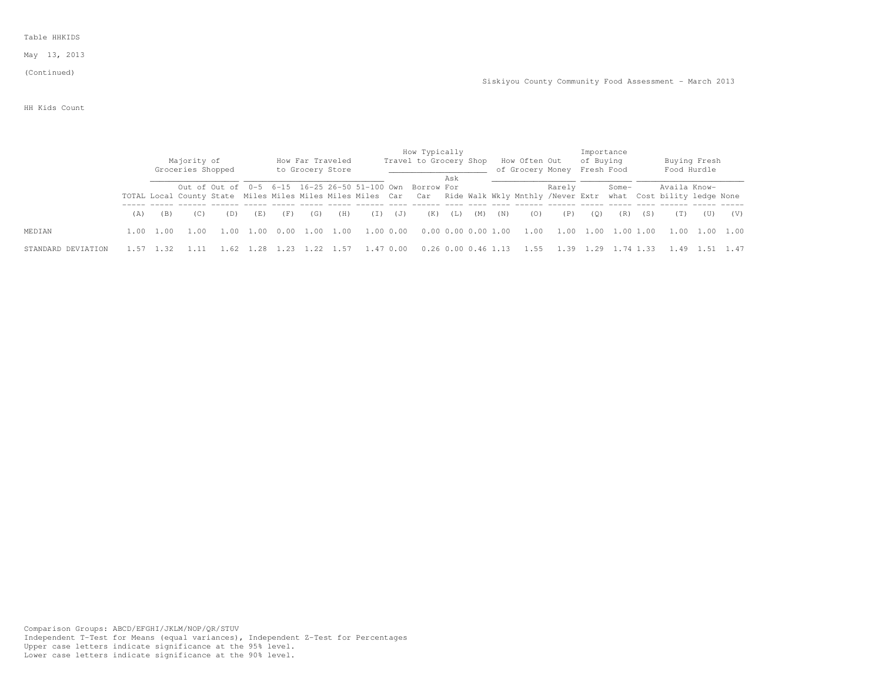Table HHKIDS

May 13, 2013

(Continued)

Siskiyou County Community Food Assessment - March 2013

HH Kids Count

| | | Majority of Groceries Shopped | | | How Far Traveled to Grocery Store | | | | | How Typically Travel to Grocery Shop | | | | How Often Out of Grocery Money | | | Importance of Buying Fresh Food | | Buying Fresh Food Hurdle | | | |
|---|---|---|---|---|---|---|---|---|---|---|---|---|---|---|---|---|---|---|---|---|---|---|
| | TOTAL | Local | Out of County | Out of State | 0-5 Miles | 6-15 Miles | 16-25 Miles | 26-50 Miles | 51-100 Miles | Own Car | Borrow Car | Ask For Ride | Walk | Wkly | Mnthly | Rarely /Never | Extr | Some-what | Cost | Availa bility | Know-ledge | None |
| | (A) | (B) | (C) | (D) | (E) | (F) | (G) | (H) | (I) | (J) | (K) | (L) | (M) | (N) | (O) | (P) | (Q) | (R) | (S) | (T) | (U) | (V) |
| MEDIAN | 1.00 | 1.00 | 1.00 | 1.00 | 1.00 | 0.00 | 1.00 | 1.00 | 1.00 | 0.00 | 0.00 | 0.00 | 0.00 | 1.00 | 1.00 | 1.00 | 1.00 | 1.00 | 1.00 | 1.00 | 1.00 | 1.00 |
| STANDARD DEVIATION | 1.57 | 1.32 | 1.11 | 1.62 | 1.28 | 1.23 | 1.22 | 1.57 | 1.47 | 0.00 | 0.26 | 0.00 | 0.46 | 1.13 | 1.55 | 1.39 | 1.29 | 1.74 | 1.33 | 1.49 | 1.51 | 1.47 |

Comparison Groups: ABCD/EFGHI/JKLM/NOP/QR/STUV
Independent T-Test for Means (equal variances), Independent Z-Test for Percentages
Upper case letters indicate significance at the 95% level.
Lower case letters indicate significance at the 90% level.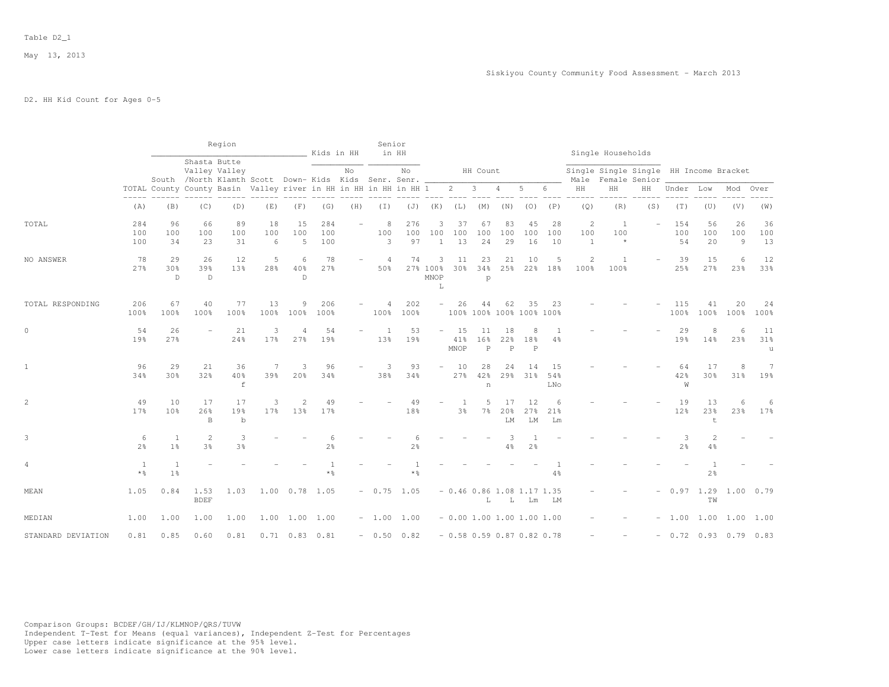Table D2_1

May 13, 2013

Siskiyou County Community Food Assessment - March 2013

D2. HH Kid Count for Ages 0-5

| | | Region | | | | | Kids in HH | | Senior in HH | | HH Count | | | | | | Single Households | | | HH Income Bracket | | | |
|---|---|---|---|---|---|---|---|---|---|---|---|---|---|---|---|---|---|---|---|---|---|---|---|
| | TOTAL | South County | Shasta Valley /North County | Butte Valley Klamth Basin | Scott Valley | Down-river | Kids in HH | No Kids in HH | Senr. in HH | No Senr. in HH | 1 | 2 | 3 | 4 | 5 | 6 | Single Male HH | Single Female HH | Single Senior HH | Under | Low | Mod | Over |
| | (A) | (B) | (C) | (D) | (E) | (F) | (G) | (H) | (I) | (J) | (K) | (L) | (M) | (N) | (O) | (P) | (Q) | (R) | (S) | (T) | (U) | (V) | (W) |
| TOTAL | 284 | 96 | 66 | 89 | 18 | 15 | 284 | - | 8 | 276 | 3 | 37 | 67 | 83 | 45 | 28 | 2 | 1 | - | 154 | 56 | 26 | 36 |
| | 100 | 100 | 100 | 100 | 100 | 100 | 100 | | 100 | 100 | 100 | 100 | 100 | 100 | 100 | 100 | 100 | 100 | | 100 | 100 | 100 | 100 |
| | 100 | 34 | 23 | 31 | 6 | 5 | 100 | | 3 | 97 | 1 | 13 | 24 | 29 | 16 | 10 | 1 | * | | 54 | 20 | 9 | 13 |
| NO ANSWER | 78 | 29 | 26 | 12 | 5 | 6 | 78 | - | 4 | 74 | 3 | 11 | 23 | 21 | 10 | 5 | 2 | 1 | - | 39 | 15 | 6 | 12 |
| | 27% | 30% | 39% | 13% | 28% | 40% | 27% | | 50% | 27% | 100% | 30% | 34% | 25% | 22% | 18% | 100% | 100% | | 25% | 27% | 23% | 33% |
| | | D | D | | | D | | | | | MNOP L | | p | | | | | | | | | | |
| TOTAL RESPONDING | 206 | 67 | 40 | 77 | 13 | 9 | 206 | - | 4 | 202 | - | 26 | 44 | 62 | 35 | 23 | - | - | - | 115 | 41 | 20 | 24 |
| | 100% | 100% | 100% | 100% | 100% | 100% | 100% | | 100% | 100% | | 100% | 100% | 100% | 100% | 100% | | | | 100% | 100% | 100% | 100% |
| 0 | 54 | 26 | - | 21 | 3 | 4 | 54 | - | 1 | 53 | - | 15 | 11 | 18 | 8 | 1 | - | - | - | 29 | 8 | 6 | 11 |
| | 19% | 27% | | 24% | 17% | 27% | 19% | | 13% | 19% | | 41% | 16% | 22% | 18% | 4% | | | | 19% | 14% | 23% | 31% |
| | | | | | | | | | | | | MNOP | P | P | P | | | | | | | | u |
| 1 | 96 | 29 | 21 | 36 | 7 | 3 | 96 | - | 3 | 93 | - | 10 | 28 | 24 | 14 | 15 | - | - | - | 64 | 17 | 8 | 7 |
| | 34% | 30% | 32% | 40% | 39% | 20% | 34% | | 38% | 34% | | 27% | 42% | 29% | 31% | 54% | | | | 42% | 30% | 31% | 19% |
| | | | | f | | | | | | | | | n | | | LNo | | | | W | | | |
| 2 | 49 | 10 | 17 | 17 | 3 | 2 | 49 | - | - | 49 | - | 1 | 5 | 17 | 12 | 6 | - | - | - | 19 | 13 | 6 | 6 |
| | 17% | 10% | 26% | 19% | 17% | 13% | 17% | | | 18% | | 3% | 7% | 20% | 27% | 21% | | | | 12% | 23% | 23% | 17% |
| | | | B | b | | | | | | | | | | LM | LM | Lm | | | | | t | | |
| 3 | 6 | 1 | 2 | 3 | - | - | 6 | - | - | 6 | - | - | - | 3 | 1 | - | - | - | - | 3 | 2 | - | - |
| | 2% | 1% | 3% | 3% | | | 2% | | | 2% | | | | 4% | 2% | | | | | 2% | 4% | | |
| 4 | 1 | 1 | - | - | - | - | 1 | - | - | 1 | - | - | - | - | - | 1 | - | - | - | - | 1 | - | - |
| | *% | 1% | | | | | *% | | | *% | | | | | | 4% | | | | | 2% | | |
| MEAN | 1.05 | 0.84 | 1.53 | 1.03 | 1.00 | 0.78 | 1.05 | - | 0.75 | 1.05 | - | 0.46 | 0.86 | 1.08 | 1.17 | 1.35 | - | - | - | 0.97 | 1.29 | 1.00 | 0.79 |
| | | | BDEF | | | | | | | | | | L | L | Lm | LM | | | | | TW | | |
| MEDIAN | 1.00 | 1.00 | 1.00 | 1.00 | 1.00 | 1.00 | 1.00 | - | 1.00 | 1.00 | - | 0.00 | 1.00 | 1.00 | 1.00 | 1.00 | - | - | - | 1.00 | 1.00 | 1.00 | 1.00 |
| STANDARD DEVIATION | 0.81 | 0.85 | 0.60 | 0.81 | 0.71 | 0.83 | 0.81 | - | 0.50 | 0.82 | - | 0.58 | 0.59 | 0.87 | 0.82 | 0.78 | - | - | - | 0.72 | 0.93 | 0.79 | 0.83 |

Comparison Groups: BCDEF/GH/IJ/KLMNOP/QRS/TUVW
Independent T-Test for Means (equal variances), Independent Z-Test for Percentages
Upper case letters indicate significance at the 95% level.
Lower case letters indicate significance at the 90% level.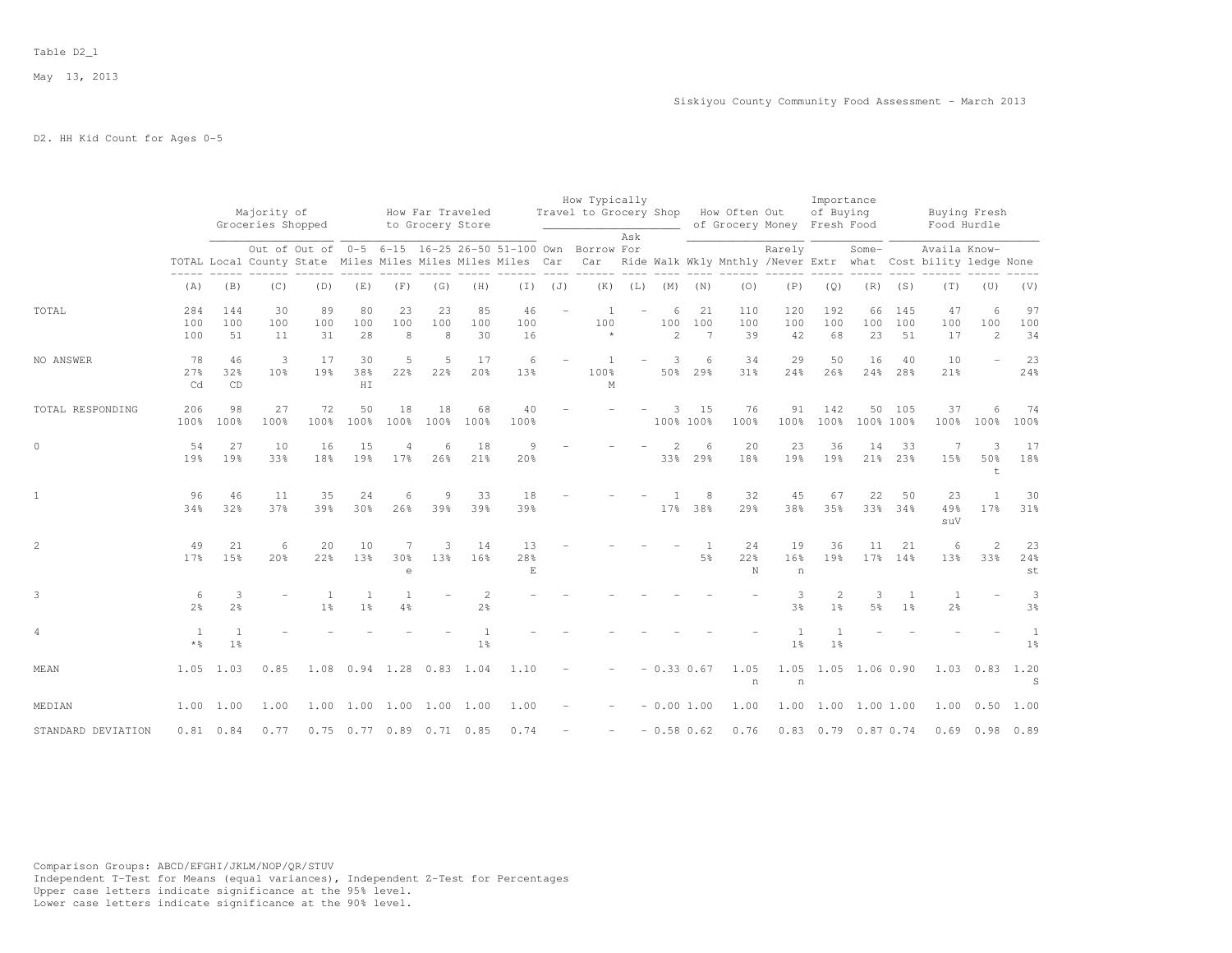Table D2_1

May 13, 2013

Siskiyou County Community Food Assessment - March 2013

D2. HH Kid Count for Ages 0-5

| | | Majority of Groceries Shopped | | | How Far Traveled to Grocery Store | | | | | How Typically Travel to Grocery Shop | | | | How Often Out of Grocery Money | | | Importance of Buying Fresh Food | | Buying Fresh Food Hurdle | | | |
|---|---|---|---|---|---|---|---|---|---|---|---|---|---|---|---|---|---|---|---|---|---|---|
| | TOTAL | Local | Out of County | Out of State | 0-5 Miles | 6-15 Miles | 16-25 Miles | 26-50 Miles | 51-100 Miles | Own Car | Borrow Car | Ask For Ride | Walk | Wkly | Mnthly | Rarely /Never | Extr | Some-what | Cost | Availa bility | Know-ledge | None |
| | (A) | (B) | (C) | (D) | (E) | (F) | (G) | (H) | (I) | (J) | (K) | (L) | (M) | (N) | (O) | (P) | (Q) | (R) | (S) | (T) | (U) | (V) |
| TOTAL | 284 | 144 | 30 | 89 | 80 | 23 | 23 | 85 | 46 | - | 1 | - | 6 | 21 | 110 | 120 | 192 | 66 | 145 | 47 | 6 | 97 |
| | 100 | 100 | 100 | 100 | 100 | 100 | 100 | 100 | 100 | | 100 | | 100 | 100 | 100 | 100 | 100 | 100 | 100 | 100 | 100 | 100 |
| | 100 | 51 | 11 | 31 | 28 | 8 | 8 | 30 | 16 | | * | | 2 | 7 | 39 | 42 | 68 | 23 | 51 | 17 | 2 | 34 |
| NO ANSWER | 78 | 46 | 3 | 17 | 30 | 5 | 5 | 17 | 6 | - | 1 | - | 3 | 6 | 34 | 29 | 50 | 16 | 40 | 10 | - | 23 |
| | 27% | 32% | 10% | 19% | 38% | 22% | 22% | 20% | 13% | | 100% | | 50% | 29% | 31% | 24% | 26% | 24% | 28% | 21% | | 24% |
| | Cd | CD | | | HI | | | | | | M | | | | | | | | | | | |
| TOTAL RESPONDING | 206 | 98 | 27 | 72 | 50 | 18 | 18 | 68 | 40 | - | - | - | 3 | 15 | 76 | 91 | 142 | 50 | 105 | 37 | 6 | 74 |
| | 100% | 100% | 100% | 100% | 100% | 100% | 100% | 100% | 100% | | | | 100% | 100% | 100% | 100% | 100% | 100% | 100% | 100% | 100% | 100% |
| 0 | 54 | 27 | 10 | 16 | 15 | 4 | 6 | 18 | 9 | - | - | - | 2 | 6 | 20 | 23 | 36 | 14 | 33 | 7 | 3 | 17 |
| | 19% | 19% | 33% | 18% | 19% | 17% | 26% | 21% | 20% | | | | 33% | 29% | 18% | 19% | 19% | 21% | 23% | 15% | 50% | 18% |
| | | | | | | | | | | | | | | | | | | | | | t | |
| 1 | 96 | 46 | 11 | 35 | 24 | 6 | 9 | 33 | 18 | - | - | - | 1 | 8 | 32 | 45 | 67 | 22 | 50 | 23 | 1 | 30 |
| | 34% | 32% | 37% | 39% | 30% | 26% | 39% | 39% | 39% | | | | 17% | 38% | 29% | 38% | 35% | 33% | 34% | 49% | 17% | 31% |
| | | | | | | | | | | | | | | | | | | | | suV | | |
| 2 | 49 | 21 | 6 | 20 | 10 | 7 | 3 | 14 | 13 | - | - | - | - | 1 | 24 | 19 | 36 | 11 | 21 | 6 | 2 | 23 |
| | 17% | 15% | 20% | 22% | 13% | 30% | 13% | 16% | 28% | | | | | 5% | 22% | 16% | 19% | 17% | 14% | 13% | 33% | 24% |
| | | | | | | e | | | E | | | | | | N | n | | | | | | st |
| 3 | 6 | 3 | - | 1 | 1 | 1 | - | 2 | - | - | - | - | - | - | - | 3 | 2 | 3 | 1 | 1 | - | 3 |
| | 2% | 2% | | 1% | 1% | 4% | | 2% | | | | | | | | 3% | 1% | 5% | 1% | 2% | | 3% |
| 4 | 1 | 1 | - | - | - | - | - | 1 | - | - | - | - | - | - | - | 1 | 1 | - | - | - | - | 1 |
| | *% | 1% | | | | | | 1% | | | | | | | | 1% | 1% | | | | | 1% |
| MEAN | 1.05 | 1.03 | 0.85 | 1.08 | 0.94 | 1.28 | 0.83 | 1.04 | 1.10 | - | - | - | 0.33 | 0.67 | 1.05 | 1.05 | 1.05 | 1.06 | 0.90 | 1.03 | 0.83 | 1.20 |
| | | | | | | | | | | | | | | | n | n | | | | | | S |
| MEDIAN | 1.00 | 1.00 | 1.00 | 1.00 | 1.00 | 1.00 | 1.00 | 1.00 | 1.00 | - | - | - | 0.00 | 1.00 | 1.00 | 1.00 | 1.00 | 1.00 | 1.00 | 1.00 | 0.50 | 1.00 |
| STANDARD DEVIATION | 0.81 | 0.84 | 0.77 | 0.75 | 0.77 | 0.89 | 0.71 | 0.85 | 0.74 | - | - | - | 0.58 | 0.62 | 0.76 | 0.83 | 0.79 | 0.87 | 0.74 | 0.69 | 0.98 | 0.89 |

Comparison Groups: ABCD/EFGHI/JKLM/NOP/QR/STUV
Independent T-Test for Means (equal variances), Independent Z-Test for Percentages
Upper case letters indicate significance at the 95% level.
Lower case letters indicate significance at the 90% level.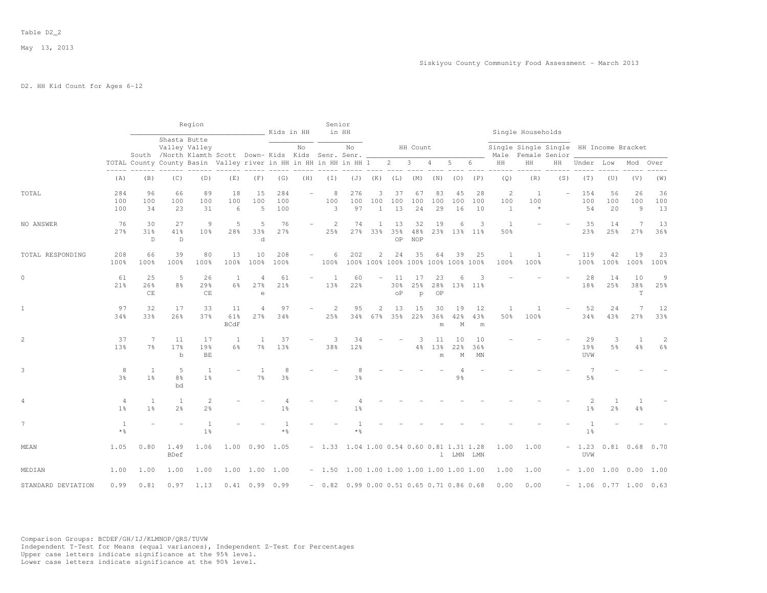Table D2_2

May 13, 2013

Siskiyou County Community Food Assessment - March 2013

D2. HH Kid Count for Ages 6-12

| | Region | | | | | | Kids in HH | | Senior in HH | | HH Count | | | | | | Single Households | | | HH Income Bracket | | | |
|---|---|---|---|---|---|---|---|---|---|---|---|---|---|---|---|---|---|---|---|---|---|---|---|
| | TOTAL | South County | Shasta Valley /North County | Butte Valley Klamth Basin | Scott Valley | Down-river | Kids in HH | No Kids in HH | Senr. in HH | No Senr. in HH | 1 | 2 | 3 | 4 | 5 | 6 | Single Male HH | Single Female HH | Single Senior HH | Under | Low | Mod | Over |
| | (A) | (B) | (C) | (D) | (E) | (F) | (G) | (H) | (I) | (J) | (K) | (L) | (M) | (N) | (O) | (P) | (Q) | (R) | (S) | (T) | (U) | (V) | (W) |
| TOTAL | 284 | 96 | 66 | 89 | 18 | 15 | 284 | - | 8 | 276 | 3 | 37 | 67 | 83 | 45 | 28 | 2 | 1 | - | 154 | 56 | 26 | 36 |
| | 100 | 100 | 100 | 100 | 100 | 100 | 100 | | 100 | 100 | 100 | 100 | 100 | 100 | 100 | 100 | 100 | 100 | | 100 | 100 | 100 | 100 |
| | 100 | 34 | 23 | 31 | 6 | 5 | 100 | | 3 | 97 | 1 | 13 | 24 | 29 | 16 | 10 | 1 | * | | 54 | 20 | 9 | 13 |
| NO ANSWER | 76 | 30 | 27 | 9 | 5 | 5 | 76 | - | 2 | 74 | 1 | 13 | 32 | 19 | 6 | 3 | 1 | - | - | 35 | 14 | 7 | 13 |
| | 27% | 31% | 41% | 10% | 28% | 33% | 27% | | 25% | 27% | 33% | 35% | 48% | 23% | 13% | 11% | 50% | | | 23% | 25% | 27% | 36% |
| | | D | D | | | d | | | | | | OP | NOP | | | | | | | | | | |
| TOTAL RESPONDING | 208 | 66 | 39 | 80 | 13 | 10 | 208 | - | 6 | 202 | 2 | 24 | 35 | 64 | 39 | 25 | 1 | 1 | - | 119 | 42 | 19 | 23 |
| | 100% | 100% | 100% | 100% | 100% | 100% | 100% | | 100% | 100% | 100% | 100% | 100% | 100% | 100% | 100% | 100% | 100% | | 100% | 100% | 100% | 100% |
| 0 | 61 | 25 | 5 | 26 | 1 | 4 | 61 | - | 1 | 60 | - | 11 | 17 | 23 | 6 | 3 | - | - | - | 28 | 14 | 10 | 9 |
| | 21% | 26% | 8% | 29% | 6% | 27% | 21% | | 13% | 22% | | 30% | 25% | 28% | 13% | 11% | | | | 18% | 25% | 38% | 25% |
| | | CE | | CE | | e | | | | | | oP | p | OP | | | | | | | | T | |
| 1 | 97 | 32 | 17 | 33 | 11 | 4 | 97 | - | 2 | 95 | 2 | 13 | 15 | 30 | 19 | 12 | 1 | 1 | - | 52 | 24 | 7 | 12 |
| | 34% | 33% | 26% | 37% | 61% | 27% | 34% | | 25% | 34% | 67% | 35% | 22% | 36% | 42% | 43% | 50% | 100% | | 34% | 43% | 27% | 33% |
| | | | | | BCdF | | | | | | | | | m | M | m | | | | | | | |
| 2 | 37 | 7 | 11 | 17 | 1 | 1 | 37 | - | 3 | 34 | - | - | 3 | 11 | 10 | 10 | - | - | - | 29 | 3 | 1 | 2 |
| | 13% | 7% | 17% | 19% | 6% | 7% | 13% | | 38% | 12% | | | 4% | 13% | 22% | 36% | | | | 19% | 5% | 4% | 6% |
| | | | b | BE | | | | | | | | | | m | M | MN | | | | UVW | | | |
| 3 | 8 | 1 | 5 | 1 | - | 1 | 8 | - | - | 8 | - | - | - | - | 4 | - | - | - | - | 7 | - | - | - |
| | 3% | 1% | 8% | 1% | | 7% | 3% | | | 3% | | | | | 9% | | | | | 5% | | | |
| | | | bd | | | | | | | | | | | | | | | | | | | | |
| 4 | 4 | 1 | 1 | 2 | - | - | 4 | - | - | 4 | - | - | - | - | - | - | - | - | - | 2 | 1 | 1 | - |
| | 1% | 1% | 2% | 2% | | | 1% | | | 1% | | | | | | | | | | 1% | 2% | 4% | |
| 7 | 1 | - | - | 1 | - | - | 1 | - | - | 1 | - | - | - | - | - | - | - | - | - | 1 | - | - | - |
| | *% | | | 1% | | | *% | | | *% | | | | | | | | | | 1% | | | |
| MEAN | 1.05 | 0.80 | 1.49 | 1.06 | 1.00 | 0.90 | 1.05 | - | 1.33 | 1.04 | 1.00 | 0.54 | 0.60 | 0.81 | 1.31 | 1.28 | 1.00 | 1.00 | - | 1.23 | 0.81 | 0.68 | 0.70 |
| | | | BDef | | | | | | | | | | | l | LMN | LMN | | | | UVW | | | |
| MEDIAN | 1.00 | 1.00 | 1.00 | 1.00 | 1.00 | 1.00 | 1.00 | - | 1.50 | 1.00 | 1.00 | 1.00 | 1.00 | 1.00 | 1.00 | 1.00 | 1.00 | 1.00 | - | 1.00 | 1.00 | 0.00 | 1.00 |
| STANDARD DEVIATION | 0.99 | 0.81 | 0.97 | 1.13 | 0.41 | 0.99 | 0.99 | - | 0.82 | 0.99 | 0.00 | 0.51 | 0.65 | 0.71 | 0.86 | 0.68 | 0.00 | 0.00 | - | 1.06 | 0.77 | 1.00 | 0.63 |

Comparison Groups: BCDEF/GH/IJ/KLMNOP/QRS/TUVW
Independent T-Test for Means (equal variances), Independent Z-Test for Percentages
Upper case letters indicate significance at the 95% level.
Lower case letters indicate significance at the 90% level.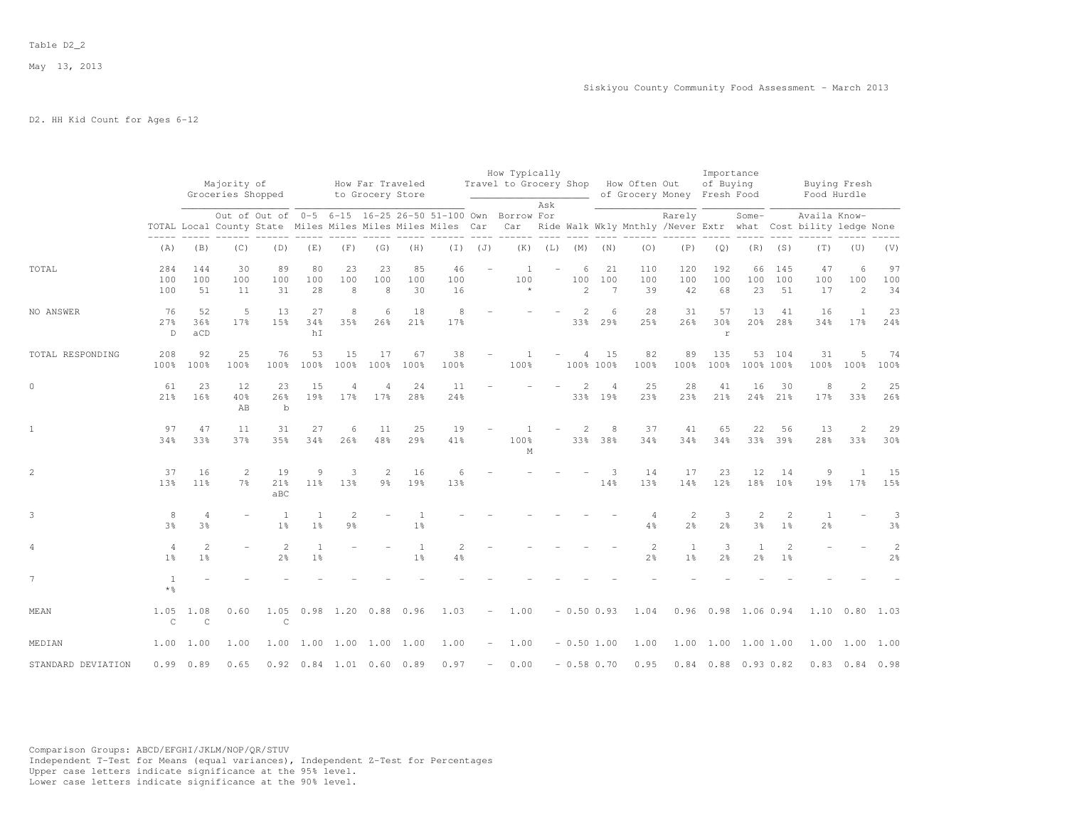Table D2_2

May 13, 2013

Siskiyou County Community Food Assessment - March 2013

D2. HH Kid Count for Ages 6-12

| | | Majority of Groceries Shopped | | | How Far Traveled to Grocery Store | | | | | How Typically Travel to Grocery Shop | | | | How Often Out of Grocery Money | | | Importance of Buying Fresh Food | | Buying Fresh Food Hurdle | | | |
|---|---|---|---|---|---|---|---|---|---|---|---|---|---|---|---|---|---|---|---|---|---|---|
| | TOTAL | Local | Out of County | Out of State | 0-5 Miles | 6-15 Miles | 16-25 Miles | 26-50 Miles | 51-100 Miles | Own Car | Borrow Car | Ask For Ride | Walk | Wkly | Mnthly | Rarely /Never | Extr | Some-what | Cost | Availa bility | Know-ledge | None |
| | (A) | (B) | (C) | (D) | (E) | (F) | (G) | (H) | (I) | (J) | (K) | (L) | (M) | (N) | (O) | (P) | (Q) | (R) | (S) | (T) | (U) | (V) |
| TOTAL | 284 | 144 | 30 | 89 | 80 | 23 | 23 | 85 | 46 | - | 1 | - | 6 | 21 | 110 | 120 | 192 | 66 | 145 | 47 | 6 | 97 |
| | 100 | 100 | 100 | 100 | 100 | 100 | 100 | 100 | 100 | | 100 | | 100 | 100 | 100 | 100 | 100 | 100 | 100 | 100 | 100 | 100 |
| | 100 | 51 | 11 | 31 | 28 | 8 | 8 | 30 | 16 | | * | | 2 | 7 | 39 | 42 | 68 | 23 | 51 | 17 | 2 | 34 |
| NO ANSWER | 76 | 52 | 5 | 13 | 27 | 8 | 6 | 18 | 8 | - | - | - | 2 | 6 | 28 | 31 | 57 | 13 | 41 | 16 | 1 | 23 |
| | 27% | 36% | 17% | 15% | 34% | 35% | 26% | 21% | 17% | | | | 33% | 29% | 25% | 26% | 30% | 20% | 28% | 34% | 17% | 24% |
| | D | aCD | | | hI | | | | | | | | | | | | r | | | | | |
| TOTAL RESPONDING | 208 | 92 | 25 | 76 | 53 | 15 | 17 | 67 | 38 | - | 1 | - | 4 | 15 | 82 | 89 | 135 | 53 | 104 | 31 | 5 | 74 |
| | 100% | 100% | 100% | 100% | 100% | 100% | 100% | 100% | 100% | | 100% | | 100% | 100% | 100% | 100% | 100% | 100% | 100% | 100% | 100% | 100% |
| 0 | 61 | 23 | 12 | 23 | 15 | 4 | 4 | 24 | 11 | - | - | - | 2 | 4 | 25 | 28 | 41 | 16 | 30 | 8 | 2 | 25 |
| | 21% | 16% | 40% | 26% | 19% | 17% | 17% | 28% | 24% | | | | 33% | 19% | 23% | 23% | 21% | 24% | 21% | 17% | 33% | 26% |
| | | | AB | b | | | | | | | | | | | | | | | | | | |
| 1 | 97 | 47 | 11 | 31 | 27 | 6 | 11 | 25 | 19 | - | 1 | - | 2 | 8 | 37 | 41 | 65 | 22 | 56 | 13 | 2 | 29 |
| | 34% | 33% | 37% | 35% | 34% | 26% | 48% | 29% | 41% | | 100% | | 33% | 38% | 34% | 34% | 34% | 33% | 39% | 28% | 33% | 30% |
| | | | | | | | | | | | M | | | | | | | | | | | |
| 2 | 37 | 16 | 2 | 19 | 9 | 3 | 2 | 16 | 6 | - | - | - | - | 3 | 14 | 17 | 23 | 12 | 14 | 9 | 1 | 15 |
| | 13% | 11% | 7% | 21% | 11% | 13% | 9% | 19% | 13% | | | | | 14% | 13% | 14% | 12% | 18% | 10% | 19% | 17% | 15% |
| | | | | aBC | | | | | | | | | | | | | | | | | | |
| 3 | 8 | 4 | - | 1 | 1 | 2 | - | 1 | - | - | - | - | - | - | 4 | 2 | 3 | 2 | 2 | 1 | - | 3 |
| | 3% | 3% | | 1% | 1% | 9% | | 1% | | | | | | | 4% | 2% | 2% | 3% | 1% | 2% | | 3% |
| 4 | 4 | 2 | - | 2 | 1 | - | - | 1 | 2 | - | - | - | - | - | 2 | 1 | 3 | 1 | 2 | - | - | 2 |
| | 1% | 1% | | 2% | 1% | | | 1% | 4% | | | | | | 2% | 1% | 2% | 2% | 1% | | | 2% |
| 7 | 1 | - | - | - | - | - | - | - | - | - | - | - | - | - | - | - | - | - | - | - | - | - |
| | *% | | | | | | | | | | | | | | | | | | | | | |
| MEAN | 1.05 | 1.08 | 0.60 | 1.05 | 0.98 | 1.20 | 0.88 | 0.96 | 1.03 | - | 1.00 | - | 0.50 | 0.93 | 1.04 | 0.96 | 0.98 | 1.06 | 0.94 | 1.10 | 0.80 | 1.03 |
| | C | C | | C | | | | | | | | | | | | | | | | | | |
| MEDIAN | 1.00 | 1.00 | 1.00 | 1.00 | 1.00 | 1.00 | 1.00 | 1.00 | 1.00 | - | 1.00 | - | 0.50 | 1.00 | 1.00 | 1.00 | 1.00 | 1.00 | 1.00 | 1.00 | 1.00 | 1.00 |
| STANDARD DEVIATION | 0.99 | 0.89 | 0.65 | 0.92 | 0.84 | 1.01 | 0.60 | 0.89 | 0.97 | - | 0.00 | - | 0.58 | 0.70 | 0.95 | 0.84 | 0.88 | 0.93 | 0.82 | 0.83 | 0.84 | 0.98 |

Comparison Groups: ABCD/EFGHI/JKLM/NOP/QR/STUV
Independent T-Test for Means (equal variances), Independent Z-Test for Percentages
Upper case letters indicate significance at the 95% level.
Lower case letters indicate significance at the 90% level.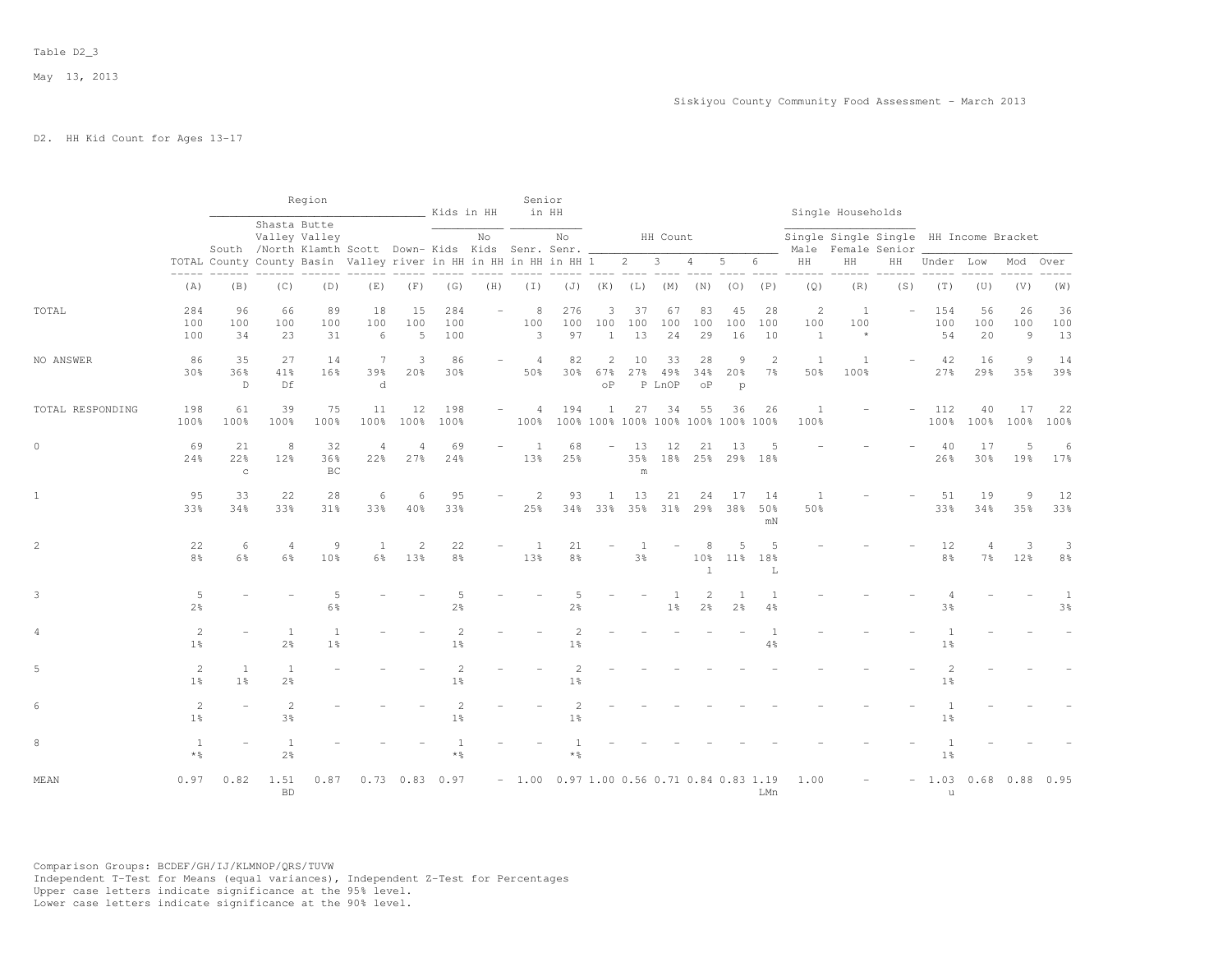Table D2_3

May 13, 2013

Siskiyou County Community Food Assessment - March 2013

D2. HH Kid Count for Ages 13-17

| | | Region | | | | | Kids in HH | | Senior in HH | | HH Count | | | | | | Single Households | | | HH Income Bracket | | | |
|---|---|---|---|---|---|---|---|---|---|---|---|---|---|---|---|---|---|---|---|---|---|---|---|
| | TOTAL | South County | Shasta Valley /North County | Butte Valley Klamth Basin | Scott Valley | Down-river | Kids in HH | No Kids in HH | Senr. in HH | No Senr. in HH | 1 | 2 | 3 | 4 | 5 | 6 | Single Male HH | Single Female HH | Single Senior HH | Under | Low | Mod | Over |
| | (A) | (B) | (C) | (D) | (E) | (F) | (G) | (H) | (I) | (J) | (K) | (L) | (M) | (N) | (O) | (P) | (Q) | (R) | (S) | (T) | (U) | (V) | (W) |
| TOTAL | 284<br>100<br>100 | 96<br>100<br>34 | 66<br>100<br>23 | 89<br>100<br>31 | 18<br>100<br>6 | 15<br>100<br>5 | 284<br>100<br>100 | - | 8<br>100<br>3 | 276<br>100<br>97 | 3<br>100<br>1 | 37<br>100<br>13 | 67<br>100<br>24 | 83<br>100<br>29 | 45<br>100<br>16 | 28<br>100<br>10 | 2<br>100<br>1 | 1<br>100<br>* | - | 154<br>100<br>54 | 56<br>100<br>20 | 26<br>100<br>9 | 36<br>100<br>13 |
| NO ANSWER | 86<br>30% | 35<br>36%<br>D | 27<br>41%<br>Df | 14<br>16% | 7<br>39%<br>d | 3<br>20% | 86<br>30% | - | 4<br>50% | 82<br>30% | 2<br>67%<br>oP | 10<br>27%<br>P | 33<br>49%<br>LnOP | 28<br>34%<br>oP | 9<br>20%<br>p | 2<br>7% | 1<br>50% | 1<br>100% | - | 42<br>27% | 16<br>29% | 9<br>35% | 14<br>39% |
| TOTAL RESPONDING | 198<br>100% | 61<br>100% | 39<br>100% | 75<br>100% | 11<br>100% | 12<br>100% | 198<br>100% | - | 4<br>100% | 194<br>100% | 1<br>100% | 27<br>100% | 34<br>100% | 55<br>100% | 36<br>100% | 26<br>100% | 1<br>100% | - | - | 112<br>100% | 40<br>100% | 17<br>100% | 22<br>100% |
| 0 | 69<br>24% | 21<br>22%<br>c | 8<br>12% | 32<br>36%<br>BC | 4<br>22% | 4<br>27% | 69<br>24% | - | 1<br>13% | 68<br>25% | - | 13<br>35%<br>m | 12<br>18% | 21<br>25% | 13<br>29% | 5<br>18% | - | - | - | 40<br>26% | 17<br>30% | 5<br>19% | 6<br>17% |
| 1 | 95<br>33% | 33<br>34% | 22<br>33% | 28<br>31% | 6<br>33% | 6<br>40% | 95<br>33% | - | 2<br>25% | 93<br>34% | 1<br>33% | 13<br>35% | 21<br>31% | 24<br>29% | 17<br>38% | 14<br>50%<br>mN | 1<br>50% | - | - | 51<br>33% | 19<br>34% | 9<br>35% | 12<br>33% |
| 2 | 22<br>8% | 6<br>6% | 4<br>6% | 9<br>10% | 1<br>6% | 2<br>13% | 22<br>8% | - | 1<br>13% | 21<br>8% | - | 1<br>3% | - | 8<br>10%<br>l | 5<br>11% | 5<br>18%<br>L | - | - | - | 12<br>8% | 4<br>7% | 3<br>12% | 3<br>8% |
| 3 | 5<br>2% | - | - | 5<br>6% | - | - | 5<br>2% | - | - | 5<br>2% | - | - | 1<br>1% | 2<br>2% | 1<br>2% | 1<br>4% | - | - | - | 4<br>3% | - | - | 1<br>3% |
| 4 | 2<br>1% | - | 1<br>2% | 1<br>1% | - | - | 2<br>1% | - | - | 2<br>1% | - | - | - | - | - | 1<br>4% | - | - | - | 1<br>1% | - | - | - |
| 5 | 2<br>1% | 1<br>1% | 1<br>2% | - | - | - | 2<br>1% | - | - | 2<br>1% | - | - | - | - | - | - | - | - | - | 2<br>1% | - | - | - |
| 6 | 2<br>1% | - | 2<br>3% | - | - | - | 2<br>1% | - | - | 2<br>1% | - | - | - | - | - | - | - | - | - | 1<br>1% | - | - | - |
| 8 | 1<br>*% | - | 1<br>2% | - | - | - | 1<br>*% | - | - | 1<br>*% | - | - | - | - | - | - | - | - | - | 1<br>1% | - | - | - |
| MEAN | 0.97 | 0.82 | 1.51<br>BD | 0.87 | 0.73 | 0.83 | 0.97 | - | 1.00 | 0.97 | 1.00 | 0.56 | 0.71 | 0.84 | 0.83 | 1.19<br>LMn | 1.00 | - | - | 1.03<br>u | 0.68 | 0.88 | 0.95 |

Comparison Groups: BCDEF/GH/IJ/KLMNOP/QRS/TUVW
Independent T-Test for Means (equal variances), Independent Z-Test for Percentages
Upper case letters indicate significance at the 95% level.
Lower case letters indicate significance at the 90% level.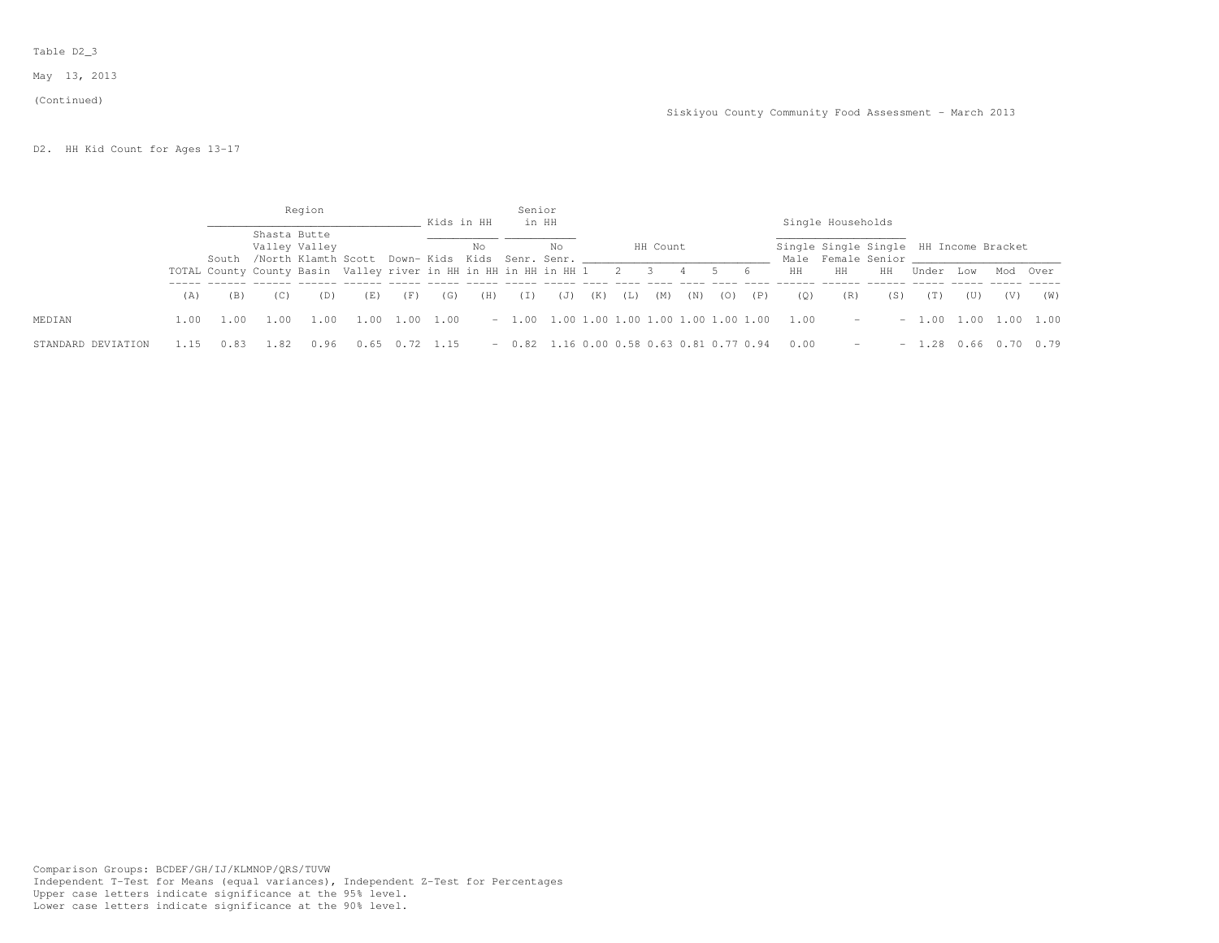Table D2_3

May 13, 2013

(Continued)

Siskiyou County Community Food Assessment - March 2013

D2. HH Kid Count for Ages 13-17

| | | Region | | | | | Kids in HH | | Senior in HH | | HH Count | | | | | | Single Households | | | HH Income Bracket | | | |
|---|---|---|---|---|---|---|---|---|---|---|---|---|---|---|---|---|---|---|---|---|---|---|---|
| | TOTAL | South County | Shasta Valley /North County | Butte Valley Klamth Basin | Scott Valley | Down-river | Kids in HH | No Kids in HH | Senr. in HH | No Senr. in HH | 1 | 2 | 3 | 4 | 5 | 6 | Single Male HH | Single Female HH | Single Senior HH | Under | Low | Mod | Over |
| | (A) | (B) | (C) | (D) | (E) | (F) | (G) | (H) | (I) | (J) | (K) | (L) | (M) | (N) | (O) | (P) | (Q) | (R) | (S) | (T) | (U) | (V) | (W) |
| MEDIAN | 1.00 | 1.00 | 1.00 | 1.00 | 1.00 | 1.00 | 1.00 | - | 1.00 | 1.00 | 1.00 | 1.00 | 1.00 | 1.00 | 1.00 | 1.00 | 1.00 | - | - | 1.00 | 1.00 | 1.00 | 1.00 |
| STANDARD DEVIATION | 1.15 | 0.83 | 1.82 | 0.96 | 0.65 | 0.72 | 1.15 | - | 0.82 | 1.16 | 0.00 | 0.58 | 0.63 | 0.81 | 0.77 | 0.94 | 0.00 | - | - | 1.28 | 0.66 | 0.70 | 0.79 |

Comparison Groups: BCDEF/GH/IJ/KLMNOP/QRS/TUVW
Independent T-Test for Means (equal variances), Independent Z-Test for Percentages
Upper case letters indicate significance at the 95% level.
Lower case letters indicate significance at the 90% level.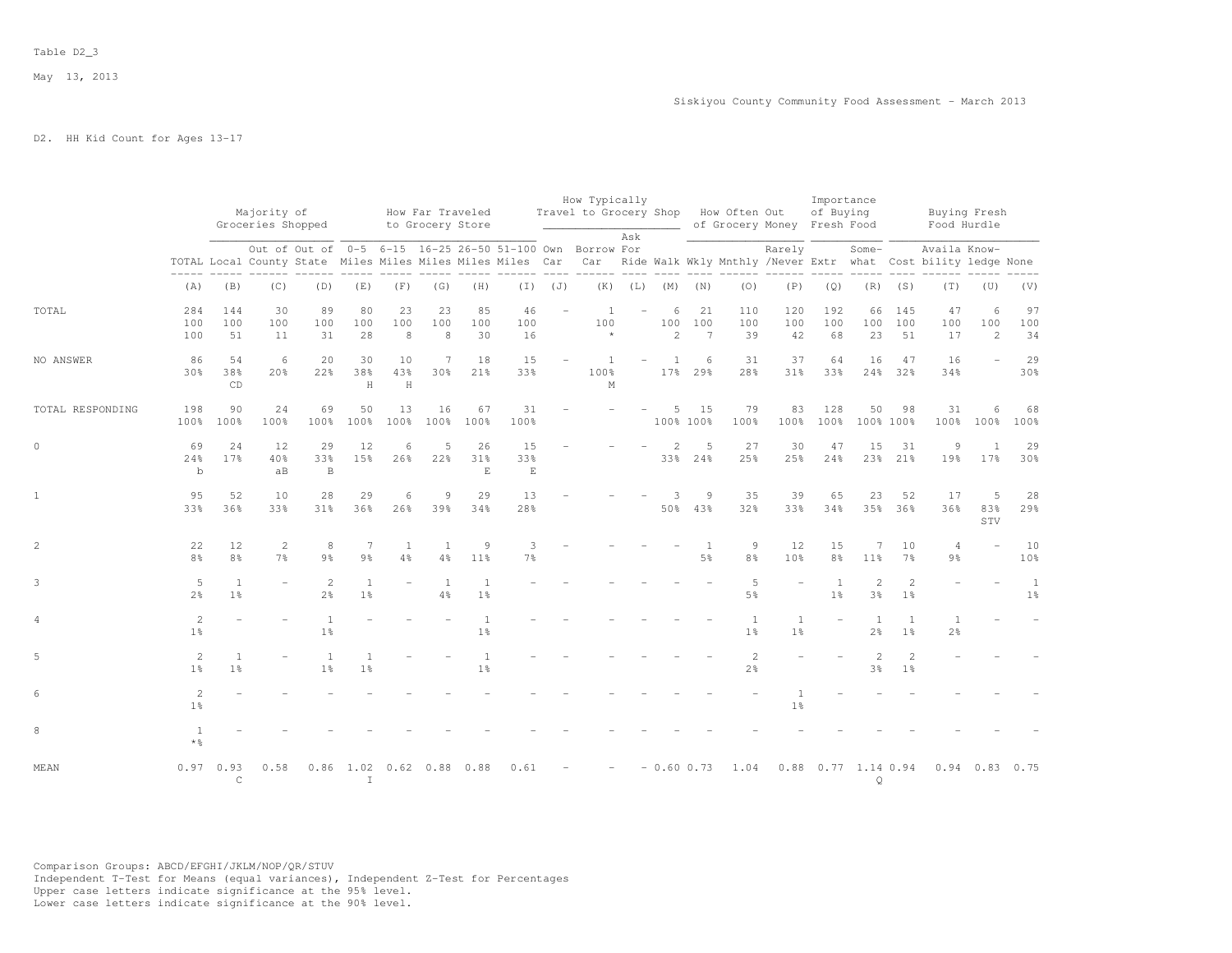Table D2_3

May 13, 2013

Siskiyou County Community Food Assessment - March 2013

D2. HH Kid Count for Ages 13-17

| | | Majority of Groceries Shopped | | | How Far Traveled to Grocery Store | | | | | How Typically Travel to Grocery Shop | | | | How Often Out of Grocery Money | | | Importance of Buying Fresh Food | | Buying Fresh Food Hurdle | | | |
|---|---|---|---|---|---|---|---|---|---|---|---|---|---|---|---|---|---|---|---|---|---|---|
| | TOTAL | Local | Out of County | Out of State | 0-5 Miles | 6-15 Miles | 16-25 Miles | 26-50 Miles | 51-100 Miles | Own Car | Borrow Car | Ask For Ride | Walk | Wkly | Mnthly | Rarely /Never | Extr | Some-what | Cost | Availa bility | Know-ledge | None |
| | (A) | (B) | (C) | (D) | (E) | (F) | (G) | (H) | (I) | (J) | (K) | (L) | (M) | (N) | (O) | (P) | (Q) | (R) | (S) | (T) | (U) | (V) |
| TOTAL | 284<br>100<br>100 | 144<br>100<br>51 | 30<br>100<br>11 | 89<br>100<br>31 | 80<br>100<br>28 | 23<br>100<br>8 | 23<br>100<br>8 | 85<br>100<br>30 | 46<br>100<br>16 | - | 1<br>100<br>* | - | 6<br>100<br>2 | 21<br>100<br>7 | 110<br>100<br>39 | 120<br>100<br>42 | 192<br>100<br>68 | 66<br>100<br>23 | 145<br>100<br>51 | 47<br>100<br>17 | 6<br>100<br>2 | 97<br>100<br>34 |
| NO ANSWER | 86<br>30% | 54<br>38%<br>CD | 6<br>20% | 20<br>22% | 30<br>38%<br>H | 10<br>43%<br>H | 7<br>30% | 18<br>21% | 15<br>33% | - | 1<br>100%<br>M | - | 1<br>17% | 6<br>29% | 31<br>28% | 37<br>31% | 64<br>33% | 16<br>24% | 47<br>32% | 16<br>34% | - | 29<br>30% |
| TOTAL RESPONDING | 198<br>100% | 90<br>100% | 24<br>100% | 69<br>100% | 50<br>100% | 13<br>100% | 16<br>100% | 67<br>100% | 31<br>100% | - | - | - | 5<br>100% | 15<br>100% | 79<br>100% | 83<br>100% | 128<br>100% | 50<br>100% | 98<br>100% | 31<br>100% | 6<br>100% | 68<br>100% |
| 0 | 69<br>24%<br>b | 24<br>17% | 12<br>40%<br>aB | 29<br>33%<br>B | 12<br>15% | 6<br>26% | 5<br>22% | 26<br>31%<br>E | 15<br>33%<br>E | - | - | - | 2<br>33% | 5<br>24% | 27<br>25% | 30<br>25% | 47<br>24% | 15<br>23% | 31<br>21% | 9<br>19% | 1<br>17% | 29<br>30% |
| 1 | 95<br>33% | 52<br>36% | 10<br>33% | 28<br>31% | 29<br>36% | 6<br>26% | 9<br>39% | 29<br>34% | 13<br>28% | - | - | - | 3<br>50% | 9<br>43% | 35<br>32% | 39<br>33% | 65<br>34% | 23<br>35% | 52<br>36% | 17<br>36% | 5<br>83%<br>STV | 28<br>29% |
| 2 | 22<br>8% | 12<br>8% | 2<br>7% | 8<br>9% | 7<br>9% | 1<br>4% | 1<br>4% | 9<br>11% | 3<br>7% | - | - | - | - | 1<br>5% | 9<br>8% | 12<br>10% | 15<br>8% | 7<br>11% | 10<br>7% | 4<br>9% | - | 10<br>10% |
| 3 | 5<br>2% | 1<br>1% | - | 2<br>2% | 1<br>1% | - | 1<br>4% | 1<br>1% | - | - | - | - | - | - | 5<br>5% | - | 1<br>1% | 2<br>3% | 2<br>1% | - | - | 1<br>1% |
| 4 | 2<br>1% | - | - | 1<br>1% | - | - | - | 1<br>1% | - | - | - | - | - | - | 1<br>1% | 1<br>1% | - | 1<br>2% | 1<br>1% | 1<br>2% | - | - |
| 5 | 2<br>1% | 1<br>1% | - | 1<br>1% | 1<br>1% | - | - | 1<br>1% | - | - | - | - | - | - | 2<br>2% | - | - | 2<br>3% | 2<br>1% | - | - | - |
| 6 | 2<br>1% | - | - | - | - | - | - | - | - | - | - | - | - | - | - | 1<br>1% | - | - | - | - | - | - |
| 8 | 1<br>*% | - | - | - | - | - | - | - | - | - | - | - | - | - | - | - | - | - | - | - | - | - |
| MEAN | 0.97 | 0.93<br>C | 0.58 | 0.86 | 1.02<br>I | 0.62 | 0.88 | 0.88 | 0.61 | - | - | - | 0.60 | 0.73 | 1.04 | 0.88 | 0.77 | 1.14<br>Q | 0.94 | 0.94 | 0.83 | 0.75 |

Comparison Groups: ABCD/EFGHI/JKLM/NOP/QR/STUV
Independent T-Test for Means (equal variances), Independent Z-Test for Percentages
Upper case letters indicate significance at the 95% level.
Lower case letters indicate significance at the 90% level.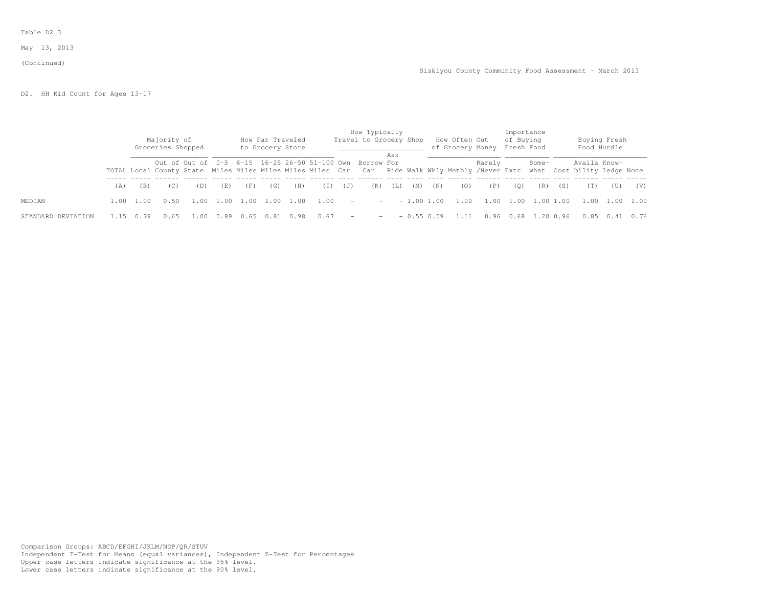Table D2_3

May 13, 2013

(Continued)

Siskiyou County Community Food Assessment - March 2013

D2. HH Kid Count for Ages 13-17

| | | Majority of Groceries Shopped | | | How Far Traveled to Grocery Store | | | | | How Typically Travel to Grocery Shop | | | | How Often Out of Grocery Money | | | Importance of Buying Fresh Food | | Buying Fresh Food Hurdle | | | |
|---|---|---|---|---|---|---|---|---|---|---|---|---|---|---|---|---|---|---|---|---|---|---|
| | TOTAL | Local | Out of County | Out of State | 0-5 Miles | 6-15 Miles | 16-25 Miles | 26-50 Miles | 51-100 Miles | Own Car | Borrow Car | Ask For Ride | Walk | Wkly | Mnthly | Rarely /Never | Extr | Some-what | Cost | Availa bility | Know-ledge | None |
| | (A) | (B) | (C) | (D) | (E) | (F) | (G) | (H) | (I) | (J) | (K) | (L) | (M) | (N) | (O) | (P) | (Q) | (R) | (S) | (T) | (U) | (V) |
| MEDIAN | 1.00 | 1.00 | 0.50 | 1.00 | 1.00 | 1.00 | 1.00 | 1.00 | 1.00 | - | - | - | 1.00 | 1.00 | 1.00 | 1.00 | 1.00 | 1.00 | 1.00 | 1.00 | 1.00 | 1.00 |
| STANDARD DEVIATION | 1.15 | 0.79 | 0.65 | 1.00 | 0.89 | 0.65 | 0.81 | 0.98 | 0.67 | - | - | - | 0.55 | 0.59 | 1.11 | 0.96 | 0.68 | 1.20 | 0.96 | 0.85 | 0.41 | 0.76 |

Comparison Groups: ABCD/EFGHI/JKLM/NOP/QR/STUV
Independent T-Test for Means (equal variances), Independent Z-Test for Percentages
Upper case letters indicate significance at the 95% level.
Lower case letters indicate significance at the 90% level.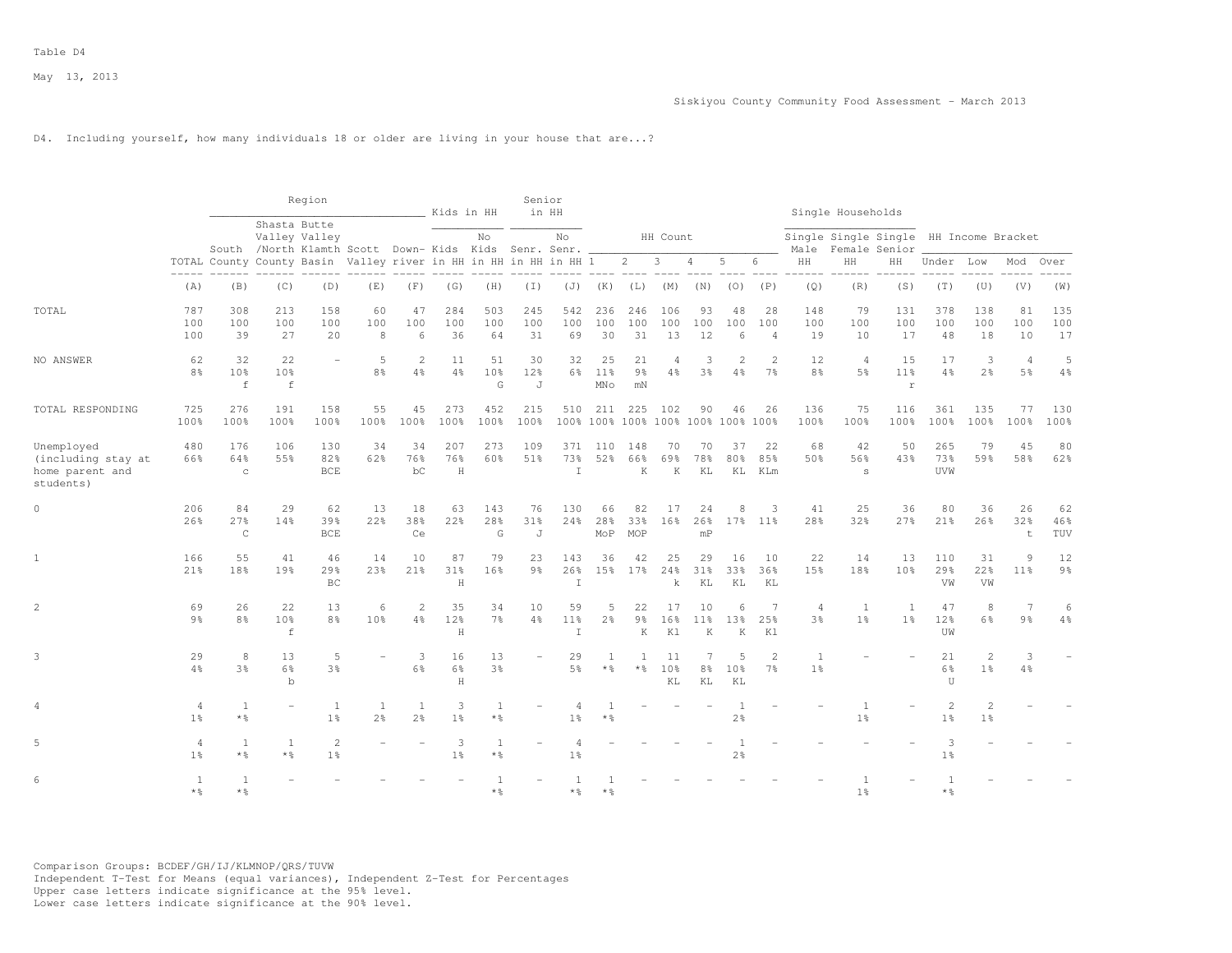Table D4

May 13, 2013

Siskiyou County Community Food Assessment - March 2013

D4. Including yourself, how many individuals 18 or older are living in your house that are...?

| | | Region | | | | | Kids in HH | | Senior in HH | | HH Count | | | | | | Single Households | | | HH Income Bracket | | | |
|---|---|---|---|---|---|---|---|---|---|---|---|---|---|---|---|---|---|---|---|---|---|---|---|
| | TOTAL | South County | Shasta Valley /North County | Butte Valley Klamth Basin | Scott Valley | Down-river | Kids in HH | No Kids in HH | Senr. in HH | No Senr. in HH | 1 | 2 | 3 | 4 | 5 | 6 | Single Male HH | Single Female HH | Single Senior HH | Under | Low | Mod | Over |
| | (A) | (B) | (C) | (D) | (E) | (F) | (G) | (H) | (I) | (J) | (K) | (L) | (M) | (N) | (O) | (P) | (Q) | (R) | (S) | (T) | (U) | (V) | (W) |
| TOTAL | 787 | 308 | 213 | 158 | 60 | 47 | 284 | 503 | 245 | 542 | 236 | 246 | 106 | 93 | 48 | 28 | 148 | 79 | 131 | 378 | 138 | 81 | 135 |
| | 100 | 100 | 100 | 100 | 100 | 100 | 100 | 100 | 100 | 100 | 100 | 100 | 100 | 100 | 100 | 100 | 100 | 100 | 100 | 100 | 100 | 100 | 100 |
| | 100 | 39 | 27 | 20 | 8 | 6 | 36 | 64 | 31 | 69 | 30 | 31 | 13 | 12 | 6 | 4 | 19 | 10 | 17 | 48 | 18 | 10 | 17 |
| NO ANSWER | 62 | 32 | 22 | - | 5 | 2 | 11 | 51 | 30 | 32 | 25 | 21 | 4 | 3 | 2 | 2 | 12 | 4 | 15 | 17 | 3 | 4 | 5 |
| | 8% | 10% | 10% | | 8% | 4% | 4% | 10% | 12% | 6% | 11% | 9% | 4% | 3% | 4% | 7% | 8% | 5% | 11% | 4% | 2% | 5% | 4% |
| | | f | f | | | | | G | J | | MNo | mN | | | | | | | r | | | | |
| TOTAL RESPONDING | 725 | 276 | 191 | 158 | 55 | 45 | 273 | 452 | 215 | 510 | 211 | 225 | 102 | 90 | 46 | 26 | 136 | 75 | 116 | 361 | 135 | 77 | 130 |
| | 100% | 100% | 100% | 100% | 100% | 100% | 100% | 100% | 100% | 100% | 100% | 100% | 100% | 100% | 100% | 100% | 100% | 100% | 100% | 100% | 100% | 100% | 100% |
| Unemployed (including stay at home parent and students) | 480 | 176 | 106 | 130 | 34 | 34 | 207 | 273 | 109 | 371 | 110 | 148 | 70 | 70 | 37 | 22 | 68 | 42 | 50 | 265 | 79 | 45 | 80 |
| | 66% | 64% | 55% | 82% | 62% | 76% | 76% | 60% | 51% | 73% | 52% | 66% | 69% | 78% | 80% | 85% | 50% | 56% | 43% | 73% | 59% | 58% | 62% |
| | | c | | BCE | | bC | H | | | I | | K | K | KL | KL | KLm | | s | | UVW | | | |
| 0 | 206 | 84 | 29 | 62 | 13 | 18 | 63 | 143 | 76 | 130 | 66 | 82 | 17 | 24 | 8 | 3 | 41 | 25 | 36 | 80 | 36 | 26 | 62 |
| | 26% | 27% | 14% | 39% | 22% | 38% | 22% | 28% | 31% | 24% | 28% | 33% | 16% | 26% | 17% | 11% | 28% | 32% | 27% | 21% | 26% | 32% | 46% |
| | | C | | BCE | | Ce | | G | J | | MoP | MOP | | mP | | | | | | | | t | TUV |
| 1 | 166 | 55 | 41 | 46 | 14 | 10 | 87 | 79 | 23 | 143 | 36 | 42 | 25 | 29 | 16 | 10 | 22 | 14 | 13 | 110 | 31 | 9 | 12 |
| | 21% | 18% | 19% | 29% | 23% | 21% | 31% | 16% | 9% | 26% | 15% | 17% | 24% | 31% | 33% | 36% | 15% | 18% | 10% | 29% | 22% | 11% | 9% |
| | | | | BC | | | H | | | I | | | k | KL | KL | KL | | | | VW | VW | | |
| 2 | 69 | 26 | 22 | 13 | 6 | 2 | 35 | 34 | 10 | 59 | 5 | 22 | 17 | 10 | 6 | 7 | 4 | 1 | 1 | 47 | 8 | 7 | 6 |
| | 9% | 8% | 10% | 8% | 10% | 4% | 12% | 7% | 4% | 11% | 2% | 9% | 16% | 11% | 13% | 25% | 3% | 1% | 1% | 12% | 6% | 9% | 4% |
| | | | f | | | | H | | | I | | K | Kl | K | K | Kl | | | | UW | | | |
| 3 | 29 | 8 | 13 | 5 | - | 3 | 16 | 13 | - | 29 | 1 | 1 | 11 | 7 | 5 | 2 | 1 | - | - | 21 | 2 | 3 | - |
| | 4% | 3% | 6% | 3% | | 6% | 6% | 3% | | 5% | *% | *% | 10% | 8% | 10% | 7% | 1% | | | 6% | 1% | 4% | |
| | | | b | | | | H | | | | | | KL | KL | KL | | | | | U | | | |
| 4 | 4 | 1 | - | 1 | 1 | 1 | 3 | 1 | - | 4 | 1 | - | - | - | 1 | - | - | 1 | - | 2 | 2 | - | - |
| | 1% | *% | | 1% | 2% | 2% | 1% | *% | | 1% | *% | | | | 2% | | | 1% | | 1% | 1% | | |
| 5 | 4 | 1 | 1 | 2 | - | - | 3 | 1 | - | 4 | - | - | - | - | 1 | - | - | - | - | 3 | - | - | - |
| | 1% | *% | *% | 1% | | | 1% | *% | | 1% | | | | | 2% | | | | | 1% | | | |
| 6 | 1 | 1 | - | - | - | - | - | 1 | - | 1 | 1 | - | - | - | - | - | - | 1 | - | 1 | - | - | - |
| | *% | *% | | | | | | *% | | *% | *% | | | | | | | 1% | | *% | | | |

Comparison Groups: BCDEF/GH/IJ/KLMNOP/QRS/TUVW
Independent T-Test for Means (equal variances), Independent Z-Test for Percentages
Upper case letters indicate significance at the 95% level.
Lower case letters indicate significance at the 90% level.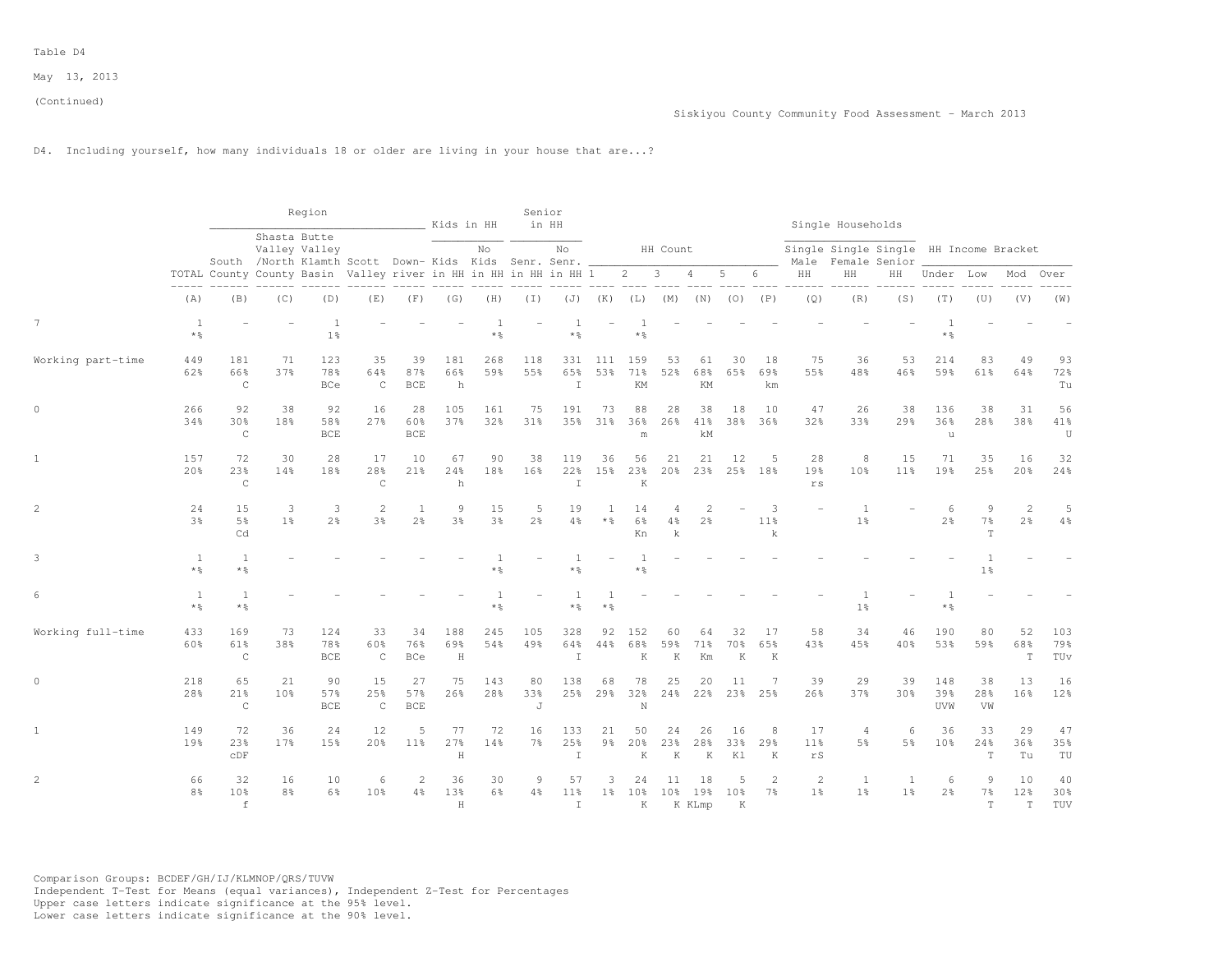Table D4

May 13, 2013

(Continued)

Siskiyou County Community Food Assessment - March 2013

D4. Including yourself, how many individuals 18 or older are living in your house that are...?

| | | Region | | | | | Kids in HH | | Senior in HH | | HH Count | | | | | | Single Households | | | HH Income Bracket | | | |
|---|---|---|---|---|---|---|---|---|---|---|---|---|---|---|---|---|---|---|---|---|---|---|---|
| | TOTAL | South County | Shasta Valley /North County | Butte Valley Klamth Basin | Scott Valley | Down-river | Kids in HH | No Kids in HH | Senr. in HH | No Senr. in HH | 1 | 2 | 3 | 4 | 5 | 6 | Single Male HH | Single Female HH | Single Senior HH | Under | Low | Mod | Over |
| | (A) | (B) | (C) | (D) | (E) | (F) | (G) | (H) | (I) | (J) | (K) | (L) | (M) | (N) | (O) | (P) | (Q) | (R) | (S) | (T) | (U) | (V) | (W) |
| 7 | 1<br>*% | - | - | 1<br>1% | - | - | - | 1<br>*% | - | 1<br>*% | - | 1<br>*% | - | - | - | - | - | - | - | 1<br>*% | - | - | - |
| Working part-time | 449<br>62% | 181<br>66%<br>C | 71<br>37% | 123<br>78%<br>BCe | 35<br>64%<br>C | 39<br>87%<br>BCE | 181<br>66%<br>h | 268<br>59% | 118<br>55% | 331<br>65%<br>I | 111<br>53% | 159<br>71%<br>KM | 53<br>52% | 61<br>68%<br>KM | 30<br>65% | 18<br>69%<br>km | 75<br>55% | 36<br>48% | 53<br>46% | 214<br>59% | 83<br>61% | 49<br>64% | 93<br>72%<br>Tu |
| 0 | 266<br>34% | 92<br>30%<br>C | 38<br>18% | 92<br>58%<br>BCE | 16<br>27% | 28<br>60%<br>BCE | 105<br>37% | 161<br>32% | 75<br>31% | 191<br>35% | 73<br>31% | 88<br>36%<br>m | 28<br>26% | 38<br>41%<br>kM | 18<br>38% | 10<br>36% | 47<br>32% | 26<br>33% | 38<br>29% | 136<br>36%<br>u | 38<br>28% | 31<br>38% | 56<br>41%<br>U |
| 1 | 157<br>20% | 72<br>23%<br>C | 30<br>14% | 28<br>18% | 17<br>28%<br>C | 10<br>21% | 67<br>24%<br>h | 90<br>18% | 38<br>16% | 119<br>22%<br>I | 36<br>15% | 56<br>23%<br>K | 21<br>20% | 21<br>23% | 12<br>25% | 5<br>18% | 28<br>19%<br>rs | 8<br>10% | 15<br>11% | 71<br>19% | 35<br>25% | 16<br>20% | 32<br>24% |
| 2 | 24<br>3% | 15<br>5%<br>Cd | 3<br>1% | 3<br>2% | 2<br>3% | 1<br>2% | 9<br>3% | 15<br>3% | 5<br>2% | 19<br>4% | 1<br>*% | 14<br>6%<br>Kn | 4<br>4%<br>k | 2<br>2% | - | 3<br>11%<br>k | - | 1<br>1% | - | 6<br>2% | 9<br>7%<br>T | 2<br>2% | 5<br>4% |
| 3 | 1<br>*% | 1<br>*% | - | - | - | - | - | 1<br>*% | - | 1<br>*% | - | 1<br>*% | - | - | - | - | - | - | - | - | 1<br>1% | - | - |
| 6 | 1<br>*% | 1<br>*% | - | - | - | - | - | 1<br>*% | - | 1<br>*% | 1<br>*% | - | - | - | - | - | - | 1<br>1% | - | 1<br>*% | - | - | - |
| Working full-time | 433<br>60% | 169<br>61%<br>C | 73<br>38% | 124<br>78%<br>BCE | 33<br>60%<br>C | 34<br>76%<br>BCe | 188<br>69%<br>H | 245<br>54% | 105<br>49% | 328<br>64%<br>I | 92<br>44% | 152<br>68%<br>K | 60<br>59%<br>K | 64<br>71%<br>Km | 32<br>70%<br>K | 17<br>65%<br>K | 58<br>43% | 34<br>45% | 46<br>40% | 190<br>53% | 80<br>59% | 52<br>68%<br>T | 103<br>79%<br>TUv |
| 0 | 218<br>28% | 65<br>21%<br>C | 21<br>10% | 90<br>57%<br>BCE | 15<br>25%<br>C | 27<br>57%<br>BCE | 75<br>26% | 143<br>28% | 80<br>33%<br>J | 138<br>25% | 68<br>29% | 78<br>32%<br>N | 25<br>24% | 20<br>22% | 11<br>23% | 7<br>25% | 39<br>26% | 29<br>37% | 39<br>30% | 148<br>39%<br>UVW | 38<br>28%<br>VW | 13<br>16% | 16<br>12% |
| 1 | 149<br>19% | 72<br>23%<br>cDF | 36<br>17% | 24<br>15% | 12<br>20% | 5<br>11% | 77<br>27%<br>H | 72<br>14% | 16<br>7% | 133<br>25%<br>I | 21<br>9% | 50<br>20%<br>K | 24<br>23%<br>K | 26<br>28%<br>K | 16<br>33%<br>Kl | 8<br>29%<br>K | 17<br>11%<br>rS | 4<br>5% | 6<br>5% | 36<br>10% | 33<br>24%<br>T | 29<br>36%<br>Tu | 47<br>35%<br>TU |
| 2 | 66<br>8% | 32<br>10%<br>f | 16<br>8% | 10<br>6% | 6<br>10% | 2<br>4% | 36<br>13%<br>H | 30<br>6% | 9<br>4% | 57<br>11%<br>I | 3<br>1% | 24<br>10%<br>K | 11<br>10%<br>K | 18<br>19%<br>KLmp | 5<br>10%<br>K | 2<br>7% | 2<br>1% | 1<br>1% | 1<br>1% | 6<br>2% | 9<br>7%<br>T | 10<br>12%<br>T | 40<br>30%<br>TUV |

Comparison Groups: BCDEF/GH/IJ/KLMNOP/QRS/TUVW
Independent T-Test for Means (equal variances), Independent Z-Test for Percentages
Upper case letters indicate significance at the 95% level.
Lower case letters indicate significance at the 90% level.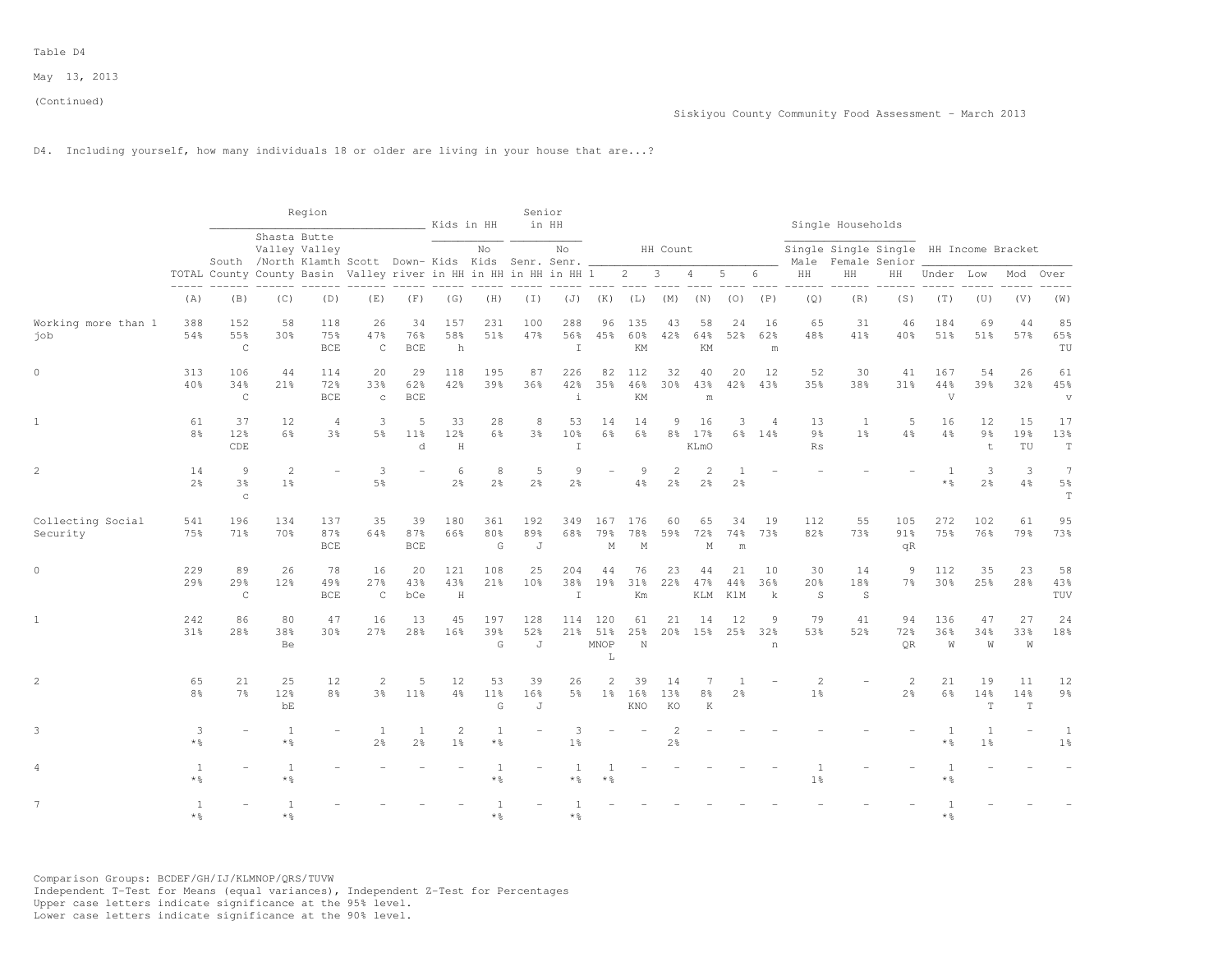Table D4

May 13, 2013

(Continued)

Siskiyou County Community Food Assessment - March 2013

D4. Including yourself, how many individuals 18 or older are living in your house that are...?

| | | Region | | | | | Kids in HH | | Senior in HH | | HH Count | | | | | | Single Households | | | HH Income Bracket | | | |
|---|---|---|---|---|---|---|---|---|---|---|---|---|---|---|---|---|---|---|---|---|---|---|---|
| | TOTAL | South County | Shasta Valley /North County | Butte Valley Klamth Basin | Scott Valley | Down-river | Kids in HH | No Kids in HH | Senr. in HH | No Senr. in HH | 1 | 2 | 3 | 4 | 5 | 6 | Single Male HH | Single Female HH | Single Senior HH | Under | Low | Mod | Over |
| | (A) | (B) | (C) | (D) | (E) | (F) | (G) | (H) | (I) | (J) | (K) | (L) | (M) | (N) | (O) | (P) | (Q) | (R) | (S) | (T) | (U) | (V) | (W) |
| Working more than 1 job | 388 | 152 | 58 | 118 | 26 | 34 | 157 | 231 | 100 | 288 | 96 | 135 | 43 | 58 | 24 | 16 | 65 | 31 | 46 | 184 | 69 | 44 | 85 |
| | 54% | 55% | 30% | 75% | 47% | 76% | 58% | 51% | 47% | 56% | 45% | 60% | 42% | 64% | 52% | 62% | 48% | 41% | 40% | 51% | 51% | 57% | 65% |
| | | C | | BCE | C | BCE | h | | | I | | KM | | KM | | m | | | | | | | TU |
| 0 | 313 | 106 | 44 | 114 | 20 | 29 | 118 | 195 | 87 | 226 | 82 | 112 | 32 | 40 | 20 | 12 | 52 | 30 | 41 | 167 | 54 | 26 | 61 |
| | 40% | 34% | 21% | 72% | 33% | 62% | 42% | 39% | 36% | 42% | 35% | 46% | 30% | 43% | 42% | 43% | 35% | 38% | 31% | 44% | 39% | 32% | 45% |
| | | C | | BCE | c | BCE | | | | i | | KM | | m | | | | | | V | | | v |
| 1 | 61 | 37 | 12 | 4 | 3 | 5 | 33 | 28 | 8 | 53 | 14 | 14 | 9 | 16 | 3 | 4 | 13 | 1 | 5 | 16 | 12 | 15 | 17 |
| | 8% | 12% | 6% | 3% | 5% | 11% | 12% | 6% | 3% | 10% | 6% | 6% | 8% | 17% | 6% | 14% | 9% | 1% | 4% | 4% | 9% | 19% | 13% |
| | | CDE | | | | d | H | | | I | | | | KLmO | | | Rs | | | | t | TU | T |
| 2 | 14 | 9 | 2 | - | 3 | - | 6 | 8 | 5 | 9 | - | 9 | 2 | 2 | 1 | - | - | - | - | 1 | 3 | 3 | 7 |
| | 2% | 3% | 1% | | 5% | | 2% | 2% | 2% | 2% | | 4% | 2% | 2% | 2% | | | | | *% | 2% | 4% | 5% |
| | | c | | | | | | | | | | | | | | | | | | | | | T |
| Collecting Social Security | 541 | 196 | 134 | 137 | 35 | 39 | 180 | 361 | 192 | 349 | 167 | 176 | 60 | 65 | 34 | 19 | 112 | 55 | 105 | 272 | 102 | 61 | 95 |
| | 75% | 71% | 70% | 87% | 64% | 87% | 66% | 80% | 89% | 68% | 79% | 78% | 59% | 72% | 74% | 73% | 82% | 73% | 91% | 75% | 76% | 79% | 73% |
| | | | | BCE | | BCE | | G | J | | M | M | | M | m | | | | qR | | | | |
| 0 | 229 | 89 | 26 | 78 | 16 | 20 | 121 | 108 | 25 | 204 | 44 | 76 | 23 | 44 | 21 | 10 | 30 | 14 | 9 | 112 | 35 | 23 | 58 |
| | 29% | 29% | 12% | 49% | 27% | 43% | 43% | 21% | 10% | 38% | 19% | 31% | 22% | 47% | 44% | 36% | 20% | 18% | 7% | 30% | 25% | 28% | 43% |
| | | C | | BCE | C | bCe | H | | | I | | Km | | KLM | KlM | k | S | S | | | | | TUV |
| 1 | 242 | 86 | 80 | 47 | 16 | 13 | 45 | 197 | 128 | 114 | 120 | 61 | 21 | 14 | 12 | 9 | 79 | 41 | 94 | 136 | 47 | 27 | 24 |
| | 31% | 28% | 38% | 30% | 27% | 28% | 16% | 39% | 52% | 21% | 51% | 25% | 20% | 15% | 25% | 32% | 53% | 52% | 72% | 36% | 34% | 33% | 18% |
| | | | Be | | | | | G | J | | MNOP L | N | | | | n | | | QR | W | W | W | |
| 2 | 65 | 21 | 25 | 12 | 2 | 5 | 12 | 53 | 39 | 26 | 2 | 39 | 14 | 7 | 1 | - | 2 | - | 2 | 21 | 19 | 11 | 12 |
| | 8% | 7% | 12% | 8% | 3% | 11% | 4% | 11% | 16% | 5% | 1% | 16% | 13% | 8% | 2% | | 1% | | 2% | 6% | 14% | 14% | 9% |
| | | | bE | | | | | G | J | | | KNO | KO | K | | | | | | | T | T | |
| 3 | 3 | - | 1 | - | 1 | 1 | 2 | 1 | - | 3 | - | - | 2 | - | - | - | - | - | - | 1 | 1 | - | 1 |
| | *% | | *% | | 2% | 2% | 1% | *% | | 1% | | | 2% | | | | | | | *% | 1% | | 1% |
| 4 | 1 | - | 1 | - | - | - | - | 1 | - | 1 | 1 | - | - | - | - | - | 1 | - | - | 1 | - | - | - |
| | *% | | *% | | | | | *% | | *% | *% | | | | | | 1% | | | *% | | | |
| 7 | 1 | - | 1 | - | - | - | - | 1 | - | 1 | - | - | - | - | - | - | - | - | - | 1 | - | - | - |
| | *% | | *% | | | | | *% | | *% | | | | | | | | | | *% | | | |

Comparison Groups: BCDEF/GH/IJ/KLMNOP/QRS/TUVW
Independent T-Test for Means (equal variances), Independent Z-Test for Percentages
Upper case letters indicate significance at the 95% level.
Lower case letters indicate significance at the 90% level.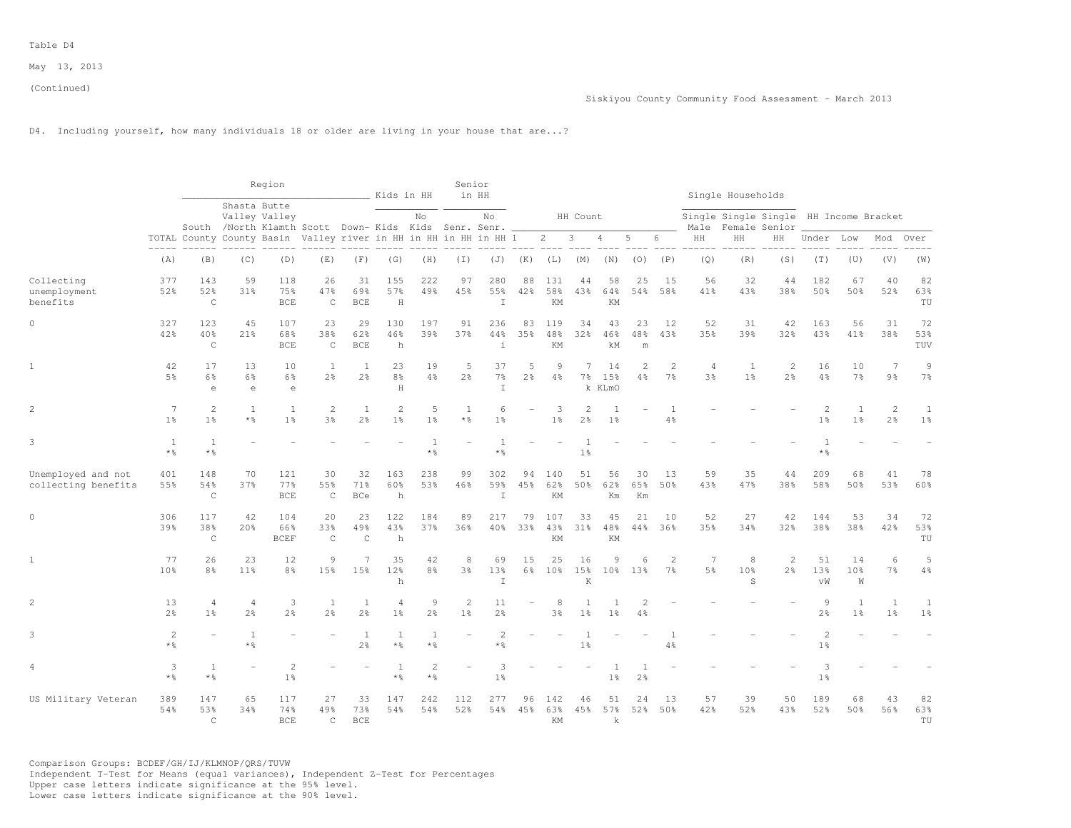Table D4

May 13, 2013

(Continued)

Siskiyou County Community Food Assessment - March 2013

D4. Including yourself, how many individuals 18 or older are living in your house that are...?

| | | Region | | | | | Kids in HH | | Senior in HH | | HH Count | | | | | | Single Households | | | HH Income Bracket | | | |
|---|---|---|---|---|---|---|---|---|---|---|---|---|---|---|---|---|---|---|---|---|---|---|---|
| | TOTAL | South County | Shasta Valley /North County | Butte Valley Klamth Basin | Scott Valley | Down-river | Kids in HH | No Kids in HH | Senr. in HH | No Senr. in HH | 1 | 2 | 3 | 4 | 5 | 6 | Single Male HH | Single Female HH | Single Senior HH | Under | Low | Mod | Over |
| | (A) | (B) | (C) | (D) | (E) | (F) | (G) | (H) | (I) | (J) | (K) | (L) | (M) | (N) | (O) | (P) | (Q) | (R) | (S) | (T) | (U) | (V) | (W) |
| Collecting unemployment benefits | 377<br>52% | 143<br>52%<br>C | 59<br>31% | 118<br>75%<br>BCE | 26<br>47%<br>C | 31<br>69%<br>BCE | 155<br>57%<br>H | 222<br>49% | 97<br>45% | 280<br>55%<br>I | 88<br>42% | 131<br>58%<br>KM | 44<br>43% | 58<br>64%<br>KM | 25<br>54% | 15<br>58% | 56<br>41% | 32<br>43% | 44<br>38% | 182<br>50% | 67<br>50% | 40<br>52% | 82<br>63%<br>TU |
| 0 | 327<br>42% | 123<br>40%<br>C | 45<br>21% | 107<br>68%<br>BCE | 23<br>38%<br>C | 29<br>62%<br>BCE | 130<br>46%<br>h | 197<br>39% | 91<br>37% | 236<br>44%<br>i | 83<br>35% | 119<br>48%<br>KM | 34<br>32% | 43<br>46%<br>kM | 23<br>48%<br>m | 12<br>43% | 52<br>35% | 31<br>39% | 42<br>32% | 163<br>43% | 56<br>41% | 31<br>38% | 72<br>53%<br>TUV |
| 1 | 42<br>5% | 17<br>6%<br>e | 13<br>6%<br>e | 10<br>6%<br>e | 1<br>2% | 1<br>2% | 23<br>8%<br>H | 19<br>4% | 5<br>2% | 37<br>7%<br>I | 5<br>2% | 9<br>4% | 7<br>7%<br>k | 14<br>15%<br>KLmO | 2<br>4% | 2<br>7% | 4<br>3% | 1<br>1% | 2<br>2% | 16<br>4% | 10<br>7% | 7<br>9% | 9<br>7% |
| 2 | 7<br>1% | 2<br>1% | 1<br>*% | 1<br>1% | 2<br>3% | 1<br>2% | 2<br>1% | 5<br>1% | 1<br>*% | 6<br>1% | - | 3<br>1% | 2<br>2% | 1<br>1% | - | 1<br>4% | - | - | - | 2<br>1% | 1<br>1% | 2<br>2% | 1<br>1% |
| 3 | 1<br>*% | 1<br>*% | - | - | - | - | - | 1<br>*% | - | 1<br>*% | - | - | 1<br>1% | - | - | - | - | - | - | 1<br>*% | - | - | - |
| Unemployed and not collecting benefits | 401<br>55% | 148<br>54%<br>C | 70<br>37% | 121<br>77%<br>BCE | 30<br>55%<br>C | 32<br>71%<br>BCe | 163<br>60%<br>h | 238<br>53% | 99<br>46% | 302<br>59%<br>I | 94<br>45% | 140<br>62%<br>KM | 51<br>50% | 56<br>62%<br>Km | 30<br>65%<br>Km | 13<br>50% | 59<br>43% | 35<br>47% | 44<br>38% | 209<br>58% | 68<br>50% | 41<br>53% | 78<br>60% |
| 0 | 306<br>39% | 117<br>38%<br>C | 42<br>20% | 104<br>66%<br>BCEF | 20<br>33%<br>C | 23<br>49%<br>C | 122<br>43%<br>h | 184<br>37% | 89<br>36% | 217<br>40% | 79<br>33% | 107<br>43%<br>KM | 33<br>31% | 45<br>48%<br>KM | 21<br>44% | 10<br>36% | 52<br>35% | 27<br>34% | 42<br>32% | 144<br>38% | 53<br>38% | 34<br>42% | 72<br>53%<br>TU |
| 1 | 77<br>10% | 26<br>8% | 23<br>11% | 12<br>8% | 9<br>15% | 7<br>15% | 35<br>12%<br>h | 42<br>8% | 8<br>3% | 69<br>13%<br>I | 15<br>6% | 25<br>10% | 16<br>15%<br>K | 9<br>10% | 6<br>13% | 2<br>7% | 7<br>5% | 8<br>10%<br>S | 2<br>2% | 51<br>13%<br>vW | 14<br>10%<br>W | 6<br>7% | 5<br>4% |
| 2 | 13<br>2% | 4<br>1% | 4<br>2% | 3<br>2% | 1<br>2% | 1<br>2% | 4<br>1% | 9<br>2% | 2<br>1% | 11<br>2% | - | 8<br>3% | 1<br>1% | 1<br>1% | 2<br>4% | - | - | - | - | 9<br>2% | 1<br>1% | 1<br>1% | 1<br>1% |
| 3 | 2<br>*% | - | 1<br>*% | - | - | 1<br>2% | 1<br>*% | 1<br>*% | - | 2<br>*% | - | - | 1<br>1% | - | - | 1<br>4% | - | - | - | 2<br>1% | - | - | - |
| 4 | 3<br>*% | 1<br>*% | - | 2<br>1% | - | - | 1<br>*% | 2<br>*% | - | 3<br>1% | - | - | - | 1<br>1% | 1<br>2% | - | - | - | - | 3<br>1% | - | - | - |
| US Military Veteran | 389<br>54% | 147<br>53%<br>C | 65<br>34% | 117<br>74%<br>BCE | 27<br>49%<br>C | 33<br>73%<br>BCE | 147<br>54% | 242<br>54% | 112<br>52% | 277<br>54% | 96<br>45% | 142<br>63%<br>KM | 46<br>45% | 51<br>57%<br>k | 24<br>52% | 13<br>50% | 57<br>42% | 39<br>52% | 50<br>43% | 189<br>52% | 68<br>50% | 43<br>56% | 82<br>63%<br>TU |

Comparison Groups: BCDEF/GH/IJ/KLMNOP/QRS/TUVW
Independent T-Test for Means (equal variances), Independent Z-Test for Percentages
Upper case letters indicate significance at the 95% level.
Lower case letters indicate significance at the 90% level.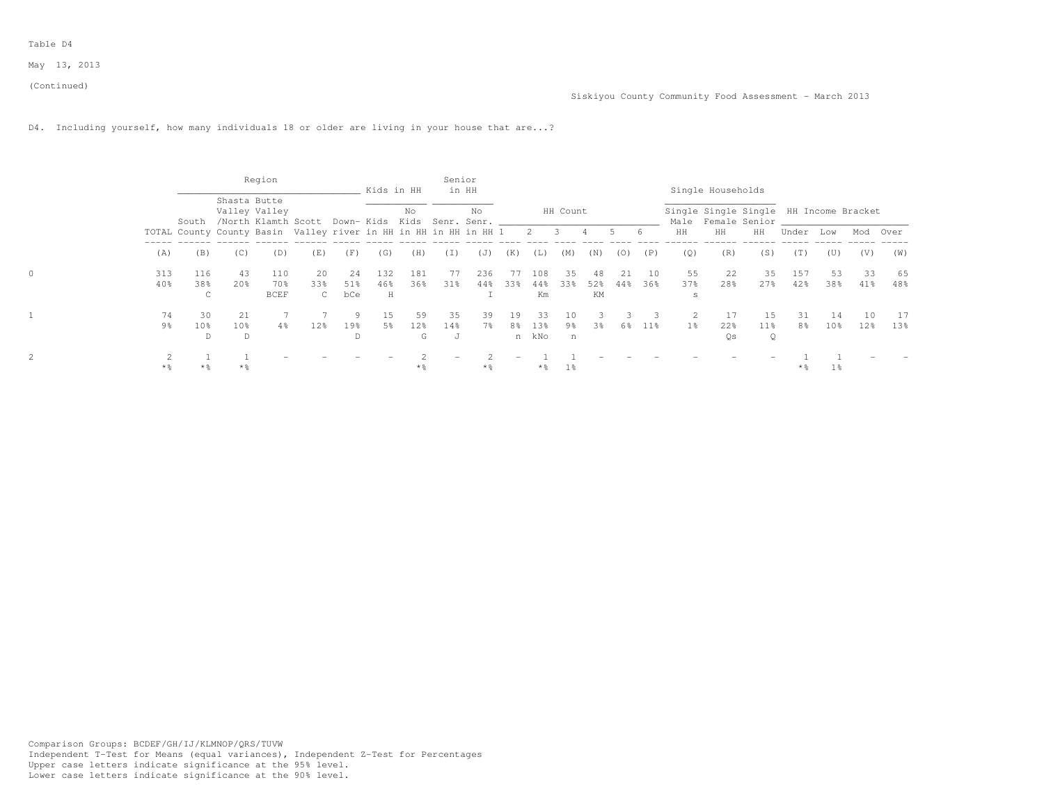Table D4

May 13, 2013

(Continued)

Siskiyou County Community Food Assessment - March 2013

D4. Including yourself, how many individuals 18 or older are living in your house that are...?

| | | Region | | | | | Kids in HH | | Senior in HH | | HH Count | | | | | | Single Households | | | HH Income Bracket | | | |
|---|---|---|---|---|---|---|---|---|---|---|---|---|---|---|---|---|---|---|---|---|---|---|---|
| | TOTAL | South County | Shasta Valley /North County | Butte Valley Klamth Basin | Scott Valley | Down-river | Kids in HH | No Kids in HH | Senr. in HH | No Senr. in HH | 1 | 2 | 3 | 4 | 5 | 6 | Single Male HH | Single Female HH | Single Senior HH | Under | Low | Mod | Over |
| | (A) | (B) | (C) | (D) | (E) | (F) | (G) | (H) | (I) | (J) | (K) | (L) | (M) | (N) | (O) | (P) | (Q) | (R) | (S) | (T) | (U) | (V) | (W) |
| 0 | 313 | 116 | 43 | 110 | 20 | 24 | 132 | 181 | 77 | 236 | 77 | 108 | 35 | 48 | 21 | 10 | 55 | 22 | 35 | 157 | 53 | 33 | 65 |
| | 40% | 38% | 20% | 70% | 33% | 51% | 46% | 36% | 31% | 44% | 33% | 44% | 33% | 52% | 44% | 36% | 37% | 28% | 27% | 42% | 38% | 41% | 48% |
| | | C | | BCEF | C | bCe | H | | | I | | Km | | KM | | | s | | | | | | |
| 1 | 74 | 30 | 21 | 7 | 7 | 9 | 15 | 59 | 35 | 39 | 19 | 33 | 10 | 3 | 3 | 3 | 2 | 17 | 15 | 31 | 14 | 10 | 17 |
| | 9% | 10% | 10% | 4% | 12% | 19% | 5% | 12% | 14% | 7% | 8% | 13% | 9% | 3% | 6% | 11% | 1% | 22% | 11% | 8% | 10% | 12% | 13% |
| | | D | D | | | D | | G | J | | n | kNo | n | | | | | Qs | Q | | | | |
| 2 | 2 | 1 | 1 | - | - | - | - | 2 | - | 2 | - | 1 | 1 | - | - | - | - | - | - | 1 | 1 | - | - |
| | *% | *% | *% | | | | | *% | | *% | | *% | 1% | | | | | | | *% | 1% | | |

Comparison Groups: BCDEF/GH/IJ/KLMNOP/QRS/TUVW
Independent T-Test for Means (equal variances), Independent Z-Test for Percentages
Upper case letters indicate significance at the 95% level.
Lower case letters indicate significance at the 90% level.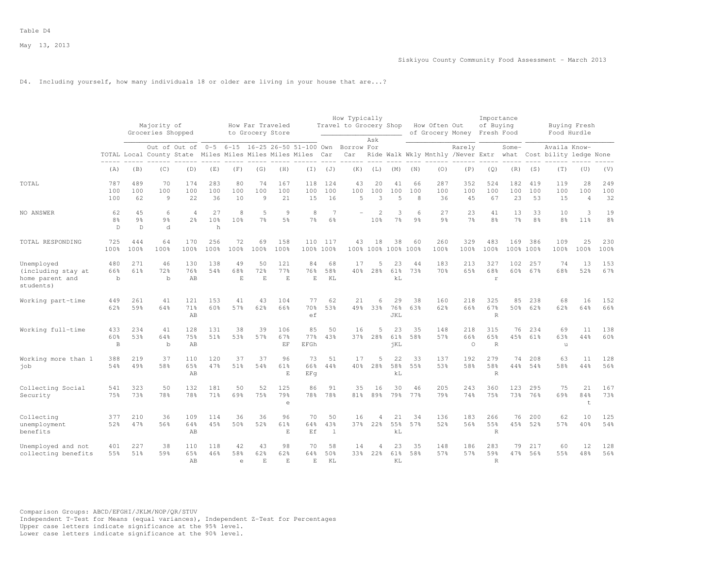Table D4

May 13, 2013

Siskiyou County Community Food Assessment - March 2013

D4. Including yourself, how many individuals 18 or older are living in your house that are...?

| | | Majority of Groceries Shopped | | | How Far Traveled to Grocery Store | | | | | How Typically Travel to Grocery Shop | | | | How Often Out of Grocery Money | | | Importance of Buying Fresh Food | | Buying Fresh Food Hurdle | | | |
|---|---|---|---|---|---|---|---|---|---|---|---|---|---|---|---|---|---|---|---|---|---|---|
| | TOTAL | Local | Out of County | Out of State | 0-5 Miles | 6-15 Miles | 16-25 Miles | 26-50 Miles | 51-100 Miles | Own Car | Borrow Car | Ask For Ride | Walk | Wkly | Mnthly | Rarely /Never | Extr | Some-what | Cost | Availa bility | Know-ledge | None |
| | (A) | (B) | (C) | (D) | (E) | (F) | (G) | (H) | (I) | (J) | (K) | (L) | (M) | (N) | (O) | (P) | (Q) | (R) | (S) | (T) | (U) | (V) |
| TOTAL | 787 | 489 | 70 | 174 | 283 | 80 | 74 | 167 | 118 | 124 | 43 | 20 | 41 | 66 | 287 | 352 | 524 | 182 | 419 | 119 | 28 | 249 |
| | 100 | 100 | 100 | 100 | 100 | 100 | 100 | 100 | 100 | 100 | 100 | 100 | 100 | 100 | 100 | 100 | 100 | 100 | 100 | 100 | 100 | 100 |
| | 100 | 62 | 9 | 22 | 36 | 10 | 9 | 21 | 15 | 16 | 5 | 3 | 5 | 8 | 36 | 45 | 67 | 23 | 53 | 15 | 4 | 32 |
| NO ANSWER | 62 | 45 | 6 | 4 | 27 | 8 | 5 | 9 | 8 | 7 | - | 2 | 3 | 6 | 27 | 23 | 41 | 13 | 33 | 10 | 3 | 19 |
| | 8% | 9% | 9% | 2% | 10% | 10% | 7% | 5% | 7% | 6% | | 10% | 7% | 9% | 9% | 7% | 8% | 7% | 8% | 8% | 11% | 8% |
| | D | D | d | | h | | | | | | | | | | | | | | | | | |
| TOTAL RESPONDING | 725 | 444 | 64 | 170 | 256 | 72 | 69 | 158 | 110 | 117 | 43 | 18 | 38 | 60 | 260 | 329 | 483 | 169 | 386 | 109 | 25 | 230 |
| | 100% | 100% | 100% | 100% | 100% | 100% | 100% | 100% | 100% | 100% | 100% | 100% | 100% | 100% | 100% | 100% | 100% | 100% | 100% | 100% | 100% | 100% |
| Unemployed (including stay at home parent and students) | 480 | 271 | 46 | 130 | 138 | 49 | 50 | 121 | 84 | 68 | 17 | 5 | 23 | 44 | 183 | 213 | 327 | 102 | 257 | 74 | 13 | 153 |
| | 66% | 61% | 72% | 76% | 54% | 68% | 72% | 77% | 76% | 58% | 40% | 28% | 61% | 73% | 70% | 65% | 68% | 60% | 67% | 68% | 52% | 67% |
| | b | | b | AB | | E | E | E | E | KL | | | kL | | | | r | | | | | |
| Working part-time | 449 | 261 | 41 | 121 | 153 | 41 | 43 | 104 | 77 | 62 | 21 | 6 | 29 | 38 | 160 | 218 | 325 | 85 | 238 | 68 | 16 | 152 |
| | 62% | 59% | 64% | 71% | 60% | 57% | 62% | 66% | 70% | 53% | 49% | 33% | 76% | 63% | 62% | 66% | 67% | 50% | 62% | 62% | 64% | 66% |
| | | | | AB | | | | | ef | | | | JKL | | | | R | | | | | |
| Working full-time | 433 | 234 | 41 | 128 | 131 | 38 | 39 | 106 | 85 | 50 | 16 | 5 | 23 | 35 | 148 | 218 | 315 | 76 | 234 | 69 | 11 | 138 |
| | 60% | 53% | 64% | 75% | 51% | 53% | 57% | 67% | 77% | 43% | 37% | 28% | 61% | 58% | 57% | 66% | 65% | 45% | 61% | 63% | 44% | 60% |
| | B | | b | AB | | | | EF | EFGh | | | | jKL | | | O | R | | | u | | |
| Working more than 1 job | 388 | 219 | 37 | 110 | 120 | 37 | 37 | 96 | 73 | 51 | 17 | 5 | 22 | 33 | 137 | 192 | 279 | 74 | 208 | 63 | 11 | 128 |
| | 54% | 49% | 58% | 65% | 47% | 51% | 54% | 61% | 66% | 44% | 40% | 28% | 58% | 55% | 53% | 58% | 58% | 44% | 54% | 58% | 44% | 56% |
| | | | | AB | | | | E | EFg | | | | kL | | | | R | | | | | |
| Collecting Social Security | 541 | 323 | 50 | 132 | 181 | 50 | 52 | 125 | 86 | 91 | 35 | 16 | 30 | 46 | 205 | 243 | 360 | 123 | 295 | 75 | 21 | 167 |
| | 75% | 73% | 78% | 78% | 71% | 69% | 75% | 79% | 78% | 78% | 81% | 89% | 79% | 77% | 79% | 74% | 75% | 73% | 76% | 69% | 84% | 73% |
| | | | | | | | | e | | | | | | | | | | | | | t | |
| Collecting unemployment benefits | 377 | 210 | 36 | 109 | 114 | 36 | 36 | 96 | 70 | 50 | 16 | 4 | 21 | 34 | 136 | 183 | 266 | 76 | 200 | 62 | 10 | 125 |
| | 52% | 47% | 56% | 64% | 45% | 50% | 52% | 61% | 64% | 43% | 37% | 22% | 55% | 57% | 52% | 56% | 55% | 45% | 52% | 57% | 40% | 54% |
| | | | | AB | | | | E | Ef | l | | | kL | | | | R | | | | | |
| Unemployed and not collecting benefits | 401 | 227 | 38 | 110 | 118 | 42 | 43 | 98 | 70 | 58 | 14 | 4 | 23 | 35 | 148 | 186 | 283 | 79 | 217 | 60 | 12 | 128 |
| | 55% | 51% | 59% | 65% | 46% | 58% | 62% | 62% | 64% | 50% | 33% | 22% | 61% | 58% | 57% | 57% | 59% | 47% | 56% | 55% | 48% | 56% |
| | | | | AB | | e | E | E | E | KL | | | KL | | | | R | | | | | |

Comparison Groups: ABCD/EFGHI/JKLM/NOP/QR/STUV
Independent T-Test for Means (equal variances), Independent Z-Test for Percentages
Upper case letters indicate significance at the 95% level.
Lower case letters indicate significance at the 90% level.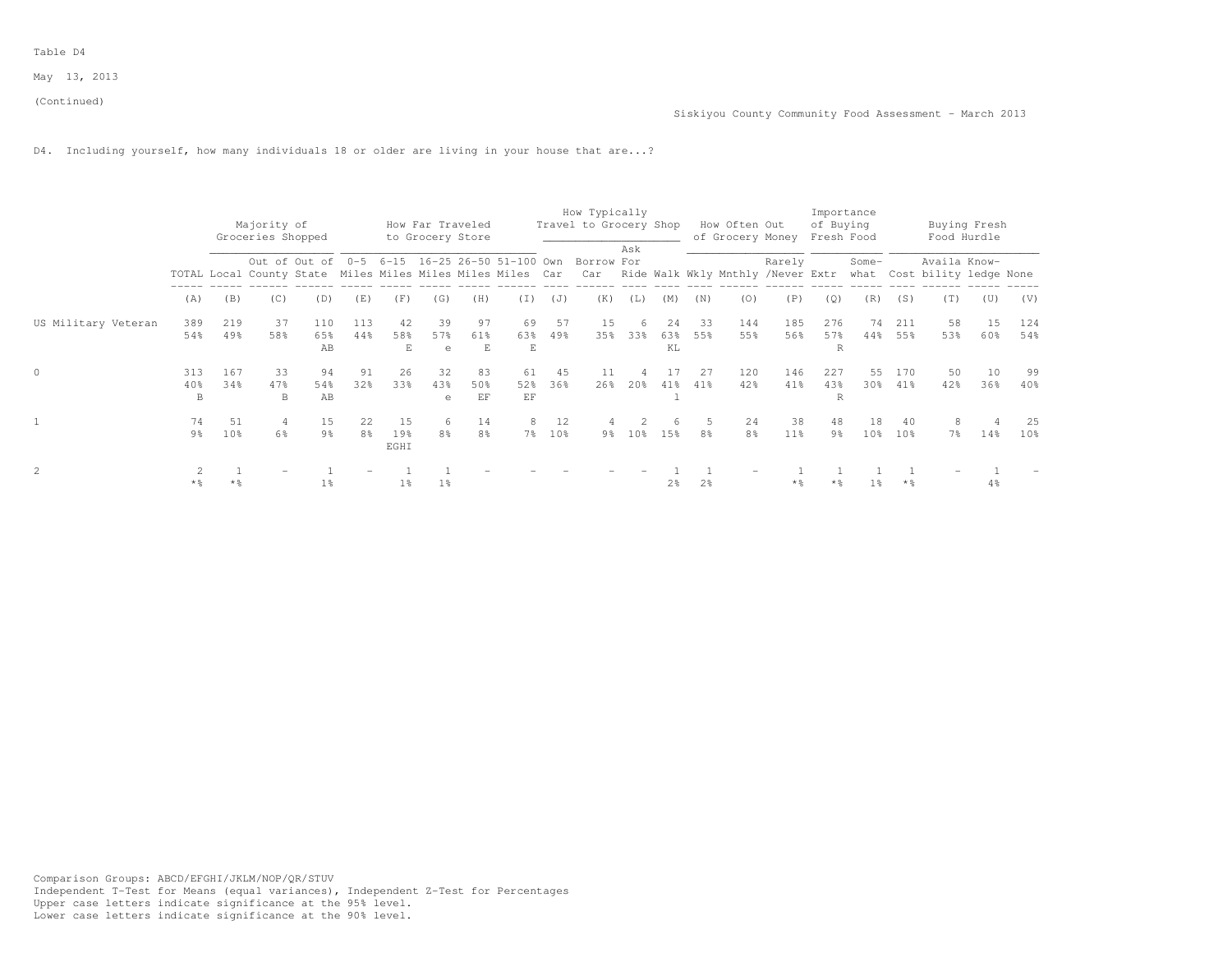Table D4

May 13, 2013

(Continued)

D4. Including yourself, how many individuals 18 or older are living in your house that are...?

| | | Majority of Groceries Shopped | | | How Far Traveled to Grocery Store | | | | | How Typically Travel to Grocery Shop | | | | How Often Out of Grocery Money | | | Importance of Buying Fresh Food | | Buying Fresh Food Hurdle | | | |
|---|---|---|---|---|---|---|---|---|---|---|---|---|---|---|---|---|---|---|---|---|---|---|
| | TOTAL | Local | Out of County | Out of State | 0-5 Miles | 6-15 Miles | 16-25 Miles | 26-50 Miles | 51-100 Miles | Own Car | Borrow Car | Ask For Ride | Walk | Wkly | Mnthly | Rarely /Never | Extr | Some-what | Cost | Availa bility | Know-ledge | None |
| | (A) | (B) | (C) | (D) | (E) | (F) | (G) | (H) | (I) | (J) | (K) | (L) | (M) | (N) | (O) | (P) | (Q) | (R) | (S) | (T) | (U) | (V) |
| US Military Veteran | 389 | 219 | 37 | 110 | 113 | 42 | 39 | 97 | 69 | 57 | 15 | 6 | 24 | 33 | 144 | 185 | 276 | 74 | 211 | 58 | 15 | 124 |
| | 54% | 49% | 58% | 65% | 44% | 58% | 57% | 61% | 63% | 49% | 35% | 33% | 63% | 55% | 55% | 56% | 57% | 44% | 55% | 53% | 60% | 54% |
| | | | | AB | | E | e | E | E | | | | KL | | | | R | | | | | |
| 0 | 313 | 167 | 33 | 94 | 91 | 26 | 32 | 83 | 61 | 45 | 11 | 4 | 17 | 27 | 120 | 146 | 227 | 55 | 170 | 50 | 10 | 99 |
| | 40% | 34% | 47% | 54% | 32% | 33% | 43% | 50% | 52% | 36% | 26% | 20% | 41% | 41% | 42% | 41% | 43% | 30% | 41% | 42% | 36% | 40% |
| | B | | B | AB | | | e | EF | EF | | | | l | | | | R | | | | | |
| 1 | 74 | 51 | 4 | 15 | 22 | 15 | 6 | 14 | 8 | 12 | 4 | 2 | 6 | 5 | 24 | 38 | 48 | 18 | 40 | 8 | 4 | 25 |
| | 9% | 10% | 6% | 9% | 8% | 19% | 8% | 8% | 7% | 10% | 9% | 10% | 15% | 8% | 8% | 11% | 9% | 10% | 10% | 7% | 14% | 10% |
| | | | | | | EGHI | | | | | | | | | | | | | | | | |
| 2 | 2 | 1 | - | 1 | - | 1 | 1 | - | - | - | - | - | 1 | 1 | - | 1 | 1 | 1 | 1 | - | 1 | - |
| | *% | *% | | 1% | | 1% | 1% | | | | | | 2% | 2% | | *% | *% | 1% | *% | | 4% | |

Comparison Groups: ABCD/EFGHI/JKLM/NOP/QR/STUV
Independent T-Test for Means (equal variances), Independent Z-Test for Percentages
Upper case letters indicate significance at the 95% level.
Lower case letters indicate significance at the 90% level.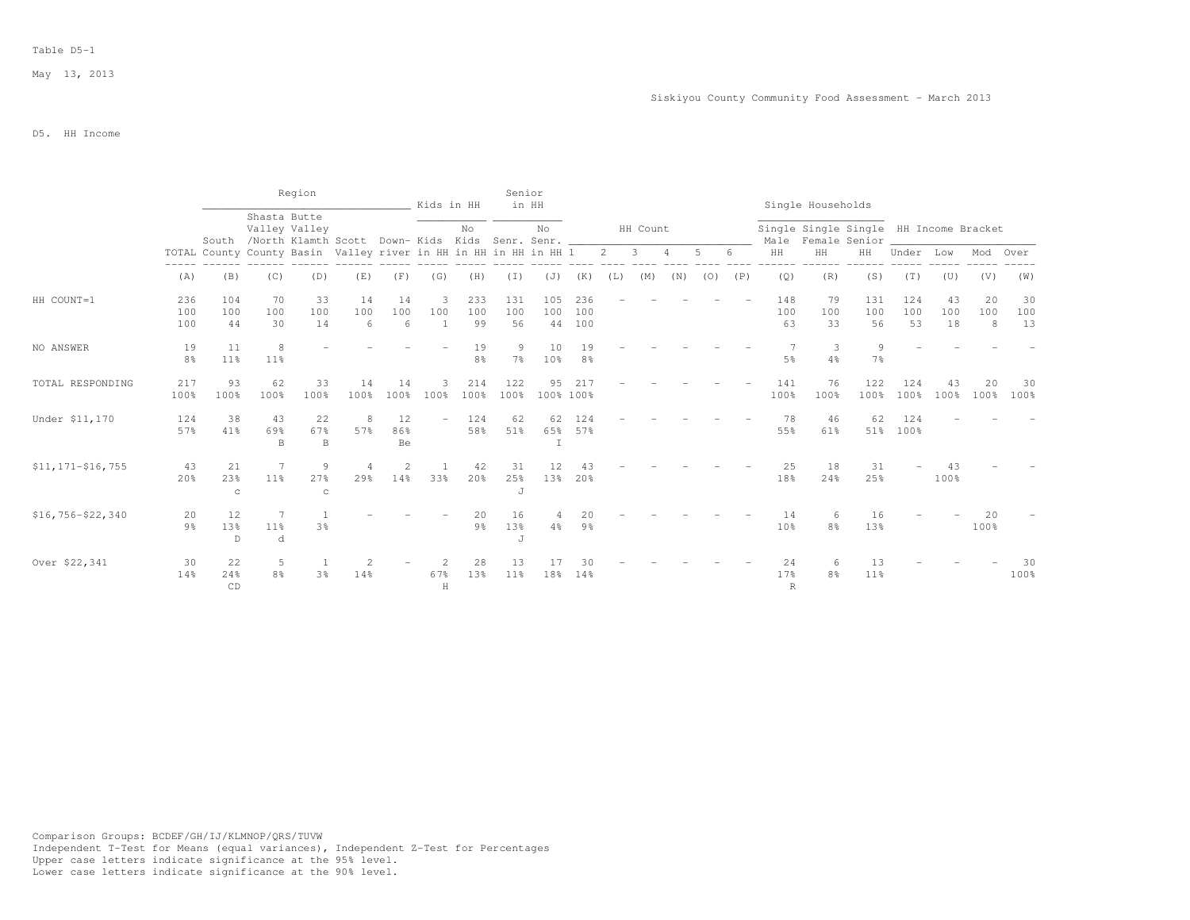Table D5-1

May 13, 2013

Siskiyou County Community Food Assessment - March 2013

D5. HH Income

| | | Region | | | | | Kids in HH | | Senior in HH | | HH Count | | | | | | Single Households | | | HH Income Bracket | | | |
|---|---|---|---|---|---|---|---|---|---|---|---|---|---|---|---|---|---|---|---|---|---|---|---|
| | TOTAL | South County | Shasta Valley /North County | Butte Valley Klamth Basin | Scott Valley | Down-river | Kids in HH | No Kids in HH | Senr. in HH | No Senr. in HH | 1 | 2 | 3 | 4 | 5 | 6 | Single Male HH | Single Female HH | Single Senior HH | Under | Low | Mod | Over |
| | (A) | (B) | (C) | (D) | (E) | (F) | (G) | (H) | (I) | (J) | (K) | (L) | (M) | (N) | (O) | (P) | (Q) | (R) | (S) | (T) | (U) | (V) | (W) |
| HH COUNT=1 | 236 | 104 | 70 | 33 | 14 | 14 | 3 | 233 | 131 | 105 | 236 | - | - | - | - | - | - | 148 | 79 | 131 | 124 | 43 | 20 | 30 |
| | 100 | 100 | 100 | 100 | 100 | 100 | 100 | 100 | 100 | 100 | 100 | | | | | | | 100 | 100 | 100 | 100 | 100 | 100 | 100 |
| | 100 | 44 | 30 | 14 | 6 | 6 | 1 | 99 | 56 | 44 | 100 | | | | | | | 63 | 33 | 56 | 53 | 18 | 8 | 13 |
| NO ANSWER | 19 | 11 | 8 | - | - | - | - | 19 | 9 | 10 | 19 | - | - | - | - | - | - | 7 | 3 | 9 | - | - | - | - |
| | 8% | 11% | 11% | | | | | 8% | 7% | 10% | 8% | | | | | | | 5% | 4% | 7% | | | | |
| TOTAL RESPONDING | 217 | 93 | 62 | 33 | 14 | 14 | 3 | 214 | 122 | 95 | 217 | - | - | - | - | - | - | 141 | 76 | 122 | 124 | 43 | 20 | 30 |
| | 100% | 100% | 100% | 100% | 100% | 100% | 100% | 100% | 100% | 100% | 100% | | | | | | | 100% | 100% | 100% | 100% | 100% | 100% | 100% |
| Under $11,170 | 124 | 38 | 43 | 22 | 8 | 12 | - | 124 | 62 | 62 | 124 | - | - | - | - | - | - | 78 | 46 | 62 | 124 | - | - | - |
| | 57% | 41% | 69% | 67% | 57% | 86% | | 58% | 51% | 65% | 57% | | | | | | | 55% | 61% | 51% | 100% | | | |
| | | | B | B | | Be | | | | I | | | | | | | | | | | | | | |
| $11,171-$16,755 | 43 | 21 | 7 | 9 | 4 | 2 | 1 | 42 | 31 | 12 | 43 | - | - | - | - | - | - | 25 | 18 | 31 | - | 43 | - | - |
| | 20% | 23% | 11% | 27% | 29% | 14% | 33% | 20% | 25% | 13% | 20% | | | | | | | 18% | 24% | 25% | | 100% | | |
| | | c | | c | | | | | J | | | | | | | | | | | | | | | |
| $16,756-$22,340 | 20 | 12 | 7 | 1 | - | - | - | 20 | 16 | 4 | 20 | - | - | - | - | - | - | 14 | 6 | 16 | - | - | 20 | - |
| | 9% | 13% | 11% | 3% | | | | 9% | 13% | 4% | 9% | | | | | | | 10% | 8% | 13% | | | 100% | |
| | | D | d | | | | | | J | | | | | | | | | | | | | | | |
| Over $22,341 | 30 | 22 | 5 | 1 | 2 | - | 2 | 28 | 13 | 17 | 30 | - | - | - | - | - | - | 24 | 6 | 13 | - | - | - | 30 |
| | 14% | 24% | 8% | 3% | 14% | | 67% | 13% | 11% | 18% | 14% | | | | | | | 17% | 8% | 11% | | | | 100% |
| | | CD | | | | | H | | | | | | | | | | | R | | | | | | |

Comparison Groups: BCDEF/GH/IJ/KLMNOP/QRS/TUVW
Independent T-Test for Means (equal variances), Independent Z-Test for Percentages
Upper case letters indicate significance at the 95% level.
Lower case letters indicate significance at the 90% level.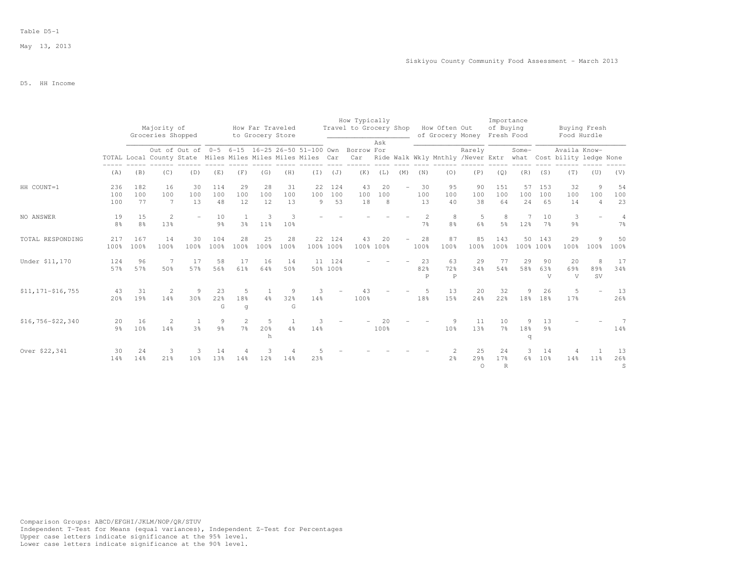Table D5-1

May 13, 2013

Siskiyou County Community Food Assessment - March 2013

D5. HH Income

| | | Majority of Groceries Shopped | | | How Far Traveled to Grocery Store | | | | | How Typically Travel to Grocery Shop | | | | How Often Out of Grocery Money | | | Importance of Buying Fresh Food | | Buying Fresh Food Hurdle | | | |
|---|---|---|---|---|---|---|---|---|---|---|---|---|---|---|---|---|---|---|---|---|---|---|
| | TOTAL | Local | Out of County | Out of State | 0-5 Miles | 6-15 Miles | 16-25 Miles | 26-50 Miles | 51-100 Miles | Own Car | Borrow Car | Ask For Ride | Walk | Wkly | Mnthly | Rarely /Never | Extr | Some-what | Cost | Availa bility | Know-ledge | None |
| | (A) | (B) | (C) | (D) | (E) | (F) | (G) | (H) | (I) | (J) | (K) | (L) | (M) | (N) | (O) | (P) | (Q) | (R) | (S) | (T) | (U) | (V) |
| HH COUNT=1 | 236 | 182 | 16 | 30 | 114 | 29 | 28 | 31 | 22 | 124 | 43 | 20 | - | 30 | 95 | 90 | 151 | 57 | 153 | 32 | 9 | 54 |
| | 100 | 100 | 100 | 100 | 100 | 100 | 100 | 100 | 100 | 100 | 100 | 100 | | 100 | 100 | 100 | 100 | 100 | 100 | 100 | 100 | 100 |
| | 100 | 77 | 7 | 13 | 48 | 12 | 12 | 13 | 9 | 53 | 18 | 8 | | 13 | 40 | 38 | 64 | 24 | 65 | 14 | 4 | 23 |
| NO ANSWER | 19 | 15 | 2 | - | 10 | 1 | 3 | 3 | - | - | - | - | - | 2 | 8 | 5 | 8 | 7 | 10 | 3 | - | 4 |
| | 8% | 8% | 13% | | 9% | 3% | 11% | 10% | | | | | | 7% | 8% | 6% | 5% | 12% | 7% | 9% | | 7% |
| TOTAL RESPONDING | 217 | 167 | 14 | 30 | 104 | 28 | 25 | 28 | 22 | 124 | 43 | 20 | - | 28 | 87 | 85 | 143 | 50 | 143 | 29 | 9 | 50 |
| | 100% | 100% | 100% | 100% | 100% | 100% | 100% | 100% | 100% | 100% | 100% | 100% | | 100% | 100% | 100% | 100% | 100% | 100% | 100% | 100% | 100% |
| Under $11,170 | 124 | 96 | 7 | 17 | 58 | 17 | 16 | 14 | 11 | 124 | - | - | - | 23 | 63 | 29 | 77 | 29 | 90 | 20 | 8 | 17 |
| | 57% | 57% | 50% | 57% | 56% | 61% | 64% | 50% | 50% | 100% | | | | 82% | 72% | 34% | 54% | 58% | 63% | 69% | 89% | 34% |
| | | | | | | | | | | | | | | P | P | | | | V | V | SV | |
| $11,171-$16,755 | 43 | 31 | 2 | 9 | 23 | 5 | 1 | 9 | 3 | - | 43 | - | - | 5 | 13 | 20 | 32 | 9 | 26 | 5 | - | 13 |
| | 20% | 19% | 14% | 30% | 22% | 18% | 4% | 32% | 14% | | 100% | | | 18% | 15% | 24% | 22% | 18% | 18% | 17% | | 26% |
| | | | | | G | g | | G | | | | | | | | | | | | | | |
| $16,756-$22,340 | 20 | 16 | 2 | 1 | 9 | 2 | 5 | 1 | 3 | - | - | 20 | - | - | 9 | 11 | 10 | 9 | 13 | - | - | 7 |
| | 9% | 10% | 14% | 3% | 9% | 7% | 20% | 4% | 14% | | | 100% | | | 10% | 13% | 7% | 18% | 9% | | | 14% |
| | | | | | | | h | | | | | | | | | | | q | | | | |
| Over $22,341 | 30 | 24 | 3 | 3 | 14 | 4 | 3 | 4 | 5 | - | - | - | - | - | 2 | 25 | 24 | 3 | 14 | 4 | 1 | 13 |
| | 14% | 14% | 21% | 10% | 13% | 14% | 12% | 14% | 23% | | | | | | 2% | 29% | 17% | 6% | 10% | 14% | 11% | 26% |
| | | | | | | | | | | | | | | | | O | R | | | | | S |

Comparison Groups: ABCD/EFGHI/JKLM/NOP/QR/STUV
Independent T-Test for Means (equal variances), Independent Z-Test for Percentages
Upper case letters indicate significance at the 95% level.
Lower case letters indicate significance at the 90% level.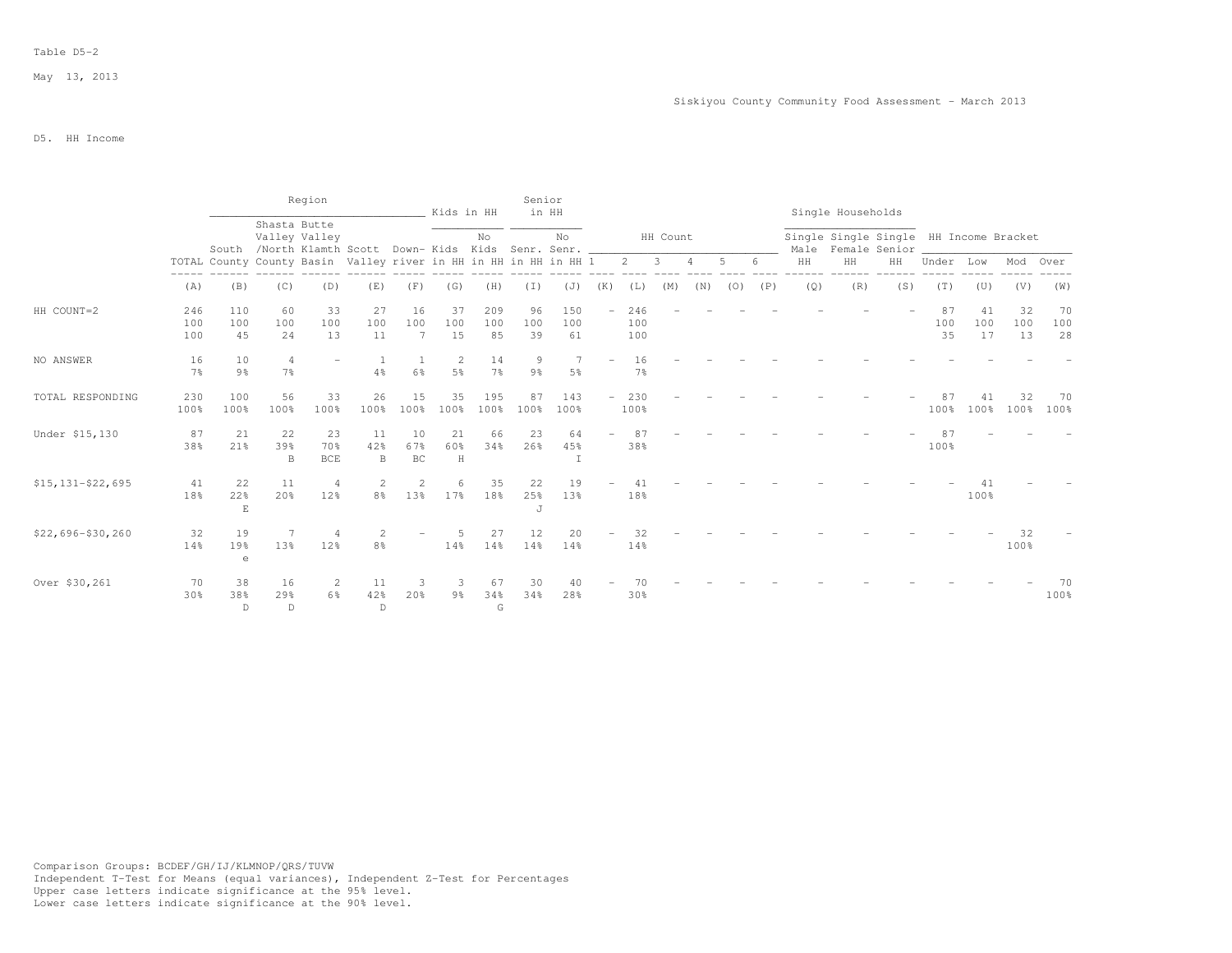Table D5-2

May 13, 2013

Siskiyou County Community Food Assessment - March 2013

D5. HH Income

| | | Region | | | | | Kids in HH | | Senior in HH | | HH Count | | | | | | Single Households | | | HH Income Bracket | | | |
|---|---|---|---|---|---|---|---|---|---|---|---|---|---|---|---|---|---|---|---|---|---|---|---|
| | TOTAL | South County | Shasta Valley /North County | Butte Valley Klamth Basin | Scott Valley | Down-river | Kids in HH | No Kids in HH | Senr. in HH | No Senr. in HH | 1 | 2 | 3 | 4 | 5 | 6 | Single Male HH | Single Female HH | Single Senior HH | Under | Low | Mod | Over |
| | (A) | (B) | (C) | (D) | (E) | (F) | (G) | (H) | (I) | (J) | (K) | (L) | (M) | (N) | (O) | (P) | (Q) | (R) | (S) | (T) | (U) | (V) | (W) |
| HH COUNT=2 | 246 | 110 | 60 | 33 | 27 | 16 | 37 | 209 | 96 | 150 | - | 246 | - | - | - | - | - | - | - | 87 | 41 | 32 | 70 |
| | 100 | 100 | 100 | 100 | 100 | 100 | 100 | 100 | 100 | 100 | | 100 | | | | | | | | 100 | 100 | 100 | 100 |
| | 100 | 45 | 24 | 13 | 11 | 7 | 15 | 85 | 39 | 61 | | 100 | | | | | | | | 35 | 17 | 13 | 28 |
| NO ANSWER | 16 | 10 | 4 | - | 1 | 1 | 2 | 14 | 9 | 7 | - | 16 | - | - | - | - | - | - | - | - | - | - | - |
| | 7% | 9% | 7% | | 4% | 6% | 5% | 7% | 9% | 5% | | 7% | | | | | | | | | | | |
| TOTAL RESPONDING | 230 | 100 | 56 | 33 | 26 | 15 | 35 | 195 | 87 | 143 | - | 230 | - | - | - | - | - | - | - | 87 | 41 | 32 | 70 |
| | 100% | 100% | 100% | 100% | 100% | 100% | 100% | 100% | 100% | 100% | | 100% | | | | | | | | 100% | 100% | 100% | 100% |
| Under $15,130 | 87 | 21 | 22 | 23 | 11 | 10 | 21 | 66 | 23 | 64 | - | 87 | - | - | - | - | - | - | - | 87 | - | - | - |
| | 38% | 21% | 39% | 70% | 42% | 67% | 60% | 34% | 26% | 45% | | 38% | | | | | | | | 100% | | | |
| | | | B | BCE | B | BC | H | | | I | | | | | | | | | | | | | |
| $15,131-$22,695 | 41 | 22 | 11 | 4 | 2 | 2 | 6 | 35 | 22 | 19 | - | 41 | - | - | - | - | - | - | - | - | 41 | - | - |
| | 18% | 22% | 20% | 12% | 8% | 13% | 17% | 18% | 25% | 13% | | 18% | | | | | | | | | 100% | | |
| | | E | | | | | | | J | | | | | | | | | | | | | | |
| $22,696-$30,260 | 32 | 19 | 7 | 4 | 2 | - | 5 | 27 | 12 | 20 | - | 32 | - | - | - | - | - | - | - | - | - | 32 | - |
| | 14% | 19% | 13% | 12% | 8% | | 14% | 14% | 14% | 14% | | 14% | | | | | | | | | | 100% | |
| | | e | | | | | | | | | | | | | | | | | | | | | |
| Over $30,261 | 70 | 38 | 16 | 2 | 11 | 3 | 3 | 67 | 30 | 40 | - | 70 | - | - | - | - | - | - | - | - | - | - | 70 |
| | 30% | 38% | 29% | 6% | 42% | 20% | 9% | 34% | 34% | 28% | | 30% | | | | | | | | | | | 100% |
| | | D | D | | D | | | G | | | | | | | | | | | | | | | |

Comparison Groups: BCDEF/GH/IJ/KLMNOP/QRS/TUVW
Independent T-Test for Means (equal variances), Independent Z-Test for Percentages
Upper case letters indicate significance at the 95% level.
Lower case letters indicate significance at the 90% level.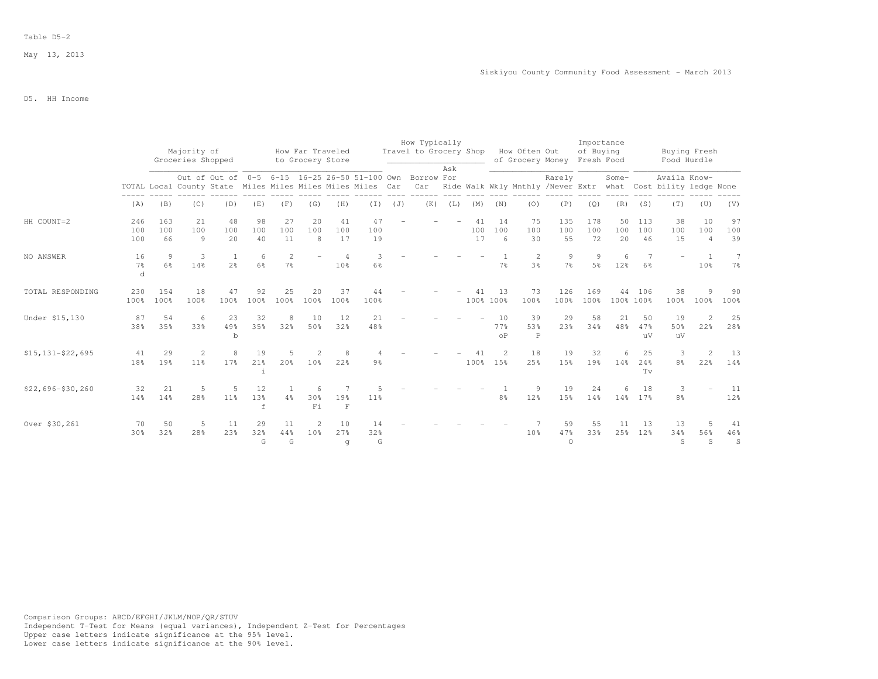Table D5-2

May 13, 2013

Siskiyou County Community Food Assessment - March 2013

D5. HH Income

| | | Majority of Groceries Shopped | | | How Far Traveled to Grocery Store | | | | | How Typically Travel to Grocery Shop | | | | How Often Out of Grocery Money | | | Importance of Buying Fresh Food | | Buying Fresh Food Hurdle | | | |
|---|---|---|---|---|---|---|---|---|---|---|---|---|---|---|---|---|---|---|---|---|---|---|
| | TOTAL | Local | Out of County | Out of State | 0-5 Miles | 6-15 Miles | 16-25 Miles | 26-50 Miles | 51-100 Miles | Own Car | Borrow Car | Ask For Ride | Walk | Wkly | Mnthly | Rarely /Never | Extr | Some-what | Cost | Availa bility | Know-ledge | None |
| | (A) | (B) | (C) | (D) | (E) | (F) | (G) | (H) | (I) | (J) | (K) | (L) | (M) | (N) | (O) | (P) | (Q) | (R) | (S) | (T) | (U) | (V) |
| HH COUNT=2 | 246<br>100<br>100 | 163<br>100<br>66 | 21<br>100<br>9 | 48<br>100<br>20 | 98<br>100<br>40 | 27<br>100<br>11 | 20<br>100<br>8 | 41<br>100<br>17 | 47<br>100<br>19 | - | - | - | 41<br>100<br>17 | 14<br>100<br>6 | 75<br>100<br>30 | 135<br>100<br>55 | 178<br>100<br>72 | 50<br>100<br>20 | 113<br>100<br>46 | 38<br>100<br>15 | 10<br>100<br>4 | 97<br>100<br>39 |
| NO ANSWER | 16<br>7%<br>d | 9<br>6% | 3<br>14% | 1<br>2% | 6<br>6% | 2<br>7% | - | 4<br>10% | 3<br>6% | - | - | - | - | 1<br>7% | 2<br>3% | 9<br>7% | 9<br>5% | 6<br>12% | 7<br>6% | - | 1<br>10% | 7<br>7% |
| TOTAL RESPONDING | 230<br>100% | 154<br>100% | 18<br>100% | 47<br>100% | 92<br>100% | 25<br>100% | 20<br>100% | 37<br>100% | 44<br>100% | - | - | - | 41<br>100% | 13<br>100% | 73<br>100% | 126<br>100% | 169<br>100% | 44<br>100% | 106<br>100% | 38<br>100% | 9<br>100% | 90<br>100% |
| Under $15,130 | 87<br>38% | 54<br>35% | 6<br>33% | 23<br>49%<br>b | 32<br>35% | 8<br>32% | 10<br>50% | 12<br>32% | 21<br>48% | - | - | - | - | 10<br>77%<br>oP | 39<br>53%<br>P | 29<br>23% | 58<br>34% | 21<br>48% | 50<br>47%<br>uV | 19<br>50%<br>uV | 2<br>22% | 25<br>28% |
| $15,131-$22,695 | 41<br>18% | 29<br>19% | 2<br>11% | 8<br>17% | 19<br>21%<br>i | 5<br>20% | 2<br>10% | 8<br>22% | 4<br>9% | - | - | - | 41<br>100% | 2<br>15% | 18<br>25% | 19<br>15% | 32<br>19% | 6<br>14% | 25<br>24%<br>Tv | 3<br>8% | 2<br>22% | 13<br>14% |
| $22,696-$30,260 | 32<br>14% | 21<br>14% | 5<br>28% | 5<br>11% | 12<br>13%<br>f | 1<br>4% | 6<br>30%<br>Fi | 7<br>19%<br>F | 5<br>11% | - | - | - | - | 1<br>8% | 9<br>12% | 19<br>15% | 24<br>14% | 6<br>14% | 18<br>17% | 3<br>8% | - | 11<br>12% |
| Over $30,261 | 70<br>30% | 50<br>32% | 5<br>28% | 11<br>23% | 29<br>32%<br>G | 11<br>44%<br>G | 2<br>10% | 10<br>27%<br>g | 14<br>32%<br>G | - | - | - | - | - | 7<br>10% | 59<br>47%<br>O | 55<br>33% | 11<br>25% | 13<br>12% | 13<br>34%<br>S | 5<br>56%<br>S | 41<br>46%<br>S |

Comparison Groups: ABCD/EFGHI/JKLM/NOP/QR/STUV
Independent T-Test for Means (equal variances), Independent Z-Test for Percentages
Upper case letters indicate significance at the 95% level.
Lower case letters indicate significance at the 90% level.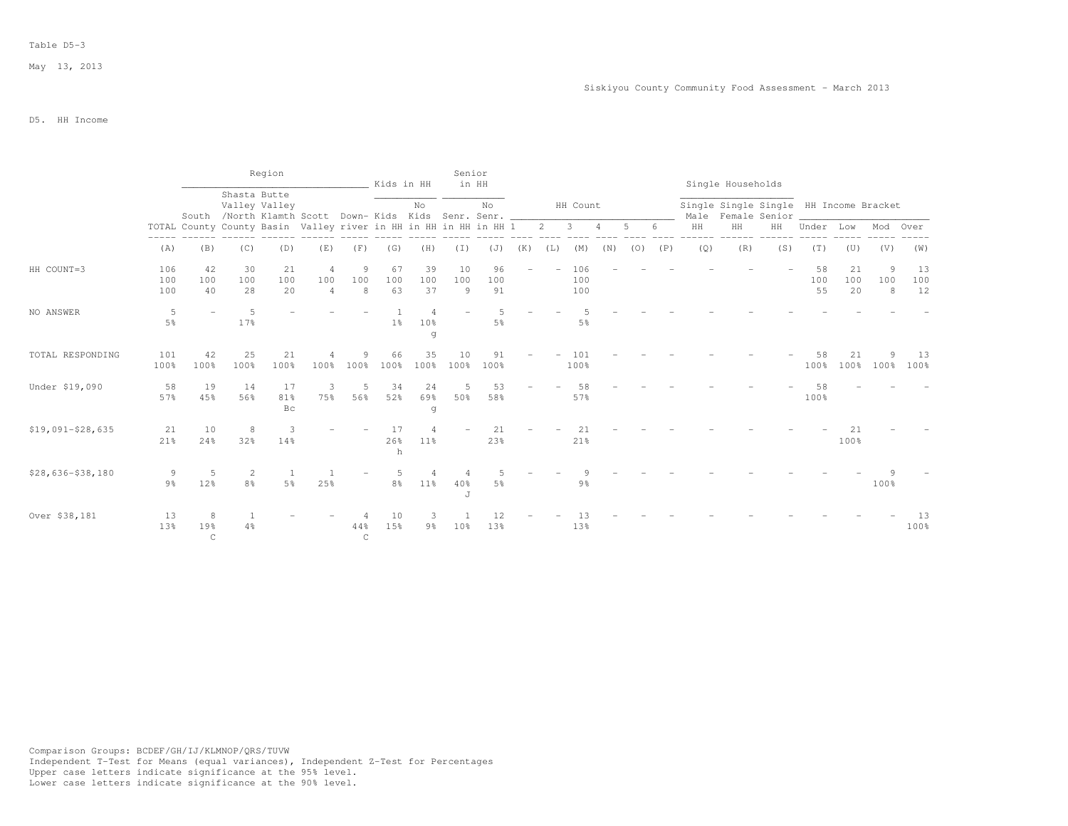Table D5-3

May 13, 2013

Siskiyou County Community Food Assessment - March 2013

D5. HH Income

| | | Region | | | | | Kids in HH | | Senior in HH | | HH Count | | | | | | Single Households | | | HH Income Bracket | | | |
|---|---|---|---|---|---|---|---|---|---|---|---|---|---|---|---|---|---|---|---|---|---|---|---|
| | TOTAL | South County | Shasta Valley /North County | Butte Valley Klamth Basin | Scott Valley | Down-river | Kids in HH | No Kids in HH | Senr. in HH | No Senr. in HH | 1 | 2 | 3 | 4 | 5 | 6 | Single Male HH | Single Female HH | Single Senior HH | Under | Low | Mod | Over |
| | (A) | (B) | (C) | (D) | (E) | (F) | (G) | (H) | (I) | (J) | (K) | (L) | (M) | (N) | (O) | (P) | (Q) | (R) | (S) | (T) | (U) | (V) | (W) |
| HH COUNT=3 | 106 | 42 | 30 | 21 | 4 | 9 | 67 | 39 | 10 | 96 | - | - | 106 | - | - | - | - | - | - | 58 | 21 | 9 | 13 |
| | 100 | 100 | 100 | 100 | 100 | 100 | 100 | 100 | 100 | 100 | | | 100 | | | | | | | 100 | 100 | 100 | 100 |
| | 100 | 40 | 28 | 20 | 4 | 8 | 63 | 37 | 9 | 91 | | | 100 | | | | | | | 55 | 20 | 8 | 12 |
| NO ANSWER | 5 | - | 5 | - | - | - | 1 | 4 | - | 5 | - | - | 5 | - | - | - | - | - | - | - | - | - | - |
| | 5% | | 17% | | | | 1% | 10% | | 5% | | | 5% | | | | | | | | | | |
| | | | | | | | | g | | | | | | | | | | | | | | | |
| TOTAL RESPONDING | 101 | 42 | 25 | 21 | 4 | 9 | 66 | 35 | 10 | 91 | - | - | 101 | - | - | - | - | - | - | 58 | 21 | 9 | 13 |
| | 100% | 100% | 100% | 100% | 100% | 100% | 100% | 100% | 100% | 100% | | | 100% | | | | | | | 100% | 100% | 100% | 100% |
| Under $19,090 | 58 | 19 | 14 | 17 | 3 | 5 | 34 | 24 | 5 | 53 | - | - | 58 | - | - | - | - | - | - | 58 | - | - | - |
| | 57% | 45% | 56% | 81% | 75% | 56% | 52% | 69% | 50% | 58% | | | 57% | | | | | | | 100% | | | |
| | | | | Bc | | | | g | | | | | | | | | | | | | | | |
| $19,091-$28,635 | 21 | 10 | 8 | 3 | - | - | 17 | 4 | - | 21 | - | - | 21 | - | - | - | - | - | - | - | 21 | - | - |
| | 21% | 24% | 32% | 14% | | | 26% | 11% | | 23% | | | 21% | | | | | | | | 100% | | |
| | | | | | | | h | | | | | | | | | | | | | | | | |
| $28,636-$38,180 | 9 | 5 | 2 | 1 | 1 | - | 5 | 4 | 4 | 5 | - | - | 9 | - | - | - | - | - | - | - | - | 9 | - |
| | 9% | 12% | 8% | 5% | 25% | | 8% | 11% | 40% | 5% | | | 9% | | | | | | | | | 100% | |
| | | | | | | | | | J | | | | | | | | | | | | | | |
| Over $38,181 | 13 | 8 | 1 | - | - | 4 | 10 | 3 | 1 | 12 | - | - | 13 | - | - | - | - | - | - | - | - | - | 13 |
| | 13% | 19% | 4% | | | 44% | 15% | 9% | 10% | 13% | | | 13% | | | | | | | | | | 100% |
| | | C | | | | C | | | | | | | | | | | | | | | | | |

Comparison Groups: BCDEF/GH/IJ/KLMNOP/QRS/TUVW
Independent T-Test for Means (equal variances), Independent Z-Test for Percentages
Upper case letters indicate significance at the 95% level.
Lower case letters indicate significance at the 90% level.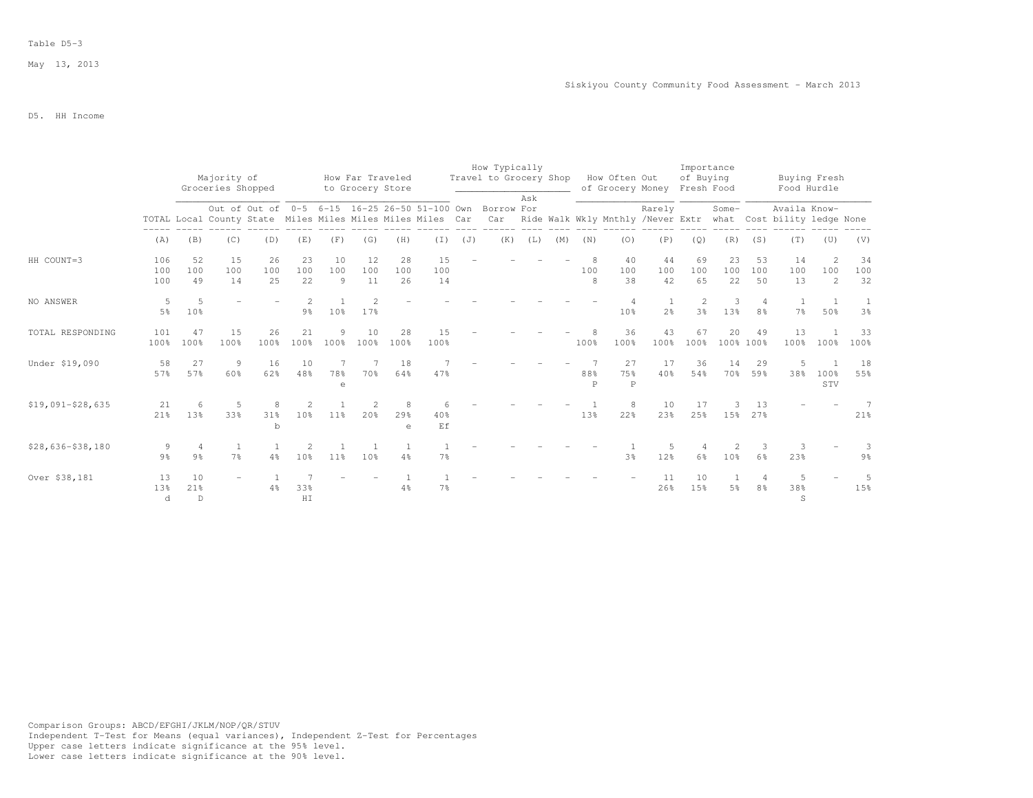Table D5-3

May 13, 2013

Siskiyou County Community Food Assessment - March 2013

D5. HH Income

| | | Majority of Groceries Shopped | | | How Far Traveled to Grocery Store | | | | | How Typically Travel to Grocery Shop | | | | How Often Out of Grocery Money | | | Importance of Buying Fresh Food | | Buying Fresh Food Hurdle | | | |
|---|---|---|---|---|---|---|---|---|---|---|---|---|---|---|---|---|---|---|---|---|---|---|
| | TOTAL | Local | Out of County | Out of State | 0-5 Miles | 6-15 Miles | 16-25 Miles | 26-50 Miles | 51-100 Miles | Own Car | Borrow Car | Ask For Ride | Walk | Wkly | Mnthly | Rarely /Never | Extr | Some-what | Cost | Availa bility | Know-ledge | None |
| | (A) | (B) | (C) | (D) | (E) | (F) | (G) | (H) | (I) | (J) | (K) | (L) | (M) | (N) | (O) | (P) | (Q) | (R) | (S) | (T) | (U) | (V) |
| HH COUNT=3 | 106<br>100<br>100 | 52<br>100<br>49 | 15<br>100<br>14 | 26<br>100<br>25 | 23<br>100<br>22 | 10<br>100<br>9 | 12<br>100<br>11 | 28<br>100<br>26 | 15<br>100<br>14 | - | - | - | - | 8<br>100<br>8 | 40<br>100<br>38 | 44<br>100<br>42 | 69<br>100<br>65 | 23<br>100<br>22 | 53<br>100<br>50 | 14<br>100<br>13 | 2<br>100<br>2 | 34<br>100<br>32 |
| NO ANSWER | 5<br>5% | 5<br>10% | - | - | 2<br>9% | 1<br>10% | 2<br>17% | - | - | - | - | - | - | - | 4<br>10% | 1<br>2% | 2<br>3% | 3<br>13% | 4<br>8% | 1<br>7% | 1<br>50% | 1<br>3% |
| TOTAL RESPONDING | 101<br>100% | 47<br>100% | 15<br>100% | 26<br>100% | 21<br>100% | 9<br>100% | 10<br>100% | 28<br>100% | 15<br>100% | - | - | - | - | 8<br>100% | 36<br>100% | 43<br>100% | 67<br>100% | 20<br>100% | 49<br>100% | 13<br>100% | 1<br>100% | 33<br>100% |
| Under $19,090 | 58<br>57% | 27<br>57% | 9<br>60% | 16<br>62% | 10<br>48% | 7<br>78%<br>e | 7<br>70% | 18<br>64% | 7<br>47% | - | - | - | - | 7<br>88%<br>P | 27<br>75%<br>P | 17<br>40% | 36<br>54% | 14<br>70% | 29<br>59% | 5<br>38% | 1<br>100%<br>STV | 18<br>55% |
| $19,091-$28,635 | 21<br>21% | 6<br>13% | 5<br>33% | 8<br>31%<br>b | 2<br>10% | 1<br>11% | 2<br>20% | 8<br>29%<br>e | 6<br>40%<br>Ef | - | - | - | - | 1<br>13% | 8<br>22% | 10<br>23% | 17<br>25% | 3<br>15% | 13<br>27% | - | - | 7<br>21% |
| $28,636-$38,180 | 9<br>9% | 4<br>9% | 1<br>7% | 1<br>4% | 2<br>10% | 1<br>11% | 1<br>10% | 1<br>4% | 1<br>7% | - | - | - | - | - | 1<br>3% | 5<br>12% | 4<br>6% | 2<br>10% | 3<br>6% | 3<br>23% | - | 3<br>9% |
| Over $38,181 | 13<br>13%<br>d | 10<br>21%<br>D | - | 1<br>4% | 7<br>33%<br>HI | - | - | 1<br>4% | 1<br>7% | - | - | - | - | - | - | 11<br>26% | 10<br>15% | 1<br>5% | 4<br>8% | 5<br>38%<br>S | - | 5<br>15% |

Comparison Groups: ABCD/EFGHI/JKLM/NOP/QR/STUV
Independent T-Test for Means (equal variances), Independent Z-Test for Percentages
Upper case letters indicate significance at the 95% level.
Lower case letters indicate significance at the 90% level.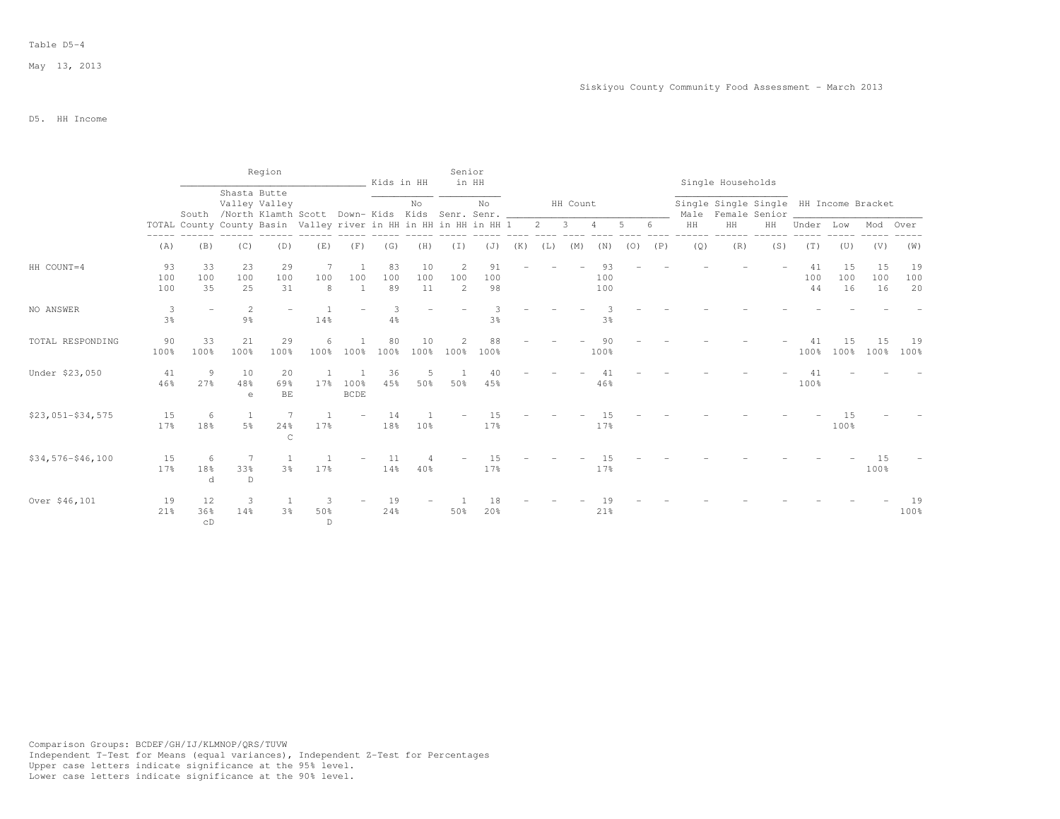Table D5-4

May 13, 2013

Siskiyou County Community Food Assessment - March 2013

D5. HH Income

| | TOTAL | Region: South County | Region: Shasta Valley /North County | Region: Butte Valley Klamth Basin | Region: Scott Valley | Region: Down-river | Kids in HH: Kids in HH | Kids in HH: No Kids in HH | Senior in HH: Senr. in HH | Senior in HH: No Senr. in HH | HH Count: 1 | HH Count: 2 | HH Count: 3 | HH Count: 4 | HH Count: 5 | HH Count: 6 | Single Households: Single Male HH | Single Households: Single Female HH | Single Households: Single Senior HH | HH Income Bracket: Under | HH Income Bracket: Low | HH Income Bracket: Mod | HH Income Bracket: Over |
|---|---|---|---|---|---|---|---|---|---|---|---|---|---|---|---|---|---|---|---|---|---|---|---|
| | (A) | (B) | (C) | (D) | (E) | (F) | (G) | (H) | (I) | (J) | (K) | (L) | (M) | (N) | (O) | (P) | (Q) | (R) | (S) | (T) | (U) | (V) | (W) |
| HH COUNT=4 | 93<br>100<br>100 | 33<br>100<br>35 | 23<br>100<br>25 | 29<br>100<br>31 | 7<br>100<br>8 | 1<br>100<br>1 | 83<br>100<br>89 | 10<br>100<br>11 | 2<br>100<br>2 | 91<br>100<br>98 | - | - | - | 93<br>100<br>100 | - | - | - | - | - | 41<br>100<br>44 | 15<br>100<br>16 | 15<br>100<br>16 | 19<br>100<br>20 |
| NO ANSWER | 3<br>3% | - | 2<br>9% | - | 1<br>14% | - | 3<br>4% | - | - | 3<br>3% | - | - | - | 3<br>3% | - | - | - | - | - | - | - | - | - |
| TOTAL RESPONDING | 90<br>100% | 33<br>100% | 21<br>100% | 29<br>100% | 6<br>100% | 1<br>100% | 80<br>100% | 10<br>100% | 2<br>100% | 88<br>100% | - | - | - | 90<br>100% | - | - | - | - | - | 41<br>100% | 15<br>100% | 15<br>100% | 19<br>100% |
| Under $23,050 | 41<br>46% | 9<br>27% | 10<br>48%<br>e | 20<br>69%<br>BE | 1<br>17% | 1<br>100%<br>BCDE | 36<br>45% | 5<br>50% | 1<br>50% | 40<br>45% | - | - | - | 41<br>46% | - | - | - | - | - | 41<br>100% | - | - | - |
| $23,051-$34,575 | 15<br>17% | 6<br>18% | 1<br>5% | 7<br>24%<br>C | 1<br>17% | - | 14<br>18% | 1<br>10% | - | 15<br>17% | - | - | - | 15<br>17% | - | - | - | - | - | - | 15<br>100% | - | - |
| $34,576-$46,100 | 15<br>17% | 6<br>18%<br>d | 7<br>33%<br>D | 1<br>3% | 1<br>17% | - | 11<br>14% | 4<br>40% | - | 15<br>17% | - | - | - | 15<br>17% | - | - | - | - | - | - | - | 15<br>100% | - |
| Over $46,101 | 19<br>21% | 12<br>36%<br>cD | 3<br>14% | 1<br>3% | 3<br>50%<br>D | - | 19<br>24% | - | 1<br>50% | 18<br>20% | - | - | - | 19<br>21% | - | - | - | - | - | - | - | - | 19<br>100% |

Comparison Groups: BCDEF/GH/IJ/KLMNOP/QRS/TUVW
Independent T-Test for Means (equal variances), Independent Z-Test for Percentages
Upper case letters indicate significance at the 95% level.
Lower case letters indicate significance at the 90% level.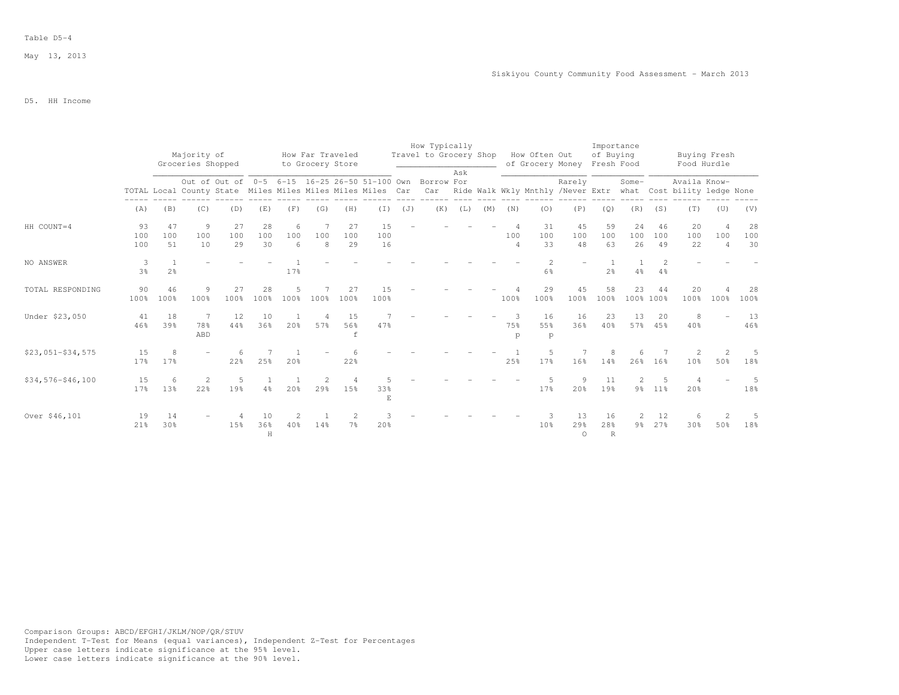Table D5-4

May 13, 2013

Siskiyou County Community Food Assessment - March 2013

D5. HH Income

| | | Majority of Groceries Shopped | | | How Far Traveled to Grocery Store | | | | | How Typically Travel to Grocery Shop | | | | How Often Out of Grocery Money | | | Importance of Buying Fresh Food | | Buying Fresh Food Hurdle | | | |
|---|---|---|---|---|---|---|---|---|---|---|---|---|---|---|---|---|---|---|---|---|---|---|
| | TOTAL | Local | Out of County | Out of State | 0-5 Miles | 6-15 Miles | 16-25 Miles | 26-50 Miles | 51-100 Miles | Own Car | Borrow Car | Ask For Ride | Walk | Wkly | Mnthly | Rarely /Never | Extr | Some-what | Cost | Availa bility | Know-ledge | None |
| | (A) | (B) | (C) | (D) | (E) | (F) | (G) | (H) | (I) | (J) | (K) | (L) | (M) | (N) | (O) | (P) | (Q) | (R) | (S) | (T) | (U) | (V) |
| HH COUNT=4 | 93<br>100<br>100 | 47<br>100<br>51 | 9<br>100<br>10 | 27<br>100<br>29 | 28<br>100<br>30 | 6<br>100<br>6 | 7<br>100<br>8 | 27<br>100<br>29 | 15<br>100<br>16 | - | - | - | - | 4<br>100<br>4 | 31<br>100<br>33 | 45<br>100<br>48 | 59<br>100<br>63 | 24<br>100<br>26 | 46<br>100<br>49 | 20<br>100<br>22 | 4<br>100<br>4 | 28<br>100<br>30 |
| NO ANSWER | 3<br>3% | 1<br>2% | - | - | - | 1<br>17% | - | - | - | - | - | - | - | - | 2<br>6% | - | 1<br>2% | 1<br>4% | 2<br>4% | - | - | - |
| TOTAL RESPONDING | 90<br>100% | 46<br>100% | 9<br>100% | 27<br>100% | 28<br>100% | 5<br>100% | 7<br>100% | 27<br>100% | 15<br>100% | - | - | - | - | 4<br>100% | 29<br>100% | 45<br>100% | 58<br>100% | 23<br>100% | 44<br>100% | 20<br>100% | 4<br>100% | 28<br>100% |
| Under $23,050 | 41<br>46% | 18<br>39% | 7<br>78%<br>ABD | 12<br>44% | 10<br>36% | 1<br>20% | 4<br>57% | 15<br>56%<br>f | 7<br>47% | - | - | - | - | 3<br>75%<br>p | 16<br>55%<br>p | 16<br>36% | 23<br>40% | 13<br>57% | 20<br>45% | 8<br>40% | - | 13<br>46% |
| $23,051-$34,575 | 15<br>17% | 8<br>17% | - | 6<br>22% | 7<br>25% | 1<br>20% | - | 6<br>22% | - | - | - | - | - | 1<br>25% | 5<br>17% | 7<br>16% | 8<br>14% | 6<br>26% | 7<br>16% | 2<br>10% | 2<br>50% | 5<br>18% |
| $34,576-$46,100 | 15<br>17% | 6<br>13% | 2<br>22% | 5<br>19% | 1<br>4% | 1<br>20% | 2<br>29% | 4<br>15% | 5<br>33%<br>E | - | - | - | - | - | 5<br>17% | 9<br>20% | 11<br>19% | 2<br>9% | 5<br>11% | 4<br>20% | - | 5<br>18% |
| Over $46,101 | 19<br>21% | 14<br>30% | - | 4<br>15% | 10<br>36%<br>H | 2<br>40% | 1<br>14% | 2<br>7% | 3<br>20% | - | - | - | - | - | 3<br>10% | 13<br>29%<br>O | 16<br>28%<br>R | 2<br>9% | 12<br>27% | 6<br>30% | 2<br>50% | 5<br>18% |

Comparison Groups: ABCD/EFGHI/JKLM/NOP/QR/STUV
Independent T-Test for Means (equal variances), Independent Z-Test for Percentages
Upper case letters indicate significance at the 95% level.
Lower case letters indicate significance at the 90% level.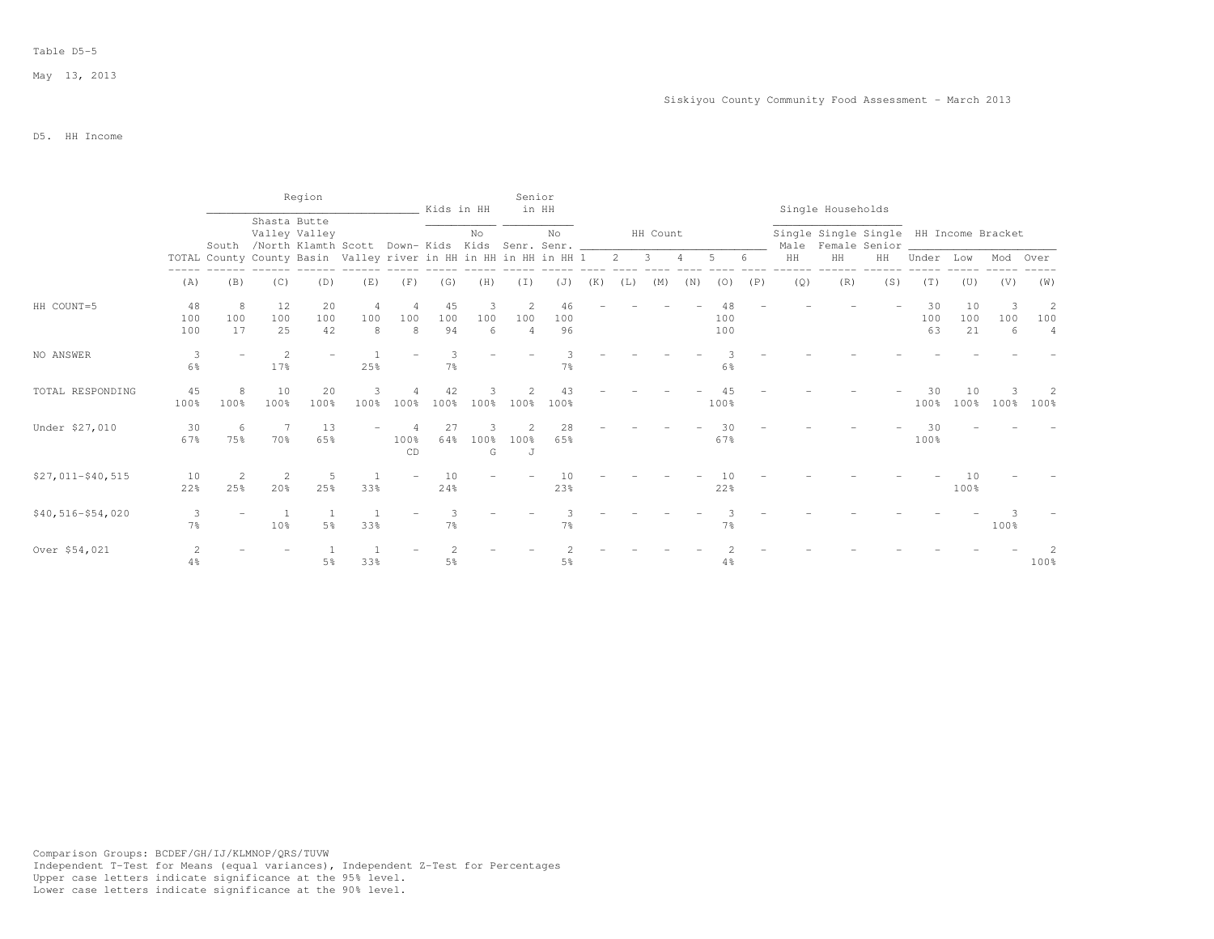Table D5-5

May 13, 2013

Siskiyou County Community Food Assessment - March 2013

D5. HH Income

| | | Region | | | | | Kids in HH | | Senior in HH | | HH Count | | | | | | Single Households | | | HH Income Bracket | | | |
|---|---|---|---|---|---|---|---|---|---|---|---|---|---|---|---|---|---|---|---|---|---|---|---|
| | TOTAL | South County | Shasta Valley /North County | Butte Valley Klamth Basin | Scott Valley | Down-river | Kids in HH | No Kids in HH | Senr. in HH | No Senr. in HH | 1 | 2 | 3 | 4 | 5 | 6 | Single Male HH | Single Female HH | Single Senior HH | Under | Low | Mod | Over |
| | (A) | (B) | (C) | (D) | (E) | (F) | (G) | (H) | (I) | (J) | (K) | (L) | (M) | (N) | (O) | (P) | (Q) | (R) | (S) | (T) | (U) | (V) | (W) |
| HH COUNT=5 | 48<br>100<br>100 | 8<br>100<br>17 | 12<br>100<br>25 | 20<br>100<br>42 | 4<br>100<br>8 | 4<br>100<br>8 | 45<br>100<br>94 | 3<br>100<br>6 | 2<br>100<br>4 | 46<br>100<br>96 | - | - | - | - | 48<br>100<br>100 | - | - | - | - | 30<br>100<br>63 | 10<br>100<br>21 | 3<br>100<br>6 | 2<br>100<br>4 |
| NO ANSWER | 3<br>6% | - | 2<br>17% | - | 1<br>25% | - | 3<br>7% | - | - | 3<br>7% | - | - | - | - | 3<br>6% | - | - | - | - | - | - | - | - |
| TOTAL RESPONDING | 45<br>100% | 8<br>100% | 10<br>100% | 20<br>100% | 3<br>100% | 4<br>100% | 42<br>100% | 3<br>100% | 2<br>100% | 43<br>100% | - | - | - | - | 45<br>100% | - | - | - | - | 30<br>100% | 10<br>100% | 3<br>100% | 2<br>100% |
| Under $27,010 | 30<br>67% | 6<br>75% | 7<br>70% | 13<br>65% | - | 4<br>100%<br>CD | 27<br>64% | 3<br>100%<br>G | 2<br>100%<br>J | 28<br>65% | - | - | - | - | 30<br>67% | - | - | - | - | 30<br>100% | - | - | - |
| $27,011-$40,515 | 10<br>22% | 2<br>25% | 2<br>20% | 5<br>25% | 1<br>33% | - | 10<br>24% | - | - | 10<br>23% | - | - | - | - | 10<br>22% | - | - | - | - | - | 10<br>100% | - | - |
| $40,516-$54,020 | 3<br>7% | - | 1<br>10% | 1<br>5% | 1<br>33% | - | 3<br>7% | - | - | 3<br>7% | - | - | - | - | 3<br>7% | - | - | - | - | - | - | 3<br>100% | - |
| Over $54,021 | 2<br>4% | - | - | 1<br>5% | 1<br>33% | - | 2<br>5% | - | - | 2<br>5% | - | - | - | - | 2<br>4% | - | - | - | - | - | - | - | 2<br>100% |

Comparison Groups: BCDEF/GH/IJ/KLMNOP/QRS/TUVW
Independent T-Test for Means (equal variances), Independent Z-Test for Percentages
Upper case letters indicate significance at the 95% level.
Lower case letters indicate significance at the 90% level.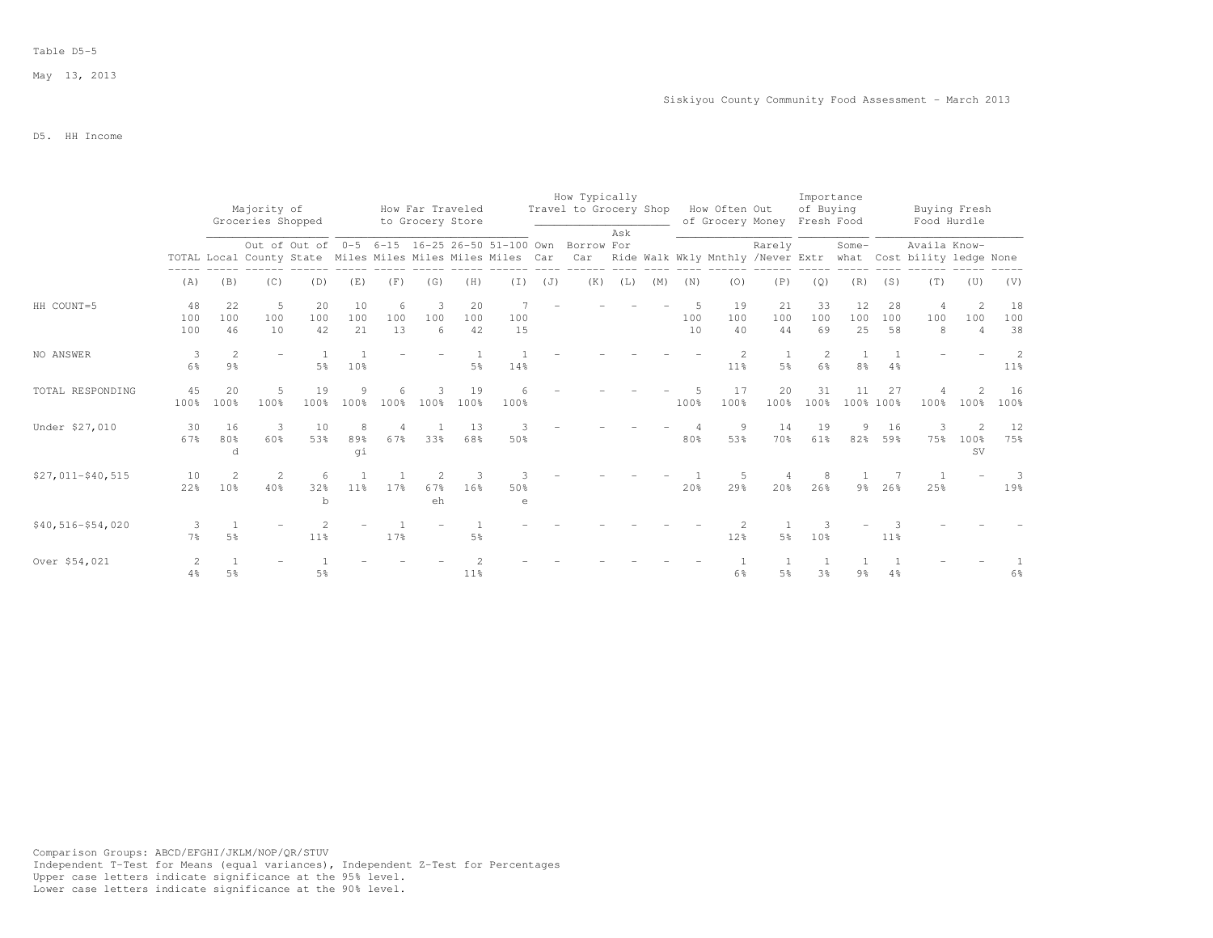Table D5-5

May 13, 2013

Siskiyou County Community Food Assessment - March 2013

D5. HH Income

| | | Majority of Groceries Shopped | | | How Far Traveled to Grocery Store | | | | | How Typically Travel to Grocery Shop | | | | How Often Out of Grocery Money | | | Importance of Buying Fresh Food | | Buying Fresh Food Hurdle | | | |
|---|---|---|---|---|---|---|---|---|---|---|---|---|---|---|---|---|---|---|---|---|---|---|
| | TOTAL | Local | Out of County | Out of State | 0-5 Miles | 6-15 Miles | 16-25 Miles | 26-50 Miles | 51-100 Miles | Own Car | Borrow Car | Ask For Ride | Walk | Wkly | Mnthly | Rarely /Never | Extr | Some-what | Cost | Availa bility | Know-ledge | None |
| | (A) | (B) | (C) | (D) | (E) | (F) | (G) | (H) | (I) | (J) | (K) | (L) | (M) | (N) | (O) | (P) | (Q) | (R) | (S) | (T) | (U) | (V) |
| HH COUNT=5 | 48<br>100<br>100 | 22<br>100<br>46 | 5<br>100<br>10 | 20<br>100<br>42 | 10<br>100<br>21 | 6<br>100<br>13 | 3<br>100<br>6 | 20<br>100<br>42 | 7<br>100<br>15 | - | - | - | - | 5<br>100<br>10 | 19<br>100<br>40 | 21<br>100<br>44 | 33<br>100<br>69 | 12<br>100<br>25 | 28<br>100<br>58 | 4<br>100<br>8 | 2<br>100<br>4 | 18<br>100<br>38 |
| NO ANSWER | 3<br>6% | 2<br>9% | - | 1<br>5% | 1<br>10% | - | - | 1<br>5% | 1<br>14% | - | - | - | - | - | 2<br>11% | 1<br>5% | 2<br>6% | 1<br>8% | 1<br>4% | - | - | 2<br>11% |
| TOTAL RESPONDING | 45<br>100% | 20<br>100% | 5<br>100% | 19<br>100% | 9<br>100% | 6<br>100% | 3<br>100% | 19<br>100% | 6<br>100% | - | - | - | - | 5<br>100% | 17<br>100% | 20<br>100% | 31<br>100% | 11<br>100% | 27<br>100% | 4<br>100% | 2<br>100% | 16<br>100% |
| Under $27,010 | 30<br>67% | 16<br>80%<br>d | 3<br>60% | 10<br>53% | 8<br>89%<br>gi | 4<br>67% | 1<br>33% | 13<br>68% | 3<br>50% | - | - | - | - | 4<br>80% | 9<br>53% | 14<br>70% | 19<br>61% | 9<br>82% | 16<br>59% | 3<br>75% | 2<br>100%<br>SV | 12<br>75% |
| $27,011-$40,515 | 10<br>22% | 2<br>10% | 2<br>40% | 6<br>32%<br>b | 1<br>11% | 1<br>17% | 2<br>67%<br>eh | 3<br>16% | 3<br>50%<br>e | - | - | - | - | 1<br>20% | 5<br>29% | 4<br>20% | 8<br>26% | 1<br>9% | 7<br>26% | 1<br>25% | - | 3<br>19% |
| $40,516-$54,020 | 3<br>7% | 1<br>5% | - | 2<br>11% | - | 1<br>17% | - | 1<br>5% | - | - | - | - | - | - | 2<br>12% | 1<br>5% | 3<br>10% | - | 3<br>11% | - | - | - |
| Over $54,021 | 2<br>4% | 1<br>5% | - | 1<br>5% | - | - | - | 2<br>11% | - | - | - | - | - | - | 1<br>6% | 1<br>5% | 1<br>3% | 1<br>9% | 1<br>4% | - | - | 1<br>6% |

Comparison Groups: ABCD/EFGHI/JKLM/NOP/QR/STUV
Independent T-Test for Means (equal variances), Independent Z-Test for Percentages
Upper case letters indicate significance at the 95% level.
Lower case letters indicate significance at the 90% level.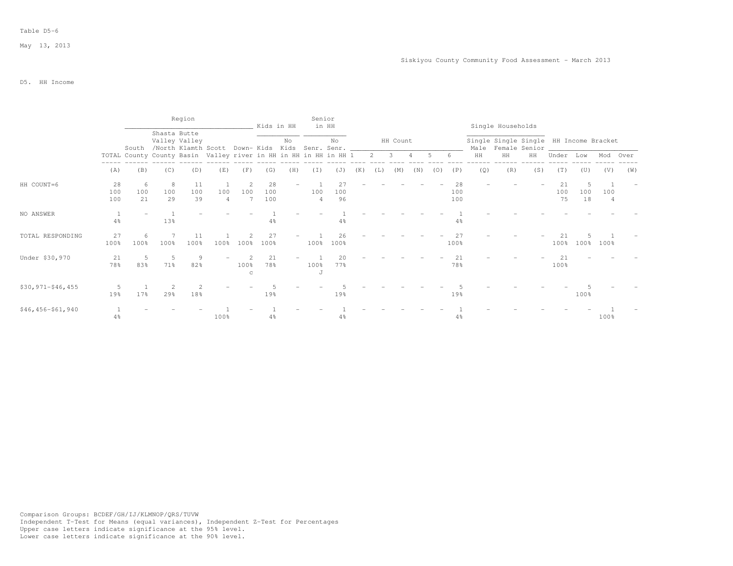Table D5-6

May 13, 2013

Siskiyou County Community Food Assessment - March 2013

D5. HH Income

| | | Region | | | | | Kids in HH | | Senior in HH | | HH Count | | | | | | Single Households | | | HH Income Bracket | | | |
|---|---|---|---|---|---|---|---|---|---|---|---|---|---|---|---|---|---|---|---|---|---|---|---|
| | TOTAL | South County | Shasta Valley /North County | Butte Valley Klamth Basin | Scott Valley | Down-river | Kids in HH | No Kids in HH | Senr. in HH | No Senr. in HH | 1 | 2 | 3 | 4 | 5 | 6 | Single Male HH | Single Female HH | Single Senior HH | Under | Low | Mod | Over |
| | (A) | (B) | (C) | (D) | (E) | (F) | (G) | (H) | (I) | (J) | (K) | (L) | (M) | (N) | (O) | (P) | (Q) | (R) | (S) | (T) | (U) | (V) | (W) |
| HH COUNT=6 | 28<br>100<br>100 | 6<br>100<br>21 | 8<br>100<br>29 | 11<br>100<br>39 | 1<br>100<br>4 | 2<br>100<br>7 | 28<br>100<br>100 | - | 1<br>100<br>4 | 27<br>100<br>96 | - | - | - | - | - | 28<br>100<br>100 | - | - | - | 21<br>100<br>75 | 5<br>100<br>18 | 1<br>100<br>4 | - |
| NO ANSWER | 1<br>4% | - | 1<br>13% | - | - | - | 1<br>4% | - | - | 1<br>4% | - | - | - | - | - | 1<br>4% | - | - | - | - | - | - | - |
| TOTAL RESPONDING | 27<br>100% | 6<br>100% | 7<br>100% | 11<br>100% | 1<br>100% | 2<br>100% | 27<br>100% | - | 1<br>100% | 26<br>100% | - | - | - | - | - | 27<br>100% | - | - | - | 21<br>100% | 5<br>100% | 1<br>100% | - |
| Under $30,970 | 21<br>78% | 5<br>83% | 5<br>71% | 9<br>82% | - | 2<br>100%<br>c | 21<br>78% | - | 1<br>100%<br>J | 20<br>77% | - | - | - | - | - | 21<br>78% | - | - | - | 21<br>100% | - | - | - |
| $30,971-$46,455 | 5<br>19% | 1<br>17% | 2<br>29% | 2<br>18% | - | - | 5<br>19% | - | - | 5<br>19% | - | - | - | - | - | 5<br>19% | - | - | - | - | 5<br>100% | - | - |
| $46,456-$61,940 | 1<br>4% | - | - | - | 1<br>100% | - | 1<br>4% | - | - | 1<br>4% | - | - | - | - | - | 1<br>4% | - | - | - | - | - | 1<br>100% | - |

Comparison Groups: BCDEF/GH/IJ/KLMNOP/QRS/TUVW
Independent T-Test for Means (equal variances), Independent Z-Test for Percentages
Upper case letters indicate significance at the 95% level.
Lower case letters indicate significance at the 90% level.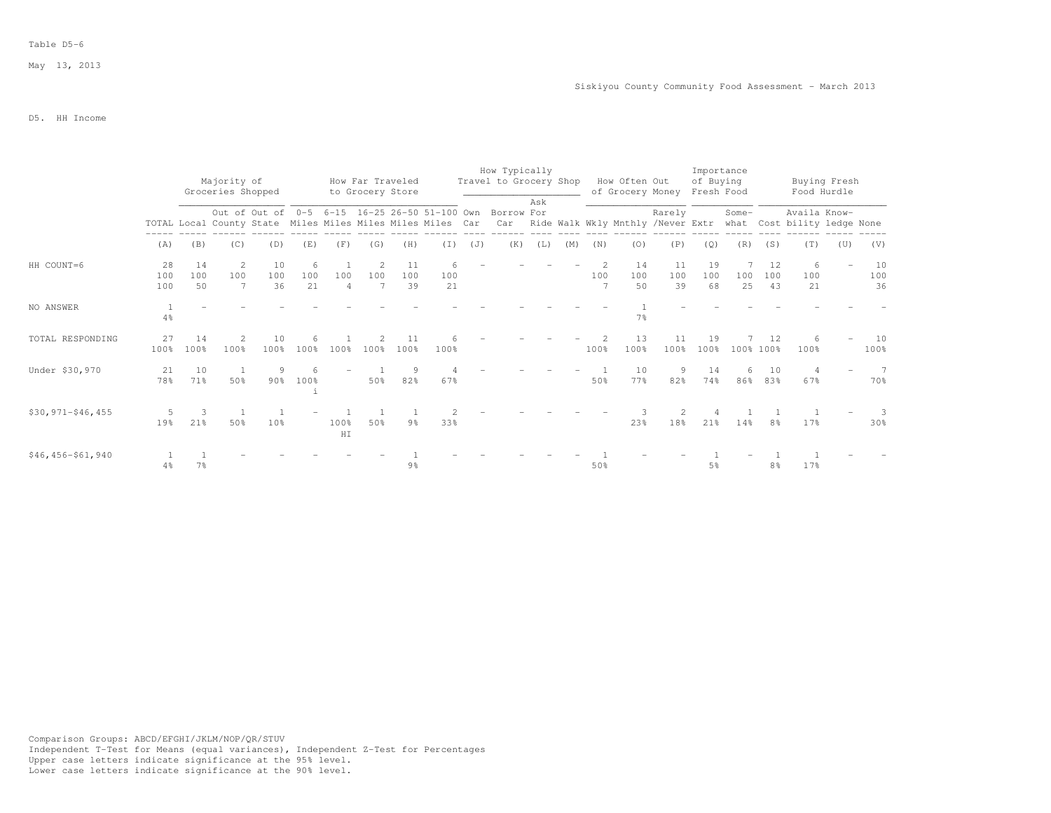Table D5-6

May 13, 2013

Siskiyou County Community Food Assessment - March 2013

D5. HH Income

| | | Majority of Groceries Shopped | | | How Far Traveled to Grocery Store | | | | | How Typically Travel to Grocery Shop | | | | How Often Out of Grocery Money | | | Importance of Buying Fresh Food | | Buying Fresh Food Hurdle | | | |
|---|---|---|---|---|---|---|---|---|---|---|---|---|---|---|---|---|---|---|---|---|---|---|
| | TOTAL | Local | Out of County | Out of State | 0-5 Miles | 6-15 Miles | 16-25 Miles | 26-50 Miles | 51-100 Miles | Own Car | Borrow Car | Ask For Ride | Walk | Wkly | Mnthly | Rarely /Never | Extr | Some-what | Cost | Availa bility | Know-ledge | None |
| | (A) | (B) | (C) | (D) | (E) | (F) | (G) | (H) | (I) | (J) | (K) | (L) | (M) | (N) | (O) | (P) | (Q) | (R) | (S) | (T) | (U) | (V) |
| HH COUNT=6 | 28<br>100<br>100 | 14<br>100<br>50 | 2<br>100<br>7 | 10<br>100<br>36 | 6<br>100<br>21 | 1<br>100<br>4 | 2<br>100<br>7 | 11<br>100<br>39 | 6<br>100<br>21 | - | - | - | - | 2<br>100<br>7 | 14<br>100<br>50 | 11<br>100<br>39 | 19<br>100<br>68 | 7<br>100<br>25 | 12<br>100<br>43 | 6<br>100<br>21 | - | 10<br>100<br>36 |
| NO ANSWER | 1<br>4% | - | - | - | - | - | - | - | - | - | - | - | - | - | 1<br>7% | - | - | - | - | - | - | - |
| TOTAL RESPONDING | 27<br>100% | 14<br>100% | 2<br>100% | 10<br>100% | 6<br>100% | 1<br>100% | 2<br>100% | 11<br>100% | 6<br>100% | - | - | - | - | 2<br>100% | 13<br>100% | 11<br>100% | 19<br>100% | 7<br>100% | 12<br>100% | 6<br>100% | - | 10<br>100% |
| Under $30,970 | 21<br>78% | 10<br>71% | 1<br>50% | 9<br>90% | 6<br>100%<br>i | - | 1<br>50% | 9<br>82% | 4<br>67% | - | - | - | - | 1<br>50% | 10<br>77% | 9<br>82% | 14<br>74% | 6<br>86% | 10<br>83% | 4<br>67% | - | 7<br>70% |
| $30,971-$46,455 | 5<br>19% | 3<br>21% | 1<br>50% | 1<br>10% | - | 1<br>100%<br>HI | 1<br>50% | 1<br>9% | 2<br>33% | - | - | - | - | - | 3<br>23% | 2<br>18% | 4<br>21% | 1<br>14% | 1<br>8% | 1<br>17% | - | 3<br>30% |
| $46,456-$61,940 | 1<br>4% | 1<br>7% | - | - | - | - | - | 1<br>9% | - | - | - | - | - | 1<br>50% | - | - | 1<br>5% | - | 1<br>8% | 1<br>17% | - | - |

Comparison Groups: ABCD/EFGHI/JKLM/NOP/QR/STUV
Independent T-Test for Means (equal variances), Independent Z-Test for Percentages
Upper case letters indicate significance at the 95% level.
Lower case letters indicate significance at the 90% level.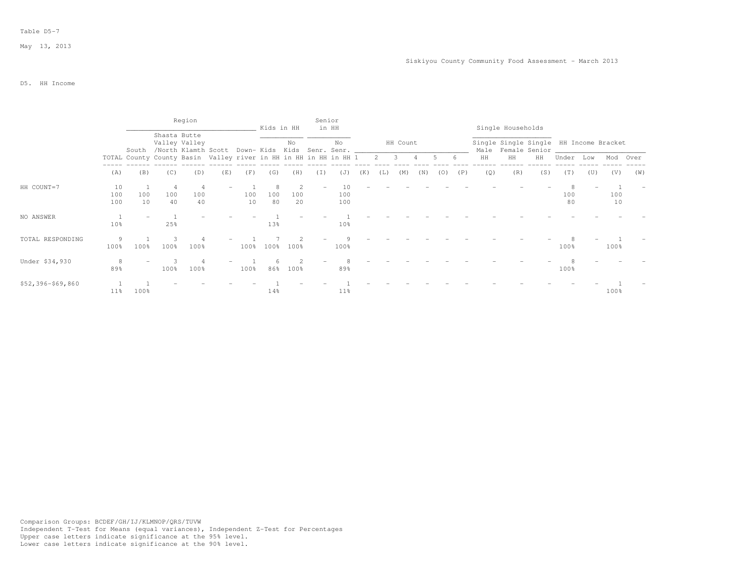Table D5-7

May 13, 2013

Siskiyou County Community Food Assessment - March 2013

D5. HH Income

| | | Region | | | | | Kids in HH | | Senior in HH | | HH Count | | | | | | Single Households | | | HH Income Bracket | | | |
|---|---|---|---|---|---|---|---|---|---|---|---|---|---|---|---|---|---|---|---|---|---|---|---|
| | TOTAL | South County | Shasta Valley /North County | Butte Valley Klamth Basin | Scott Valley | Down-river | Kids in HH | No Kids in HH | Senr. in HH | No Senr. in HH | 1 | 2 | 3 | 4 | 5 | 6 | Single Male HH | Single Female HH | Single Senior HH | Under | Low | Mod | Over |
| | (A) | (B) | (C) | (D) | (E) | (F) | (G) | (H) | (I) | (J) | (K) | (L) | (M) | (N) | (O) | (P) | (Q) | (R) | (S) | (T) | (U) | (V) | (W) |
| HH COUNT=7 | 10 | 1 | 4 | 4 | - | 1 | 8 | 2 | - | 10 | - | - | - | - | - | - | - | - | - | 8 | - | 1 | - |
| | 100 | 100 | 100 | 100 | | 100 | 100 | 100 | | 100 | | | | | | | | | | 100 | | 100 | |
| | 100 | 10 | 40 | 40 | | 10 | 80 | 20 | | 100 | | | | | | | | | | 80 | | 10 | |
| NO ANSWER | 1 | - | 1 | - | - | - | 1 | - | - | 1 | - | - | - | - | - | - | - | - | - | - | - | - | - |
| | 10% | | 25% | | | | 13% | | | 10% | | | | | | | | | | | | | |
| TOTAL RESPONDING | 9 | 1 | 3 | 4 | - | 1 | 7 | 2 | - | 9 | - | - | - | - | - | - | - | - | - | 8 | - | 1 | - |
| | 100% | 100% | 100% | 100% | | 100% | 100% | 100% | | 100% | | | | | | | | | | 100% | | 100% | |
| Under $34,930 | 8 | - | 3 | 4 | - | 1 | 6 | 2 | - | 8 | - | - | - | - | - | - | - | - | - | 8 | - | - | - |
| | 89% | | 100% | 100% | | 100% | 86% | 100% | | 89% | | | | | | | | | | 100% | | | |
| $52,396-$69,860 | 1 | 1 | - | - | - | - | 1 | - | - | 1 | - | - | - | - | - | - | - | - | - | - | - | 1 | - |
| | 11% | 100% | | | | | 14% | | | 11% | | | | | | | | | | | | 100% | |

Comparison Groups: BCDEF/GH/IJ/KLMNOP/QRS/TUVW
Independent T-Test for Means (equal variances), Independent Z-Test for Percentages
Upper case letters indicate significance at the 95% level.
Lower case letters indicate significance at the 90% level.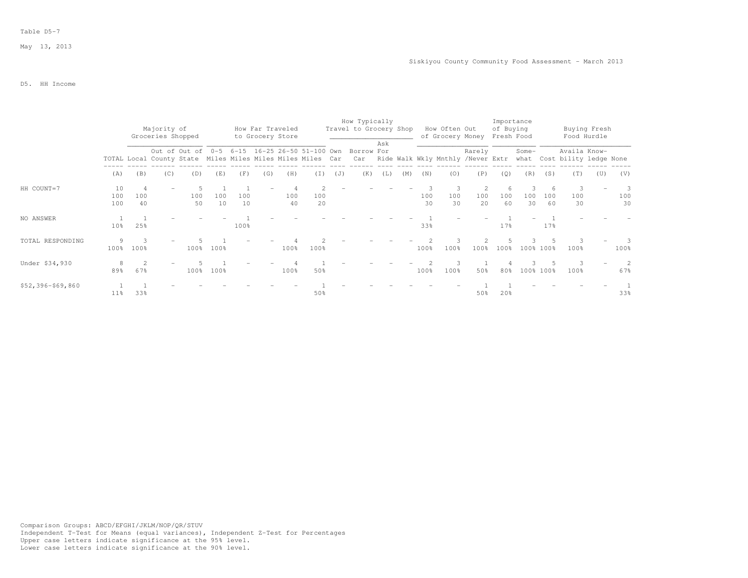Table D5-7

May 13, 2013

Siskiyou County Community Food Assessment - March 2013

D5. HH Income

| | | Majority of Groceries Shopped | | | How Far Traveled to Grocery Store | | | | | How Typically Travel to Grocery Shop | | | | How Often Out of Grocery Money | | | Importance of Buying Fresh Food | | Buying Fresh Food Hurdle | | | |
|---|---|---|---|---|---|---|---|---|---|---|---|---|---|---|---|---|---|---|---|---|---|---|
| | TOTAL | Local | Out of County | Out of State | 0-5 Miles | 6-15 Miles | 16-25 Miles | 26-50 Miles | 51-100 Miles | Own Car | Borrow Car | Ask For Ride | Walk | Wkly | Mnthly | Rarely /Never | Extr | Some-what | Cost | Availa bility | Know-ledge | None |
| | (A) | (B) | (C) | (D) | (E) | (F) | (G) | (H) | (I) | (J) | (K) | (L) | (M) | (N) | (O) | (P) | (Q) | (R) | (S) | (T) | (U) | (V) |
| HH COUNT=7 | 10<br>100<br>100 | 4<br>100<br>40 | - | 5<br>100<br>50 | 1<br>100<br>10 | 1<br>100<br>10 | - | 4<br>100<br>40 | 2<br>100<br>20 | - | - | - | - | 3<br>100<br>30 | 3<br>100<br>30 | 2<br>100<br>20 | 6<br>100<br>60 | 3<br>100<br>30 | 6<br>100<br>60 | 3<br>100<br>30 | - | 3<br>100<br>30 |
| NO ANSWER | 1<br>10% | 1<br>25% | - | - | - | 1<br>100% | - | - | - | - | - | - | - | 1<br>33% | - | - | 1<br>17% | - | 1<br>17% | - | - | - |
| TOTAL RESPONDING | 9<br>100% | 3<br>100% | - | 5<br>100% | 1<br>100% | - | - | 4<br>100% | 2<br>100% | - | - | - | - | 2<br>100% | 3<br>100% | 2<br>100% | 5<br>100% | 3<br>100% | 5<br>100% | 3<br>100% | - | 3<br>100% |
| Under $34,930 | 8<br>89% | 2<br>67% | - | 5<br>100% | 1<br>100% | - | - | 4<br>100% | 1<br>50% | - | - | - | - | 2<br>100% | 3<br>100% | 1<br>50% | 4<br>80% | 3<br>100% | 5<br>100% | 3<br>100% | - | 2<br>67% |
| $52,396-$69,860 | 1<br>11% | 1<br>33% | - | - | - | - | - | - | 1<br>50% | - | - | - | - | - | - | 1<br>50% | 1<br>20% | - | - | - | - | 1<br>33% |

Comparison Groups: ABCD/EFGHI/JKLM/NOP/QR/STUV
Independent T-Test for Means (equal variances), Independent Z-Test for Percentages
Upper case letters indicate significance at the 95% level.
Lower case letters indicate significance at the 90% level.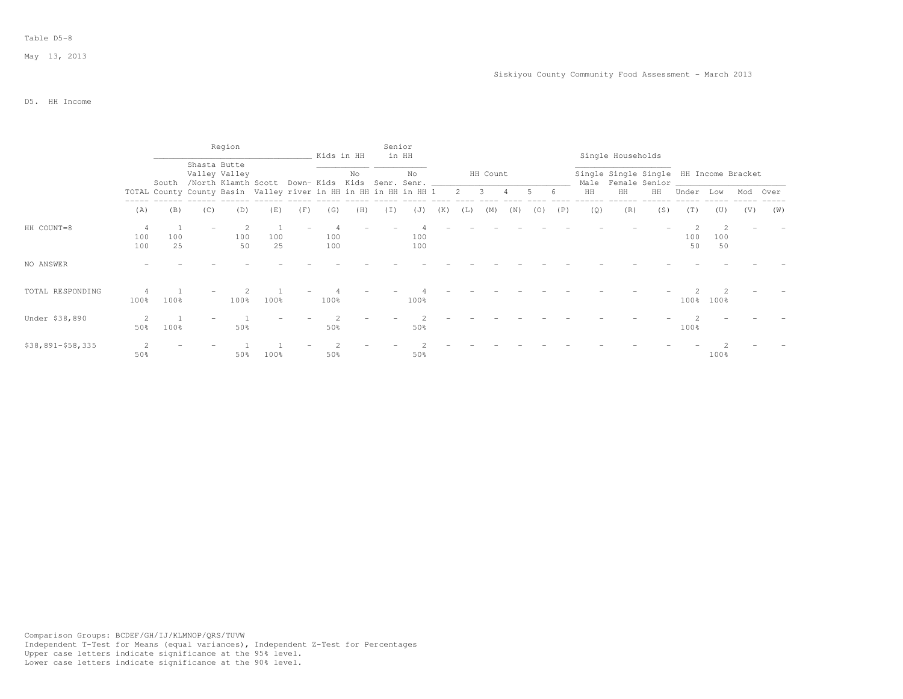Table D5-8

May 13, 2013

Siskiyou County Community Food Assessment - March 2013

D5. HH Income

| | | Region | | | | | Kids in HH | | Senior in HH | | HH Count | | | | | | Single Households | | | HH Income Bracket | | | |
|---|---|---|---|---|---|---|---|---|---|---|---|---|---|---|---|---|---|---|---|---|---|---|---|
| | TOTAL | South County | Shasta Valley /North County | Butte Valley Klamth Basin | Scott Valley | Down-river | Kids in HH | No Kids in HH | Senr. in HH | No Senr. in HH | 1 | 2 | 3 | 4 | 5 | 6 | Single Male HH | Single Female HH | Single Senior HH | Under | Low | Mod | Over |
| | (A) | (B) | (C) | (D) | (E) | (F) | (G) | (H) | (I) | (J) | (K) | (L) | (M) | (N) | (O) | (P) | (Q) | (R) | (S) | (T) | (U) | (V) | (W) |
| HH COUNT=8 | 4 | 1 | - | 2 | 1 | - | 4 | - | - | 4 | - | - | - | - | - | - | - | - | - | 2 | 2 | - | - |
| | 100 | 100 | | 100 | 100 | | 100 | | | 100 | | | | | | | | | | 100 | 100 | | |
| | 100 | 25 | | 50 | 25 | | 100 | | | 100 | | | | | | | | | | 50 | 50 | | |
| NO ANSWER | - | - | - | - | - | - | - | - | - | - | - | - | - | - | - | - | - | - | - | - | - | - | - |
| TOTAL RESPONDING | 4 | 1 | - | 2 | 1 | - | 4 | - | - | 4 | - | - | - | - | - | - | - | - | - | 2 | 2 | - | - |
| | 100% | 100% | | 100% | 100% | | 100% | | | 100% | | | | | | | | | | 100% | 100% | | |
| Under $38,890 | 2 | 1 | - | 1 | - | - | 2 | - | - | 2 | - | - | - | - | - | - | - | - | - | 2 | - | - | - |
| | 50% | 100% | | 50% | | | 50% | | | 50% | | | | | | | | | | 100% | | | |
| $38,891-$58,335 | 2 | - | - | 1 | 1 | - | 2 | - | - | 2 | - | - | - | - | - | - | - | - | - | - | 2 | - | - |
| | 50% | | | 50% | 100% | | 50% | | | 50% | | | | | | | | | | | 100% | | |

Comparison Groups: BCDEF/GH/IJ/KLMNOP/QRS/TUVW
Independent T-Test for Means (equal variances), Independent Z-Test for Percentages
Upper case letters indicate significance at the 95% level.
Lower case letters indicate significance at the 90% level.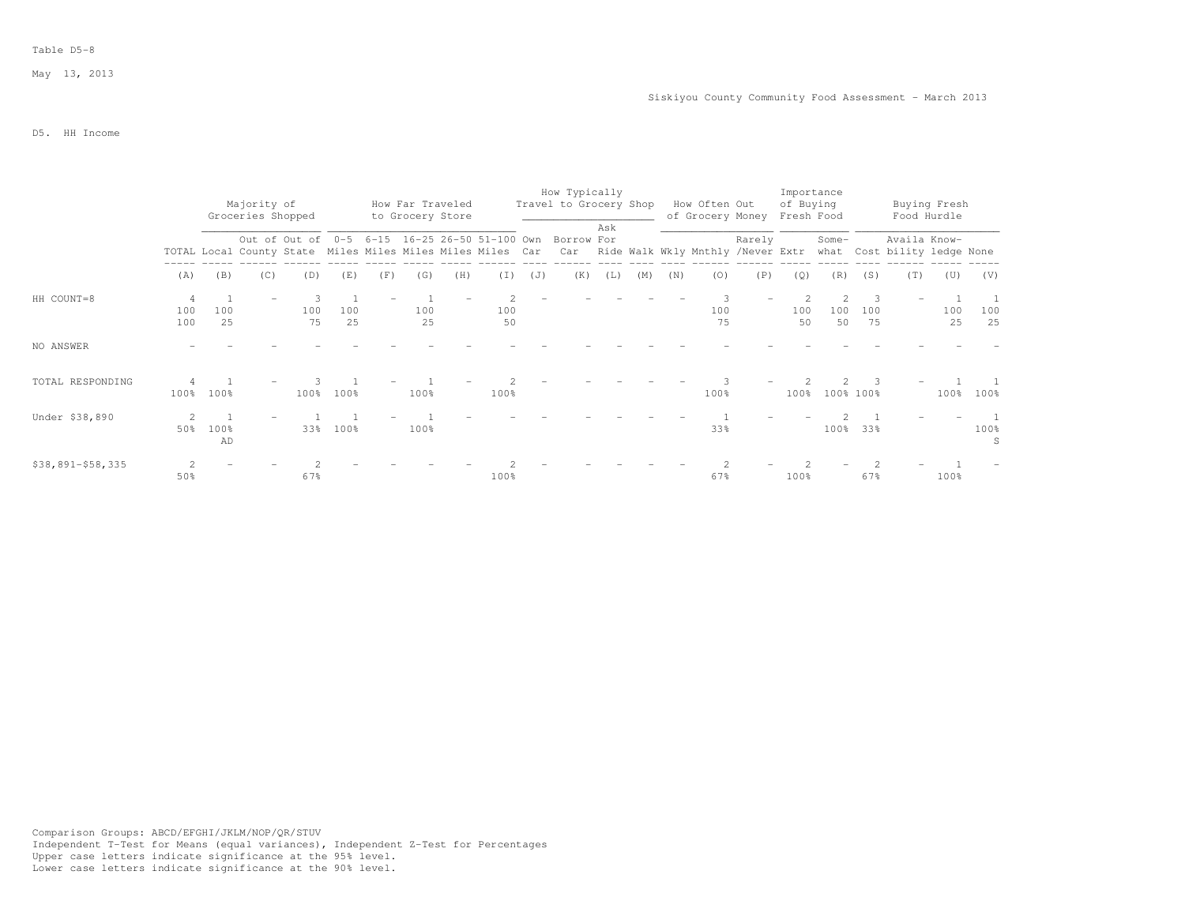Table D5-8

May 13, 2013

Siskiyou County Community Food Assessment - March 2013

D5. HH Income

| | TOTAL | Majority of Groceries Shopped: Local | Out of County | Out of State | How Far Traveled to Grocery Store: 0-5 Miles | 6-15 Miles | 16-25 Miles | 26-50 Miles | 51-100 Miles | How Typically Travel to Grocery Shop: Own Car | Borrow Car | Ask For Ride | Walk | How Often Out of Grocery Money: Wkly | Mnthly | Rarely /Never | Importance of Buying Fresh Food: Extr | Some-what | Buying Fresh Food Hurdle: Cost | Availa bility | Know-ledge | None |
|---|---|---|---|---|---|---|---|---|---|---|---|---|---|---|---|---|---|---|---|---|---|---|
| | (A) | (B) | (C) | (D) | (E) | (F) | (G) | (H) | (I) | (J) | (K) | (L) | (M) | (N) | (O) | (P) | (Q) | (R) | (S) | (T) | (U) | (V) |
| HH COUNT=8 | 4<br>100<br>100 | 1<br>100<br>25 | - | 3<br>100<br>75 | 1<br>100<br>25 | - | 1<br>100<br>25 | - | 2<br>100<br>50 | - | - | - | - | - | 3<br>100<br>75 | - | 2<br>100<br>50 | 2<br>100<br>50 | 3<br>100<br>75 | - | 1<br>100<br>25 | 1<br>100<br>25 |
| NO ANSWER | - | - | - | - | - | - | - | - | - | - | - | - | - | - | - | - | - | - | - | - | - | - |
| TOTAL RESPONDING | 4<br>100% | 1<br>100% | - | 3<br>100% | 1<br>100% | - | 1<br>100% | - | 2<br>100% | - | - | - | - | - | 3<br>100% | - | 2<br>100% | 2<br>100% | 3<br>100% | - | 1<br>100% | 1<br>100% |
| Under $38,890 | 2<br>50% | 1<br>100%<br>AD | - | 1<br>33% | 1<br>100% | - | 1<br>100% | - | - | - | - | - | - | - | 1<br>33% | - | - | 2<br>100% | 1<br>33% | - | - | 1<br>100%<br>S |
| $38,891-$58,335 | 2<br>50% | - | - | 2<br>67% | - | - | - | - | 2<br>100% | - | - | - | - | - | 2<br>67% | - | 2<br>100% | - | 2<br>67% | - | 1<br>100% | - |

Comparison Groups: ABCD/EFGHI/JKLM/NOP/QR/STUV
Independent T-Test for Means (equal variances), Independent Z-Test for Percentages
Upper case letters indicate significance at the 95% level.
Lower case letters indicate significance at the 90% level.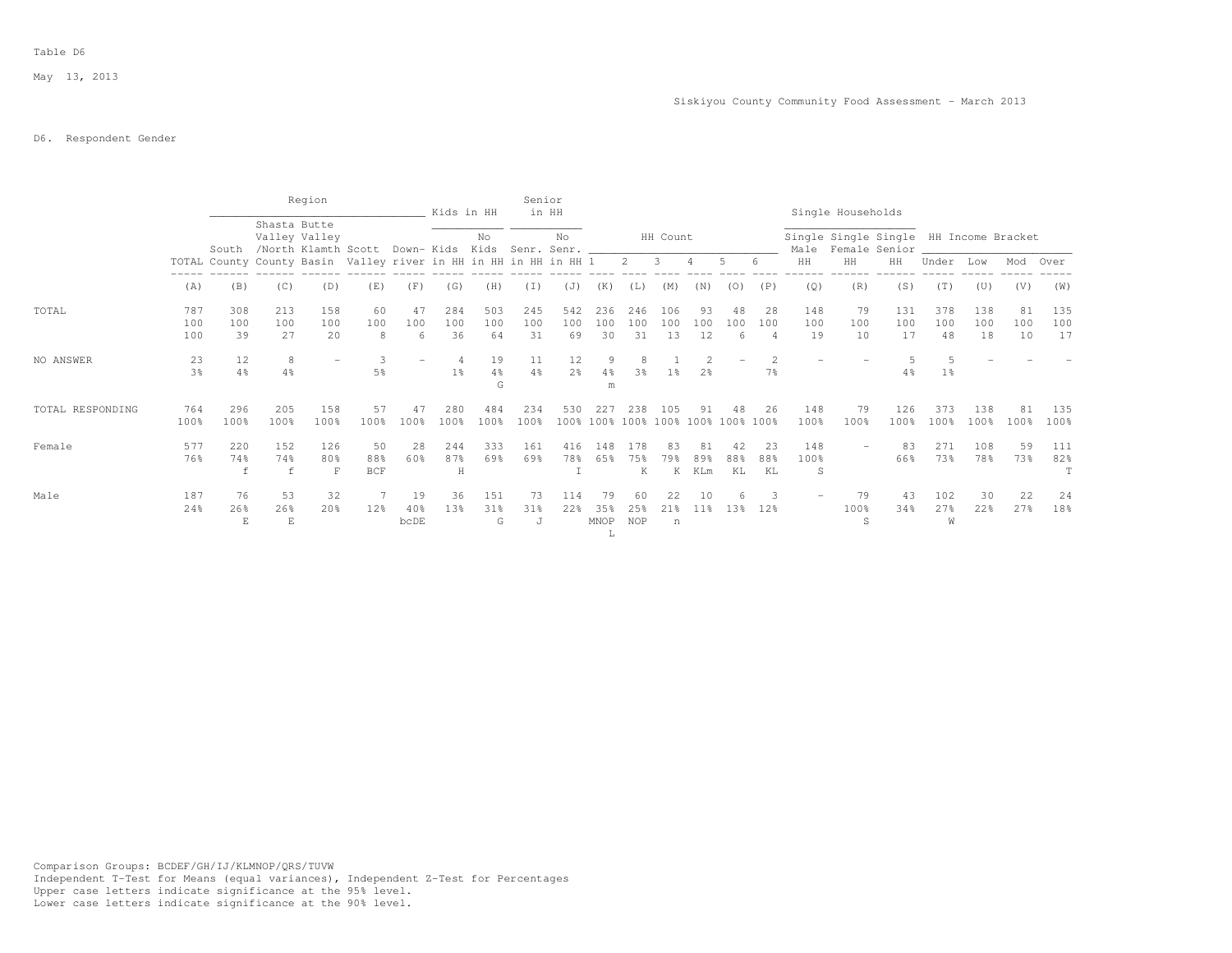Table D6

May 13, 2013

Siskiyou County Community Food Assessment - March 2013

D6. Respondent Gender

| | | Region | | | | | Kids in HH | | Senior in HH | | HH Count | | | | | | Single Households | | | HH Income Bracket | | | |
|---|---|---|---|---|---|---|---|---|---|---|---|---|---|---|---|---|---|---|---|---|---|---|---|
| | TOTAL | South County | Shasta Valley /North County | Butte Valley Klamth Basin | Scott Valley | Down-river | Kids in HH | No Kids in HH | Senr. in HH | No Senr. in HH | 1 | 2 | 3 | 4 | 5 | 6 | Single Male HH | Single Female HH | Single Senior HH | Under | Low | Mod | Over |
| | (A) | (B) | (C) | (D) | (E) | (F) | (G) | (H) | (I) | (J) | (K) | (L) | (M) | (N) | (O) | (P) | (Q) | (R) | (S) | (T) | (U) | (V) | (W) |
| TOTAL | 787<br>100<br>100 | 308<br>100<br>39 | 213<br>100<br>27 | 158<br>100<br>20 | 60<br>100<br>8 | 47<br>100<br>6 | 284<br>100<br>36 | 503<br>100<br>64 | 245<br>100<br>31 | 542<br>100<br>69 | 236<br>100<br>30 | 246<br>100<br>31 | 106<br>100<br>13 | 93<br>100<br>12 | 48<br>100<br>6 | 28<br>100<br>4 | 148<br>100<br>19 | 79<br>100<br>10 | 131<br>100<br>17 | 378<br>100<br>48 | 138<br>100<br>18 | 81<br>100<br>10 | 135<br>100<br>17 |
| NO ANSWER | 23<br>3% | 12<br>4% | 8<br>4% | - | 3<br>5% | - | 4<br>1% | 19<br>4%<br>G | 11<br>4% | 12<br>2% | 9<br>4%<br>m | 8<br>3% | 1<br>1% | 2<br>2% | - | 2<br>7% | - | - | 5<br>4% | 5<br>1% | - | - | - |
| TOTAL RESPONDING | 764<br>100% | 296<br>100% | 205<br>100% | 158<br>100% | 57<br>100% | 47<br>100% | 280<br>100% | 484<br>100% | 234<br>100% | 530<br>100% | 227<br>100% | 238<br>100% | 105<br>100% | 91<br>100% | 48<br>100% | 26<br>100% | 148<br>100% | 79<br>100% | 126<br>100% | 373<br>100% | 138<br>100% | 81<br>100% | 135<br>100% |
| Female | 577<br>76% | 220<br>74%<br>f | 152<br>74%<br>f | 126<br>80%<br>F | 50<br>88%<br>BCF | 28<br>60% | 244<br>87%<br>H | 333<br>69% | 161<br>69% | 416<br>78%<br>I | 148<br>65% | 178<br>75%<br>K | 83<br>79%<br>K | 81<br>89%<br>KLm | 42<br>88%<br>KL | 23<br>88%<br>KL | 148<br>100%<br>S | - | 83<br>66% | 271<br>73% | 108<br>78% | 59<br>73% | 111<br>82%<br>T |
| Male | 187<br>24% | 76<br>26%<br>E | 53<br>26%<br>E | 32<br>20% | 7<br>12% | 19<br>40%<br>bcDE | 36<br>13% | 151<br>31%<br>G | 73<br>31%<br>J | 114<br>22% | 79<br>35%<br>MNOP<br>L | 60<br>25%<br>NOP | 22<br>21%<br>n | 10<br>11% | 6<br>13% | 3<br>12% | - | 79<br>100%<br>S | 43<br>34% | 102<br>27%<br>W | 30<br>22% | 22<br>27% | 24<br>18% |

Comparison Groups: BCDEF/GH/IJ/KLMNOP/QRS/TUVW
Independent T-Test for Means (equal variances), Independent Z-Test for Percentages
Upper case letters indicate significance at the 95% level.
Lower case letters indicate significance at the 90% level.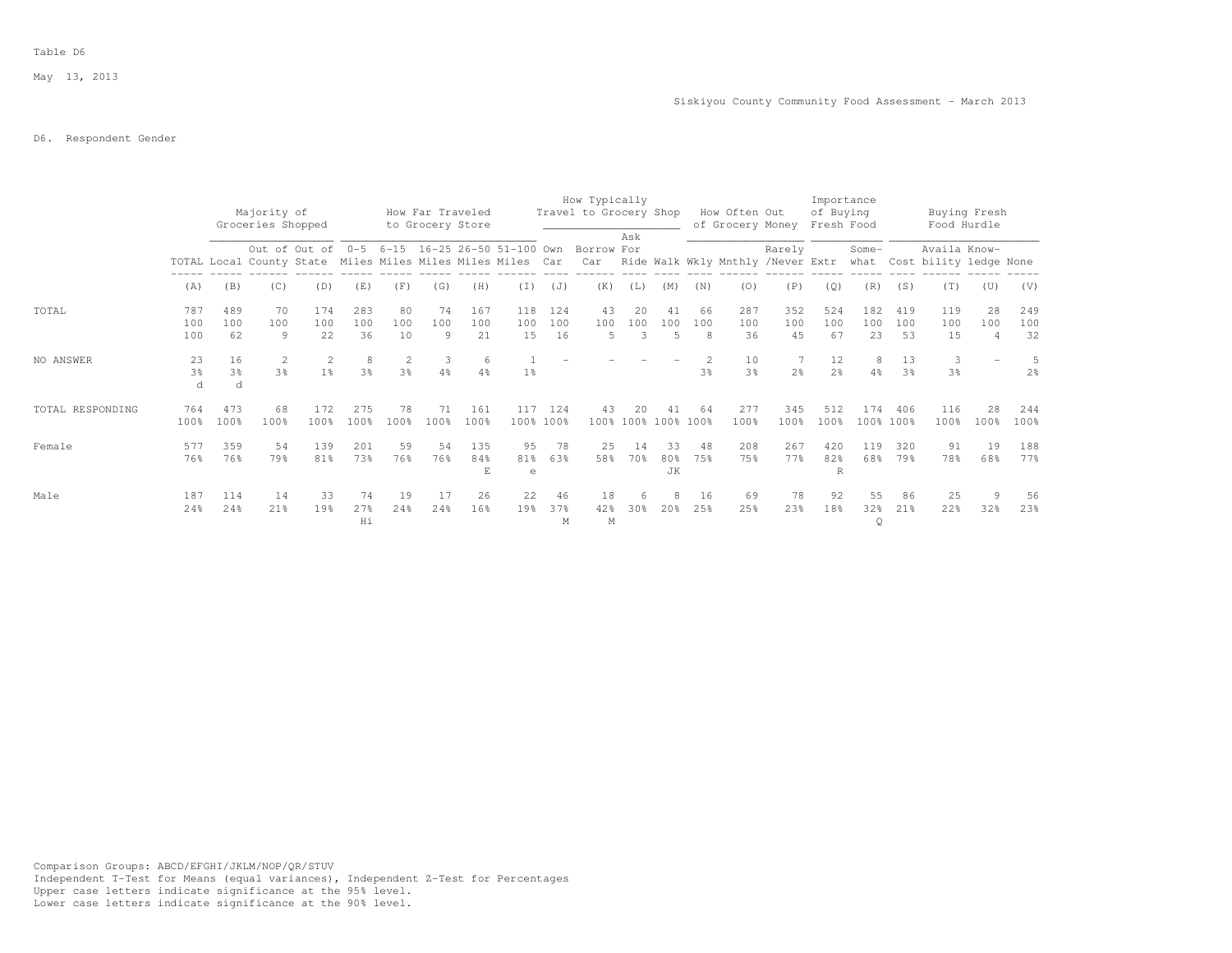Table D6

May 13, 2013

Siskiyou County Community Food Assessment - March 2013

D6. Respondent Gender

| | | Majority of Groceries Shopped | | | How Far Traveled to Grocery Store | | | | | How Typically Travel to Grocery Shop | | | | How Often Out of Grocery Money | | | Importance of Buying Fresh Food | | Buying Fresh Food Hurdle | | | |
|---|---|---|---|---|---|---|---|---|---|---|---|---|---|---|---|---|---|---|---|---|---|---|
| | TOTAL | Local | Out of County | Out of State | 0-5 Miles | 6-15 Miles | 16-25 Miles | 26-50 Miles | 51-100 Miles | Own Car | Borrow Car | Ask For Ride | Walk | Wkly | Mnthly | Rarely /Never | Extr | Some-what | Cost | Availa bility | Know-ledge | None |
| | (A) | (B) | (C) | (D) | (E) | (F) | (G) | (H) | (I) | (J) | (K) | (L) | (M) | (N) | (O) | (P) | (Q) | (R) | (S) | (T) | (U) | (V) |
| TOTAL | 787 | 489 | 70 | 174 | 283 | 80 | 74 | 167 | 118 | 124 | 43 | 20 | 41 | 66 | 287 | 352 | 524 | 182 | 419 | 119 | 28 | 249 |
| | 100 | 100 | 100 | 100 | 100 | 100 | 100 | 100 | 100 | 100 | 100 | 100 | 100 | 100 | 100 | 100 | 100 | 100 | 100 | 100 | 100 | 100 |
| | 100 | 62 | 9 | 22 | 36 | 10 | 9 | 21 | 15 | 16 | 5 | 3 | 5 | 8 | 36 | 45 | 67 | 23 | 53 | 15 | 4 | 32 |
| NO ANSWER | 23 | 16 | 2 | 2 | 8 | 2 | 3 | 6 | 1 | - | - | - | - | 2 | 10 | 7 | 12 | 8 | 13 | 3 | - | 5 |
| | 3% | 3% | 3% | 1% | 3% | 3% | 4% | 4% | 1% | | | | | 3% | 3% | 2% | 2% | 4% | 3% | 3% | | 2% |
| | d | d | | | | | | | | | | | | | | | | | | | | |
| TOTAL RESPONDING | 764 | 473 | 68 | 172 | 275 | 78 | 71 | 161 | 117 | 124 | 43 | 20 | 41 | 64 | 277 | 345 | 512 | 174 | 406 | 116 | 28 | 244 |
| | 100% | 100% | 100% | 100% | 100% | 100% | 100% | 100% | 100% | 100% | 100% | 100% | 100% | 100% | 100% | 100% | 100% | 100% | 100% | 100% | 100% | 100% |
| Female | 577 | 359 | 54 | 139 | 201 | 59 | 54 | 135 | 95 | 78 | 25 | 14 | 33 | 48 | 208 | 267 | 420 | 119 | 320 | 91 | 19 | 188 |
| | 76% | 76% | 79% | 81% | 73% | 76% | 76% | 84% | 81% | 63% | 58% | 70% | 80% | 75% | 75% | 77% | 82% | 68% | 79% | 78% | 68% | 77% |
| | | | | | | | | E | e | | | | JK | | | | R | | | | | |
| Male | 187 | 114 | 14 | 33 | 74 | 19 | 17 | 26 | 22 | 46 | 18 | 6 | 8 | 16 | 69 | 78 | 92 | 55 | 86 | 25 | 9 | 56 |
| | 24% | 24% | 21% | 19% | 27% | 24% | 24% | 16% | 19% | 37% | 42% | 30% | 20% | 25% | 25% | 23% | 18% | 32% | 21% | 22% | 32% | 23% |
| | | | | | Hi | | | | | M | M | | | | | | | Q | | | | |

Comparison Groups: ABCD/EFGHI/JKLM/NOP/QR/STUV
Independent T-Test for Means (equal variances), Independent Z-Test for Percentages
Upper case letters indicate significance at the 95% level.
Lower case letters indicate significance at the 90% level.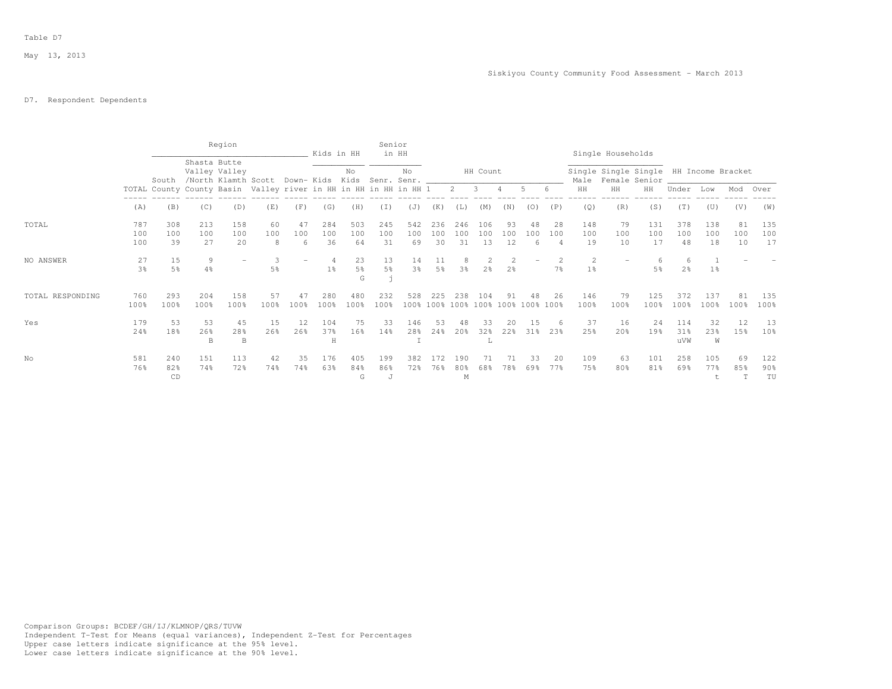Table D7

May 13, 2013

Siskiyou County Community Food Assessment - March 2013

D7. Respondent Dependents

| | | Region | | | | | Kids in HH | | Senior in HH | | HH Count | | | | | | Single Households | | | HH Income Bracket | | | |
|---|---|---|---|---|---|---|---|---|---|---|---|---|---|---|---|---|---|---|---|---|---|---|---|
| | TOTAL | South County | Shasta Valley /North County | Butte Valley Klamth Basin | Scott Valley | Down-river | Kids in HH | No Kids in HH | Senr. in HH | No Senr. in HH | 1 | 2 | 3 | 4 | 5 | 6 | Single Male HH | Single Female HH | Single Senior HH | Under | Low | Mod | Over |
| | (A) | (B) | (C) | (D) | (E) | (F) | (G) | (H) | (I) | (J) | (K) | (L) | (M) | (N) | (O) | (P) | (Q) | (R) | (S) | (T) | (U) | (V) | (W) |
| TOTAL | 787 | 308 | 213 | 158 | 60 | 47 | 284 | 503 | 245 | 542 | 236 | 246 | 106 | 93 | 48 | 28 | 148 | 79 | 131 | 378 | 138 | 81 | 135 |
| | 100 | 100 | 100 | 100 | 100 | 100 | 100 | 100 | 100 | 100 | 100 | 100 | 100 | 100 | 100 | 100 | 100 | 100 | 100 | 100 | 100 | 100 | 100 |
| | 100 | 39 | 27 | 20 | 8 | 6 | 36 | 64 | 31 | 69 | 30 | 31 | 13 | 12 | 6 | 4 | 19 | 10 | 17 | 48 | 18 | 10 | 17 |
| NO ANSWER | 27 | 15 | 9 | - | 3 | - | 4 | 23 | 13 | 14 | 11 | 8 | 2 | 2 | - | 2 | 2 | - | 6 | 6 | 1 | - | - |
| | 3% | 5% | 4% | | 5% | | 1% | 5% | 5% | 3% | 5% | 3% | 2% | 2% | | 7% | 1% | | 5% | 2% | 1% | | |
| | | | | | | | | G | j | | | | | | | | | | | | | | |
| TOTAL RESPONDING | 760 | 293 | 204 | 158 | 57 | 47 | 280 | 480 | 232 | 528 | 225 | 238 | 104 | 91 | 48 | 26 | 146 | 79 | 125 | 372 | 137 | 81 | 135 |
| | 100% | 100% | 100% | 100% | 100% | 100% | 100% | 100% | 100% | 100% | 100% | 100% | 100% | 100% | 100% | 100% | 100% | 100% | 100% | 100% | 100% | 100% | 100% |
| Yes | 179 | 53 | 53 | 45 | 15 | 12 | 104 | 75 | 33 | 146 | 53 | 48 | 33 | 20 | 15 | 6 | 37 | 16 | 24 | 114 | 32 | 12 | 13 |
| | 24% | 18% | 26% | 28% | 26% | 26% | 37% | 16% | 14% | 28% | 24% | 20% | 32% | 22% | 31% | 23% | 25% | 20% | 19% | 31% | 23% | 15% | 10% |
| | | | B | B | | | H | | | I | | | L | | | | | | | uVW | W | | |
| No | 581 | 240 | 151 | 113 | 42 | 35 | 176 | 405 | 199 | 382 | 172 | 190 | 71 | 71 | 33 | 20 | 109 | 63 | 101 | 258 | 105 | 69 | 122 |
| | 76% | 82% | 74% | 72% | 74% | 74% | 63% | 84% | 86% | 72% | 76% | 80% | 68% | 78% | 69% | 77% | 75% | 80% | 81% | 69% | 77% | 85% | 90% |
| | | CD | | | | | | G | J | | | M | | | | | | | | | t | T | TU |

Comparison Groups: BCDEF/GH/IJ/KLMNOP/QRS/TUVW
Independent T-Test for Means (equal variances), Independent Z-Test for Percentages
Upper case letters indicate significance at the 95% level.
Lower case letters indicate significance at the 90% level.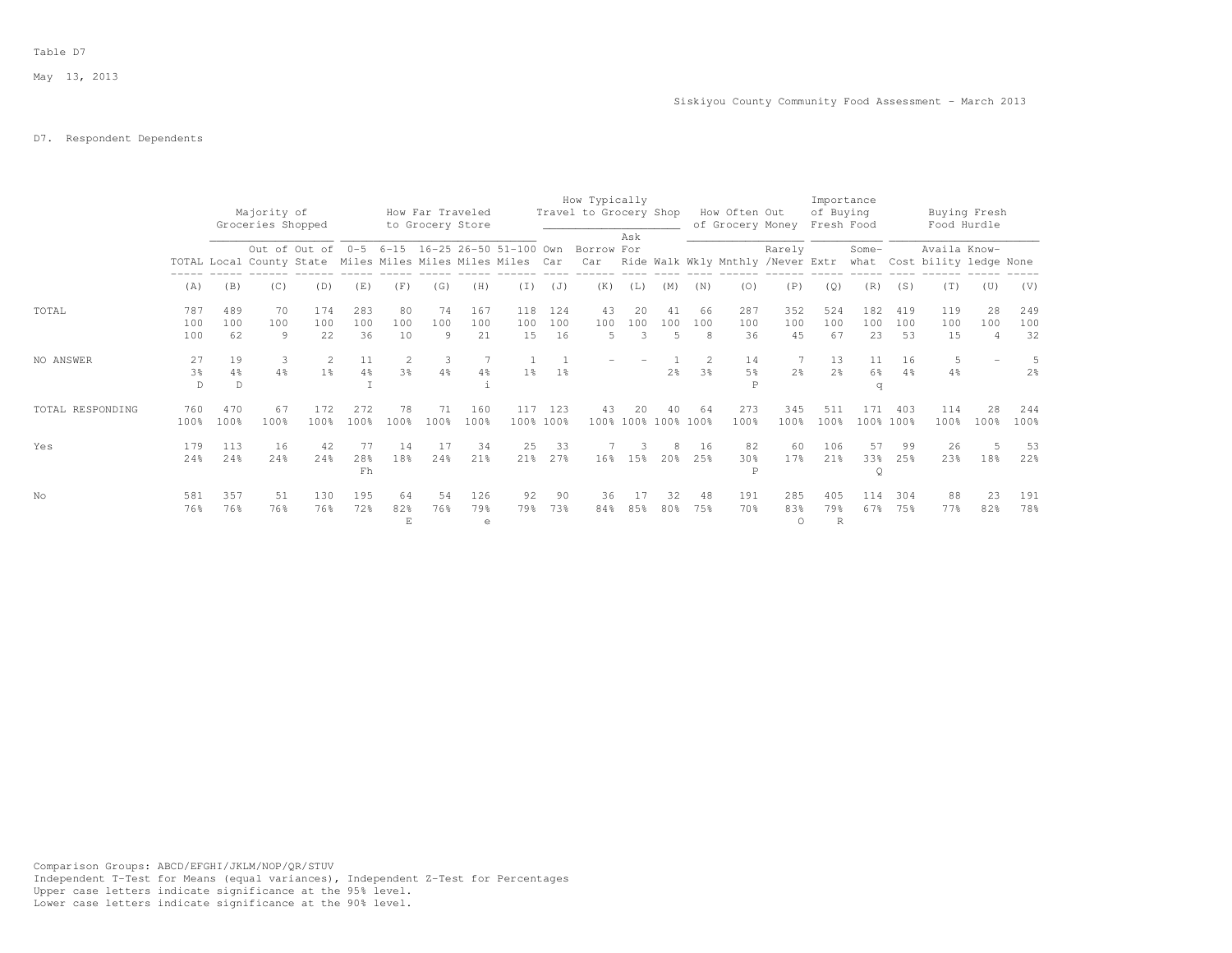Table D7

May 13, 2013

Siskiyou County Community Food Assessment - March 2013

## D7. Respondent Dependents

| | | Majority of Groceries Shopped | | | How Far Traveled to Grocery Store | | | | | How Typically Travel to Grocery Shop | | | | How Often Out of Grocery Money | | | Importance of Buying Fresh Food | | Buying Fresh Food Hurdle | | | |
|---|---|---|---|---|---|---|---|---|---|---|---|---|---|---|---|---|---|---|---|---|---|---|
| | TOTAL | Local | Out of County | Out of State | 0-5 Miles | 6-15 Miles | 16-25 Miles | 26-50 Miles | 51-100 Miles | Own Car | Borrow Car | Ask For Ride | Walk | Wkly | Mnthly | Rarely /Never | Extr | Some-what | Cost | Availa bility | Know-ledge | None |
| | (A) | (B) | (C) | (D) | (E) | (F) | (G) | (H) | (I) | (J) | (K) | (L) | (M) | (N) | (O) | (P) | (Q) | (R) | (S) | (T) | (U) | (V) |
| TOTAL | 787 | 489 | 70 | 174 | 283 | 80 | 74 | 167 | 118 | 124 | 43 | 20 | 41 | 66 | 287 | 352 | 524 | 182 | 419 | 119 | 28 | 249 |
| | 100 | 100 | 100 | 100 | 100 | 100 | 100 | 100 | 100 | 100 | 100 | 100 | 100 | 100 | 100 | 100 | 100 | 100 | 100 | 100 | 100 | 100 |
| | 100 | 62 | 9 | 22 | 36 | 10 | 9 | 21 | 15 | 16 | 5 | 3 | 5 | 8 | 36 | 45 | 67 | 23 | 53 | 15 | 4 | 32 |
| NO ANSWER | 27 | 19 | 3 | 2 | 11 | 2 | 3 | 7 | 1 | 1 | - | - | 1 | 2 | 14 | 7 | 13 | 11 | 16 | 5 | - | 5 |
| | 3% | 4% | 4% | 1% | 4% | 3% | 4% | 4% | 1% | 1% | | | 2% | 3% | 5% | 2% | 2% | 6% | 4% | 4% | | 2% |
| | D | D | | | I | | | i | | | | | | | P | | | q | | | | |
| TOTAL RESPONDING | 760 | 470 | 67 | 172 | 272 | 78 | 71 | 160 | 117 | 123 | 43 | 20 | 40 | 64 | 273 | 345 | 511 | 171 | 403 | 114 | 28 | 244 |
| | 100% | 100% | 100% | 100% | 100% | 100% | 100% | 100% | 100% | 100% | 100% | 100% | 100% | 100% | 100% | 100% | 100% | 100% | 100% | 100% | 100% | 100% |
| Yes | 179 | 113 | 16 | 42 | 77 | 14 | 17 | 34 | 25 | 33 | 7 | 3 | 8 | 16 | 82 | 60 | 106 | 57 | 99 | 26 | 5 | 53 |
| | 24% | 24% | 24% | 24% | 28% | 18% | 24% | 21% | 21% | 27% | 16% | 15% | 20% | 25% | 30% | 17% | 21% | 33% | 25% | 23% | 18% | 22% |
| | | | | | Fh | | | | | | | | | | P | | | Q | | | | |
| No | 581 | 357 | 51 | 130 | 195 | 64 | 54 | 126 | 92 | 90 | 36 | 17 | 32 | 48 | 191 | 285 | 405 | 114 | 304 | 88 | 23 | 191 |
| | 76% | 76% | 76% | 76% | 72% | 82% | 76% | 79% | 79% | 73% | 84% | 85% | 80% | 75% | 70% | 83% | 79% | 67% | 75% | 77% | 82% | 78% |
| | | | | | | E | | e | | | | | | | | O | R | | | | | |

Comparison Groups: ABCD/EFGHI/JKLM/NOP/QR/STUV
Independent T-Test for Means (equal variances), Independent Z-Test for Percentages
Upper case letters indicate significance at the 95% level.
Lower case letters indicate significance at the 90% level.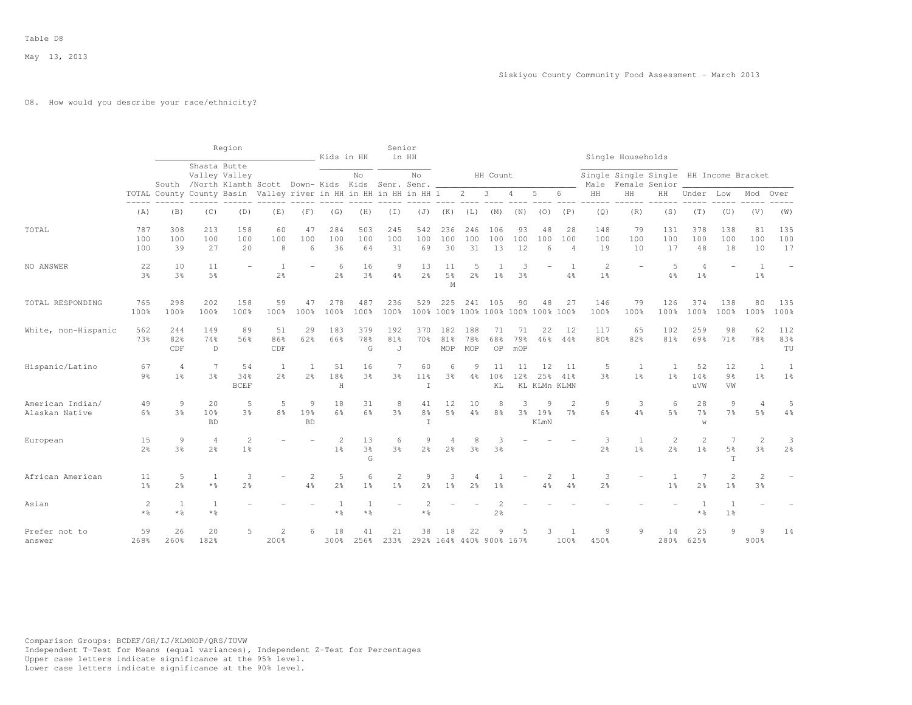Table D8

May 13, 2013

Siskiyou County Community Food Assessment - March 2013

D8. How would you describe your race/ethnicity?

| | TOTAL | Region: South County | Region: Shasta Valley /North County | Region: Butte Valley Klamth Basin | Region: Scott Valley | Region: Down-river | Kids in HH: Kids in HH | Kids in HH: No Kids in HH | Senior in HH: Senr. in HH | Senior in HH: No Senr. in HH | HH Count: 1 | HH Count: 2 | HH Count: 3 | HH Count: 4 | HH Count: 5 | HH Count: 6 | Single Households: Single Male HH | Single Households: Single Female HH | Single Households: Single Senior HH | HH Income Bracket: Under | HH Income Bracket: Low | HH Income Bracket: Mod | HH Income Bracket: Over |
|---|---|---|---|---|---|---|---|---|---|---|---|---|---|---|---|---|---|---|---|---|---|---|---|
| | (A) | (B) | (C) | (D) | (E) | (F) | (G) | (H) | (I) | (J) | (K) | (L) | (M) | (N) | (O) | (P) | (Q) | (R) | (S) | (T) | (U) | (V) | (W) |
| TOTAL | 787 | 308 | 213 | 158 | 60 | 47 | 284 | 503 | 245 | 542 | 236 | 246 | 106 | 93 | 48 | 28 | 148 | 79 | 131 | 378 | 138 | 81 | 135 |
| | 100 | 100 | 100 | 100 | 100 | 100 | 100 | 100 | 100 | 100 | 100 | 100 | 100 | 100 | 100 | 100 | 100 | 100 | 100 | 100 | 100 | 100 | 100 |
| | 100 | 39 | 27 | 20 | 8 | 6 | 36 | 64 | 31 | 69 | 30 | 31 | 13 | 12 | 6 | 4 | 19 | 10 | 17 | 48 | 18 | 10 | 17 |
| NO ANSWER | 22 | 10 | 11 | - | 1 | - | 6 | 16 | 9 | 13 | 11 | 5 | 1 | 3 | - | 1 | 2 | - | 5 | 4 | - | 1 | - |
| | 3% | 3% | 5% | | 2% | | 2% | 3% | 4% | 2% | 5% | 2% | 1% | 3% | | 4% | 1% | | 4% | 1% | | 1% | |
| | | | | | | | | | | | M | | | | | | | | | | | | |
| TOTAL RESPONDING | 765 | 298 | 202 | 158 | 59 | 47 | 278 | 487 | 236 | 529 | 225 | 241 | 105 | 90 | 48 | 27 | 146 | 79 | 126 | 374 | 138 | 80 | 135 |
| | 100% | 100% | 100% | 100% | 100% | 100% | 100% | 100% | 100% | 100% | 100% | 100% | 100% | 100% | 100% | 100% | 100% | 100% | 100% | 100% | 100% | 100% | 100% |
| White, non-Hispanic | 562 | 244 | 149 | 89 | 51 | 29 | 183 | 379 | 192 | 370 | 182 | 188 | 71 | 71 | 22 | 12 | 117 | 65 | 102 | 259 | 98 | 62 | 112 |
| | 73% | 82% | 74% | 56% | 86% | 62% | 66% | 78% | 81% | 70% | 81% | 78% | 68% | 79% | 46% | 44% | 80% | 82% | 81% | 69% | 71% | 78% | 83% |
| | | CDF | D | | CDF | | | G | J | | MOP | MOP | OP | mOP | | | | | | | | | TU |
| Hispanic/Latino | 67 | 4 | 7 | 54 | 1 | 1 | 51 | 16 | 7 | 60 | 6 | 9 | 11 | 11 | 12 | 11 | 5 | 1 | 1 | 52 | 12 | 1 | 1 |
| | 9% | 1% | 3% | 34% | 2% | 2% | 18% | 3% | 3% | 11% | 3% | 4% | 10% | 12% | 25% | 41% | 3% | 1% | 1% | 14% | 9% | 1% | 1% |
| | | | | BCEF | | | H | | | I | | | KL | KL | KLMn | KLMN | | | | uVW | VW | | |
| American Indian/ Alaskan Native | 49 | 9 | 20 | 5 | 5 | 9 | 18 | 31 | 8 | 41 | 12 | 10 | 8 | 3 | 9 | 2 | 9 | 3 | 6 | 28 | 9 | 4 | 5 |
| | 6% | 3% | 10% | 3% | 8% | 19% | 6% | 6% | 3% | 8% | 5% | 4% | 8% | 3% | 19% | 7% | 6% | 4% | 5% | 7% | 7% | 5% | 4% |
| | | | BD | | | BD | | | | I | | | | | KLmN | | | | | w | | | |
| European | 15 | 9 | 4 | 2 | - | - | 2 | 13 | 6 | 9 | 4 | 8 | 3 | - | - | - | 3 | 1 | 2 | 2 | 7 | 2 | 3 |
| | 2% | 3% | 2% | 1% | | | 1% | 3% | 3% | 2% | 2% | 3% | 3% | | | | 2% | 1% | 2% | 1% | 5% | 3% | 2% |
| | | | | | | | | G | | | | | | | | | | | | | T | | |
| African American | 11 | 5 | 1 | 3 | - | 2 | 5 | 6 | 2 | 9 | 3 | 4 | 1 | - | 2 | 1 | 3 | - | 1 | 7 | 2 | 2 | - |
| | 1% | 2% | *% | 2% | | 4% | 2% | 1% | 1% | 2% | 1% | 2% | 1% | | 4% | 4% | 2% | | 1% | 2% | 1% | 3% | |
| Asian | 2 | 1 | 1 | - | - | - | 1 | 1 | - | 2 | - | - | 2 | - | - | - | - | - | - | 1 | 1 | - | - |
| | *% | *% | *% | | | | *% | *% | | *% | | | 2% | | | | | | | *% | 1% | | |
| Prefer not to answer | 59 | 26 | 20 | 5 | 2 | 6 | 18 | 41 | 21 | 38 | 18 | 22 | 9 | 5 | 3 | 1 | 9 | 9 | 14 | 25 | 9 | 9 | 14 |
| | 268% | 260% | 182% | | 200% | | 300% | 256% | 233% | 292% | 164% | 440% | 900% | 167% | | 100% | 450% | | 280% | 625% | | 900% | |

Comparison Groups: BCDEF/GH/IJ/KLMNOP/QRS/TUVW
Independent T-Test for Means (equal variances), Independent Z-Test for Percentages
Upper case letters indicate significance at the 95% level.
Lower case letters indicate significance at the 90% level.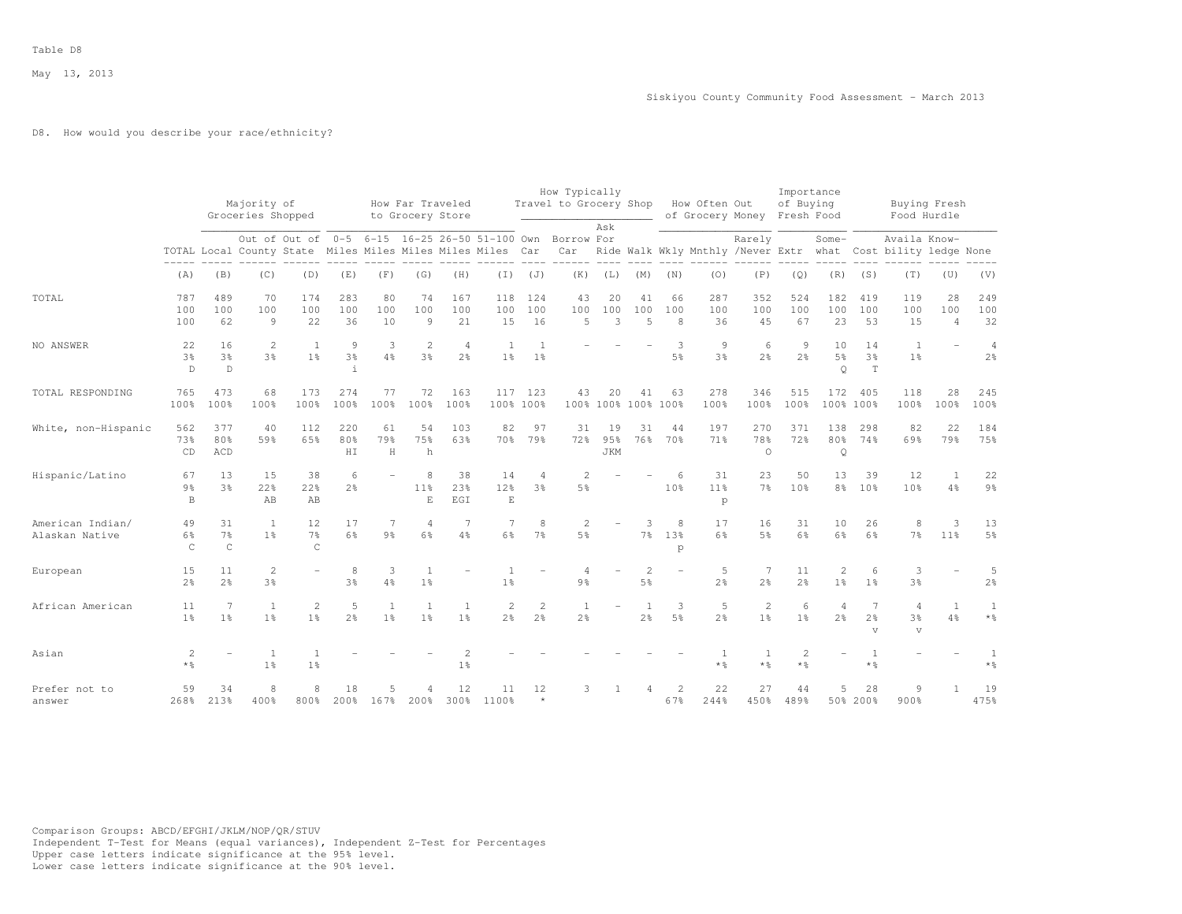Table D8

May 13, 2013

Siskiyou County Community Food Assessment - March 2013

D8. How would you describe your race/ethnicity?

| | | Majority of Groceries Shopped | | | How Far Traveled to Grocery Store | | | | | How Typically Travel to Grocery Shop | | | | How Often Out of Grocery Money | | | Importance of Buying Fresh Food | | Buying Fresh Food Hurdle | | | |
|---|---|---|---|---|---|---|---|---|---|---|---|---|---|---|---|---|---|---|---|---|---|---|
| | TOTAL | Local | Out of County | Out of State | 0-5 Miles | 6-15 Miles | 16-25 Miles | 26-50 Miles | 51-100 Miles | Own Car | Borrow Car | Ask For Ride | Walk | Wkly | Mnthly | Rarely /Never | Extr | Some-what | Cost | Availa bility | Know-ledge | None |
| | (A) | (B) | (C) | (D) | (E) | (F) | (G) | (H) | (I) | (J) | (K) | (L) | (M) | (N) | (O) | (P) | (Q) | (R) | (S) | (T) | (U) | (V) |
| TOTAL | 787 | 489 | 70 | 174 | 283 | 80 | 74 | 167 | 118 | 124 | 43 | 20 | 41 | 66 | 287 | 352 | 524 | 182 | 419 | 119 | 28 | 249 |
| | 100 | 100 | 100 | 100 | 100 | 100 | 100 | 100 | 100 | 100 | 100 | 100 | 100 | 100 | 100 | 100 | 100 | 100 | 100 | 100 | 100 | 100 |
| | 100 | 62 | 9 | 22 | 36 | 10 | 9 | 21 | 15 | 16 | 5 | 3 | 5 | 8 | 36 | 45 | 67 | 23 | 53 | 15 | 4 | 32 |
| NO ANSWER | 22 | 16 | 2 | 1 | 9 | 3 | 2 | 4 | 1 | 1 | - | - | - | 3 | 9 | 6 | 9 | 10 | 14 | 1 | - | 4 |
| | 3% | 3% | 3% | 1% | 3% | 4% | 3% | 2% | 1% | 1% | | | | 5% | 3% | 2% | 2% | 5% | 3% | 1% | | 2% |
| | D | D | | | i | | | | | | | | | | | | | Q | T | | | |
| TOTAL RESPONDING | 765 | 473 | 68 | 173 | 274 | 77 | 72 | 163 | 117 | 123 | 43 | 20 | 41 | 63 | 278 | 346 | 515 | 172 | 405 | 118 | 28 | 245 |
| | 100% | 100% | 100% | 100% | 100% | 100% | 100% | 100% | 100% | 100% | 100% | 100% | 100% | 100% | 100% | 100% | 100% | 100% | 100% | 100% | 100% | 100% |
| White, non-Hispanic | 562 | 377 | 40 | 112 | 220 | 61 | 54 | 103 | 82 | 97 | 31 | 19 | 31 | 44 | 197 | 270 | 371 | 138 | 298 | 82 | 22 | 184 |
| | 73% | 80% | 59% | 65% | 80% | 79% | 75% | 63% | 70% | 79% | 72% | 95% | 76% | 70% | 71% | 78% | 72% | 80% | 74% | 69% | 79% | 75% |
| | CD | ACD | | | HI | H | h | | | | | JKM | | | | O | | Q | | | | |
| Hispanic/Latino | 67 | 13 | 15 | 38 | 6 | - | 8 | 38 | 14 | 4 | 2 | - | - | 6 | 31 | 23 | 50 | 13 | 39 | 12 | 1 | 22 |
| | 9% | 3% | 22% | 22% | 2% | | 11% | 23% | 12% | 3% | 5% | | | 10% | 11% | 7% | 10% | 8% | 10% | 10% | 4% | 9% |
| | B | | AB | AB | | | E | EGI | E | | | | | | p | | | | | | | |
| American Indian/ Alaskan Native | 49 | 31 | 1 | 12 | 17 | 7 | 4 | 7 | 7 | 8 | 2 | - | 3 | 8 | 17 | 16 | 31 | 10 | 26 | 8 | 3 | 13 |
| | 6% | 7% | 1% | 7% | 6% | 9% | 6% | 4% | 6% | 7% | 5% | | 7% | 13% | 6% | 5% | 6% | 6% | 6% | 7% | 11% | 5% |
| | C | C | | C | | | | | | | | | | p | | | | | | | | |
| European | 15 | 11 | 2 | - | 8 | 3 | 1 | - | 1 | - | 4 | - | 2 | - | 5 | 7 | 11 | 2 | 6 | 3 | - | 5 |
| | 2% | 2% | 3% | | 3% | 4% | 1% | | 1% | | 9% | | 5% | | 2% | 2% | 2% | 1% | 1% | 3% | | 2% |
| African American | 11 | 7 | 1 | 2 | 5 | 1 | 1 | 1 | 2 | 2 | 1 | - | 1 | 3 | 5 | 2 | 6 | 4 | 7 | 4 | 1 | 1 |
| | 1% | 1% | 1% | 1% | 2% | 1% | 1% | 1% | 2% | 2% | 2% | | 2% | 5% | 2% | 1% | 1% | 2% | 2% | 3% | 4% | *% |
| | | | | | | | | | | | | | | | | | | | v | v | | |
| Asian | 2 | - | 1 | 1 | - | - | - | 2 | - | - | - | - | - | - | 1 | 1 | 2 | - | 1 | - | - | 1 |
| | *% | | 1% | 1% | | | | 1% | | | | | | | *% | *% | *% | | *% | | | *% |
| Prefer not to answer | 59 | 34 | 8 | 8 | 18 | 5 | 4 | 12 | 11 | 12 | 3 | 1 | 4 | 2 | 22 | 27 | 44 | 5 | 28 | 9 | 1 | 19 |
| | 268% | 213% | 400% | 800% | 200% | 167% | 200% | 300% | 1100% | * | | | | 67% | 244% | 450% | 489% | 50% | 200% | 900% | | 475% |

Comparison Groups: ABCD/EFGHI/JKLM/NOP/QR/STUV
Independent T-Test for Means (equal variances), Independent Z-Test for Percentages
Upper case letters indicate significance at the 95% level.
Lower case letters indicate significance at the 90% level.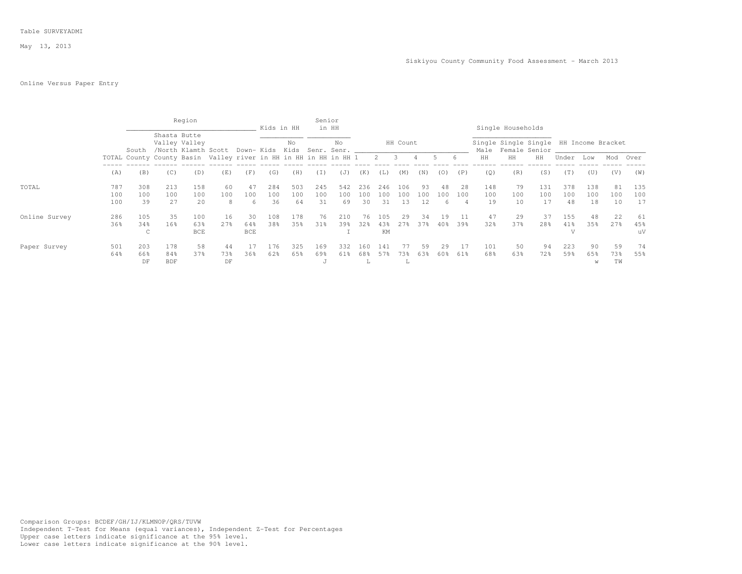Table SURVEYADMI

May 13, 2013

Siskiyou County Community Food Assessment - March 2013

Online Versus Paper Entry

| | | Region | | | | | Kids in HH | | Senior in HH | | HH Count | | | | | | Single Households | | | HH Income Bracket | | | |
|---|---|---|---|---|---|---|---|---|---|---|---|---|---|---|---|---|---|---|---|---|---|---|---|
| | TOTAL | South County | Shasta Valley /North County | Butte Valley Klamth Basin | Scott Valley | Down-river | Kids in HH | No Kids in HH | Senr. in HH | No Senr. in HH | 1 | 2 | 3 | 4 | 5 | 6 | Single Male HH | Single Female HH | Single Senior HH | Under | Low | Mod | Over |
| | (A) | (B) | (C) | (D) | (E) | (F) | (G) | (H) | (I) | (J) | (K) | (L) | (M) | (N) | (O) | (P) | (Q) | (R) | (S) | (T) | (U) | (V) | (W) |
| TOTAL | 787 | 308 | 213 | 158 | 60 | 47 | 284 | 503 | 245 | 542 | 236 | 246 | 106 | 93 | 48 | 28 | 148 | 79 | 131 | 378 | 138 | 81 | 135 |
| | 100 | 100 | 100 | 100 | 100 | 100 | 100 | 100 | 100 | 100 | 100 | 100 | 100 | 100 | 100 | 100 | 100 | 100 | 100 | 100 | 100 | 100 | 100 |
| | 100 | 39 | 27 | 20 | 8 | 6 | 36 | 64 | 31 | 69 | 30 | 31 | 13 | 12 | 6 | 4 | 19 | 10 | 17 | 48 | 18 | 10 | 17 |
| Online Survey | 286 | 105 | 35 | 100 | 16 | 30 | 108 | 178 | 76 | 210 | 76 | 105 | 29 | 34 | 19 | 11 | 47 | 29 | 37 | 155 | 48 | 22 | 61 |
| | 36% | 34% | 16% | 63% | 27% | 64% | 38% | 35% | 31% | 39% | 32% | 43% | 27% | 37% | 40% | 39% | 32% | 37% | 28% | 41% | 35% | 27% | 45% |
| | | C | | BCE | | BCE | | | | I | | KM | | | | | | | | V | | | uV |
| Paper Survey | 501 | 203 | 178 | 58 | 44 | 17 | 176 | 325 | 169 | 332 | 160 | 141 | 77 | 59 | 29 | 17 | 101 | 50 | 94 | 223 | 90 | 59 | 74 |
| | 64% | 66% | 84% | 37% | 73% | 36% | 62% | 65% | 69% | 61% | 68% | 57% | 73% | 63% | 60% | 61% | 68% | 63% | 72% | 59% | 65% | 73% | 55% |
| | | DF | BDF | | DF | | | | J | | L | | L | | | | | | | | w | TW | |

Comparison Groups: BCDEF/GH/IJ/KLMNOP/QRS/TUVW
Independent T-Test for Means (equal variances), Independent Z-Test for Percentages
Upper case letters indicate significance at the 95% level.
Lower case letters indicate significance at the 90% level.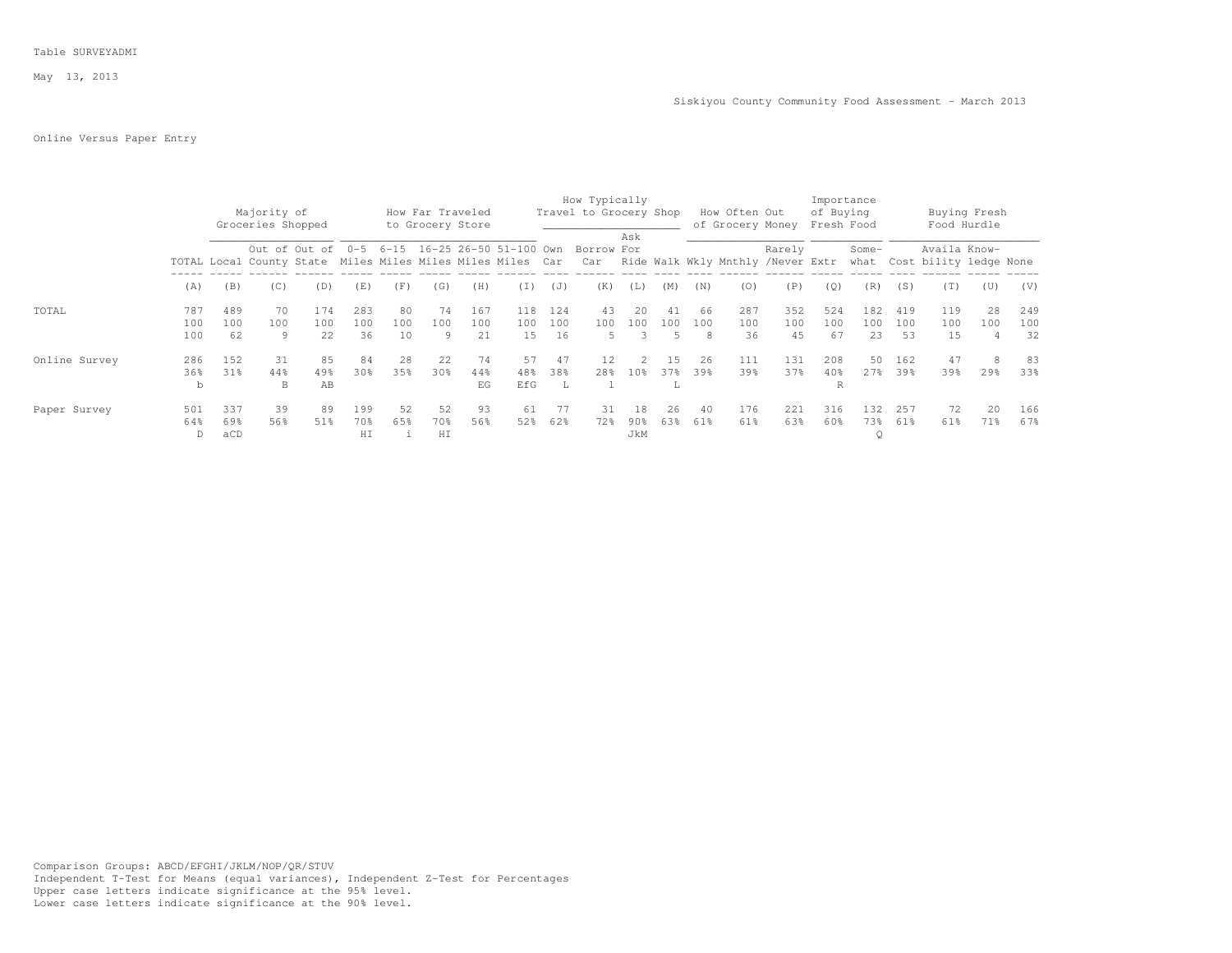Table SURVEYADMI

May 13, 2013

Siskiyou County Community Food Assessment - March 2013

Online Versus Paper Entry

| | | Majority of Groceries Shopped | | | How Far Traveled to Grocery Store | | | | | How Typically Travel to Grocery Shop | | | | How Often Out of Grocery Money | | | Importance of Buying Fresh Food | | Buying Fresh Food Hurdle | | | |
|---|---|---|---|---|---|---|---|---|---|---|---|---|---|---|---|---|---|---|---|---|---|---|
| | TOTAL | Local | Out of County | Out of State | 0-5 Miles | 6-15 Miles | 16-25 Miles | 26-50 Miles | 51-100 Miles | Own Car | Borrow Car | Ask For Ride | Walk | Wkly | Mnthly | Rarely /Never | Extr | Some-what | Cost | Availa bility | Know-ledge | None |
| | (A) | (B) | (C) | (D) | (E) | (F) | (G) | (H) | (I) | (J) | (K) | (L) | (M) | (N) | (O) | (P) | (Q) | (R) | (S) | (T) | (U) | (V) |
| TOTAL | 787 | 489 | 70 | 174 | 283 | 80 | 74 | 167 | 118 | 124 | 43 | 20 | 41 | 66 | 287 | 352 | 524 | 182 | 419 | 119 | 28 | 249 |
| | 100 | 100 | 100 | 100 | 100 | 100 | 100 | 100 | 100 | 100 | 100 | 100 | 100 | 100 | 100 | 100 | 100 | 100 | 100 | 100 | 100 | 100 |
| | 100 | 62 | 9 | 22 | 36 | 10 | 9 | 21 | 15 | 16 | 5 | 3 | 5 | 8 | 36 | 45 | 67 | 23 | 53 | 15 | 4 | 32 |
| Online Survey | 286 | 152 | 31 | 85 | 84 | 28 | 22 | 74 | 57 | 47 | 12 | 2 | 15 | 26 | 111 | 131 | 208 | 50 | 162 | 47 | 8 | 83 |
| | 36% | 31% | 44% | 49% | 30% | 35% | 30% | 44% | 48% | 38% | 28% | 10% | 37% | 39% | 39% | 37% | 40% | 27% | 39% | 39% | 29% | 33% |
| | b | | B | AB | | | | EG | EfG | L | l | | L | | | | R | | | | | |
| Paper Survey | 501 | 337 | 39 | 89 | 199 | 52 | 52 | 93 | 61 | 77 | 31 | 18 | 26 | 40 | 176 | 221 | 316 | 132 | 257 | 72 | 20 | 166 |
| | 64% | 69% | 56% | 51% | 70% | 65% | 70% | 56% | 52% | 62% | 72% | 90% | 63% | 61% | 61% | 63% | 60% | 73% | 61% | 61% | 71% | 67% |
| | D | aCD | | | HI | i | HI | | | | | JkM | | | | | | Q | | | | |

Comparison Groups: ABCD/EFGHI/JKLM/NOP/QR/STUV
Independent T-Test for Means (equal variances), Independent Z-Test for Percentages
Upper case letters indicate significance at the 95% level.
Lower case letters indicate significance at the 90% level.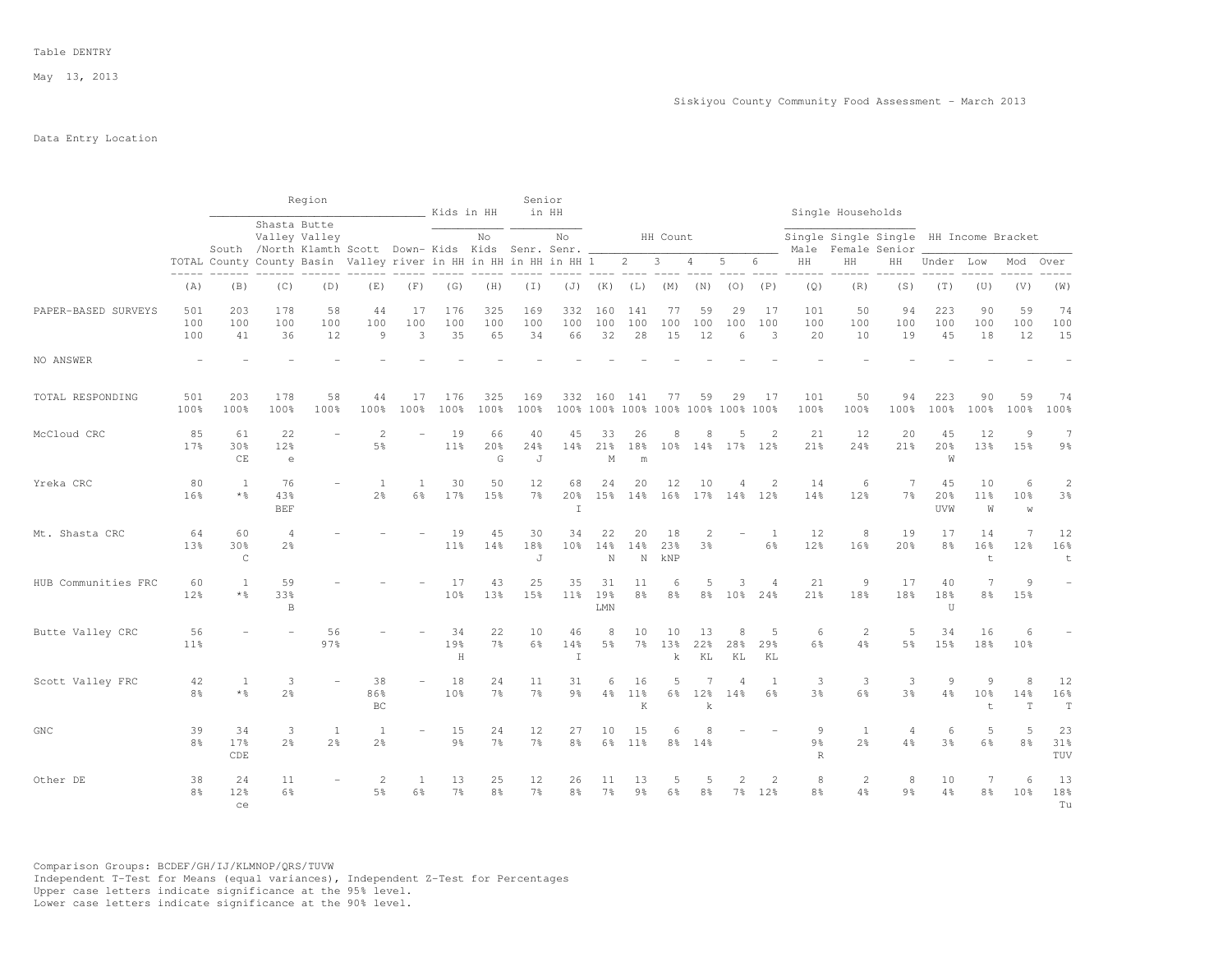Table DENTRY

May 13, 2013

Siskiyou County Community Food Assessment - March 2013

Data Entry Location

| | | Region | | | | | Kids in HH | | Senior in HH | | HH Count | | | | | | Single Households | | | HH Income Bracket | | | |
|---|---|---|---|---|---|---|---|---|---|---|---|---|---|---|---|---|---|---|---|---|---|---|---|
| | TOTAL | South County | Shasta Valley /North County | Butte Valley Klamth Basin | Scott Valley | Down-river | Kids in HH | No Kids in HH | Senr. in HH | No Senr. in HH | 1 | 2 | 3 | 4 | 5 | 6 | Single Male HH | Single Female HH | Single Senior HH | Under | Low | Mod | Over |
| | (A) | (B) | (C) | (D) | (E) | (F) | (G) | (H) | (I) | (J) | (K) | (L) | (M) | (N) | (O) | (P) | (Q) | (R) | (S) | (T) | (U) | (V) | (W) |
| PAPER-BASED SURVEYS | 501 | 203 | 178 | 58 | 44 | 17 | 176 | 325 | 169 | 332 | 160 | 141 | 77 | 59 | 29 | 17 | 101 | 50 | 94 | 223 | 90 | 59 | 74 |
| | 100 | 100 | 100 | 100 | 100 | 100 | 100 | 100 | 100 | 100 | 100 | 100 | 100 | 100 | 100 | 100 | 100 | 100 | 100 | 100 | 100 | 100 | 100 |
| | 100 | 41 | 36 | 12 | 9 | 3 | 35 | 65 | 34 | 66 | 32 | 28 | 15 | 12 | 6 | 3 | 20 | 10 | 19 | 45 | 18 | 12 | 15 |
| NO ANSWER | - | - | - | - | - | - | - | - | - | - | - | - | - | - | - | - | - | - | - | - | - | - | - |
| TOTAL RESPONDING | 501 | 203 | 178 | 58 | 44 | 17 | 176 | 325 | 169 | 332 | 160 | 141 | 77 | 59 | 29 | 17 | 101 | 50 | 94 | 223 | 90 | 59 | 74 |
| | 100% | 100% | 100% | 100% | 100% | 100% | 100% | 100% | 100% | 100% | 100% | 100% | 100% | 100% | 100% | 100% | 100% | 100% | 100% | 100% | 100% | 100% | 100% |
| McCloud CRC | 85 | 61 | 22 | - | 2 | - | 19 | 66 | 40 | 45 | 33 | 26 | 8 | 8 | 5 | 2 | 21 | 12 | 20 | 45 | 12 | 9 | 7 |
| | 17% | 30% | 12% | | 5% | | 11% | 20% | 24% | 14% | 21% | 18% | 10% | 14% | 17% | 12% | 21% | 24% | 21% | 20% | 13% | 15% | 9% |
| | | CE | e | | | | | G | J | | M | m | | | | | | | | W | | | |
| Yreka CRC | 80 | 1 | 76 | - | 1 | 1 | 30 | 50 | 12 | 68 | 24 | 20 | 12 | 10 | 4 | 2 | 14 | 6 | 7 | 45 | 10 | 6 | 2 |
| | 16% | *% | 43% | | 2% | 6% | 17% | 15% | 7% | 20% | 15% | 14% | 16% | 17% | 14% | 12% | 14% | 12% | 7% | 20% | 11% | 10% | 3% |
| | | | BEF | | | | | | | I | | | | | | | | | | UVW | W | w | |
| Mt. Shasta CRC | 64 | 60 | 4 | - | - | - | 19 | 45 | 30 | 34 | 22 | 20 | 18 | 2 | - | 1 | 12 | 8 | 19 | 17 | 14 | 7 | 12 |
| | 13% | 30% | 2% | | | | 11% | 14% | 18% | 10% | 14% | 14% | 23% | 3% | | 6% | 12% | 16% | 20% | 8% | 16% | 12% | 16% |
| | | C | | | | | | | J | | N | N | kNP | | | | | | | | t | | t |
| HUB Communities FRC | 60 | 1 | 59 | - | - | - | 17 | 43 | 25 | 35 | 31 | 11 | 6 | 5 | 3 | 4 | 21 | 9 | 17 | 40 | 7 | 9 | - |
| | 12% | *% | 33% | | | | 10% | 13% | 15% | 11% | 19% | 8% | 8% | 8% | 10% | 24% | 21% | 18% | 18% | 18% | 8% | 15% | |
| | | | B | | | | | | | | LMN | | | | | | | | | U | | | |
| Butte Valley CRC | 56 | - | - | 56 | - | - | 34 | 22 | 10 | 46 | 8 | 10 | 10 | 13 | 8 | 5 | 6 | 2 | 5 | 34 | 16 | 6 | - |
| | 11% | | | 97% | | | 19% | 7% | 6% | 14% | 5% | 7% | 13% | 22% | 28% | 29% | 6% | 4% | 5% | 15% | 18% | 10% | |
| | | | | | | | H | | | I | | | k | KL | KL | KL | | | | | | | |
| Scott Valley FRC | 42 | 1 | 3 | - | 38 | - | 18 | 24 | 11 | 31 | 6 | 16 | 5 | 7 | 4 | 1 | 3 | 3 | 3 | 9 | 9 | 8 | 12 |
| | 8% | *% | 2% | | 86% | | 10% | 7% | 7% | 9% | 4% | 11% | 6% | 12% | 14% | 6% | 3% | 6% | 3% | 4% | 10% | 14% | 16% |
| | | | | | BC | | | | | | | K | | k | | | | | | | t | T | T |
| GNC | 39 | 34 | 3 | 1 | 1 | - | 15 | 24 | 12 | 27 | 10 | 15 | 6 | 8 | - | - | 9 | 1 | 4 | 6 | 5 | 5 | 23 |
| | 8% | 17% | 2% | 2% | 2% | | 9% | 7% | 7% | 8% | 6% | 11% | 8% | 14% | | | 9% | 2% | 4% | 3% | 6% | 8% | 31% |
| | | CDE | | | | | | | | | | | | | | | R | | | | | | TUV |
| Other DE | 38 | 24 | 11 | - | 2 | 1 | 13 | 25 | 12 | 26 | 11 | 13 | 5 | 5 | 2 | 2 | 8 | 2 | 8 | 10 | 7 | 6 | 13 |
| | 8% | 12% | 6% | | 5% | 6% | 7% | 8% | 7% | 8% | 7% | 9% | 6% | 8% | 7% | 12% | 8% | 4% | 9% | 4% | 8% | 10% | 18% |
| | | ce | | | | | | | | | | | | | | | | | | | | | Tu |

Comparison Groups: BCDEF/GH/IJ/KLMNOP/QRS/TUVW
Independent T-Test for Means (equal variances), Independent Z-Test for Percentages
Upper case letters indicate significance at the 95% level.
Lower case letters indicate significance at the 90% level.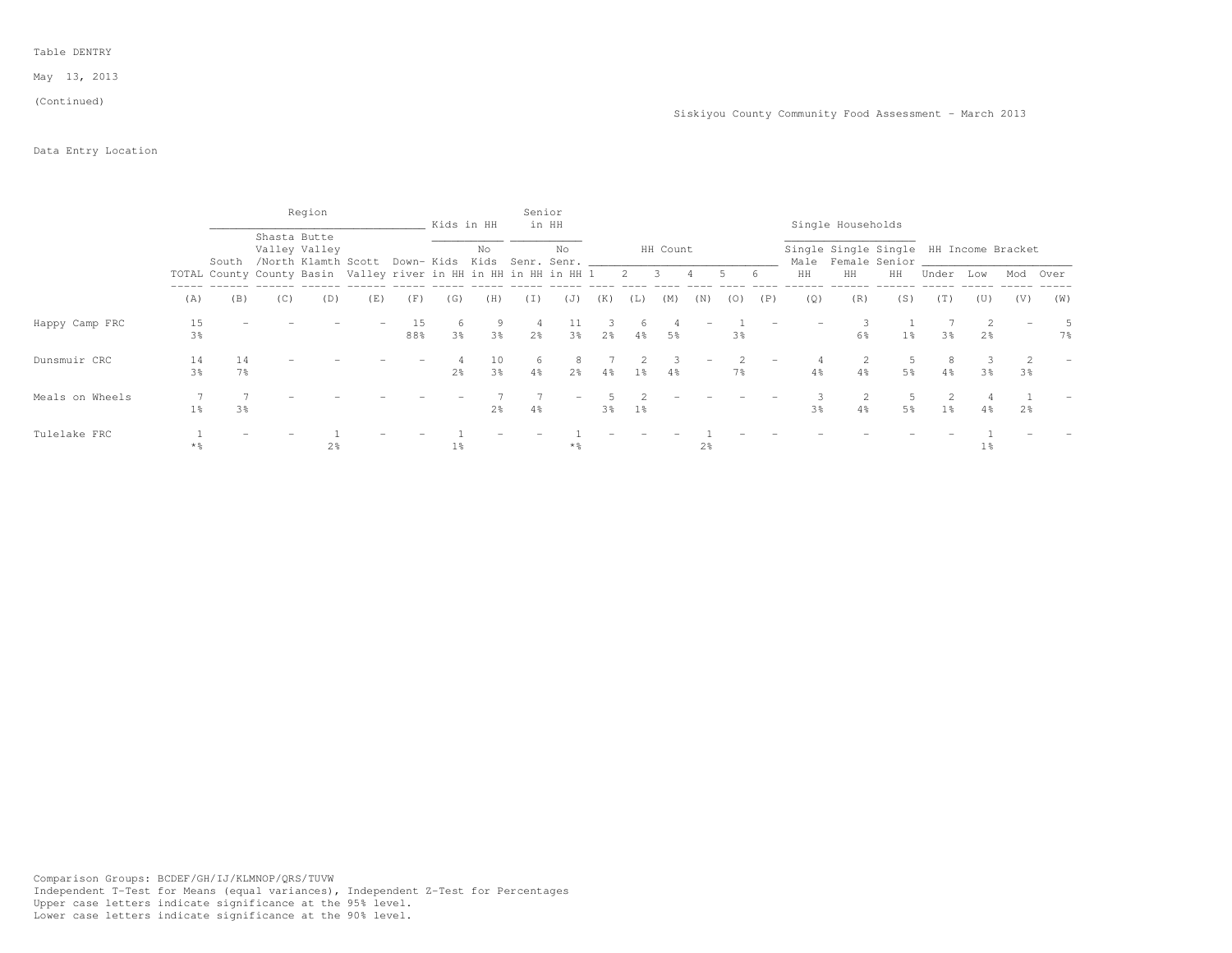Table DENTRY

May 13, 2013

(Continued)

Siskiyou County Community Food Assessment - March 2013

Data Entry Location

| | | Region | | | | | Kids in HH | | Senior in HH | | HH Count | | | | | | Single Households | | | HH Income Bracket | | | |
|---|---|---|---|---|---|---|---|---|---|---|---|---|---|---|---|---|---|---|---|---|---|---|---|
| | TOTAL | South County | Shasta Valley /North County | Butte Valley Klamth Basin | Scott Valley | Down-river | Kids in HH | No Kids in HH | Senr. in HH | No Senr. in HH | 1 | 2 | 3 | 4 | 5 | 6 | Single Male HH | Single Female HH | Single Senior HH | Under | Low | Mod | Over |
| | (A) | (B) | (C) | (D) | (E) | (F) | (G) | (H) | (I) | (J) | (K) | (L) | (M) | (N) | (O) | (P) | (Q) | (R) | (S) | (T) | (U) | (V) | (W) |
| Happy Camp FRC | 15<br>3% | - | - | - | - | 15<br>88% | 6<br>3% | 9<br>3% | 4<br>2% | 11<br>3% | 3<br>2% | 6<br>4% | 4<br>5% | - | 1<br>3% | - | - | 3<br>6% | 1<br>1% | 7<br>3% | 2<br>2% | - | 5<br>7% |
| Dunsmuir CRC | 14<br>3% | 14<br>7% | - | - | - | - | 4<br>2% | 10<br>3% | 6<br>4% | 8<br>2% | 7<br>4% | 2<br>1% | 3<br>4% | - | 2<br>7% | - | 4<br>4% | 2<br>4% | 5<br>5% | 8<br>4% | 3<br>3% | 2<br>3% | - |
| Meals on Wheels | 7<br>1% | 7<br>3% | - | - | - | - | - | 7<br>2% | 7<br>4% | - | 5<br>3% | 2<br>1% | - | - | - | - | 3<br>3% | 2<br>4% | 5<br>5% | 2<br>1% | 4<br>4% | 1<br>2% | - |
| Tulelake FRC | 1<br>*% | - | - | 1<br>2% | - | - | 1<br>1% | - | - | 1<br>*% | - | - | - | 1<br>2% | - | - | - | - | - | - | 1<br>1% | - | - |

Comparison Groups: BCDEF/GH/IJ/KLMNOP/QRS/TUVW
Independent T-Test for Means (equal variances), Independent Z-Test for Percentages
Upper case letters indicate significance at the 95% level.
Lower case letters indicate significance at the 90% level.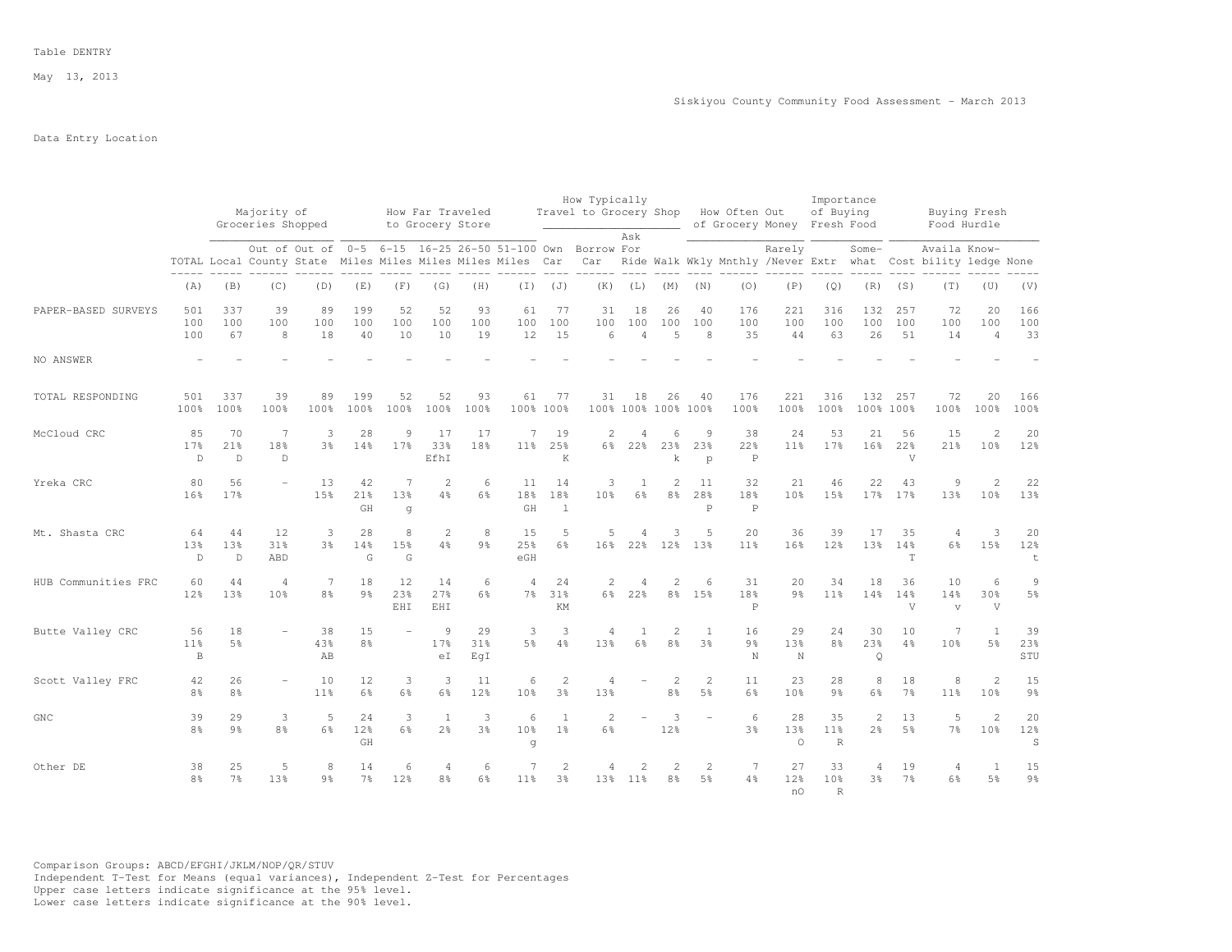Table DENTRY

May 13, 2013

Siskiyou County Community Food Assessment - March 2013

Data Entry Location

| | TOTAL | Majority of Groceries Shopped | | | How Far Traveled to Grocery Store | | | | | How Typically Travel to Grocery Shop | | | | How Often Out of Grocery Money | | | Importance of Buying Fresh Food | | Buying Fresh Food Hurdle | | | |
|---|---|---|---|---|---|---|---|---|---|---|---|---|---|---|---|---|---|---|---|---|---|---|
| | TOTAL | Local | Out of County | Out of State | 0-5 Miles | 6-15 Miles | 16-25 Miles | 26-50 Miles | 51-100 Miles | Own Car | Borrow Car | Ask For Ride | Walk | Wkly | Mnthly | Rarely /Never | Extr | Some- what | Cost | Availa bility | Know- ledge | None |
| | (A) | (B) | (C) | (D) | (E) | (F) | (G) | (H) | (I) | (J) | (K) | (L) | (M) | (N) | (O) | (P) | (Q) | (R) | (S) | (T) | (U) | (V) |
| PAPER-BASED SURVEYS | 501 | 337 | 39 | 89 | 199 | 52 | 52 | 93 | 61 | 77 | 31 | 18 | 26 | 40 | 176 | 221 | 316 | 132 | 257 | 72 | 20 | 166 |
| | 100 | 100 | 100 | 100 | 100 | 100 | 100 | 100 | 100 | 100 | 100 | 100 | 100 | 100 | 100 | 100 | 100 | 100 | 100 | 100 | 100 | 100 |
| | 100 | 67 | 8 | 18 | 40 | 10 | 10 | 19 | 12 | 15 | 6 | 4 | 5 | 8 | 35 | 44 | 63 | 26 | 51 | 14 | 4 | 33 |
| NO ANSWER | - | - | - | - | - | - | - | - | - | - | - | - | - | - | - | - | - | - | - | - | - | - |
| TOTAL RESPONDING | 501 | 337 | 39 | 89 | 199 | 52 | 52 | 93 | 61 | 77 | 31 | 18 | 26 | 40 | 176 | 221 | 316 | 132 | 257 | 72 | 20 | 166 |
| | 100% | 100% | 100% | 100% | 100% | 100% | 100% | 100% | 100% | 100% | 100% | 100% | 100% | 100% | 100% | 100% | 100% | 100% | 100% | 100% | 100% | 100% |
| McCloud CRC | 85 | 70 | 7 | 3 | 28 | 9 | 17 | 17 | 7 | 19 | 2 | 4 | 6 | 9 | 38 | 24 | 53 | 21 | 56 | 15 | 2 | 20 |
| | 17% | 21% | 18% | 3% | 14% | 17% | 33% | 18% | 11% | 25% | 6% | 22% | 23% | 23% | 22% | 11% | 17% | 16% | 22% | 21% | 10% | 12% |
| | D | D | D | | | | EfhI | | | K | | | k | p | P | | | | V | | | |
| Yreka CRC | 80 | 56 | - | 13 | 42 | 7 | 2 | 6 | 11 | 14 | 3 | 1 | 2 | 11 | 32 | 21 | 46 | 22 | 43 | 9 | 2 | 22 |
| | 16% | 17% | | 15% | 21% | 13% | 4% | 6% | 18% | 18% | 10% | 6% | 8% | 28% | 18% | 10% | 15% | 17% | 17% | 13% | 10% | 13% |
| | | | | | GH | g | | | GH | l | | | | P | P | | | | | | | |
| Mt. Shasta CRC | 64 | 44 | 12 | 3 | 28 | 8 | 2 | 8 | 15 | 5 | 5 | 4 | 3 | 5 | 20 | 36 | 39 | 17 | 35 | 4 | 3 | 20 |
| | 13% | 13% | 31% | 3% | 14% | 15% | 4% | 9% | 25% | 6% | 16% | 22% | 12% | 13% | 11% | 16% | 12% | 13% | 14% | 6% | 15% | 12% |
| | D | D | ABD | | G | G | | | eGH | | | | | | | | | | T | | | t |
| HUB Communities FRC | 60 | 44 | 4 | 7 | 18 | 12 | 14 | 6 | 4 | 24 | 2 | 4 | 2 | 6 | 31 | 20 | 34 | 18 | 36 | 10 | 6 | 9 |
| | 12% | 13% | 10% | 8% | 9% | 23% | 27% | 6% | 7% | 31% | 6% | 22% | 8% | 15% | 18% | 9% | 11% | 14% | 14% | 14% | 30% | 5% |
| | | | | | | EHI | EHI | | | KM | | | | | P | | | | V | v | V | |
| Butte Valley CRC | 56 | 18 | - | 38 | 15 | - | 9 | 29 | 3 | 3 | 4 | 1 | 2 | 1 | 16 | 29 | 24 | 30 | 10 | 7 | 1 | 39 |
| | 11% | 5% | | 43% | 8% | | 17% | 31% | 5% | 4% | 13% | 6% | 8% | 3% | 9% | 13% | 8% | 23% | 4% | 10% | 5% | 23% |
| | B | | | AB | | | eI | EgI | | | | | | | N | N | | Q | | | | STU |
| Scott Valley FRC | 42 | 26 | - | 10 | 12 | 3 | 3 | 11 | 6 | 2 | 4 | - | 2 | 2 | 11 | 23 | 28 | 8 | 18 | 8 | 2 | 15 |
| | 8% | 8% | | 11% | 6% | 6% | 6% | 12% | 10% | 3% | 13% | | 8% | 5% | 6% | 10% | 9% | 6% | 7% | 11% | 10% | 9% |
| GNC | 39 | 29 | 3 | 5 | 24 | 3 | 1 | 3 | 6 | 1 | 2 | - | 3 | - | 6 | 28 | 35 | 2 | 13 | 5 | 2 | 20 |
| | 8% | 9% | 8% | 6% | 12% | 6% | 2% | 3% | 10% | 1% | 6% | | 12% | | 3% | 13% | 11% | 2% | 5% | 7% | 10% | 12% |
| | | | | | GH | | | | g | | | | | | | O | R | | | | | S |
| Other DE | 38 | 25 | 5 | 8 | 14 | 6 | 4 | 6 | 7 | 2 | 4 | 2 | 2 | 2 | 7 | 27 | 33 | 4 | 19 | 4 | 1 | 15 |
| | 8% | 7% | 13% | 9% | 7% | 12% | 8% | 6% | 11% | 3% | 13% | 11% | 8% | 5% | 4% | 12% | 10% | 3% | 7% | 6% | 5% | 9% |
| | | | | | | | | | | | | | | | | nO | R | | | | | |

Comparison Groups: ABCD/EFGHI/JKLM/NOP/QR/STUV
Independent T-Test for Means (equal variances), Independent Z-Test for Percentages
Upper case letters indicate significance at the 95% level.
Lower case letters indicate significance at the 90% level.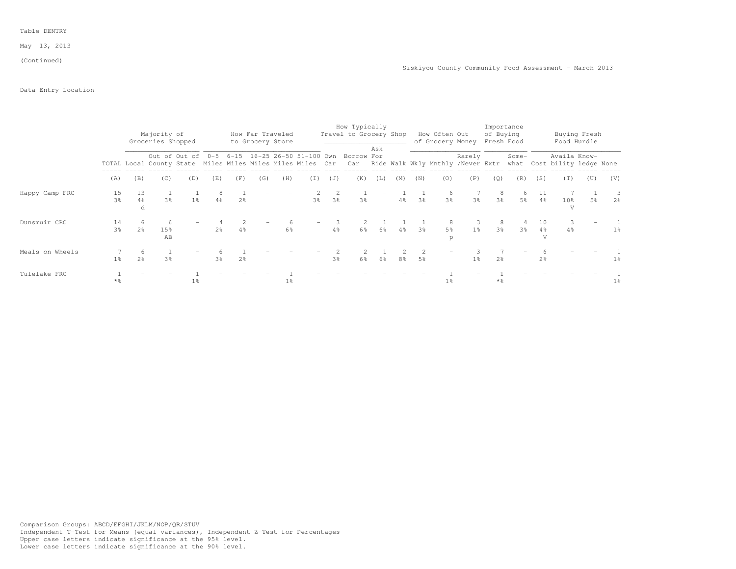Table DENTRY

May 13, 2013

(Continued)

Siskiyou County Community Food Assessment - March 2013

Data Entry Location

| | | Majority of Groceries Shopped | | | How Far Traveled to Grocery Store | | | | | How Typically Travel to Grocery Shop | | | | How Often Out of Grocery Money | | | Importance of Buying Fresh Food | | Buying Fresh Food Hurdle | | | |
|---|---|---|---|---|---|---|---|---|---|---|---|---|---|---|---|---|---|---|---|---|---|---|
| | TOTAL | Local | Out of County | Out of State | 0-5 Miles | 6-15 Miles | 16-25 Miles | 26-50 Miles | 51-100 Miles | Own Car | Borrow Car | Ask For Ride | Walk | Wkly | Mnthly | Rarely /Never | Extr | Some-what | Cost | Availa bility | Know-ledge | None |
| | (A) | (B) | (C) | (D) | (E) | (F) | (G) | (H) | (I) | (J) | (K) | (L) | (M) | (N) | (O) | (P) | (Q) | (R) | (S) | (T) | (U) | (V) |
| Happy Camp FRC | 15 | 13 | 1 | 1 | 8 | 1 | - | - | 2 | 2 | 1 | - | 1 | 1 | 6 | 7 | 8 | 6 | 11 | 7 | 1 | 3 |
| | 3% | 4% | 3% | 1% | 4% | 2% | | | 3% | 3% | 3% | | 4% | 3% | 3% | 3% | 3% | 5% | 4% | 10% | 5% | 2% |
| | | d | | | | | | | | | | | | | | | | | | V | | |
| Dunsmuir CRC | 14 | 6 | 6 | - | 4 | 2 | - | 6 | - | 3 | 2 | 1 | 1 | 1 | 8 | 3 | 8 | 4 | 10 | 3 | - | 1 |
| | 3% | 2% | 15% | | 2% | 4% | | 6% | | 4% | 6% | 6% | 4% | 3% | 5% | 1% | 3% | 3% | 4% | 4% | | 1% |
| | | | AB | | | | | | | | | | | | p | | | | V | | | |
| Meals on Wheels | 7 | 6 | 1 | - | 6 | 1 | - | - | - | 2 | 2 | 1 | 2 | 2 | - | 3 | 7 | - | 6 | - | - | 1 |
| | 1% | 2% | 3% | | 3% | 2% | | | | 3% | 6% | 6% | 8% | 5% | | 1% | 2% | | 2% | | | 1% |
| Tulelake FRC | 1 | - | - | 1 | - | - | - | 1 | - | - | - | - | - | - | 1 | - | 1 | - | - | - | - | 1 |
| | *% | | | 1% | | | | 1% | | | | | | | 1% | | *% | | | | | 1% |

Comparison Groups: ABCD/EFGHI/JKLM/NOP/QR/STUV
Independent T-Test for Means (equal variances), Independent Z-Test for Percentages
Upper case letters indicate significance at the 95% level.
Lower case letters indicate significance at the 90% level.